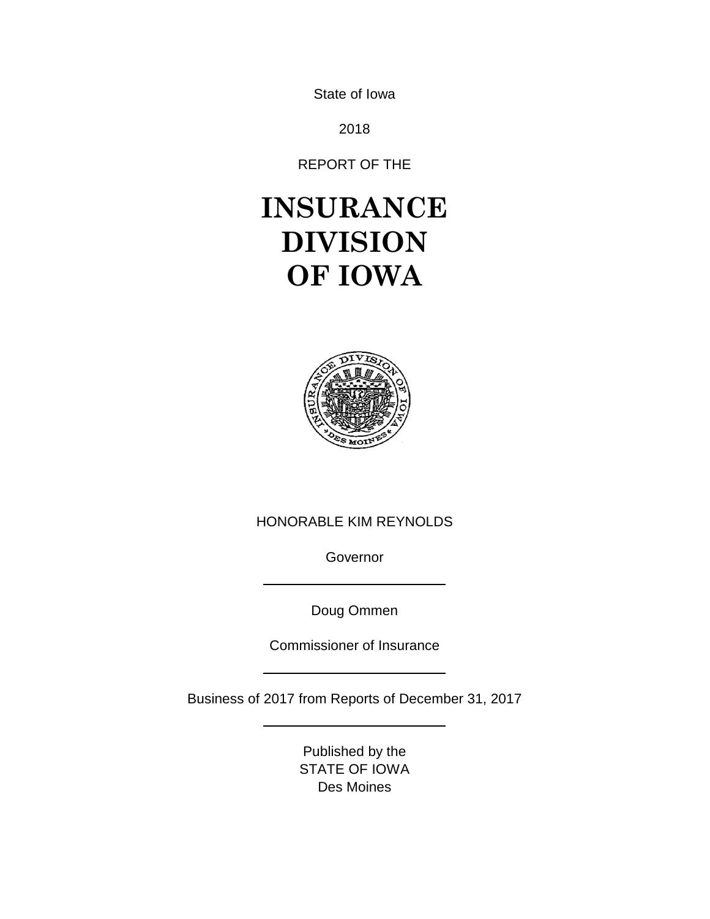State of Iowa

2018

REPORT OF THE

# INSURANCE DIVISION OF IOWA

HONORABLE KIM REYNOLDS

Governor

---

Doug Ommen

Commissioner of Insurance

---

Business of 2017 from Reports of December 31, 2017

---

Published by the
STATE OF IOWA
Des Moines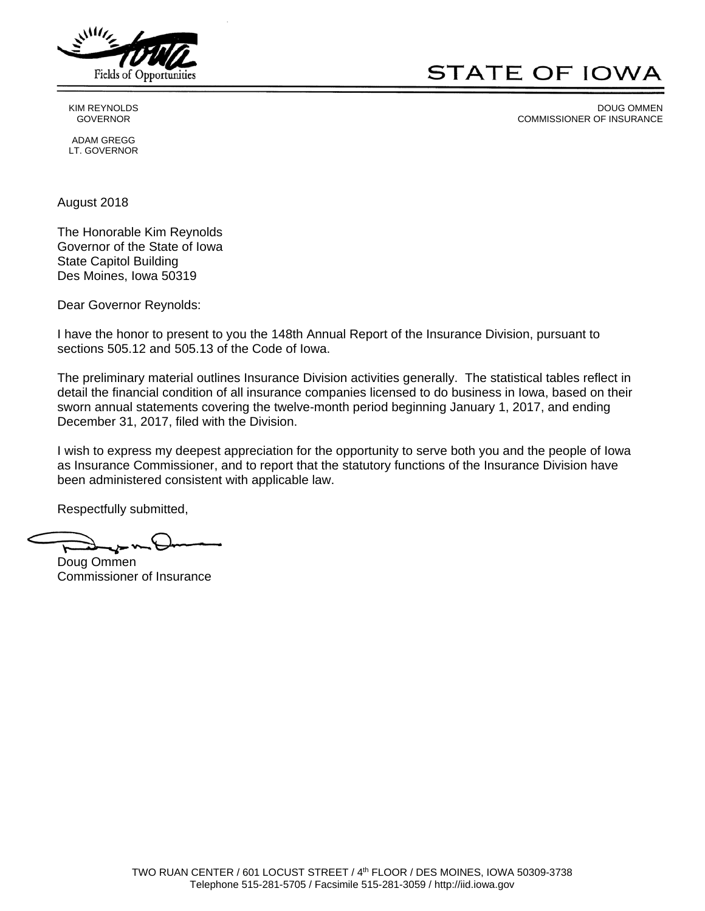Fields of Opportunities

# STATE OF IOWA

KIM REYNOLDS
GOVERNOR

ADAM GREGG
LT. GOVERNOR

DOUG OMMEN
COMMISSIONER OF INSURANCE

August 2018

The Honorable Kim Reynolds
Governor of the State of Iowa
State Capitol Building
Des Moines, Iowa 50319

Dear Governor Reynolds:

I have the honor to present to you the 148th Annual Report of the Insurance Division, pursuant to sections 505.12 and 505.13 of the Code of Iowa.

The preliminary material outlines Insurance Division activities generally. The statistical tables reflect in detail the financial condition of all insurance companies licensed to do business in Iowa, based on their sworn annual statements covering the twelve-month period beginning January 1, 2017, and ending December 31, 2017, filed with the Division.

I wish to express my deepest appreciation for the opportunity to serve both you and the people of Iowa as Insurance Commissioner, and to report that the statutory functions of the Insurance Division have been administered consistent with applicable law.

Respectfully submitted,

Doug Ommen
Commissioner of Insurance

TWO RUAN CENTER / 601 LOCUST STREET / 4th FLOOR / DES MOINES, IOWA 50309-3738
Telephone 515-281-5705 / Facsimile 515-281-3059 / http://iid.iowa.gov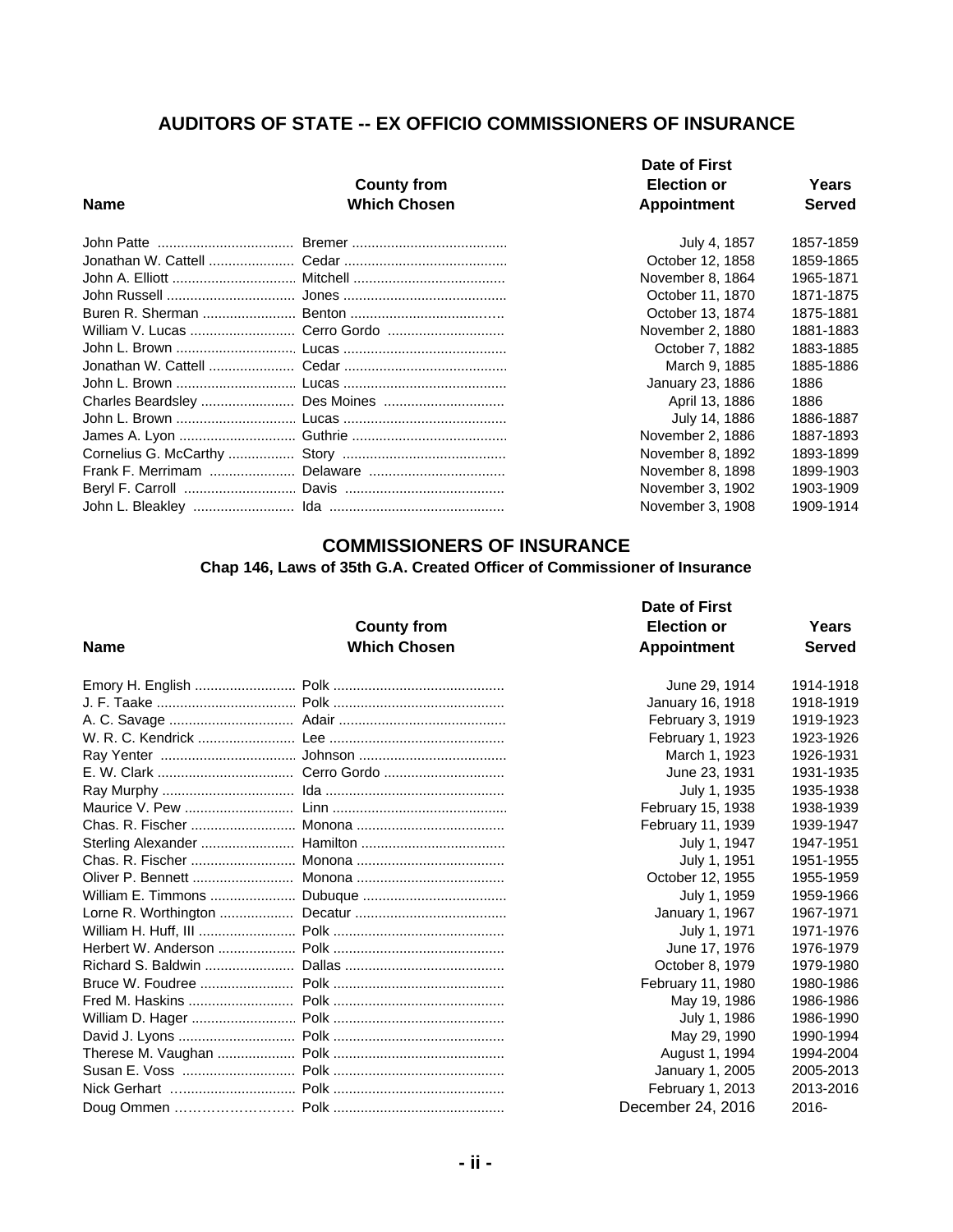## AUDITORS OF STATE -- EX OFFICIO COMMISSIONERS OF INSURANCE

| Name | County from Which Chosen | Date of First Election or Appointment | Years Served |
|---|---|---|---|
| John Patte | Bremer | July 4, 1857 | 1857-1859 |
| Jonathan W. Cattell | Cedar | October 12, 1858 | 1859-1865 |
| John A. Elliott | Mitchell | November 8, 1864 | 1965-1871 |
| John Russell | Jones | October 11, 1870 | 1871-1875 |
| Buren R. Sherman | Benton | October 13, 1874 | 1875-1881 |
| William V. Lucas | Cerro Gordo | November 2, 1880 | 1881-1883 |
| John L. Brown | Lucas | October 7, 1882 | 1883-1885 |
| Jonathan W. Cattell | Cedar | March 9, 1885 | 1885-1886 |
| John L. Brown | Lucas | January 23, 1886 | 1886 |
| Charles Beardsley | Des Moines | April 13, 1886 | 1886 |
| John L. Brown | Lucas | July 14, 1886 | 1886-1887 |
| James A. Lyon | Guthrie | November 2, 1886 | 1887-1893 |
| Cornelius G. McCarthy | Story | November 8, 1892 | 1893-1899 |
| Frank F. Merrimam | Delaware | November 8, 1898 | 1899-1903 |
| Beryl F. Carroll | Davis | November 3, 1902 | 1903-1909 |
| John L. Bleakley | Ida | November 3, 1908 | 1909-1914 |

## COMMISSIONERS OF INSURANCE

### Chap 146, Laws of 35th G.A. Created Officer of Commissioner of Insurance

| Name | County from Which Chosen | Date of First Election or Appointment | Years Served |
|---|---|---|---|
| Emory H. English | Polk | June 29, 1914 | 1914-1918 |
| J. F. Taake | Polk | January 16, 1918 | 1918-1919 |
| A. C. Savage | Adair | February 3, 1919 | 1919-1923 |
| W. R. C. Kendrick | Lee | February 1, 1923 | 1923-1926 |
| Ray Yenter | Johnson | March 1, 1923 | 1926-1931 |
| E. W. Clark | Cerro Gordo | June 23, 1931 | 1931-1935 |
| Ray Murphy | Ida | July 1, 1935 | 1935-1938 |
| Maurice V. Pew | Linn | February 15, 1938 | 1938-1939 |
| Chas. R. Fischer | Monona | February 11, 1939 | 1939-1947 |
| Sterling Alexander | Hamilton | July 1, 1947 | 1947-1951 |
| Chas. R. Fischer | Monona | July 1, 1951 | 1951-1955 |
| Oliver P. Bennett | Monona | October 12, 1955 | 1955-1959 |
| William E. Timmons | Dubuque | July 1, 1959 | 1959-1966 |
| Lorne R. Worthington | Decatur | January 1, 1967 | 1967-1971 |
| William H. Huff, III | Polk | July 1, 1971 | 1971-1976 |
| Herbert W. Anderson | Polk | June 17, 1976 | 1976-1979 |
| Richard S. Baldwin | Dallas | October 8, 1979 | 1979-1980 |
| Bruce W. Foudree | Polk | February 11, 1980 | 1980-1986 |
| Fred M. Haskins | Polk | May 19, 1986 | 1986-1986 |
| William D. Hager | Polk | July 1, 1986 | 1986-1990 |
| David J. Lyons | Polk | May 29, 1990 | 1990-1994 |
| Therese M. Vaughan | Polk | August 1, 1994 | 1994-2004 |
| Susan E. Voss | Polk | January 1, 2005 | 2005-2013 |
| Nick Gerhart | Polk | February 1, 2013 | 2013-2016 |
| Doug Ommen | Polk | December 24, 2016 | 2016- |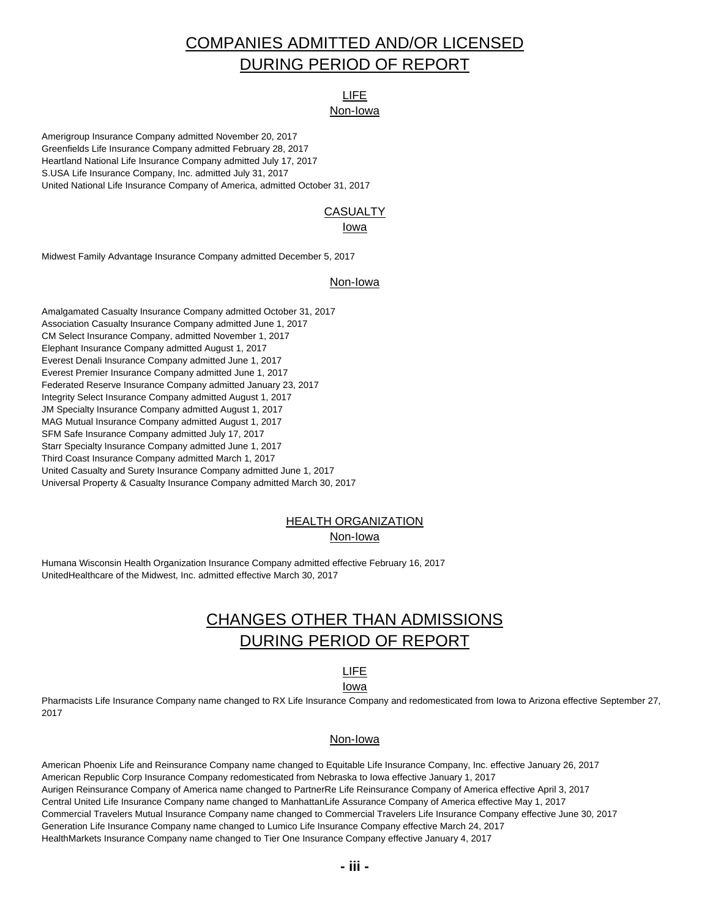# COMPANIES ADMITTED AND/OR LICENSED DURING PERIOD OF REPORT

## LIFE

### Non-Iowa

Amerigroup Insurance Company admitted November 20, 2017
Greenfields Life Insurance Company admitted February 28, 2017
Heartland National Life Insurance Company admitted July 17, 2017
S.USA Life Insurance Company, Inc. admitted July 31, 2017
United National Life Insurance Company of America, admitted October 31, 2017

## CASUALTY

### Iowa

Midwest Family Advantage Insurance Company admitted December 5, 2017

### Non-Iowa

Amalgamated Casualty Insurance Company admitted October 31, 2017
Association Casualty Insurance Company admitted June 1, 2017
CM Select Insurance Company, admitted November 1, 2017
Elephant Insurance Company admitted August 1, 2017
Everest Denali Insurance Company admitted June 1, 2017
Everest Premier Insurance Company admitted June 1, 2017
Federated Reserve Insurance Company admitted January 23, 2017
Integrity Select Insurance Company admitted August 1, 2017
JM Specialty Insurance Company admitted August 1, 2017
MAG Mutual Insurance Company admitted August 1, 2017
SFM Safe Insurance Company admitted July 17, 2017
Starr Specialty Insurance Company admitted June 1, 2017
Third Coast Insurance Company admitted March 1, 2017
United Casualty and Surety Insurance Company admitted June 1, 2017
Universal Property & Casualty Insurance Company admitted March 30, 2017

## HEALTH ORGANIZATION

### Non-Iowa

Humana Wisconsin Health Organization Insurance Company admitted effective February 16, 2017
UnitedHealthcare of the Midwest, Inc. admitted effective March 30, 2017

# CHANGES OTHER THAN ADMISSIONS DURING PERIOD OF REPORT

## LIFE

### Iowa

Pharmacists Life Insurance Company name changed to RX Life Insurance Company and redomesticated from Iowa to Arizona effective September 27, 2017

### Non-Iowa

American Phoenix Life and Reinsurance Company name changed to Equitable Life Insurance Company, Inc. effective January 26, 2017
American Republic Corp Insurance Company redomesticated from Nebraska to Iowa effective January 1, 2017
Aurigen Reinsurance Company of America name changed to PartnerRe Life Reinsurance Company of America effective April 3, 2017
Central United Life Insurance Company name changed to ManhattanLife Assurance Company of America effective May 1, 2017
Commercial Travelers Mutual Insurance Company name changed to Commercial Travelers Life Insurance Company effective June 30, 2017
Generation Life Insurance Company name changed to Lumico Life Insurance Company effective March 24, 2017
HealthMarkets Insurance Company name changed to Tier One Insurance Company effective January 4, 2017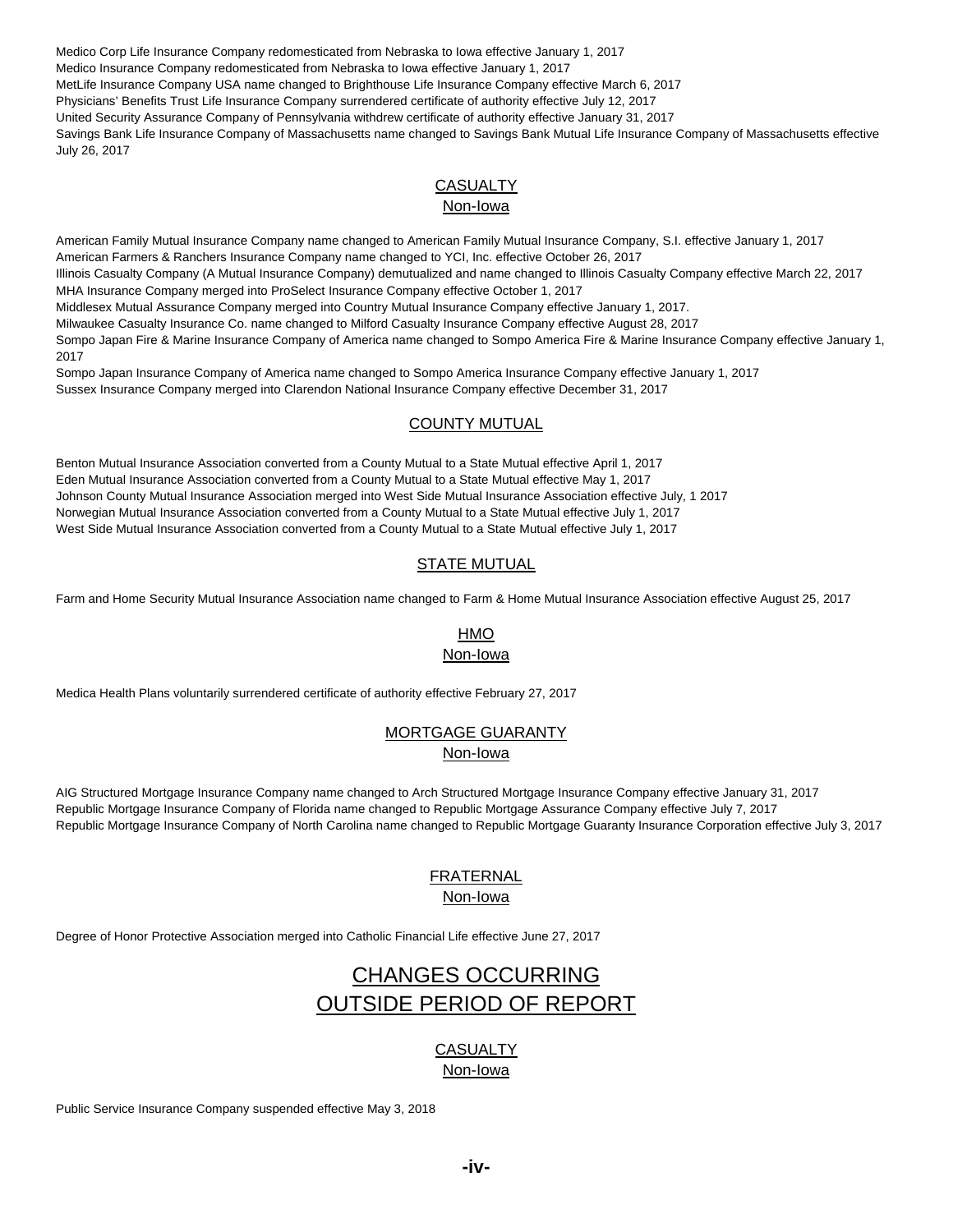Medico Corp Life Insurance Company redomesticated from Nebraska to Iowa effective January 1, 2017
Medico Insurance Company redomesticated from Nebraska to Iowa effective January 1, 2017
MetLife Insurance Company USA name changed to Brighthouse Life Insurance Company effective March 6, 2017
Physicians' Benefits Trust Life Insurance Company surrendered certificate of authority effective July 12, 2017
United Security Assurance Company of Pennsylvania withdrew certificate of authority effective January 31, 2017
Savings Bank Life Insurance Company of Massachusetts name changed to Savings Bank Mutual Life Insurance Company of Massachusetts effective July 26, 2017

## CASUALTY
### Non-Iowa

American Family Mutual Insurance Company name changed to American Family Mutual Insurance Company, S.I. effective January 1, 2017
American Farmers & Ranchers Insurance Company name changed to YCI, Inc. effective October 26, 2017
Illinois Casualty Company (A Mutual Insurance Company) demutualized and name changed to Illinois Casualty Company effective March 22, 2017
MHA Insurance Company merged into ProSelect Insurance Company effective October 1, 2017
Middlesex Mutual Assurance Company merged into Country Mutual Insurance Company effective January 1, 2017.
Milwaukee Casualty Insurance Co. name changed to Milford Casualty Insurance Company effective August 28, 2017
Sompo Japan Fire & Marine Insurance Company of America name changed to Sompo America Fire & Marine Insurance Company effective January 1, 2017
Sompo Japan Insurance Company of America name changed to Sompo America Insurance Company effective January 1, 2017
Sussex Insurance Company merged into Clarendon National Insurance Company effective December 31, 2017

## COUNTY MUTUAL

Benton Mutual Insurance Association converted from a County Mutual to a State Mutual effective April 1, 2017
Eden Mutual Insurance Association converted from a County Mutual to a State Mutual effective May 1, 2017
Johnson County Mutual Insurance Association merged into West Side Mutual Insurance Association effective July, 1 2017
Norwegian Mutual Insurance Association converted from a County Mutual to a State Mutual effective July 1, 2017
West Side Mutual Insurance Association converted from a County Mutual to a State Mutual effective July 1, 2017

## STATE MUTUAL

Farm and Home Security Mutual Insurance Association name changed to Farm & Home Mutual Insurance Association effective August 25, 2017

## HMO
### Non-Iowa

Medica Health Plans voluntarily surrendered certificate of authority effective February 27, 2017

## MORTGAGE GUARANTY
### Non-Iowa

AIG Structured Mortgage Insurance Company name changed to Arch Structured Mortgage Insurance Company effective January 31, 2017
Republic Mortgage Insurance Company of Florida name changed to Republic Mortgage Assurance Company effective July 7, 2017
Republic Mortgage Insurance Company of North Carolina name changed to Republic Mortgage Guaranty Insurance Corporation effective July 3, 2017

## FRATERNAL
### Non-Iowa

Degree of Honor Protective Association merged into Catholic Financial Life effective June 27, 2017

# CHANGES OCCURRING OUTSIDE PERIOD OF REPORT

## CASUALTY
### Non-Iowa

Public Service Insurance Company suspended effective May 3, 2018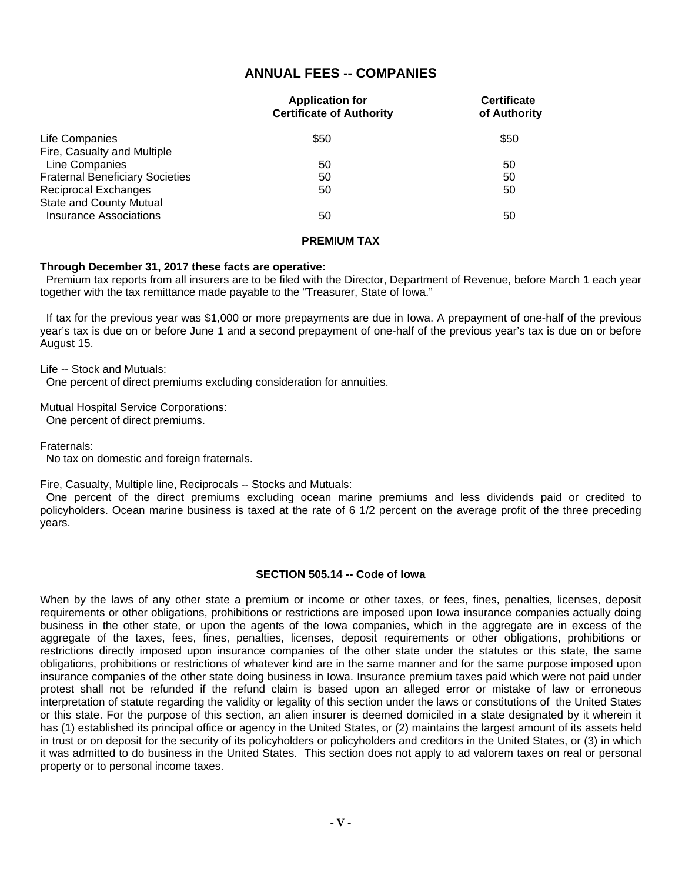## ANNUAL FEES -- COMPANIES

| | Application for Certificate of Authority | Certificate of Authority |
|---|---|---|
| Life Companies | $50 | $50 |
| Fire, Casualty and Multiple Line Companies | 50 | 50 |
| Fraternal Beneficiary Societies | 50 | 50 |
| Reciprocal Exchanges | 50 | 50 |
| State and County Mutual Insurance Associations | 50 | 50 |

### PREMIUM TAX

**Through December 31, 2017 these facts are operative:**

Premium tax reports from all insurers are to be filed with the Director, Department of Revenue, before March 1 each year together with the tax remittance made payable to the "Treasurer, State of Iowa."

If tax for the previous year was $1,000 or more prepayments are due in Iowa. A prepayment of one-half of the previous year's tax is due on or before June 1 and a second prepayment of one-half of the previous year's tax is due on or before August 15.

Life -- Stock and Mutuals:
One percent of direct premiums excluding consideration for annuities.

Mutual Hospital Service Corporations:
One percent of direct premiums.

Fraternals:
No tax on domestic and foreign fraternals.

Fire, Casualty, Multiple line, Reciprocals -- Stocks and Mutuals:
One percent of the direct premiums excluding ocean marine premiums and less dividends paid or credited to policyholders. Ocean marine business is taxed at the rate of 6 1/2 percent on the average profit of the three preceding years.

### SECTION 505.14 -- Code of Iowa

When by the laws of any other state a premium or income or other taxes, or fees, fines, penalties, licenses, deposit requirements or other obligations, prohibitions or restrictions are imposed upon Iowa insurance companies actually doing business in the other state, or upon the agents of the Iowa companies, which in the aggregate are in excess of the aggregate of the taxes, fees, fines, penalties, licenses, deposit requirements or other obligations, prohibitions or restrictions directly imposed upon insurance companies of the other state under the statutes or this state, the same obligations, prohibitions or restrictions of whatever kind are in the same manner and for the same purpose imposed upon insurance companies of the other state doing business in Iowa. Insurance premium taxes paid which were not paid under protest shall not be refunded if the refund claim is based upon an alleged error or mistake of law or erroneous interpretation of statute regarding the validity or legality of this section under the laws or constitutions of the United States or this state. For the purpose of this section, an alien insurer is deemed domiciled in a state designated by it wherein it has (1) established its principal office or agency in the United States, or (2) maintains the largest amount of its assets held in trust or on deposit for the security of its policyholders or policyholders and creditors in the United States, or (3) in which it was admitted to do business in the United States. This section does not apply to ad valorem taxes on real or personal property or to personal income taxes.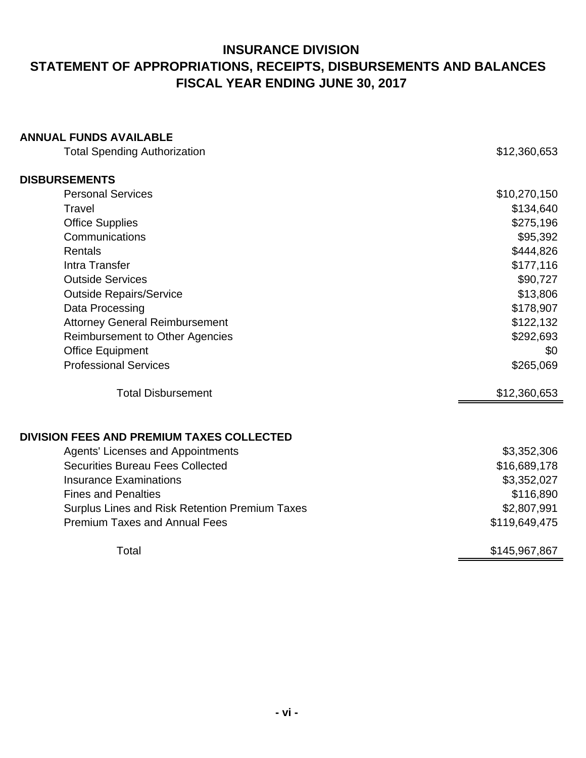# INSURANCE DIVISION

## STATEMENT OF APPROPRIATIONS, RECEIPTS, DISBURSEMENTS AND BALANCES

## FISCAL YEAR ENDING JUNE 30, 2017

| | |
|---|---|
| **ANNUAL FUNDS AVAILABLE** | |
| Total Spending Authorization | $12,360,653 |
| **DISBURSEMENTS** | |
| Personal Services | $10,270,150 |
| Travel | $134,640 |
| Office Supplies | $275,196 |
| Communications | $95,392 |
| Rentals | $444,826 |
| Intra Transfer | $177,116 |
| Outside Services | $90,727 |
| Outside Repairs/Service | $13,806 |
| Data Processing | $178,907 |
| Attorney General Reimbursement | $122,132 |
| Reimbursement to Other Agencies | $292,693 |
| Office Equipment | $0 |
| Professional Services | $265,069 |
| Total Disbursement | $12,360,653 |

| | |
|---|---|
| **DIVISION FEES AND PREMIUM TAXES COLLECTED** | |
| Agents' Licenses and Appointments | $3,352,306 |
| Securities Bureau Fees Collected | $16,689,178 |
| Insurance Examinations | $3,352,027 |
| Fines and Penalties | $116,890 |
| Surplus Lines and Risk Retention Premium Taxes | $2,807,991 |
| Premium Taxes and Annual Fees | $119,649,475 |
| Total | $145,967,867 |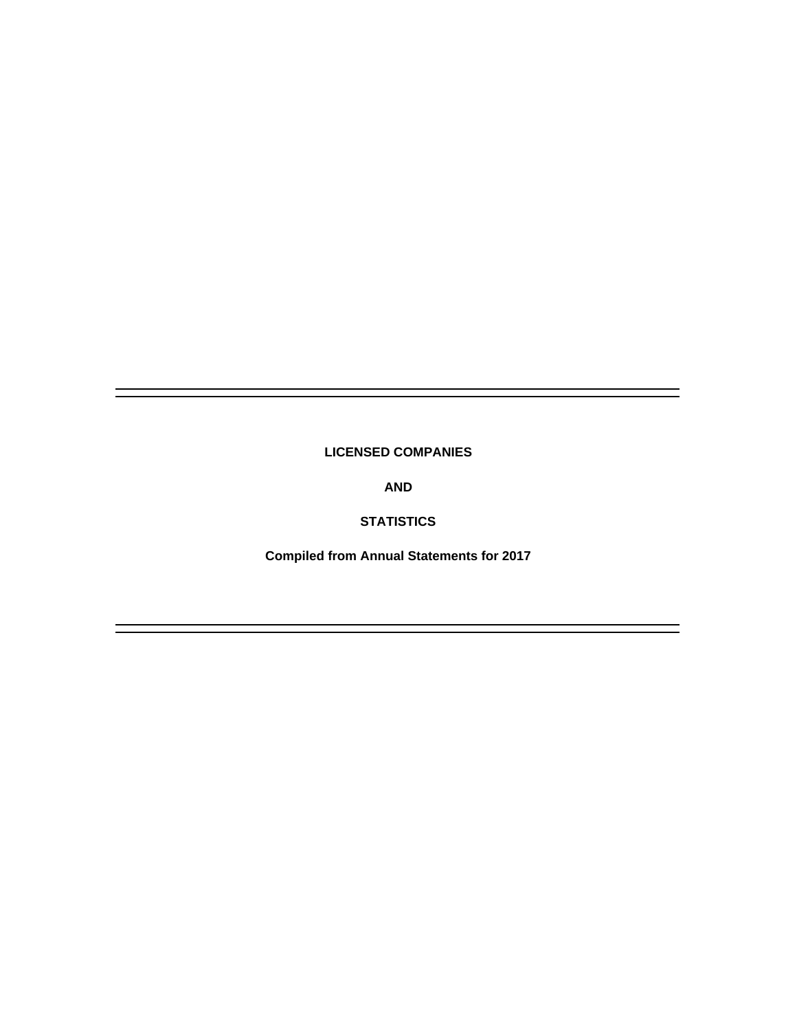# LICENSED COMPANIES

# AND

# STATISTICS

**Compiled from Annual Statements for 2017**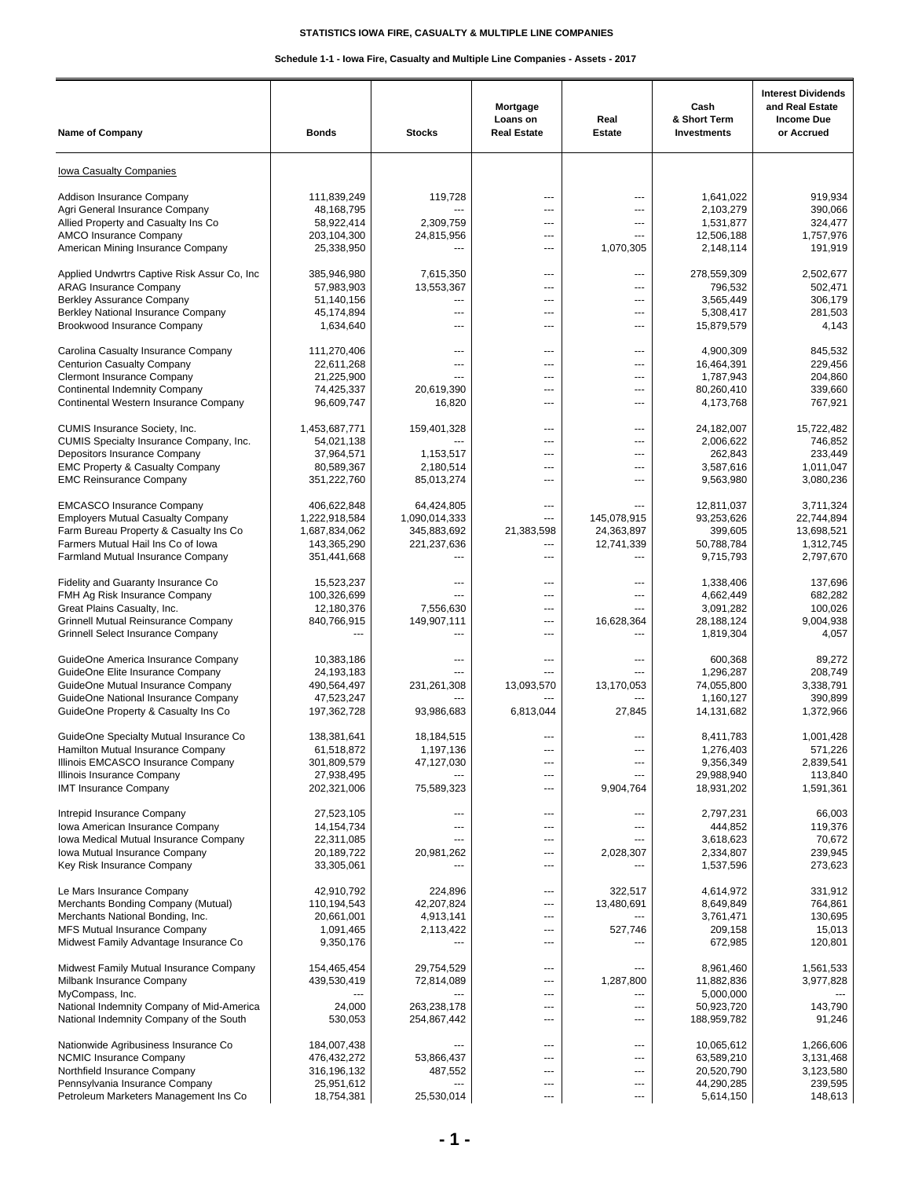**STATISTICS IOWA FIRE, CASUALTY & MULTIPLE LINE COMPANIES**

**Schedule 1-1 - Iowa Fire, Casualty and Multiple Line Companies - Assets - 2017**

| Name of Company | Bonds | Stocks | Mortgage Loans on Real Estate | Real Estate | Cash & Short Term Investments | Interest Dividends and Real Estate Income Due or Accrued |
|---|---|---|---|---|---|---|
| Iowa Casualty Companies | | | | | | |
| Addison Insurance Company | 111,839,249 | 119,728 | --- | --- | 1,641,022 | 919,934 |
| Agri General Insurance Company | 48,168,795 | --- | --- | --- | 2,103,279 | 390,066 |
| Allied Property and Casualty Ins Co | 58,922,414 | 2,309,759 | --- | --- | 1,531,877 | 324,477 |
| AMCO Insurance Company | 203,104,300 | 24,815,956 | --- | --- | 12,506,188 | 1,757,976 |
| American Mining Insurance Company | 25,338,950 | --- | --- | 1,070,305 | 2,148,114 | 191,919 |
| Applied Undwrtrs Captive Risk Assur Co, Inc | 385,946,980 | 7,615,350 | --- | --- | 278,559,309 | 2,502,677 |
| ARAG Insurance Company | 57,983,903 | 13,553,367 | --- | --- | 796,532 | 502,471 |
| Berkley Assurance Company | 51,140,156 | --- | --- | --- | 3,565,449 | 306,179 |
| Berkley National Insurance Company | 45,174,894 | --- | --- | --- | 5,308,417 | 281,503 |
| Brookwood Insurance Company | 1,634,640 | --- | --- | --- | 15,879,579 | 4,143 |
| Carolina Casualty Insurance Company | 111,270,406 | --- | --- | --- | 4,900,309 | 845,532 |
| Centurion Casualty Company | 22,611,268 | --- | --- | --- | 16,464,391 | 229,456 |
| Clermont Insurance Company | 21,225,900 | --- | --- | --- | 1,787,943 | 204,860 |
| Continental Indemnity Company | 74,425,337 | 20,619,390 | --- | --- | 80,260,410 | 339,660 |
| Continental Western Insurance Company | 96,609,747 | 16,820 | --- | --- | 4,173,768 | 767,921 |
| CUMIS Insurance Society, Inc. | 1,453,687,771 | 159,401,328 | --- | --- | 24,182,007 | 15,722,482 |
| CUMIS Specialty Insurance Company, Inc. | 54,021,138 | --- | --- | --- | 2,006,622 | 746,852 |
| Depositors Insurance Company | 37,964,571 | 1,153,517 | --- | --- | 262,843 | 233,449 |
| EMC Property & Casualty Company | 80,589,367 | 2,180,514 | --- | --- | 3,587,616 | 1,011,047 |
| EMC Reinsurance Company | 351,222,760 | 85,013,274 | --- | --- | 9,563,980 | 3,080,236 |
| EMCASCO Insurance Company | 406,622,848 | 64,424,805 | --- | --- | 12,811,037 | 3,711,324 |
| Employers Mutual Casualty Company | 1,222,918,584 | 1,090,014,333 | --- | 145,078,915 | 93,253,626 | 22,744,894 |
| Farm Bureau Property & Casualty Ins Co | 1,687,834,062 | 345,883,692 | 21,383,598 | 24,363,897 | 399,605 | 13,698,521 |
| Farmers Mutual Hail Ins Co of Iowa | 143,365,290 | 221,237,636 | --- | 12,741,339 | 50,788,784 | 1,312,745 |
| Farmland Mutual Insurance Company | 351,441,668 | --- | --- | --- | 9,715,793 | 2,797,670 |
| Fidelity and Guaranty Insurance Co | 15,523,237 | --- | --- | --- | 1,338,406 | 137,696 |
| FMH Ag Risk Insurance Company | 100,326,699 | --- | --- | --- | 4,662,449 | 682,282 |
| Great Plains Casualty, Inc. | 12,180,376 | 7,556,630 | --- | --- | 3,091,282 | 100,026 |
| Grinnell Mutual Reinsurance Company | 840,766,915 | 149,907,111 | --- | 16,628,364 | 28,188,124 | 9,004,938 |
| Grinnell Select Insurance Company | --- | --- | --- | --- | 1,819,304 | 4,057 |
| GuideOne America Insurance Company | 10,383,186 | --- | --- | --- | 600,368 | 89,272 |
| GuideOne Elite Insurance Company | 24,193,183 | --- | --- | --- | 1,296,287 | 208,749 |
| GuideOne Mutual Insurance Company | 490,564,497 | 231,261,308 | 13,093,570 | 13,170,053 | 74,055,800 | 3,338,791 |
| GuideOne National Insurance Company | 47,523,247 | --- | --- | --- | 1,160,127 | 390,899 |
| GuideOne Property & Casualty Ins Co | 197,362,728 | 93,986,683 | 6,813,044 | 27,845 | 14,131,682 | 1,372,966 |
| GuideOne Specialty Mutual Insurance Co | 138,381,641 | 18,184,515 | --- | --- | 8,411,783 | 1,001,428 |
| Hamilton Mutual Insurance Company | 61,518,872 | 1,197,136 | --- | --- | 1,276,403 | 571,226 |
| Illinois EMCASCO Insurance Company | 301,809,579 | 47,127,030 | --- | --- | 9,356,349 | 2,839,541 |
| Illinois Insurance Company | 27,938,495 | --- | --- | --- | 29,988,940 | 113,840 |
| IMT Insurance Company | 202,321,006 | 75,589,323 | --- | 9,904,764 | 18,931,202 | 1,591,361 |
| Intrepid Insurance Company | 27,523,105 | --- | --- | --- | 2,797,231 | 66,003 |
| Iowa American Insurance Company | 14,154,734 | --- | --- | --- | 444,852 | 119,376 |
| Iowa Medical Mutual Insurance Company | 22,311,085 | --- | --- | --- | 3,618,623 | 70,672 |
| Iowa Mutual Insurance Company | 20,189,722 | 20,981,262 | --- | 2,028,307 | 2,334,807 | 239,945 |
| Key Risk Insurance Company | 33,305,061 | --- | --- | --- | 1,537,596 | 273,623 |
| Le Mars Insurance Company | 42,910,792 | 224,896 | --- | 322,517 | 4,614,972 | 331,912 |
| Merchants Bonding Company (Mutual) | 110,194,543 | 42,207,824 | --- | 13,480,691 | 8,649,849 | 764,861 |
| Merchants National Bonding, Inc. | 20,661,001 | 4,913,141 | --- | --- | 3,761,471 | 130,695 |
| MFS Mutual Insurance Company | 1,091,465 | 2,113,422 | --- | 527,746 | 209,158 | 15,013 |
| Midwest Family Advantage Insurance Co | 9,350,176 | --- | --- | --- | 672,985 | 120,801 |
| Midwest Family Mutual Insurance Company | 154,465,454 | 29,754,529 | --- | --- | 8,961,460 | 1,561,533 |
| Milbank Insurance Company | 439,530,419 | 72,814,089 | --- | 1,287,800 | 11,882,836 | 3,977,828 |
| MyCompass, Inc. | --- | --- | --- | --- | 5,000,000 | --- |
| National Indemnity Company of Mid-America | 24,000 | 263,238,178 | --- | --- | 50,923,720 | 143,790 |
| National Indemnity Company of the South | 530,053 | 254,867,442 | --- | --- | 188,959,782 | 91,246 |
| Nationwide Agribusiness Insurance Co | 184,007,438 | --- | --- | --- | 10,065,612 | 1,266,606 |
| NCMIC Insurance Company | 476,432,272 | 53,866,437 | --- | --- | 63,589,210 | 3,131,468 |
| Northfield Insurance Company | 316,196,132 | 487,552 | --- | --- | 20,520,790 | 3,123,580 |
| Pennsylvania Insurance Company | 25,951,612 | --- | --- | --- | 44,290,285 | 239,595 |
| Petroleum Marketers Management Ins Co | 18,754,381 | 25,530,014 | --- | --- | 5,614,150 | 148,613 |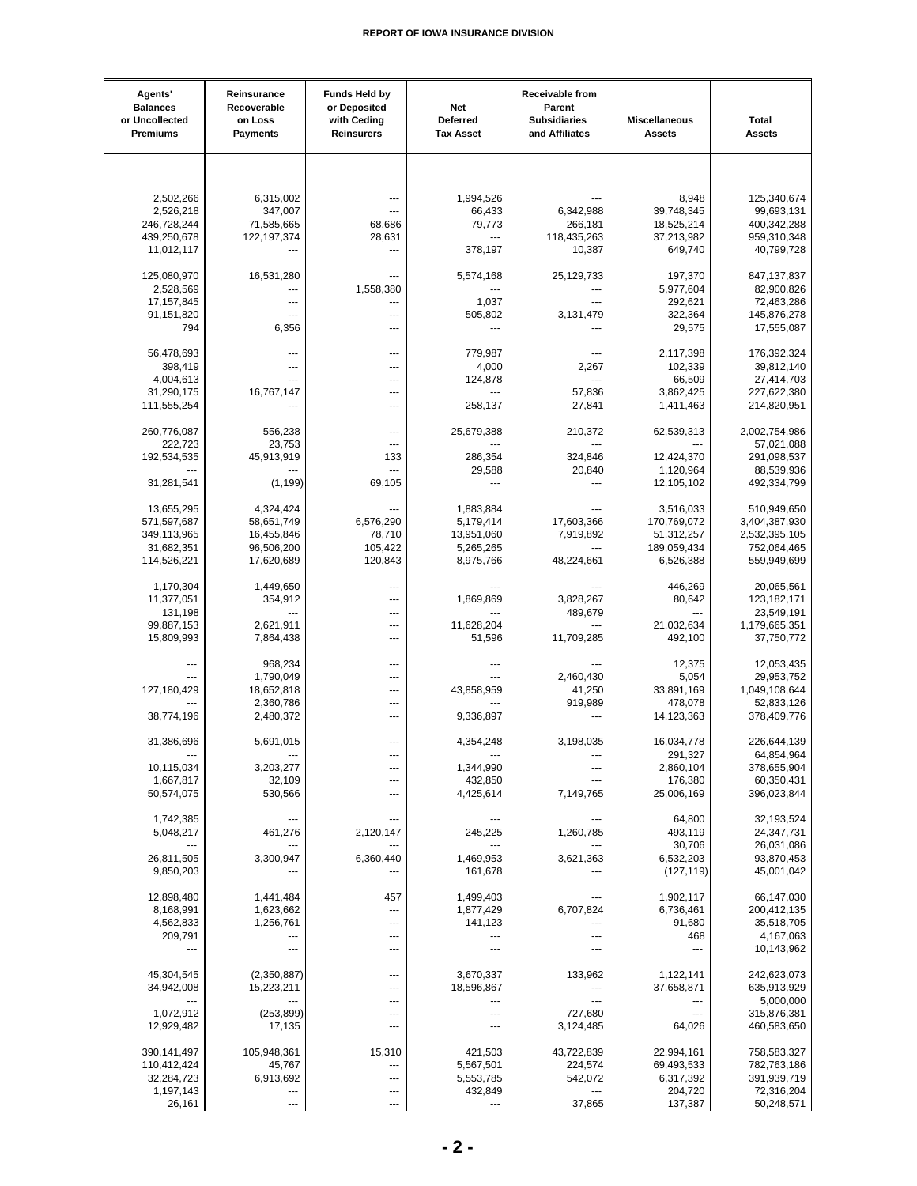| Agents' Balances or Uncollected Premiums | Reinsurance Recoverable on Loss Payments | Funds Held by or Deposited with Ceding Reinsurers | Net Deferred Tax Asset | Receivable from Parent Subsidiaries and Affiliates | Miscellaneous Assets | Total Assets |
|---|---|---|---|---|---|---|
| 2,502,266 | 6,315,002 | --- | 1,994,526 | --- | 8,948 | 125,340,674 |
| 2,526,218 | 347,007 | --- | 66,433 | 6,342,988 | 39,748,345 | 99,693,131 |
| 246,728,244 | 71,585,665 | 68,686 | 79,773 | 266,181 | 18,525,214 | 400,342,288 |
| 439,250,678 | 122,197,374 | 28,631 | --- | 118,435,263 | 37,213,982 | 959,310,348 |
| 11,012,117 | --- | --- | 378,197 | 10,387 | 649,740 | 40,799,728 |
| 125,080,970 | 16,531,280 | --- | 5,574,168 | 25,129,733 | 197,370 | 847,137,837 |
| 2,528,569 | --- | 1,558,380 | --- | --- | 5,977,604 | 82,900,826 |
| 17,157,845 | --- | --- | 1,037 | --- | 292,621 | 72,463,286 |
| 91,151,820 | --- | --- | 505,802 | 3,131,479 | 322,364 | 145,876,278 |
| 794 | 6,356 | --- | --- | --- | 29,575 | 17,555,087 |
| 56,478,693 | --- | --- | 779,987 | --- | 2,117,398 | 176,392,324 |
| 398,419 | --- | --- | 4,000 | 2,267 | 102,339 | 39,812,140 |
| 4,004,613 | --- | --- | 124,878 | --- | 66,509 | 27,414,703 |
| 31,290,175 | 16,767,147 | --- | --- | 57,836 | 3,862,425 | 227,622,380 |
| 111,555,254 | --- | --- | 258,137 | 27,841 | 1,411,463 | 214,820,951 |
| 260,776,087 | 556,238 | --- | 25,679,388 | 210,372 | 62,539,313 | 2,002,754,986 |
| 222,723 | 23,753 | --- | --- | --- | --- | 57,021,088 |
| 192,534,535 | 45,913,919 | 133 | 286,354 | 324,846 | 12,424,370 | 291,098,537 |
| --- | --- | --- | 29,588 | 20,840 | 1,120,964 | 88,539,936 |
| 31,281,541 | (1,199) | 69,105 | --- | --- | 12,105,102 | 492,334,799 |
| 13,655,295 | 4,324,424 | --- | 1,883,884 | --- | 3,516,033 | 510,949,650 |
| 571,597,687 | 58,651,749 | 6,576,290 | 5,179,414 | 17,603,366 | 170,769,072 | 3,404,387,930 |
| 349,113,965 | 16,455,846 | 78,710 | 13,951,060 | 7,919,892 | 51,312,257 | 2,532,395,105 |
| 31,682,351 | 96,506,200 | 105,422 | 5,265,265 | --- | 189,059,434 | 752,064,465 |
| 114,526,221 | 17,620,689 | 120,843 | 8,975,766 | 48,224,661 | 6,526,388 | 559,949,699 |
| 1,170,304 | 1,449,650 | --- | --- | --- | 446,269 | 20,065,561 |
| 11,377,051 | 354,912 | --- | 1,869,869 | 3,828,267 | 80,642 | 123,182,171 |
| 131,198 | --- | --- | --- | 489,679 | --- | 23,549,191 |
| 99,887,153 | 2,621,911 | --- | 11,628,204 | --- | 21,032,634 | 1,179,665,351 |
| 15,809,993 | 7,864,438 | --- | 51,596 | 11,709,285 | 492,100 | 37,750,772 |
| --- | 968,234 | --- | --- | --- | 12,375 | 12,053,435 |
| --- | 1,790,049 | --- | --- | 2,460,430 | 5,054 | 29,953,752 |
| 127,180,429 | 18,652,818 | --- | 43,858,959 | 41,250 | 33,891,169 | 1,049,108,644 |
| --- | 2,360,786 | --- | --- | 919,989 | 478,078 | 52,833,126 |
| 38,774,196 | 2,480,372 | --- | 9,336,897 | --- | 14,123,363 | 378,409,776 |
| 31,386,696 | 5,691,015 | --- | 4,354,248 | 3,198,035 | 16,034,778 | 226,644,139 |
| --- | --- | --- | --- | --- | 291,327 | 64,854,964 |
| 10,115,034 | 3,203,277 | --- | 1,344,990 | --- | 2,860,104 | 378,655,904 |
| 1,667,817 | 32,109 | --- | 432,850 | --- | 176,380 | 60,350,431 |
| 50,574,075 | 530,566 | --- | 4,425,614 | 7,149,765 | 25,006,169 | 396,023,844 |
| 1,742,385 | --- | --- | --- | --- | 64,800 | 32,193,524 |
| 5,048,217 | 461,276 | 2,120,147 | 245,225 | 1,260,785 | 493,119 | 24,347,731 |
| --- | --- | --- | --- | --- | 30,706 | 26,031,086 |
| 26,811,505 | 3,300,947 | 6,360,440 | 1,469,953 | 3,621,363 | 6,532,203 | 93,870,453 |
| 9,850,203 | --- | --- | 161,678 | --- | (127,119) | 45,001,042 |
| 12,898,480 | 1,441,484 | 457 | 1,499,403 | --- | 1,902,117 | 66,147,030 |
| 8,168,991 | 1,623,662 | --- | 1,877,429 | 6,707,824 | 6,736,461 | 200,412,135 |
| 4,562,833 | 1,256,761 | --- | 141,123 | --- | 91,680 | 35,518,705 |
| 209,791 | --- | --- | --- | --- | 468 | 4,167,063 |
| --- | --- | --- | --- | --- | --- | 10,143,962 |
| 45,304,545 | (2,350,887) | --- | 3,670,337 | 133,962 | 1,122,141 | 242,623,073 |
| 34,942,008 | 15,223,211 | --- | 18,596,867 | --- | 37,658,871 | 635,913,929 |
| --- | --- | --- | --- | --- | --- | 5,000,000 |
| 1,072,912 | (253,899) | --- | --- | 727,680 | --- | 315,876,381 |
| 12,929,482 | 17,135 | --- | --- | 3,124,485 | 64,026 | 460,583,650 |
| 390,141,497 | 105,948,361 | 15,310 | 421,503 | 43,722,839 | 22,994,161 | 758,583,327 |
| 110,412,424 | 45,767 | --- | 5,567,501 | 224,574 | 69,493,533 | 782,763,186 |
| 32,284,723 | 6,913,692 | --- | 5,553,785 | 542,072 | 6,317,392 | 391,939,719 |
| 1,197,143 | --- | --- | 432,849 | --- | 204,720 | 72,316,204 |
| 26,161 | --- | --- | --- | 37,865 | 137,387 | 50,248,571 |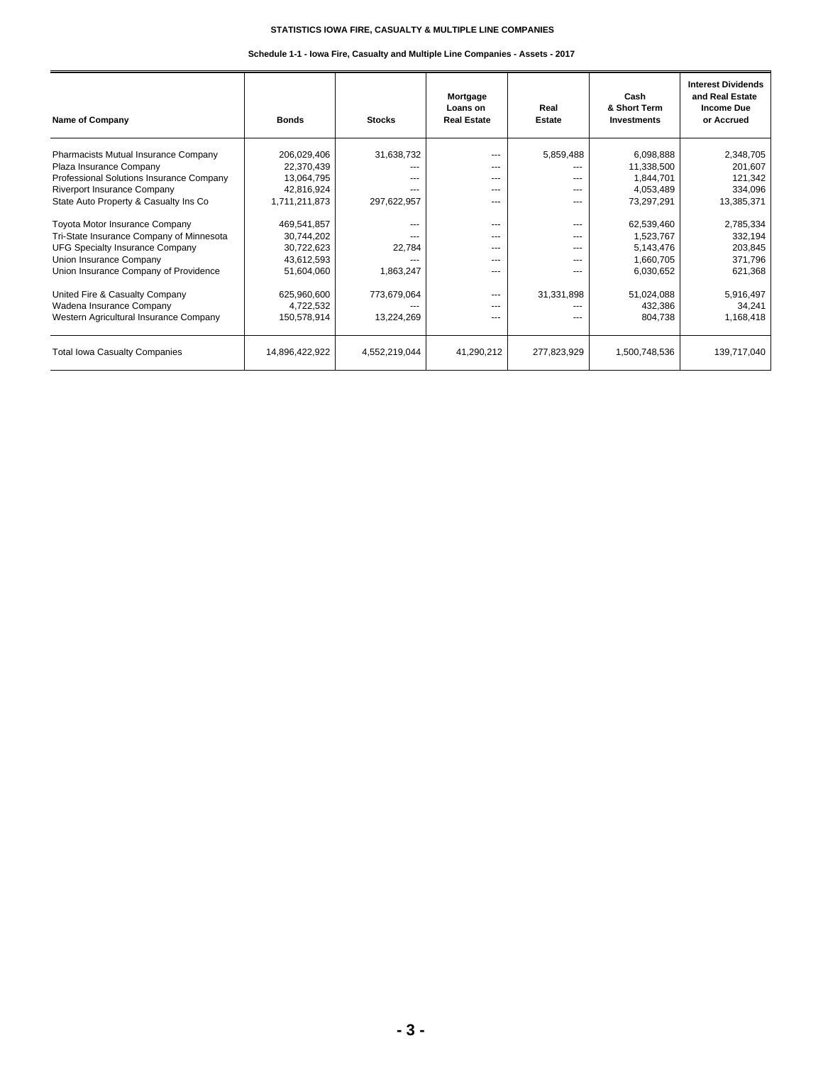**STATISTICS IOWA FIRE, CASUALTY & MULTIPLE LINE COMPANIES**

**Schedule 1-1 - Iowa Fire, Casualty and Multiple Line Companies - Assets - 2017**

| Name of Company | Bonds | Stocks | Mortgage Loans on Real Estate | Real Estate | Cash & Short Term Investments | Interest Dividends and Real Estate Income Due or Accrued |
|---|---|---|---|---|---|---|
| Pharmacists Mutual Insurance Company | 206,029,406 | 31,638,732 | --- | 5,859,488 | 6,098,888 | 2,348,705 |
| Plaza Insurance Company | 22,370,439 | --- | --- | --- | 11,338,500 | 201,607 |
| Professional Solutions Insurance Company | 13,064,795 | --- | --- | --- | 1,844,701 | 121,342 |
| Riverport Insurance Company | 42,816,924 | --- | --- | --- | 4,053,489 | 334,096 |
| State Auto Property & Casualty Ins Co | 1,711,211,873 | 297,622,957 | --- | --- | 73,297,291 | 13,385,371 |
| Toyota Motor Insurance Company | 469,541,857 | --- | --- | --- | 62,539,460 | 2,785,334 |
| Tri-State Insurance Company of Minnesota | 30,744,202 | --- | --- | --- | 1,523,767 | 332,194 |
| UFG Specialty Insurance Company | 30,722,623 | 22,784 | --- | --- | 5,143,476 | 203,845 |
| Union Insurance Company | 43,612,593 | --- | --- | --- | 1,660,705 | 371,796 |
| Union Insurance Company of Providence | 51,604,060 | 1,863,247 | --- | --- | 6,030,652 | 621,368 |
| United Fire & Casualty Company | 625,960,600 | 773,679,064 | --- | 31,331,898 | 51,024,088 | 5,916,497 |
| Wadena Insurance Company | 4,722,532 | --- | --- | --- | 432,386 | 34,241 |
| Western Agricultural Insurance Company | 150,578,914 | 13,224,269 | --- | --- | 804,738 | 1,168,418 |
| Total Iowa Casualty Companies | 14,896,422,922 | 4,552,219,044 | 41,290,212 | 277,823,929 | 1,500,748,536 | 139,717,040 |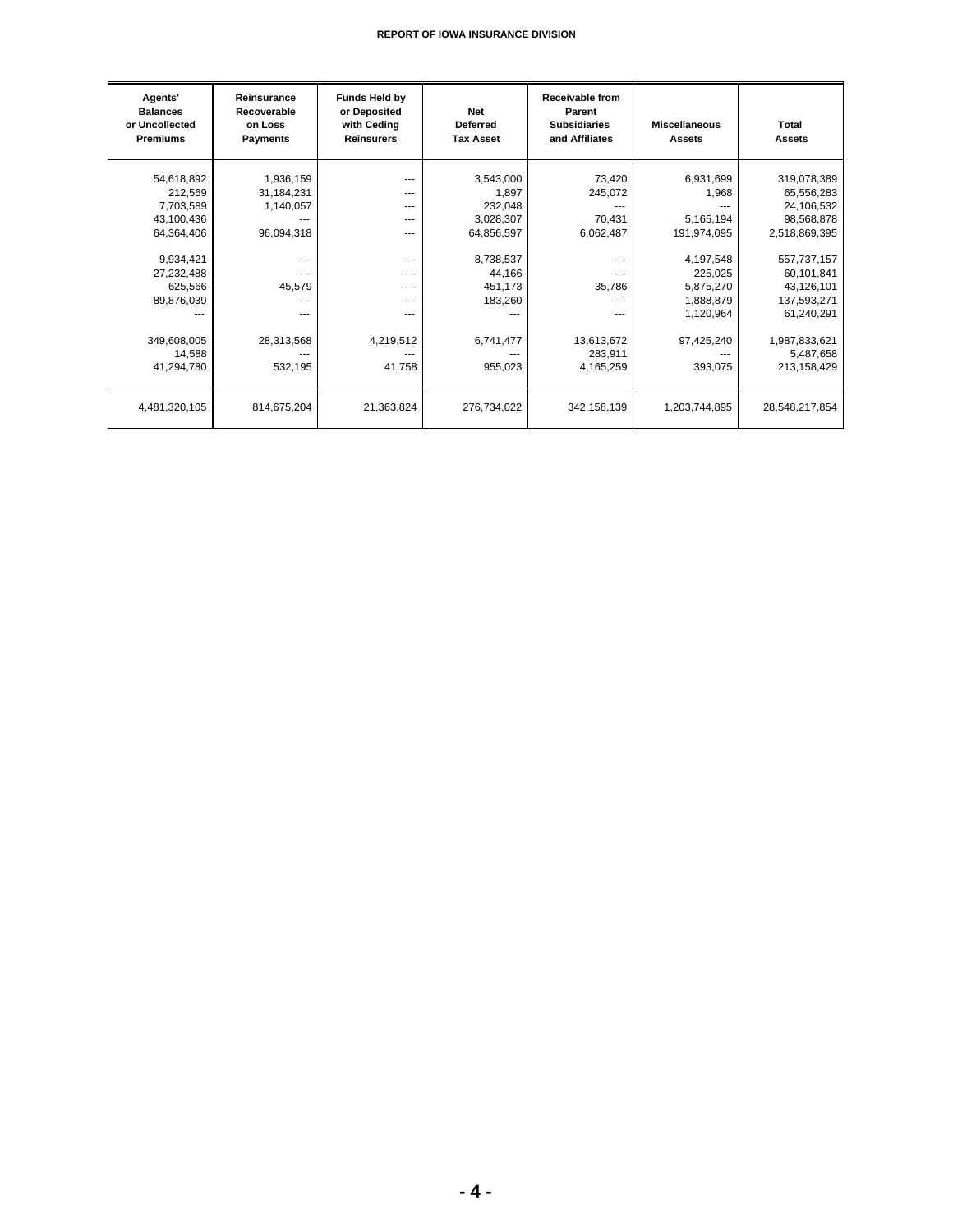| Agents' Balances or Uncollected Premiums | Reinsurance Recoverable on Loss Payments | Funds Held by or Deposited with Ceding Reinsurers | Net Deferred Tax Asset | Receivable from Parent Subsidiaries and Affiliates | Miscellaneous Assets | Total Assets |
|---|---|---|---|---|---|---|
| 54,618,892 | 1,936,159 | --- | 3,543,000 | 73,420 | 6,931,699 | 319,078,389 |
| 212,569 | 31,184,231 | --- | 1,897 | 245,072 | 1,968 | 65,556,283 |
| 7,703,589 | 1,140,057 | --- | 232,048 | --- | --- | 24,106,532 |
| 43,100,436 | --- | --- | 3,028,307 | 70,431 | 5,165,194 | 98,568,878 |
| 64,364,406 | 96,094,318 | --- | 64,856,597 | 6,062,487 | 191,974,095 | 2,518,869,395 |
| 9,934,421 | --- | --- | 8,738,537 | --- | 4,197,548 | 557,737,157 |
| 27,232,488 | --- | --- | 44,166 | --- | 225,025 | 60,101,841 |
| 625,566 | 45,579 | --- | 451,173 | 35,786 | 5,875,270 | 43,126,101 |
| 89,876,039 | --- | --- | 183,260 | --- | 1,888,879 | 137,593,271 |
| --- | --- | --- | --- | --- | 1,120,964 | 61,240,291 |
| 349,608,005 | 28,313,568 | 4,219,512 | 6,741,477 | 13,613,672 | 97,425,240 | 1,987,833,621 |
| 14,588 | --- | --- | --- | 283,911 | --- | 5,487,658 |
| 41,294,780 | 532,195 | 41,758 | 955,023 | 4,165,259 | 393,075 | 213,158,429 |
| 4,481,320,105 | 814,675,204 | 21,363,824 | 276,734,022 | 342,158,139 | 1,203,744,895 | 28,548,217,854 |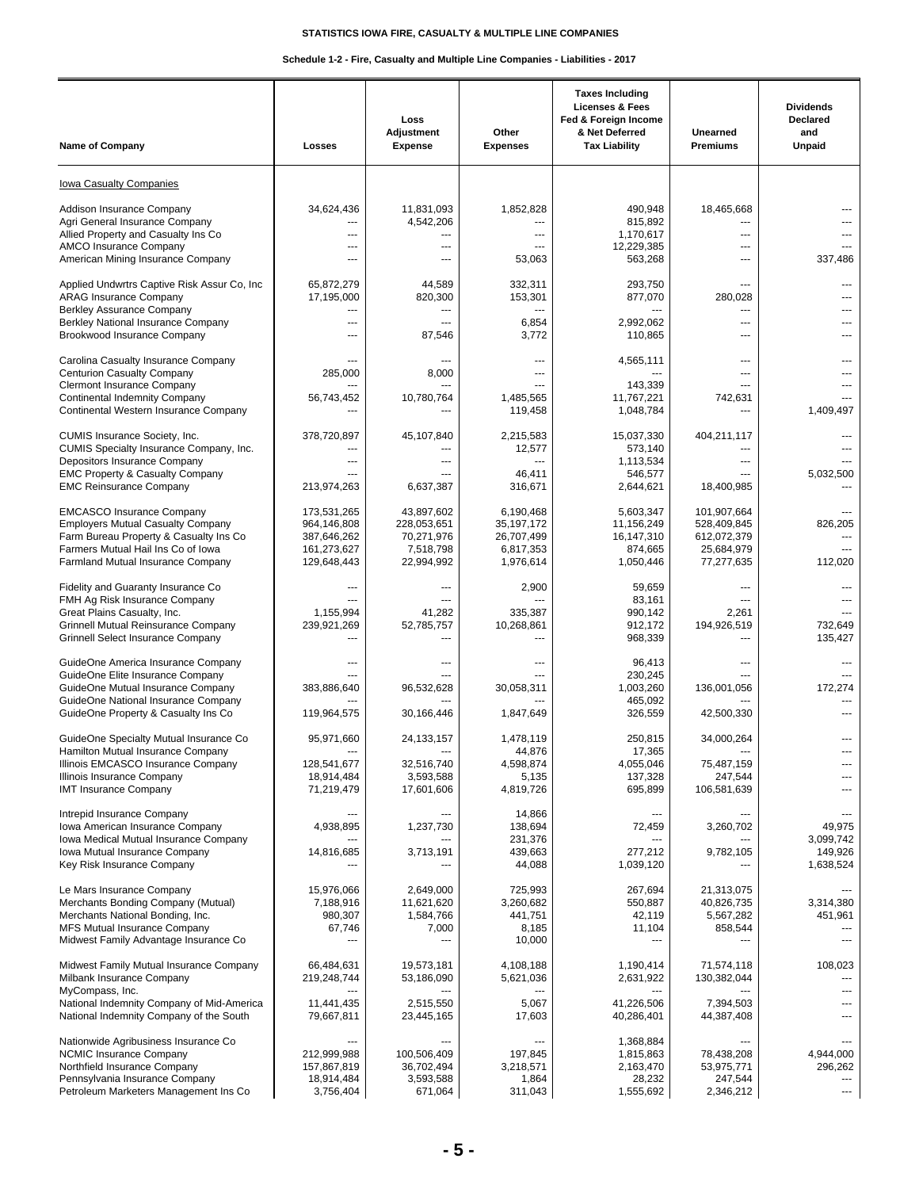**STATISTICS IOWA FIRE, CASUALTY & MULTIPLE LINE COMPANIES**

**Schedule 1-2 - Fire, Casualty and Multiple Line Companies - Liabilities - 2017**

| Name of Company | Losses | Loss Adjustment Expense | Other Expenses | Taxes Including Licenses & Fees Fed & Foreign Income & Net Deferred Tax Liability | Unearned Premiums | Dividends Declared and Unpaid |
|---|---|---|---|---|---|---|
| Iowa Casualty Companies | | | | | | |
| Addison Insurance Company | 34,624,436 | 11,831,093 | 1,852,828 | 490,948 | 18,465,668 | --- |
| Agri General Insurance Company | --- | 4,542,206 | --- | 815,892 | --- | --- |
| Allied Property and Casualty Ins Co | --- | --- | --- | 1,170,617 | --- | --- |
| AMCO Insurance Company | --- | --- | --- | 12,229,385 | --- | --- |
| American Mining Insurance Company | --- | --- | 53,063 | 563,268 | --- | 337,486 |
| Applied Undwrtrs Captive Risk Assur Co, Inc | 65,872,279 | 44,589 | 332,311 | 293,750 | --- | --- |
| ARAG Insurance Company | 17,195,000 | 820,300 | 153,301 | 877,070 | 280,028 | --- |
| Berkley Assurance Company | --- | --- | --- | --- | --- | --- |
| Berkley National Insurance Company | --- | --- | 6,854 | 2,992,062 | --- | --- |
| Brookwood Insurance Company | --- | 87,546 | 3,772 | 110,865 | --- | --- |
| Carolina Casualty Insurance Company | --- | --- | --- | 4,565,111 | --- | --- |
| Centurion Casualty Company | 285,000 | 8,000 | --- | --- | --- | --- |
| Clermont Insurance Company | --- | --- | --- | 143,339 | --- | --- |
| Continental Indemnity Company | 56,743,452 | 10,780,764 | 1,485,565 | 11,767,221 | 742,631 | --- |
| Continental Western Insurance Company | --- | --- | 119,458 | 1,048,784 | --- | 1,409,497 |
| CUMIS Insurance Society, Inc. | 378,720,897 | 45,107,840 | 2,215,583 | 15,037,330 | 404,211,117 | --- |
| CUMIS Specialty Insurance Company, Inc. | --- | --- | 12,577 | 573,140 | --- | --- |
| Depositors Insurance Company | --- | --- | --- | 1,113,534 | --- | --- |
| EMC Property & Casualty Company | --- | --- | 46,411 | 546,577 | --- | 5,032,500 |
| EMC Reinsurance Company | 213,974,263 | 6,637,387 | 316,671 | 2,644,621 | 18,400,985 | --- |
| EMCASCO Insurance Company | 173,531,265 | 43,897,602 | 6,190,468 | 5,603,347 | 101,907,664 | --- |
| Employers Mutual Casualty Company | 964,146,808 | 228,053,651 | 35,197,172 | 11,156,249 | 528,409,845 | 826,205 |
| Farm Bureau Property & Casualty Ins Co | 387,646,262 | 70,271,976 | 26,707,499 | 16,147,310 | 612,072,379 | --- |
| Farmers Mutual Hail Ins Co of Iowa | 161,273,627 | 7,518,798 | 6,817,353 | 874,665 | 25,684,979 | --- |
| Farmland Mutual Insurance Company | 129,648,443 | 22,994,992 | 1,976,614 | 1,050,446 | 77,277,635 | 112,020 |
| Fidelity and Guaranty Insurance Co | --- | --- | 2,900 | 59,659 | --- | --- |
| FMH Ag Risk Insurance Company | --- | --- | --- | 83,161 | --- | --- |
| Great Plains Casualty, Inc. | 1,155,994 | 41,282 | 335,387 | 990,142 | 2,261 | --- |
| Grinnell Mutual Reinsurance Company | 239,921,269 | 52,785,757 | 10,268,861 | 912,172 | 194,926,519 | 732,649 |
| Grinnell Select Insurance Company | --- | --- | --- | 968,339 | --- | 135,427 |
| GuideOne America Insurance Company | --- | --- | --- | 96,413 | --- | --- |
| GuideOne Elite Insurance Company | --- | --- | --- | 230,245 | --- | --- |
| GuideOne Mutual Insurance Company | 383,886,640 | 96,532,628 | 30,058,311 | 1,003,260 | 136,001,056 | 172,274 |
| GuideOne National Insurance Company | --- | --- | --- | 465,092 | --- | --- |
| GuideOne Property & Casualty Ins Co | 119,964,575 | 30,166,446 | 1,847,649 | 326,559 | 42,500,330 | --- |
| GuideOne Specialty Mutual Insurance Co | 95,971,660 | 24,133,157 | 1,478,119 | 250,815 | 34,000,264 | --- |
| Hamilton Mutual Insurance Company | --- | --- | 44,876 | 17,365 | --- | --- |
| Illinois EMCASCO Insurance Company | 128,541,677 | 32,516,740 | 4,598,874 | 4,055,046 | 75,487,159 | --- |
| Illinois Insurance Company | 18,914,484 | 3,593,588 | 5,135 | 137,328 | 247,544 | --- |
| IMT Insurance Company | 71,219,479 | 17,601,606 | 4,819,726 | 695,899 | 106,581,639 | --- |
| Intrepid Insurance Company | --- | --- | 14,866 | --- | --- | --- |
| Iowa American Insurance Company | 4,938,895 | 1,237,730 | 138,694 | 72,459 | 3,260,702 | 49,975 |
| Iowa Medical Mutual Insurance Company | --- | --- | 231,376 | --- | --- | 3,099,742 |
| Iowa Mutual Insurance Company | 14,816,685 | 3,713,191 | 439,663 | 277,212 | 9,782,105 | 149,926 |
| Key Risk Insurance Company | --- | --- | 44,088 | 1,039,120 | --- | 1,638,524 |
| Le Mars Insurance Company | 15,976,066 | 2,649,000 | 725,993 | 267,694 | 21,313,075 | --- |
| Merchants Bonding Company (Mutual) | 7,188,916 | 11,621,620 | 3,260,682 | 550,887 | 40,826,735 | 3,314,380 |
| Merchants National Bonding, Inc. | 980,307 | 1,584,766 | 441,751 | 42,119 | 5,567,282 | 451,961 |
| MFS Mutual Insurance Company | 67,746 | 7,000 | 8,185 | 11,104 | 858,544 | --- |
| Midwest Family Advantage Insurance Co | --- | --- | 10,000 | --- | --- | --- |
| Midwest Family Mutual Insurance Company | 66,484,631 | 19,573,181 | 4,108,188 | 1,190,414 | 71,574,118 | 108,023 |
| Milbank Insurance Company | 219,248,744 | 53,186,090 | 5,621,036 | 2,631,922 | 130,382,044 | --- |
| MyCompass, Inc. | --- | --- | --- | --- | --- | --- |
| National Indemnity Company of Mid-America | 11,441,435 | 2,515,550 | 5,067 | 41,226,506 | 7,394,503 | --- |
| National Indemnity Company of the South | 79,667,811 | 23,445,165 | 17,603 | 40,286,401 | 44,387,408 | --- |
| Nationwide Agribusiness Insurance Co | --- | --- | --- | 1,368,884 | --- | --- |
| NCMIC Insurance Company | 212,999,988 | 100,506,409 | 197,845 | 1,815,863 | 78,438,208 | 4,944,000 |
| Northfield Insurance Company | 157,867,819 | 36,702,494 | 3,218,571 | 2,163,470 | 53,975,771 | 296,262 |
| Pennsylvania Insurance Company | 18,914,484 | 3,593,588 | 1,864 | 28,232 | 247,544 | --- |
| Petroleum Marketers Management Ins Co | 3,756,404 | 671,064 | 311,043 | 1,555,692 | 2,346,212 | --- |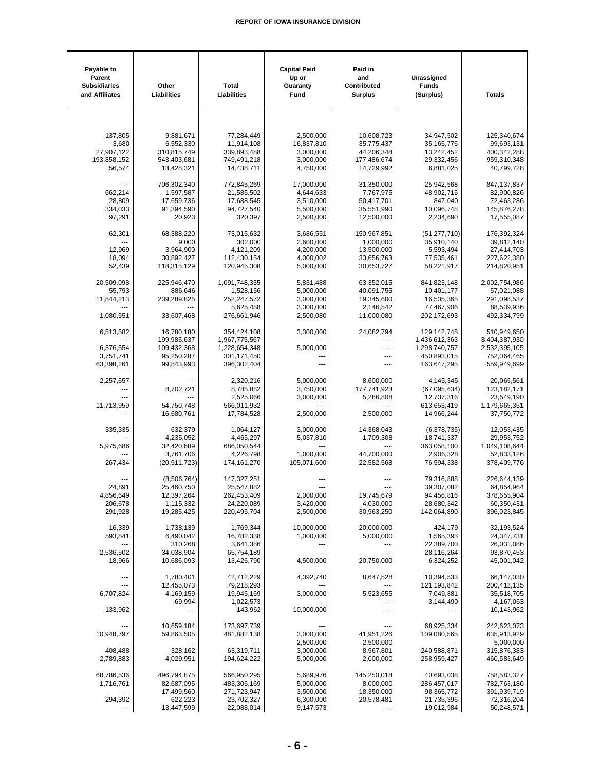| Payable to Parent Subsidiaries and Affiliates | Other Liabilities | Total Liabilities | Capital Paid Up or Guaranty Fund | Paid in and Contributed Surplus | Unassigned Funds (Surplus) | Totals |
|---|---|---|---|---|---|---|
| 137,805 | 9,881,671 | 77,284,449 | 2,500,000 | 10,608,723 | 34,947,502 | 125,340,674 |
| 3,680 | 6,552,330 | 11,914,108 | 16,837,810 | 35,775,437 | 35,165,776 | 99,693,131 |
| 27,907,122 | 310,815,749 | 339,893,488 | 3,000,000 | 44,206,348 | 13,242,452 | 400,342,288 |
| 193,858,152 | 543,403,681 | 749,491,218 | 3,000,000 | 177,486,674 | 29,332,456 | 959,310,348 |
| 56,574 | 13,428,321 | 14,438,711 | 4,750,000 | 14,729,992 | 6,881,025 | 40,799,728 |
| --- | 706,302,340 | 772,845,269 | 17,000,000 | 31,350,000 | 25,942,568 | 847,137,837 |
| 662,214 | 1,597,587 | 21,585,502 | 4,644,633 | 7,767,975 | 48,902,715 | 82,900,826 |
| 28,809 | 17,659,736 | 17,688,545 | 3,510,000 | 50,417,701 | 847,040 | 72,463,286 |
| 334,033 | 91,394,590 | 94,727,540 | 5,500,000 | 35,551,990 | 10,096,748 | 145,876,278 |
| 97,291 | 20,923 | 320,397 | 2,500,000 | 12,500,000 | 2,234,690 | 17,555,087 |
| 62,301 | 68,388,220 | 73,015,632 | 3,686,551 | 150,967,851 | (51,277,710) | 176,392,324 |
| --- | 9,000 | 302,000 | 2,600,000 | 1,000,000 | 35,910,140 | 39,812,140 |
| 12,969 | 3,964,900 | 4,121,209 | 4,200,000 | 13,500,000 | 5,593,494 | 27,414,703 |
| 18,094 | 30,892,427 | 112,430,154 | 4,000,002 | 33,656,763 | 77,535,461 | 227,622,380 |
| 52,439 | 118,315,129 | 120,945,308 | 5,000,000 | 30,653,727 | 58,221,917 | 214,820,951 |
| 20,509,098 | 225,946,470 | 1,091,748,335 | 5,831,488 | 63,352,015 | 841,823,148 | 2,002,754,986 |
| 55,793 | 886,646 | 1,528,156 | 5,000,000 | 40,091,755 | 10,401,177 | 57,021,088 |
| 11,844,213 | 239,289,825 | 252,247,572 | 3,000,000 | 19,345,600 | 16,505,365 | 291,098,537 |
| --- | --- | 5,625,488 | 3,300,000 | 2,146,542 | 77,467,906 | 88,539,936 |
| 1,080,551 | 33,607,468 | 276,661,946 | 2,500,080 | 11,000,080 | 202,172,693 | 492,334,799 |
| 6,513,582 | 16,780,180 | 354,424,108 | 3,300,000 | 24,082,794 | 129,142,748 | 510,949,650 |
| --- | 199,985,637 | 1,967,775,567 | --- | --- | 1,436,612,363 | 3,404,387,930 |
| 6,376,554 | 109,432,368 | 1,228,654,348 | 5,000,000 | --- | 1,298,740,757 | 2,532,395,105 |
| 3,751,741 | 95,250,287 | 301,171,450 | --- | --- | 450,893,015 | 752,064,465 |
| 63,398,261 | 99,843,993 | 396,302,404 | --- | --- | 163,647,295 | 559,949,699 |
| 2,257,657 | --- | 2,320,216 | 5,000,000 | 8,600,000 | 4,145,345 | 20,065,561 |
| --- | 8,702,721 | 8,785,882 | 3,750,000 | 177,741,923 | (67,095,634) | 123,182,171 |
| --- | --- | 2,525,066 | 3,000,000 | 5,286,808 | 12,737,316 | 23,549,190 |
| 11,713,959 | 54,750,748 | 566,011,932 | --- | --- | 613,653,419 | 1,179,665,351 |
| --- | 16,680,761 | 17,784,528 | 2,500,000 | 2,500,000 | 14,966,244 | 37,750,772 |
| 335,335 | 632,379 | 1,064,127 | 3,000,000 | 14,368,043 | (6,378,735) | 12,053,435 |
| --- | 4,235,052 | 4,465,297 | 5,037,810 | 1,709,308 | 18,741,337 | 29,953,752 |
| 5,975,686 | 32,420,689 | 686,050,544 | --- | --- | 363,058,100 | 1,049,108,644 |
| --- | 3,761,706 | 4,226,798 | 1,000,000 | 44,700,000 | 2,906,328 | 52,833,126 |
| 267,434 | (20,911,723) | 174,161,270 | 105,071,600 | 22,582,568 | 76,594,338 | 378,409,776 |
| --- | (8,506,764) | 147,327,251 | --- | --- | 79,316,888 | 226,644,139 |
| 24,891 | 25,460,750 | 25,547,882 | --- | --- | 39,307,082 | 64,854,964 |
| 4,856,649 | 12,397,264 | 262,453,409 | 2,000,000 | 19,745,679 | 94,456,816 | 378,655,904 |
| 206,678 | 1,115,332 | 24,220,089 | 3,420,000 | 4,030,000 | 28,680,342 | 60,350,431 |
| 291,928 | 19,285,425 | 220,495,704 | 2,500,000 | 30,963,250 | 142,064,890 | 396,023,845 |
| 16,339 | 1,738,139 | 1,769,344 | 10,000,000 | 20,000,000 | 424,179 | 32,193,524 |
| 593,841 | 6,490,042 | 16,782,338 | 1,000,000 | 5,000,000 | 1,565,393 | 24,347,731 |
| --- | 310,268 | 3,641,386 | --- | --- | 22,389,700 | 26,031,086 |
| 2,536,502 | 34,038,904 | 65,754,189 | --- | --- | 28,116,264 | 93,870,453 |
| 18,966 | 10,686,093 | 13,426,790 | 4,500,000 | 20,750,000 | 6,324,252 | 45,001,042 |
| --- | 1,780,401 | 42,712,229 | 4,392,740 | 8,647,528 | 10,394,533 | 66,147,030 |
| --- | 12,455,073 | 79,218,293 | --- | --- | 121,193,842 | 200,412,135 |
| 6,707,824 | 4,169,159 | 19,945,169 | 3,000,000 | 5,523,655 | 7,049,881 | 35,518,705 |
| --- | 69,994 | 1,022,573 | --- | --- | 3,144,490 | 4,167,063 |
| 133,962 | --- | 143,962 | 10,000,000 | --- | --- | 10,143,962 |
| --- | 10,659,184 | 173,697,739 | --- | --- | 68,925,334 | 242,623,073 |
| 10,948,797 | 59,863,505 | 481,882,138 | 3,000,000 | 41,951,226 | 109,080,565 | 635,913,929 |
| --- | --- | --- | 2,500,000 | 2,500,000 | --- | 5,000,000 |
| 408,488 | 328,162 | 63,319,711 | 3,000,000 | 8,967,801 | 240,588,871 | 315,876,383 |
| 2,789,883 | 4,029,951 | 194,624,222 | 5,000,000 | 2,000,000 | 258,959,427 | 460,583,649 |
| 68,786,536 | 496,794,875 | 566,950,295 | 5,689,976 | 145,250,018 | 40,693,038 | 758,583,327 |
| 1,716,761 | 82,687,095 | 483,306,169 | 5,000,000 | 8,000,000 | 286,457,017 | 782,763,186 |
| --- | 17,499,560 | 271,723,947 | 3,500,000 | 18,350,000 | 98,365,772 | 391,939,719 |
| 294,392 | 622,223 | 23,702,327 | 6,300,000 | 20,578,481 | 21,735,396 | 72,316,204 |
| --- | 13,447,599 | 22,088,014 | 9,147,573 | --- | 19,012,984 | 50,248,571 |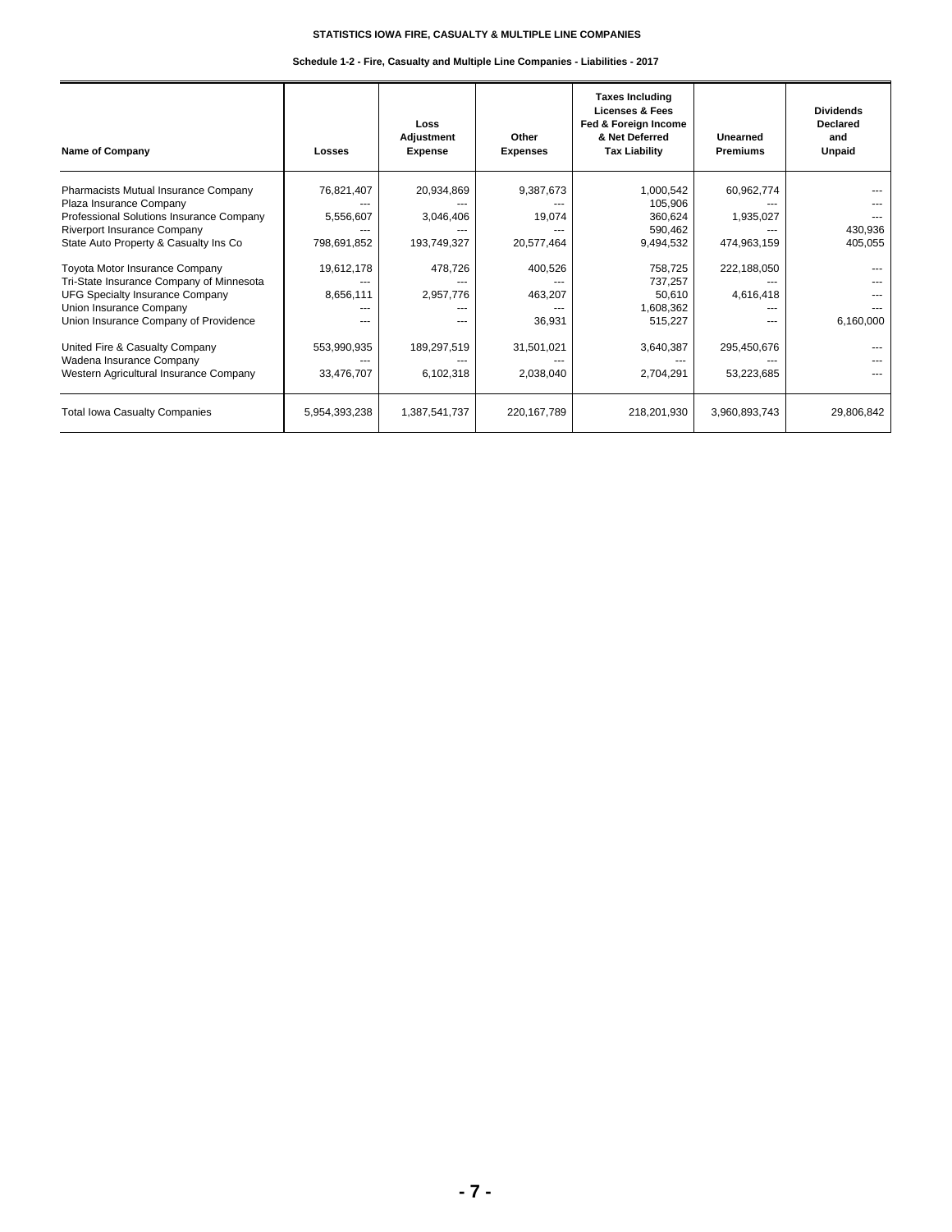# STATISTICS IOWA FIRE, CASUALTY & MULTIPLE LINE COMPANIES

## Schedule 1-2 - Fire, Casualty and Multiple Line Companies - Liabilities - 2017

| Name of Company | Losses | Loss Adjustment Expense | Other Expenses | Taxes Including Licenses & Fees Fed & Foreign Income & Net Deferred Tax Liability | Unearned Premiums | Dividends Declared and Unpaid |
|---|---|---|---|---|---|---|
| Pharmacists Mutual Insurance Company | 76,821,407 | 20,934,869 | 9,387,673 | 1,000,542 | 60,962,774 | --- |
| Plaza Insurance Company | --- | --- | --- | 105,906 | --- | --- |
| Professional Solutions Insurance Company | 5,556,607 | 3,046,406 | 19,074 | 360,624 | 1,935,027 | --- |
| Riverport Insurance Company | --- | --- | --- | 590,462 | --- | 430,936 |
| State Auto Property & Casualty Ins Co | 798,691,852 | 193,749,327 | 20,577,464 | 9,494,532 | 474,963,159 | 405,055 |
| Toyota Motor Insurance Company | 19,612,178 | 478,726 | 400,526 | 758,725 | 222,188,050 | --- |
| Tri-State Insurance Company of Minnesota | --- | --- | --- | 737,257 | --- | --- |
| UFG Specialty Insurance Company | 8,656,111 | 2,957,776 | 463,207 | 50,610 | 4,616,418 | --- |
| Union Insurance Company | --- | --- | --- | 1,608,362 | --- | --- |
| Union Insurance Company of Providence | --- | --- | 36,931 | 515,227 | --- | 6,160,000 |
| United Fire & Casualty Company | 553,990,935 | 189,297,519 | 31,501,021 | 3,640,387 | 295,450,676 | --- |
| Wadena Insurance Company | --- | --- | --- | --- | --- | --- |
| Western Agricultural Insurance Company | 33,476,707 | 6,102,318 | 2,038,040 | 2,704,291 | 53,223,685 | --- |
| Total Iowa Casualty Companies | 5,954,393,238 | 1,387,541,737 | 220,167,789 | 218,201,930 | 3,960,893,743 | 29,806,842 |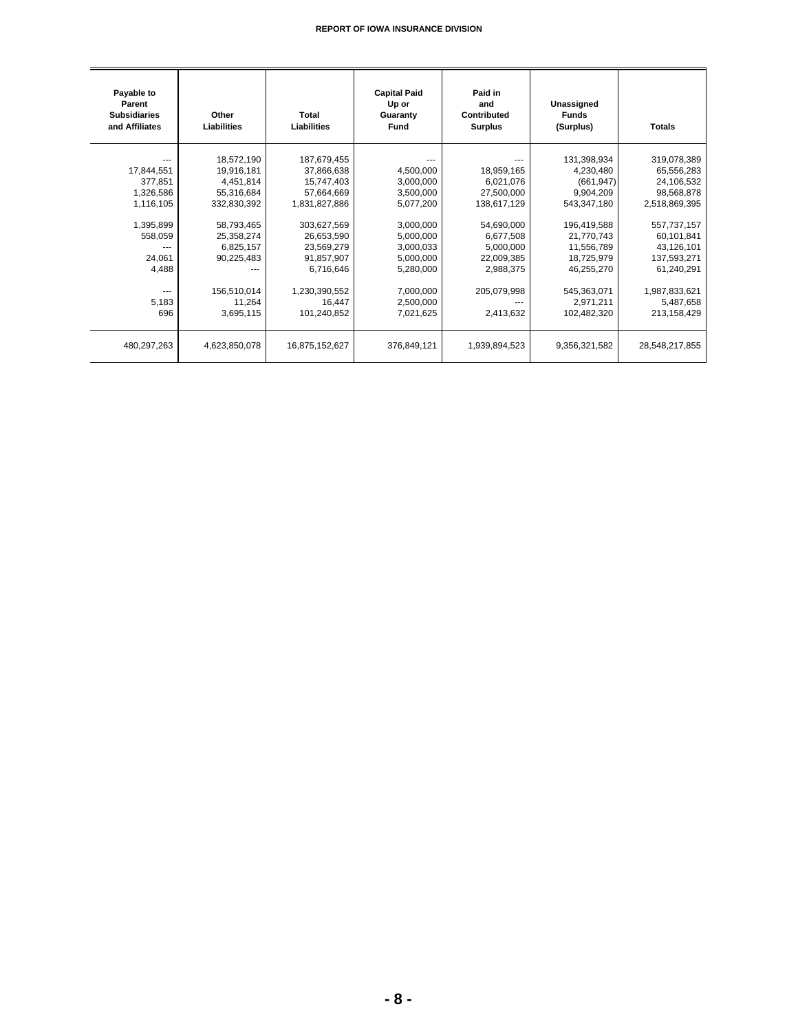| Payable to Parent Subsidiaries and Affiliates | Other Liabilities | Total Liabilities | Capital Paid Up or Guaranty Fund | Paid in and Contributed Surplus | Unassigned Funds (Surplus) | Totals |
|---|---|---|---|---|---|---|
| --- | 18,572,190 | 187,679,455 | --- | --- | 131,398,934 | 319,078,389 |
| 17,844,551 | 19,916,181 | 37,866,638 | 4,500,000 | 18,959,165 | 4,230,480 | 65,556,283 |
| 377,851 | 4,451,814 | 15,747,403 | 3,000,000 | 6,021,076 | (661,947) | 24,106,532 |
| 1,326,586 | 55,316,684 | 57,664,669 | 3,500,000 | 27,500,000 | 9,904,209 | 98,568,878 |
| 1,116,105 | 332,830,392 | 1,831,827,886 | 5,077,200 | 138,617,129 | 543,347,180 | 2,518,869,395 |
| 1,395,899 | 58,793,465 | 303,627,569 | 3,000,000 | 54,690,000 | 196,419,588 | 557,737,157 |
| 558,059 | 25,358,274 | 26,653,590 | 5,000,000 | 6,677,508 | 21,770,743 | 60,101,841 |
| --- | 6,825,157 | 23,569,279 | 3,000,033 | 5,000,000 | 11,556,789 | 43,126,101 |
| 24,061 | 90,225,483 | 91,857,907 | 5,000,000 | 22,009,385 | 18,725,979 | 137,593,271 |
| 4,488 | --- | 6,716,646 | 5,280,000 | 2,988,375 | 46,255,270 | 61,240,291 |
| --- | 156,510,014 | 1,230,390,552 | 7,000,000 | 205,079,998 | 545,363,071 | 1,987,833,621 |
| 5,183 | 11,264 | 16,447 | 2,500,000 | --- | 2,971,211 | 5,487,658 |
| 696 | 3,695,115 | 101,240,852 | 7,021,625 | 2,413,632 | 102,482,320 | 213,158,429 |
| 480,297,263 | 4,623,850,078 | 16,875,152,627 | 376,849,121 | 1,939,894,523 | 9,356,321,582 | 28,548,217,855 |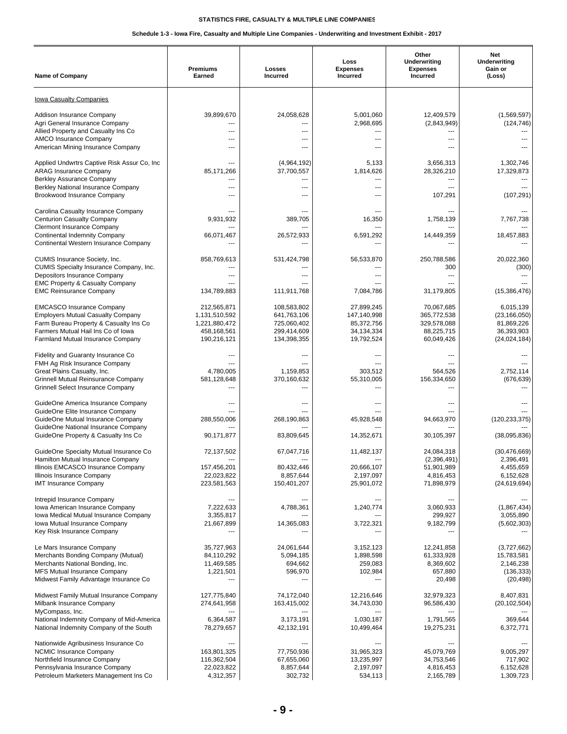STATISTICS FIRE, CASUALTY & MULTIPLE LINE COMPANIES

Schedule 1-3 - Iowa Fire, Casualty and Multiple Line Companies - Underwriting and Investment Exhibit - 2017

| Name of Company | Premiums Earned | Losses Incurred | Loss Expenses Incurred | Other Underwriting Expenses Incurred | Net Underwriting Gain or (Loss) |
|---|---|---|---|---|---|
| Iowa Casualty Companies | | | | | |
| Addison Insurance Company | 39,899,670 | 24,058,628 | 5,001,060 | 12,409,579 | (1,569,597) |
| Agri General Insurance Company | --- | --- | 2,968,695 | (2,843,949) | (124,746) |
| Allied Property and Casualty Ins Co | --- | --- | --- | --- | --- |
| AMCO Insurance Company | --- | --- | --- | --- | --- |
| American Mining Insurance Company | --- | --- | --- | --- | --- |
| Applied Undwrtrs Captive Risk Assur Co, Inc | --- | (4,964,192) | 5,133 | 3,656,313 | 1,302,746 |
| ARAG Insurance Company | 85,171,266 | 37,700,557 | 1,814,626 | 28,326,210 | 17,329,873 |
| Berkley Assurance Company | --- | --- | --- | --- | --- |
| Berkley National Insurance Company | --- | --- | --- | --- | --- |
| Brookwood Insurance Company | --- | --- | --- | 107,291 | (107,291) |
| Carolina Casualty Insurance Company | --- | --- | --- | --- | --- |
| Centurion Casualty Company | 9,931,932 | 389,705 | 16,350 | 1,758,139 | 7,767,738 |
| Clermont Insurance Company | --- | --- | --- | --- | --- |
| Continental Indemnity Company | 66,071,467 | 26,572,933 | 6,591,292 | 14,449,359 | 18,457,883 |
| Continental Western Insurance Company | --- | --- | --- | --- | --- |
| CUMIS Insurance Society, Inc. | 858,769,613 | 531,424,798 | 56,533,870 | 250,788,586 | 20,022,360 |
| CUMIS Specialty Insurance Company, Inc. | --- | --- | --- | 300 | (300) |
| Depositors Insurance Company | --- | --- | --- | --- | --- |
| EMC Property & Casualty Company | --- | --- | --- | --- | --- |
| EMC Reinsurance Company | 134,789,883 | 111,911,768 | 7,084,786 | 31,179,805 | (15,386,476) |
| EMCASCO Insurance Company | 212,565,871 | 108,583,802 | 27,899,245 | 70,067,685 | 6,015,139 |
| Employers Mutual Casualty Company | 1,131,510,592 | 641,763,106 | 147,140,998 | 365,772,538 | (23,166,050) |
| Farm Bureau Property & Casualty Ins Co | 1,221,880,472 | 725,060,402 | 85,372,756 | 329,578,088 | 81,869,226 |
| Farmers Mutual Hail Ins Co of Iowa | 458,168,561 | 299,414,609 | 34,134,334 | 88,225,715 | 36,393,903 |
| Farmland Mutual Insurance Company | 190,216,121 | 134,398,355 | 19,792,524 | 60,049,426 | (24,024,184) |
| Fidelity and Guaranty Insurance Co | --- | --- | --- | --- | --- |
| FMH Ag Risk Insurance Company | --- | --- | --- | --- | --- |
| Great Plains Casualty, Inc. | 4,780,005 | 1,159,853 | 303,512 | 564,526 | 2,752,114 |
| Grinnell Mutual Reinsurance Company | 581,128,648 | 370,160,632 | 55,310,005 | 156,334,650 | (676,639) |
| Grinnell Select Insurance Company | --- | --- | --- | --- | --- |
| GuideOne America Insurance Company | --- | --- | --- | --- | --- |
| GuideOne Elite Insurance Company | --- | --- | --- | --- | --- |
| GuideOne Mutual Insurance Company | 288,550,006 | 268,190,863 | 45,928,548 | 94,663,970 | (120,233,375) |
| GuideOne National Insurance Company | --- | --- | --- | --- | --- |
| GuideOne Property & Casualty Ins Co | 90,171,877 | 83,809,645 | 14,352,671 | 30,105,397 | (38,095,836) |
| GuideOne Specialty Mutual Insurance Co | 72,137,502 | 67,047,716 | 11,482,137 | 24,084,318 | (30,476,669) |
| Hamilton Mutual Insurance Company | --- | --- | --- | (2,396,491) | 2,396,491 |
| Illinois EMCASCO Insurance Company | 157,456,201 | 80,432,446 | 20,666,107 | 51,901,989 | 4,455,659 |
| Illinois Insurance Company | 22,023,822 | 8,857,644 | 2,197,097 | 4,816,453 | 6,152,628 |
| IMT Insurance Company | 223,581,563 | 150,401,207 | 25,901,072 | 71,898,979 | (24,619,694) |
| Intrepid Insurance Company | --- | --- | --- | --- | --- |
| Iowa American Insurance Company | 7,222,633 | 4,788,361 | 1,240,774 | 3,060,933 | (1,867,434) |
| Iowa Medical Mutual Insurance Company | 3,355,817 | --- | --- | 299,927 | 3,055,890 |
| Iowa Mutual Insurance Company | 21,667,899 | 14,365,083 | 3,722,321 | 9,182,799 | (5,602,303) |
| Key Risk Insurance Company | --- | --- | --- | --- | --- |
| Le Mars Insurance Company | 35,727,963 | 24,061,644 | 3,152,123 | 12,241,858 | (3,727,662) |
| Merchants Bonding Company (Mutual) | 84,110,292 | 5,094,185 | 1,898,598 | 61,333,928 | 15,783,581 |
| Merchants National Bonding, Inc. | 11,469,585 | 694,662 | 259,083 | 8,369,602 | 2,146,238 |
| MFS Mutual Insurance Company | 1,221,501 | 596,970 | 102,984 | 657,880 | (136,333) |
| Midwest Family Advantage Insurance Co | --- | --- | --- | 20,498 | (20,498) |
| Midwest Family Mutual Insurance Company | 127,775,840 | 74,172,040 | 12,216,646 | 32,979,323 | 8,407,831 |
| Milbank Insurance Company | 274,641,958 | 163,415,002 | 34,743,030 | 96,586,430 | (20,102,504) |
| MyCompass, Inc. | --- | --- | --- | --- | --- |
| National Indemnity Company of Mid-America | 6,364,587 | 3,173,191 | 1,030,187 | 1,791,565 | 369,644 |
| National Indemnity Company of the South | 78,279,657 | 42,132,191 | 10,499,464 | 19,275,231 | 6,372,771 |
| Nationwide Agribusiness Insurance Co | --- | --- | --- | --- | --- |
| NCMIC Insurance Company | 163,801,325 | 77,750,936 | 31,965,323 | 45,079,769 | 9,005,297 |
| Northfield Insurance Company | 116,362,504 | 67,655,060 | 13,235,997 | 34,753,546 | 717,902 |
| Pennsylvania Insurance Company | 22,023,822 | 8,857,644 | 2,197,097 | 4,816,453 | 6,152,628 |
| Petroleum Marketers Management Ins Co | 4,312,357 | 302,732 | 534,113 | 2,165,789 | 1,309,723 |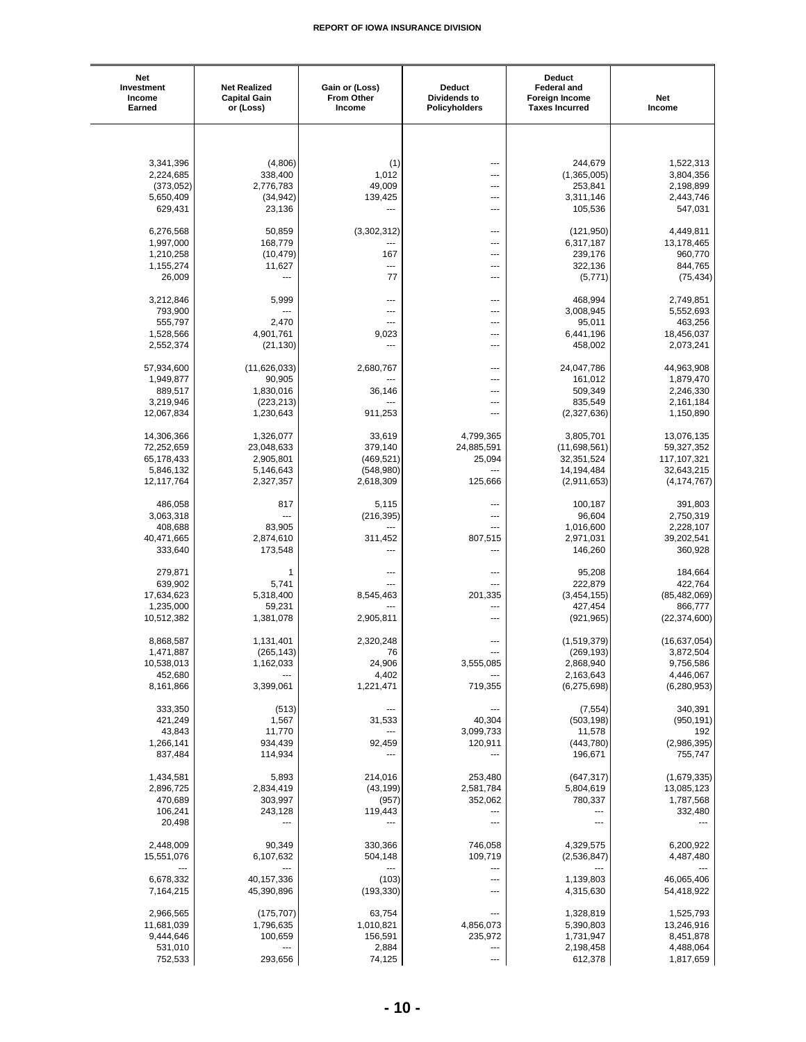| Net Investment Income Earned | Net Realized Capital Gain or (Loss) | Gain or (Loss) From Other Income | Deduct Dividends to Policyholders | Deduct Federal and Foreign Income Taxes Incurred | Net Income |
|---|---|---|---|---|---|
| 3,341,396 | (4,806) | (1) | --- | 244,679 | 1,522,313 |
| 2,224,685 | 338,400 | 1,012 | --- | (1,365,005) | 3,804,356 |
| (373,052) | 2,776,783 | 49,009 | --- | 253,841 | 2,198,899 |
| 5,650,409 | (34,942) | 139,425 | --- | 3,311,146 | 2,443,746 |
| 629,431 | 23,136 | --- | --- | 105,536 | 547,031 |
| 6,276,568 | 50,859 | (3,302,312) | --- | (121,950) | 4,449,811 |
| 1,997,000 | 168,779 | --- | --- | 6,317,187 | 13,178,465 |
| 1,210,258 | (10,479) | 167 | --- | 239,176 | 960,770 |
| 1,155,274 | 11,627 | --- | --- | 322,136 | 844,765 |
| 26,009 | --- | 77 | --- | (5,771) | (75,434) |
| 3,212,846 | 5,999 | --- | --- | 468,994 | 2,749,851 |
| 793,900 | --- | --- | --- | 3,008,945 | 5,552,693 |
| 555,797 | 2,470 | --- | --- | 95,011 | 463,256 |
| 1,528,566 | 4,901,761 | 9,023 | --- | 6,441,196 | 18,456,037 |
| 2,552,374 | (21,130) | --- | --- | 458,002 | 2,073,241 |
| 57,934,600 | (11,626,033) | 2,680,767 | --- | 24,047,786 | 44,963,908 |
| 1,949,877 | 90,905 | --- | --- | 161,012 | 1,879,470 |
| 889,517 | 1,830,016 | 36,146 | --- | 509,349 | 2,246,330 |
| 3,219,946 | (223,213) | --- | --- | 835,549 | 2,161,184 |
| 12,067,834 | 1,230,643 | 911,253 | --- | (2,327,636) | 1,150,890 |
| 14,306,366 | 1,326,077 | 33,619 | 4,799,365 | 3,805,701 | 13,076,135 |
| 72,252,659 | 23,048,633 | 379,140 | 24,885,591 | (11,698,561) | 59,327,352 |
| 65,178,433 | 2,905,801 | (469,521) | 25,094 | 32,351,524 | 117,107,321 |
| 5,846,132 | 5,146,643 | (548,980) | --- | 14,194,484 | 32,643,215 |
| 12,117,764 | 2,327,357 | 2,618,309 | 125,666 | (2,911,653) | (4,174,767) |
| 486,058 | 817 | 5,115 | --- | 100,187 | 391,803 |
| 3,063,318 | --- | (216,395) | --- | 96,604 | 2,750,319 |
| 408,688 | 83,905 | --- | --- | 1,016,600 | 2,228,107 |
| 40,471,665 | 2,874,610 | 311,452 | 807,515 | 2,971,031 | 39,202,541 |
| 333,640 | 173,548 | --- | --- | 146,260 | 360,928 |
| 279,871 | 1 | --- | --- | 95,208 | 184,664 |
| 639,902 | 5,741 | --- | --- | 222,879 | 422,764 |
| 17,634,623 | 5,318,400 | 8,545,463 | 201,335 | (3,454,155) | (85,482,069) |
| 1,235,000 | 59,231 | --- | --- | 427,454 | 866,777 |
| 10,512,382 | 1,381,078 | 2,905,811 | --- | (921,965) | (22,374,600) |
| 8,868,587 | 1,131,401 | 2,320,248 | --- | (1,519,379) | (16,637,054) |
| 1,471,887 | (265,143) | 76 | --- | (269,193) | 3,872,504 |
| 10,538,013 | 1,162,033 | 24,906 | 3,555,085 | 2,868,940 | 9,756,586 |
| 452,680 | --- | 4,402 | --- | 2,163,643 | 4,446,067 |
| 8,161,866 | 3,399,061 | 1,221,471 | 719,355 | (6,275,698) | (6,280,953) |
| 333,350 | (513) | --- | --- | (7,554) | 340,391 |
| 421,249 | 1,567 | 31,533 | 40,304 | (503,198) | (950,191) |
| 43,843 | 11,770 | --- | 3,099,733 | 11,578 | 192 |
| 1,266,141 | 934,439 | 92,459 | 120,911 | (443,780) | (2,986,395) |
| 837,484 | 114,934 | --- | --- | 196,671 | 755,747 |
| 1,434,581 | 5,893 | 214,016 | 253,480 | (647,317) | (1,679,335) |
| 2,896,725 | 2,834,419 | (43,199) | 2,581,784 | 5,804,619 | 13,085,123 |
| 470,689 | 303,997 | (957) | 352,062 | 780,337 | 1,787,568 |
| 106,241 | 243,128 | 119,443 | --- | --- | 332,480 |
| 20,498 | --- | --- | --- | --- | --- |
| 2,448,009 | 90,349 | 330,366 | 746,058 | 4,329,575 | 6,200,922 |
| 15,551,076 | 6,107,632 | 504,148 | 109,719 | (2,536,847) | 4,487,480 |
| --- | --- | --- | --- | --- | --- |
| 6,678,332 | 40,157,336 | (103) | --- | 1,139,803 | 46,065,406 |
| 7,164,215 | 45,390,896 | (193,330) | --- | 4,315,630 | 54,418,922 |
| 2,966,565 | (175,707) | 63,754 | --- | 1,328,819 | 1,525,793 |
| 11,681,039 | 1,796,635 | 1,010,821 | 4,856,073 | 5,390,803 | 13,246,916 |
| 9,444,646 | 100,659 | 156,591 | 235,972 | 1,731,947 | 8,451,878 |
| 531,010 | --- | 2,884 | --- | 2,198,458 | 4,488,064 |
| 752,533 | 293,656 | 74,125 | --- | 612,378 | 1,817,659 |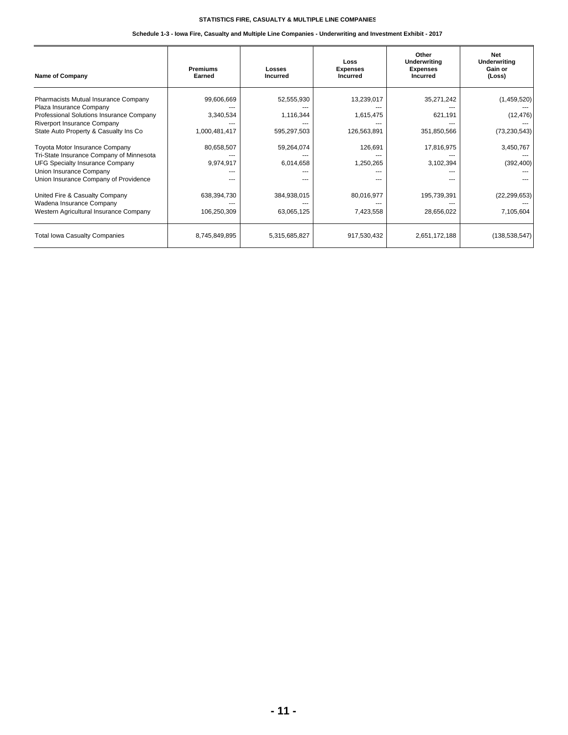**STATISTICS FIRE, CASUALTY & MULTIPLE LINE COMPANIES**

**Schedule 1-3 - Iowa Fire, Casualty and Multiple Line Companies - Underwriting and Investment Exhibit - 2017**

| Name of Company | Premiums Earned | Losses Incurred | Loss Expenses Incurred | Other Underwriting Expenses Incurred | Net Underwriting Gain or (Loss) |
|---|---|---|---|---|---|
| Pharmacists Mutual Insurance Company | 99,606,669 | 52,555,930 | 13,239,017 | 35,271,242 | (1,459,520) |
| Plaza Insurance Company | --- | --- | --- | --- | --- |
| Professional Solutions Insurance Company | 3,340,534 | 1,116,344 | 1,615,475 | 621,191 | (12,476) |
| Riverport Insurance Company | --- | --- | --- | --- | --- |
| State Auto Property & Casualty Ins Co | 1,000,481,417 | 595,297,503 | 126,563,891 | 351,850,566 | (73,230,543) |
| Toyota Motor Insurance Company | 80,658,507 | 59,264,074 | 126,691 | 17,816,975 | 3,450,767 |
| Tri-State Insurance Company of Minnesota | --- | --- | --- | --- | --- |
| UFG Specialty Insurance Company | 9,974,917 | 6,014,658 | 1,250,265 | 3,102,394 | (392,400) |
| Union Insurance Company | --- | --- | --- | --- | --- |
| Union Insurance Company of Providence | --- | --- | --- | --- | --- |
| United Fire & Casualty Company | 638,394,730 | 384,938,015 | 80,016,977 | 195,739,391 | (22,299,653) |
| Wadena Insurance Company | --- | --- | --- | --- | --- |
| Western Agricultural Insurance Company | 106,250,309 | 63,065,125 | 7,423,558 | 28,656,022 | 7,105,604 |
| Total Iowa Casualty Companies | 8,745,849,895 | 5,315,685,827 | 917,530,432 | 2,651,172,188 | (138,538,547) |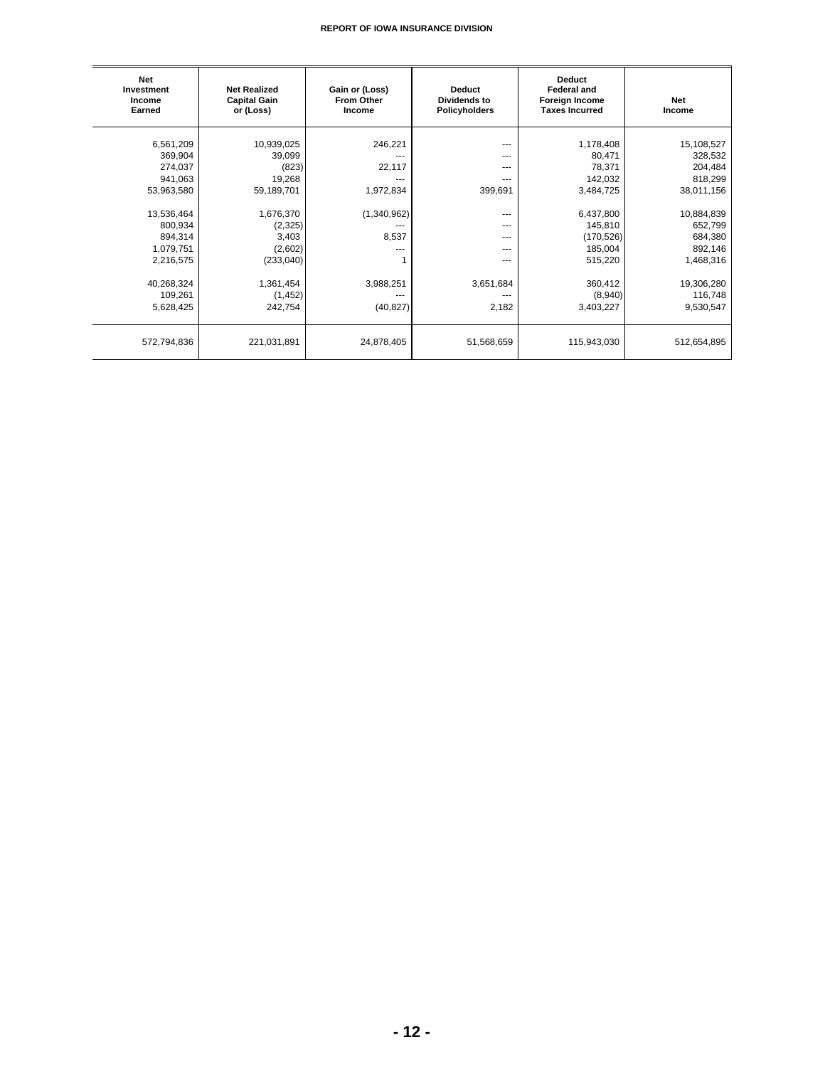| Net Investment Income Earned | Net Realized Capital Gain or (Loss) | Gain or (Loss) From Other Income | Deduct Dividends to Policyholders | Deduct Federal and Foreign Income Taxes Incurred | Net Income |
|---|---|---|---|---|---|
| 6,561,209 | 10,939,025 | 246,221 | --- | 1,178,408 | 15,108,527 |
| 369,904 | 39,099 | --- | --- | 80,471 | 328,532 |
| 274,037 | (823) | 22,117 | --- | 78,371 | 204,484 |
| 941,063 | 19,268 | --- | --- | 142,032 | 818,299 |
| 53,963,580 | 59,189,701 | 1,972,834 | 399,691 | 3,484,725 | 38,011,156 |
| 13,536,464 | 1,676,370 | (1,340,962) | --- | 6,437,800 | 10,884,839 |
| 800,934 | (2,325) | --- | --- | 145,810 | 652,799 |
| 894,314 | 3,403 | 8,537 | --- | (170,526) | 684,380 |
| 1,079,751 | (2,602) | --- | --- | 185,004 | 892,146 |
| 2,216,575 | (233,040) | 1 | --- | 515,220 | 1,468,316 |
| 40,268,324 | 1,361,454 | 3,988,251 | 3,651,684 | 360,412 | 19,306,280 |
| 109,261 | (1,452) | --- | --- | (8,940) | 116,748 |
| 5,628,425 | 242,754 | (40,827) | 2,182 | 3,403,227 | 9,530,547 |
| 572,794,836 | 221,031,891 | 24,878,405 | 51,568,659 | 115,943,030 | 512,654,895 |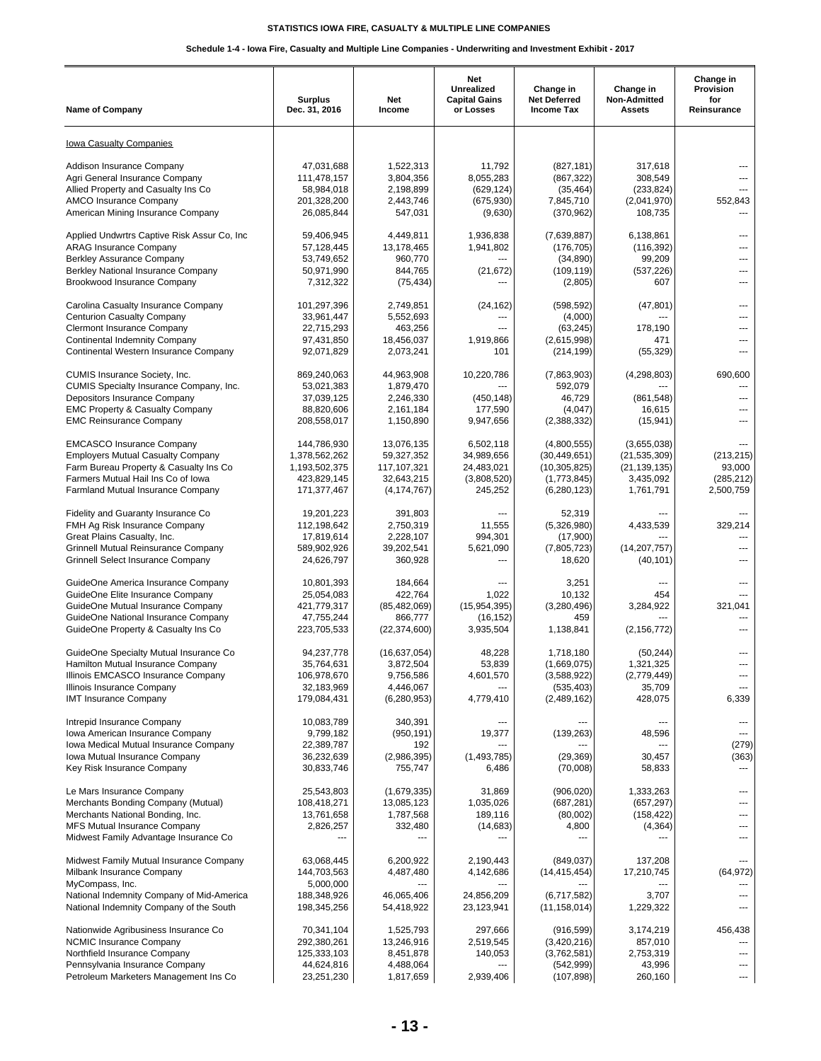# STATISTICS IOWA FIRE, CASUALTY & MULTIPLE LINE COMPANIES

## Schedule 1-4 - Iowa Fire, Casualty and Multiple Line Companies - Underwriting and Investment Exhibit - 2017

| Name of Company | Surplus Dec. 31, 2016 | Net Income | Net Unrealized Capital Gains or Losses | Change in Net Deferred Income Tax | Change in Non-Admitted Assets | Change in Provision for Reinsurance |
|---|---|---|---|---|---|---|
| Iowa Casualty Companies | | | | | | |
| Addison Insurance Company | 47,031,688 | 1,522,313 | 11,792 | (827,181) | 317,618 | --- |
| Agri General Insurance Company | 111,478,157 | 3,804,356 | 8,055,283 | (867,322) | 308,549 | --- |
| Allied Property and Casualty Ins Co | 58,984,018 | 2,198,899 | (629,124) | (35,464) | (233,824) | --- |
| AMCO Insurance Company | 201,328,200 | 2,443,746 | (675,930) | 7,845,710 | (2,041,970) | 552,843 |
| American Mining Insurance Company | 26,085,844 | 547,031 | (9,630) | (370,962) | 108,735 | --- |
| Applied Undwrtrs Captive Risk Assur Co, Inc | 59,406,945 | 4,449,811 | 1,936,838 | (7,639,887) | 6,138,861 | --- |
| ARAG Insurance Company | 57,128,445 | 13,178,465 | 1,941,802 | (176,705) | (116,392) | --- |
| Berkley Assurance Company | 53,749,652 | 960,770 | --- | (34,890) | 99,209 | --- |
| Berkley National Insurance Company | 50,971,990 | 844,765 | (21,672) | (109,119) | (537,226) | --- |
| Brookwood Insurance Company | 7,312,322 | (75,434) | --- | (2,805) | 607 | --- |
| Carolina Casualty Insurance Company | 101,297,396 | 2,749,851 | (24,162) | (598,592) | (47,801) | --- |
| Centurion Casualty Company | 33,961,447 | 5,552,693 | --- | (4,000) | --- | --- |
| Clermont Insurance Company | 22,715,293 | 463,256 | --- | (63,245) | 178,190 | --- |
| Continental Indemnity Company | 97,431,850 | 18,456,037 | 1,919,866 | (2,615,998) | 471 | --- |
| Continental Western Insurance Company | 92,071,829 | 2,073,241 | 101 | (214,199) | (55,329) | --- |
| CUMIS Insurance Society, Inc. | 869,240,063 | 44,963,908 | 10,220,786 | (7,863,903) | (4,298,803) | 690,600 |
| CUMIS Specialty Insurance Company, Inc. | 53,021,383 | 1,879,470 | --- | 592,079 | --- | --- |
| Depositors Insurance Company | 37,039,125 | 2,246,330 | (450,148) | 46,729 | (861,548) | --- |
| EMC Property & Casualty Company | 88,820,606 | 2,161,184 | 177,590 | (4,047) | 16,615 | --- |
| EMC Reinsurance Company | 208,558,017 | 1,150,890 | 9,947,656 | (2,388,332) | (15,941) | --- |
| EMCASCO Insurance Company | 144,786,930 | 13,076,135 | 6,502,118 | (4,800,555) | (3,655,038) | --- |
| Employers Mutual Casualty Company | 1,378,562,262 | 59,327,352 | 34,989,656 | (30,449,651) | (21,535,309) | (213,215) |
| Farm Bureau Property & Casualty Ins Co | 1,193,502,375 | 117,107,321 | 24,483,021 | (10,305,825) | (21,139,135) | 93,000 |
| Farmers Mutual Hail Ins Co of Iowa | 423,829,145 | 32,643,215 | (3,808,520) | (1,773,845) | 3,435,092 | (285,212) |
| Farmland Mutual Insurance Company | 171,377,467 | (4,174,767) | 245,252 | (6,280,123) | 1,761,791 | 2,500,759 |
| Fidelity and Guaranty Insurance Co | 19,201,223 | 391,803 | --- | 52,319 | --- | --- |
| FMH Ag Risk Insurance Company | 112,198,642 | 2,750,319 | 11,555 | (5,326,980) | 4,433,539 | 329,214 |
| Great Plains Casualty, Inc. | 17,819,614 | 2,228,107 | 994,301 | (17,900) | --- | --- |
| Grinnell Mutual Reinsurance Company | 589,902,926 | 39,202,541 | 5,621,090 | (7,805,723) | (14,207,757) | --- |
| Grinnell Select Insurance Company | 24,626,797 | 360,928 | --- | 18,620 | (40,101) | --- |
| GuideOne America Insurance Company | 10,801,393 | 184,664 | --- | 3,251 | --- | --- |
| GuideOne Elite Insurance Company | 25,054,083 | 422,764 | 1,022 | 10,132 | 454 | --- |
| GuideOne Mutual Insurance Company | 421,779,317 | (85,482,069) | (15,954,395) | (3,280,496) | 3,284,922 | 321,041 |
| GuideOne National Insurance Company | 47,755,244 | 866,777 | (16,152) | 459 | --- | --- |
| GuideOne Property & Casualty Ins Co | 223,705,533 | (22,374,600) | 3,935,504 | 1,138,841 | (2,156,772) | --- |
| GuideOne Specialty Mutual Insurance Co | 94,237,778 | (16,637,054) | 48,228 | 1,718,180 | (50,244) | --- |
| Hamilton Mutual Insurance Company | 35,764,631 | 3,872,504 | 53,839 | (1,669,075) | 1,321,325 | --- |
| Illinois EMCASCO Insurance Company | 106,978,670 | 9,756,586 | 4,601,570 | (3,588,922) | (2,779,449) | --- |
| Illinois Insurance Company | 32,183,969 | 4,446,067 | --- | (535,403) | 35,709 | --- |
| IMT Insurance Company | 179,084,431 | (6,280,953) | 4,779,410 | (2,489,162) | 428,075 | 6,339 |
| Intrepid Insurance Company | 10,083,789 | 340,391 | --- | --- | --- | --- |
| Iowa American Insurance Company | 9,799,182 | (950,191) | 19,377 | (139,263) | 48,596 | --- |
| Iowa Medical Mutual Insurance Company | 22,389,787 | 192 | --- | --- | --- | (279) |
| Iowa Mutual Insurance Company | 36,232,639 | (2,986,395) | (1,493,785) | (29,369) | 30,457 | (363) |
| Key Risk Insurance Company | 30,833,746 | 755,747 | 6,486 | (70,008) | 58,833 | --- |
| Le Mars Insurance Company | 25,543,803 | (1,679,335) | 31,869 | (906,020) | 1,333,263 | --- |
| Merchants Bonding Company (Mutual) | 108,418,271 | 13,085,123 | 1,035,026 | (687,281) | (657,297) | --- |
| Merchants National Bonding, Inc. | 13,761,658 | 1,787,568 | 189,116 | (80,002) | (158,422) | --- |
| MFS Mutual Insurance Company | 2,826,257 | 332,480 | (14,683) | 4,800 | (4,364) | --- |
| Midwest Family Advantage Insurance Co | --- | --- | --- | --- | --- | --- |
| Midwest Family Mutual Insurance Company | 63,068,445 | 6,200,922 | 2,190,443 | (849,037) | 137,208 | --- |
| Milbank Insurance Company | 144,703,563 | 4,487,480 | 4,142,686 | (14,415,454) | 17,210,745 | (64,972) |
| MyCompass, Inc. | 5,000,000 | --- | --- | --- | --- | --- |
| National Indemnity Company of Mid-America | 188,348,926 | 46,065,406 | 24,856,209 | (6,717,582) | 3,707 | --- |
| National Indemnity Company of the South | 198,345,256 | 54,418,922 | 23,123,941 | (11,158,014) | 1,229,322 | --- |
| Nationwide Agribusiness Insurance Co | 70,341,104 | 1,525,793 | 297,666 | (916,599) | 3,174,219 | 456,438 |
| NCMIC Insurance Company | 292,380,261 | 13,246,916 | 2,519,545 | (3,420,216) | 857,010 | --- |
| Northfield Insurance Company | 125,333,103 | 8,451,878 | 140,053 | (3,762,581) | 2,753,319 | --- |
| Pennsylvania Insurance Company | 44,624,816 | 4,488,064 | --- | (542,999) | 43,996 | --- |
| Petroleum Marketers Management Ins Co | 23,251,230 | 1,817,659 | 2,939,406 | (107,898) | 260,160 | --- |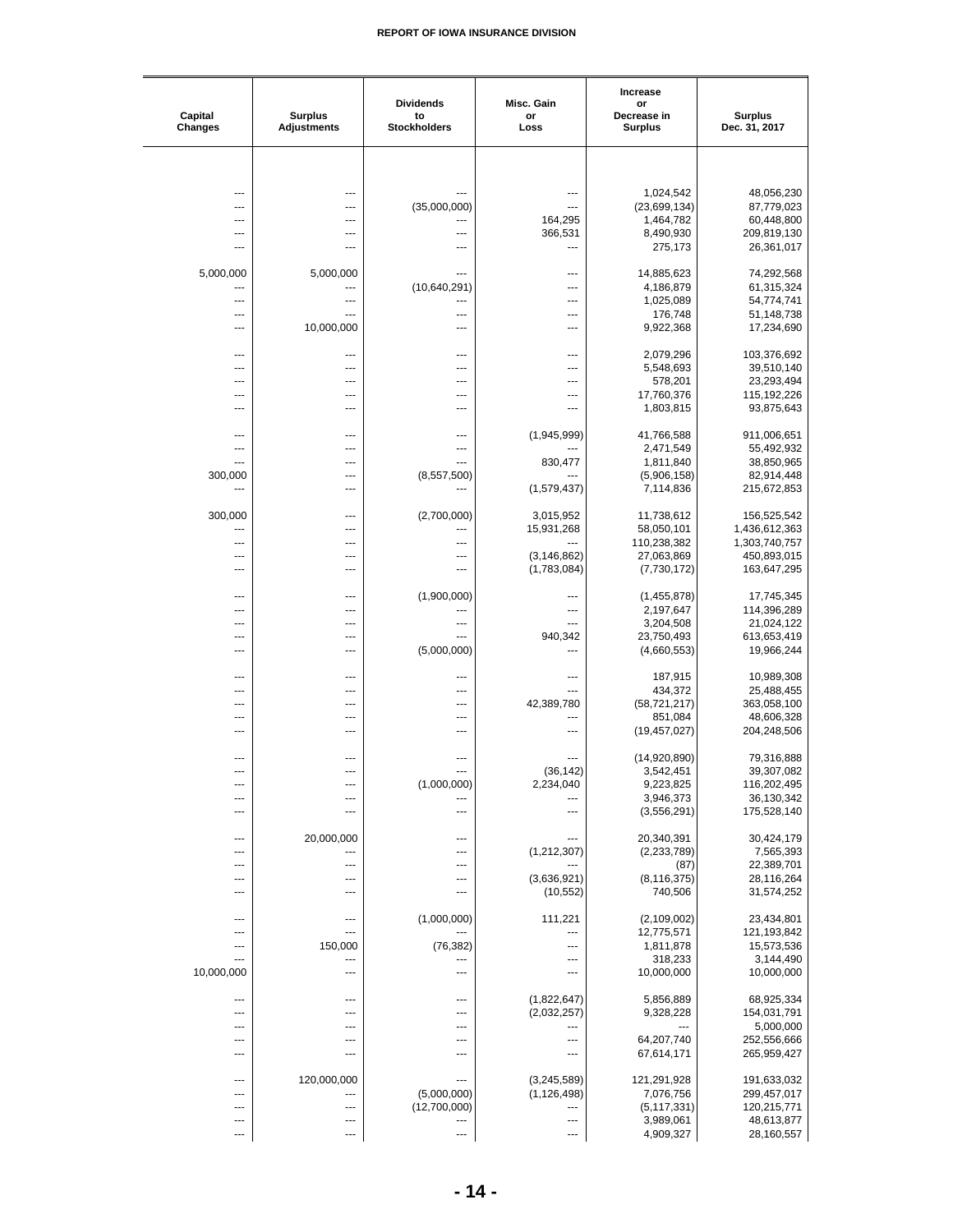| Capital Changes | Surplus Adjustments | Dividends to Stockholders | Misc. Gain or Loss | Increase or Decrease in Surplus | Surplus Dec. 31, 2017 |
|---|---|---|---|---|---|
| --- | --- | --- | --- | 1,024,542 | 48,056,230 |
| --- | --- | (35,000,000) | --- | (23,699,134) | 87,779,023 |
| --- | --- | --- | 164,295 | 1,464,782 | 60,448,800 |
| --- | --- | --- | 366,531 | 8,490,930 | 209,819,130 |
| --- | --- | --- | --- | 275,173 | 26,361,017 |
| 5,000,000 | 5,000,000 | --- | --- | 14,885,623 | 74,292,568 |
| --- | --- | (10,640,291) | --- | 4,186,879 | 61,315,324 |
| --- | --- | --- | --- | 1,025,089 | 54,774,741 |
| --- | --- | --- | --- | 176,748 | 51,148,738 |
| --- | 10,000,000 | --- | --- | 9,922,368 | 17,234,690 |
| --- | --- | --- | --- | 2,079,296 | 103,376,692 |
| --- | --- | --- | --- | 5,548,693 | 39,510,140 |
| --- | --- | --- | --- | 578,201 | 23,293,494 |
| --- | --- | --- | --- | 17,760,376 | 115,192,226 |
| --- | --- | --- | --- | 1,803,815 | 93,875,643 |
| --- | --- | --- | (1,945,999) | 41,766,588 | 911,006,651 |
| --- | --- | --- | --- | 2,471,549 | 55,492,932 |
| --- | --- | --- | 830,477 | 1,811,840 | 38,850,965 |
| 300,000 | --- | (8,557,500) | --- | (5,906,158) | 82,914,448 |
| --- | --- | --- | (1,579,437) | 7,114,836 | 215,672,853 |
| 300,000 | --- | (2,700,000) | 3,015,952 | 11,738,612 | 156,525,542 |
| --- | --- | --- | 15,931,268 | 58,050,101 | 1,436,612,363 |
| --- | --- | --- | --- | 110,238,382 | 1,303,740,757 |
| --- | --- | --- | (3,146,862) | 27,063,869 | 450,893,015 |
| --- | --- | --- | (1,783,084) | (7,730,172) | 163,647,295 |
| --- | --- | (1,900,000) | --- | (1,455,878) | 17,745,345 |
| --- | --- | --- | --- | 2,197,647 | 114,396,289 |
| --- | --- | --- | --- | 3,204,508 | 21,024,122 |
| --- | --- | --- | 940,342 | 23,750,493 | 613,653,419 |
| --- | --- | (5,000,000) | --- | (4,660,553) | 19,966,244 |
| --- | --- | --- | --- | 187,915 | 10,989,308 |
| --- | --- | --- | --- | 434,372 | 25,488,455 |
| --- | --- | --- | 42,389,780 | (58,721,217) | 363,058,100 |
| --- | --- | --- | --- | 851,084 | 48,606,328 |
| --- | --- | --- | --- | (19,457,027) | 204,248,506 |
| --- | --- | --- | --- | (14,920,890) | 79,316,888 |
| --- | --- | --- | (36,142) | 3,542,451 | 39,307,082 |
| --- | --- | (1,000,000) | 2,234,040 | 9,223,825 | 116,202,495 |
| --- | --- | --- | --- | 3,946,373 | 36,130,342 |
| --- | --- | --- | --- | (3,556,291) | 175,528,140 |
| --- | 20,000,000 | --- | --- | 20,340,391 | 30,424,179 |
| --- | --- | --- | (1,212,307) | (2,233,789) | 7,565,393 |
| --- | --- | --- | --- | (87) | 22,389,701 |
| --- | --- | --- | (3,636,921) | (8,116,375) | 28,116,264 |
| --- | --- | --- | (10,552) | 740,506 | 31,574,252 |
| --- | --- | (1,000,000) | 111,221 | (2,109,002) | 23,434,801 |
| --- | --- | --- | --- | 12,775,571 | 121,193,842 |
| --- | 150,000 | (76,382) | --- | 1,811,878 | 15,573,536 |
| --- | --- | --- | --- | 318,233 | 3,144,490 |
| 10,000,000 | --- | --- | --- | 10,000,000 | 10,000,000 |
| --- | --- | --- | (1,822,647) | 5,856,889 | 68,925,334 |
| --- | --- | --- | (2,032,257) | 9,328,228 | 154,031,791 |
| --- | --- | --- | --- | --- | 5,000,000 |
| --- | --- | --- | --- | 64,207,740 | 252,556,666 |
| --- | --- | --- | --- | 67,614,171 | 265,959,427 |
| --- | 120,000,000 | --- | (3,245,589) | 121,291,928 | 191,633,032 |
| --- | --- | (5,000,000) | (1,126,498) | 7,076,756 | 299,457,017 |
| --- | --- | (12,700,000) | --- | (5,117,331) | 120,215,771 |
| --- | --- | --- | --- | 3,989,061 | 48,613,877 |
| --- | --- | --- | --- | 4,909,327 | 28,160,557 |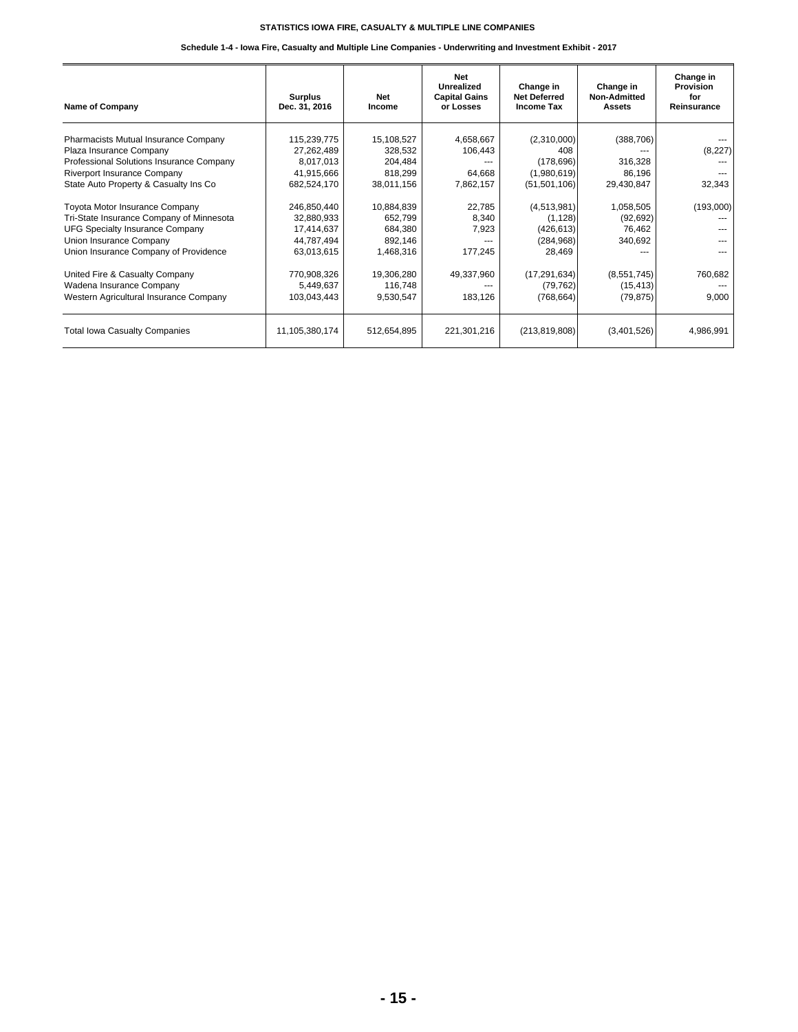# STATISTICS IOWA FIRE, CASUALTY & MULTIPLE LINE COMPANIES

## Schedule 1-4 - Iowa Fire, Casualty and Multiple Line Companies - Underwriting and Investment Exhibit - 2017

| Name of Company | Surplus Dec. 31, 2016 | Net Income | Net Unrealized Capital Gains or Losses | Change in Net Deferred Income Tax | Change in Non-Admitted Assets | Change in Provision for Reinsurance |
|---|---|---|---|---|---|---|
| Pharmacists Mutual Insurance Company | 115,239,775 | 15,108,527 | 4,658,667 | (2,310,000) | (388,706) | --- |
| Plaza Insurance Company | 27,262,489 | 328,532 | 106,443 | 408 | --- | (8,227) |
| Professional Solutions Insurance Company | 8,017,013 | 204,484 | --- | (178,696) | 316,328 | --- |
| Riverport Insurance Company | 41,915,666 | 818,299 | 64,668 | (1,980,619) | 86,196 | --- |
| State Auto Property & Casualty Ins Co | 682,524,170 | 38,011,156 | 7,862,157 | (51,501,106) | 29,430,847 | 32,343 |
| Toyota Motor Insurance Company | 246,850,440 | 10,884,839 | 22,785 | (4,513,981) | 1,058,505 | (193,000) |
| Tri-State Insurance Company of Minnesota | 32,880,933 | 652,799 | 8,340 | (1,128) | (92,692) | --- |
| UFG Specialty Insurance Company | 17,414,637 | 684,380 | 7,923 | (426,613) | 76,462 | --- |
| Union Insurance Company | 44,787,494 | 892,146 | --- | (284,968) | 340,692 | --- |
| Union Insurance Company of Providence | 63,013,615 | 1,468,316 | 177,245 | 28,469 | --- | --- |
| United Fire & Casualty Company | 770,908,326 | 19,306,280 | 49,337,960 | (17,291,634) | (8,551,745) | 760,682 |
| Wadena Insurance Company | 5,449,637 | 116,748 | --- | (79,762) | (15,413) | --- |
| Western Agricultural Insurance Company | 103,043,443 | 9,530,547 | 183,126 | (768,664) | (79,875) | 9,000 |
| Total Iowa Casualty Companies | 11,105,380,174 | 512,654,895 | 221,301,216 | (213,819,808) | (3,401,526) | 4,986,991 |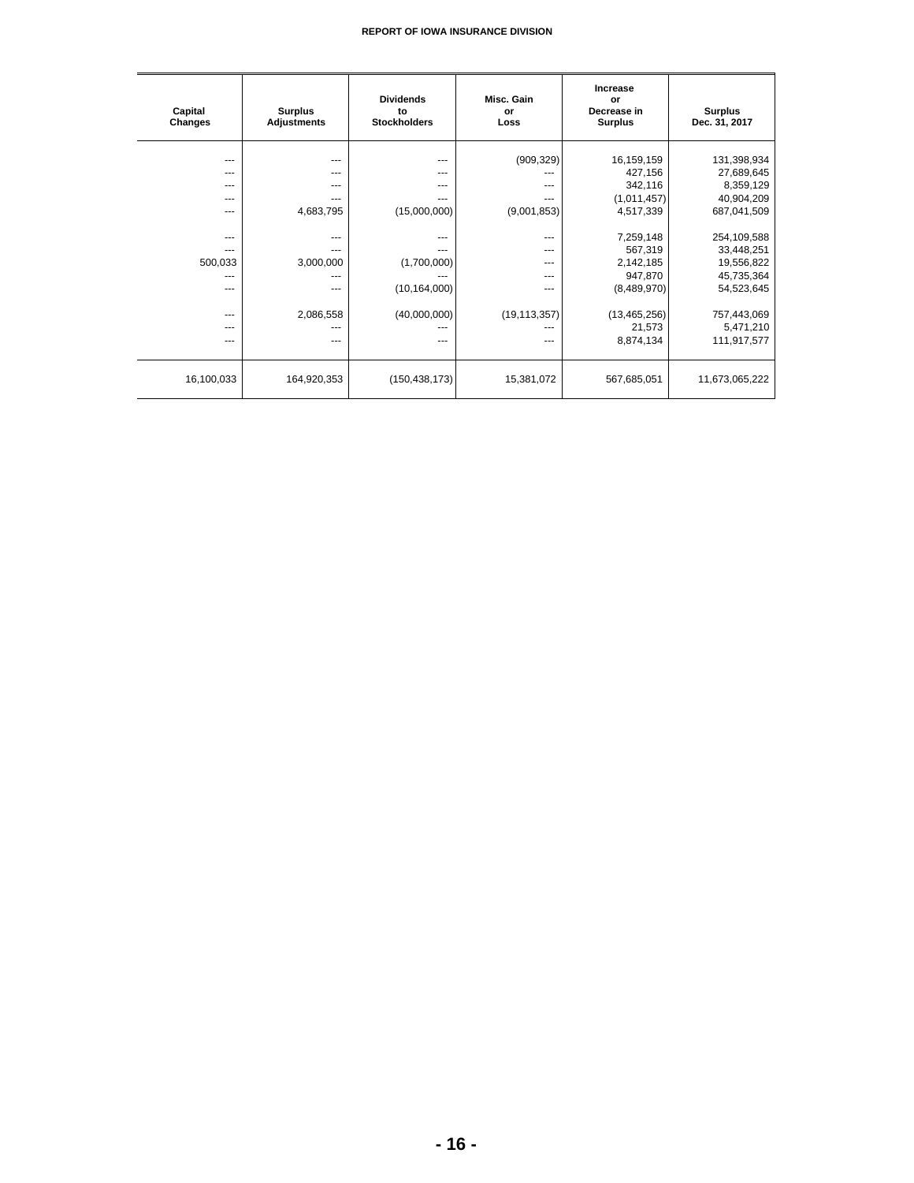| Capital Changes | Surplus Adjustments | Dividends to Stockholders | Misc. Gain or Loss | Increase or Decrease in Surplus | Surplus Dec. 31, 2017 |
|---|---|---|---|---|---|
| --- | --- | --- | (909,329) | 16,159,159 | 131,398,934 |
| --- | --- | --- | --- | 427,156 | 27,689,645 |
| --- | --- | --- | --- | 342,116 | 8,359,129 |
| --- | --- | --- | --- | (1,011,457) | 40,904,209 |
| --- | 4,683,795 | (15,000,000) | (9,001,853) | 4,517,339 | 687,041,509 |
| --- | --- | --- | --- | 7,259,148 | 254,109,588 |
| --- | --- | --- | --- | 567,319 | 33,448,251 |
| 500,033 | 3,000,000 | (1,700,000) | --- | 2,142,185 | 19,556,822 |
| --- | --- | --- | --- | 947,870 | 45,735,364 |
| --- | --- | (10,164,000) | --- | (8,489,970) | 54,523,645 |
| --- | 2,086,558 | (40,000,000) | (19,113,357) | (13,465,256) | 757,443,069 |
| --- | --- | --- | --- | 21,573 | 5,471,210 |
| --- | --- | --- | --- | 8,874,134 | 111,917,577 |
| 16,100,033 | 164,920,353 | (150,438,173) | 15,381,072 | 567,685,051 | 11,673,065,222 |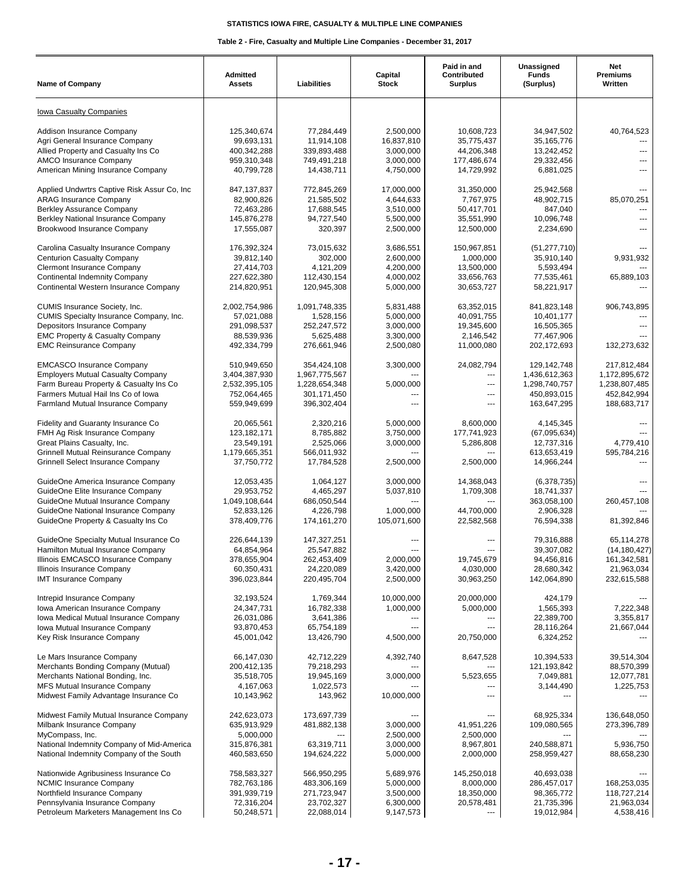# STATISTICS IOWA FIRE, CASUALTY & MULTIPLE LINE COMPANIES

## Table 2 - Fire, Casualty and Multiple Line Companies - December 31, 2017

| Name of Company | Admitted Assets | Liabilities | Capital Stock | Paid in and Contributed Surplus | Unassigned Funds (Surplus) | Net Premiums Written |
|---|---|---|---|---|---|---|
| Iowa Casualty Companies | | | | | | |
| Addison Insurance Company | 125,340,674 | 77,284,449 | 2,500,000 | 10,608,723 | 34,947,502 | 40,764,523 |
| Agri General Insurance Company | 99,693,131 | 11,914,108 | 16,837,810 | 35,775,437 | 35,165,776 | --- |
| Allied Property and Casualty Ins Co | 400,342,288 | 339,893,488 | 3,000,000 | 44,206,348 | 13,242,452 | --- |
| AMCO Insurance Company | 959,310,348 | 749,491,218 | 3,000,000 | 177,486,674 | 29,332,456 | --- |
| American Mining Insurance Company | 40,799,728 | 14,438,711 | 4,750,000 | 14,729,992 | 6,881,025 | --- |
| Applied Undwrtrs Captive Risk Assur Co, Inc | 847,137,837 | 772,845,269 | 17,000,000 | 31,350,000 | 25,942,568 | --- |
| ARAG Insurance Company | 82,900,826 | 21,585,502 | 4,644,633 | 7,767,975 | 48,902,715 | 85,070,251 |
| Berkley Assurance Company | 72,463,286 | 17,688,545 | 3,510,000 | 50,417,701 | 847,040 | --- |
| Berkley National Insurance Company | 145,876,278 | 94,727,540 | 5,500,000 | 35,551,990 | 10,096,748 | --- |
| Brookwood Insurance Company | 17,555,087 | 320,397 | 2,500,000 | 12,500,000 | 2,234,690 | --- |
| Carolina Casualty Insurance Company | 176,392,324 | 73,015,632 | 3,686,551 | 150,967,851 | (51,277,710) | --- |
| Centurion Casualty Company | 39,812,140 | 302,000 | 2,600,000 | 1,000,000 | 35,910,140 | 9,931,932 |
| Clermont Insurance Company | 27,414,703 | 4,121,209 | 4,200,000 | 13,500,000 | 5,593,494 | --- |
| Continental Indemnity Company | 227,622,380 | 112,430,154 | 4,000,002 | 33,656,763 | 77,535,461 | 65,889,103 |
| Continental Western Insurance Company | 214,820,951 | 120,945,308 | 5,000,000 | 30,653,727 | 58,221,917 | --- |
| CUMIS Insurance Society, Inc. | 2,002,754,986 | 1,091,748,335 | 5,831,488 | 63,352,015 | 841,823,148 | 906,743,895 |
| CUMIS Specialty Insurance Company, Inc. | 57,021,088 | 1,528,156 | 5,000,000 | 40,091,755 | 10,401,177 | --- |
| Depositors Insurance Company | 291,098,537 | 252,247,572 | 3,000,000 | 19,345,600 | 16,505,365 | --- |
| EMC Property & Casualty Company | 88,539,936 | 5,625,488 | 3,300,000 | 2,146,542 | 77,467,906 | --- |
| EMC Reinsurance Company | 492,334,799 | 276,661,946 | 2,500,080 | 11,000,080 | 202,172,693 | 132,273,632 |
| EMCASCO Insurance Company | 510,949,650 | 354,424,108 | 3,300,000 | 24,082,794 | 129,142,748 | 217,812,484 |
| Employers Mutual Casualty Company | 3,404,387,930 | 1,967,775,567 | --- | --- | 1,436,612,363 | 1,172,895,672 |
| Farm Bureau Property & Casualty Ins Co | 2,532,395,105 | 1,228,654,348 | 5,000,000 | --- | 1,298,740,757 | 1,238,807,485 |
| Farmers Mutual Hail Ins Co of Iowa | 752,064,465 | 301,171,450 | --- | --- | 450,893,015 | 452,842,994 |
| Farmland Mutual Insurance Company | 559,949,699 | 396,302,404 | --- | --- | 163,647,295 | 188,683,717 |
| Fidelity and Guaranty Insurance Co | 20,065,561 | 2,320,216 | 5,000,000 | 8,600,000 | 4,145,345 | --- |
| FMH Ag Risk Insurance Company | 123,182,171 | 8,785,882 | 3,750,000 | 177,741,923 | (67,095,634) | --- |
| Great Plains Casualty, Inc. | 23,549,191 | 2,525,066 | 3,000,000 | 5,286,808 | 12,737,316 | 4,779,410 |
| Grinnell Mutual Reinsurance Company | 1,179,665,351 | 566,011,932 | --- | --- | 613,653,419 | 595,784,216 |
| Grinnell Select Insurance Company | 37,750,772 | 17,784,528 | 2,500,000 | 2,500,000 | 14,966,244 | --- |
| GuideOne America Insurance Company | 12,053,435 | 1,064,127 | 3,000,000 | 14,368,043 | (6,378,735) | --- |
| GuideOne Elite Insurance Company | 29,953,752 | 4,465,297 | 5,037,810 | 1,709,308 | 18,741,337 | --- |
| GuideOne Mutual Insurance Company | 1,049,108,644 | 686,050,544 | --- | --- | 363,058,100 | 260,457,108 |
| GuideOne National Insurance Company | 52,833,126 | 4,226,798 | 1,000,000 | 44,700,000 | 2,906,328 | --- |
| GuideOne Property & Casualty Ins Co | 378,409,776 | 174,161,270 | 105,071,600 | 22,582,568 | 76,594,338 | 81,392,846 |
| GuideOne Specialty Mutual Insurance Co | 226,644,139 | 147,321,251 | --- | --- | 79,316,888 | 65,114,278 |
| Hamilton Mutual Insurance Company | 64,854,964 | 25,547,882 | --- | --- | 39,307,082 | (14,180,427) |
| Illinois EMCASCO Insurance Company | 378,655,904 | 262,453,409 | 2,000,000 | 19,745,679 | 94,456,816 | 161,342,581 |
| Illinois Insurance Company | 60,350,431 | 24,220,089 | 3,420,000 | 4,030,000 | 28,680,342 | 21,963,034 |
| IMT Insurance Company | 396,023,844 | 220,495,704 | 2,500,000 | 30,963,250 | 142,064,890 | 232,615,588 |
| Intrepid Insurance Company | 32,193,524 | 1,769,344 | 10,000,000 | 20,000,000 | 424,179 | --- |
| Iowa American Insurance Company | 24,347,731 | 16,782,338 | 1,000,000 | 5,000,000 | 1,565,393 | 7,222,348 |
| Iowa Medical Mutual Insurance Company | 26,031,086 | 3,641,386 | --- | --- | 22,389,700 | 3,355,817 |
| Iowa Mutual Insurance Company | 93,870,453 | 65,754,189 | --- | --- | 28,116,264 | 21,667,044 |
| Key Risk Insurance Company | 45,001,042 | 13,426,790 | 4,500,000 | 20,750,000 | 6,324,252 | --- |
| Le Mars Insurance Company | 66,147,030 | 42,712,229 | 4,392,740 | 8,647,528 | 10,394,533 | 39,514,304 |
| Merchants Bonding Company (Mutual) | 200,412,135 | 79,218,293 | --- | --- | 121,193,842 | 88,570,399 |
| Merchants National Bonding, Inc. | 35,518,705 | 19,945,169 | 3,000,000 | 5,523,655 | 7,049,881 | 12,077,781 |
| MFS Mutual Insurance Company | 4,167,063 | 1,022,573 | --- | --- | 3,144,490 | 1,225,753 |
| Midwest Family Advantage Insurance Co | 10,143,962 | 143,962 | 10,000,000 | --- | --- | --- |
| Midwest Family Mutual Insurance Company | 242,623,073 | 173,697,739 | --- | --- | 68,925,334 | 136,648,050 |
| Milbank Insurance Company | 635,913,929 | 481,882,138 | 3,000,000 | 41,951,226 | 109,080,565 | 273,396,789 |
| MyCompass, Inc. | 5,000,000 | --- | 2,500,000 | 2,500,000 | --- | --- |
| National Indemnity Company of Mid-America | 315,876,381 | 63,319,711 | 3,000,000 | 8,967,801 | 240,588,871 | 5,936,750 |
| National Indemnity Company of the South | 460,583,650 | 194,624,222 | 5,000,000 | 2,000,000 | 258,959,427 | 88,658,230 |
| Nationwide Agribusiness Insurance Co | 758,583,327 | 566,950,295 | 5,689,976 | 145,250,018 | 40,693,038 | --- |
| NCMIC Insurance Company | 782,763,186 | 483,306,169 | 5,000,000 | 8,000,000 | 286,457,017 | 168,253,035 |
| Northfield Insurance Company | 391,939,719 | 271,723,947 | 3,500,000 | 18,350,000 | 98,365,772 | 118,727,214 |
| Pennsylvania Insurance Company | 72,316,204 | 23,702,327 | 6,300,000 | 20,578,481 | 21,735,396 | 21,963,034 |
| Petroleum Marketers Management Ins Co | 50,248,571 | 22,088,014 | 9,147,573 | --- | 19,012,984 | 4,538,416 |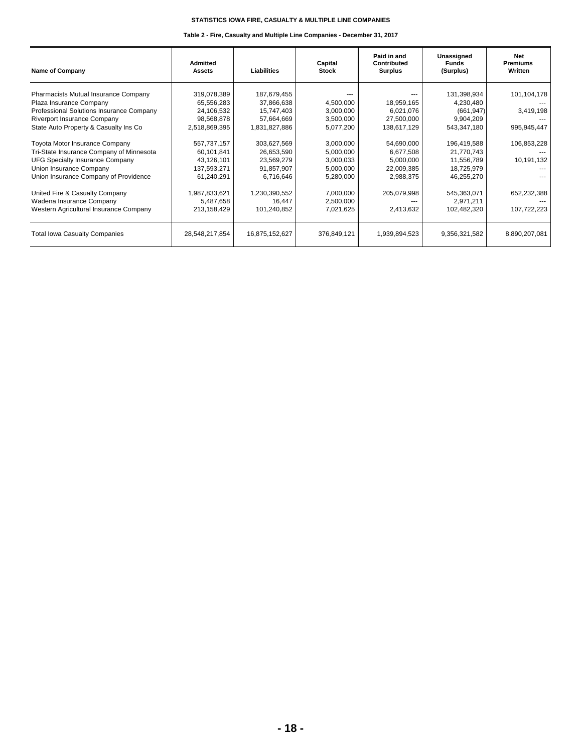**STATISTICS IOWA FIRE, CASUALTY & MULTIPLE LINE COMPANIES**

**Table 2 - Fire, Casualty and Multiple Line Companies - December 31, 2017**

| Name of Company | Admitted Assets | Liabilities | Capital Stock | Paid in and Contributed Surplus | Unassigned Funds (Surplus) | Net Premiums Written |
|---|---|---|---|---|---|---|
| Pharmacists Mutual Insurance Company | 319,078,389 | 187,679,455 | --- | --- | 131,398,934 | 101,104,178 |
| Plaza Insurance Company | 65,556,283 | 37,866,638 | 4,500,000 | 18,959,165 | 4,230,480 | --- |
| Professional Solutions Insurance Company | 24,106,532 | 15,747,403 | 3,000,000 | 6,021,076 | (661,947) | 3,419,198 |
| Riverport Insurance Company | 98,568,878 | 57,664,669 | 3,500,000 | 27,500,000 | 9,904,209 | --- |
| State Auto Property & Casualty Ins Co | 2,518,869,395 | 1,831,827,886 | 5,077,200 | 138,617,129 | 543,347,180 | 995,945,447 |
| Toyota Motor Insurance Company | 557,737,157 | 303,627,569 | 3,000,000 | 54,690,000 | 196,419,588 | 106,853,228 |
| Tri-State Insurance Company of Minnesota | 60,101,841 | 26,653,590 | 5,000,000 | 6,677,508 | 21,770,743 | --- |
| UFG Specialty Insurance Company | 43,126,101 | 23,569,279 | 3,000,033 | 5,000,000 | 11,556,789 | 10,191,132 |
| Union Insurance Company | 137,593,271 | 91,857,907 | 5,000,000 | 22,009,385 | 18,725,979 | --- |
| Union Insurance Company of Providence | 61,240,291 | 6,716,646 | 5,280,000 | 2,988,375 | 46,255,270 | --- |
| United Fire & Casualty Company | 1,987,833,621 | 1,230,390,552 | 7,000,000 | 205,079,998 | 545,363,071 | 652,232,388 |
| Wadena Insurance Company | 5,487,658 | 16,447 | 2,500,000 | --- | 2,971,211 | --- |
| Western Agricultural Insurance Company | 213,158,429 | 101,240,852 | 7,021,625 | 2,413,632 | 102,482,320 | 107,722,223 |
| Total Iowa Casualty Companies | 28,548,217,854 | 16,875,152,627 | 376,849,121 | 1,939,894,523 | 9,356,321,582 | 8,890,207,081 |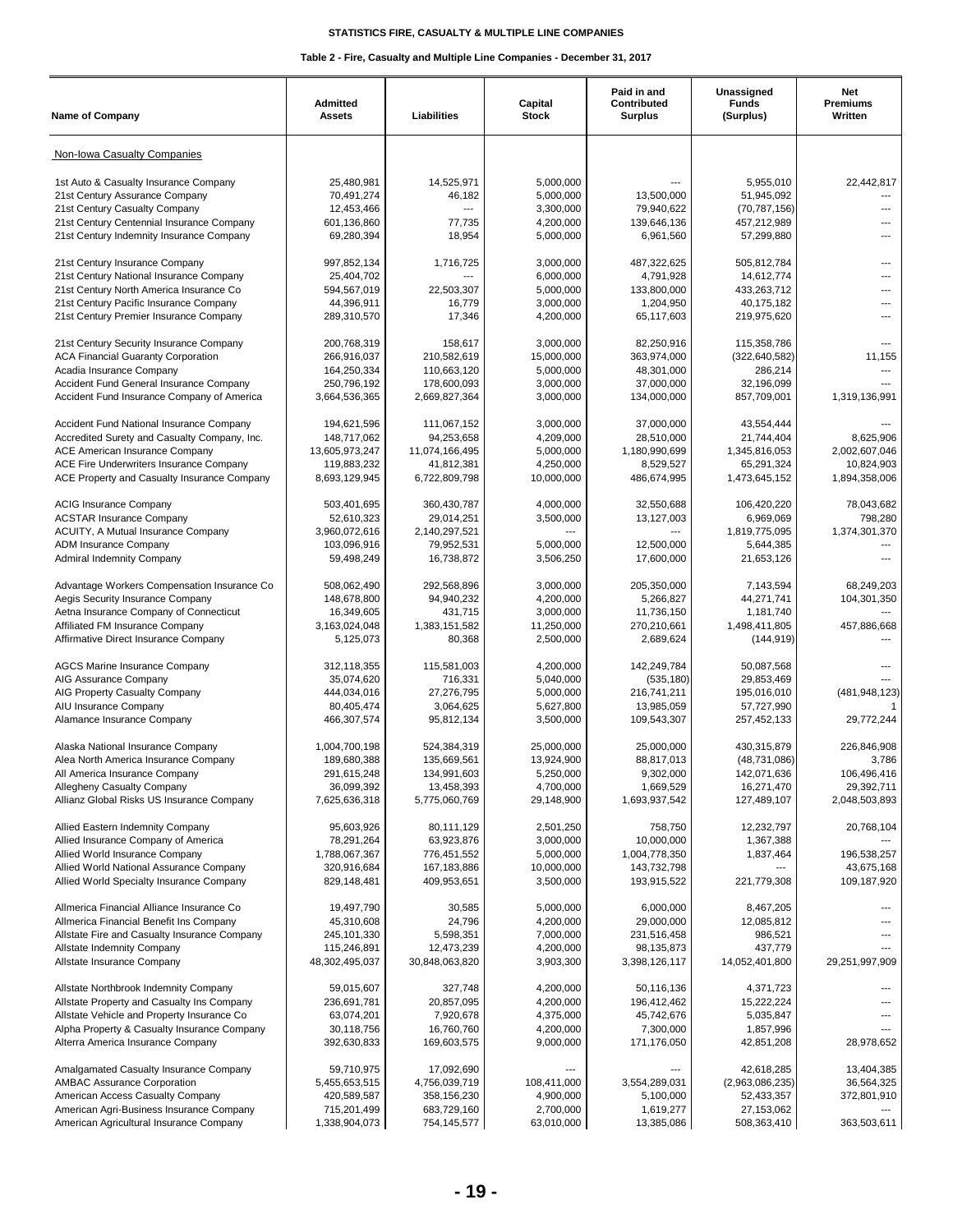**STATISTICS FIRE, CASUALTY & MULTIPLE LINE COMPANIES**

**Table 2 - Fire, Casualty and Multiple Line Companies - December 31, 2017**

| Name of Company | Admitted Assets | Liabilities | Capital Stock | Paid in and Contributed Surplus | Unassigned Funds (Surplus) | Net Premiums Written |
|---|---|---|---|---|---|---|
| Non-Iowa Casualty Companies | | | | | | |
| 1st Auto & Casualty Insurance Company | 25,480,981 | 14,525,971 | 5,000,000 | --- | 5,955,010 | 22,442,817 |
| 21st Century Assurance Company | 70,491,274 | 46,182 | 5,000,000 | 13,500,000 | 51,945,092 | --- |
| 21st Century Casualty Company | 12,453,466 | --- | 3,300,000 | 79,940,622 | (70,787,156) | --- |
| 21st Century Centennial Insurance Company | 601,136,860 | 77,735 | 4,200,000 | 139,646,136 | 457,212,989 | --- |
| 21st Century Indemnity Insurance Company | 69,280,394 | 18,954 | 5,000,000 | 6,961,560 | 57,299,880 | --- |
| 21st Century Insurance Company | 997,852,134 | 1,716,725 | 3,000,000 | 487,322,625 | 505,812,784 | --- |
| 21st Century National Insurance Company | 25,404,702 | --- | 6,000,000 | 4,791,928 | 14,612,774 | --- |
| 21st Century North America Insurance Co | 594,567,019 | 22,503,307 | 5,000,000 | 133,800,000 | 433,263,712 | --- |
| 21st Century Pacific Insurance Company | 44,396,911 | 16,779 | 3,000,000 | 1,204,950 | 40,175,182 | --- |
| 21st Century Premier Insurance Company | 289,310,570 | 17,346 | 4,200,000 | 65,117,603 | 219,975,620 | --- |
| 21st Century Security Insurance Company | 200,768,319 | 158,617 | 3,000,000 | 82,250,916 | 115,358,786 | --- |
| ACA Financial Guaranty Corporation | 266,916,037 | 210,582,619 | 15,000,000 | 363,974,000 | (322,640,582) | 11,155 |
| Acadia Insurance Company | 164,250,334 | 110,663,120 | 5,000,000 | 48,301,000 | 286,214 | --- |
| Accident Fund General Insurance Company | 250,796,192 | 178,600,093 | 3,000,000 | 37,000,000 | 32,196,099 | --- |
| Accident Fund Insurance Company of America | 3,664,536,365 | 2,669,827,364 | 3,000,000 | 134,000,000 | 857,709,001 | 1,319,136,991 |
| Accident Fund National Insurance Company | 194,621,596 | 111,067,152 | 3,000,000 | 37,000,000 | 43,554,444 | --- |
| Accredited Surety and Casualty Company, Inc. | 148,717,062 | 94,253,658 | 4,209,000 | 28,510,000 | 21,744,404 | 8,625,906 |
| ACE American Insurance Company | 13,605,973,247 | 11,074,166,495 | 5,000,000 | 1,180,990,699 | 1,345,816,053 | 2,002,607,046 |
| ACE Fire Underwriters Insurance Company | 119,883,232 | 41,812,381 | 4,250,000 | 8,529,527 | 65,291,324 | 10,824,903 |
| ACE Property and Casualty Insurance Company | 8,693,129,945 | 6,722,809,798 | 10,000,000 | 486,674,995 | 1,473,645,152 | 1,894,358,006 |
| ACIG Insurance Company | 503,401,695 | 360,430,787 | 4,000,000 | 32,550,688 | 106,420,220 | 78,043,682 |
| ACSTAR Insurance Company | 52,610,323 | 29,014,251 | 3,500,000 | 13,127,003 | 6,969,069 | 798,280 |
| ACUITY, A Mutual Insurance Company | 3,960,072,616 | 2,140,297,521 | --- | --- | 1,819,775,095 | 1,374,301,370 |
| ADM Insurance Company | 103,096,916 | 79,952,531 | 5,000,000 | 12,500,000 | 5,644,385 | --- |
| Admiral Indemnity Company | 59,498,249 | 16,738,872 | 3,506,250 | 17,600,000 | 21,653,126 | --- |
| Advantage Workers Compensation Insurance Co | 508,062,490 | 292,568,896 | 3,000,000 | 205,350,000 | 7,143,594 | 68,249,203 |
| Aegis Security Insurance Company | 148,678,800 | 94,940,232 | 4,200,000 | 5,266,827 | 44,271,741 | 104,301,350 |
| Aetna Insurance Company of Connecticut | 16,349,605 | 431,715 | 3,000,000 | 11,736,150 | 1,181,740 | --- |
| Affiliated FM Insurance Company | 3,163,024,048 | 1,383,151,582 | 11,250,000 | 270,210,661 | 1,498,411,805 | 457,886,668 |
| Affirmative Direct Insurance Company | 5,125,073 | 80,368 | 2,500,000 | 2,689,624 | (144,919) | --- |
| AGCS Marine Insurance Company | 312,118,355 | 115,581,003 | 4,200,000 | 142,249,784 | 50,087,568 | --- |
| AIG Assurance Company | 35,074,620 | 716,331 | 5,040,000 | (535,180) | 29,853,469 | --- |
| AIG Property Casualty Company | 444,034,016 | 27,276,795 | 5,000,000 | 216,741,211 | 195,016,010 | (481,948,123) |
| AIU Insurance Company | 80,405,474 | 3,064,625 | 5,627,800 | 13,985,059 | 57,727,990 | 1 |
| Alamance Insurance Company | 466,307,574 | 95,812,134 | 3,500,000 | 109,543,307 | 257,452,133 | 29,772,244 |
| Alaska National Insurance Company | 1,004,700,198 | 524,384,319 | 25,000,000 | 25,000,000 | 430,315,879 | 226,846,908 |
| Alea North America Insurance Company | 189,680,388 | 135,669,561 | 13,924,900 | 88,817,013 | (48,731,086) | 3,786 |
| All America Insurance Company | 291,615,248 | 134,991,603 | 5,250,000 | 9,302,000 | 142,071,636 | 106,496,416 |
| Allegheny Casualty Company | 36,099,392 | 13,458,393 | 4,700,000 | 1,669,529 | 16,271,470 | 29,392,711 |
| Allianz Global Risks US Insurance Company | 7,625,636,318 | 5,775,060,769 | 29,148,900 | 1,693,937,542 | 127,489,107 | 2,048,503,893 |
| Allied Eastern Indemnity Company | 95,603,926 | 80,111,129 | 2,501,250 | 758,750 | 12,232,797 | 20,768,104 |
| Allied Insurance Company of America | 78,291,264 | 63,923,876 | 3,000,000 | 10,000,000 | 1,367,388 | --- |
| Allied World Insurance Company | 1,788,067,367 | 776,451,552 | 5,000,000 | 1,004,778,350 | 1,837,464 | 196,538,257 |
| Allied World National Assurance Company | 320,916,684 | 167,183,886 | 10,000,000 | 143,732,798 | --- | 43,675,168 |
| Allied World Specialty Insurance Company | 829,148,481 | 409,953,651 | 3,500,000 | 193,915,522 | 221,779,308 | 109,187,920 |
| Allmerica Financial Alliance Insurance Co | 19,497,790 | 30,585 | 5,000,000 | 6,000,000 | 8,467,205 | --- |
| Allmerica Financial Benefit Ins Company | 45,310,608 | 24,796 | 4,200,000 | 29,000,000 | 12,085,812 | --- |
| Allstate Fire and Casualty Insurance Company | 245,101,330 | 5,598,351 | 7,000,000 | 231,516,458 | 986,521 | --- |
| Allstate Indemnity Company | 115,246,891 | 12,473,239 | 4,200,000 | 98,135,873 | 437,779 | --- |
| Allstate Insurance Company | 48,302,495,037 | 30,848,063,820 | 3,903,300 | 3,398,126,117 | 14,052,401,800 | 29,251,997,909 |
| Allstate Northbrook Indemnity Company | 59,015,607 | 327,748 | 4,200,000 | 50,116,136 | 4,371,723 | --- |
| Allstate Property and Casualty Ins Company | 236,691,781 | 20,857,095 | 4,200,000 | 196,412,462 | 15,222,224 | --- |
| Allstate Vehicle and Property Insurance Co | 63,074,201 | 7,920,678 | 4,375,000 | 45,742,676 | 5,035,847 | --- |
| Alpha Property & Casualty Insurance Company | 30,118,756 | 16,760,760 | 4,200,000 | 7,300,000 | 1,857,996 | --- |
| Alterra America Insurance Company | 392,630,833 | 169,603,575 | 9,000,000 | 171,176,050 | 42,851,208 | 28,978,652 |
| Amalgamated Casualty Insurance Company | 59,710,975 | 17,092,690 | --- | --- | 42,618,285 | 13,404,385 |
| AMBAC Assurance Corporation | 5,455,653,515 | 4,756,039,719 | 108,411,000 | 3,554,289,031 | (2,963,086,235) | 36,564,325 |
| American Access Casualty Company | 420,589,587 | 358,156,230 | 4,900,000 | 5,100,000 | 52,433,357 | 372,801,910 |
| American Agri-Business Insurance Company | 715,201,499 | 683,729,160 | 2,700,000 | 1,619,277 | 27,153,062 | --- |
| American Agricultural Insurance Company | 1,338,904,073 | 754,145,577 | 63,010,000 | 13,385,086 | 508,363,410 | 363,503,611 |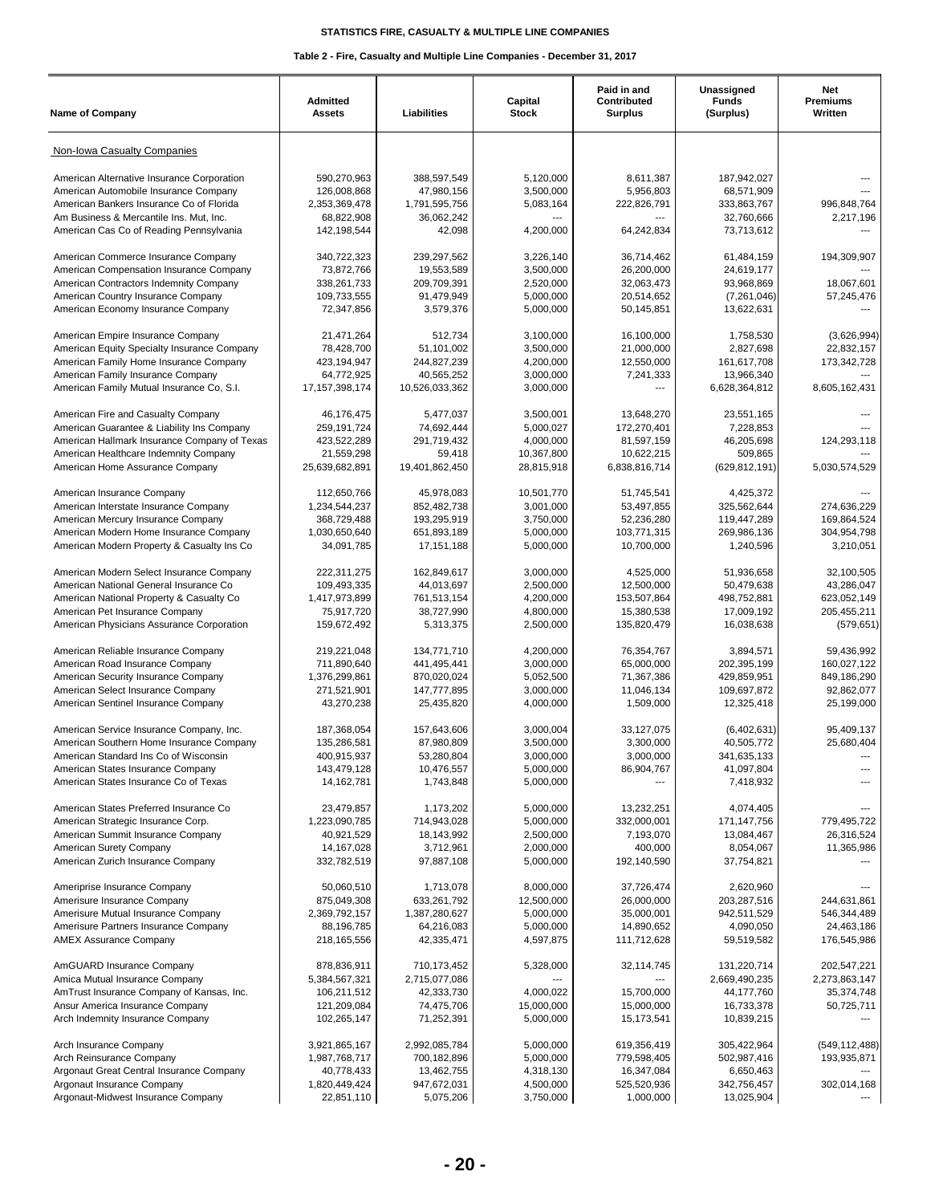**STATISTICS FIRE, CASUALTY & MULTIPLE LINE COMPANIES**

**Table 2 - Fire, Casualty and Multiple Line Companies - December 31, 2017**

| Name of Company | Admitted Assets | Liabilities | Capital Stock | Paid in and Contributed Surplus | Unassigned Funds (Surplus) | Net Premiums Written |
|---|---|---|---|---|---|---|
| Non-Iowa Casualty Companies | | | | | | |
| American Alternative Insurance Corporation | 590,270,963 | 388,597,549 | 5,120,000 | 8,611,387 | 187,942,027 | --- |
| American Automobile Insurance Company | 126,008,868 | 47,980,156 | 3,500,000 | 5,956,803 | 68,571,909 | --- |
| American Bankers Insurance Co of Florida | 2,353,369,478 | 1,791,595,756 | 5,083,164 | 222,826,791 | 333,863,767 | 996,848,764 |
| Am Business & Mercantile Ins. Mut, Inc. | 68,822,908 | 36,062,242 | --- | --- | 32,760,666 | 2,217,196 |
| American Cas Co of Reading Pennsylvania | 142,198,544 | 42,098 | 4,200,000 | 64,242,834 | 73,713,612 | --- |
| American Commerce Insurance Company | 340,722,323 | 239,297,562 | 3,226,140 | 36,714,462 | 61,484,159 | 194,309,907 |
| American Compensation Insurance Company | 73,872,766 | 19,553,589 | 3,500,000 | 26,200,000 | 24,619,177 | --- |
| American Contractors Indemnity Company | 338,261,733 | 209,709,391 | 2,520,000 | 32,063,473 | 93,968,869 | 18,067,601 |
| American Country Insurance Company | 109,733,555 | 91,479,949 | 5,000,000 | 20,514,652 | (7,261,046) | 57,245,476 |
| American Economy Insurance Company | 72,347,856 | 3,579,376 | 5,000,000 | 50,145,851 | 13,622,631 | --- |
| American Empire Insurance Company | 21,471,264 | 512,734 | 3,100,000 | 16,100,000 | 1,758,530 | (3,626,994) |
| American Equity Specialty Insurance Company | 78,428,700 | 51,101,002 | 3,500,000 | 21,000,000 | 2,827,698 | 22,832,157 |
| American Family Home Insurance Company | 423,194,947 | 244,827,239 | 4,200,000 | 12,550,000 | 161,617,708 | 173,342,728 |
| American Family Insurance Company | 64,772,925 | 40,565,252 | 3,000,000 | 7,241,333 | 13,966,340 | --- |
| American Family Mutual Insurance Co, S.I. | 17,157,398,174 | 10,526,033,362 | 3,000,000 | --- | 6,628,364,812 | 8,605,162,431 |
| American Fire and Casualty Company | 46,176,475 | 5,477,037 | 3,500,001 | 13,648,270 | 23,551,165 | --- |
| American Guarantee & Liability Ins Company | 259,191,724 | 74,692,444 | 5,000,027 | 172,270,401 | 7,228,853 | --- |
| American Hallmark Insurance Company of Texas | 423,522,289 | 291,719,432 | 4,000,000 | 81,597,159 | 46,205,698 | 124,293,118 |
| American Healthcare Indemnity Company | 21,559,298 | 59,418 | 10,367,800 | 10,622,215 | 509,865 | --- |
| American Home Assurance Company | 25,639,682,891 | 19,401,862,450 | 28,815,918 | 6,838,816,714 | (629,812,191) | 5,030,574,529 |
| American Insurance Company | 112,650,766 | 45,978,083 | 10,501,770 | 51,745,541 | 4,425,372 | --- |
| American Interstate Insurance Company | 1,234,544,237 | 852,482,738 | 3,001,000 | 53,497,855 | 325,562,644 | 274,636,229 |
| American Mercury Insurance Company | 368,729,488 | 193,295,919 | 3,750,000 | 52,236,280 | 119,447,289 | 169,864,524 |
| American Modern Home Insurance Company | 1,030,650,640 | 651,893,189 | 5,000,000 | 103,771,315 | 269,986,136 | 304,954,798 |
| American Modern Property & Casualty Ins Co | 34,091,785 | 17,151,188 | 5,000,000 | 10,700,000 | 1,240,596 | 3,210,051 |
| American Modern Select Insurance Company | 222,311,275 | 162,849,617 | 3,000,000 | 4,525,000 | 51,936,658 | 32,100,505 |
| American National General Insurance Co | 109,493,335 | 44,013,697 | 2,500,000 | 12,500,000 | 50,479,638 | 43,286,047 |
| American National Property & Casualty Co | 1,417,973,899 | 761,513,154 | 4,200,000 | 153,507,864 | 498,752,881 | 623,052,149 |
| American Pet Insurance Company | 75,917,720 | 38,727,990 | 4,800,000 | 15,380,538 | 17,009,192 | 205,455,211 |
| American Physicians Assurance Corporation | 159,672,492 | 5,313,375 | 2,500,000 | 135,820,479 | 16,038,638 | (579,651) |
| American Reliable Insurance Company | 219,221,048 | 134,771,710 | 4,200,000 | 76,354,767 | 3,894,571 | 59,436,992 |
| American Road Insurance Company | 711,890,640 | 441,495,441 | 3,000,000 | 65,000,000 | 202,395,199 | 160,027,122 |
| American Security Insurance Company | 1,376,299,861 | 870,020,024 | 5,052,550 | 71,367,386 | 429,859,951 | 849,186,290 |
| American Select Insurance Company | 271,521,901 | 147,777,895 | 3,000,000 | 11,046,134 | 109,697,872 | 92,862,077 |
| American Sentinel Insurance Company | 43,270,238 | 25,435,820 | 4,000,000 | 1,509,000 | 12,325,418 | 25,199,000 |
| American Service Insurance Company, Inc. | 187,368,054 | 157,643,606 | 3,000,004 | 33,127,075 | (6,402,631) | 95,409,137 |
| American Southern Home Insurance Company | 135,286,581 | 87,980,809 | 3,500,000 | 3,300,000 | 40,505,772 | 25,680,404 |
| American Standard Ins Co of Wisconsin | 400,915,937 | 53,280,804 | 3,000,000 | 3,000,000 | 341,635,133 | --- |
| American States Insurance Company | 143,479,128 | 10,476,557 | 5,000,000 | 86,904,767 | 41,097,804 | --- |
| American States Insurance Co of Texas | 14,162,781 | 1,743,848 | 5,000,000 | --- | 7,418,932 | --- |
| American States Preferred Insurance Co | 23,479,857 | 1,173,202 | 5,000,000 | 13,232,251 | 4,074,405 | --- |
| American Strategic Insurance Corp. | 1,223,090,785 | 714,943,028 | 5,000,000 | 332,000,001 | 171,147,756 | 779,495,722 |
| American Summit Insurance Company | 40,921,529 | 18,143,992 | 2,500,000 | 7,193,070 | 13,084,467 | 26,316,524 |
| American Surety Company | 14,167,028 | 3,712,961 | 2,000,000 | 400,000 | 8,054,067 | 11,365,986 |
| American Zurich Insurance Company | 332,782,519 | 97,887,108 | 5,000,000 | 192,140,590 | 37,754,821 | --- |
| Ameriprise Insurance Company | 50,060,510 | 1,713,078 | 8,000,000 | 37,726,474 | 2,620,960 | --- |
| Amerisure Insurance Company | 875,049,308 | 633,261,792 | 12,500,000 | 26,000,000 | 203,287,516 | 244,631,861 |
| Amerisure Mutual Insurance Company | 2,369,792,157 | 1,387,280,627 | 5,000,000 | 35,000,001 | 942,511,529 | 546,344,489 |
| Amerisure Partners Insurance Company | 88,196,785 | 64,216,083 | 5,000,000 | 14,890,652 | 4,090,050 | 24,463,186 |
| AMEX Assurance Company | 218,165,556 | 42,335,471 | 4,597,875 | 111,712,628 | 59,519,582 | 176,545,986 |
| AmGUARD Insurance Company | 878,836,911 | 710,173,452 | 5,328,000 | 32,114,745 | 131,220,714 | 202,547,221 |
| Amica Mutual Insurance Company | 5,384,567,321 | 2,715,077,086 | --- | --- | 2,669,490,235 | 2,273,863,147 |
| AmTrust Insurance Company of Kansas, Inc. | 106,211,512 | 42,333,730 | 4,000,022 | 15,700,000 | 44,177,760 | 35,374,748 |
| Ansur America Insurance Company | 121,209,084 | 74,475,706 | 15,000,000 | 15,000,000 | 16,733,378 | 50,725,711 |
| Arch Indemnity Insurance Company | 102,265,147 | 71,252,391 | 5,000,000 | 15,173,541 | 10,839,215 | --- |
| Arch Insurance Company | 3,921,865,167 | 2,992,085,784 | 5,000,000 | 619,356,419 | 305,422,964 | (549,112,488) |
| Arch Reinsurance Company | 1,987,768,717 | 700,182,896 | 5,000,000 | 779,598,405 | 502,987,416 | 193,935,871 |
| Argonaut Great Central Insurance Company | 40,778,433 | 13,462,755 | 4,318,130 | 16,347,084 | 6,650,463 | --- |
| Argonaut Insurance Company | 1,820,449,424 | 947,672,031 | 4,500,000 | 525,520,936 | 342,756,457 | 302,014,168 |
| Argonaut-Midwest Insurance Company | 22,851,110 | 5,075,206 | 3,750,000 | 1,000,000 | 13,025,904 | --- |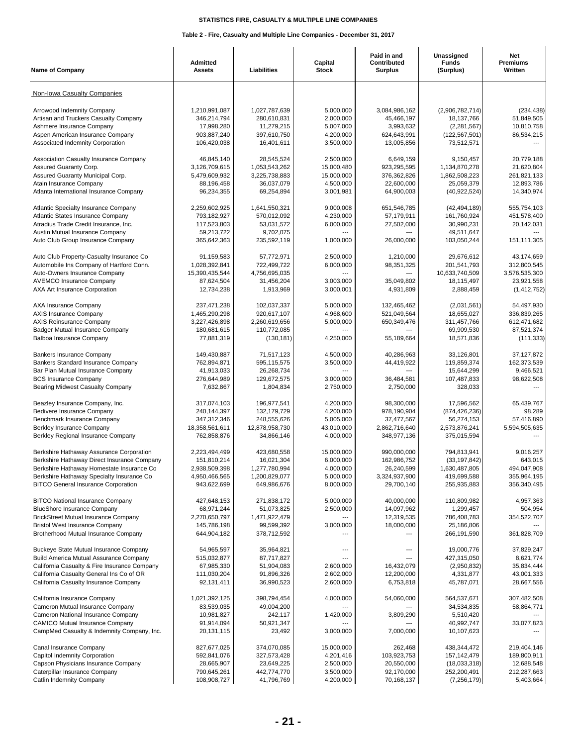STATISTICS FIRE, CASUALTY & MULTIPLE LINE COMPANIES

Table 2 - Fire, Casualty and Multiple Line Companies - December 31, 2017

| Name of Company | Admitted Assets | Liabilities | Capital Stock | Paid in and Contributed Surplus | Unassigned Funds (Surplus) | Net Premiums Written |
|---|---|---|---|---|---|---|
| Non-Iowa Casualty Companies | | | | | | |
| Arrowood Indemnity Company | 1,210,991,087 | 1,027,787,639 | 5,000,000 | 3,084,986,162 | (2,906,782,714) | (234,438) |
| Artisan and Truckers Casualty Company | 346,214,794 | 280,610,831 | 2,000,000 | 45,466,197 | 18,137,766 | 51,849,505 |
| Ashmere Insurance Company | 17,998,280 | 11,279,215 | 5,007,000 | 3,993,632 | (2,281,567) | 10,810,758 |
| Aspen American Insurance Company | 903,887,240 | 397,610,750 | 4,200,000 | 624,643,991 | (122,567,501) | 86,534,215 |
| Associated Indemnity Corporation | 106,420,038 | 16,401,611 | 3,500,000 | 13,005,856 | 73,512,571 | --- |
| Association Casualty Insurance Company | 46,845,140 | 28,545,524 | 2,500,000 | 6,649,159 | 9,150,457 | 20,779,188 |
| Assured Guaranty Corp. | 3,126,709,615 | 1,053,543,262 | 15,000,480 | 923,295,595 | 1,134,870,278 | 21,620,804 |
| Assured Guaranty Municipal Corp. | 5,479,609,932 | 3,225,738,883 | 15,000,000 | 376,362,826 | 1,862,508,223 | 261,821,133 |
| Atain Insurance Company | 88,196,458 | 36,037,079 | 4,500,000 | 22,600,000 | 25,059,379 | 12,893,786 |
| Atlanta International Insurance Company | 96,234,355 | 69,254,894 | 3,001,981 | 64,900,003 | (40,922,524) | 14,340,974 |
| Atlantic Specialty Insurance Company | 2,259,602,925 | 1,641,550,321 | 9,000,008 | 651,546,785 | (42,494,189) | 555,754,103 |
| Atlantic States Insurance Company | 793,182,927 | 570,012,092 | 4,230,000 | 57,179,911 | 161,760,924 | 451,578,400 |
| Atradius Trade Credit Insurance, Inc. | 117,523,803 | 53,031,572 | 6,000,000 | 27,502,000 | 30,990,231 | 20,142,031 |
| Austin Mutual Insurance Company | 59,213,722 | 9,702,075 | --- | --- | 49,511,647 | --- |
| Auto Club Group Insurance Company | 365,642,363 | 235,592,119 | 1,000,000 | 26,000,000 | 103,050,244 | 151,111,305 |
| Auto Club Property-Casualty Insurance Co | 91,159,583 | 57,772,971 | 2,500,000 | 1,210,000 | 29,676,612 | 43,174,659 |
| Automobile Ins Company of Hartford Conn. | 1,028,392,841 | 722,499,722 | 6,000,000 | 98,351,325 | 201,541,793 | 312,800,545 |
| Auto-Owners Insurance Company | 15,390,435,544 | 4,756,695,035 | --- | --- | 10,633,740,509 | 3,576,535,300 |
| AVEMCO Insurance Company | 87,624,504 | 31,456,204 | 3,003,000 | 35,049,802 | 18,115,497 | 23,921,558 |
| AXA Art Insurance Corporation | 12,734,238 | 1,913,969 | 3,000,001 | 4,931,809 | 2,888,459 | (1,412,752) |
| AXA Insurance Company | 237,471,238 | 102,037,337 | 5,000,000 | 132,465,462 | (2,031,561) | 54,497,930 |
| AXIS Insurance Company | 1,465,290,298 | 920,617,107 | 4,968,600 | 521,049,564 | 18,655,027 | 336,839,265 |
| AXIS Reinsurance Company | 3,227,426,898 | 2,260,619,656 | 5,000,000 | 650,349,476 | 311,457,766 | 612,471,682 |
| Badger Mutual Insurance Company | 180,681,615 | 110,772,085 | --- | --- | 69,909,530 | 87,521,374 |
| Balboa Insurance Company | 77,881,319 | (130,181) | 4,250,000 | 55,189,664 | 18,571,836 | (111,333) |
| Bankers Insurance Company | 149,430,887 | 71,517,123 | 4,500,000 | 40,286,963 | 33,126,801 | 37,127,872 |
| Bankers Standard Insurance Company | 762,894,871 | 595,115,575 | 3,500,000 | 44,419,922 | 119,859,374 | 162,373,539 |
| Bar Plan Mutual Insurance Company | 41,913,033 | 26,268,734 | --- | --- | 15,644,299 | 9,466,521 |
| BCS Insurance Company | 276,644,989 | 129,672,575 | 3,000,000 | 36,484,581 | 107,487,833 | 98,622,508 |
| Bearing Midwest Casualty Company | 7,632,867 | 1,804,834 | 2,750,000 | 2,750,000 | 328,033 | --- |
| Beazley Insurance Company, Inc. | 317,074,103 | 196,977,541 | 4,200,000 | 98,300,000 | 17,596,562 | 65,439,767 |
| Bedivere Insurance Company | 240,144,397 | 132,179,729 | 4,200,000 | 978,190,904 | (874,426,236) | 98,289 |
| Benchmark Insurance Company | 347,312,346 | 248,555,626 | 5,005,000 | 37,477,567 | 56,274,153 | 57,416,890 |
| Berkley Insurance Company | 18,358,561,611 | 12,878,958,730 | 43,010,000 | 2,862,716,640 | 2,573,876,241 | 5,594,505,635 |
| Berkley Regional Insurance Company | 762,858,876 | 34,866,146 | 4,000,000 | 348,977,136 | 375,015,594 | --- |
| Berkshire Hathaway Assurance Corporation | 2,223,494,499 | 423,680,558 | 15,000,000 | 990,000,000 | 794,813,941 | 9,016,257 |
| Berkshire Hathaway Direct Insurance Company | 151,810,214 | 16,021,304 | 6,000,000 | 162,986,752 | (33,197,842) | 643,015 |
| Berkshire Hathaway Homestate Insurance Co | 2,938,509,398 | 1,277,780,994 | 4,000,000 | 26,240,599 | 1,630,487,805 | 494,047,908 |
| Berkshire Hathaway Specialty Insurance Co | 4,950,466,565 | 1,200,829,077 | 5,000,000 | 3,324,937,900 | 419,699,588 | 355,964,195 |
| BITCO General Insurance Corporation | 943,622,699 | 649,986,676 | 8,000,000 | 29,700,140 | 255,935,883 | 356,340,495 |
| BITCO National Insurance Company | 427,648,153 | 271,838,172 | 5,000,000 | 40,000,000 | 110,809,982 | 4,957,363 |
| BlueShore Insurance Company | 68,971,244 | 51,073,825 | 2,500,000 | 14,097,962 | 1,299,457 | 504,954 |
| BrickStreet Mutual Insurance Company | 2,270,650,797 | 1,471,922,479 | --- | 12,319,535 | 786,408,783 | 354,522,707 |
| Bristol West Insurance Company | 145,786,198 | 99,599,392 | 3,000,000 | 18,000,000 | 25,186,806 | --- |
| Brotherhood Mutual Insurance Company | 644,904,182 | 378,712,592 | --- | --- | 266,191,590 | 361,828,709 |
| Buckeye State Mutual Insurance Company | 54,965,597 | 35,964,821 | --- | --- | 19,000,776 | 37,829,247 |
| Build America Mutual Assurance Company | 515,032,877 | 87,717,827 | --- | --- | 427,315,050 | 8,621,774 |
| California Casualty & Fire Insurance Company | 67,985,330 | 51,904,083 | 2,600,000 | 16,432,079 | (2,950,832) | 35,834,444 |
| California Casualty General Ins Co of OR | 111,030,204 | 91,896,326 | 2,602,000 | 12,200,000 | 4,331,877 | 43,001,333 |
| California Casualty Insurance Company | 92,131,411 | 36,990,523 | 2,600,000 | 6,753,818 | 45,787,071 | 28,667,556 |
| California Insurance Company | 1,021,392,125 | 398,794,454 | 4,000,000 | 54,060,000 | 564,537,671 | 307,482,508 |
| Cameron Mutual Insurance Company | 83,539,035 | 49,004,200 | --- | --- | 34,534,835 | 58,864,771 |
| Cameron National Insurance Company | 10,981,827 | 242,117 | 1,420,000 | 3,809,290 | 5,510,420 | --- |
| CAMICO Mutual Insurance Company | 91,914,094 | 50,921,347 | --- | --- | 40,992,747 | 33,077,823 |
| CampMed Casualty & Indemnity Company, Inc. | 20,131,115 | 23,492 | 3,000,000 | 7,000,000 | 10,107,623 | --- |
| Canal Insurance Company | 827,677,025 | 374,070,085 | 15,000,000 | 262,468 | 438,344,472 | 219,404,146 |
| Capitol Indemnity Corporation | 592,841,076 | 327,573,428 | 4,201,416 | 103,923,753 | 157,142,479 | 189,800,911 |
| Capson Physicians Insurance Company | 28,665,907 | 23,649,225 | 2,500,000 | 20,550,000 | (18,033,318) | 12,688,548 |
| Caterpillar Insurance Company | 790,645,261 | 442,774,770 | 3,500,000 | 92,170,000 | 252,200,491 | 212,287,663 |
| Catlin Indemnity Company | 108,908,727 | 41,796,769 | 4,200,000 | 70,168,137 | (7,256,179) | 5,403,664 |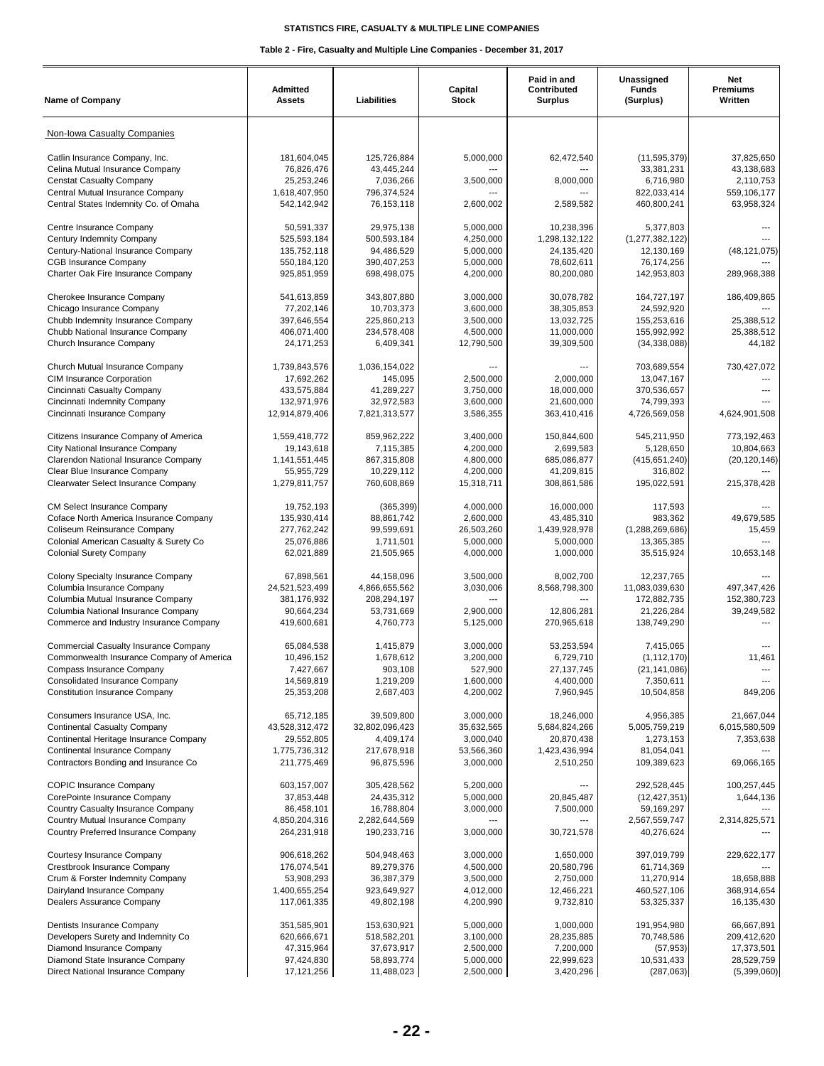**STATISTICS FIRE, CASUALTY & MULTIPLE LINE COMPANIES**

**Table 2 - Fire, Casualty and Multiple Line Companies - December 31, 2017**

| Name of Company | Admitted Assets | Liabilities | Capital Stock | Paid in and Contributed Surplus | Unassigned Funds (Surplus) | Net Premiums Written |
|---|---|---|---|---|---|---|
| Non-Iowa Casualty Companies | | | | | | |
| Catlin Insurance Company, Inc. | 181,604,045 | 125,726,884 | 5,000,000 | 62,472,540 | (11,595,379) | 37,825,650 |
| Celina Mutual Insurance Company | 76,826,476 | 43,445,244 | --- | --- | 33,381,231 | 43,138,683 |
| Censtat Casualty Company | 25,253,246 | 7,036,266 | 3,500,000 | 8,000,000 | 6,716,980 | 2,110,753 |
| Central Mutual Insurance Company | 1,618,407,950 | 796,374,524 | --- | --- | 822,033,414 | 559,106,177 |
| Central States Indemnity Co. of Omaha | 542,142,942 | 76,153,118 | 2,600,002 | 2,589,582 | 460,800,241 | 63,958,324 |
| Centre Insurance Company | 50,591,337 | 29,975,138 | 5,000,000 | 10,238,396 | 5,377,803 | --- |
| Century Indemnity Company | 525,593,184 | 500,593,184 | 4,250,000 | 1,298,132,122 | (1,277,382,122) | --- |
| Century-National Insurance Company | 135,752,118 | 94,486,529 | 5,000,000 | 24,135,420 | 12,130,169 | (48,121,075) |
| CGB Insurance Company | 550,184,120 | 390,407,253 | 5,000,000 | 78,602,611 | 76,174,256 | --- |
| Charter Oak Fire Insurance Company | 925,851,959 | 698,498,075 | 4,200,000 | 80,200,080 | 142,953,803 | 289,968,388 |
| Cherokee Insurance Company | 541,613,859 | 343,807,880 | 3,000,000 | 30,078,782 | 164,727,197 | 186,409,865 |
| Chicago Insurance Company | 77,202,146 | 10,703,373 | 3,600,000 | 38,305,853 | 24,592,920 | --- |
| Chubb Indemnity Insurance Company | 397,646,554 | 225,860,213 | 3,500,000 | 13,032,725 | 155,253,616 | 25,388,512 |
| Chubb National Insurance Company | 406,071,400 | 234,578,408 | 4,500,000 | 11,000,000 | 155,992,992 | 25,388,512 |
| Church Insurance Company | 24,171,253 | 6,409,341 | 12,790,500 | 39,309,500 | (34,338,088) | 44,182 |
| Church Mutual Insurance Company | 1,739,843,576 | 1,036,154,022 | --- | --- | 703,689,554 | 730,427,072 |
| CIM Insurance Corporation | 17,692,262 | 145,095 | 2,500,000 | 2,000,000 | 13,047,167 | --- |
| Cincinnati Casualty Company | 433,575,884 | 41,289,227 | 3,750,000 | 18,000,000 | 370,536,657 | --- |
| Cincinnati Indemnity Company | 132,971,976 | 32,972,583 | 3,600,000 | 21,600,000 | 74,799,393 | --- |
| Cincinnati Insurance Company | 12,914,879,406 | 7,821,313,577 | 3,586,355 | 363,410,416 | 4,726,569,058 | 4,624,901,508 |
| Citizens Insurance Company of America | 1,559,418,772 | 859,962,222 | 3,400,000 | 150,844,600 | 545,211,950 | 773,192,463 |
| City National Insurance Company | 19,143,618 | 7,115,385 | 4,200,000 | 2,699,583 | 5,128,650 | 10,804,663 |
| Clarendon National Insurance Company | 1,141,551,445 | 867,315,808 | 4,800,000 | 685,086,877 | (415,651,240) | (20,120,146) |
| Clear Blue Insurance Company | 55,955,729 | 10,229,112 | 4,200,000 | 41,209,815 | 316,802 | --- |
| Clearwater Select Insurance Company | 1,279,811,757 | 760,608,869 | 15,318,711 | 308,861,586 | 195,022,591 | 215,378,428 |
| CM Select Insurance Company | 19,752,193 | (365,399) | 4,000,000 | 16,000,000 | 117,593 | --- |
| Coface North America Insurance Company | 135,930,414 | 88,861,742 | 2,600,000 | 43,485,310 | 983,362 | 49,679,585 |
| Coliseum Reinsurance Company | 277,762,242 | 99,599,691 | 26,503,260 | 1,439,928,978 | (1,288,269,686) | 15,459 |
| Colonial American Casualty & Surety Co | 25,076,886 | 1,711,501 | 5,000,000 | 5,000,000 | 13,365,385 | --- |
| Colonial Surety Company | 62,021,889 | 21,505,965 | 4,000,000 | 1,000,000 | 35,515,924 | 10,653,148 |
| Colony Specialty Insurance Company | 67,898,561 | 44,158,096 | 3,500,000 | 8,002,700 | 12,237,765 | --- |
| Columbia Insurance Company | 24,521,523,499 | 4,866,655,562 | 3,030,006 | 8,568,798,300 | 11,083,039,630 | 497,347,426 |
| Columbia Mutual Insurance Company | 381,176,932 | 208,294,197 | --- | --- | 172,882,735 | 152,380,723 |
| Columbia National Insurance Company | 90,664,234 | 53,731,669 | 2,900,000 | 12,806,281 | 21,226,284 | 39,249,582 |
| Commerce and Industry Insurance Company | 419,600,681 | 4,760,773 | 5,125,000 | 270,965,618 | 138,749,290 | --- |
| Commercial Casualty Insurance Company | 65,084,538 | 1,415,879 | 3,000,000 | 53,253,594 | 7,415,065 | --- |
| Commonwealth Insurance Company of America | 10,496,152 | 1,678,612 | 3,200,000 | 6,729,710 | (1,112,170) | 11,461 |
| Compass Insurance Company | 7,427,667 | 903,108 | 527,900 | 27,137,745 | (21,141,086) | --- |
| Consolidated Insurance Company | 14,569,819 | 1,219,209 | 1,600,000 | 4,400,000 | 7,350,611 | --- |
| Constitution Insurance Company | 25,353,208 | 2,687,403 | 4,200,002 | 7,960,945 | 10,504,858 | 849,206 |
| Consumers Insurance USA, Inc. | 65,712,185 | 39,509,800 | 3,000,000 | 18,246,000 | 4,956,385 | 21,667,044 |
| Continental Casualty Company | 43,528,312,472 | 32,802,096,423 | 35,632,565 | 5,684,824,266 | 5,005,759,219 | 6,015,580,509 |
| Continental Heritage Insurance Company | 29,552,805 | 4,409,174 | 3,000,040 | 20,870,438 | 1,273,153 | 7,353,638 |
| Continental Insurance Company | 1,775,736,312 | 217,678,918 | 53,566,360 | 1,423,436,994 | 81,054,041 | --- |
| Contractors Bonding and Insurance Co | 211,775,469 | 96,875,596 | 3,000,000 | 2,510,250 | 109,389,623 | 69,066,165 |
| COPIC Insurance Company | 603,157,007 | 305,428,562 | 5,200,000 | --- | 292,528,445 | 100,257,445 |
| CorePointe Insurance Company | 37,853,448 | 24,435,312 | 5,000,000 | 20,845,487 | (12,427,351) | 1,644,136 |
| Country Casualty Insurance Company | 86,458,101 | 16,788,804 | 3,000,000 | 7,500,000 | 59,169,297 | --- |
| Country Mutual Insurance Company | 4,850,204,316 | 2,282,644,569 | --- | --- | 2,567,559,747 | 2,314,825,571 |
| Country Preferred Insurance Company | 264,231,918 | 190,233,716 | 3,000,000 | 30,721,578 | 40,276,624 | --- |
| Courtesy Insurance Company | 906,618,262 | 504,948,463 | 3,000,000 | 1,650,000 | 397,019,799 | 229,622,177 |
| Crestbrook Insurance Company | 176,074,541 | 89,279,376 | 4,500,000 | 20,580,796 | 61,714,369 | --- |
| Crum & Forster Indemnity Company | 53,908,293 | 36,387,379 | 3,500,000 | 2,750,000 | 11,270,914 | 18,658,888 |
| Dairyland Insurance Company | 1,400,655,254 | 923,649,927 | 4,012,000 | 12,466,221 | 460,527,106 | 368,914,654 |
| Dealers Assurance Company | 117,061,335 | 49,802,198 | 4,200,990 | 9,732,810 | 53,325,337 | 16,135,430 |
| Dentists Insurance Company | 351,585,901 | 153,630,921 | 5,000,000 | 1,000,000 | 191,954,980 | 66,667,891 |
| Developers Surety and Indemnity Co | 620,666,671 | 518,582,201 | 3,100,000 | 28,235,885 | 70,748,586 | 209,412,620 |
| Diamond Insurance Company | 47,315,964 | 37,673,917 | 2,500,000 | 7,200,000 | (57,953) | 17,373,501 |
| Diamond State Insurance Company | 97,424,830 | 58,893,774 | 5,000,000 | 22,999,623 | 10,531,433 | 28,529,759 |
| Direct National Insurance Company | 17,121,256 | 11,488,023 | 2,500,000 | 3,420,296 | (287,063) | (5,399,060) |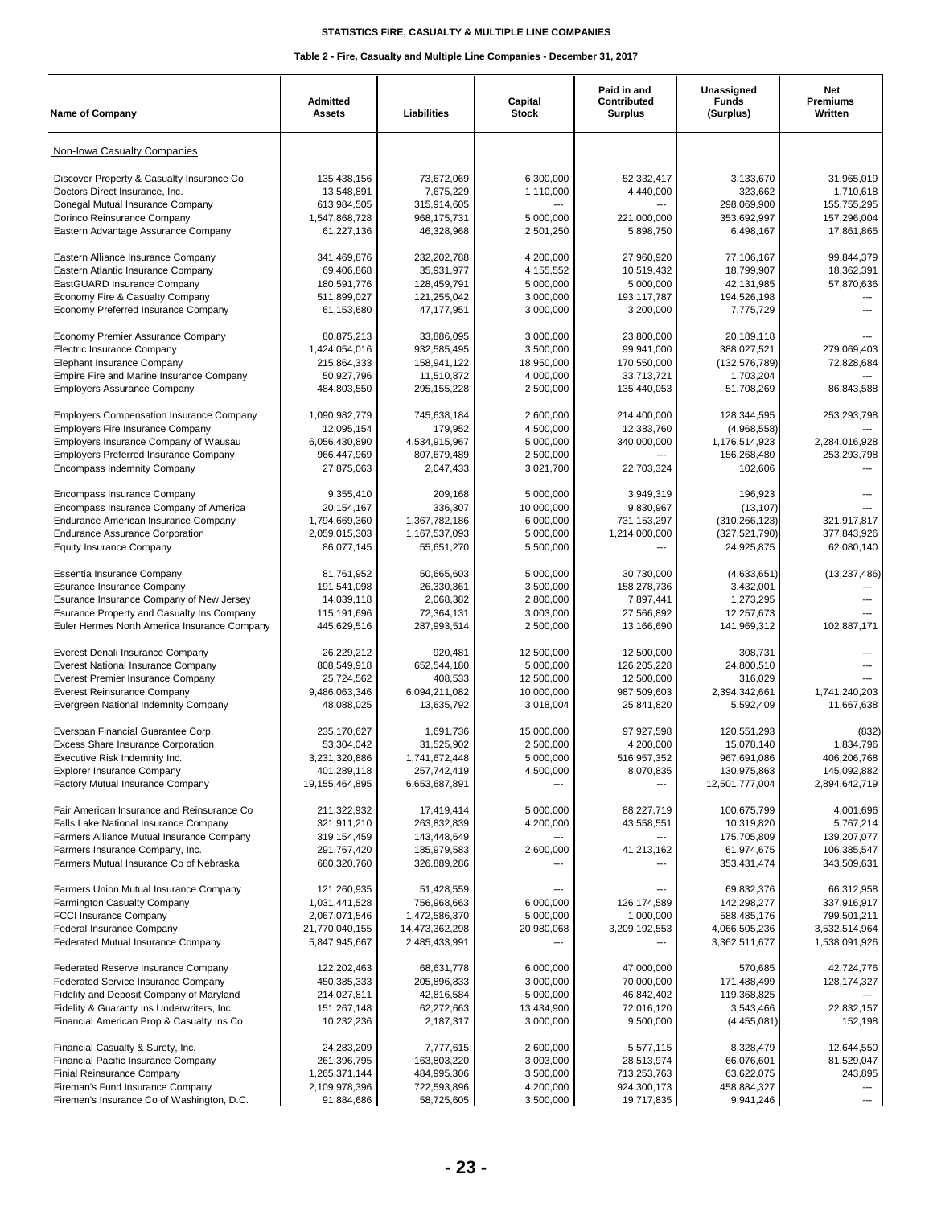STATISTICS FIRE, CASUALTY & MULTIPLE LINE COMPANIES

Table 2 - Fire, Casualty and Multiple Line Companies - December 31, 2017

| Name of Company | Admitted Assets | Liabilities | Capital Stock | Paid in and Contributed Surplus | Unassigned Funds (Surplus) | Net Premiums Written |
|---|---|---|---|---|---|---|
| Non-Iowa Casualty Companies | | | | | | |
| Discover Property & Casualty Insurance Co | 135,438,156 | 73,672,069 | 6,300,000 | 52,332,417 | 3,133,670 | 31,965,019 |
| Doctors Direct Insurance, Inc. | 13,548,891 | 7,675,229 | 1,110,000 | 4,440,000 | 323,662 | 1,710,618 |
| Donegal Mutual Insurance Company | 613,984,505 | 315,914,605 | --- | --- | 298,069,900 | 155,755,295 |
| Dorinco Reinsurance Company | 1,547,868,728 | 968,175,731 | 5,000,000 | 221,000,000 | 353,692,997 | 157,296,004 |
| Eastern Advantage Assurance Company | 61,227,136 | 46,328,968 | 2,501,250 | 5,898,750 | 6,498,167 | 17,861,865 |
| Eastern Alliance Insurance Company | 341,469,876 | 232,202,788 | 4,200,000 | 27,960,920 | 77,106,167 | 99,844,379 |
| Eastern Atlantic Insurance Company | 69,406,868 | 35,931,977 | 4,155,552 | 10,519,432 | 18,799,907 | 18,362,391 |
| EastGUARD Insurance Company | 180,591,776 | 128,459,791 | 5,000,000 | 5,000,000 | 42,131,985 | 57,870,636 |
| Economy Fire & Casualty Company | 511,899,027 | 121,255,042 | 3,000,000 | 193,117,787 | 194,526,198 | --- |
| Economy Preferred Insurance Company | 61,153,680 | 47,177,951 | 3,000,000 | 3,200,000 | 7,775,729 | --- |
| Economy Premier Assurance Company | 80,875,213 | 33,886,095 | 3,000,000 | 23,800,000 | 20,189,118 | --- |
| Electric Insurance Company | 1,424,054,016 | 932,585,495 | 3,500,000 | 99,941,000 | 388,027,521 | 279,069,403 |
| Elephant Insurance Company | 215,864,333 | 158,941,122 | 18,950,000 | 170,550,000 | (132,576,789) | 72,828,684 |
| Empire Fire and Marine Insurance Company | 50,927,796 | 11,510,872 | 4,000,000 | 33,713,721 | 1,703,204 | --- |
| Employers Assurance Company | 484,803,550 | 295,155,228 | 2,500,000 | 135,440,053 | 51,708,269 | 86,843,588 |
| Employers Compensation Insurance Company | 1,090,982,779 | 745,638,184 | 2,600,000 | 214,400,000 | 128,344,595 | 253,293,798 |
| Employers Fire Insurance Company | 12,095,154 | 179,952 | 4,500,000 | 12,383,760 | (4,968,558) | --- |
| Employers Insurance Company of Wausau | 6,056,430,890 | 4,534,915,967 | 5,000,000 | 340,000,000 | 1,176,514,923 | 2,284,016,928 |
| Employers Preferred Insurance Company | 966,447,969 | 807,679,489 | 2,500,000 | --- | 156,268,480 | 253,293,798 |
| Encompass Indemnity Company | 27,875,063 | 2,047,433 | 3,021,700 | 22,703,324 | 102,606 | --- |
| Encompass Insurance Company | 9,355,410 | 209,168 | 5,000,000 | 3,949,319 | 196,923 | --- |
| Encompass Insurance Company of America | 20,154,167 | 336,307 | 10,000,000 | 9,830,967 | (13,107) | --- |
| Endurance American Insurance Company | 1,794,669,360 | 1,367,782,186 | 6,000,000 | 731,153,297 | (310,266,123) | 321,917,817 |
| Endurance Assurance Corporation | 2,059,015,303 | 1,167,537,093 | 5,000,000 | 1,214,000,000 | (327,521,790) | 377,843,926 |
| Equity Insurance Company | 86,077,145 | 55,651,270 | 5,500,000 | --- | 24,925,875 | 62,080,140 |
| Essentia Insurance Company | 81,761,952 | 50,665,603 | 5,000,000 | 30,730,000 | (4,633,651) | (13,237,486) |
| Esurance Insurance Company | 191,541,098 | 26,330,361 | 3,500,000 | 158,278,736 | 3,432,001 | --- |
| Esurance Insurance Company of New Jersey | 14,039,118 | 2,068,382 | 2,800,000 | 7,897,441 | 1,273,295 | --- |
| Esurance Property and Casualty Ins Company | 115,191,696 | 72,364,131 | 3,003,000 | 27,566,892 | 12,257,673 | --- |
| Euler Hermes North America Insurance Company | 445,629,516 | 287,993,514 | 2,500,000 | 13,166,690 | 141,969,312 | 102,887,171 |
| Everest Denali Insurance Company | 26,229,212 | 920,481 | 12,500,000 | 12,500,000 | 308,731 | --- |
| Everest National Insurance Company | 808,549,918 | 652,544,180 | 5,000,000 | 126,205,228 | 24,800,510 | --- |
| Everest Premier Insurance Company | 25,724,562 | 408,533 | 12,500,000 | 12,500,000 | 316,029 | --- |
| Everest Reinsurance Company | 9,486,063,346 | 6,094,211,082 | 10,000,000 | 987,509,603 | 2,394,342,661 | 1,741,240,203 |
| Evergreen National Indemnity Company | 48,088,025 | 13,635,792 | 3,018,004 | 25,841,820 | 5,592,409 | 11,667,638 |
| Everspan Financial Guarantee Corp. | 235,170,627 | 1,691,736 | 15,000,000 | 97,927,598 | 120,551,293 | (832) |
| Excess Share Insurance Corporation | 53,304,042 | 31,525,902 | 2,500,000 | 4,200,000 | 15,078,140 | 1,834,796 |
| Executive Risk Indemnity Inc. | 3,231,320,886 | 1,741,672,448 | 5,000,000 | 516,957,352 | 967,691,086 | 406,206,768 |
| Explorer Insurance Company | 401,289,118 | 257,742,419 | 4,500,000 | 8,070,835 | 130,975,863 | 145,092,882 |
| Factory Mutual Insurance Company | 19,155,464,895 | 6,653,687,891 | --- | --- | 12,501,777,004 | 2,894,642,719 |
| Fair American Insurance and Reinsurance Co | 211,322,932 | 17,419,414 | 5,000,000 | 88,227,719 | 100,675,799 | 4,001,696 |
| Falls Lake National Insurance Company | 321,911,210 | 263,832,839 | 4,200,000 | 43,558,551 | 10,319,820 | 5,767,214 |
| Farmers Alliance Mutual Insurance Company | 319,154,459 | 143,448,649 | --- | --- | 175,705,809 | 139,207,077 |
| Farmers Insurance Company, Inc. | 291,767,420 | 185,979,583 | 2,600,000 | 41,213,162 | 61,974,675 | 106,385,547 |
| Farmers Mutual Insurance Co of Nebraska | 680,320,760 | 326,889,286 | --- | --- | 353,431,474 | 343,509,631 |
| Farmers Union Mutual Insurance Company | 121,260,935 | 51,428,559 | --- | --- | 69,832,376 | 66,312,958 |
| Farmington Casualty Company | 1,031,441,528 | 756,968,663 | 6,000,000 | 126,174,589 | 142,298,277 | 337,916,917 |
| FCCI Insurance Company | 2,067,071,546 | 1,472,586,370 | 5,000,000 | 1,000,000 | 588,485,176 | 799,501,211 |
| Federal Insurance Company | 21,770,040,155 | 14,473,362,298 | 20,980,068 | 3,209,192,553 | 4,066,505,236 | 3,532,514,964 |
| Federated Mutual Insurance Company | 5,847,945,667 | 2,485,433,991 | --- | --- | 3,362,511,677 | 1,538,091,926 |
| Federated Reserve Insurance Company | 122,202,463 | 68,631,778 | 6,000,000 | 47,000,000 | 570,685 | 42,724,776 |
| Federated Service Insurance Company | 450,385,333 | 205,896,833 | 3,000,000 | 70,000,000 | 171,488,499 | 128,174,327 |
| Fidelity and Deposit Company of Maryland | 214,027,811 | 42,816,584 | 5,000,000 | 46,842,402 | 119,368,825 | --- |
| Fidelity & Guaranty Ins Underwriters, Inc | 151,267,148 | 62,272,663 | 13,434,900 | 72,016,120 | 3,543,466 | 22,832,157 |
| Financial American Prop & Casualty Ins Co | 10,232,236 | 2,187,317 | 3,000,000 | 9,500,000 | (4,455,081) | 152,198 |
| Financial Casualty & Surety, Inc. | 24,283,209 | 7,777,615 | 2,600,000 | 5,577,115 | 8,328,479 | 12,644,550 |
| Financial Pacific Insurance Company | 261,396,795 | 163,803,220 | 3,003,000 | 28,513,974 | 66,076,601 | 81,529,047 |
| Finial Reinsurance Company | 1,265,371,144 | 484,995,306 | 3,500,000 | 713,253,763 | 63,622,075 | 243,895 |
| Fireman's Fund Insurance Company | 2,109,978,396 | 722,593,896 | 4,200,000 | 924,300,173 | 458,884,327 | --- |
| Firemen's Insurance Co of Washington, D.C. | 91,884,686 | 58,725,605 | 3,500,000 | 19,717,835 | 9,941,246 | --- |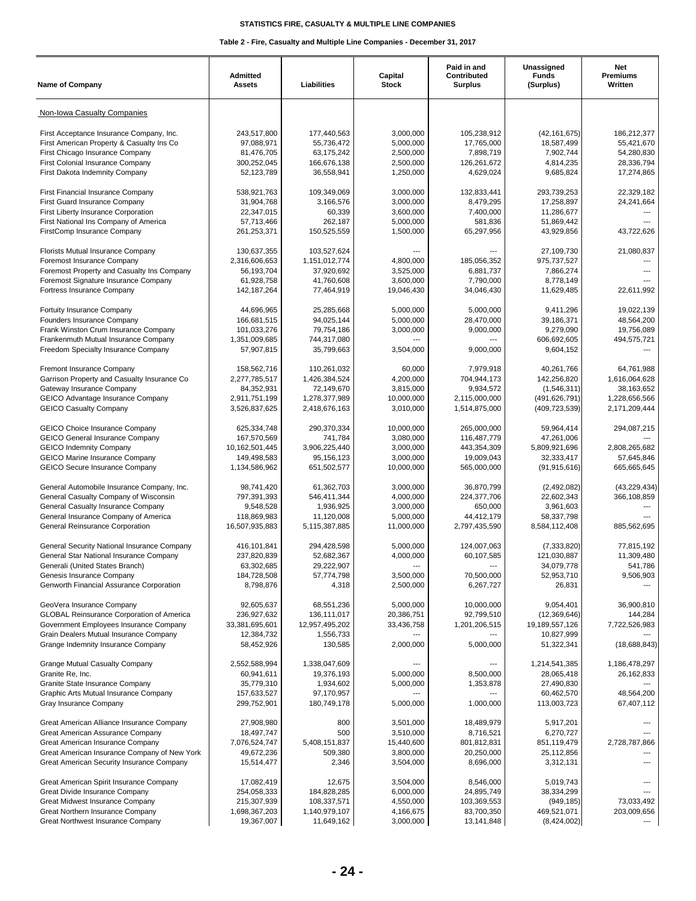STATISTICS FIRE, CASUALTY & MULTIPLE LINE COMPANIES

Table 2 - Fire, Casualty and Multiple Line Companies - December 31, 2017

| Name of Company | Admitted Assets | Liabilities | Capital Stock | Paid in and Contributed Surplus | Unassigned Funds (Surplus) | Net Premiums Written |
|---|---|---|---|---|---|---|
| Non-Iowa Casualty Companies | | | | | | |
| First Acceptance Insurance Company, Inc. | 243,517,800 | 177,440,563 | 3,000,000 | 105,238,912 | (42,161,675) | 186,212,377 |
| First American Property & Casualty Ins Co | 97,088,971 | 55,736,472 | 5,000,000 | 17,765,000 | 18,587,499 | 55,421,670 |
| First Chicago Insurance Company | 81,476,705 | 63,175,242 | 2,500,000 | 7,898,719 | 7,902,744 | 54,280,830 |
| First Colonial Insurance Company | 300,252,045 | 166,676,138 | 2,500,000 | 126,261,672 | 4,814,235 | 28,336,794 |
| First Dakota Indemnity Company | 52,123,789 | 36,558,941 | 1,250,000 | 4,629,024 | 9,685,824 | 17,274,865 |
| First Financial Insurance Company | 538,921,763 | 109,349,069 | 3,000,000 | 132,833,441 | 293,739,253 | 22,329,182 |
| First Guard Insurance Company | 31,904,768 | 3,166,576 | 3,000,000 | 8,479,295 | 17,258,897 | 24,241,664 |
| First Liberty Insurance Corporation | 22,347,015 | 60,339 | 3,600,000 | 7,400,000 | 11,286,677 | --- |
| First National Ins Company of America | 57,713,466 | 262,187 | 5,000,000 | 581,836 | 51,869,442 | --- |
| FirstComp Insurance Company | 261,253,371 | 150,525,559 | 1,500,000 | 65,297,956 | 43,929,856 | 43,722,626 |
| Florists Mutual Insurance Company | 130,637,355 | 103,527,624 | --- | --- | 27,109,730 | 21,080,837 |
| Foremost Insurance Company | 2,316,606,653 | 1,151,012,774 | 4,800,000 | 185,056,352 | 975,737,527 | --- |
| Foremost Property and Casualty Ins Company | 56,193,704 | 37,920,692 | 3,525,000 | 6,881,737 | 7,866,274 | --- |
| Foremost Signature Insurance Company | 61,928,758 | 41,760,608 | 3,600,000 | 7,790,000 | 8,778,149 | --- |
| Fortress Insurance Company | 142,187,264 | 77,464,919 | 19,046,430 | 34,046,430 | 11,629,485 | 22,611,992 |
| Fortuity Insurance Company | 44,696,965 | 25,285,668 | 5,000,000 | 5,000,000 | 9,411,296 | 19,022,139 |
| Founders Insurance Company | 166,681,515 | 94,025,144 | 5,000,000 | 28,470,000 | 39,186,371 | 48,564,200 |
| Frank Winston Crum Insurance Company | 101,033,276 | 79,754,186 | 3,000,000 | 9,000,000 | 9,279,090 | 19,756,089 |
| Frankenmuth Mutual Insurance Company | 1,351,009,685 | 744,317,080 | --- | --- | 606,692,605 | 494,575,721 |
| Freedom Specialty Insurance Company | 57,907,815 | 35,799,663 | 3,504,000 | 9,000,000 | 9,604,152 | --- |
| Fremont Insurance Company | 158,562,716 | 110,261,032 | 60,000 | 7,979,918 | 40,261,766 | 64,761,988 |
| Garrison Property and Casualty Insurance Co | 2,277,785,517 | 1,426,384,524 | 4,200,000 | 704,944,173 | 142,256,820 | 1,616,064,628 |
| Gateway Insurance Company | 84,352,931 | 72,149,670 | 3,815,000 | 9,934,572 | (1,546,311) | 38,163,652 |
| GEICO Advantage Insurance Company | 2,911,751,199 | 1,278,377,989 | 10,000,000 | 2,115,000,000 | (491,626,791) | 1,228,656,566 |
| GEICO Casualty Company | 3,526,837,625 | 2,418,676,163 | 3,010,000 | 1,514,875,000 | (409,723,539) | 2,171,209,444 |
| GEICO Choice Insurance Company | 625,334,748 | 290,370,334 | 10,000,000 | 265,000,000 | 59,964,414 | 294,087,215 |
| GEICO General Insurance Company | 167,570,569 | 741,784 | 3,080,000 | 116,487,779 | 47,261,006 | --- |
| GEICO Indemnity Company | 10,162,501,445 | 3,906,225,440 | 3,000,000 | 443,354,309 | 5,809,921,696 | 2,808,265,682 |
| GEICO Marine Insurance Company | 149,498,583 | 95,156,123 | 3,000,000 | 19,009,043 | 32,333,417 | 57,645,846 |
| GEICO Secure Insurance Company | 1,134,586,962 | 651,502,577 | 10,000,000 | 565,000,000 | (91,915,616) | 665,665,645 |
| General Automobile Insurance Company, Inc. | 98,741,420 | 61,362,703 | 3,000,000 | 36,870,799 | (2,492,082) | (43,229,434) |
| General Casualty Company of Wisconsin | 797,391,393 | 546,411,344 | 4,000,000 | 224,377,706 | 22,602,343 | 366,108,859 |
| General Casualty Insurance Company | 9,548,528 | 1,936,925 | 3,000,000 | 650,000 | 3,961,603 | --- |
| General Insurance Company of America | 118,869,983 | 11,120,008 | 5,000,000 | 44,412,179 | 58,337,798 | --- |
| General Reinsurance Corporation | 16,507,935,883 | 5,115,387,885 | 11,000,000 | 2,797,435,590 | 8,584,112,408 | 885,562,695 |
| General Security National Insurance Company | 416,101,841 | 294,428,598 | 5,000,000 | 124,007,063 | (7,333,820) | 77,815,192 |
| General Star National Insurance Company | 237,820,839 | 52,682,367 | 4,000,000 | 60,107,585 | 121,030,887 | 11,309,480 |
| Generali (United States Branch) | 63,302,685 | 29,222,907 | --- | --- | 34,079,778 | 541,786 |
| Genesis Insurance Company | 184,728,508 | 57,774,798 | 3,500,000 | 70,500,000 | 52,953,710 | 9,506,903 |
| Genworth Financial Assurance Corporation | 8,798,876 | 4,318 | 2,500,000 | 6,267,727 | 26,831 | --- |
| GeoVera Insurance Company | 92,605,637 | 68,551,236 | 5,000,000 | 10,000,000 | 9,054,401 | 36,900,810 |
| GLOBAL Reinsurance Corporation of America | 236,927,632 | 136,111,017 | 20,386,751 | 92,799,510 | (12,369,646) | 144,284 |
| Government Employees Insurance Company | 33,381,695,601 | 12,957,495,202 | 33,436,758 | 1,201,206,515 | 19,189,557,126 | 7,722,526,983 |
| Grain Dealers Mutual Insurance Company | 12,384,732 | 1,556,733 | --- | --- | 10,827,999 | --- |
| Grange Indemnity Insurance Company | 58,452,926 | 130,585 | 2,000,000 | 5,000,000 | 51,322,341 | (18,688,843) |
| Grange Mutual Casualty Company | 2,552,588,994 | 1,338,047,609 | --- | --- | 1,214,541,385 | 1,186,478,297 |
| Granite Re, Inc. | 60,941,611 | 19,376,193 | 5,000,000 | 8,500,000 | 28,065,418 | 26,162,833 |
| Granite State Insurance Company | 35,779,310 | 1,934,602 | 5,000,000 | 1,353,878 | 27,490,830 | --- |
| Graphic Arts Mutual Insurance Company | 157,633,527 | 97,170,957 | --- | --- | 60,462,570 | 48,564,200 |
| Gray Insurance Company | 299,752,901 | 180,749,178 | 5,000,000 | 1,000,000 | 113,003,723 | 67,407,112 |
| Great American Alliance Insurance Company | 27,908,980 | 800 | 3,501,000 | 18,489,979 | 5,917,201 | --- |
| Great American Assurance Company | 18,497,747 | 500 | 3,510,000 | 8,716,521 | 6,270,727 | --- |
| Great American Insurance Company | 7,076,524,747 | 5,408,151,837 | 15,440,600 | 801,812,831 | 851,119,479 | 2,728,787,866 |
| Great American Insurance Company of New York | 49,672,236 | 509,380 | 3,800,000 | 20,250,000 | 25,112,856 | --- |
| Great American Security Insurance Company | 15,514,477 | 2,346 | 3,504,000 | 8,696,000 | 3,312,131 | --- |
| Great American Spirit Insurance Company | 17,082,419 | 12,675 | 3,504,000 | 8,546,000 | 5,019,743 | --- |
| Great Divide Insurance Company | 254,058,333 | 184,828,285 | 6,000,000 | 24,895,749 | 38,334,299 | --- |
| Great Midwest Insurance Company | 215,307,939 | 108,337,571 | 4,550,000 | 103,369,553 | (949,185) | 73,033,492 |
| Great Northern Insurance Company | 1,698,367,203 | 1,140,979,107 | 4,166,675 | 83,700,350 | 469,521,071 | 203,009,656 |
| Great Northwest Insurance Company | 19,367,007 | 11,649,162 | 3,000,000 | 13,141,848 | (8,424,002) | --- |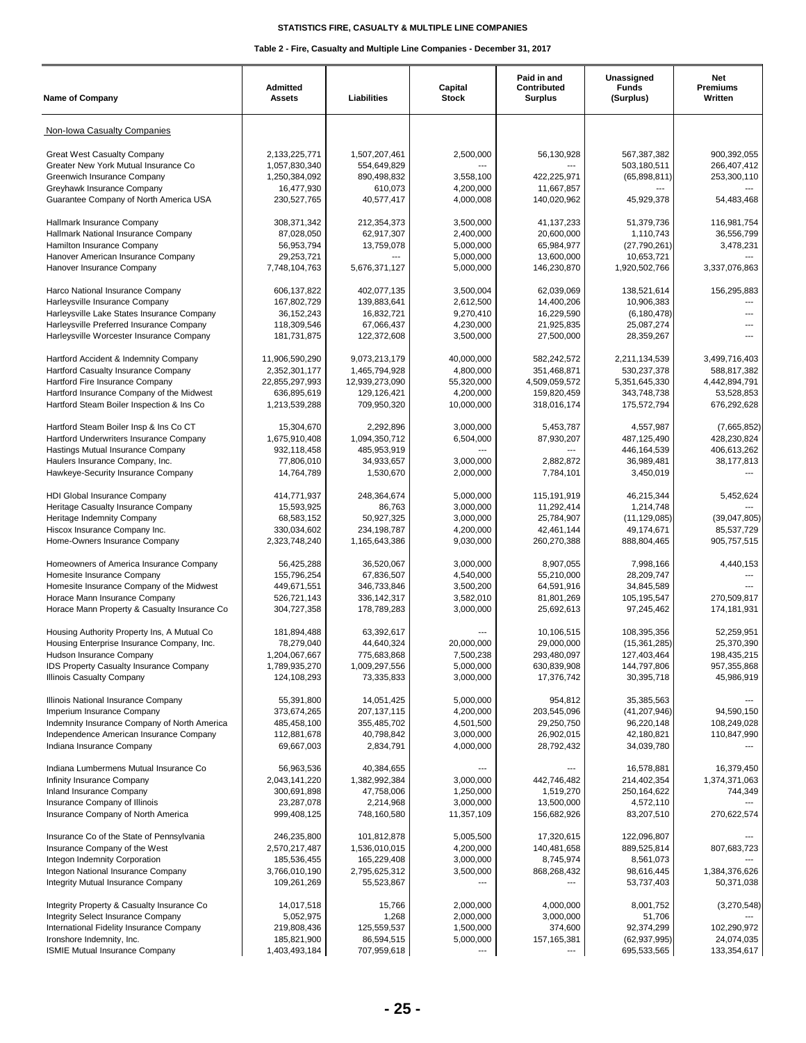**STATISTICS FIRE, CASUALTY & MULTIPLE LINE COMPANIES**

**Table 2 - Fire, Casualty and Multiple Line Companies - December 31, 2017**

| Name of Company | Admitted Assets | Liabilities | Capital Stock | Paid in and Contributed Surplus | Unassigned Funds (Surplus) | Net Premiums Written |
|---|---|---|---|---|---|---|
| Non-Iowa Casualty Companies | | | | | | |
| Great West Casualty Company | 2,133,225,771 | 1,507,207,461 | 2,500,000 | 56,130,928 | 567,387,382 | 900,392,055 |
| Greater New York Mutual Insurance Co | 1,057,830,340 | 554,649,829 | --- | --- | 503,180,511 | 266,407,412 |
| Greenwich Insurance Company | 1,250,384,092 | 890,498,832 | 3,558,100 | 422,225,971 | (65,898,811) | 253,300,110 |
| Greyhawk Insurance Company | 16,477,930 | 610,073 | 4,200,000 | 11,667,857 | --- | --- |
| Guarantee Company of North America USA | 230,527,765 | 40,577,417 | 4,000,008 | 140,020,962 | 45,929,378 | 54,483,468 |
| Hallmark Insurance Company | 308,371,342 | 212,354,373 | 3,500,000 | 41,137,233 | 51,379,736 | 116,981,754 |
| Hallmark National Insurance Company | 87,028,050 | 62,917,307 | 2,400,000 | 20,600,000 | 1,110,743 | 36,556,799 |
| Hamilton Insurance Company | 56,953,794 | 13,759,078 | 5,000,000 | 65,984,977 | (27,790,261) | 3,478,231 |
| Hanover American Insurance Company | 29,253,721 | --- | 5,000,000 | 13,600,000 | 10,653,721 | --- |
| Hanover Insurance Company | 7,748,104,763 | 5,676,371,127 | 5,000,000 | 146,230,870 | 1,920,502,766 | 3,337,076,863 |
| Harco National Insurance Company | 606,137,822 | 402,077,135 | 3,500,004 | 62,039,069 | 138,521,614 | 156,295,883 |
| Harleysville Insurance Company | 167,802,729 | 139,883,641 | 2,612,500 | 14,400,206 | 10,906,383 | --- |
| Harleysville Lake States Insurance Company | 36,152,243 | 16,832,721 | 9,270,410 | 16,229,590 | (6,180,478) | --- |
| Harleysville Preferred Insurance Company | 118,309,546 | 67,066,437 | 4,230,000 | 21,925,835 | 25,087,274 | --- |
| Harleysville Worcester Insurance Company | 181,731,875 | 122,372,608 | 3,500,000 | 27,500,000 | 28,359,267 | --- |
| Hartford Accident & Indemnity Company | 11,906,590,290 | 9,073,213,179 | 40,000,000 | 582,242,572 | 2,211,134,539 | 3,499,716,403 |
| Hartford Casualty Insurance Company | 2,352,301,177 | 1,465,794,928 | 4,800,000 | 351,468,871 | 530,237,378 | 588,817,382 |
| Hartford Fire Insurance Company | 22,855,297,993 | 12,939,273,090 | 55,320,000 | 4,509,059,572 | 5,351,645,330 | 4,442,894,791 |
| Hartford Insurance Company of the Midwest | 636,895,619 | 129,126,421 | 4,200,000 | 159,820,459 | 343,748,738 | 53,528,853 |
| Hartford Steam Boiler Inspection & Ins Co | 1,213,539,288 | 709,950,320 | 10,000,000 | 318,016,174 | 175,572,794 | 676,292,628 |
| Hartford Steam Boiler Insp & Ins Co CT | 15,304,670 | 2,292,896 | 3,000,000 | 5,453,787 | 4,557,987 | (7,665,852) |
| Hartford Underwriters Insurance Company | 1,675,910,408 | 1,094,350,712 | 6,504,000 | 87,930,207 | 487,125,490 | 428,230,824 |
| Hastings Mutual Insurance Company | 932,118,458 | 485,953,919 | --- | --- | 446,164,539 | 406,613,262 |
| Haulers Insurance Company, Inc. | 77,806,010 | 34,933,657 | 3,000,000 | 2,882,872 | 36,989,481 | 38,177,813 |
| Hawkeye-Security Insurance Company | 14,764,789 | 1,530,670 | 2,000,000 | 7,784,101 | 3,450,019 | --- |
| HDI Global Insurance Company | 414,771,937 | 248,364,674 | 5,000,000 | 115,191,919 | 46,215,344 | 5,452,624 |
| Heritage Casualty Insurance Company | 15,593,925 | 86,763 | 3,000,000 | 11,292,414 | 1,214,748 | --- |
| Heritage Indemnity Company | 68,583,152 | 50,927,325 | 3,000,000 | 25,784,907 | (11,129,085) | (39,047,805) |
| Hiscox Insurance Company Inc. | 330,034,602 | 234,198,787 | 4,200,000 | 42,461,144 | 49,174,671 | 85,537,729 |
| Home-Owners Insurance Company | 2,323,748,240 | 1,165,643,386 | 9,030,000 | 260,270,388 | 888,804,465 | 905,757,515 |
| Homeowners of America Insurance Company | 56,425,288 | 36,520,067 | 3,000,000 | 8,907,055 | 7,998,166 | 4,440,153 |
| Homesite Insurance Company | 155,796,254 | 67,836,507 | 4,540,000 | 55,210,000 | 28,209,747 | --- |
| Homesite Insurance Company of the Midwest | 449,671,551 | 346,733,846 | 3,500,200 | 64,591,916 | 34,845,589 | --- |
| Horace Mann Insurance Company | 526,721,143 | 336,142,317 | 3,582,010 | 81,801,269 | 105,195,547 | 270,509,817 |
| Horace Mann Property & Casualty Insurance Co | 304,727,358 | 178,789,283 | 3,000,000 | 25,692,613 | 97,245,462 | 174,181,931 |
| Housing Authority Property Ins, A Mutual Co | 181,894,488 | 63,392,617 | --- | 10,106,515 | 108,395,356 | 52,259,951 |
| Housing Enterprise Insurance Company, Inc. | 78,279,040 | 44,640,324 | 20,000,000 | 29,000,000 | (15,361,285) | 25,370,390 |
| Hudson Insurance Company | 1,204,067,667 | 775,683,868 | 7,500,238 | 293,480,097 | 127,403,464 | 198,435,215 |
| IDS Property Casualty Insurance Company | 1,789,935,270 | 1,009,297,556 | 5,000,000 | 630,839,908 | 144,797,806 | 957,355,868 |
| Illinois Casualty Company | 124,108,293 | 73,335,833 | 3,000,000 | 17,376,742 | 30,395,718 | 45,986,919 |
| Illinois National Insurance Company | 55,391,800 | 14,051,425 | 5,000,000 | 954,812 | 35,385,563 | --- |
| Imperium Insurance Company | 373,674,265 | 207,137,115 | 4,200,000 | 203,545,096 | (41,207,946) | 94,590,150 |
| Indemnity Insurance Company of North America | 485,458,100 | 355,485,702 | 4,501,500 | 29,250,750 | 96,220,148 | 108,249,028 |
| Independence American Insurance Company | 112,881,678 | 40,798,842 | 3,000,000 | 26,902,015 | 42,180,821 | 110,847,990 |
| Indiana Insurance Company | 69,667,003 | 2,834,791 | 4,000,000 | 28,792,432 | 34,039,780 | --- |
| Indiana Lumbermens Mutual Insurance Co | 56,963,536 | 40,384,655 | --- | --- | 16,578,881 | 16,379,450 |
| Infinity Insurance Company | 2,043,141,220 | 1,382,992,384 | 3,000,000 | 442,746,482 | 214,402,354 | 1,374,371,063 |
| Inland Insurance Company | 300,691,898 | 47,758,006 | 1,250,000 | 1,519,270 | 250,164,622 | 744,349 |
| Insurance Company of Illinois | 23,287,078 | 2,214,968 | 3,000,000 | 13,500,000 | 4,572,110 | --- |
| Insurance Company of North America | 999,408,125 | 748,160,580 | 11,357,109 | 156,682,926 | 83,207,510 | 270,622,574 |
| Insurance Co of the State of Pennsylvania | 246,235,800 | 101,812,878 | 5,005,500 | 17,320,615 | 122,096,807 | --- |
| Insurance Company of the West | 2,570,217,487 | 1,536,010,015 | 4,200,000 | 140,481,658 | 889,525,814 | 807,683,723 |
| Integon Indemnity Corporation | 185,536,455 | 165,229,408 | 3,000,000 | 8,745,974 | 8,561,073 | --- |
| Integon National Insurance Company | 3,766,010,190 | 2,795,625,312 | 3,500,000 | 868,268,432 | 98,616,445 | 1,384,376,626 |
| Integrity Mutual Insurance Company | 109,261,269 | 55,523,867 | --- | --- | 53,737,403 | 50,371,038 |
| Integrity Property & Casualty Insurance Co | 14,017,518 | 15,766 | 2,000,000 | 4,000,000 | 8,001,752 | (3,270,548) |
| Integrity Select Insurance Company | 5,052,975 | 1,268 | 2,000,000 | 3,000,000 | 51,706 | --- |
| International Fidelity Insurance Company | 219,808,436 | 125,559,537 | 1,500,000 | 374,600 | 92,374,299 | 102,290,972 |
| Ironshore Indemnity, Inc. | 185,821,900 | 86,594,515 | 5,000,000 | 157,165,381 | (62,937,995) | 24,074,035 |
| ISMIE Mutual Insurance Company | 1,403,493,184 | 707,959,618 | --- | --- | 695,533,565 | 133,354,617 |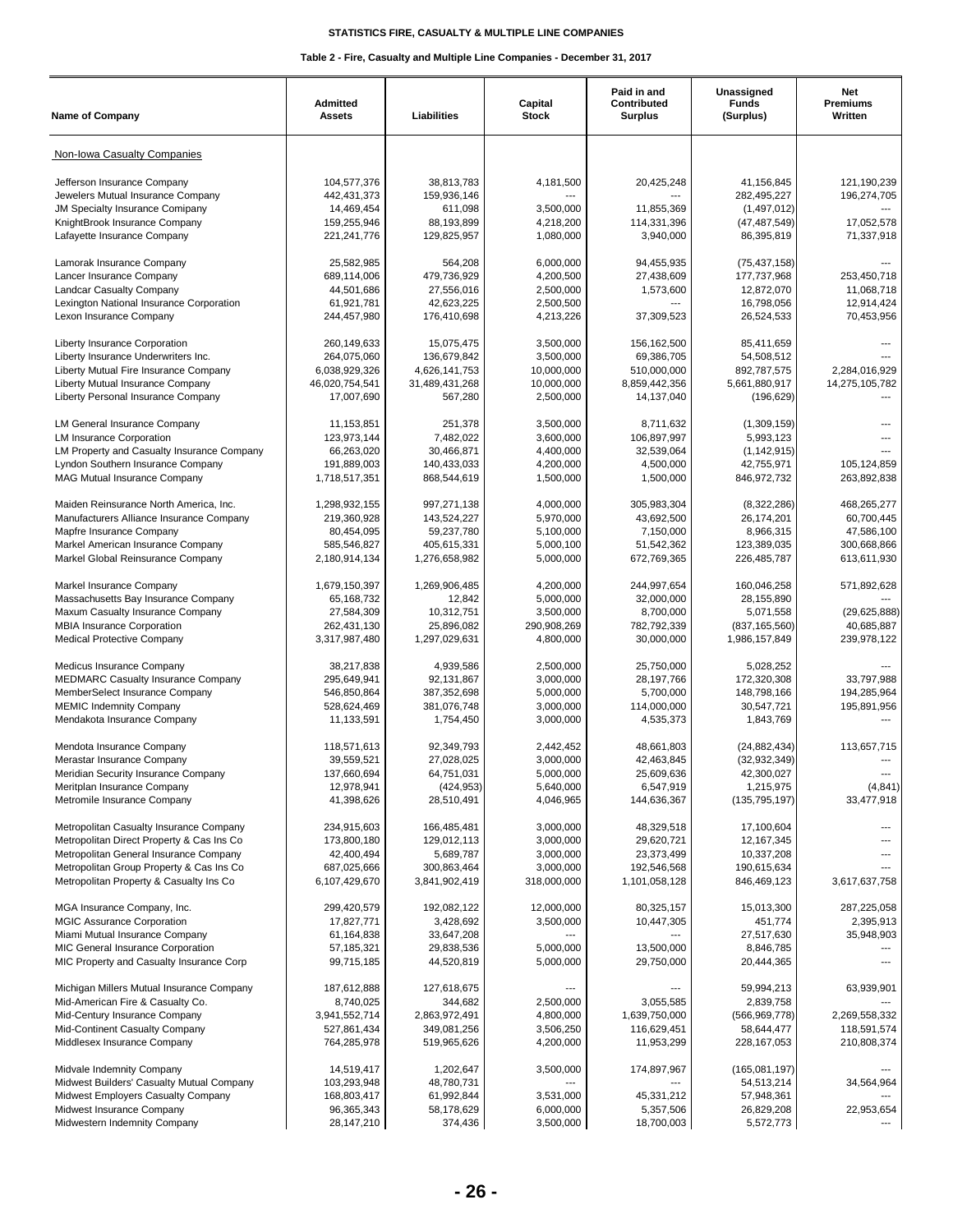STATISTICS FIRE, CASUALTY & MULTIPLE LINE COMPANIES

Table 2 - Fire, Casualty and Multiple Line Companies - December 31, 2017

| Name of Company | Admitted Assets | Liabilities | Capital Stock | Paid in and Contributed Surplus | Unassigned Funds (Surplus) | Net Premiums Written |
|---|---|---|---|---|---|---|
| Non-Iowa Casualty Companies | | | | | | |
| Jefferson Insurance Company | 104,577,376 | 38,813,783 | 4,181,500 | 20,425,248 | 41,156,845 | 121,190,239 |
| Jewelers Mutual Insurance Company | 442,431,373 | 159,936,146 | --- | --- | 282,495,227 | 196,274,705 |
| JM Specialty Insurance Comipany | 14,469,454 | 611,098 | 3,500,000 | 11,855,369 | (1,497,012) | --- |
| KnightBrook Insurance Company | 159,255,946 | 88,193,899 | 4,218,200 | 114,331,396 | (47,487,549) | 17,052,578 |
| Lafayette Insurance Company | 221,241,776 | 129,825,957 | 1,080,000 | 3,940,000 | 86,395,819 | 71,337,918 |
| Lamorak Insurance Company | 25,582,985 | 564,208 | 6,000,000 | 94,455,935 | (75,437,158) | --- |
| Lancer Insurance Company | 689,114,006 | 479,736,929 | 4,200,500 | 27,438,609 | 177,737,968 | 253,450,718 |
| Landcar Casualty Company | 44,501,686 | 27,556,016 | 2,500,000 | 1,573,600 | 12,872,070 | 11,068,718 |
| Lexington National Insurance Corporation | 61,921,781 | 42,623,225 | 2,500,500 | --- | 16,798,056 | 12,914,424 |
| Lexon Insurance Company | 244,457,980 | 176,410,698 | 4,213,226 | 37,309,523 | 26,524,533 | 70,453,956 |
| Liberty Insurance Corporation | 260,149,633 | 15,075,475 | 3,500,000 | 156,162,500 | 85,411,659 | --- |
| Liberty Insurance Underwriters Inc. | 264,075,060 | 136,679,842 | 3,500,000 | 69,386,705 | 54,508,512 | --- |
| Liberty Mutual Fire Insurance Company | 6,038,929,326 | 4,626,141,753 | 10,000,000 | 510,000,000 | 892,787,575 | 2,284,016,929 |
| Liberty Mutual Insurance Company | 46,020,754,541 | 31,489,431,268 | 10,000,000 | 8,859,442,356 | 5,661,880,917 | 14,275,105,782 |
| Liberty Personal Insurance Company | 17,007,690 | 567,280 | 2,500,000 | 14,137,040 | (196,629) | --- |
| LM General Insurance Company | 11,153,851 | 251,378 | 3,500,000 | 8,711,632 | (1,309,159) | --- |
| LM Insurance Corporation | 123,973,144 | 7,482,022 | 3,600,000 | 106,897,997 | 5,993,123 | --- |
| LM Property and Casualty Insurance Company | 66,263,020 | 30,466,871 | 4,400,000 | 32,539,064 | (1,142,915) | --- |
| Lyndon Southern Insurance Company | 191,889,003 | 140,433,033 | 4,200,000 | 4,500,000 | 42,755,971 | 105,124,859 |
| MAG Mutual Insurance Company | 1,718,517,351 | 868,544,619 | 1,500,000 | 1,500,000 | 846,972,732 | 263,892,838 |
| Maiden Reinsurance North America, Inc. | 1,298,932,155 | 997,271,138 | 4,000,000 | 305,983,304 | (8,322,286) | 468,265,277 |
| Manufacturers Alliance Insurance Company | 219,360,928 | 143,524,227 | 5,970,000 | 43,692,500 | 26,174,201 | 60,700,445 |
| Mapfre Insurance Company | 80,454,095 | 59,237,780 | 5,100,000 | 7,150,000 | 8,966,315 | 47,586,100 |
| Markel American Insurance Company | 585,546,827 | 405,615,331 | 5,000,100 | 51,542,362 | 123,389,035 | 300,668,866 |
| Markel Global Reinsurance Company | 2,180,914,134 | 1,276,658,982 | 5,000,000 | 672,769,365 | 226,485,787 | 613,611,930 |
| Markel Insurance Company | 1,679,150,397 | 1,269,906,485 | 4,200,000 | 244,997,654 | 160,046,258 | 571,892,628 |
| Massachusetts Bay Insurance Company | 65,168,732 | 12,842 | 5,000,000 | 32,000,000 | 28,155,890 | --- |
| Maxum Casualty Insurance Company | 27,584,309 | 10,312,751 | 3,500,000 | 8,700,000 | 5,071,558 | (29,625,888) |
| MBIA Insurance Corporation | 262,431,130 | 25,896,082 | 290,908,269 | 782,792,339 | (837,165,560) | 40,685,887 |
| Medical Protective Company | 3,317,987,480 | 1,297,029,631 | 4,800,000 | 30,000,000 | 1,986,157,849 | 239,978,122 |
| Medicus Insurance Company | 38,217,838 | 4,939,586 | 2,500,000 | 25,750,000 | 5,028,252 | --- |
| MEDMARC Casualty Insurance Company | 295,649,941 | 92,131,867 | 3,000,000 | 28,197,766 | 172,320,308 | 33,797,988 |
| MemberSelect Insurance Company | 546,850,864 | 387,352,698 | 5,000,000 | 5,700,000 | 148,798,166 | 194,285,964 |
| MEMIC Indemnity Company | 528,624,469 | 381,076,748 | 3,000,000 | 114,000,000 | 30,547,721 | 195,891,956 |
| Mendakota Insurance Company | 11,133,591 | 1,754,450 | 3,000,000 | 4,535,373 | 1,843,769 | --- |
| Mendota Insurance Company | 118,571,613 | 92,349,793 | 2,442,452 | 48,661,803 | (24,882,434) | 113,657,715 |
| Merastar Insurance Company | 39,559,521 | 27,028,025 | 3,000,000 | 42,463,845 | (32,932,349) | --- |
| Meridian Security Insurance Company | 137,660,694 | 64,751,031 | 5,000,000 | 25,609,636 | 42,300,027 | --- |
| Meritplan Insurance Company | 12,978,941 | (424,953) | 5,640,000 | 6,547,919 | 1,215,975 | (4,841) |
| Metromile Insurance Company | 41,398,626 | 28,510,491 | 4,046,965 | 144,636,367 | (135,795,197) | 33,477,918 |
| Metropolitan Casualty Insurance Company | 234,915,603 | 166,485,481 | 3,000,000 | 48,329,518 | 17,100,604 | --- |
| Metropolitan Direct Property & Cas Ins Co | 173,800,180 | 129,012,113 | 3,000,000 | 29,620,721 | 12,167,345 | --- |
| Metropolitan General Insurance Company | 42,400,494 | 5,689,787 | 3,000,000 | 23,373,499 | 10,337,208 | --- |
| Metropolitan Group Property & Cas Ins Co | 687,025,666 | 300,863,464 | 3,000,000 | 192,546,568 | 190,615,634 | --- |
| Metropolitan Property & Casualty Ins Co | 6,107,429,670 | 3,841,902,419 | 318,000,000 | 1,101,058,128 | 846,469,123 | 3,617,637,758 |
| MGA Insurance Company, Inc. | 299,420,579 | 192,082,122 | 12,000,000 | 80,325,157 | 15,013,300 | 287,225,058 |
| MGIC Assurance Corporation | 17,827,771 | 3,428,692 | 3,500,000 | 10,447,305 | 451,774 | 2,395,913 |
| Miami Mutual Insurance Company | 61,164,838 | 33,647,208 | --- | --- | 27,517,630 | 35,948,903 |
| MIC General Insurance Corporation | 57,185,321 | 29,838,536 | 5,000,000 | 13,500,000 | 8,846,785 | --- |
| MIC Property and Casualty Insurance Corp | 99,715,185 | 44,520,819 | 5,000,000 | 29,750,000 | 20,444,365 | --- |
| Michigan Millers Mutual Insurance Company | 187,612,888 | 127,618,675 | --- | --- | 59,994,213 | 63,939,901 |
| Mid-American Fire & Casualty Co. | 8,740,025 | 344,682 | 2,500,000 | 3,055,585 | 2,839,758 | --- |
| Mid-Century Insurance Company | 3,941,552,714 | 2,863,972,491 | 4,800,000 | 1,639,750,000 | (566,969,778) | 2,269,558,332 |
| Mid-Continent Casualty Company | 527,861,434 | 349,081,256 | 3,506,250 | 116,629,451 | 58,644,477 | 118,591,574 |
| Middlesex Insurance Company | 764,285,978 | 519,965,626 | 4,200,000 | 11,953,299 | 228,167,053 | 210,808,374 |
| Midvale Indemnity Company | 14,519,417 | 1,202,647 | 3,500,000 | 174,897,967 | (165,081,197) | --- |
| Midwest Builders' Casualty Mutual Company | 103,293,948 | 48,780,731 | --- | --- | 54,513,214 | 34,564,964 |
| Midwest Employers Casualty Company | 168,803,417 | 61,992,844 | 3,531,000 | 45,331,212 | 57,948,361 | --- |
| Midwest Insurance Company | 96,365,343 | 58,178,629 | 6,000,000 | 5,357,506 | 26,829,208 | 22,953,654 |
| Midwestern Indemnity Company | 28,147,210 | 374,436 | 3,500,000 | 18,700,003 | 5,572,773 | --- |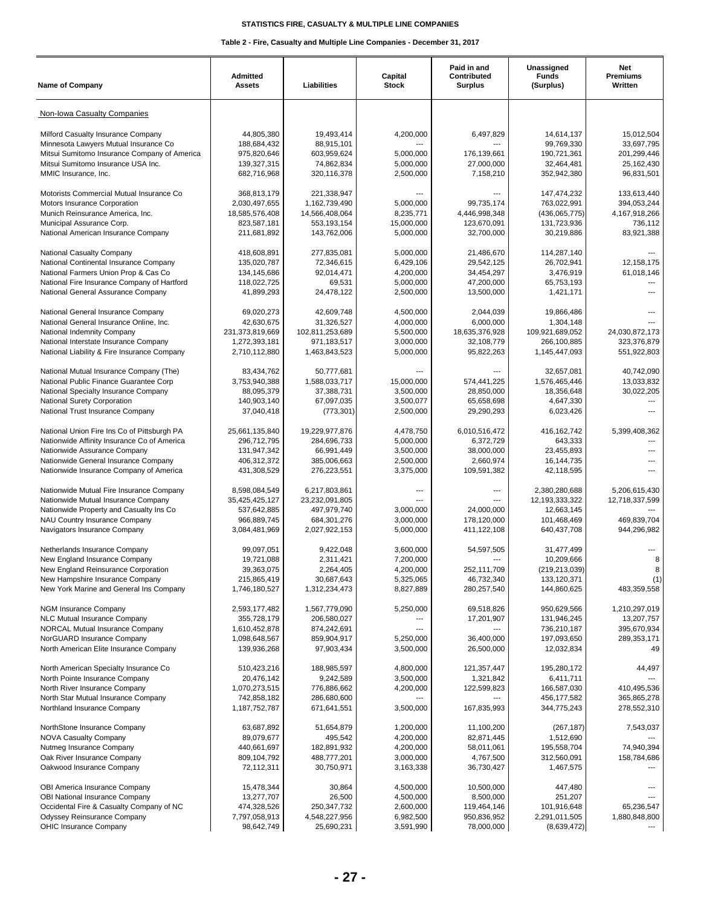# STATISTICS FIRE, CASUALTY & MULTIPLE LINE COMPANIES

## Table 2 - Fire, Casualty and Multiple Line Companies - December 31, 2017

| Name of Company | Admitted Assets | Liabilities | Capital Stock | Paid in and Contributed Surplus | Unassigned Funds (Surplus) | Net Premiums Written |
|---|---|---|---|---|---|---|
| Non-Iowa Casualty Companies | | | | | | |
| Milford Casualty Insurance Company | 44,805,380 | 19,493,414 | 4,200,000 | 6,497,829 | 14,614,137 | 15,012,504 |
| Minnesota Lawyers Mutual Insurance Co | 188,684,432 | 88,915,101 | --- | --- | 99,769,330 | 33,697,795 |
| Mitsui Sumitomo Insurance Company of America | 975,820,646 | 603,959,624 | 5,000,000 | 176,139,661 | 190,721,361 | 201,299,446 |
| Mitsui Sumitomo Insurance USA Inc. | 139,327,315 | 74,862,834 | 5,000,000 | 27,000,000 | 32,464,481 | 25,162,430 |
| MMIC Insurance, Inc. | 682,716,968 | 320,116,378 | 2,500,000 | 7,158,210 | 352,942,380 | 96,831,501 |
| Motorists Commercial Mutual Insurance Co | 368,813,179 | 221,338,947 | --- | --- | 147,474,232 | 133,613,440 |
| Motors Insurance Corporation | 2,030,497,655 | 1,162,739,490 | 5,000,000 | 99,735,174 | 763,022,991 | 394,053,244 |
| Munich Reinsurance America, Inc. | 18,585,576,408 | 14,566,408,064 | 8,235,771 | 4,446,998,348 | (436,065,775) | 4,167,918,266 |
| Municipal Assurance Corp. | 823,587,181 | 553,193,154 | 15,000,000 | 123,670,091 | 131,723,936 | 736,112 |
| National American Insurance Company | 211,681,892 | 143,762,006 | 5,000,000 | 32,700,000 | 30,219,886 | 83,921,388 |
| National Casualty Company | 418,608,891 | 277,835,081 | 5,000,000 | 21,486,670 | 114,287,140 | --- |
| National Continental Insurance Company | 135,020,787 | 72,346,615 | 6,429,106 | 29,542,125 | 26,702,941 | 12,158,175 |
| National Farmers Union Prop & Cas Co | 134,145,686 | 92,014,471 | 4,200,000 | 34,454,297 | 3,476,919 | 61,018,146 |
| National Fire Insurance Company of Hartford | 118,022,725 | 69,531 | 5,000,000 | 47,200,000 | 65,753,193 | --- |
| National General Assurance Company | 41,899,293 | 24,478,122 | 2,500,000 | 13,500,000 | 1,421,171 | --- |
| National General Insurance Company | 69,020,273 | 42,609,748 | 4,500,000 | 2,044,039 | 19,866,486 | --- |
| National General Insurance Online, Inc. | 42,630,675 | 31,326,527 | 4,000,000 | 6,000,000 | 1,304,148 | --- |
| National Indemnity Company | 231,373,819,669 | 102,811,253,689 | 5,500,000 | 18,635,376,928 | 109,921,689,052 | 24,030,872,173 |
| National Interstate Insurance Company | 1,272,393,181 | 971,183,517 | 3,000,000 | 32,108,779 | 266,100,885 | 323,376,879 |
| National Liability & Fire Insurance Company | 2,710,112,880 | 1,463,843,523 | 5,000,000 | 95,822,263 | 1,145,447,093 | 551,922,803 |
| National Mutual Insurance Company (The) | 83,434,762 | 50,777,681 | --- | --- | 32,657,081 | 40,742,090 |
| National Public Finance Guarantee Corp | 3,753,940,388 | 1,588,033,717 | 15,000,000 | 574,441,225 | 1,576,465,446 | 13,033,832 |
| National Specialty Insurance Company | 88,095,379 | 37,388,731 | 3,500,000 | 28,850,000 | 18,356,648 | 30,022,205 |
| National Surety Corporation | 140,903,140 | 67,097,035 | 3,500,077 | 65,658,698 | 4,647,330 | --- |
| National Trust Insurance Company | 37,040,418 | (773,301) | 2,500,000 | 29,290,293 | 6,023,426 | --- |
| National Union Fire Ins Co of Pittsburgh PA | 25,661,135,840 | 19,229,977,876 | 4,478,750 | 6,010,516,472 | 416,162,742 | 5,399,408,362 |
| Nationwide Affinity Insurance Co of America | 296,712,795 | 284,696,733 | 5,000,000 | 6,372,729 | 643,333 | --- |
| Nationwide Assurance Company | 131,947,342 | 66,991,449 | 3,500,000 | 38,000,000 | 23,455,893 | --- |
| Nationwide General Insurance Company | 406,312,372 | 385,006,663 | 2,500,000 | 2,660,974 | 16,144,735 | --- |
| Nationwide Insurance Company of America | 431,308,529 | 276,223,551 | 3,375,000 | 109,591,382 | 42,118,595 | --- |
| Nationwide Mutual Fire Insurance Company | 8,598,084,549 | 6,217,803,861 | --- | --- | 2,380,280,688 | 5,206,615,430 |
| Nationwide Mutual Insurance Company | 35,425,425,127 | 23,232,091,805 | --- | --- | 12,193,333,322 | 12,718,337,599 |
| Nationwide Property and Casualty Ins Co | 537,642,885 | 497,979,740 | 3,000,000 | 24,000,000 | 12,663,145 | --- |
| NAU Country Insurance Company | 966,889,745 | 684,301,276 | 3,000,000 | 178,120,000 | 101,468,469 | 469,839,704 |
| Navigators Insurance Company | 3,084,481,969 | 2,027,922,153 | 5,000,000 | 411,122,108 | 640,437,708 | 944,296,982 |
| Netherlands Insurance Company | 99,097,051 | 9,422,048 | 3,600,000 | 54,597,505 | 31,477,499 | --- |
| New England Insurance Company | 19,721,088 | 2,311,421 | 7,200,000 | --- | 10,209,666 | 8 |
| New England Reinsurance Corporation | 39,363,075 | 2,264,405 | 4,200,000 | 252,111,709 | (219,213,039) | 8 |
| New Hampshire Insurance Company | 215,865,419 | 30,687,643 | 5,325,065 | 46,732,340 | 133,120,371 | (1) |
| New York Marine and General Ins Company | 1,746,180,527 | 1,312,234,473 | 8,827,889 | 280,257,540 | 144,860,625 | 483,359,558 |
| NGM Insurance Company | 2,593,177,482 | 1,567,779,090 | 5,250,000 | 69,518,826 | 950,629,566 | 1,210,297,019 |
| NLC Mutual Insurance Company | 355,728,179 | 206,580,027 | --- | 17,201,907 | 131,946,245 | 13,207,757 |
| NORCAL Mutual Insurance Company | 1,610,452,878 | 874,242,691 | --- | --- | 736,210,187 | 395,670,934 |
| NorGUARD Insurance Company | 1,098,648,567 | 859,904,917 | 5,250,000 | 36,400,000 | 197,093,650 | 289,353,171 |
| North American Elite Insurance Company | 139,936,268 | 97,903,434 | 3,500,000 | 26,500,000 | 12,032,834 | 49 |
| North American Specialty Insurance Co | 510,423,216 | 188,985,597 | 4,800,000 | 121,357,447 | 195,280,172 | 44,497 |
| North Pointe Insurance Company | 20,476,142 | 9,242,589 | 3,500,000 | 1,321,842 | 6,411,711 | --- |
| North River Insurance Company | 1,070,273,515 | 776,886,662 | 4,200,000 | 122,599,823 | 166,587,030 | 410,495,536 |
| North Star Mutual Insurance Company | 742,858,182 | 286,680,600 | --- | --- | 456,177,582 | 365,865,278 |
| Northland Insurance Company | 1,187,752,787 | 671,641,551 | 3,500,000 | 167,835,993 | 344,775,243 | 278,552,310 |
| NorthStone Insurance Company | 63,687,892 | 51,654,879 | 1,200,000 | 11,100,200 | (267,187) | 7,543,037 |
| NOVA Casualty Company | 89,079,677 | 495,542 | 4,200,000 | 82,871,445 | 1,512,690 | --- |
| Nutmeg Insurance Company | 440,661,697 | 182,891,932 | 4,200,000 | 58,011,061 | 195,558,704 | 74,940,394 |
| Oak River Insurance Company | 809,104,792 | 488,777,201 | 3,000,000 | 4,767,500 | 312,560,091 | 158,784,686 |
| Oakwood Insurance Company | 72,112,311 | 30,750,971 | 3,163,338 | 36,730,427 | 1,467,575 | --- |
| OBI America Insurance Company | 15,478,344 | 30,864 | 4,500,000 | 10,500,000 | 447,480 | --- |
| OBI National Insurance Company | 13,277,707 | 26,500 | 4,500,000 | 8,500,000 | 251,207 | --- |
| Occidental Fire & Casualty Company of NC | 474,328,526 | 250,347,732 | 2,600,000 | 119,464,146 | 101,916,648 | 65,236,547 |
| Odyssey Reinsurance Company | 7,797,058,913 | 4,548,227,956 | 6,982,500 | 950,836,952 | 2,291,011,505 | 1,880,848,800 |
| OHIC Insurance Company | 98,642,749 | 25,690,231 | 3,591,990 | 78,000,000 | (8,639,472) | --- |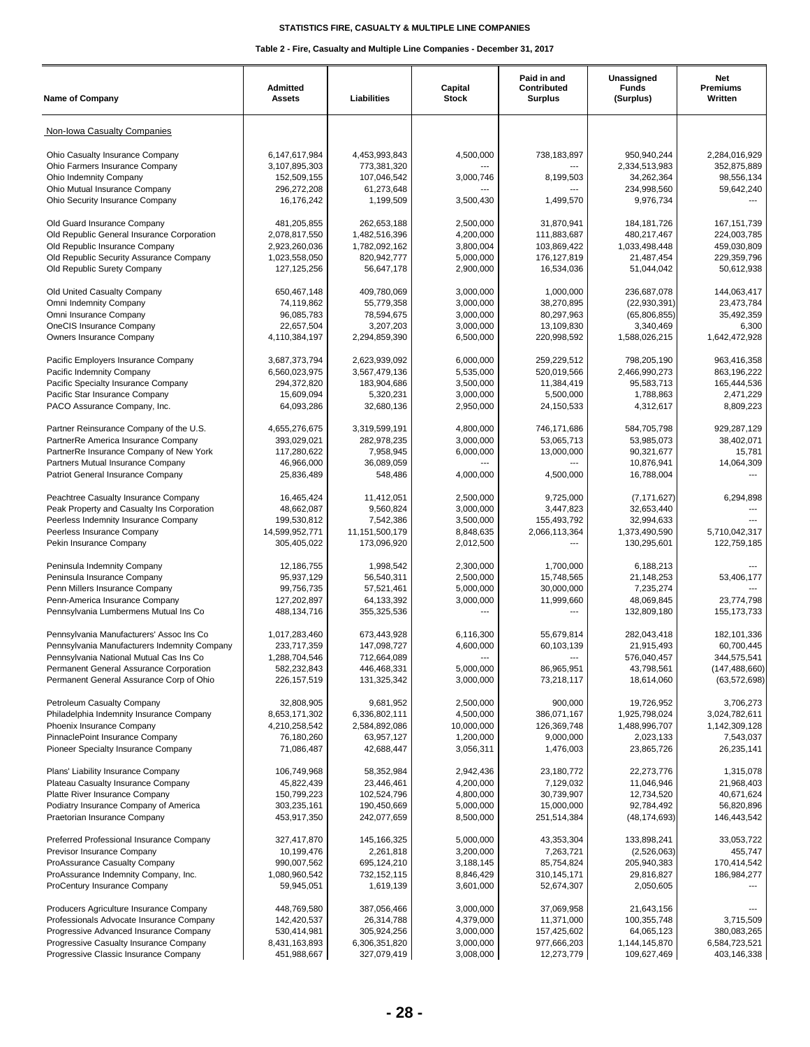**STATISTICS FIRE, CASUALTY & MULTIPLE LINE COMPANIES**

**Table 2 - Fire, Casualty and Multiple Line Companies - December 31, 2017**

| Name of Company | Admitted Assets | Liabilities | Capital Stock | Paid in and Contributed Surplus | Unassigned Funds (Surplus) | Net Premiums Written |
|---|---|---|---|---|---|---|
| Non-Iowa Casualty Companies | | | | | | |
| Ohio Casualty Insurance Company | 6,147,617,984 | 4,453,993,843 | 4,500,000 | 738,183,897 | 950,940,244 | 2,284,016,929 |
| Ohio Farmers Insurance Company | 3,107,895,303 | 773,381,320 | --- | --- | 2,334,513,983 | 352,875,889 |
| Ohio Indemnity Company | 152,509,155 | 107,046,542 | 3,000,746 | 8,199,503 | 34,262,364 | 98,556,134 |
| Ohio Mutual Insurance Company | 296,272,208 | 61,273,648 | --- | --- | 234,998,560 | 59,642,240 |
| Ohio Security Insurance Company | 16,176,242 | 1,199,509 | 3,500,430 | 1,499,570 | 9,976,734 | --- |
| Old Guard Insurance Company | 481,205,855 | 262,653,188 | 2,500,000 | 31,870,941 | 184,181,726 | 167,151,739 |
| Old Republic General Insurance Corporation | 2,078,817,550 | 1,482,516,396 | 4,200,000 | 111,883,687 | 480,217,467 | 224,003,785 |
| Old Republic Insurance Company | 2,923,260,036 | 1,782,092,162 | 3,800,004 | 103,869,422 | 1,033,498,448 | 459,030,809 |
| Old Republic Security Assurance Company | 1,023,558,050 | 820,942,777 | 5,000,000 | 176,127,819 | 21,487,454 | 229,359,796 |
| Old Republic Surety Company | 127,125,256 | 56,647,178 | 2,900,000 | 16,534,036 | 51,044,042 | 50,612,938 |
| Old United Casualty Company | 650,467,148 | 409,780,069 | 3,000,000 | 1,000,000 | 236,687,078 | 144,063,417 |
| Omni Indemnity Company | 74,119,862 | 55,779,358 | 3,000,000 | 38,270,895 | (22,930,391) | 23,473,784 |
| Omni Insurance Company | 96,085,783 | 78,594,675 | 3,000,000 | 80,297,963 | (65,806,855) | 35,492,359 |
| OneCIS Insurance Company | 22,657,504 | 3,207,203 | 3,000,000 | 13,109,830 | 3,340,469 | 6,300 |
| Owners Insurance Company | 4,110,384,197 | 2,294,859,390 | 6,500,000 | 220,998,592 | 1,588,026,215 | 1,642,472,928 |
| Pacific Employers Insurance Company | 3,687,373,794 | 2,623,939,092 | 6,000,000 | 259,229,512 | 798,205,190 | 963,416,358 |
| Pacific Indemnity Company | 6,560,023,975 | 3,567,479,136 | 5,535,000 | 520,019,566 | 2,466,990,273 | 863,196,222 |
| Pacific Specialty Insurance Company | 294,372,820 | 183,904,686 | 3,500,000 | 11,384,419 | 95,583,713 | 165,444,536 |
| Pacific Star Insurance Company | 15,609,094 | 5,320,231 | 3,000,000 | 5,500,000 | 1,788,863 | 2,471,229 |
| PACO Assurance Company, Inc. | 64,093,286 | 32,680,136 | 2,950,000 | 24,150,533 | 4,312,617 | 8,809,223 |
| Partner Reinsurance Company of the U.S. | 4,655,276,675 | 3,319,599,191 | 4,800,000 | 746,171,686 | 584,705,798 | 929,287,129 |
| PartnerRe America Insurance Company | 393,029,021 | 282,978,235 | 3,000,000 | 53,065,713 | 53,985,073 | 38,402,071 |
| PartnerRe Insurance Company of New York | 117,280,622 | 7,958,945 | 6,000,000 | 13,000,000 | 90,321,677 | 15,781 |
| Partners Mutual Insurance Company | 46,966,000 | 36,089,059 | --- | --- | 10,876,941 | 14,064,309 |
| Patriot General Insurance Company | 25,836,489 | 548,486 | 4,000,000 | 4,500,000 | 16,788,004 | --- |
| Peachtree Casualty Insurance Company | 16,465,424 | 11,412,051 | 2,500,000 | 9,725,000 | (7,171,627) | 6,294,898 |
| Peak Property and Casualty Ins Corporation | 48,662,087 | 9,560,824 | 3,000,000 | 3,447,823 | 32,653,440 | --- |
| Peerless Indemnity Insurance Company | 199,530,812 | 7,542,386 | 3,500,000 | 155,493,792 | 32,994,633 | --- |
| Peerless Insurance Company | 14,599,952,771 | 11,151,500,179 | 8,848,635 | 2,066,113,364 | 1,373,490,590 | 5,710,042,317 |
| Pekin Insurance Company | 305,405,022 | 173,096,920 | 2,012,500 | --- | 130,295,601 | 122,759,185 |
| Peninsula Indemnity Company | 12,186,755 | 1,998,542 | 2,300,000 | 1,700,000 | 6,188,213 | --- |
| Peninsula Insurance Company | 95,937,129 | 56,540,311 | 2,500,000 | 15,748,565 | 21,148,253 | 53,406,177 |
| Penn Millers Insurance Company | 99,756,735 | 57,521,461 | 5,000,000 | 30,000,000 | 7,235,274 | --- |
| Penn-America Insurance Company | 127,202,897 | 64,133,392 | 3,000,000 | 11,999,660 | 48,069,845 | 23,774,798 |
| Pennsylvania Lumbermens Mutual Ins Co | 488,134,716 | 355,325,536 | --- | --- | 132,809,180 | 155,173,733 |
| Pennsylvania Manufacturers' Assoc Ins Co | 1,017,283,460 | 673,443,928 | 6,116,300 | 55,679,814 | 282,043,418 | 182,101,336 |
| Pennsylvania Manufacturers Indemnity Company | 233,717,359 | 147,098,727 | 4,600,000 | 60,103,139 | 21,915,493 | 60,700,445 |
| Pennsylvania National Mutual Cas Ins Co | 1,288,704,546 | 712,664,089 | --- | --- | 576,040,457 | 344,575,541 |
| Permanent General Assurance Corporation | 582,232,843 | 446,468,331 | 5,000,000 | 86,965,951 | 43,798,561 | (147,488,660) |
| Permanent General Assurance Corp of Ohio | 226,157,519 | 131,325,342 | 3,000,000 | 73,218,117 | 18,614,060 | (63,572,698) |
| Petroleum Casualty Company | 32,808,905 | 9,681,952 | 2,500,000 | 900,000 | 19,726,952 | 3,706,273 |
| Philadelphia Indemnity Insurance Company | 8,653,171,302 | 6,336,802,111 | 4,500,000 | 386,071,167 | 1,925,798,024 | 3,024,782,611 |
| Phoenix Insurance Company | 4,210,258,542 | 2,584,892,086 | 10,000,000 | 126,369,748 | 1,488,996,707 | 1,142,309,128 |
| PinnaclePoint Insurance Company | 76,180,260 | 63,957,127 | 1,200,000 | 9,000,000 | 2,023,133 | 7,543,037 |
| Pioneer Specialty Insurance Company | 71,086,487 | 42,688,447 | 3,056,311 | 1,476,003 | 23,865,726 | 26,235,141 |
| Plans' Liability Insurance Company | 106,749,968 | 58,352,984 | 2,942,436 | 23,180,772 | 22,273,776 | 1,315,078 |
| Plateau Casualty Insurance Company | 45,822,439 | 23,446,461 | 4,200,000 | 7,129,032 | 11,046,946 | 21,968,403 |
| Platte River Insurance Company | 150,799,223 | 102,524,796 | 4,800,000 | 30,739,907 | 12,734,520 | 40,671,624 |
| Podiatry Insurance Company of America | 303,235,161 | 190,450,669 | 5,000,000 | 15,000,000 | 92,784,492 | 56,820,896 |
| Praetorian Insurance Company | 453,917,350 | 242,077,659 | 8,500,000 | 251,514,384 | (48,174,693) | 146,443,542 |
| Preferred Professional Insurance Company | 327,417,870 | 145,166,325 | 5,000,000 | 43,353,304 | 133,898,241 | 33,053,722 |
| Previsor Insurance Company | 10,199,476 | 2,261,818 | 3,200,000 | 7,263,721 | (2,526,063) | 455,747 |
| ProAssurance Casualty Company | 990,007,562 | 695,124,210 | 3,188,145 | 85,754,824 | 205,940,383 | 170,414,542 |
| ProAssurance Indemnity Company, Inc. | 1,080,960,542 | 732,152,115 | 8,846,429 | 310,145,171 | 29,816,827 | 186,984,277 |
| ProCentury Insurance Company | 59,945,051 | 1,619,139 | 3,601,000 | 52,674,307 | 2,050,605 | --- |
| Producers Agriculture Insurance Company | 448,769,580 | 387,056,466 | 3,000,000 | 37,069,958 | 21,643,156 | --- |
| Professionals Advocate Insurance Company | 142,420,537 | 26,314,788 | 4,379,000 | 11,371,000 | 100,355,748 | 3,715,509 |
| Progressive Advanced Insurance Company | 530,414,981 | 305,924,256 | 3,000,000 | 157,425,602 | 64,065,123 | 380,083,265 |
| Progressive Casualty Insurance Company | 8,431,163,893 | 6,306,351,820 | 3,000,000 | 977,666,203 | 1,144,145,870 | 6,584,723,521 |
| Progressive Classic Insurance Company | 451,988,667 | 327,079,419 | 3,008,000 | 12,273,779 | 109,627,469 | 403,146,338 |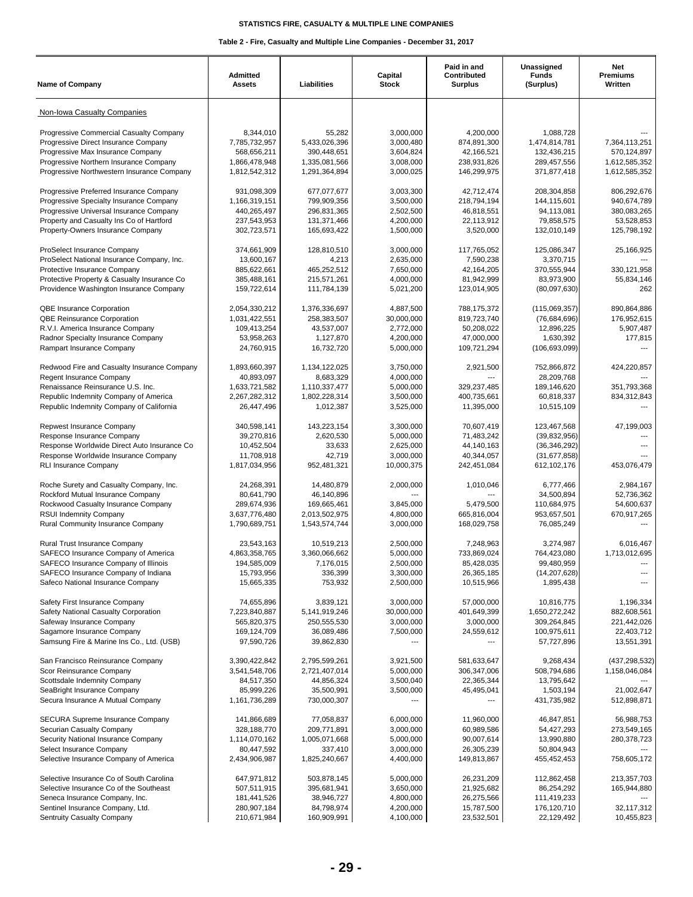# STATISTICS FIRE, CASUALTY & MULTIPLE LINE COMPANIES

## Table 2 - Fire, Casualty and Multiple Line Companies - December 31, 2017

| Name of Company | Admitted Assets | Liabilities | Capital Stock | Paid in and Contributed Surplus | Unassigned Funds (Surplus) | Net Premiums Written |
|---|---|---|---|---|---|---|
| Non-Iowa Casualty Companies | | | | | | |
| Progressive Commercial Casualty Company | 8,344,010 | 55,282 | 3,000,000 | 4,200,000 | 1,088,728 | --- |
| Progressive Direct Insurance Company | 7,785,732,957 | 5,433,026,396 | 3,000,480 | 874,891,300 | 1,474,814,781 | 7,364,113,251 |
| Progressive Max Insurance Company | 568,656,211 | 390,448,651 | 3,604,824 | 42,166,521 | 132,436,215 | 570,124,897 |
| Progressive Northern Insurance Company | 1,866,478,948 | 1,335,081,566 | 3,008,000 | 238,931,826 | 289,457,556 | 1,612,585,352 |
| Progressive Northwestern Insurance Company | 1,812,542,312 | 1,291,364,894 | 3,000,025 | 146,299,975 | 371,877,418 | 1,612,585,352 |
| Progressive Preferred Insurance Company | 931,098,309 | 677,077,677 | 3,003,300 | 42,712,474 | 208,304,858 | 806,292,676 |
| Progressive Specialty Insurance Company | 1,166,319,151 | 799,909,356 | 3,500,000 | 218,794,194 | 144,115,601 | 940,674,789 |
| Progressive Universal Insurance Company | 440,265,497 | 296,831,365 | 2,502,500 | 46,818,551 | 94,113,081 | 380,083,265 |
| Property and Casualty Ins Co of Hartford | 237,543,953 | 131,371,466 | 4,200,000 | 22,113,912 | 79,858,575 | 53,528,853 |
| Property-Owners Insurance Company | 302,723,571 | 165,693,422 | 1,500,000 | 3,520,000 | 132,010,149 | 125,798,192 |
| ProSelect Insurance Company | 374,661,909 | 128,810,510 | 3,000,000 | 117,765,052 | 125,086,347 | 25,166,925 |
| ProSelect National Insurance Company, Inc. | 13,600,167 | 4,213 | 2,635,000 | 7,590,238 | 3,370,715 | --- |
| Protective Insurance Company | 885,622,661 | 465,252,512 | 7,650,000 | 42,164,205 | 370,555,944 | 330,121,958 |
| Protective Property & Casualty Insurance Co | 385,488,161 | 215,571,261 | 4,000,000 | 81,942,999 | 83,973,900 | 55,834,146 |
| Providence Washington Insurance Company | 159,722,614 | 111,784,139 | 5,021,200 | 123,014,905 | (80,097,630) | 262 |
| QBE Insurance Corporation | 2,054,330,212 | 1,376,336,697 | 4,887,500 | 788,175,372 | (115,069,357) | 890,864,886 |
| QBE Reinsurance Corporation | 1,031,422,551 | 258,383,507 | 30,000,000 | 819,723,740 | (76,684,696) | 176,952,615 |
| R.V.I. America Insurance Company | 109,413,254 | 43,537,007 | 2,772,000 | 50,208,022 | 12,896,225 | 5,907,487 |
| Radnor Specialty Insurance Company | 53,958,263 | 1,127,870 | 4,200,000 | 47,000,000 | 1,630,392 | 177,815 |
| Rampart Insurance Company | 24,760,915 | 16,732,720 | 5,000,000 | 109,721,294 | (106,693,099) | --- |
| Redwood Fire and Casualty Insurance Company | 1,893,660,397 | 1,134,122,025 | 3,750,000 | 2,921,500 | 752,866,872 | 424,220,857 |
| Regent Insurance Company | 40,893,097 | 8,683,329 | 4,000,000 | --- | 28,209,768 | --- |
| Renaissance Reinsurance U.S. Inc. | 1,633,721,582 | 1,110,337,477 | 5,000,000 | 329,237,485 | 189,146,620 | 351,793,368 |
| Republic Indemnity Company of America | 2,267,282,312 | 1,802,228,314 | 3,500,000 | 400,735,661 | 60,818,337 | 834,312,843 |
| Republic Indemnity Company of California | 26,447,496 | 1,012,387 | 3,525,000 | 11,395,000 | 10,515,109 | --- |
| Repwest Insurance Company | 340,598,141 | 143,223,154 | 3,300,000 | 70,607,419 | 123,467,568 | 47,199,003 |
| Response Insurance Company | 39,270,816 | 2,620,530 | 5,000,000 | 71,483,242 | (39,832,956) | --- |
| Response Worldwide Direct Auto Insurance Co | 10,452,504 | 33,633 | 2,625,000 | 44,140,163 | (36,346,292) | --- |
| Response Worldwide Insurance Company | 11,708,918 | 42,719 | 3,000,000 | 40,344,057 | (31,677,858) | --- |
| RLI Insurance Company | 1,817,034,956 | 952,481,321 | 10,000,375 | 242,451,084 | 612,102,176 | 453,076,479 |
| Roche Surety and Casualty Company, Inc. | 24,268,391 | 14,480,879 | 2,000,000 | 1,010,046 | 6,777,466 | 2,984,167 |
| Rockford Mutual Insurance Company | 80,641,790 | 46,140,896 | --- | --- | 34,500,894 | 52,736,362 |
| Rockwood Casualty Insurance Company | 289,674,936 | 169,665,461 | 3,845,000 | 5,479,500 | 110,684,975 | 54,600,637 |
| RSUI Indemnity Company | 3,637,776,480 | 2,013,502,975 | 4,800,000 | 665,816,004 | 953,657,501 | 670,917,265 |
| Rural Community Insurance Company | 1,790,689,751 | 1,543,574,744 | 3,000,000 | 168,029,758 | 76,085,249 | --- |
| Rural Trust Insurance Company | 23,543,163 | 10,519,213 | 2,500,000 | 7,248,963 | 3,274,987 | 6,016,467 |
| SAFECO Insurance Company of America | 4,863,358,765 | 3,360,066,662 | 5,000,000 | 733,869,024 | 764,423,080 | 1,713,012,695 |
| SAFECO Insurance Company of Illinois | 194,585,009 | 7,176,015 | 2,500,000 | 85,428,035 | 99,480,959 | --- |
| SAFECO Insurance Company of Indiana | 15,793,956 | 336,399 | 3,300,000 | 26,365,185 | (14,207,628) | --- |
| Safeco National Insurance Company | 15,665,335 | 753,932 | 2,500,000 | 10,515,966 | 1,895,438 | --- |
| Safety First Insurance Company | 74,655,896 | 3,839,121 | 3,000,000 | 57,000,000 | 10,816,775 | 1,196,334 |
| Safety National Casualty Corporation | 7,223,840,887 | 5,141,919,246 | 30,000,000 | 401,649,399 | 1,650,272,242 | 882,608,561 |
| Safeway Insurance Company | 565,820,375 | 250,555,530 | 3,000,000 | 3,000,000 | 309,264,845 | 221,442,026 |
| Sagamore Insurance Company | 169,124,709 | 36,089,486 | 7,500,000 | 24,559,612 | 100,975,611 | 22,403,712 |
| Samsung Fire & Marine Ins Co., Ltd. (USB) | 97,590,726 | 39,862,830 | --- | --- | 57,727,896 | 13,551,391 |
| San Francisco Reinsurance Company | 3,390,422,842 | 2,795,599,261 | 3,921,500 | 581,633,647 | 9,268,434 | (437,298,532) |
| Scor Reinsurance Company | 3,541,548,706 | 2,721,407,014 | 5,000,000 | 306,347,006 | 508,794,686 | 1,158,046,084 |
| Scottsdale Indemnity Company | 84,517,350 | 44,856,324 | 3,500,040 | 22,365,344 | 13,795,642 | --- |
| SeaBright Insurance Company | 85,999,226 | 35,500,991 | 3,500,000 | 45,495,041 | 1,503,194 | 21,002,647 |
| Secura Insurance A Mutual Company | 1,161,736,289 | 730,000,307 | --- | --- | 431,735,982 | 512,898,871 |
| SECURA Supreme Insurance Company | 141,866,689 | 77,058,837 | 6,000,000 | 11,960,000 | 46,847,851 | 56,988,753 |
| Securian Casualty Company | 328,188,770 | 209,771,891 | 3,000,000 | 60,989,586 | 54,427,293 | 273,549,165 |
| Security National Insurance Company | 1,114,070,162 | 1,005,071,668 | 5,000,000 | 90,007,614 | 13,990,880 | 280,378,723 |
| Select Insurance Company | 80,447,592 | 337,410 | 3,000,000 | 26,305,239 | 50,804,943 | --- |
| Selective Insurance Company of America | 2,434,906,987 | 1,825,240,667 | 4,400,000 | 149,813,867 | 455,452,453 | 758,605,172 |
| Selective Insurance Co of South Carolina | 647,971,812 | 503,878,145 | 5,000,000 | 26,231,209 | 112,862,458 | 213,357,703 |
| Selective Insurance Co of the Southeast | 507,511,915 | 395,681,941 | 3,650,000 | 21,925,682 | 86,254,292 | 165,944,880 |
| Seneca Insurance Company, Inc. | 181,441,526 | 38,946,727 | 4,800,000 | 26,275,566 | 111,419,233 | --- |
| Sentinel Insurance Company, Ltd. | 280,907,184 | 84,798,974 | 4,200,000 | 15,787,500 | 176,120,710 | 32,117,312 |
| Sentruity Casualty Company | 210,671,984 | 160,909,991 | 4,100,000 | 23,532,501 | 22,129,492 | 10,455,823 |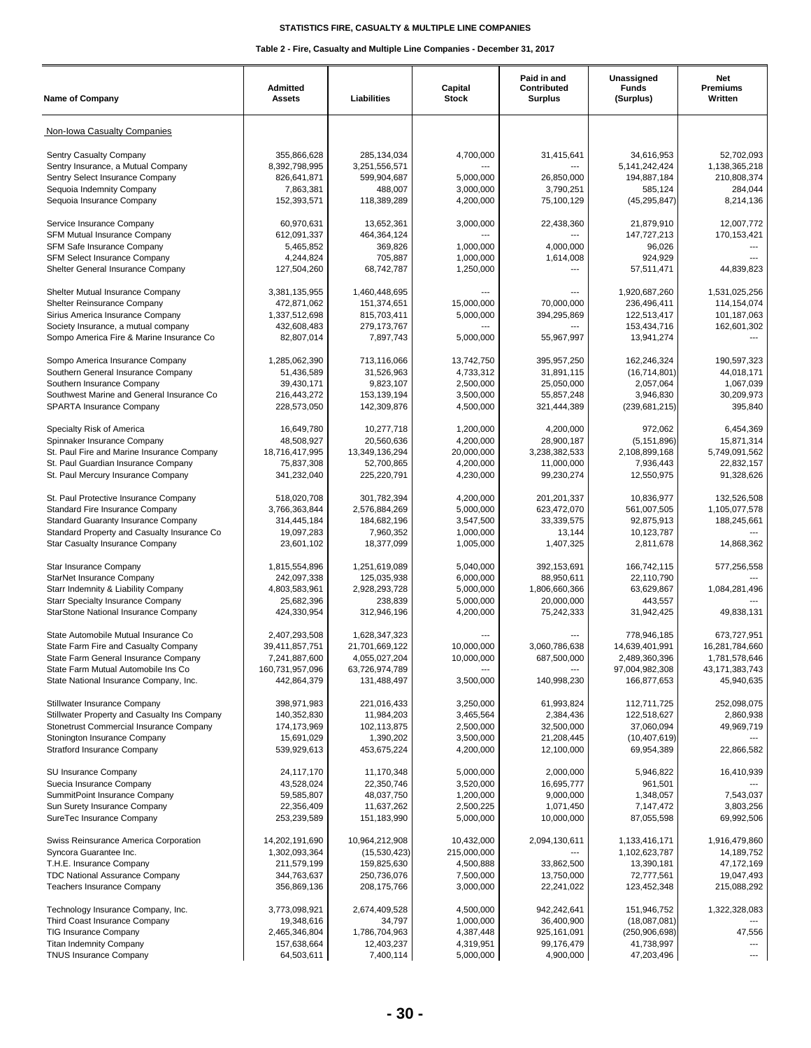STATISTICS FIRE, CASUALTY & MULTIPLE LINE COMPANIES

Table 2 - Fire, Casualty and Multiple Line Companies - December 31, 2017

| Name of Company | Admitted Assets | Liabilities | Capital Stock | Paid in and Contributed Surplus | Unassigned Funds (Surplus) | Net Premiums Written |
|---|---|---|---|---|---|---|
| Non-Iowa Casualty Companies | | | | | | |
| Sentry Casualty Company | 355,866,628 | 285,134,034 | 4,700,000 | 31,415,641 | 34,616,953 | 52,702,093 |
| Sentry Insurance, a Mutual Company | 8,392,798,995 | 3,251,556,571 | --- | --- | 5,141,242,424 | 1,138,365,218 |
| Sentry Select Insurance Company | 826,641,871 | 599,904,687 | 5,000,000 | 26,850,000 | 194,887,184 | 210,808,374 |
| Sequoia Indemnity Company | 7,863,381 | 488,007 | 3,000,000 | 3,790,251 | 585,124 | 284,044 |
| Sequoia Insurance Company | 152,393,571 | 118,389,289 | 4,200,000 | 75,100,129 | (45,295,847) | 8,214,136 |
| Service Insurance Company | 60,970,631 | 13,652,361 | 3,000,000 | 22,438,360 | 21,879,910 | 12,007,772 |
| SFM Mutual Insurance Company | 612,091,337 | 464,364,124 | --- | --- | 147,727,213 | 170,153,421 |
| SFM Safe Insurance Company | 5,465,852 | 369,826 | 1,000,000 | 4,000,000 | 96,026 | --- |
| SFM Select Insurance Company | 4,244,824 | 705,887 | 1,000,000 | 1,614,008 | 924,929 | --- |
| Shelter General Insurance Company | 127,504,260 | 68,742,787 | 1,250,000 | --- | 57,511,471 | 44,839,823 |
| Shelter Mutual Insurance Company | 3,381,135,955 | 1,460,448,695 | --- | --- | 1,920,687,260 | 1,531,025,256 |
| Shelter Reinsurance Company | 472,871,062 | 151,374,651 | 15,000,000 | 70,000,000 | 236,496,411 | 114,154,074 |
| Sirius America Insurance Company | 1,337,512,698 | 815,703,411 | 5,000,000 | 394,295,869 | 122,513,417 | 101,187,063 |
| Society Insurance, a mutual company | 432,608,483 | 279,173,767 | --- | --- | 153,434,716 | 162,601,302 |
| Sompo America Fire & Marine Insurance Co | 82,807,014 | 7,897,743 | 5,000,000 | 55,967,997 | 13,941,274 | --- |
| Sompo America Insurance Company | 1,285,062,390 | 713,116,066 | 13,742,750 | 395,957,250 | 162,246,324 | 190,597,323 |
| Southern General Insurance Company | 51,436,589 | 31,526,963 | 4,733,312 | 31,891,115 | (16,714,801) | 44,018,171 |
| Southern Insurance Company | 39,430,171 | 9,823,107 | 2,500,000 | 25,050,000 | 2,057,064 | 1,067,039 |
| Southwest Marine and General Insurance Co | 216,443,272 | 153,139,194 | 3,500,000 | 55,857,248 | 3,946,830 | 30,209,973 |
| SPARTA Insurance Company | 228,573,050 | 142,309,876 | 4,500,000 | 321,444,389 | (239,681,215) | 395,840 |
| Specialty Risk of America | 16,649,780 | 10,277,718 | 1,200,000 | 4,200,000 | 972,062 | 6,454,369 |
| Spinnaker Insurance Company | 48,508,927 | 20,560,636 | 4,200,000 | 28,900,187 | (5,151,896) | 15,871,314 |
| St. Paul Fire and Marine Insurance Company | 18,716,417,995 | 13,349,136,294 | 20,000,000 | 3,238,382,533 | 2,108,899,168 | 5,749,091,562 |
| St. Paul Guardian Insurance Company | 75,837,308 | 52,700,865 | 4,200,000 | 11,000,000 | 7,936,443 | 22,832,157 |
| St. Paul Mercury Insurance Company | 341,232,040 | 225,220,791 | 4,230,000 | 99,230,274 | 12,550,975 | 91,328,626 |
| St. Paul Protective Insurance Company | 518,020,708 | 301,782,394 | 4,200,000 | 201,201,337 | 10,836,977 | 132,526,508 |
| Standard Fire Insurance Company | 3,766,363,844 | 2,576,884,269 | 5,000,000 | 623,472,070 | 561,007,505 | 1,105,077,578 |
| Standard Guaranty Insurance Company | 314,445,184 | 184,682,196 | 3,547,500 | 33,339,575 | 92,875,913 | 188,245,661 |
| Standard Property and Casualty Insurance Co | 19,097,283 | 7,960,352 | 1,000,000 | 13,144 | 10,123,787 | --- |
| Star Casualty Insurance Company | 23,601,102 | 18,377,099 | 1,005,000 | 1,407,325 | 2,811,678 | 14,868,362 |
| Star Insurance Company | 1,815,554,896 | 1,251,619,089 | 5,040,000 | 392,153,691 | 166,742,115 | 577,256,558 |
| StarNet Insurance Company | 242,097,338 | 125,035,938 | 6,000,000 | 88,950,611 | 22,110,790 | --- |
| Starr Indemnity & Liability Company | 4,803,583,961 | 2,928,293,728 | 5,000,000 | 1,806,660,366 | 63,629,867 | 1,084,281,496 |
| Starr Specialty Insurance Company | 25,682,396 | 238,839 | 5,000,000 | 20,000,000 | 443,557 | --- |
| StarStone National Insurance Company | 424,330,954 | 312,946,196 | 4,200,000 | 75,242,333 | 31,942,425 | 49,838,131 |
| State Automobile Mutual Insurance Co | 2,407,293,508 | 1,628,347,323 | --- | --- | 778,946,185 | 673,727,951 |
| State Farm Fire and Casualty Company | 39,411,857,751 | 21,701,669,122 | 10,000,000 | 3,060,786,638 | 14,639,401,991 | 16,281,784,660 |
| State Farm General Insurance Company | 7,241,887,600 | 4,055,027,204 | 10,000,000 | 687,500,000 | 2,489,360,396 | 1,781,578,646 |
| State Farm Mutual Automobile Ins Co | 160,731,957,096 | 63,726,974,789 | --- | --- | 97,004,982,308 | 43,171,383,743 |
| State National Insurance Company, Inc. | 442,864,379 | 131,488,497 | 3,500,000 | 140,998,230 | 166,877,653 | 45,940,635 |
| Stillwater Insurance Company | 398,971,983 | 221,016,433 | 3,250,000 | 61,993,824 | 112,711,725 | 252,098,075 |
| Stillwater Property and Casualty Ins Company | 140,352,830 | 11,984,203 | 3,465,564 | 2,384,436 | 122,518,627 | 2,860,938 |
| Stonetrust Commercial Insurance Company | 174,173,969 | 102,113,875 | 2,500,000 | 32,500,000 | 37,060,094 | 49,969,719 |
| Stonington Insurance Company | 15,691,029 | 1,390,202 | 3,500,000 | 21,208,445 | (10,407,619) | --- |
| Stratford Insurance Company | 539,929,613 | 453,675,224 | 4,200,000 | 12,100,000 | 69,954,389 | 22,866,582 |
| SU Insurance Company | 24,117,170 | 11,170,348 | 5,000,000 | 2,000,000 | 5,946,822 | 16,410,939 |
| Suecia Insurance Company | 43,528,024 | 22,350,746 | 3,520,000 | 16,695,777 | 961,501 | --- |
| SummitPoint Insurance Company | 59,585,807 | 48,037,750 | 1,200,000 | 9,000,000 | 1,348,057 | 7,543,037 |
| Sun Surety Insurance Company | 22,356,409 | 11,637,262 | 2,500,225 | 1,071,450 | 7,147,472 | 3,803,256 |
| SureTec Insurance Company | 253,239,589 | 151,183,990 | 5,000,000 | 10,000,000 | 87,055,598 | 69,992,506 |
| Swiss Reinsurance America Corporation | 14,202,191,690 | 10,964,212,908 | 10,432,000 | 2,094,130,611 | 1,133,416,171 | 1,916,479,860 |
| Syncora Guarantee Inc. | 1,302,093,364 | (15,530,423) | 215,000,000 | --- | 1,102,623,787 | 14,189,752 |
| T.H.E. Insurance Company | 211,579,199 | 159,825,630 | 4,500,888 | 33,862,500 | 13,390,181 | 47,172,169 |
| TDC National Assurance Company | 344,763,637 | 250,736,076 | 7,500,000 | 13,750,000 | 72,777,561 | 19,047,493 |
| Teachers Insurance Company | 356,869,136 | 208,175,766 | 3,000,000 | 22,241,022 | 123,452,348 | 215,088,292 |
| Technology Insurance Company, Inc. | 3,773,098,921 | 2,674,409,528 | 4,500,000 | 942,242,641 | 151,946,752 | 1,322,328,083 |
| Third Coast Insurance Company | 19,348,616 | 34,797 | 1,000,000 | 36,400,900 | (18,087,081) | --- |
| TIG Insurance Company | 2,465,346,804 | 1,786,704,963 | 4,387,448 | 925,161,091 | (250,906,698) | 47,556 |
| Titan Indemnity Company | 157,638,664 | 12,403,237 | 4,319,951 | 99,176,479 | 41,738,997 | --- |
| TNUS Insurance Company | 64,503,611 | 7,400,114 | 5,000,000 | 4,900,000 | 47,203,496 | --- |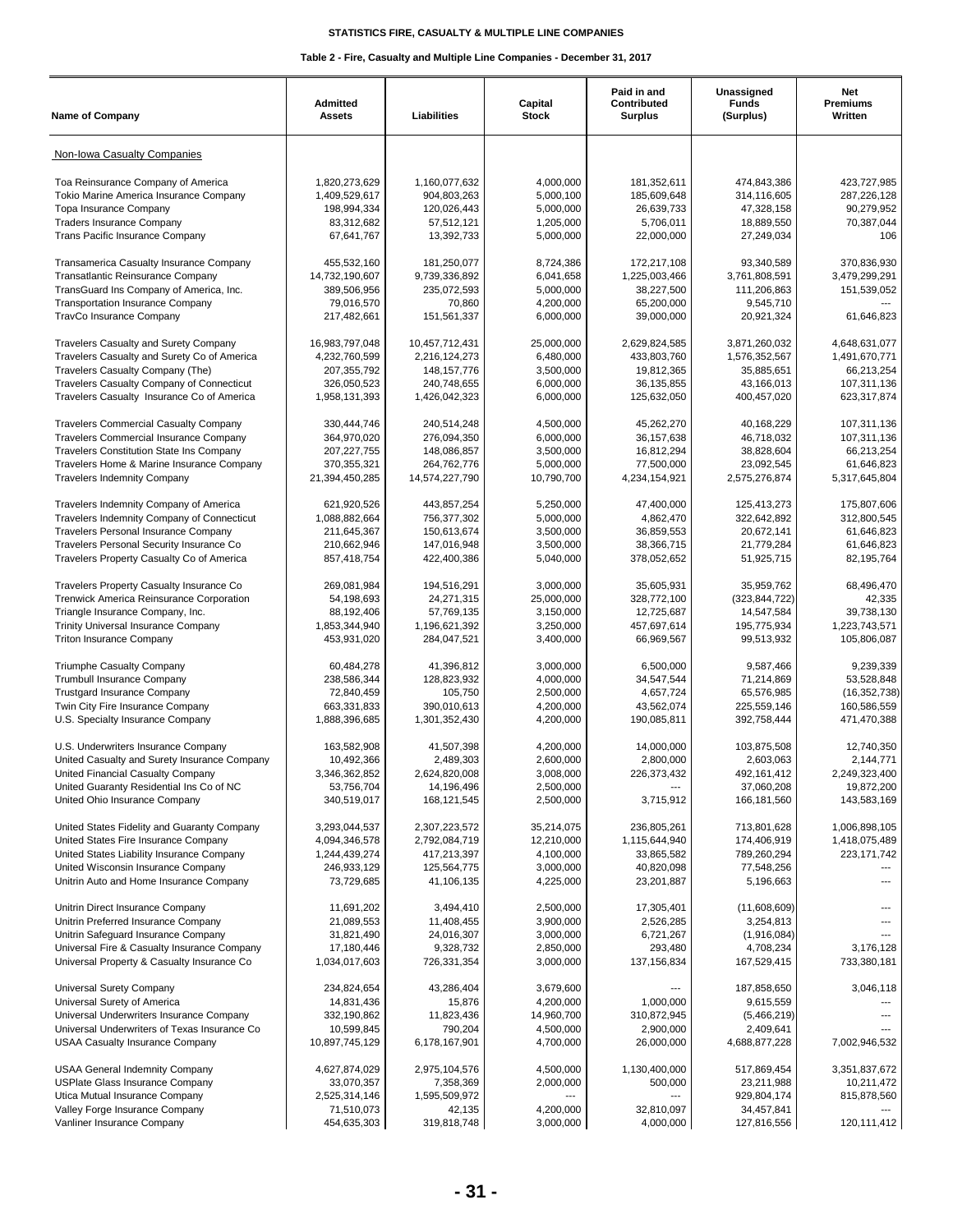# STATISTICS FIRE, CASUALTY & MULTIPLE LINE COMPANIES

## Table 2 - Fire, Casualty and Multiple Line Companies - December 31, 2017

| Name of Company | Admitted Assets | Liabilities | Capital Stock | Paid in and Contributed Surplus | Unassigned Funds (Surplus) | Net Premiums Written |
|---|---|---|---|---|---|---|
| Non-Iowa Casualty Companies | | | | | | |
| Toa Reinsurance Company of America | 1,820,273,629 | 1,160,077,632 | 4,000,000 | 181,352,611 | 474,843,386 | 423,727,985 |
| Tokio Marine America Insurance Company | 1,409,529,617 | 904,803,263 | 5,000,100 | 185,609,648 | 314,116,605 | 287,226,128 |
| Topa Insurance Company | 198,994,334 | 120,026,443 | 5,000,000 | 26,639,733 | 47,328,158 | 90,279,952 |
| Traders Insurance Company | 83,312,682 | 57,512,121 | 1,205,000 | 5,706,011 | 18,889,550 | 70,387,044 |
| Trans Pacific Insurance Company | 67,641,767 | 13,392,733 | 5,000,000 | 22,000,000 | 27,249,034 | 106 |
| Transamerica Casualty Insurance Company | 455,532,160 | 181,250,077 | 8,724,386 | 172,217,108 | 93,340,589 | 370,836,930 |
| Transatlantic Reinsurance Company | 14,732,190,607 | 9,739,336,892 | 6,041,658 | 1,225,003,466 | 3,761,808,591 | 3,479,299,291 |
| TransGuard Ins Company of America, Inc. | 389,506,956 | 235,072,593 | 5,000,000 | 38,227,500 | 111,206,863 | 151,539,052 |
| Transportation Insurance Company | 79,016,570 | 70,860 | 4,200,000 | 65,200,000 | 9,545,710 | --- |
| TravCo Insurance Company | 217,482,661 | 151,561,337 | 6,000,000 | 39,000,000 | 20,921,324 | 61,646,823 |
| Travelers Casualty and Surety Company | 16,983,797,048 | 10,457,712,431 | 25,000,000 | 2,629,824,585 | 3,871,260,032 | 4,648,631,077 |
| Travelers Casualty and Surety Co of America | 4,232,760,599 | 2,216,124,273 | 6,480,000 | 433,803,760 | 1,576,352,567 | 1,491,670,771 |
| Travelers Casualty Company (The) | 207,355,792 | 148,157,776 | 3,500,000 | 19,812,365 | 35,885,651 | 66,213,254 |
| Travelers Casualty Company of Connecticut | 326,050,523 | 240,748,655 | 6,000,000 | 36,135,855 | 43,166,013 | 107,311,136 |
| Travelers Casualty Insurance Co of America | 1,958,131,393 | 1,426,042,323 | 6,000,000 | 125,632,050 | 400,457,020 | 623,317,874 |
| Travelers Commercial Casualty Company | 330,444,746 | 240,514,248 | 4,500,000 | 45,262,270 | 40,168,229 | 107,311,136 |
| Travelers Commercial Insurance Company | 364,970,020 | 276,094,350 | 6,000,000 | 36,157,638 | 46,718,032 | 107,311,136 |
| Travelers Constitution State Ins Company | 207,227,755 | 148,086,857 | 3,500,000 | 16,812,294 | 38,828,604 | 66,213,254 |
| Travelers Home & Marine Insurance Company | 370,355,321 | 264,762,776 | 5,000,000 | 77,500,000 | 23,092,545 | 61,646,823 |
| Travelers Indemnity Company | 21,394,450,285 | 14,574,227,790 | 10,790,700 | 4,234,154,921 | 2,575,276,874 | 5,317,645,804 |
| Travelers Indemnity Company of America | 621,920,526 | 443,857,254 | 5,250,000 | 47,400,000 | 125,413,273 | 175,807,606 |
| Travelers Indemnity Company of Connecticut | 1,088,882,664 | 756,377,302 | 5,000,000 | 4,862,470 | 322,642,892 | 312,800,545 |
| Travelers Personal Insurance Company | 211,645,367 | 150,613,674 | 3,500,000 | 36,859,553 | 20,672,141 | 61,646,823 |
| Travelers Personal Security Insurance Co | 210,662,946 | 147,016,948 | 3,500,000 | 38,366,715 | 21,779,284 | 61,646,823 |
| Travelers Property Casualty Co of America | 857,418,754 | 422,400,386 | 5,040,000 | 378,052,652 | 51,925,715 | 82,195,764 |
| Travelers Property Casualty Insurance Co | 269,081,984 | 194,516,291 | 3,000,000 | 35,605,931 | 35,959,762 | 68,496,470 |
| Trenwick America Reinsurance Corporation | 54,198,693 | 24,271,315 | 25,000,000 | 328,772,100 | (323,844,722) | 42,335 |
| Triangle Insurance Company, Inc. | 88,192,406 | 57,769,135 | 3,150,000 | 12,725,687 | 14,547,584 | 39,738,130 |
| Trinity Universal Insurance Company | 1,853,344,940 | 1,196,621,392 | 3,250,000 | 457,697,614 | 195,775,934 | 1,223,743,571 |
| Triton Insurance Company | 453,931,020 | 284,047,521 | 3,400,000 | 66,969,567 | 99,513,932 | 105,806,087 |
| Triumphe Casualty Company | 60,484,278 | 41,396,812 | 3,000,000 | 6,500,000 | 9,587,466 | 9,239,339 |
| Trumbull Insurance Company | 238,586,344 | 128,823,932 | 4,000,000 | 34,547,544 | 71,214,869 | 53,528,848 |
| Trustgard Insurance Company | 72,840,459 | 105,750 | 2,500,000 | 4,657,724 | 65,576,985 | (16,352,738) |
| Twin City Fire Insurance Company | 663,331,833 | 390,010,613 | 4,200,000 | 43,562,074 | 225,559,146 | 160,586,559 |
| U.S. Specialty Insurance Company | 1,888,396,685 | 1,301,352,430 | 4,200,000 | 190,085,811 | 392,758,444 | 471,470,388 |
| U.S. Underwriters Insurance Company | 163,582,908 | 41,507,398 | 4,200,000 | 14,000,000 | 103,875,508 | 12,740,350 |
| United Casualty and Surety Insurance Company | 10,492,366 | 2,489,303 | 2,600,000 | 2,800,000 | 2,603,063 | 2,144,771 |
| United Financial Casualty Company | 3,346,362,852 | 2,624,820,008 | 3,008,000 | 226,373,432 | 492,161,412 | 2,249,323,400 |
| United Guaranty Residential Ins Co of NC | 53,756,704 | 14,196,496 | 2,500,000 | --- | 37,060,208 | 19,872,200 |
| United Ohio Insurance Company | 340,519,017 | 168,121,545 | 2,500,000 | 3,715,912 | 166,181,560 | 143,583,169 |
| United States Fidelity and Guaranty Company | 3,293,044,537 | 2,307,223,572 | 35,214,075 | 236,805,261 | 713,801,628 | 1,006,898,105 |
| United States Fire Insurance Company | 4,094,346,578 | 2,792,084,719 | 12,210,000 | 1,115,644,940 | 174,406,919 | 1,418,075,489 |
| United States Liability Insurance Company | 1,244,439,274 | 417,213,397 | 4,100,000 | 33,865,582 | 789,260,294 | 223,171,742 |
| United Wisconsin Insurance Company | 246,933,129 | 125,564,775 | 3,000,000 | 40,820,098 | 77,548,256 | --- |
| Unitrin Auto and Home Insurance Company | 73,729,685 | 41,106,135 | 4,225,000 | 23,201,887 | 5,196,663 | --- |
| Unitrin Direct Insurance Company | 11,691,202 | 3,494,410 | 2,500,000 | 17,305,401 | (11,608,609) | --- |
| Unitrin Preferred Insurance Company | 21,089,553 | 11,408,455 | 3,900,000 | 2,526,285 | 3,254,813 | --- |
| Unitrin Safeguard Insurance Company | 31,821,490 | 24,016,307 | 3,000,000 | 6,721,267 | (1,916,084) | --- |
| Universal Fire & Casualty Insurance Company | 17,180,446 | 9,328,732 | 2,850,000 | 293,480 | 4,708,234 | 3,176,128 |
| Universal Property & Casualty Insurance Co | 1,034,017,603 | 726,331,354 | 3,000,000 | 137,156,834 | 167,529,415 | 733,380,181 |
| Universal Surety Company | 234,824,654 | 43,286,404 | 3,679,600 | --- | 187,858,650 | 3,046,118 |
| Universal Surety of America | 14,831,436 | 15,876 | 4,200,000 | 1,000,000 | 9,615,559 | --- |
| Universal Underwriters Insurance Company | 332,190,862 | 11,823,436 | 14,960,700 | 310,872,945 | (5,466,219) | --- |
| Universal Underwriters of Texas Insurance Co | 10,599,845 | 790,204 | 4,500,000 | 2,900,000 | 2,409,641 | --- |
| USAA Casualty Insurance Company | 10,897,745,129 | 6,178,167,901 | 4,700,000 | 26,000,000 | 4,688,877,228 | 7,002,946,532 |
| USAA General Indemnity Company | 4,627,874,029 | 2,975,104,576 | 4,500,000 | 1,130,400,000 | 517,869,454 | 3,351,837,672 |
| USPlate Glass Insurance Company | 33,070,357 | 7,358,369 | 2,000,000 | 500,000 | 23,211,988 | 10,211,472 |
| Utica Mutual Insurance Company | 2,525,314,146 | 1,595,509,972 | --- | --- | 929,804,174 | 815,878,560 |
| Valley Forge Insurance Company | 71,510,073 | 42,135 | 4,200,000 | 32,810,097 | 34,457,841 | --- |
| Vanliner Insurance Company | 454,635,303 | 319,818,748 | 3,000,000 | 4,000,000 | 127,816,556 | 120,111,412 |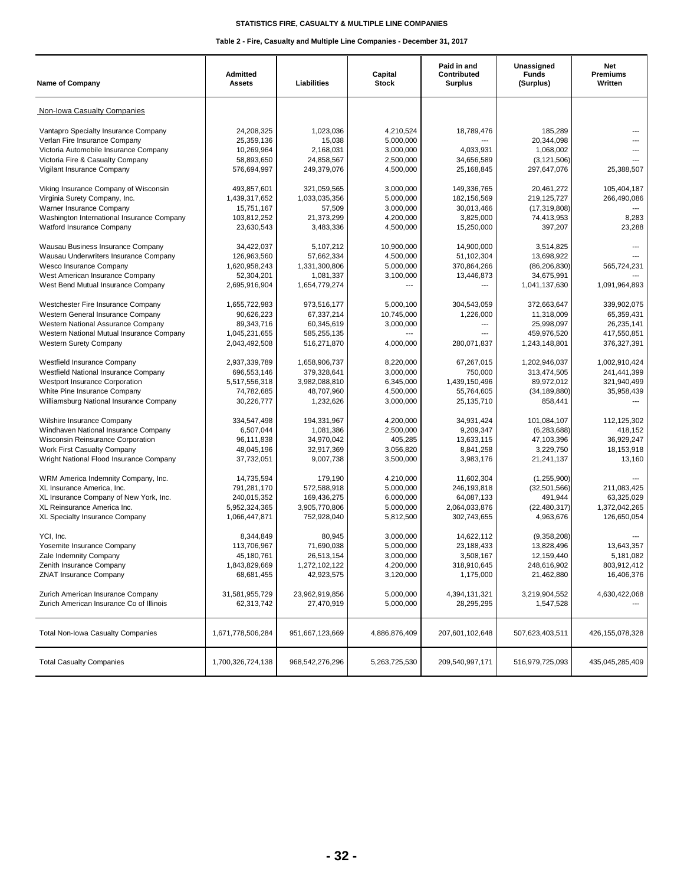STATISTICS FIRE, CASUALTY & MULTIPLE LINE COMPANIES

Table 2 - Fire, Casualty and Multiple Line Companies - December 31, 2017

| Name of Company | Admitted Assets | Liabilities | Capital Stock | Paid in and Contributed Surplus | Unassigned Funds (Surplus) | Net Premiums Written |
|---|---|---|---|---|---|---|
| Non-Iowa Casualty Companies | | | | | | |
| Vantapro Specialty Insurance Company | 24,208,325 | 1,023,036 | 4,210,524 | 18,789,476 | 185,289 | --- |
| Verlan Fire Insurance Company | 25,359,136 | 15,038 | 5,000,000 | --- | 20,344,098 | --- |
| Victoria Automobile Insurance Company | 10,269,964 | 2,168,031 | 3,000,000 | 4,033,931 | 1,068,002 | --- |
| Victoria Fire & Casualty Company | 58,893,650 | 24,858,567 | 2,500,000 | 34,656,589 | (3,121,506) | --- |
| Vigilant Insurance Company | 576,694,997 | 249,379,076 | 4,500,000 | 25,168,845 | 297,647,076 | 25,388,507 |
| Viking Insurance Company of Wisconsin | 493,857,601 | 321,059,565 | 3,000,000 | 149,336,765 | 20,461,272 | 105,404,187 |
| Virginia Surety Company, Inc. | 1,439,317,652 | 1,033,035,356 | 5,000,000 | 182,156,569 | 219,125,727 | 266,490,086 |
| Warner Insurance Company | 15,751,167 | 57,509 | 3,000,000 | 30,013,466 | (17,319,808) | --- |
| Washington International Insurance Company | 103,812,252 | 21,373,299 | 4,200,000 | 3,825,000 | 74,413,953 | 8,283 |
| Watford Insurance Company | 23,630,543 | 3,483,336 | 4,500,000 | 15,250,000 | 397,207 | 23,288 |
| Wausau Business Insurance Company | 34,422,037 | 5,107,212 | 10,900,000 | 14,900,000 | 3,514,825 | --- |
| Wausau Underwriters Insurance Company | 126,963,560 | 57,662,334 | 4,500,000 | 51,102,304 | 13,698,922 | --- |
| Wesco Insurance Company | 1,620,958,243 | 1,331,300,806 | 5,000,000 | 370,864,266 | (86,206,830) | 565,724,231 |
| West American Insurance Company | 52,304,201 | 1,081,337 | 3,100,000 | 13,446,873 | 34,675,991 | --- |
| West Bend Mutual Insurance Company | 2,695,916,904 | 1,654,779,274 | --- | --- | 1,041,137,630 | 1,091,964,893 |
| Westchester Fire Insurance Company | 1,655,722,983 | 973,516,177 | 5,000,100 | 304,543,059 | 372,663,647 | 339,902,075 |
| Western General Insurance Company | 90,626,223 | 67,337,214 | 10,745,000 | 1,226,000 | 11,318,009 | 65,359,431 |
| Western National Assurance Company | 89,343,716 | 60,345,619 | 3,000,000 | --- | 25,998,097 | 26,235,141 |
| Western National Mutual Insurance Company | 1,045,231,655 | 585,255,135 | --- | --- | 459,976,520 | 417,550,851 |
| Western Surety Company | 2,043,492,508 | 516,271,870 | 4,000,000 | 280,071,837 | 1,243,148,801 | 376,327,391 |
| Westfield Insurance Company | 2,937,339,789 | 1,658,906,737 | 8,220,000 | 67,267,015 | 1,202,946,037 | 1,002,910,424 |
| Westfield National Insurance Company | 696,553,146 | 379,328,641 | 3,000,000 | 750,000 | 313,474,505 | 241,441,399 |
| Westport Insurance Corporation | 5,517,556,318 | 3,982,088,810 | 6,345,000 | 1,439,150,496 | 89,972,012 | 321,940,499 |
| White Pine Insurance Company | 74,782,685 | 48,707,960 | 4,500,000 | 55,764,605 | (34,189,880) | 35,958,439 |
| Williamsburg National Insurance Company | 30,226,777 | 1,232,626 | 3,000,000 | 25,135,710 | 858,441 | --- |
| Wilshire Insurance Company | 334,547,498 | 194,331,967 | 4,200,000 | 34,931,424 | 101,084,107 | 112,125,302 |
| Windhaven National Insurance Company | 6,507,044 | 1,081,386 | 2,500,000 | 9,209,347 | (6,283,688) | 418,152 |
| Wisconsin Reinsurance Corporation | 96,111,838 | 34,970,042 | 405,285 | 13,633,115 | 47,103,396 | 36,929,247 |
| Work First Casualty Company | 48,045,196 | 32,917,369 | 3,056,820 | 8,841,258 | 3,229,750 | 18,153,918 |
| Wright National Flood Insurance Company | 37,732,051 | 9,007,738 | 3,500,000 | 3,983,176 | 21,241,137 | 13,160 |
| WRM America Indemnity Company, Inc. | 14,735,594 | 179,190 | 4,210,000 | 11,602,304 | (1,255,900) | --- |
| XL Insurance America, Inc. | 791,281,170 | 572,588,918 | 5,000,000 | 246,193,818 | (32,501,566) | 211,083,425 |
| XL Insurance Company of New York, Inc. | 240,015,352 | 169,436,275 | 6,000,000 | 64,087,133 | 491,944 | 63,325,029 |
| XL Reinsurance America Inc. | 5,952,324,365 | 3,905,770,806 | 5,000,000 | 2,064,033,876 | (22,480,317) | 1,372,042,265 |
| XL Specialty Insurance Company | 1,066,447,871 | 752,928,040 | 5,812,500 | 302,743,655 | 4,963,676 | 126,650,054 |
| YCI, Inc. | 8,344,849 | 80,945 | 3,000,000 | 14,622,112 | (9,358,208) | --- |
| Yosemite Insurance Company | 113,706,967 | 71,690,038 | 5,000,000 | 23,188,433 | 13,828,496 | 13,643,357 |
| Zale Indemnity Company | 45,180,761 | 26,513,154 | 3,000,000 | 3,508,167 | 12,159,440 | 5,181,082 |
| Zenith Insurance Company | 1,843,829,669 | 1,272,102,122 | 4,200,000 | 318,910,645 | 248,616,902 | 803,912,412 |
| ZNAT Insurance Company | 68,681,455 | 42,923,575 | 3,120,000 | 1,175,000 | 21,462,880 | 16,406,376 |
| Zurich American Insurance Company | 31,581,955,729 | 23,962,919,856 | 5,000,000 | 4,394,131,321 | 3,219,904,552 | 4,630,422,068 |
| Zurich American Insurance Co of Illinois | 62,313,742 | 27,470,919 | 5,000,000 | 28,295,295 | 1,547,528 | --- |
| Total Non-Iowa Casualty Companies | 1,671,778,506,284 | 951,667,123,669 | 4,886,876,409 | 207,601,102,648 | 507,623,403,511 | 426,155,078,328 |
| Total Casualty Companies | 1,700,326,724,138 | 968,542,276,296 | 5,263,725,530 | 209,540,997,171 | 516,979,725,093 | 435,045,285,409 |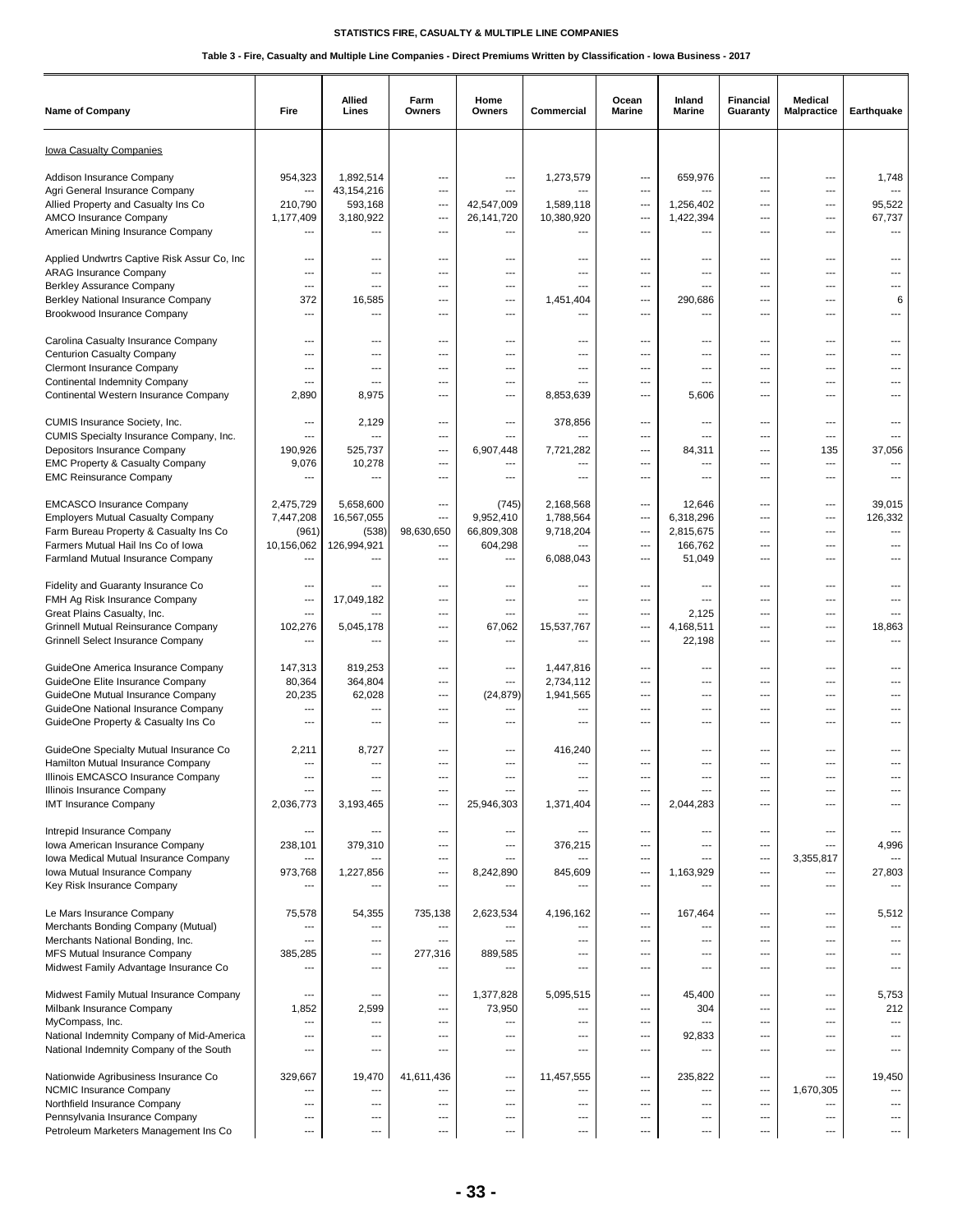**STATISTICS FIRE, CASUALTY & MULTIPLE LINE COMPANIES**

**Table 3 - Fire, Casualty and Multiple Line Companies - Direct Premiums Written by Classification - Iowa Business - 2017**

| Name of Company | Fire | Allied Lines | Farm Owners | Home Owners | Commercial | Ocean Marine | Inland Marine | Financial Guaranty | Medical Malpractice | Earthquake |
|---|---|---|---|---|---|---|---|---|---|---|
| Iowa Casualty Companies | | | | | | | | | | |
| Addison Insurance Company | 954,323 | 1,892,514 | --- | --- | 1,273,579 | --- | 659,976 | --- | --- | 1,748 |
| Agri General Insurance Company | --- | 43,154,216 | --- | --- | --- | --- | --- | --- | --- | --- |
| Allied Property and Casualty Ins Co | 210,790 | 593,168 | --- | 42,547,009 | 1,589,118 | --- | 1,256,402 | --- | --- | 95,522 |
| AMCO Insurance Company | 1,177,409 | 3,180,922 | --- | 26,141,720 | 10,380,920 | --- | 1,422,394 | --- | --- | 67,737 |
| American Mining Insurance Company | --- | --- | --- | --- | --- | --- | --- | --- | --- | --- |
| Applied Undwrtrs Captive Risk Assur Co, Inc | --- | --- | --- | --- | --- | --- | --- | --- | --- | --- |
| ARAG Insurance Company | --- | --- | --- | --- | --- | --- | --- | --- | --- | --- |
| Berkley Assurance Company | --- | --- | --- | --- | --- | --- | --- | --- | --- | --- |
| Berkley National Insurance Company | 372 | 16,585 | --- | --- | 1,451,404 | --- | 290,686 | --- | --- | 6 |
| Brookwood Insurance Company | --- | --- | --- | --- | --- | --- | --- | --- | --- | --- |
| Carolina Casualty Insurance Company | --- | --- | --- | --- | --- | --- | --- | --- | --- | --- |
| Centurion Casualty Company | --- | --- | --- | --- | --- | --- | --- | --- | --- | --- |
| Clermont Insurance Company | --- | --- | --- | --- | --- | --- | --- | --- | --- | --- |
| Continental Indemnity Company | --- | --- | --- | --- | --- | --- | --- | --- | --- | --- |
| Continental Western Insurance Company | 2,890 | 8,975 | --- | --- | 8,853,639 | --- | 5,606 | --- | --- | --- |
| CUMIS Insurance Society, Inc. | --- | 2,129 | --- | --- | 378,856 | --- | --- | --- | --- | --- |
| CUMIS Specialty Insurance Company, Inc. | --- | --- | --- | --- | --- | --- | --- | --- | --- | --- |
| Depositors Insurance Company | 190,926 | 525,737 | --- | 6,907,448 | 7,721,282 | --- | 84,311 | --- | 135 | 37,056 |
| EMC Property & Casualty Company | 9,076 | 10,278 | --- | --- | --- | --- | --- | --- | --- | --- |
| EMC Reinsurance Company | --- | --- | --- | --- | --- | --- | --- | --- | --- | --- |
| EMCASCO Insurance Company | 2,475,729 | 5,658,600 | --- | (745) | 2,168,568 | --- | 12,646 | --- | --- | 39,015 |
| Employers Mutual Casualty Company | 7,447,208 | 16,567,055 | --- | 9,952,410 | 1,788,564 | --- | 6,318,296 | --- | --- | 126,332 |
| Farm Bureau Property & Casualty Ins Co | (961) | (538) | 98,630,650 | 66,809,308 | 9,718,204 | --- | 2,815,675 | --- | --- | --- |
| Farmers Mutual Hail Ins Co of Iowa | 10,156,062 | 126,994,921 | --- | 604,298 | --- | --- | 166,762 | --- | --- | --- |
| Farmland Mutual Insurance Company | --- | --- | --- | --- | 6,088,043 | --- | 51,049 | --- | --- | --- |
| Fidelity and Guaranty Insurance Co | --- | --- | --- | --- | --- | --- | --- | --- | --- | --- |
| FMH Ag Risk Insurance Company | --- | 17,049,182 | --- | --- | --- | --- | --- | --- | --- | --- |
| Great Plains Casualty, Inc. | --- | --- | --- | --- | --- | --- | 2,125 | --- | --- | --- |
| Grinnell Mutual Reinsurance Company | 102,276 | 5,045,178 | --- | 67,062 | 15,537,767 | --- | 4,168,511 | --- | --- | 18,863 |
| Grinnell Select Insurance Company | --- | --- | --- | --- | --- | --- | 22,198 | --- | --- | --- |
| GuideOne America Insurance Company | 147,313 | 819,253 | --- | --- | 1,447,816 | --- | --- | --- | --- | --- |
| GuideOne Elite Insurance Company | 80,364 | 364,804 | --- | --- | 2,734,112 | --- | --- | --- | --- | --- |
| GuideOne Mutual Insurance Company | 20,235 | 62,028 | --- | (24,879) | 1,941,565 | --- | --- | --- | --- | --- |
| GuideOne National Insurance Company | --- | --- | --- | --- | --- | --- | --- | --- | --- | --- |
| GuideOne Property & Casualty Ins Co | --- | --- | --- | --- | --- | --- | --- | --- | --- | --- |
| GuideOne Specialty Mutual Insurance Co | 2,211 | 8,727 | --- | --- | 416,240 | --- | --- | --- | --- | --- |
| Hamilton Mutual Insurance Company | --- | --- | --- | --- | --- | --- | --- | --- | --- | --- |
| Illinois EMCASCO Insurance Company | --- | --- | --- | --- | --- | --- | --- | --- | --- | --- |
| Illinois Insurance Company | --- | --- | --- | --- | --- | --- | --- | --- | --- | --- |
| IMT Insurance Company | 2,036,773 | 3,193,465 | --- | 25,946,303 | 1,371,404 | --- | 2,044,283 | --- | --- | --- |
| Intrepid Insurance Company | --- | --- | --- | --- | --- | --- | --- | --- | --- | --- |
| Iowa American Insurance Company | 238,101 | 379,310 | --- | --- | 376,215 | --- | --- | --- | --- | 4,996 |
| Iowa Medical Mutual Insurance Company | --- | --- | --- | --- | --- | --- | --- | --- | 3,355,817 | --- |
| Iowa Mutual Insurance Company | 973,768 | 1,227,856 | --- | 8,242,890 | 845,609 | --- | 1,163,929 | --- | --- | 27,803 |
| Key Risk Insurance Company | --- | --- | --- | --- | --- | --- | --- | --- | --- | --- |
| Le Mars Insurance Company | 75,578 | 54,355 | 735,138 | 2,623,534 | 4,196,162 | --- | 167,464 | --- | --- | 5,512 |
| Merchants Bonding Company (Mutual) | --- | --- | --- | --- | --- | --- | --- | --- | --- | --- |
| Merchants National Bonding, Inc. | --- | --- | --- | --- | --- | --- | --- | --- | --- | --- |
| MFS Mutual Insurance Company | 385,285 | --- | 277,316 | 889,585 | --- | --- | --- | --- | --- | --- |
| Midwest Family Advantage Insurance Co | --- | --- | --- | --- | --- | --- | --- | --- | --- | --- |
| Midwest Family Mutual Insurance Company | --- | --- | --- | 1,377,828 | 5,095,515 | --- | 45,400 | --- | --- | 5,753 |
| Milbank Insurance Company | 1,852 | 2,599 | --- | 73,950 | --- | --- | 304 | --- | --- | 212 |
| MyCompass, Inc. | --- | --- | --- | --- | --- | --- | --- | --- | --- | --- |
| National Indemnity Company of Mid-America | --- | --- | --- | --- | --- | --- | 92,833 | --- | --- | --- |
| National Indemnity Company of the South | --- | --- | --- | --- | --- | --- | --- | --- | --- | --- |
| Nationwide Agribusiness Insurance Co | 329,667 | 19,470 | 41,611,436 | --- | 11,457,555 | --- | 235,822 | --- | --- | 19,450 |
| NCMIC Insurance Company | --- | --- | --- | --- | --- | --- | --- | --- | 1,670,305 | --- |
| Northfield Insurance Company | --- | --- | --- | --- | --- | --- | --- | --- | --- | --- |
| Pennsylvania Insurance Company | --- | --- | --- | --- | --- | --- | --- | --- | --- | --- |
| Petroleum Marketers Management Ins Co | --- | --- | --- | --- | --- | --- | --- | --- | --- | --- |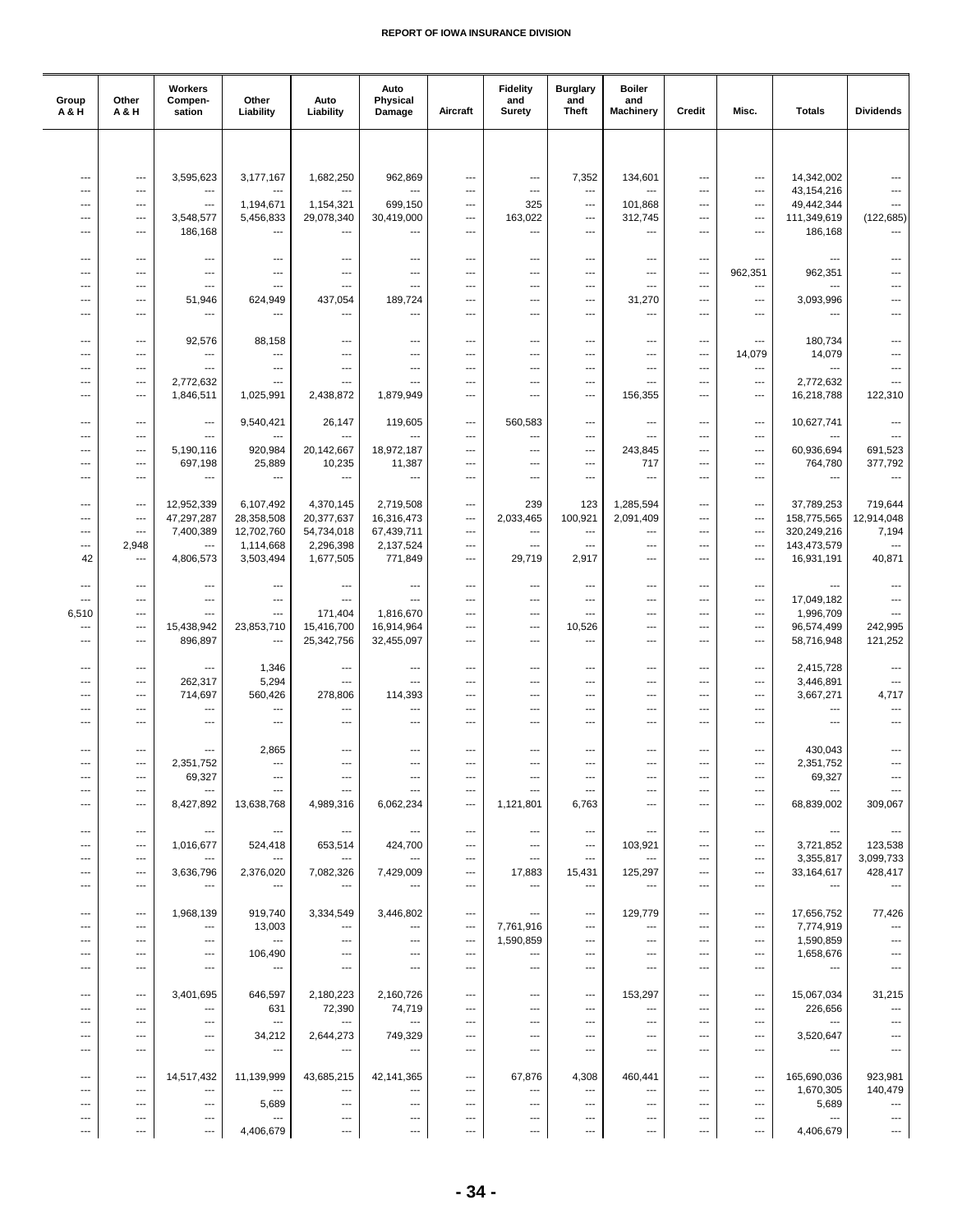| Group A & H | Other A & H | Workers Compen-sation | Other Liability | Auto Liability | Auto Physical Damage | Aircraft | Fidelity and Surety | Burglary and Theft | Boiler and Machinery | Credit | Misc. | Totals | Dividends |
|---|---|---|---|---|---|---|---|---|---|---|---|---|---|
| --- | --- | 3,595,623 | 3,177,167 | 1,682,250 | 962,869 | --- | --- | 7,352 | 134,601 | --- | --- | 14,342,002 | --- |
| --- | --- | --- | --- | --- | --- | --- | --- | --- | --- | --- | --- | 43,154,216 | --- |
| --- | --- | --- | 1,194,671 | 1,154,321 | 699,150 | --- | 325 | --- | 101,868 | --- | --- | 49,442,344 | --- |
| --- | --- | 3,548,577 | 5,456,833 | 29,078,340 | 30,419,000 | --- | 163,022 | --- | 312,745 | --- | --- | 111,349,619 | (122,685) |
| --- | --- | 186,168 | --- | --- | --- | --- | --- | --- | --- | --- | --- | 186,168 | --- |
| --- | --- | --- | --- | --- | --- | --- | --- | --- | --- | --- | --- | --- | --- |
| --- | --- | --- | --- | --- | --- | --- | --- | --- | --- | --- | 962,351 | 962,351 | --- |
| --- | --- | --- | --- | --- | --- | --- | --- | --- | --- | --- | --- | --- | --- |
| --- | --- | 51,946 | 624,949 | 437,054 | 189,724 | --- | --- | --- | 31,270 | --- | --- | 3,093,996 | --- |
| --- | --- | --- | --- | --- | --- | --- | --- | --- | --- | --- | --- | --- | --- |
| --- | --- | 92,576 | 88,158 | --- | --- | --- | --- | --- | --- | --- | --- | 180,734 | --- |
| --- | --- | --- | --- | --- | --- | --- | --- | --- | --- | --- | 14,079 | 14,079 | --- |
| --- | --- | --- | --- | --- | --- | --- | --- | --- | --- | --- | --- | --- | --- |
| --- | --- | 2,772,632 | --- | --- | --- | --- | --- | --- | --- | --- | --- | 2,772,632 | --- |
| --- | --- | 1,846,511 | 1,025,991 | 2,438,872 | 1,879,949 | --- | --- | --- | 156,355 | --- | --- | 16,218,788 | 122,310 |
| --- | --- | --- | 9,540,421 | 26,147 | 119,605 | --- | 560,583 | --- | --- | --- | --- | 10,627,741 | --- |
| --- | --- | --- | --- | --- | --- | --- | --- | --- | --- | --- | --- | --- | --- |
| --- | --- | 5,190,116 | 920,984 | 20,142,667 | 18,972,187 | --- | --- | --- | 243,845 | --- | --- | 60,936,694 | 691,523 |
| --- | --- | 697,198 | 25,889 | 10,235 | 11,387 | --- | --- | --- | 717 | --- | --- | 764,780 | 377,792 |
| --- | --- | --- | --- | --- | --- | --- | --- | --- | --- | --- | --- | --- | --- |
| --- | --- | 12,952,339 | 6,107,492 | 4,370,145 | 2,719,508 | --- | 239 | 123 | 1,285,594 | --- | --- | 37,789,253 | 719,644 |
| --- | --- | 47,297,287 | 28,358,508 | 20,377,637 | 16,316,473 | --- | 2,033,465 | 100,921 | 2,091,409 | --- | --- | 158,775,565 | 12,914,048 |
| --- | --- | 7,400,389 | 12,702,760 | 54,734,018 | 67,439,711 | --- | --- | --- | --- | --- | --- | 320,249,216 | 7,194 |
| --- | 2,948 | --- | 1,114,668 | 2,296,398 | 2,137,524 | --- | --- | --- | --- | --- | --- | 143,473,579 | --- |
| 42 | --- | 4,806,573 | 3,503,494 | 1,677,505 | 771,849 | --- | 29,719 | 2,917 | --- | --- | --- | 16,931,191 | 40,871 |
| --- | --- | --- | --- | --- | --- | --- | --- | --- | --- | --- | --- | --- | --- |
| --- | --- | --- | --- | --- | --- | --- | --- | --- | --- | --- | --- | 17,049,182 | --- |
| 6,510 | --- | --- | --- | 171,404 | 1,816,670 | --- | --- | --- | --- | --- | --- | 1,996,709 | --- |
| --- | --- | 15,438,942 | 23,853,710 | 15,416,700 | 16,914,964 | --- | --- | 10,526 | --- | --- | --- | 96,574,499 | 242,995 |
| --- | --- | 896,897 | --- | 25,342,756 | 32,455,097 | --- | --- | --- | --- | --- | --- | 58,716,948 | 121,252 |
| --- | --- | --- | 1,346 | --- | --- | --- | --- | --- | --- | --- | --- | 2,415,728 | --- |
| --- | --- | 262,317 | 5,294 | --- | --- | --- | --- | --- | --- | --- | --- | 3,446,891 | --- |
| --- | --- | 714,697 | 560,426 | 278,806 | 114,393 | --- | --- | --- | --- | --- | --- | 3,667,271 | 4,717 |
| --- | --- | --- | --- | --- | --- | --- | --- | --- | --- | --- | --- | --- | --- |
| --- | --- | --- | --- | --- | --- | --- | --- | --- | --- | --- | --- | --- | --- |
| --- | --- | --- | 2,865 | --- | --- | --- | --- | --- | --- | --- | --- | 430,043 | --- |
| --- | --- | 2,351,752 | --- | --- | --- | --- | --- | --- | --- | --- | --- | 2,351,752 | --- |
| --- | --- | 69,327 | --- | --- | --- | --- | --- | --- | --- | --- | --- | 69,327 | --- |
| --- | --- | --- | --- | --- | --- | --- | --- | --- | --- | --- | --- | --- | --- |
| --- | --- | 8,427,892 | 13,638,768 | 4,989,316 | 6,062,234 | --- | 1,121,801 | 6,763 | --- | --- | --- | 68,839,002 | 309,067 |
| --- | --- | --- | --- | --- | --- | --- | --- | --- | --- | --- | --- | --- | --- |
| --- | --- | 1,016,677 | 524,418 | 653,514 | 424,700 | --- | --- | --- | 103,921 | --- | --- | 3,721,852 | 123,538 |
| --- | --- | --- | --- | --- | --- | --- | --- | --- | --- | --- | --- | 3,355,817 | 3,099,733 |
| --- | --- | 3,636,796 | 2,376,020 | 7,082,326 | 7,429,009 | --- | 17,883 | 15,431 | 125,297 | --- | --- | 33,164,617 | 428,417 |
| --- | --- | --- | --- | --- | --- | --- | --- | --- | --- | --- | --- | --- | --- |
| --- | --- | 1,968,139 | 919,740 | 3,334,549 | 3,446,802 | --- | --- | --- | 129,779 | --- | --- | 17,656,752 | 77,426 |
| --- | --- | --- | 13,003 | --- | --- | --- | 7,761,916 | --- | --- | --- | --- | 7,774,919 | --- |
| --- | --- | --- | --- | --- | --- | --- | 1,590,859 | --- | --- | --- | --- | 1,590,859 | --- |
| --- | --- | --- | 106,490 | --- | --- | --- | --- | --- | --- | --- | --- | 1,658,676 | --- |
| --- | --- | --- | --- | --- | --- | --- | --- | --- | --- | --- | --- | --- | --- |
| --- | --- | 3,401,695 | 646,597 | 2,180,223 | 2,160,726 | --- | --- | --- | 153,297 | --- | --- | 15,067,034 | 31,215 |
| --- | --- | --- | 631 | 72,390 | 74,719 | --- | --- | --- | --- | --- | --- | 226,656 | --- |
| --- | --- | --- | --- | --- | --- | --- | --- | --- | --- | --- | --- | --- | --- |
| --- | --- | --- | 34,212 | 2,644,273 | 749,329 | --- | --- | --- | --- | --- | --- | 3,520,647 | --- |
| --- | --- | --- | --- | --- | --- | --- | --- | --- | --- | --- | --- | --- | --- |
| --- | --- | 14,517,432 | 11,139,999 | 43,685,215 | 42,141,365 | --- | 67,876 | 4,308 | 460,441 | --- | --- | 165,690,036 | 923,981 |
| --- | --- | --- | --- | --- | --- | --- | --- | --- | --- | --- | --- | 1,670,305 | 140,479 |
| --- | --- | --- | 5,689 | --- | --- | --- | --- | --- | --- | --- | --- | 5,689 | --- |
| --- | --- | --- | --- | --- | --- | --- | --- | --- | --- | --- | --- | --- | --- |
| --- | --- | --- | 4,406,679 | --- | --- | --- | --- | --- | --- | --- | --- | 4,406,679 | --- |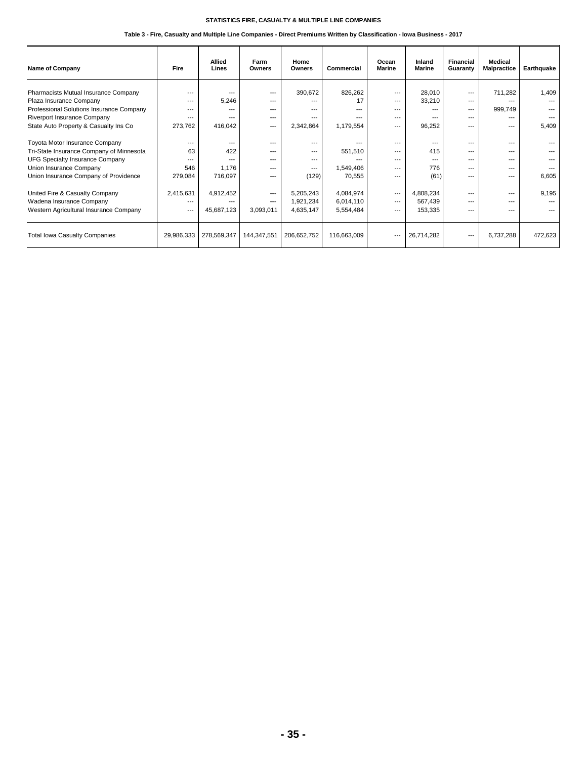## STATISTICS FIRE, CASUALTY & MULTIPLE LINE COMPANIES

### Table 3 - Fire, Casualty and Multiple Line Companies - Direct Premiums Written by Classification - Iowa Business - 2017

| Name of Company | Fire | Allied Lines | Farm Owners | Home Owners | Commercial | Ocean Marine | Inland Marine | Financial Guaranty | Medical Malpractice | Earthquake |
|---|---|---|---|---|---|---|---|---|---|---|
| Pharmacists Mutual Insurance Company | --- | --- | --- | 390,672 | 826,262 | --- | 28,010 | --- | 711,282 | 1,409 |
| Plaza Insurance Company | --- | 5,246 | --- | --- | 17 | --- | 33,210 | --- | --- | --- |
| Professional Solutions Insurance Company | --- | --- | --- | --- | --- | --- | --- | --- | 999,749 | --- |
| Riverport Insurance Company | --- | --- | --- | --- | --- | --- | --- | --- | --- | --- |
| State Auto Property & Casualty Ins Co | 273,762 | 416,042 | --- | 2,342,864 | 1,179,554 | --- | 96,252 | --- | --- | 5,409 |
| Toyota Motor Insurance Company | --- | --- | --- | --- | --- | --- | --- | --- | --- | --- |
| Tri-State Insurance Company of Minnesota | 63 | 422 | --- | --- | 551,510 | --- | 415 | --- | --- | --- |
| UFG Specialty Insurance Company | --- | --- | --- | --- | --- | --- | --- | --- | --- | --- |
| Union Insurance Company | 546 | 1,176 | --- | --- | 1,549,406 | --- | 776 | --- | --- | --- |
| Union Insurance Company of Providence | 279,084 | 716,097 | --- | (129) | 70,555 | --- | (61) | --- | --- | 6,605 |
| United Fire & Casualty Company | 2,415,631 | 4,912,452 | --- | 5,205,243 | 4,084,974 | --- | 4,808,234 | --- | --- | 9,195 |
| Wadena Insurance Company | --- | --- | --- | 1,921,234 | 6,014,110 | --- | 567,439 | --- | --- | --- |
| Western Agricultural Insurance Company | --- | 45,687,123 | 3,093,011 | 4,635,147 | 5,554,484 | --- | 153,335 | --- | --- | --- |
| Total Iowa Casualty Companies | 29,986,333 | 278,569,347 | 144,347,551 | 206,652,752 | 116,663,009 | --- | 26,714,282 | --- | 6,737,288 | 472,623 |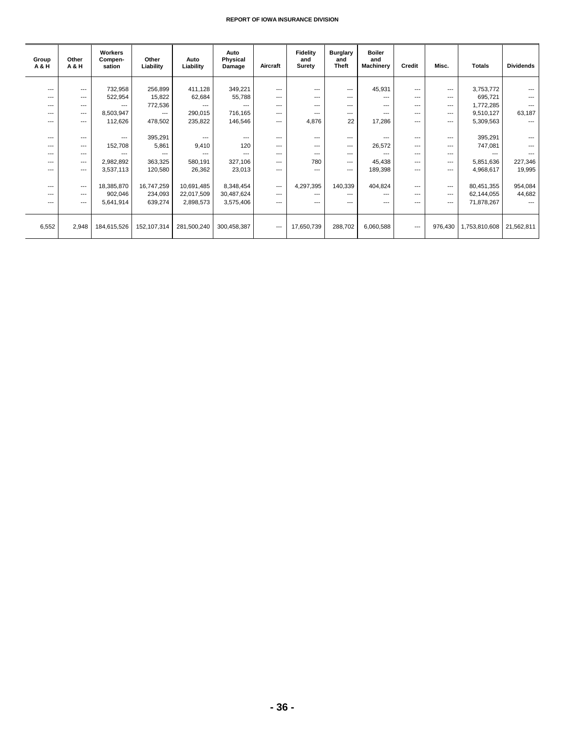| Group A & H | Other A & H | Workers Compen-sation | Other Liability | Auto Liability | Auto Physical Damage | Aircraft | Fidelity and Surety | Burglary and Theft | Boiler and Machinery | Credit | Misc. | Totals | Dividends |
|---|---|---|---|---|---|---|---|---|---|---|---|---|---|
| --- | --- | 732,958 | 256,899 | 411,128 | 349,221 | --- | --- | --- | 45,931 | --- | --- | 3,753,772 | --- |
| --- | --- | 522,954 | 15,822 | 62,684 | 55,788 | --- | --- | --- | --- | --- | --- | 695,721 | --- |
| --- | --- | --- | 772,536 | --- | --- | --- | --- | --- | --- | --- | --- | 1,772,285 | --- |
| --- | --- | 8,503,947 | --- | 290,015 | 716,165 | --- | --- | --- | --- | --- | --- | 9,510,127 | 63,187 |
| --- | --- | 112,626 | 478,502 | 235,822 | 146,546 | --- | 4,876 | 22 | 17,286 | --- | --- | 5,309,563 | --- |
| --- | --- | --- | 395,291 | --- | --- | --- | --- | --- | --- | --- | --- | 395,291 | --- |
| --- | --- | 152,708 | 5,861 | 9,410 | 120 | --- | --- | --- | 26,572 | --- | --- | 747,081 | --- |
| --- | --- | --- | --- | --- | --- | --- | --- | --- | --- | --- | --- | --- | --- |
| --- | --- | 2,982,892 | 363,325 | 580,191 | 327,106 | --- | 780 | --- | 45,438 | --- | --- | 5,851,636 | 227,346 |
| --- | --- | 3,537,113 | 120,580 | 26,362 | 23,013 | --- | --- | --- | 189,398 | --- | --- | 4,968,617 | 19,995 |
| --- | --- | 18,385,870 | 16,747,259 | 10,691,485 | 8,348,454 | --- | 4,297,395 | 140,339 | 404,824 | --- | --- | 80,451,355 | 954,084 |
| --- | --- | 902,046 | 234,093 | 22,017,509 | 30,487,624 | --- | --- | --- | --- | --- | --- | 62,144,055 | 44,682 |
| --- | --- | 5,641,914 | 639,274 | 2,898,573 | 3,575,406 | --- | --- | --- | --- | --- | --- | 71,878,267 | --- |
| 6,552 | 2,948 | 184,615,526 | 152,107,314 | 281,500,240 | 300,458,387 | --- | 17,650,739 | 288,702 | 6,060,588 | --- | 976,430 | 1,753,810,608 | 21,562,811 |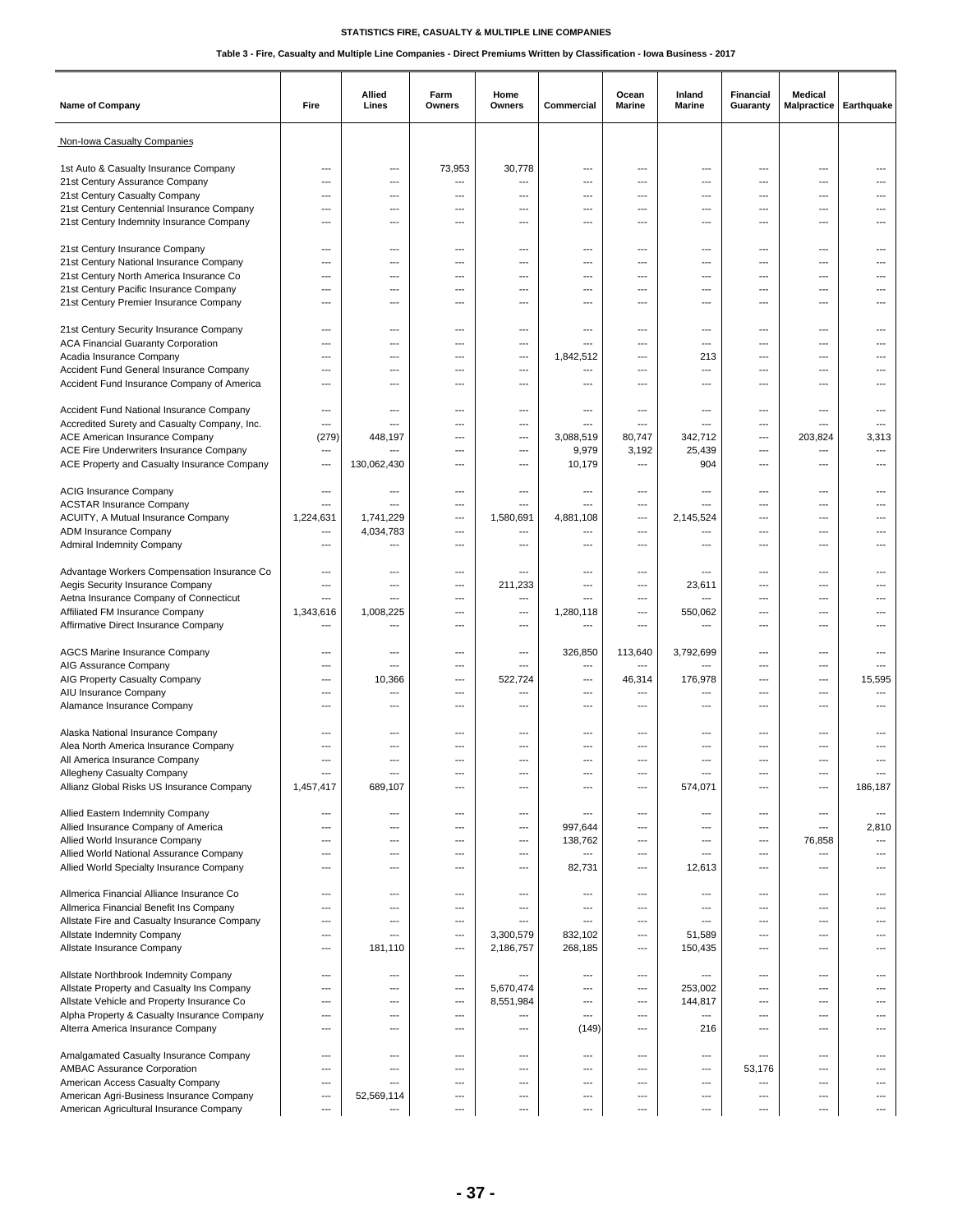**STATISTICS FIRE, CASUALTY & MULTIPLE LINE COMPANIES**

**Table 3 - Fire, Casualty and Multiple Line Companies - Direct Premiums Written by Classification - Iowa Business - 2017**

| Name of Company | Fire | Allied Lines | Farm Owners | Home Owners | Commercial | Ocean Marine | Inland Marine | Financial Guaranty | Medical Malpractice | Earthquake |
|---|---|---|---|---|---|---|---|---|---|---|
| Non-Iowa Casualty Companies | | | | | | | | | | |
| 1st Auto & Casualty Insurance Company | --- | --- | 73,953 | 30,778 | --- | --- | --- | --- | --- | --- |
| 21st Century Assurance Company | --- | --- | --- | --- | --- | --- | --- | --- | --- | --- |
| 21st Century Casualty Company | --- | --- | --- | --- | --- | --- | --- | --- | --- | --- |
| 21st Century Centennial Insurance Company | --- | --- | --- | --- | --- | --- | --- | --- | --- | --- |
| 21st Century Indemnity Insurance Company | --- | --- | --- | --- | --- | --- | --- | --- | --- | --- |
| 21st Century Insurance Company | --- | --- | --- | --- | --- | --- | --- | --- | --- | --- |
| 21st Century National Insurance Company | --- | --- | --- | --- | --- | --- | --- | --- | --- | --- |
| 21st Century North America Insurance Co | --- | --- | --- | --- | --- | --- | --- | --- | --- | --- |
| 21st Century Pacific Insurance Company | --- | --- | --- | --- | --- | --- | --- | --- | --- | --- |
| 21st Century Premier Insurance Company | --- | --- | --- | --- | --- | --- | --- | --- | --- | --- |
| 21st Century Security Insurance Company | --- | --- | --- | --- | --- | --- | --- | --- | --- | --- |
| ACA Financial Guaranty Corporation | --- | --- | --- | --- | --- | --- | --- | --- | --- | --- |
| Acadia Insurance Company | --- | --- | --- | --- | 1,842,512 | --- | 213 | --- | --- | --- |
| Accident Fund General Insurance Company | --- | --- | --- | --- | --- | --- | --- | --- | --- | --- |
| Accident Fund Insurance Company of America | --- | --- | --- | --- | --- | --- | --- | --- | --- | --- |
| Accident Fund National Insurance Company | --- | --- | --- | --- | --- | --- | --- | --- | --- | --- |
| Accredited Surety and Casualty Company, Inc. | --- | --- | --- | --- | --- | --- | --- | --- | --- | --- |
| ACE American Insurance Company | (279) | 448,197 | --- | --- | 3,088,519 | 80,747 | 342,712 | --- | 203,824 | 3,313 |
| ACE Fire Underwriters Insurance Company | --- | --- | --- | --- | 9,979 | 3,192 | 25,439 | --- | --- | --- |
| ACE Property and Casualty Insurance Company | --- | 130,062,430 | --- | --- | 10,179 | --- | 904 | --- | --- | --- |
| ACIG Insurance Company | --- | --- | --- | --- | --- | --- | --- | --- | --- | --- |
| ACSTAR Insurance Company | --- | --- | --- | --- | --- | --- | --- | --- | --- | --- |
| ACUITY, A Mutual Insurance Company | 1,224,631 | 1,741,229 | --- | 1,580,691 | 4,881,108 | --- | 2,145,524 | --- | --- | --- |
| ADM Insurance Company | --- | 4,034,783 | --- | --- | --- | --- | --- | --- | --- | --- |
| Admiral Indemnity Company | --- | --- | --- | --- | --- | --- | --- | --- | --- | --- |
| Advantage Workers Compensation Insurance Co | --- | --- | --- | --- | --- | --- | --- | --- | --- | --- |
| Aegis Security Insurance Company | --- | --- | --- | 211,233 | --- | --- | 23,611 | --- | --- | --- |
| Aetna Insurance Company of Connecticut | --- | --- | --- | --- | --- | --- | --- | --- | --- | --- |
| Affiliated FM Insurance Company | 1,343,616 | 1,008,225 | --- | --- | 1,280,118 | --- | 550,062 | --- | --- | --- |
| Affirmative Direct Insurance Company | --- | --- | --- | --- | --- | --- | --- | --- | --- | --- |
| AGCS Marine Insurance Company | --- | --- | --- | --- | 326,850 | 113,640 | 3,792,699 | --- | --- | --- |
| AIG Assurance Company | --- | --- | --- | --- | --- | --- | --- | --- | --- | --- |
| AIG Property Casualty Company | --- | 10,366 | --- | 522,724 | --- | 46,314 | 176,978 | --- | --- | 15,595 |
| AIU Insurance Company | --- | --- | --- | --- | --- | --- | --- | --- | --- | --- |
| Alamance Insurance Company | --- | --- | --- | --- | --- | --- | --- | --- | --- | --- |
| Alaska National Insurance Company | --- | --- | --- | --- | --- | --- | --- | --- | --- | --- |
| Alea North America Insurance Company | --- | --- | --- | --- | --- | --- | --- | --- | --- | --- |
| All America Insurance Company | --- | --- | --- | --- | --- | --- | --- | --- | --- | --- |
| Allegheny Casualty Company | --- | --- | --- | --- | --- | --- | --- | --- | --- | --- |
| Allianz Global Risks US Insurance Company | 1,457,417 | 689,107 | --- | --- | --- | --- | 574,071 | --- | --- | 186,187 |
| Allied Eastern Indemnity Company | --- | --- | --- | --- | --- | --- | --- | --- | --- | --- |
| Allied Insurance Company of America | --- | --- | --- | --- | 997,644 | --- | --- | --- | --- | 2,810 |
| Allied World Insurance Company | --- | --- | --- | --- | 138,762 | --- | --- | --- | 76,858 | --- |
| Allied World National Assurance Company | --- | --- | --- | --- | --- | --- | --- | --- | --- | --- |
| Allied World Specialty Insurance Company | --- | --- | --- | --- | 82,731 | --- | 12,613 | --- | --- | --- |
| Allmerica Financial Alliance Insurance Co | --- | --- | --- | --- | --- | --- | --- | --- | --- | --- |
| Allmerica Financial Benefit Ins Company | --- | --- | --- | --- | --- | --- | --- | --- | --- | --- |
| Allstate Fire and Casualty Insurance Company | --- | --- | --- | --- | --- | --- | --- | --- | --- | --- |
| Allstate Indemnity Company | --- | --- | --- | 3,300,579 | 832,102 | --- | 51,589 | --- | --- | --- |
| Allstate Insurance Company | --- | 181,110 | --- | 2,186,757 | 268,185 | --- | 150,435 | --- | --- | --- |
| Allstate Northbrook Indemnity Company | --- | --- | --- | --- | --- | --- | --- | --- | --- | --- |
| Allstate Property and Casualty Ins Company | --- | --- | --- | 5,670,474 | --- | --- | 253,002 | --- | --- | --- |
| Allstate Vehicle and Property Insurance Co | --- | --- | --- | 8,551,984 | --- | --- | 144,817 | --- | --- | --- |
| Alpha Property & Casualty Insurance Company | --- | --- | --- | --- | --- | --- | --- | --- | --- | --- |
| Alterra America Insurance Company | --- | --- | --- | --- | (149) | --- | 216 | --- | --- | --- |
| Amalgamated Casualty Insurance Company | --- | --- | --- | --- | --- | --- | --- | --- | --- | --- |
| AMBAC Assurance Corporation | --- | --- | --- | --- | --- | --- | --- | 53,176 | --- | --- |
| American Access Casualty Company | --- | --- | --- | --- | --- | --- | --- | --- | --- | --- |
| American Agri-Business Insurance Company | --- | 52,569,114 | --- | --- | --- | --- | --- | --- | --- | --- |
| American Agricultural Insurance Company | --- | --- | --- | --- | --- | --- | --- | --- | --- | --- |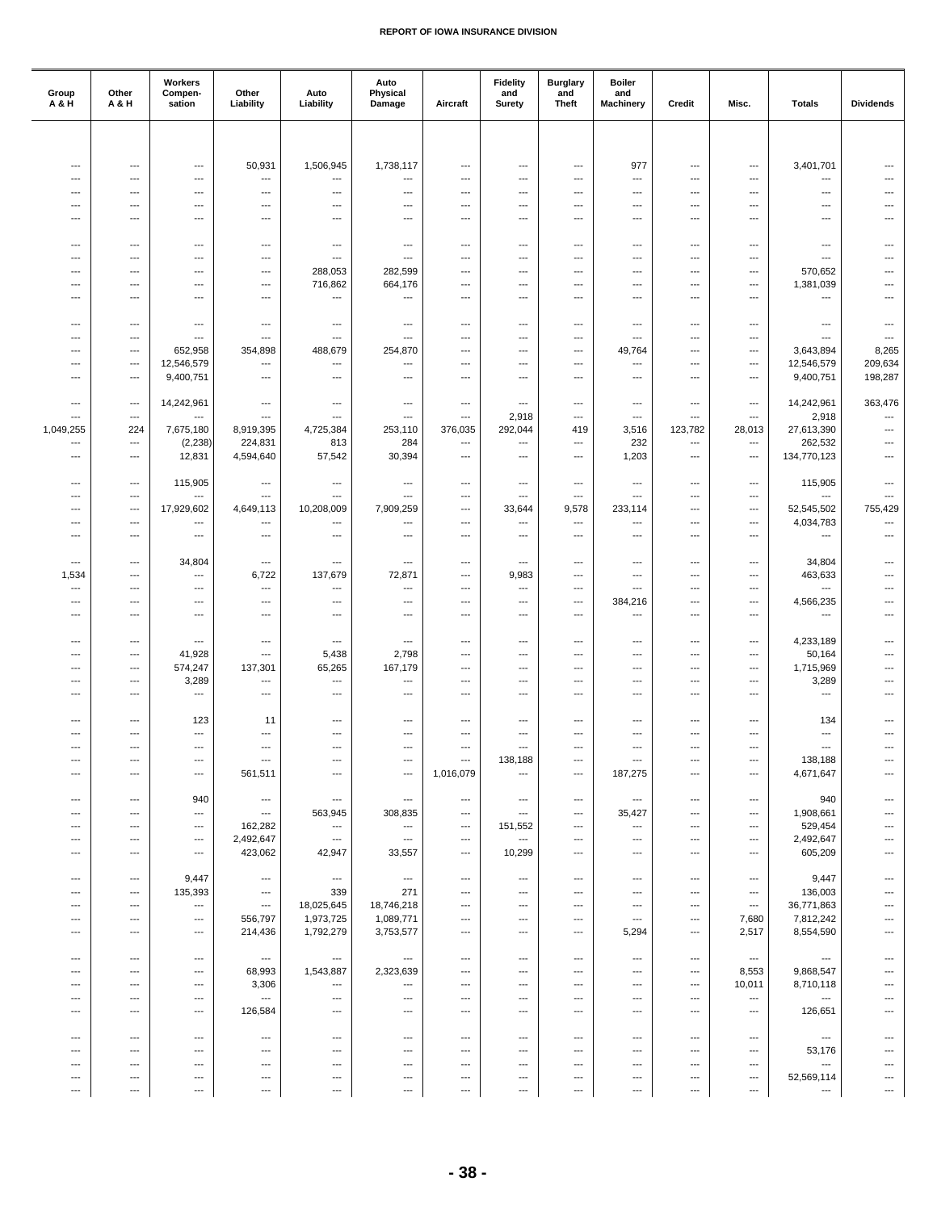| Group A & H | Other A & H | Workers Compen-sation | Other Liability | Auto Liability | Auto Physical Damage | Aircraft | Fidelity and Surety | Burglary and Theft | Boiler and Machinery | Credit | Misc. | Totals | Dividends |
|---|---|---|---|---|---|---|---|---|---|---|---|---|---|
| --- | --- | --- | 50,931 | 1,506,945 | 1,738,117 | --- | --- | --- | 977 | --- | --- | 3,401,701 | --- |
| --- | --- | --- | --- | --- | --- | --- | --- | --- | --- | --- | --- | --- | --- |
| --- | --- | --- | --- | --- | --- | --- | --- | --- | --- | --- | --- | --- | --- |
| --- | --- | --- | --- | --- | --- | --- | --- | --- | --- | --- | --- | --- | --- |
| --- | --- | --- | --- | --- | --- | --- | --- | --- | --- | --- | --- | --- | --- |
| --- | --- | --- | --- | --- | --- | --- | --- | --- | --- | --- | --- | --- | --- |
| --- | --- | --- | --- | --- | --- | --- | --- | --- | --- | --- | --- | --- | --- |
| --- | --- | --- | --- | 288,053 | 282,599 | --- | --- | --- | --- | --- | --- | 570,652 | --- |
| --- | --- | --- | --- | 716,862 | 664,176 | --- | --- | --- | --- | --- | --- | 1,381,039 | --- |
| --- | --- | --- | --- | --- | --- | --- | --- | --- | --- | --- | --- | --- | --- |
| --- | --- | --- | --- | --- | --- | --- | --- | --- | --- | --- | --- | --- | --- |
| --- | --- | --- | --- | --- | --- | --- | --- | --- | --- | --- | --- | --- | --- |
| --- | --- | 652,958 | 354,898 | 488,679 | 254,870 | --- | --- | --- | 49,764 | --- | --- | 3,643,894 | 8,265 |
| --- | --- | 12,546,579 | --- | --- | --- | --- | --- | --- | --- | --- | --- | 12,546,579 | 209,634 |
| --- | --- | 9,400,751 | --- | --- | --- | --- | --- | --- | --- | --- | --- | 9,400,751 | 198,287 |
| --- | --- | 14,242,961 | --- | --- | --- | --- | --- | --- | --- | --- | --- | 14,242,961 | 363,476 |
| --- | --- | --- | --- | --- | --- | --- | 2,918 | --- | --- | --- | --- | 2,918 | --- |
| 1,049,255 | 224 | 7,675,180 | 8,919,395 | 4,725,384 | 253,110 | 376,035 | 292,044 | 419 | 3,516 | 123,782 | 28,013 | 27,613,390 | --- |
| --- | --- | (2,238) | 224,831 | 813 | 284 | --- | --- | --- | 232 | --- | --- | 262,532 | --- |
| --- | --- | 12,831 | 4,594,640 | 57,542 | 30,394 | --- | --- | --- | 1,203 | --- | --- | 134,770,123 | --- |
| --- | --- | 115,905 | --- | --- | --- | --- | --- | --- | --- | --- | --- | 115,905 | --- |
| --- | --- | --- | --- | --- | --- | --- | --- | --- | --- | --- | --- | --- | --- |
| --- | --- | 17,929,602 | 4,649,113 | 10,208,009 | 7,909,259 | --- | 33,644 | 9,578 | 233,114 | --- | --- | 52,545,502 | 755,429 |
| --- | --- | --- | --- | --- | --- | --- | --- | --- | --- | --- | --- | 4,034,783 | --- |
| --- | --- | --- | --- | --- | --- | --- | --- | --- | --- | --- | --- | --- | --- |
| --- | --- | 34,804 | --- | --- | --- | --- | --- | --- | --- | --- | --- | 34,804 | --- |
| 1,534 | --- | --- | 6,722 | 137,679 | 72,871 | --- | 9,983 | --- | --- | --- | --- | 463,633 | --- |
| --- | --- | --- | --- | --- | --- | --- | --- | --- | --- | --- | --- | --- | --- |
| --- | --- | --- | --- | --- | --- | --- | --- | --- | 384,216 | --- | --- | 4,566,235 | --- |
| --- | --- | --- | --- | --- | --- | --- | --- | --- | --- | --- | --- | --- | --- |
| --- | --- | --- | --- | --- | --- | --- | --- | --- | --- | --- | --- | 4,233,189 | --- |
| --- | --- | 41,928 | --- | 5,438 | 2,798 | --- | --- | --- | --- | --- | --- | 50,164 | --- |
| --- | --- | 574,247 | 137,301 | 65,265 | 167,179 | --- | --- | --- | --- | --- | --- | 1,715,969 | --- |
| --- | --- | 3,289 | --- | --- | --- | --- | --- | --- | --- | --- | --- | 3,289 | --- |
| --- | --- | --- | --- | --- | --- | --- | --- | --- | --- | --- | --- | --- | --- |
| --- | --- | 123 | 11 | --- | --- | --- | --- | --- | --- | --- | --- | 134 | --- |
| --- | --- | --- | --- | --- | --- | --- | --- | --- | --- | --- | --- | --- | --- |
| --- | --- | --- | --- | --- | --- | --- | --- | --- | --- | --- | --- | --- | --- |
| --- | --- | --- | --- | --- | --- | --- | 138,188 | --- | --- | --- | --- | 138,188 | --- |
| --- | --- | --- | 561,511 | --- | --- | 1,016,079 | --- | --- | 187,275 | --- | --- | 4,671,647 | --- |
| --- | --- | 940 | --- | --- | --- | --- | --- | --- | --- | --- | --- | 940 | --- |
| --- | --- | --- | --- | 563,945 | 308,835 | --- | --- | --- | 35,427 | --- | --- | 1,908,661 | --- |
| --- | --- | --- | 162,282 | --- | --- | --- | 151,552 | --- | --- | --- | --- | 529,454 | --- |
| --- | --- | --- | 2,492,647 | --- | --- | --- | --- | --- | --- | --- | --- | 2,492,647 | --- |
| --- | --- | --- | 423,062 | 42,947 | 33,557 | --- | 10,299 | --- | --- | --- | --- | 605,209 | --- |
| --- | --- | 9,447 | --- | --- | --- | --- | --- | --- | --- | --- | --- | 9,447 | --- |
| --- | --- | 135,393 | --- | 339 | 271 | --- | --- | --- | --- | --- | --- | 136,003 | --- |
| --- | --- | --- | --- | 18,025,645 | 18,746,218 | --- | --- | --- | --- | --- | --- | 36,771,863 | --- |
| --- | --- | --- | 556,797 | 1,973,725 | 1,089,771 | --- | --- | --- | --- | --- | 7,680 | 7,812,242 | --- |
| --- | --- | --- | 214,436 | 1,792,279 | 3,753,577 | --- | --- | --- | 5,294 | --- | 2,517 | 8,554,590 | --- |
| --- | --- | --- | --- | --- | --- | --- | --- | --- | --- | --- | --- | --- | --- |
| --- | --- | --- | 68,993 | 1,543,887 | 2,323,639 | --- | --- | --- | --- | --- | 8,553 | 9,868,547 | --- |
| --- | --- | --- | 3,306 | --- | --- | --- | --- | --- | --- | --- | 10,011 | 8,710,118 | --- |
| --- | --- | --- | --- | --- | --- | --- | --- | --- | --- | --- | --- | --- | --- |
| --- | --- | --- | 126,584 | --- | --- | --- | --- | --- | --- | --- | --- | 126,651 | --- |
| --- | --- | --- | --- | --- | --- | --- | --- | --- | --- | --- | --- | --- | --- |
| --- | --- | --- | --- | --- | --- | --- | --- | --- | --- | --- | --- | 53,176 | --- |
| --- | --- | --- | --- | --- | --- | --- | --- | --- | --- | --- | --- | --- | --- |
| --- | --- | --- | --- | --- | --- | --- | --- | --- | --- | --- | --- | 52,569,114 | --- |
| --- | --- | --- | --- | --- | --- | --- | --- | --- | --- | --- | --- | --- | --- |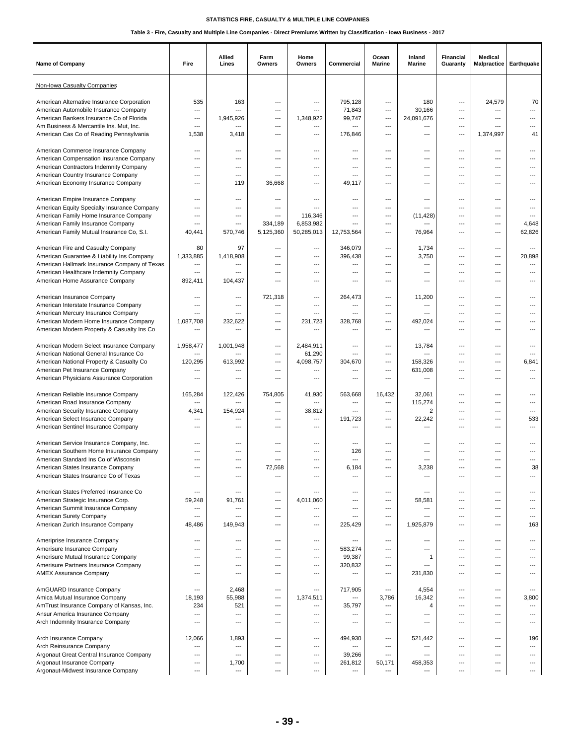# STATISTICS FIRE, CASUALTY & MULTIPLE LINE COMPANIES

## Table 3 - Fire, Casualty and Multiple Line Companies - Direct Premiums Written by Classification - Iowa Business - 2017

| Name of Company | Fire | Allied Lines | Farm Owners | Home Owners | Commercial | Ocean Marine | Inland Marine | Financial Guaranty | Medical Malpractice | Earthquake |
|---|---|---|---|---|---|---|---|---|---|---|
| Non-Iowa Casualty Companies | | | | | | | | | | |
| American Alternative Insurance Corporation | 535 | 163 | --- | --- | 795,128 | --- | 180 | --- | 24,579 | 70 |
| American Automobile Insurance Company | --- | --- | --- | --- | 71,843 | --- | 30,166 | --- | --- | --- |
| American Bankers Insurance Co of Florida | --- | 1,945,926 | --- | 1,348,922 | 99,747 | --- | 24,091,676 | --- | --- | --- |
| Am Business & Mercantile Ins. Mut, Inc. | --- | --- | --- | --- | --- | --- | --- | --- | --- | --- |
| American Cas Co of Reading Pennsylvania | 1,538 | 3,418 | --- | --- | 176,846 | --- | --- | --- | 1,374,997 | 41 |
| American Commerce Insurance Company | --- | --- | --- | --- | --- | --- | --- | --- | --- | --- |
| American Compensation Insurance Company | --- | --- | --- | --- | --- | --- | --- | --- | --- | --- |
| American Contractors Indemnity Company | --- | --- | --- | --- | --- | --- | --- | --- | --- | --- |
| American Country Insurance Company | --- | --- | --- | --- | --- | --- | --- | --- | --- | --- |
| American Economy Insurance Company | --- | 119 | 36,668 | --- | 49,117 | --- | --- | --- | --- | --- |
| American Empire Insurance Company | --- | --- | --- | --- | --- | --- | --- | --- | --- | --- |
| American Equity Specialty Insurance Company | --- | --- | --- | --- | --- | --- | --- | --- | --- | --- |
| American Family Home Insurance Company | --- | --- | --- | 116,346 | --- | --- | (11,428) | --- | --- | --- |
| American Family Insurance Company | --- | --- | 334,189 | 6,853,982 | --- | --- | --- | --- | --- | 4,648 |
| American Family Mutual Insurance Co, S.I. | 40,441 | 570,746 | 5,125,360 | 50,285,013 | 12,753,564 | --- | 76,964 | --- | --- | 62,826 |
| American Fire and Casualty Company | 80 | 97 | --- | --- | 346,079 | --- | 1,734 | --- | --- | --- |
| American Guarantee & Liability Ins Company | 1,333,885 | 1,418,908 | --- | --- | 396,438 | --- | 3,750 | --- | --- | 20,898 |
| American Hallmark Insurance Company of Texas | --- | --- | --- | --- | --- | --- | --- | --- | --- | --- |
| American Healthcare Indemnity Company | --- | --- | --- | --- | --- | --- | --- | --- | --- | --- |
| American Home Assurance Company | 892,411 | 104,437 | --- | --- | --- | --- | --- | --- | --- | --- |
| American Insurance Company | --- | --- | 721,318 | --- | 264,473 | --- | 11,200 | --- | --- | --- |
| American Interstate Insurance Company | --- | --- | --- | --- | --- | --- | --- | --- | --- | --- |
| American Mercury Insurance Company | --- | --- | --- | --- | --- | --- | --- | --- | --- | --- |
| American Modern Home Insurance Company | 1,087,708 | 232,622 | --- | 231,723 | 328,768 | --- | 492,024 | --- | --- | --- |
| American Modern Property & Casualty Ins Co | --- | --- | --- | --- | --- | --- | --- | --- | --- | --- |
| American Modern Select Insurance Company | 1,958,477 | 1,001,948 | --- | 2,484,911 | --- | --- | 13,784 | --- | --- | --- |
| American National General Insurance Co | --- | --- | --- | 61,290 | --- | --- | --- | --- | --- | --- |
| American National Property & Casualty Co | 120,295 | 613,992 | --- | 4,098,757 | 304,670 | --- | 158,326 | --- | --- | 6,841 |
| American Pet Insurance Company | --- | --- | --- | --- | --- | --- | 631,008 | --- | --- | --- |
| American Physicians Assurance Corporation | --- | --- | --- | --- | --- | --- | --- | --- | --- | --- |
| American Reliable Insurance Company | 165,284 | 122,426 | 754,805 | 41,930 | 563,668 | 16,432 | 32,061 | --- | --- | --- |
| American Road Insurance Company | --- | --- | --- | --- | --- | --- | 115,274 | --- | --- | --- |
| American Security Insurance Company | 4,341 | 154,924 | --- | 38,812 | --- | --- | 2 | --- | --- | --- |
| American Select Insurance Company | --- | --- | --- | --- | 191,723 | --- | 22,242 | --- | --- | 533 |
| American Sentinel Insurance Company | --- | --- | --- | --- | --- | --- | --- | --- | --- | --- |
| American Service Insurance Company, Inc. | --- | --- | --- | --- | --- | --- | --- | --- | --- | --- |
| American Southern Home Insurance Company | --- | --- | --- | --- | 126 | --- | --- | --- | --- | --- |
| American Standard Ins Co of Wisconsin | --- | --- | --- | --- | --- | --- | --- | --- | --- | --- |
| American States Insurance Company | --- | --- | 72,568 | --- | 6,184 | --- | 3,238 | --- | --- | 38 |
| American States Insurance Co of Texas | --- | --- | --- | --- | --- | --- | --- | --- | --- | --- |
| American States Preferred Insurance Co | --- | --- | --- | --- | --- | --- | --- | --- | --- | --- |
| American Strategic Insurance Corp. | 59,248 | 91,761 | --- | 4,011,060 | --- | --- | 58,581 | --- | --- | --- |
| American Summit Insurance Company | --- | --- | --- | --- | --- | --- | --- | --- | --- | --- |
| American Surety Company | --- | --- | --- | --- | --- | --- | --- | --- | --- | --- |
| American Zurich Insurance Company | 48,486 | 149,943 | --- | --- | 225,429 | --- | 1,925,879 | --- | --- | 163 |
| Ameriprise Insurance Company | --- | --- | --- | --- | --- | --- | --- | --- | --- | --- |
| Amerisure Insurance Company | --- | --- | --- | --- | 583,274 | --- | --- | --- | --- | --- |
| Amerisure Mutual Insurance Company | --- | --- | --- | --- | 99,387 | --- | 1 | --- | --- | --- |
| Amerisure Partners Insurance Company | --- | --- | --- | --- | 320,832 | --- | --- | --- | --- | --- |
| AMEX Assurance Company | --- | --- | --- | --- | --- | --- | 231,830 | --- | --- | --- |
| AmGUARD Insurance Company | --- | 2,468 | --- | --- | 717,905 | --- | 4,554 | --- | --- | --- |
| Amica Mutual Insurance Company | 18,193 | 55,988 | --- | 1,374,511 | --- | 3,786 | 16,342 | --- | --- | 3,800 |
| AmTrust Insurance Company of Kansas, Inc. | 234 | 521 | --- | --- | 35,797 | --- | 4 | --- | --- | --- |
| Ansur America Insurance Company | --- | --- | --- | --- | --- | --- | --- | --- | --- | --- |
| Arch Indemnity Insurance Company | --- | --- | --- | --- | --- | --- | --- | --- | --- | --- |
| Arch Insurance Company | 12,066 | 1,893 | --- | --- | 494,930 | --- | 521,442 | --- | --- | 196 |
| Arch Reinsurance Company | --- | --- | --- | --- | --- | --- | --- | --- | --- | --- |
| Argonaut Great Central Insurance Company | --- | --- | --- | --- | 39,266 | --- | --- | --- | --- | --- |
| Argonaut Insurance Company | --- | 1,700 | --- | --- | 261,812 | 50,171 | 458,353 | --- | --- | --- |
| Argonaut-Midwest Insurance Company | --- | --- | --- | --- | --- | --- | --- | --- | --- | --- |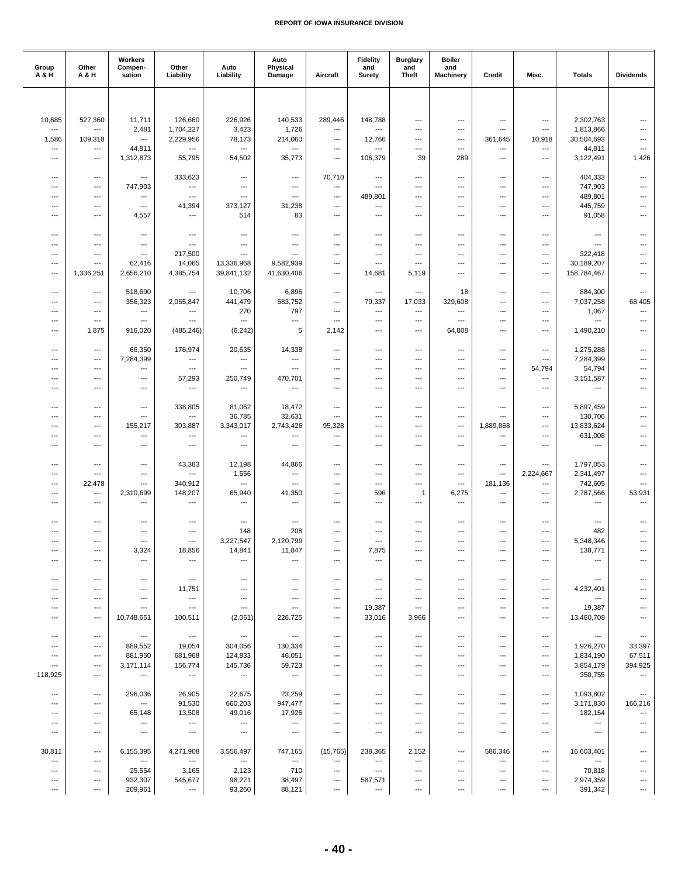| Group A & H | Other A & H | Workers Compen- sation | Other Liability | Auto Liability | Auto Physical Damage | Aircraft | Fidelity and Surety | Burglary and Theft | Boiler and Machinery | Credit | Misc. | Totals | Dividends |
|---|---|---|---|---|---|---|---|---|---|---|---|---|---|
| 10,685 | 527,360 | 11,711 | 126,660 | 226,926 | 140,533 | 289,446 | 148,788 | --- | --- | --- | --- | 2,302,763 | --- |
| --- | --- | 2,481 | 1,704,227 | 3,423 | 1,726 | --- | --- | --- | --- | --- | --- | 1,813,866 | --- |
| 1,586 | 109,318 | --- | 2,229,956 | 78,173 | 214,060 | --- | 12,766 | --- | --- | 361,645 | 10,918 | 30,504,693 | --- |
| --- | --- | 44,811 | --- | --- | --- | --- | --- | --- | --- | --- | --- | 44,811 | --- |
| --- | --- | 1,312,873 | 55,795 | 54,502 | 35,773 | --- | 106,379 | 39 | 289 | --- | --- | 3,122,491 | 1,426 |
| --- | --- | --- | 333,623 | --- | --- | 70,710 | --- | --- | --- | --- | --- | 404,333 | --- |
| --- | --- | 747,903 | --- | --- | --- | --- | --- | --- | --- | --- | --- | 747,903 | --- |
| --- | --- | --- | --- | --- | --- | --- | 489,801 | --- | --- | --- | --- | 489,801 | --- |
| --- | --- | --- | 41,394 | 373,127 | 31,238 | --- | --- | --- | --- | --- | --- | 445,759 | --- |
| --- | --- | 4,557 | --- | 514 | 83 | --- | --- | --- | --- | --- | --- | 91,058 | --- |
| --- | --- | --- | --- | --- | --- | --- | --- | --- | --- | --- | --- | --- | --- |
| --- | --- | --- | --- | --- | --- | --- | --- | --- | --- | --- | --- | --- | --- |
| --- | --- | --- | 217,500 | --- | --- | --- | --- | --- | --- | --- | --- | 322,418 | --- |
| --- | --- | 62,416 | 14,065 | 13,336,968 | 9,582,939 | --- | --- | --- | --- | --- | --- | 30,189,207 | --- |
| --- | 1,336,251 | 2,656,210 | 4,385,754 | 39,841,132 | 41,630,406 | --- | 14,681 | 5,119 | --- | --- | --- | 158,784,467 | --- |
| --- | --- | 518,690 | --- | 10,706 | 6,896 | --- | --- | --- | 18 | --- | --- | 884,300 | --- |
| --- | --- | 356,323 | 2,055,847 | 441,479 | 583,752 | --- | 79,337 | 17,033 | 329,608 | --- | --- | 7,037,258 | 68,405 |
| --- | --- | --- | --- | 270 | 797 | --- | --- | --- | --- | --- | --- | 1,067 | --- |
| --- | --- | --- | --- | --- | --- | --- | --- | --- | --- | --- | --- | --- | --- |
| --- | 1,875 | 916,020 | (485,246) | (6,242) | 5 | 2,142 | --- | --- | 64,808 | --- | --- | 1,490,210 | --- |
| --- | --- | 66,350 | 176,974 | 20,635 | 14,338 | --- | --- | --- | --- | --- | --- | 1,275,288 | --- |
| --- | --- | 7,284,399 | --- | --- | --- | --- | --- | --- | --- | --- | --- | 7,284,399 | --- |
| --- | --- | --- | --- | --- | --- | --- | --- | --- | --- | --- | 54,794 | 54,794 | --- |
| --- | --- | --- | 57,293 | 250,749 | 470,701 | --- | --- | --- | --- | --- | --- | 3,151,587 | --- |
| --- | --- | --- | --- | --- | --- | --- | --- | --- | --- | --- | --- | --- | --- |
| --- | --- | --- | 338,805 | 81,062 | 18,472 | --- | --- | --- | --- | --- | --- | 5,897,459 | --- |
| --- | --- | --- | --- | 36,785 | 32,631 | --- | --- | --- | --- | --- | --- | 130,706 | --- |
| --- | --- | 155,217 | 303,887 | 3,343,017 | 2,743,426 | 95,328 | --- | --- | --- | 1,889,868 | --- | 13,833,624 | --- |
| --- | --- | --- | --- | --- | --- | --- | --- | --- | --- | --- | --- | 631,008 | --- |
| --- | --- | --- | --- | --- | --- | --- | --- | --- | --- | --- | --- | --- | --- |
| --- | --- | --- | 43,383 | 12,198 | 44,866 | --- | --- | --- | --- | --- | --- | 1,797,053 | --- |
| --- | --- | --- | --- | 1,556 | --- | --- | --- | --- | --- | --- | 2,224,667 | 2,341,497 | --- |
| --- | 22,478 | --- | 340,912 | --- | --- | --- | --- | --- | --- | 181,136 | --- | 742,605 | --- |
| --- | --- | 2,310,699 | 148,207 | 65,940 | 41,350 | --- | 596 | 1 | 6,275 | --- | --- | 2,787,566 | 53,931 |
| --- | --- | --- | --- | --- | --- | --- | --- | --- | --- | --- | --- | --- | --- |
| --- | --- | --- | --- | --- | --- | --- | --- | --- | --- | --- | --- | --- | --- |
| --- | --- | --- | --- | 148 | 208 | --- | --- | --- | --- | --- | --- | 482 | --- |
| --- | --- | --- | --- | 3,227,547 | 2,120,799 | --- | --- | --- | --- | --- | --- | 5,348,346 | --- |
| --- | --- | 3,324 | 18,856 | 14,841 | 11,847 | --- | 7,875 | --- | --- | --- | --- | 138,771 | --- |
| --- | --- | --- | --- | --- | --- | --- | --- | --- | --- | --- | --- | --- | --- |
| --- | --- | --- | --- | --- | --- | --- | --- | --- | --- | --- | --- | --- | --- |
| --- | --- | --- | 11,751 | --- | --- | --- | --- | --- | --- | --- | --- | 4,232,401 | --- |
| --- | --- | --- | --- | --- | --- | --- | --- | --- | --- | --- | --- | --- | --- |
| --- | --- | --- | --- | --- | --- | --- | 19,387 | --- | --- | --- | --- | 19,387 | --- |
| --- | --- | 10,748,651 | 100,511 | (2,061) | 226,725 | --- | 33,016 | 3,966 | --- | --- | --- | 13,460,708 | --- |
| --- | --- | --- | --- | --- | --- | --- | --- | --- | --- | --- | --- | --- | --- |
| --- | --- | 889,552 | 19,054 | 304,056 | 130,334 | --- | --- | --- | --- | --- | --- | 1,926,270 | 33,397 |
| --- | --- | 881,950 | 681,968 | 124,833 | 46,051 | --- | --- | --- | --- | --- | --- | 1,834,190 | 67,511 |
| --- | --- | 3,171,114 | 156,774 | 145,736 | 59,723 | --- | --- | --- | --- | --- | --- | 3,854,179 | 394,925 |
| 118,925 | --- | --- | --- | --- | --- | --- | --- | --- | --- | --- | --- | 350,755 | --- |
| --- | --- | 296,036 | 26,905 | 22,675 | 23,259 | --- | --- | --- | --- | --- | --- | 1,093,802 | --- |
| --- | --- | --- | 91,530 | 660,203 | 947,477 | --- | --- | --- | --- | --- | --- | 3,171,830 | 166,216 |
| --- | --- | 65,148 | 13,508 | 49,016 | 17,926 | --- | --- | --- | --- | --- | --- | 182,154 | --- |
| --- | --- | --- | --- | --- | --- | --- | --- | --- | --- | --- | --- | --- | --- |
| --- | --- | --- | --- | --- | --- | --- | --- | --- | --- | --- | --- | --- | --- |
| 30,811 | --- | 6,155,395 | 4,271,908 | 3,556,497 | 747,165 | (15,765) | 238,365 | 2,152 | --- | 586,346 | --- | 16,603,401 | --- |
| --- | --- | --- | --- | --- | --- | --- | --- | --- | --- | --- | --- | --- | --- |
| --- | --- | 25,554 | 3,165 | 2,123 | 710 | --- | --- | --- | --- | --- | --- | 70,818 | --- |
| --- | --- | 932,307 | 545,677 | 98,271 | 38,497 | --- | 587,571 | --- | --- | --- | --- | 2,974,359 | --- |
| --- | --- | 209,961 | --- | 93,260 | 88,121 | --- | --- | --- | --- | --- | --- | 391,342 | --- |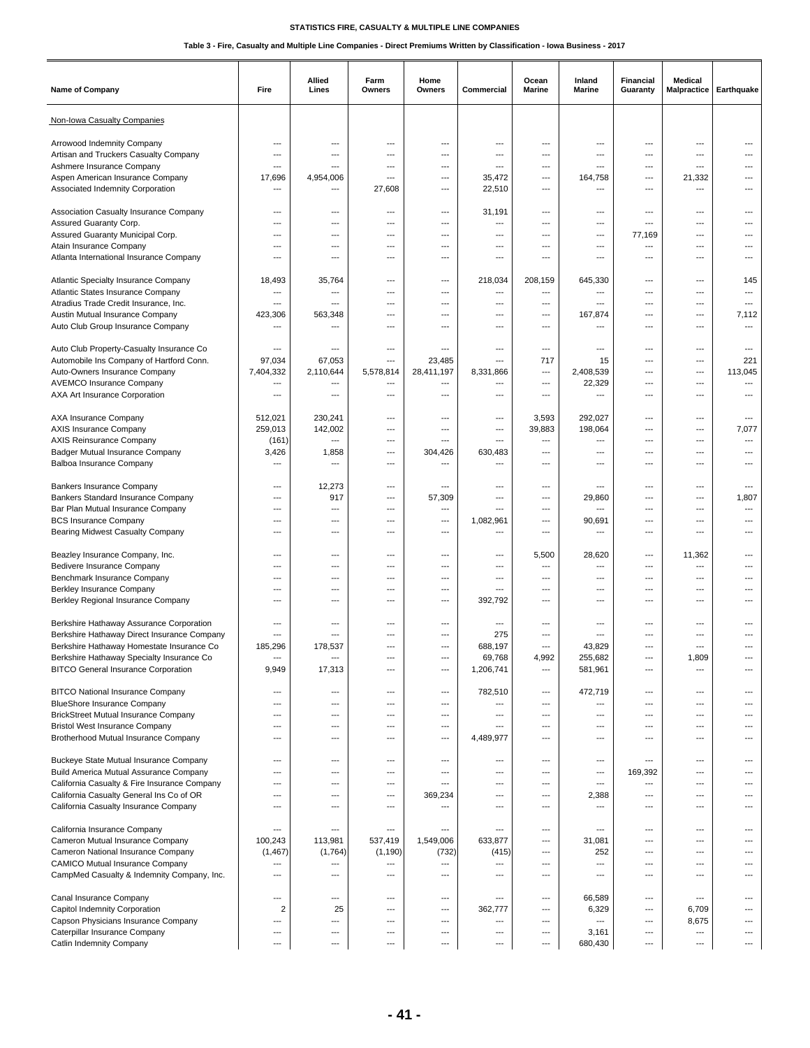**STATISTICS FIRE, CASUALTY & MULTIPLE LINE COMPANIES**

**Table 3 - Fire, Casualty and Multiple Line Companies - Direct Premiums Written by Classification - Iowa Business - 2017**

| Name of Company | Fire | Allied Lines | Farm Owners | Home Owners | Commercial | Ocean Marine | Inland Marine | Financial Guaranty | Medical Malpractice | Earthquake |
|---|---|---|---|---|---|---|---|---|---|---|
| Non-Iowa Casualty Companies | | | | | | | | | | |
| Arrowood Indemnity Company | --- | --- | --- | --- | --- | --- | --- | --- | --- | --- |
| Artisan and Truckers Casualty Company | --- | --- | --- | --- | --- | --- | --- | --- | --- | --- |
| Ashmere Insurance Company | --- | --- | --- | --- | --- | --- | --- | --- | --- | --- |
| Aspen American Insurance Company | 17,696 | 4,954,006 | --- | --- | 35,472 | --- | 164,758 | --- | 21,332 | --- |
| Associated Indemnity Corporation | --- | --- | 27,608 | --- | 22,510 | --- | --- | --- | --- | --- |
| Association Casualty Insurance Company | --- | --- | --- | --- | 31,191 | --- | --- | --- | --- | --- |
| Assured Guaranty Corp. | --- | --- | --- | --- | --- | --- | --- | --- | --- | --- |
| Assured Guaranty Municipal Corp. | --- | --- | --- | --- | --- | --- | --- | 77,169 | --- | --- |
| Atain Insurance Company | --- | --- | --- | --- | --- | --- | --- | --- | --- | --- |
| Atlanta International Insurance Company | --- | --- | --- | --- | --- | --- | --- | --- | --- | --- |
| Atlantic Specialty Insurance Company | 18,493 | 35,764 | --- | --- | 218,034 | 208,159 | 645,330 | --- | --- | 145 |
| Atlantic States Insurance Company | --- | --- | --- | --- | --- | --- | --- | --- | --- | --- |
| Atradius Trade Credit Insurance, Inc. | --- | --- | --- | --- | --- | --- | --- | --- | --- | --- |
| Austin Mutual Insurance Company | 423,306 | 563,348 | --- | --- | --- | --- | 167,874 | --- | --- | 7,112 |
| Auto Club Group Insurance Company | --- | --- | --- | --- | --- | --- | --- | --- | --- | --- |
| Auto Club Property-Casualty Insurance Co | --- | --- | --- | --- | --- | --- | --- | --- | --- | --- |
| Automobile Ins Company of Hartford Conn. | 97,034 | 67,053 | --- | 23,485 | --- | 717 | 15 | --- | --- | 221 |
| Auto-Owners Insurance Company | 7,404,332 | 2,110,644 | 5,578,814 | 28,411,197 | 8,331,866 | --- | 2,408,539 | --- | --- | 113,045 |
| AVEMCO Insurance Company | --- | --- | --- | --- | --- | --- | 22,329 | --- | --- | --- |
| AXA Art Insurance Corporation | --- | --- | --- | --- | --- | --- | --- | --- | --- | --- |
| AXA Insurance Company | 512,021 | 230,241 | --- | --- | --- | 3,593 | 292,027 | --- | --- | --- |
| AXIS Insurance Company | 259,013 | 142,002 | --- | --- | --- | 39,883 | 198,064 | --- | --- | 7,077 |
| AXIS Reinsurance Company | (161) | --- | --- | --- | --- | --- | --- | --- | --- | --- |
| Badger Mutual Insurance Company | 3,426 | 1,858 | --- | 304,426 | 630,483 | --- | --- | --- | --- | --- |
| Balboa Insurance Company | --- | --- | --- | --- | --- | --- | --- | --- | --- | --- |
| Bankers Insurance Company | --- | 12,273 | --- | --- | --- | --- | --- | --- | --- | --- |
| Bankers Standard Insurance Company | --- | 917 | --- | 57,309 | --- | --- | 29,860 | --- | --- | 1,807 |
| Bar Plan Mutual Insurance Company | --- | --- | --- | --- | --- | --- | --- | --- | --- | --- |
| BCS Insurance Company | --- | --- | --- | --- | 1,082,961 | --- | 90,691 | --- | --- | --- |
| Bearing Midwest Casualty Company | --- | --- | --- | --- | --- | --- | --- | --- | --- | --- |
| Beazley Insurance Company, Inc. | --- | --- | --- | --- | --- | 5,500 | 28,620 | --- | 11,362 | --- |
| Bedivere Insurance Company | --- | --- | --- | --- | --- | --- | --- | --- | --- | --- |
| Benchmark Insurance Company | --- | --- | --- | --- | --- | --- | --- | --- | --- | --- |
| Berkley Insurance Company | --- | --- | --- | --- | --- | --- | --- | --- | --- | --- |
| Berkley Regional Insurance Company | --- | --- | --- | --- | 392,792 | --- | --- | --- | --- | --- |
| Berkshire Hathaway Assurance Corporation | --- | --- | --- | --- | --- | --- | --- | --- | --- | --- |
| Berkshire Hathaway Direct Insurance Company | --- | --- | --- | --- | 275 | --- | --- | --- | --- | --- |
| Berkshire Hathaway Homestate Insurance Co | 185,296 | 178,537 | --- | --- | 688,197 | --- | 43,829 | --- | --- | --- |
| Berkshire Hathaway Specialty Insurance Co | --- | --- | --- | --- | 69,768 | 4,992 | 255,682 | --- | 1,809 | --- |
| BITCO General Insurance Corporation | 9,949 | 17,313 | --- | --- | 1,206,741 | --- | 581,961 | --- | --- | --- |
| BITCO National Insurance Company | --- | --- | --- | --- | 782,510 | --- | 472,719 | --- | --- | --- |
| BlueShore Insurance Company | --- | --- | --- | --- | --- | --- | --- | --- | --- | --- |
| BrickStreet Mutual Insurance Company | --- | --- | --- | --- | --- | --- | --- | --- | --- | --- |
| Bristol West Insurance Company | --- | --- | --- | --- | --- | --- | --- | --- | --- | --- |
| Brotherhood Mutual Insurance Company | --- | --- | --- | --- | 4,489,977 | --- | --- | --- | --- | --- |
| Buckeye State Mutual Insurance Company | --- | --- | --- | --- | --- | --- | --- | --- | --- | --- |
| Build America Mutual Assurance Company | --- | --- | --- | --- | --- | --- | --- | 169,392 | --- | --- |
| California Casualty & Fire Insurance Company | --- | --- | --- | --- | --- | --- | --- | --- | --- | --- |
| California Casualty General Ins Co of OR | --- | --- | --- | 369,234 | --- | --- | 2,388 | --- | --- | --- |
| California Casualty Insurance Company | --- | --- | --- | --- | --- | --- | --- | --- | --- | --- |
| California Insurance Company | --- | --- | --- | --- | --- | --- | --- | --- | --- | --- |
| Cameron Mutual Insurance Company | 100,243 | 113,981 | 537,419 | 1,549,006 | 633,877 | --- | 31,081 | --- | --- | --- |
| Cameron National Insurance Company | (1,467) | (1,764) | (1,190) | (732) | (415) | --- | 252 | --- | --- | --- |
| CAMICO Mutual Insurance Company | --- | --- | --- | --- | --- | --- | --- | --- | --- | --- |
| CampMed Casualty & Indemnity Company, Inc. | --- | --- | --- | --- | --- | --- | --- | --- | --- | --- |
| Canal Insurance Company | --- | --- | --- | --- | --- | --- | 66,589 | --- | --- | --- |
| Capitol Indemnity Corporation | 2 | 25 | --- | --- | 362,777 | --- | 6,329 | --- | 6,709 | --- |
| Capson Physicians Insurance Company | --- | --- | --- | --- | --- | --- | --- | --- | 8,675 | --- |
| Caterpillar Insurance Company | --- | --- | --- | --- | --- | --- | 3,161 | --- | --- | --- |
| Catlin Indemnity Company | --- | --- | --- | --- | --- | --- | 680,430 | --- | --- | --- |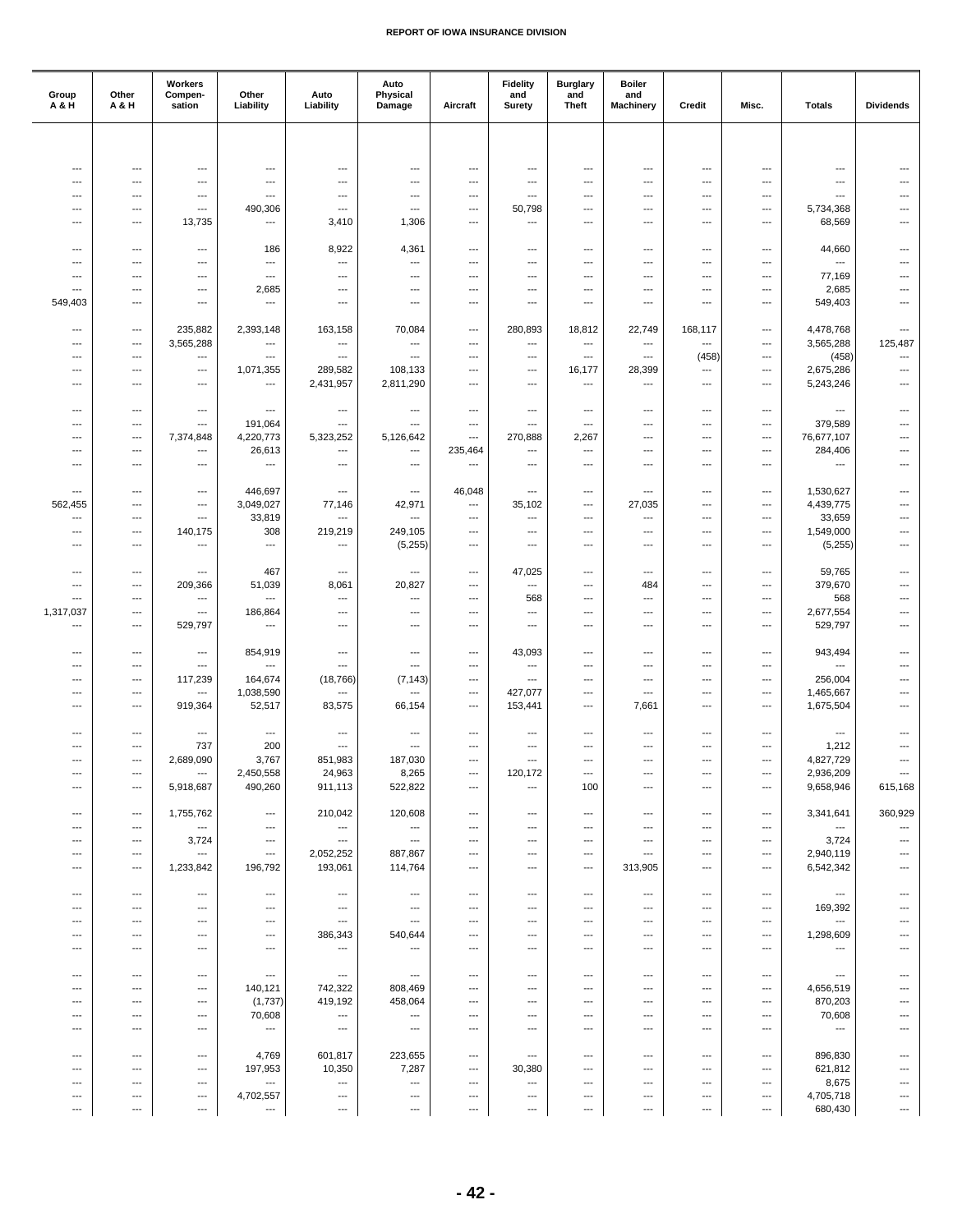| Group A & H | Other A & H | Workers Compen-sation | Other Liability | Auto Liability | Auto Physical Damage | Aircraft | Fidelity and Surety | Burglary and Theft | Boiler and Machinery | Credit | Misc. | Totals | Dividends |
|---|---|---|---|---|---|---|---|---|---|---|---|---|---|
| --- | --- | --- | --- | --- | --- | --- | --- | --- | --- | --- | --- | --- | --- |
| --- | --- | --- | --- | --- | --- | --- | --- | --- | --- | --- | --- | --- | --- |
| --- | --- | --- | --- | --- | --- | --- | --- | --- | --- | --- | --- | --- | --- |
| --- | --- | --- | 490,306 | --- | --- | --- | 50,798 | --- | --- | --- | --- | 5,734,368 | --- |
| --- | --- | 13,735 | --- | 3,410 | 1,306 | --- | --- | --- | --- | --- | --- | 68,569 | --- |
| --- | --- | --- | 186 | 8,922 | 4,361 | --- | --- | --- | --- | --- | --- | 44,660 | --- |
| --- | --- | --- | --- | --- | --- | --- | --- | --- | --- | --- | --- | --- | --- |
| --- | --- | --- | --- | --- | --- | --- | --- | --- | --- | --- | --- | 77,169 | --- |
| --- | --- | --- | 2,685 | --- | --- | --- | --- | --- | --- | --- | --- | 2,685 | --- |
| 549,403 | --- | --- | --- | --- | --- | --- | --- | --- | --- | --- | --- | 549,403 | --- |
| --- | --- | 235,882 | 2,393,148 | 163,158 | 70,084 | --- | 280,893 | 18,812 | 22,749 | 168,117 | --- | 4,478,768 | --- |
| --- | --- | 3,565,288 | --- | --- | --- | --- | --- | --- | --- | --- | --- | 3,565,288 | 125,487 |
| --- | --- | --- | --- | --- | --- | --- | --- | --- | --- | (458) | --- | (458) | --- |
| --- | --- | --- | 1,071,355 | 289,582 | 108,133 | --- | --- | 16,177 | 28,399 | --- | --- | 2,675,286 | --- |
| --- | --- | --- | --- | 2,431,957 | 2,811,290 | --- | --- | --- | --- | --- | --- | 5,243,246 | --- |
| --- | --- | --- | --- | --- | --- | --- | --- | --- | --- | --- | --- | --- | --- |
| --- | --- | --- | 191,064 | --- | --- | --- | --- | --- | --- | --- | --- | 379,589 | --- |
| --- | --- | 7,374,848 | 4,220,773 | 5,323,252 | 5,126,642 | --- | 270,888 | 2,267 | --- | --- | --- | 76,677,107 | --- |
| --- | --- | --- | 26,613 | --- | --- | 235,464 | --- | --- | --- | --- | --- | 284,406 | --- |
| --- | --- | --- | --- | --- | --- | --- | --- | --- | --- | --- | --- | --- | --- |
| --- | --- | --- | 446,697 | --- | --- | 46,048 | --- | --- | --- | --- | --- | 1,530,627 | --- |
| 562,455 | --- | --- | 3,049,027 | 77,146 | 42,971 | --- | 35,102 | --- | 27,035 | --- | --- | 4,439,775 | --- |
| --- | --- | --- | 33,819 | --- | --- | --- | --- | --- | --- | --- | --- | 33,659 | --- |
| --- | --- | 140,175 | 308 | 219,219 | 249,105 | --- | --- | --- | --- | --- | --- | 1,549,000 | --- |
| --- | --- | --- | --- | --- | (5,255) | --- | --- | --- | --- | --- | --- | (5,255) | --- |
| --- | --- | --- | 467 | --- | --- | --- | 47,025 | --- | --- | --- | --- | 59,765 | --- |
| --- | --- | 209,366 | 51,039 | 8,061 | 20,827 | --- | --- | --- | 484 | --- | --- | 379,670 | --- |
| --- | --- | --- | --- | --- | --- | --- | 568 | --- | --- | --- | --- | 568 | --- |
| 1,317,037 | --- | --- | 186,864 | --- | --- | --- | --- | --- | --- | --- | --- | 2,677,554 | --- |
| --- | --- | 529,797 | --- | --- | --- | --- | --- | --- | --- | --- | --- | 529,797 | --- |
| --- | --- | --- | 854,919 | --- | --- | --- | 43,093 | --- | --- | --- | --- | 943,494 | --- |
| --- | --- | --- | --- | --- | --- | --- | --- | --- | --- | --- | --- | --- | --- |
| --- | --- | 117,239 | 164,674 | (18,766) | (7,143) | --- | --- | --- | --- | --- | --- | 256,004 | --- |
| --- | --- | --- | 1,038,590 | --- | --- | --- | 427,077 | --- | --- | --- | --- | 1,465,667 | --- |
| --- | --- | 919,364 | 52,517 | 83,575 | 66,154 | --- | 153,441 | --- | 7,661 | --- | --- | 1,675,504 | --- |
| --- | --- | --- | --- | --- | --- | --- | --- | --- | --- | --- | --- | --- | --- |
| --- | --- | 737 | 200 | --- | --- | --- | --- | --- | --- | --- | --- | 1,212 | --- |
| --- | --- | 2,689,090 | 3,767 | 851,983 | 187,030 | --- | --- | --- | --- | --- | --- | 4,827,729 | --- |
| --- | --- | --- | 2,450,558 | 24,963 | 8,265 | --- | 120,172 | --- | --- | --- | --- | 2,936,209 | --- |
| --- | --- | 5,918,687 | 490,260 | 911,113 | 522,822 | --- | --- | 100 | --- | --- | --- | 9,658,946 | 615,168 |
| --- | --- | 1,755,762 | --- | 210,042 | 120,608 | --- | --- | --- | --- | --- | --- | 3,341,641 | 360,929 |
| --- | --- | --- | --- | --- | --- | --- | --- | --- | --- | --- | --- | --- | --- |
| --- | --- | 3,724 | --- | --- | --- | --- | --- | --- | --- | --- | --- | 3,724 | --- |
| --- | --- | --- | --- | 2,052,252 | 887,867 | --- | --- | --- | --- | --- | --- | 2,940,119 | --- |
| --- | --- | 1,233,842 | 196,792 | 193,061 | 114,764 | --- | --- | --- | 313,905 | --- | --- | 6,542,342 | --- |
| --- | --- | --- | --- | --- | --- | --- | --- | --- | --- | --- | --- | --- | --- |
| --- | --- | --- | --- | --- | --- | --- | --- | --- | --- | --- | --- | 169,392 | --- |
| --- | --- | --- | --- | --- | --- | --- | --- | --- | --- | --- | --- | --- | --- |
| --- | --- | --- | --- | 386,343 | 540,644 | --- | --- | --- | --- | --- | --- | 1,298,609 | --- |
| --- | --- | --- | --- | --- | --- | --- | --- | --- | --- | --- | --- | --- | --- |
| --- | --- | --- | --- | --- | --- | --- | --- | --- | --- | --- | --- | --- | --- |
| --- | --- | --- | 140,121 | 742,322 | 808,469 | --- | --- | --- | --- | --- | --- | 4,656,519 | --- |
| --- | --- | --- | (1,737) | 419,192 | 458,064 | --- | --- | --- | --- | --- | --- | 870,203 | --- |
| --- | --- | --- | 70,608 | --- | --- | --- | --- | --- | --- | --- | --- | 70,608 | --- |
| --- | --- | --- | --- | --- | --- | --- | --- | --- | --- | --- | --- | --- | --- |
| --- | --- | --- | 4,769 | 601,817 | 223,655 | --- | --- | --- | --- | --- | --- | 896,830 | --- |
| --- | --- | --- | 197,953 | 10,350 | 7,287 | --- | 30,380 | --- | --- | --- | --- | 621,812 | --- |
| --- | --- | --- | --- | --- | --- | --- | --- | --- | --- | --- | --- | 8,675 | --- |
| --- | --- | --- | 4,702,557 | --- | --- | --- | --- | --- | --- | --- | --- | 4,705,718 | --- |
| --- | --- | --- | --- | --- | --- | --- | --- | --- | --- | --- | --- | 680,430 | --- |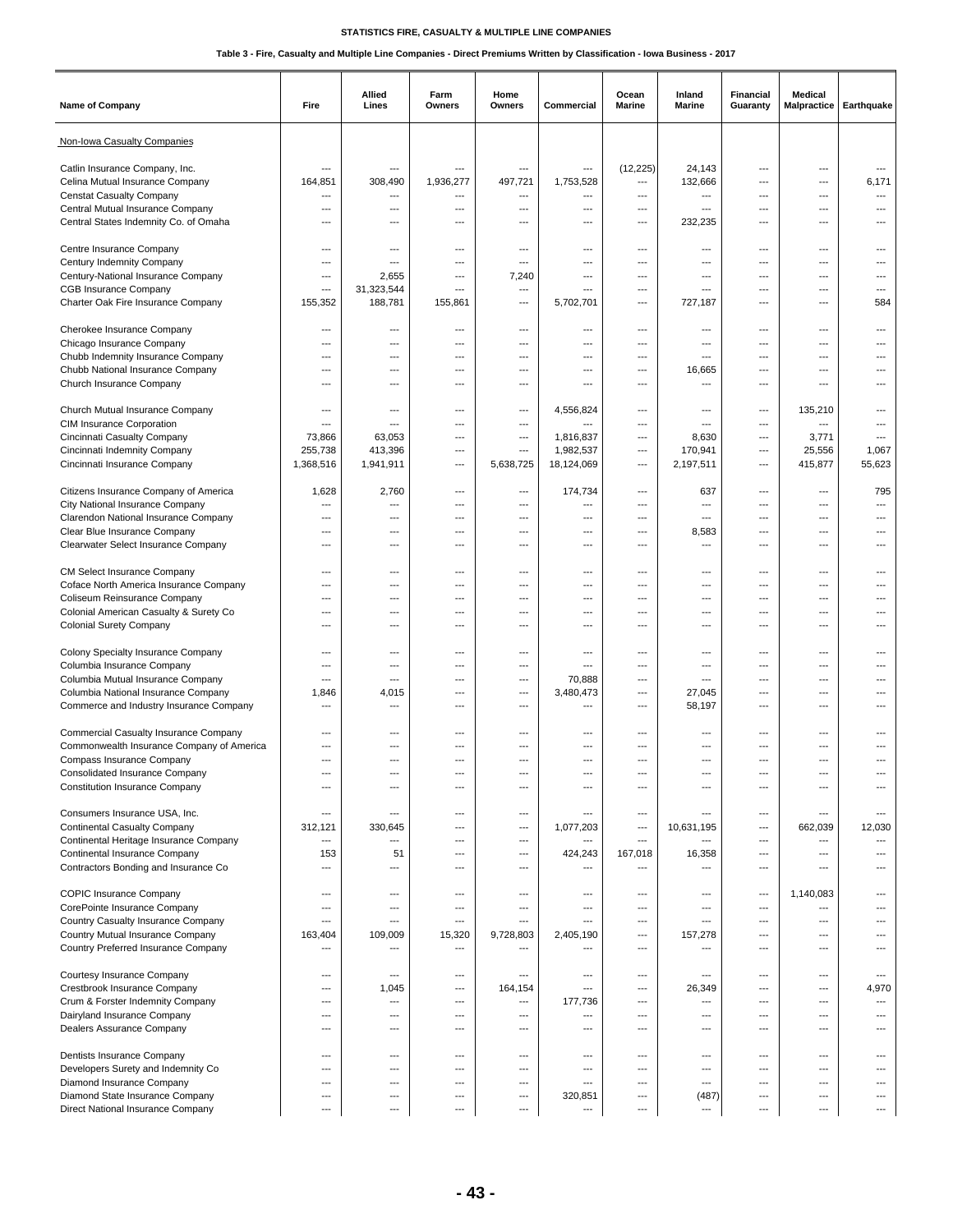**STATISTICS FIRE, CASUALTY & MULTIPLE LINE COMPANIES**

**Table 3 - Fire, Casualty and Multiple Line Companies - Direct Premiums Written by Classification - Iowa Business - 2017**

| Name of Company | Fire | Allied Lines | Farm Owners | Home Owners | Commercial | Ocean Marine | Inland Marine | Financial Guaranty | Medical Malpractice | Earthquake |
|---|---|---|---|---|---|---|---|---|---|---|
| Non-Iowa Casualty Companies | | | | | | | | | | |
| Catlin Insurance Company, Inc. | --- | --- | --- | --- | --- | (12,225) | 24,143 | --- | --- | --- |
| Celina Mutual Insurance Company | 164,851 | 308,490 | 1,936,277 | 497,721 | 1,753,528 | --- | 132,666 | --- | --- | 6,171 |
| Censtat Casualty Company | --- | --- | --- | --- | --- | --- | --- | --- | --- | --- |
| Central Mutual Insurance Company | --- | --- | --- | --- | --- | --- | --- | --- | --- | --- |
| Central States Indemnity Co. of Omaha | --- | --- | --- | --- | --- | --- | 232,235 | --- | --- | --- |
| Centre Insurance Company | --- | --- | --- | --- | --- | --- | --- | --- | --- | --- |
| Century Indemnity Company | --- | --- | --- | --- | --- | --- | --- | --- | --- | --- |
| Century-National Insurance Company | --- | 2,655 | --- | 7,240 | --- | --- | --- | --- | --- | --- |
| CGB Insurance Company | --- | 31,323,544 | --- | --- | --- | --- | --- | --- | --- | --- |
| Charter Oak Fire Insurance Company | 155,352 | 188,781 | 155,861 | --- | 5,702,701 | --- | 727,187 | --- | --- | 584 |
| Cherokee Insurance Company | --- | --- | --- | --- | --- | --- | --- | --- | --- | --- |
| Chicago Insurance Company | --- | --- | --- | --- | --- | --- | --- | --- | --- | --- |
| Chubb Indemnity Insurance Company | --- | --- | --- | --- | --- | --- | --- | --- | --- | --- |
| Chubb National Insurance Company | --- | --- | --- | --- | --- | --- | 16,665 | --- | --- | --- |
| Church Insurance Company | --- | --- | --- | --- | --- | --- | --- | --- | --- | --- |
| Church Mutual Insurance Company | --- | --- | --- | --- | 4,556,824 | --- | --- | --- | 135,210 | --- |
| CIM Insurance Corporation | --- | --- | --- | --- | --- | --- | --- | --- | --- | --- |
| Cincinnati Casualty Company | 73,866 | 63,053 | --- | --- | 1,816,837 | --- | 8,630 | --- | 3,771 | --- |
| Cincinnati Indemnity Company | 255,738 | 413,396 | --- | --- | 1,982,537 | --- | 170,941 | --- | 25,556 | 1,067 |
| Cincinnati Insurance Company | 1,368,516 | 1,941,911 | --- | 5,638,725 | 18,124,069 | --- | 2,197,511 | --- | 415,877 | 55,623 |
| Citizens Insurance Company of America | 1,628 | 2,760 | --- | --- | 174,734 | --- | 637 | --- | --- | 795 |
| City National Insurance Company | --- | --- | --- | --- | --- | --- | --- | --- | --- | --- |
| Clarendon National Insurance Company | --- | --- | --- | --- | --- | --- | --- | --- | --- | --- |
| Clear Blue Insurance Company | --- | --- | --- | --- | --- | --- | 8,583 | --- | --- | --- |
| Clearwater Select Insurance Company | --- | --- | --- | --- | --- | --- | --- | --- | --- | --- |
| CM Select Insurance Company | --- | --- | --- | --- | --- | --- | --- | --- | --- | --- |
| Coface North America Insurance Company | --- | --- | --- | --- | --- | --- | --- | --- | --- | --- |
| Coliseum Reinsurance Company | --- | --- | --- | --- | --- | --- | --- | --- | --- | --- |
| Colonial American Casualty & Surety Co | --- | --- | --- | --- | --- | --- | --- | --- | --- | --- |
| Colonial Surety Company | --- | --- | --- | --- | --- | --- | --- | --- | --- | --- |
| Colony Specialty Insurance Company | --- | --- | --- | --- | --- | --- | --- | --- | --- | --- |
| Columbia Insurance Company | --- | --- | --- | --- | --- | --- | --- | --- | --- | --- |
| Columbia Mutual Insurance Company | --- | --- | --- | --- | 70,888 | --- | --- | --- | --- | --- |
| Columbia National Insurance Company | 1,846 | 4,015 | --- | --- | 3,480,473 | --- | 27,045 | --- | --- | --- |
| Commerce and Industry Insurance Company | --- | --- | --- | --- | --- | --- | 58,197 | --- | --- | --- |
| Commercial Casualty Insurance Company | --- | --- | --- | --- | --- | --- | --- | --- | --- | --- |
| Commonwealth Insurance Company of America | --- | --- | --- | --- | --- | --- | --- | --- | --- | --- |
| Compass Insurance Company | --- | --- | --- | --- | --- | --- | --- | --- | --- | --- |
| Consolidated Insurance Company | --- | --- | --- | --- | --- | --- | --- | --- | --- | --- |
| Constitution Insurance Company | --- | --- | --- | --- | --- | --- | --- | --- | --- | --- |
| Consumers Insurance USA, Inc. | --- | --- | --- | --- | --- | --- | --- | --- | --- | --- |
| Continental Casualty Company | 312,121 | 330,645 | --- | --- | 1,077,203 | --- | 10,631,195 | --- | 662,039 | 12,030 |
| Continental Heritage Insurance Company | --- | --- | --- | --- | --- | --- | --- | --- | --- | --- |
| Continental Insurance Company | 153 | 51 | --- | --- | 424,243 | 167,018 | 16,358 | --- | --- | --- |
| Contractors Bonding and Insurance Co | --- | --- | --- | --- | --- | --- | --- | --- | --- | --- |
| COPIC Insurance Company | --- | --- | --- | --- | --- | --- | --- | --- | 1,140,083 | --- |
| CorePointe Insurance Company | --- | --- | --- | --- | --- | --- | --- | --- | --- | --- |
| Country Casualty Insurance Company | --- | --- | --- | --- | --- | --- | --- | --- | --- | --- |
| Country Mutual Insurance Company | 163,404 | 109,009 | 15,320 | 9,728,803 | 2,405,190 | --- | 157,278 | --- | --- | --- |
| Country Preferred Insurance Company | --- | --- | --- | --- | --- | --- | --- | --- | --- | --- |
| Courtesy Insurance Company | --- | --- | --- | --- | --- | --- | --- | --- | --- | --- |
| Crestbrook Insurance Company | --- | 1,045 | --- | 164,154 | --- | --- | 26,349 | --- | --- | 4,970 |
| Crum & Forster Indemnity Company | --- | --- | --- | --- | 177,736 | --- | --- | --- | --- | --- |
| Dairyland Insurance Company | --- | --- | --- | --- | --- | --- | --- | --- | --- | --- |
| Dealers Assurance Company | --- | --- | --- | --- | --- | --- | --- | --- | --- | --- |
| Dentists Insurance Company | --- | --- | --- | --- | --- | --- | --- | --- | --- | --- |
| Developers Surety and Indemnity Co | --- | --- | --- | --- | --- | --- | --- | --- | --- | --- |
| Diamond Insurance Company | --- | --- | --- | --- | --- | --- | --- | --- | --- | --- |
| Diamond State Insurance Company | --- | --- | --- | --- | 320,851 | --- | (487) | --- | --- | --- |
| Direct National Insurance Company | --- | --- | --- | --- | --- | --- | --- | --- | --- | --- |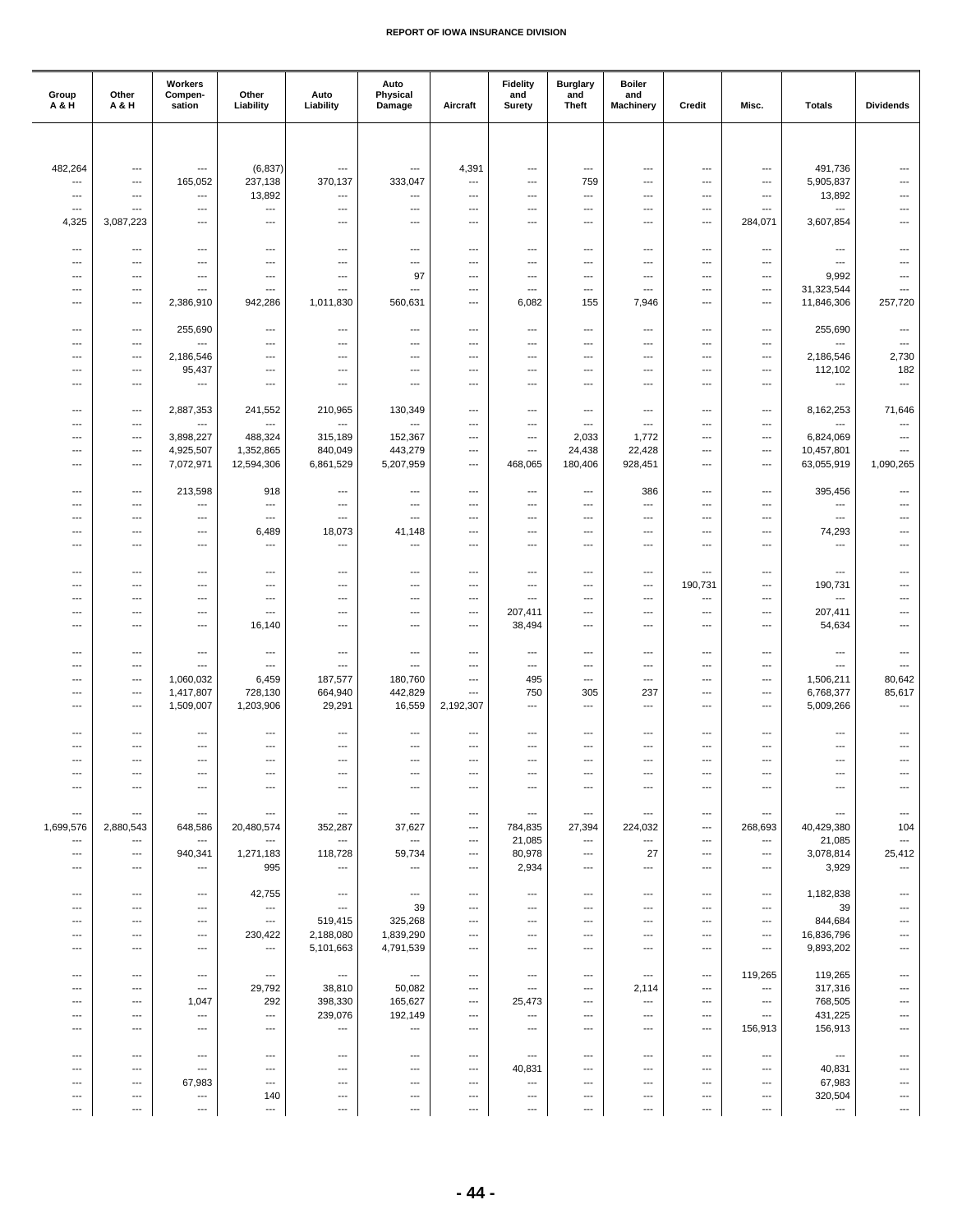| Group A & H | Other A & H | Workers Compen-sation | Other Liability | Auto Liability | Auto Physical Damage | Aircraft | Fidelity and Surety | Burglary and Theft | Boiler and Machinery | Credit | Misc. | Totals | Dividends |
|---|---|---|---|---|---|---|---|---|---|---|---|---|---|
| 482,264 | --- | --- | (6,837) | --- | --- | 4,391 | --- | --- | --- | --- | --- | 491,736 | --- |
| --- | --- | 165,052 | 237,138 | 370,137 | 333,047 | --- | --- | 759 | --- | --- | --- | 5,905,837 | --- |
| --- | --- | --- | 13,892 | --- | --- | --- | --- | --- | --- | --- | --- | 13,892 | --- |
| --- | --- | --- | --- | --- | --- | --- | --- | --- | --- | --- | --- | --- | --- |
| 4,325 | 3,087,223 | --- | --- | --- | --- | --- | --- | --- | --- | --- | 284,071 | 3,607,854 | --- |
| --- | --- | --- | --- | --- | --- | --- | --- | --- | --- | --- | --- | --- | --- |
| --- | --- | --- | --- | --- | --- | --- | --- | --- | --- | --- | --- | --- | --- |
| --- | --- | --- | --- | --- | 97 | --- | --- | --- | --- | --- | --- | 9,992 | --- |
| --- | --- | --- | --- | --- | --- | --- | --- | --- | --- | --- | --- | 31,323,544 | --- |
| --- | --- | 2,386,910 | 942,286 | 1,011,830 | 560,631 | --- | 6,082 | 155 | 7,946 | --- | --- | 11,846,306 | 257,720 |
| --- | --- | 255,690 | --- | --- | --- | --- | --- | --- | --- | --- | --- | 255,690 | --- |
| --- | --- | --- | --- | --- | --- | --- | --- | --- | --- | --- | --- | --- | --- |
| --- | --- | 2,186,546 | --- | --- | --- | --- | --- | --- | --- | --- | --- | 2,186,546 | 2,730 |
| --- | --- | 95,437 | --- | --- | --- | --- | --- | --- | --- | --- | --- | 112,102 | 182 |
| --- | --- | --- | --- | --- | --- | --- | --- | --- | --- | --- | --- | --- | --- |
| --- | --- | 2,887,353 | 241,552 | 210,965 | 130,349 | --- | --- | --- | --- | --- | --- | 8,162,253 | 71,646 |
| --- | --- | --- | --- | --- | --- | --- | --- | --- | --- | --- | --- | --- | --- |
| --- | --- | 3,898,227 | 488,324 | 315,189 | 152,367 | --- | --- | 2,033 | 1,772 | --- | --- | 6,824,069 | --- |
| --- | --- | 4,925,507 | 1,352,865 | 840,049 | 443,279 | --- | --- | 24,438 | 22,428 | --- | --- | 10,457,801 | --- |
| --- | --- | 7,072,971 | 12,594,306 | 6,861,529 | 5,207,959 | --- | 468,065 | 180,406 | 928,451 | --- | --- | 63,055,919 | 1,090,265 |
| --- | --- | 213,598 | 918 | --- | --- | --- | --- | --- | 386 | --- | --- | 395,456 | --- |
| --- | --- | --- | --- | --- | --- | --- | --- | --- | --- | --- | --- | --- | --- |
| --- | --- | --- | --- | --- | --- | --- | --- | --- | --- | --- | --- | --- | --- |
| --- | --- | --- | 6,489 | 18,073 | 41,148 | --- | --- | --- | --- | --- | --- | 74,293 | --- |
| --- | --- | --- | --- | --- | --- | --- | --- | --- | --- | --- | --- | --- | --- |
| --- | --- | --- | --- | --- | --- | --- | --- | --- | --- | --- | --- | --- | --- |
| --- | --- | --- | --- | --- | --- | --- | --- | --- | --- | 190,731 | --- | 190,731 | --- |
| --- | --- | --- | --- | --- | --- | --- | --- | --- | --- | --- | --- | --- | --- |
| --- | --- | --- | --- | --- | --- | --- | 207,411 | --- | --- | --- | --- | 207,411 | --- |
| --- | --- | --- | 16,140 | --- | --- | --- | 38,494 | --- | --- | --- | --- | 54,634 | --- |
| --- | --- | --- | --- | --- | --- | --- | --- | --- | --- | --- | --- | --- | --- |
| --- | --- | --- | --- | --- | --- | --- | --- | --- | --- | --- | --- | --- | --- |
| --- | --- | 1,060,032 | 6,459 | 187,577 | 180,760 | --- | 495 | --- | --- | --- | --- | 1,506,211 | 80,642 |
| --- | --- | 1,417,807 | 728,130 | 664,940 | 442,829 | --- | 750 | 305 | 237 | --- | --- | 6,768,377 | 85,617 |
| --- | --- | 1,509,007 | 1,203,906 | 29,291 | 16,559 | 2,192,307 | --- | --- | --- | --- | --- | 5,009,266 | --- |
| --- | --- | --- | --- | --- | --- | --- | --- | --- | --- | --- | --- | --- | --- |
| --- | --- | --- | --- | --- | --- | --- | --- | --- | --- | --- | --- | --- | --- |
| --- | --- | --- | --- | --- | --- | --- | --- | --- | --- | --- | --- | --- | --- |
| --- | --- | --- | --- | --- | --- | --- | --- | --- | --- | --- | --- | --- | --- |
| --- | --- | --- | --- | --- | --- | --- | --- | --- | --- | --- | --- | --- | --- |
| --- | --- | --- | --- | --- | --- | --- | --- | --- | --- | --- | --- | --- | --- |
| 1,699,576 | 2,880,543 | 648,586 | 20,480,574 | 352,287 | 37,627 | --- | 784,835 | 27,394 | 224,032 | --- | 268,693 | 40,429,380 | 104 |
| --- | --- | --- | --- | --- | --- | --- | 21,085 | --- | --- | --- | --- | 21,085 | --- |
| --- | --- | 940,341 | 1,271,183 | 118,728 | 59,734 | --- | 80,978 | --- | 27 | --- | --- | 3,078,814 | 25,412 |
| --- | --- | --- | 995 | --- | --- | --- | 2,934 | --- | --- | --- | --- | 3,929 | --- |
| --- | --- | --- | 42,755 | --- | --- | --- | --- | --- | --- | --- | --- | 1,182,838 | --- |
| --- | --- | --- | --- | --- | 39 | --- | --- | --- | --- | --- | --- | 39 | --- |
| --- | --- | --- | --- | 519,415 | 325,268 | --- | --- | --- | --- | --- | --- | 844,684 | --- |
| --- | --- | --- | 230,422 | 2,188,080 | 1,839,290 | --- | --- | --- | --- | --- | --- | 16,836,796 | --- |
| --- | --- | --- | --- | 5,101,663 | 4,791,539 | --- | --- | --- | --- | --- | --- | 9,893,202 | --- |
| --- | --- | --- | --- | --- | --- | --- | --- | --- | --- | --- | 119,265 | 119,265 | --- |
| --- | --- | --- | 29,792 | 38,810 | 50,082 | --- | --- | --- | 2,114 | --- | --- | 317,316 | --- |
| --- | --- | 1,047 | 292 | 398,330 | 165,627 | --- | 25,473 | --- | --- | --- | --- | 768,505 | --- |
| --- | --- | --- | --- | 239,076 | 192,149 | --- | --- | --- | --- | --- | --- | 431,225 | --- |
| --- | --- | --- | --- | --- | --- | --- | --- | --- | --- | --- | 156,913 | 156,913 | --- |
| --- | --- | --- | --- | --- | --- | --- | --- | --- | --- | --- | --- | --- | --- |
| --- | --- | --- | --- | --- | --- | --- | 40,831 | --- | --- | --- | --- | 40,831 | --- |
| --- | --- | 67,983 | --- | --- | --- | --- | --- | --- | --- | --- | --- | 67,983 | --- |
| --- | --- | --- | 140 | --- | --- | --- | --- | --- | --- | --- | --- | 320,504 | --- |
| --- | --- | --- | --- | --- | --- | --- | --- | --- | --- | --- | --- | --- | --- |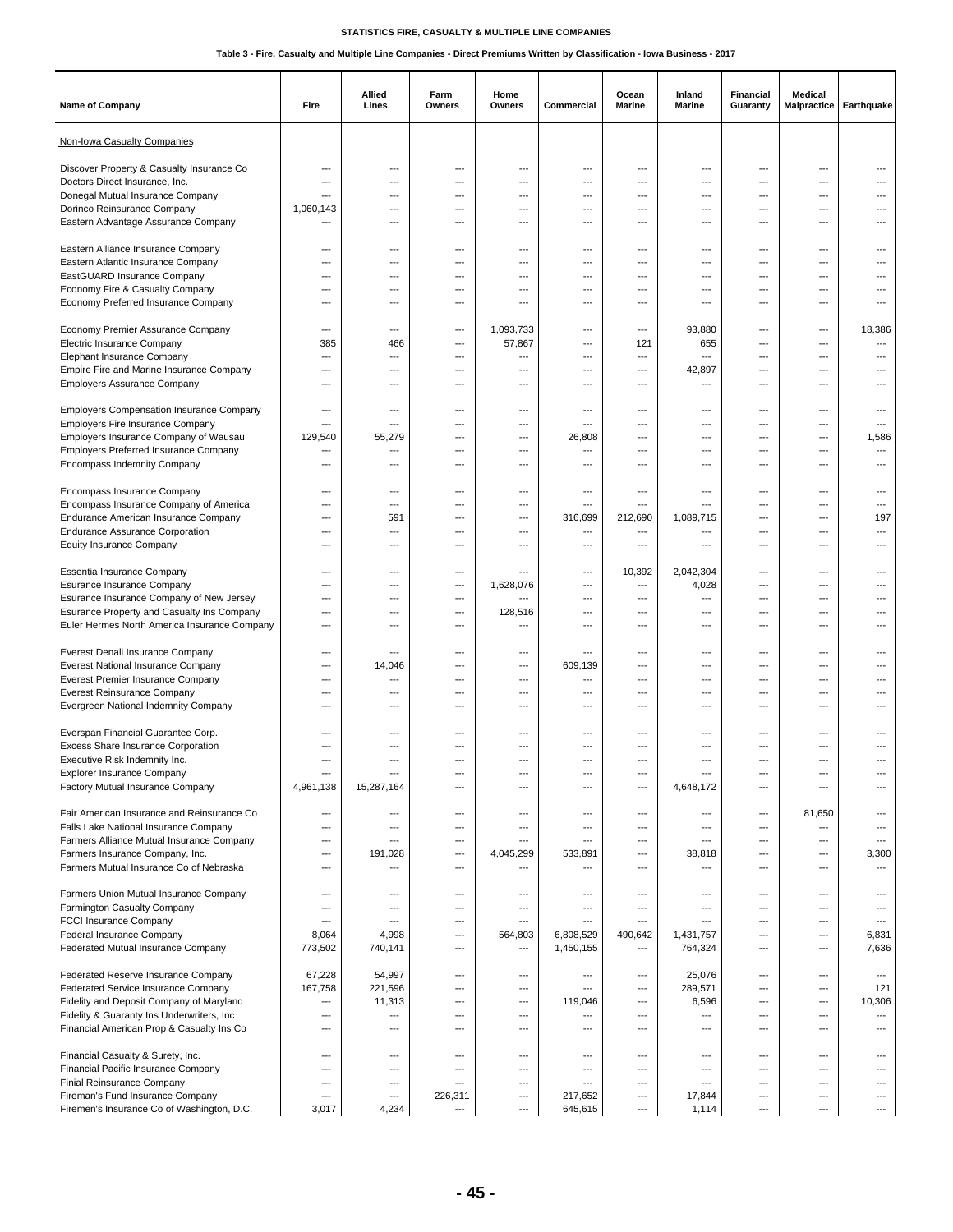**STATISTICS FIRE, CASUALTY & MULTIPLE LINE COMPANIES**

**Table 3 - Fire, Casualty and Multiple Line Companies - Direct Premiums Written by Classification - Iowa Business - 2017**

| Name of Company | Fire | Allied Lines | Farm Owners | Home Owners | Commercial | Ocean Marine | Inland Marine | Financial Guaranty | Medical Malpractice | Earthquake |
|---|---|---|---|---|---|---|---|---|---|---|
| Non-Iowa Casualty Companies | | | | | | | | | | |
| Discover Property & Casualty Insurance Co | --- | --- | --- | --- | --- | --- | --- | --- | --- | --- |
| Doctors Direct Insurance, Inc. | --- | --- | --- | --- | --- | --- | --- | --- | --- | --- |
| Donegal Mutual Insurance Company | --- | --- | --- | --- | --- | --- | --- | --- | --- | --- |
| Dorinco Reinsurance Company | 1,060,143 | --- | --- | --- | --- | --- | --- | --- | --- | --- |
| Eastern Advantage Assurance Company | --- | --- | --- | --- | --- | --- | --- | --- | --- | --- |
| Eastern Alliance Insurance Company | --- | --- | --- | --- | --- | --- | --- | --- | --- | --- |
| Eastern Atlantic Insurance Company | --- | --- | --- | --- | --- | --- | --- | --- | --- | --- |
| EastGUARD Insurance Company | --- | --- | --- | --- | --- | --- | --- | --- | --- | --- |
| Economy Fire & Casualty Company | --- | --- | --- | --- | --- | --- | --- | --- | --- | --- |
| Economy Preferred Insurance Company | --- | --- | --- | --- | --- | --- | --- | --- | --- | --- |
| Economy Premier Assurance Company | --- | --- | --- | 1,093,733 | --- | --- | 93,880 | --- | --- | 18,386 |
| Electric Insurance Company | 385 | 466 | --- | 57,867 | --- | 121 | 655 | --- | --- | --- |
| Elephant Insurance Company | --- | --- | --- | --- | --- | --- | --- | --- | --- | --- |
| Empire Fire and Marine Insurance Company | --- | --- | --- | --- | --- | --- | 42,897 | --- | --- | --- |
| Employers Assurance Company | --- | --- | --- | --- | --- | --- | --- | --- | --- | --- |
| Employers Compensation Insurance Company | --- | --- | --- | --- | --- | --- | --- | --- | --- | --- |
| Employers Fire Insurance Company | --- | --- | --- | --- | --- | --- | --- | --- | --- | --- |
| Employers Insurance Company of Wausau | 129,540 | 55,279 | --- | --- | 26,808 | --- | --- | --- | --- | 1,586 |
| Employers Preferred Insurance Company | --- | --- | --- | --- | --- | --- | --- | --- | --- | --- |
| Encompass Indemnity Company | --- | --- | --- | --- | --- | --- | --- | --- | --- | --- |
| Encompass Insurance Company | --- | --- | --- | --- | --- | --- | --- | --- | --- | --- |
| Encompass Insurance Company of America | --- | --- | --- | --- | --- | --- | --- | --- | --- | --- |
| Endurance American Insurance Company | --- | 591 | --- | --- | 316,699 | 212,690 | 1,089,715 | --- | --- | 197 |
| Endurance Assurance Corporation | --- | --- | --- | --- | --- | --- | --- | --- | --- | --- |
| Equity Insurance Company | --- | --- | --- | --- | --- | --- | --- | --- | --- | --- |
| Essentia Insurance Company | --- | --- | --- | --- | --- | 10,392 | 2,042,304 | --- | --- | --- |
| Esurance Insurance Company | --- | --- | --- | 1,628,076 | --- | --- | 4,028 | --- | --- | --- |
| Esurance Insurance Company of New Jersey | --- | --- | --- | --- | --- | --- | --- | --- | --- | --- |
| Esurance Property and Casualty Ins Company | --- | --- | --- | 128,516 | --- | --- | --- | --- | --- | --- |
| Euler Hermes North America Insurance Company | --- | --- | --- | --- | --- | --- | --- | --- | --- | --- |
| Everest Denali Insurance Company | --- | --- | --- | --- | --- | --- | --- | --- | --- | --- |
| Everest National Insurance Company | --- | 14,046 | --- | --- | 609,139 | --- | --- | --- | --- | --- |
| Everest Premier Insurance Company | --- | --- | --- | --- | --- | --- | --- | --- | --- | --- |
| Everest Reinsurance Company | --- | --- | --- | --- | --- | --- | --- | --- | --- | --- |
| Evergreen National Indemnity Company | --- | --- | --- | --- | --- | --- | --- | --- | --- | --- |
| Everspan Financial Guarantee Corp. | --- | --- | --- | --- | --- | --- | --- | --- | --- | --- |
| Excess Share Insurance Corporation | --- | --- | --- | --- | --- | --- | --- | --- | --- | --- |
| Executive Risk Indemnity Inc. | --- | --- | --- | --- | --- | --- | --- | --- | --- | --- |
| Explorer Insurance Company | --- | --- | --- | --- | --- | --- | --- | --- | --- | --- |
| Factory Mutual Insurance Company | 4,961,138 | 15,287,164 | --- | --- | --- | --- | 4,648,172 | --- | --- | --- |
| Fair American Insurance and Reinsurance Co | --- | --- | --- | --- | --- | --- | --- | --- | 81,650 | --- |
| Falls Lake National Insurance Company | --- | --- | --- | --- | --- | --- | --- | --- | --- | --- |
| Farmers Alliance Mutual Insurance Company | --- | --- | --- | --- | --- | --- | --- | --- | --- | --- |
| Farmers Insurance Company, Inc. | --- | 191,028 | --- | 4,045,299 | 533,891 | --- | 38,818 | --- | --- | 3,300 |
| Farmers Mutual Insurance Co of Nebraska | --- | --- | --- | --- | --- | --- | --- | --- | --- | --- |
| Farmers Union Mutual Insurance Company | --- | --- | --- | --- | --- | --- | --- | --- | --- | --- |
| Farmington Casualty Company | --- | --- | --- | --- | --- | --- | --- | --- | --- | --- |
| FCCI Insurance Company | --- | --- | --- | --- | --- | --- | --- | --- | --- | --- |
| Federal Insurance Company | 8,064 | 4,998 | --- | 564,803 | 6,808,529 | 490,642 | 1,431,757 | --- | --- | 6,831 |
| Federated Mutual Insurance Company | 773,502 | 740,141 | --- | --- | 1,450,155 | --- | 764,324 | --- | --- | 7,636 |
| Federated Reserve Insurance Company | 67,228 | 54,997 | --- | --- | --- | --- | 25,076 | --- | --- | --- |
| Federated Service Insurance Company | 167,758 | 221,596 | --- | --- | --- | --- | 289,571 | --- | --- | 121 |
| Fidelity and Deposit Company of Maryland | --- | 11,313 | --- | --- | 119,046 | --- | 6,596 | --- | --- | 10,306 |
| Fidelity & Guaranty Ins Underwriters, Inc | --- | --- | --- | --- | --- | --- | --- | --- | --- | --- |
| Financial American Prop & Casualty Ins Co | --- | --- | --- | --- | --- | --- | --- | --- | --- | --- |
| Financial Casualty & Surety, Inc. | --- | --- | --- | --- | --- | --- | --- | --- | --- | --- |
| Financial Pacific Insurance Company | --- | --- | --- | --- | --- | --- | --- | --- | --- | --- |
| Finial Reinsurance Company | --- | --- | --- | --- | --- | --- | --- | --- | --- | --- |
| Fireman's Fund Insurance Company | --- | --- | 226,311 | --- | 217,652 | --- | 17,844 | --- | --- | --- |
| Firemen's Insurance Co of Washington, D.C. | 3,017 | 4,234 | --- | --- | 645,615 | --- | 1,114 | --- | --- | --- |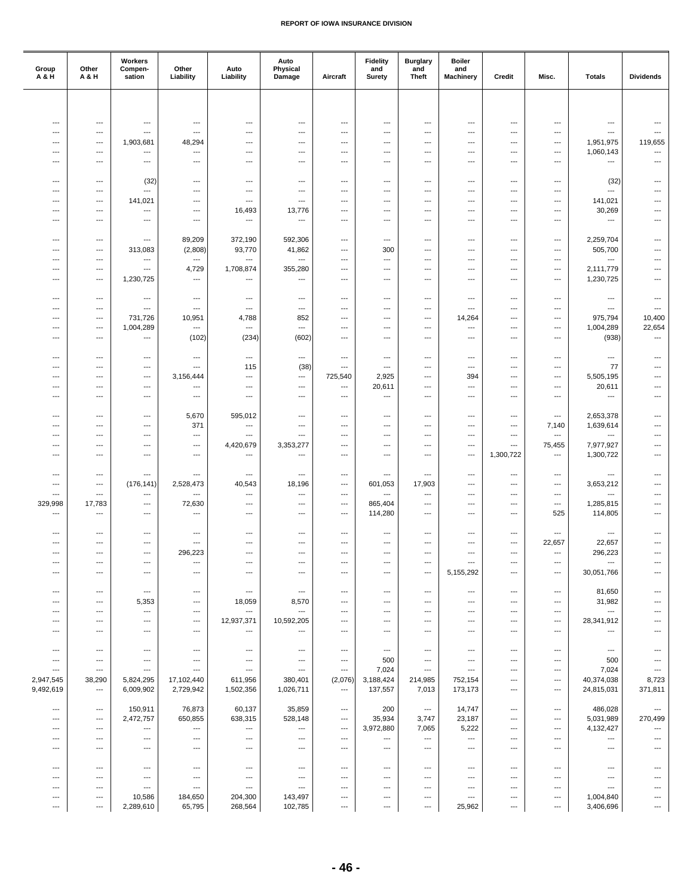| Group A & H | Other A & H | Workers Compen-sation | Other Liability | Auto Liability | Auto Physical Damage | Aircraft | Fidelity and Surety | Burglary and Theft | Boiler and Machinery | Credit | Misc. | Totals | Dividends |
|---|---|---|---|---|---|---|---|---|---|---|---|---|---|
| --- | --- | --- | --- | --- | --- | --- | --- | --- | --- | --- | --- | --- | --- |
| --- | --- | --- | --- | --- | --- | --- | --- | --- | --- | --- | --- | --- | --- |
| --- | --- | 1,903,681 | 48,294 | --- | --- | --- | --- | --- | --- | --- | --- | 1,951,975 | 119,655 |
| --- | --- | --- | --- | --- | --- | --- | --- | --- | --- | --- | --- | 1,060,143 | --- |
| --- | --- | --- | --- | --- | --- | --- | --- | --- | --- | --- | --- | --- | --- |
| --- | --- | (32) | --- | --- | --- | --- | --- | --- | --- | --- | --- | (32) | --- |
| --- | --- | --- | --- | --- | --- | --- | --- | --- | --- | --- | --- | --- | --- |
| --- | --- | 141,021 | --- | --- | --- | --- | --- | --- | --- | --- | --- | 141,021 | --- |
| --- | --- | --- | --- | 16,493 | 13,776 | --- | --- | --- | --- | --- | --- | 30,269 | --- |
| --- | --- | --- | --- | --- | --- | --- | --- | --- | --- | --- | --- | --- | --- |
| --- | --- | --- | 89,209 | 372,190 | 592,306 | --- | --- | --- | --- | --- | --- | 2,259,704 | --- |
| --- | --- | 313,083 | (2,808) | 93,770 | 41,862 | --- | 300 | --- | --- | --- | --- | 505,700 | --- |
| --- | --- | --- | --- | --- | --- | --- | --- | --- | --- | --- | --- | --- | --- |
| --- | --- | --- | 4,729 | 1,708,874 | 355,280 | --- | --- | --- | --- | --- | --- | 2,111,779 | --- |
| --- | --- | 1,230,725 | --- | --- | --- | --- | --- | --- | --- | --- | --- | 1,230,725 | --- |
| --- | --- | --- | --- | --- | --- | --- | --- | --- | --- | --- | --- | --- | --- |
| --- | --- | --- | --- | --- | --- | --- | --- | --- | --- | --- | --- | --- | --- |
| --- | --- | 731,726 | 10,951 | 4,788 | 852 | --- | --- | --- | 14,264 | --- | --- | 975,794 | 10,400 |
| --- | --- | 1,004,289 | --- | --- | --- | --- | --- | --- | --- | --- | --- | 1,004,289 | 22,654 |
| --- | --- | --- | (102) | (234) | (602) | --- | --- | --- | --- | --- | --- | (938) | --- |
| --- | --- | --- | --- | --- | --- | --- | --- | --- | --- | --- | --- | --- | --- |
| --- | --- | --- | --- | 115 | (38) | --- | --- | --- | --- | --- | --- | 77 | --- |
| --- | --- | --- | 3,156,444 | --- | --- | 725,540 | 2,925 | --- | 394 | --- | --- | 5,505,195 | --- |
| --- | --- | --- | --- | --- | --- | --- | 20,611 | --- | --- | --- | --- | 20,611 | --- |
| --- | --- | --- | --- | --- | --- | --- | --- | --- | --- | --- | --- | --- | --- |
| --- | --- | --- | 5,670 | 595,012 | --- | --- | --- | --- | --- | --- | --- | 2,653,378 | --- |
| --- | --- | --- | 371 | --- | --- | --- | --- | --- | --- | --- | 7,140 | 1,639,614 | --- |
| --- | --- | --- | --- | --- | --- | --- | --- | --- | --- | --- | --- | --- | --- |
| --- | --- | --- | --- | 4,420,679 | 3,353,277 | --- | --- | --- | --- | --- | 75,455 | 7,977,927 | --- |
| --- | --- | --- | --- | --- | --- | --- | --- | --- | --- | 1,300,722 | --- | 1,300,722 | --- |
| --- | --- | --- | --- | --- | --- | --- | --- | --- | --- | --- | --- | --- | --- |
| --- | --- | (176,141) | 2,528,473 | 40,543 | 18,196 | --- | 601,053 | 17,903 | --- | --- | --- | 3,653,212 | --- |
| --- | --- | --- | --- | --- | --- | --- | --- | --- | --- | --- | --- | --- | --- |
| 329,998 | 17,783 | --- | 72,630 | --- | --- | --- | 865,404 | --- | --- | --- | --- | 1,285,815 | --- |
| --- | --- | --- | --- | --- | --- | --- | 114,280 | --- | --- | --- | 525 | 114,805 | --- |
| --- | --- | --- | --- | --- | --- | --- | --- | --- | --- | --- | --- | --- | --- |
| --- | --- | --- | --- | --- | --- | --- | --- | --- | --- | --- | 22,657 | 22,657 | --- |
| --- | --- | --- | 296,223 | --- | --- | --- | --- | --- | --- | --- | --- | 296,223 | --- |
| --- | --- | --- | --- | --- | --- | --- | --- | --- | --- | --- | --- | --- | --- |
| --- | --- | --- | --- | --- | --- | --- | --- | --- | 5,155,292 | --- | --- | 30,051,766 | --- |
| --- | --- | --- | --- | --- | --- | --- | --- | --- | --- | --- | --- | 81,650 | --- |
| --- | --- | 5,353 | --- | 18,059 | 8,570 | --- | --- | --- | --- | --- | --- | 31,982 | --- |
| --- | --- | --- | --- | --- | --- | --- | --- | --- | --- | --- | --- | --- | --- |
| --- | --- | --- | --- | 12,937,371 | 10,592,205 | --- | --- | --- | --- | --- | --- | 28,341,912 | --- |
| --- | --- | --- | --- | --- | --- | --- | --- | --- | --- | --- | --- | --- | --- |
| --- | --- | --- | --- | --- | --- | --- | --- | --- | --- | --- | --- | --- | --- |
| --- | --- | --- | --- | --- | --- | --- | 500 | --- | --- | --- | --- | 500 | --- |
| --- | --- | --- | --- | --- | --- | --- | 7,024 | --- | --- | --- | --- | 7,024 | --- |
| 2,947,545 | 38,290 | 5,824,295 | 17,102,440 | 611,956 | 380,401 | (2,076) | 3,188,424 | 214,985 | 752,154 | --- | --- | 40,374,038 | 8,723 |
| 9,492,619 | --- | 6,009,902 | 2,729,942 | 1,502,356 | 1,026,711 | --- | 137,557 | 7,013 | 173,173 | --- | --- | 24,815,031 | 371,811 |
| --- | --- | 150,911 | 76,873 | 60,137 | 35,859 | --- | 200 | --- | 14,747 | --- | --- | 486,028 | --- |
| --- | --- | 2,472,757 | 650,855 | 638,315 | 528,148 | --- | 35,934 | 3,747 | 23,187 | --- | --- | 5,031,989 | 270,499 |
| --- | --- | --- | --- | --- | --- | --- | 3,972,880 | 7,065 | 5,222 | --- | --- | 4,132,427 | --- |
| --- | --- | --- | --- | --- | --- | --- | --- | --- | --- | --- | --- | --- | --- |
| --- | --- | --- | --- | --- | --- | --- | --- | --- | --- | --- | --- | --- | --- |
| --- | --- | --- | --- | --- | --- | --- | --- | --- | --- | --- | --- | --- | --- |
| --- | --- | --- | --- | --- | --- | --- | --- | --- | --- | --- | --- | --- | --- |
| --- | --- | --- | --- | --- | --- | --- | --- | --- | --- | --- | --- | --- | --- |
| --- | --- | 10,586 | 184,650 | 204,300 | 143,497 | --- | --- | --- | --- | --- | --- | 1,004,840 | --- |
| --- | --- | 2,289,610 | 65,795 | 268,564 | 102,785 | --- | --- | --- | 25,962 | --- | --- | 3,406,696 | --- |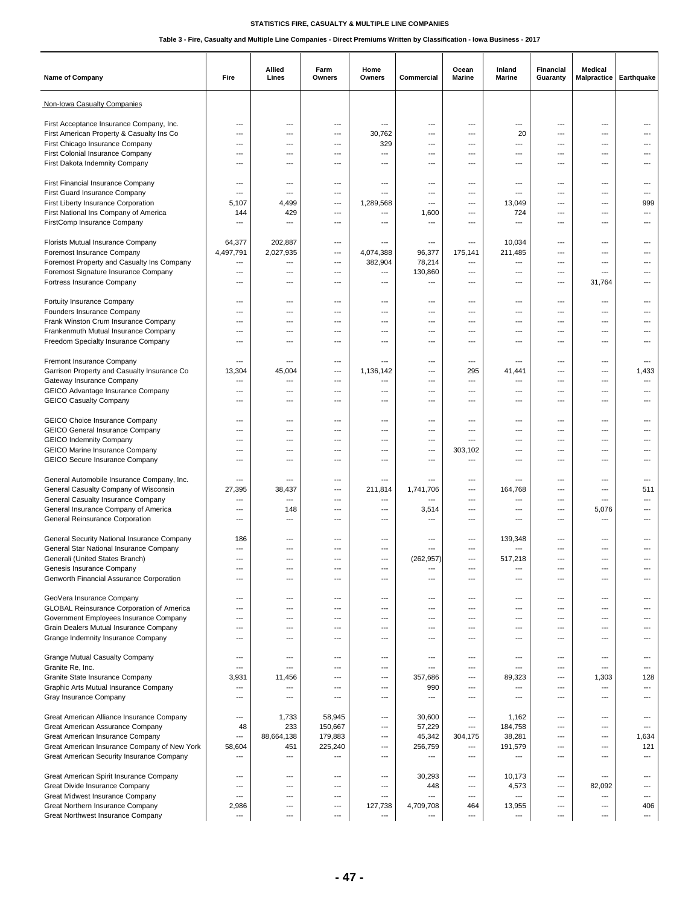STATISTICS FIRE, CASUALTY & MULTIPLE LINE COMPANIES

Table 3 - Fire, Casualty and Multiple Line Companies - Direct Premiums Written by Classification - Iowa Business - 2017

| Name of Company | Fire | Allied Lines | Farm Owners | Home Owners | Commercial | Ocean Marine | Inland Marine | Financial Guaranty | Medical Malpractice | Earthquake |
|---|---|---|---|---|---|---|---|---|---|---|
| Non-Iowa Casualty Companies | | | | | | | | | | |
| First Acceptance Insurance Company, Inc. | --- | --- | --- | --- | --- | --- | --- | --- | --- | --- |
| First American Property & Casualty Ins Co | --- | --- | --- | 30,762 | --- | --- | 20 | --- | --- | --- |
| First Chicago Insurance Company | --- | --- | --- | 329 | --- | --- | --- | --- | --- | --- |
| First Colonial Insurance Company | --- | --- | --- | --- | --- | --- | --- | --- | --- | --- |
| First Dakota Indemnity Company | --- | --- | --- | --- | --- | --- | --- | --- | --- | --- |
| First Financial Insurance Company | --- | --- | --- | --- | --- | --- | --- | --- | --- | --- |
| First Guard Insurance Company | --- | --- | --- | --- | --- | --- | --- | --- | --- | --- |
| First Liberty Insurance Corporation | 5,107 | 4,499 | --- | 1,289,568 | --- | --- | 13,049 | --- | --- | 999 |
| First National Ins Company of America | 144 | 429 | --- | --- | 1,600 | --- | 724 | --- | --- | --- |
| FirstComp Insurance Company | --- | --- | --- | --- | --- | --- | --- | --- | --- | --- |
| Florists Mutual Insurance Company | 64,377 | 202,887 | --- | --- | --- | --- | 10,034 | --- | --- | --- |
| Foremost Insurance Company | 4,497,791 | 2,027,935 | --- | 4,074,388 | 96,377 | 175,141 | 211,485 | --- | --- | --- |
| Foremost Property and Casualty Ins Company | --- | --- | --- | 382,904 | 78,214 | --- | --- | --- | --- | --- |
| Foremost Signature Insurance Company | --- | --- | --- | --- | 130,860 | --- | --- | --- | --- | --- |
| Fortress Insurance Company | --- | --- | --- | --- | --- | --- | --- | --- | 31,764 | --- |
| Fortuity Insurance Company | --- | --- | --- | --- | --- | --- | --- | --- | --- | --- |
| Founders Insurance Company | --- | --- | --- | --- | --- | --- | --- | --- | --- | --- |
| Frank Winston Crum Insurance Company | --- | --- | --- | --- | --- | --- | --- | --- | --- | --- |
| Frankenmuth Mutual Insurance Company | --- | --- | --- | --- | --- | --- | --- | --- | --- | --- |
| Freedom Specialty Insurance Company | --- | --- | --- | --- | --- | --- | --- | --- | --- | --- |
| Fremont Insurance Company | --- | --- | --- | --- | --- | --- | --- | --- | --- | --- |
| Garrison Property and Casualty Insurance Co | 13,304 | 45,004 | --- | 1,136,142 | --- | 295 | 41,441 | --- | --- | 1,433 |
| Gateway Insurance Company | --- | --- | --- | --- | --- | --- | --- | --- | --- | --- |
| GEICO Advantage Insurance Company | --- | --- | --- | --- | --- | --- | --- | --- | --- | --- |
| GEICO Casualty Company | --- | --- | --- | --- | --- | --- | --- | --- | --- | --- |
| GEICO Choice Insurance Company | --- | --- | --- | --- | --- | --- | --- | --- | --- | --- |
| GEICO General Insurance Company | --- | --- | --- | --- | --- | --- | --- | --- | --- | --- |
| GEICO Indemnity Company | --- | --- | --- | --- | --- | --- | --- | --- | --- | --- |
| GEICO Marine Insurance Company | --- | --- | --- | --- | --- | 303,102 | --- | --- | --- | --- |
| GEICO Secure Insurance Company | --- | --- | --- | --- | --- | --- | --- | --- | --- | --- |
| General Automobile Insurance Company, Inc. | --- | --- | --- | --- | --- | --- | --- | --- | --- | --- |
| General Casualty Company of Wisconsin | 27,395 | 38,437 | --- | 211,814 | 1,741,706 | --- | 164,768 | --- | --- | 511 |
| General Casualty Insurance Company | --- | --- | --- | --- | --- | --- | --- | --- | --- | --- |
| General Insurance Company of America | --- | 148 | --- | --- | 3,514 | --- | --- | --- | 5,076 | --- |
| General Reinsurance Corporation | --- | --- | --- | --- | --- | --- | --- | --- | --- | --- |
| General Security National Insurance Company | 186 | --- | --- | --- | --- | --- | 139,348 | --- | --- | --- |
| General Star National Insurance Company | --- | --- | --- | --- | --- | --- | --- | --- | --- | --- |
| Generali (United States Branch) | --- | --- | --- | --- | (262,957) | --- | 517,218 | --- | --- | --- |
| Genesis Insurance Company | --- | --- | --- | --- | --- | --- | --- | --- | --- | --- |
| Genworth Financial Assurance Corporation | --- | --- | --- | --- | --- | --- | --- | --- | --- | --- |
| GeoVera Insurance Company | --- | --- | --- | --- | --- | --- | --- | --- | --- | --- |
| GLOBAL Reinsurance Corporation of America | --- | --- | --- | --- | --- | --- | --- | --- | --- | --- |
| Government Employees Insurance Company | --- | --- | --- | --- | --- | --- | --- | --- | --- | --- |
| Grain Dealers Mutual Insurance Company | --- | --- | --- | --- | --- | --- | --- | --- | --- | --- |
| Grange Indemnity Insurance Company | --- | --- | --- | --- | --- | --- | --- | --- | --- | --- |
| Grange Mutual Casualty Company | --- | --- | --- | --- | --- | --- | --- | --- | --- | --- |
| Granite Re, Inc. | --- | --- | --- | --- | --- | --- | --- | --- | --- | --- |
| Granite State Insurance Company | 3,931 | 11,456 | --- | --- | 357,686 | --- | 89,323 | --- | 1,303 | 128 |
| Graphic Arts Mutual Insurance Company | --- | --- | --- | --- | 990 | --- | --- | --- | --- | --- |
| Gray Insurance Company | --- | --- | --- | --- | --- | --- | --- | --- | --- | --- |
| Great American Alliance Insurance Company | --- | 1,733 | 58,945 | --- | 30,600 | --- | 1,162 | --- | --- | --- |
| Great American Assurance Company | 48 | 233 | 150,667 | --- | 57,229 | --- | 184,758 | --- | --- | --- |
| Great American Insurance Company | --- | 88,664,138 | 179,883 | --- | 45,342 | 304,175 | 38,281 | --- | --- | 1,634 |
| Great American Insurance Company of New York | 58,604 | 451 | 225,240 | --- | 256,759 | --- | 191,579 | --- | --- | 121 |
| Great American Security Insurance Company | --- | --- | --- | --- | --- | --- | --- | --- | --- | --- |
| Great American Spirit Insurance Company | --- | --- | --- | --- | 30,293 | --- | 10,173 | --- | --- | --- |
| Great Divide Insurance Company | --- | --- | --- | --- | 448 | --- | 4,573 | --- | 82,092 | --- |
| Great Midwest Insurance Company | --- | --- | --- | --- | --- | --- | --- | --- | --- | --- |
| Great Northern Insurance Company | 2,986 | --- | --- | 127,738 | 4,709,708 | 464 | 13,955 | --- | --- | 406 |
| Great Northwest Insurance Company | --- | --- | --- | --- | --- | --- | --- | --- | --- | --- |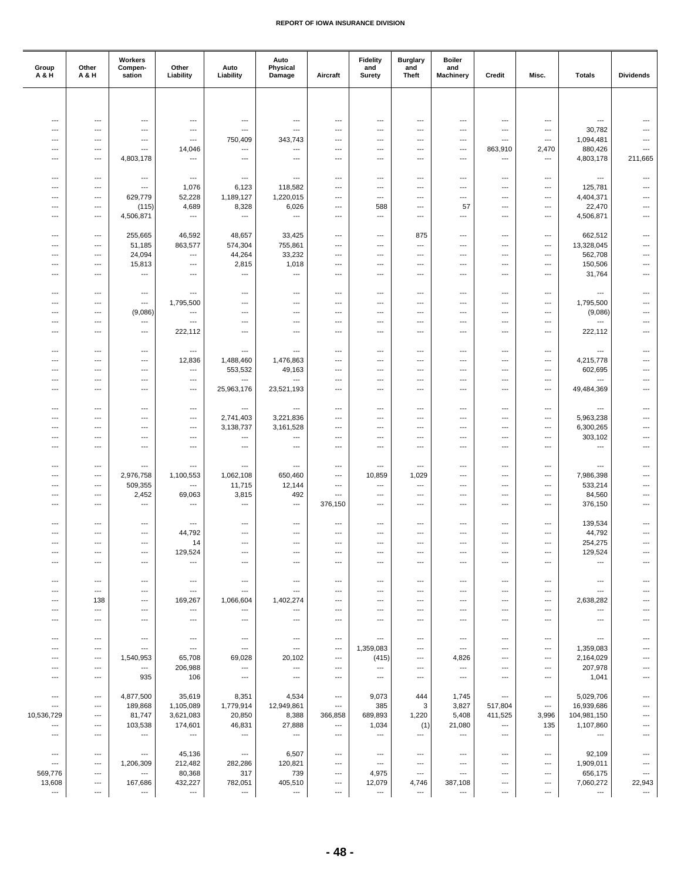| Group A & H | Other A & H | Workers Compen-sation | Other Liability | Auto Liability | Auto Physical Damage | Aircraft | Fidelity and Surety | Burglary and Theft | Boiler and Machinery | Credit | Misc. | Totals | Dividends |
|---|---|---|---|---|---|---|---|---|---|---|---|---|---|
| --- | --- | --- | --- | --- | --- | --- | --- | --- | --- | --- | --- | --- | --- |
| --- | --- | --- | --- | --- | --- | --- | --- | --- | --- | --- | --- | 30,782 | --- |
| --- | --- | --- | --- | 750,409 | 343,743 | --- | --- | --- | --- | --- | --- | 1,094,481 | --- |
| --- | --- | --- | 14,046 | --- | --- | --- | --- | --- | --- | 863,910 | 2,470 | 880,426 | --- |
| --- | --- | 4,803,178 | --- | --- | --- | --- | --- | --- | --- | --- | --- | 4,803,178 | 211,665 |
| --- | --- | --- | --- | --- | --- | --- | --- | --- | --- | --- | --- | --- | --- |
| --- | --- | --- | 1,076 | 6,123 | 118,582 | --- | --- | --- | --- | --- | --- | 125,781 | --- |
| --- | --- | 629,779 | 52,228 | 1,189,127 | 1,220,015 | --- | --- | --- | --- | --- | --- | 4,404,371 | --- |
| --- | --- | (115) | 4,689 | 8,328 | 6,026 | --- | 588 | --- | 57 | --- | --- | 22,470 | --- |
| --- | --- | 4,506,871 | --- | --- | --- | --- | --- | --- | --- | --- | --- | 4,506,871 | --- |
| --- | --- | 255,665 | 46,592 | 48,657 | 33,425 | --- | --- | 875 | --- | --- | --- | 662,512 | --- |
| --- | --- | 51,185 | 863,577 | 574,304 | 755,861 | --- | --- | --- | --- | --- | --- | 13,328,045 | --- |
| --- | --- | 24,094 | --- | 44,264 | 33,232 | --- | --- | --- | --- | --- | --- | 562,708 | --- |
| --- | --- | 15,813 | --- | 2,815 | 1,018 | --- | --- | --- | --- | --- | --- | 150,506 | --- |
| --- | --- | --- | --- | --- | --- | --- | --- | --- | --- | --- | --- | 31,764 | --- |
| --- | --- | --- | --- | --- | --- | --- | --- | --- | --- | --- | --- | --- | --- |
| --- | --- | --- | 1,795,500 | --- | --- | --- | --- | --- | --- | --- | --- | 1,795,500 | --- |
| --- | --- | (9,086) | --- | --- | --- | --- | --- | --- | --- | --- | --- | (9,086) | --- |
| --- | --- | --- | --- | --- | --- | --- | --- | --- | --- | --- | --- | --- | --- |
| --- | --- | --- | 222,112 | --- | --- | --- | --- | --- | --- | --- | --- | 222,112 | --- |
| --- | --- | --- | --- | --- | --- | --- | --- | --- | --- | --- | --- | --- | --- |
| --- | --- | --- | 12,836 | 1,488,460 | 1,476,863 | --- | --- | --- | --- | --- | --- | 4,215,778 | --- |
| --- | --- | --- | --- | 553,532 | 49,163 | --- | --- | --- | --- | --- | --- | 602,695 | --- |
| --- | --- | --- | --- | --- | --- | --- | --- | --- | --- | --- | --- | --- | --- |
| --- | --- | --- | --- | 25,963,176 | 23,521,193 | --- | --- | --- | --- | --- | --- | 49,484,369 | --- |
| --- | --- | --- | --- | --- | --- | --- | --- | --- | --- | --- | --- | --- | --- |
| --- | --- | --- | --- | 2,741,403 | 3,221,836 | --- | --- | --- | --- | --- | --- | 5,963,238 | --- |
| --- | --- | --- | --- | 3,138,737 | 3,161,528 | --- | --- | --- | --- | --- | --- | 6,300,265 | --- |
| --- | --- | --- | --- | --- | --- | --- | --- | --- | --- | --- | --- | 303,102 | --- |
| --- | --- | --- | --- | --- | --- | --- | --- | --- | --- | --- | --- | --- | --- |
| --- | --- | --- | --- | --- | --- | --- | --- | --- | --- | --- | --- | --- | --- |
| --- | --- | 2,976,758 | 1,100,553 | 1,062,108 | 650,460 | --- | 10,859 | 1,029 | --- | --- | --- | 7,986,398 | --- |
| --- | --- | 509,355 | --- | 11,715 | 12,144 | --- | --- | --- | --- | --- | --- | 533,214 | --- |
| --- | --- | 2,452 | 69,063 | 3,815 | 492 | --- | --- | --- | --- | --- | --- | 84,560 | --- |
| --- | --- | --- | --- | --- | --- | 376,150 | --- | --- | --- | --- | --- | 376,150 | --- |
| --- | --- | --- | --- | --- | --- | --- | --- | --- | --- | --- | --- | 139,534 | --- |
| --- | --- | --- | 44,792 | --- | --- | --- | --- | --- | --- | --- | --- | 44,792 | --- |
| --- | --- | --- | 14 | --- | --- | --- | --- | --- | --- | --- | --- | 254,275 | --- |
| --- | --- | --- | 129,524 | --- | --- | --- | --- | --- | --- | --- | --- | 129,524 | --- |
| --- | --- | --- | --- | --- | --- | --- | --- | --- | --- | --- | --- | --- | --- |
| --- | --- | --- | --- | --- | --- | --- | --- | --- | --- | --- | --- | --- | --- |
| --- | --- | --- | --- | --- | --- | --- | --- | --- | --- | --- | --- | --- | --- |
| --- | 138 | --- | 169,267 | 1,066,604 | 1,402,274 | --- | --- | --- | --- | --- | --- | 2,638,282 | --- |
| --- | --- | --- | --- | --- | --- | --- | --- | --- | --- | --- | --- | --- | --- |
| --- | --- | --- | --- | --- | --- | --- | --- | --- | --- | --- | --- | --- | --- |
| --- | --- | --- | --- | --- | --- | --- | --- | --- | --- | --- | --- | --- | --- |
| --- | --- | --- | --- | --- | --- | --- | 1,359,083 | --- | --- | --- | --- | 1,359,083 | --- |
| --- | --- | 1,540,953 | 65,708 | 69,028 | 20,102 | --- | (415) | --- | 4,826 | --- | --- | 2,164,029 | --- |
| --- | --- | --- | 206,988 | --- | --- | --- | --- | --- | --- | --- | --- | 207,978 | --- |
| --- | --- | 935 | 106 | --- | --- | --- | --- | --- | --- | --- | --- | 1,041 | --- |
| --- | --- | 4,877,500 | 35,619 | 8,351 | 4,534 | --- | 9,073 | 444 | 1,745 | --- | --- | 5,029,706 | --- |
| --- | --- | 189,868 | 1,105,089 | 1,779,914 | 12,949,861 | --- | 385 | 3 | 3,827 | 517,804 | --- | 16,939,686 | --- |
| 10,536,729 | --- | 81,747 | 3,621,083 | 20,850 | 8,388 | 366,858 | 689,893 | 1,220 | 5,408 | 411,525 | 3,996 | 104,981,150 | --- |
| --- | --- | 103,538 | 174,601 | 46,831 | 27,888 | --- | 1,034 | (1) | 21,080 | --- | 135 | 1,107,860 | --- |
| --- | --- | --- | --- | --- | --- | --- | --- | --- | --- | --- | --- | --- | --- |
| --- | --- | --- | 45,136 | --- | 6,507 | --- | --- | --- | --- | --- | --- | 92,109 | --- |
| --- | --- | 1,206,309 | 212,482 | 282,286 | 120,821 | --- | --- | --- | --- | --- | --- | 1,909,011 | --- |
| 569,776 | --- | --- | 80,368 | 317 | 739 | --- | 4,975 | --- | --- | --- | --- | 656,175 | --- |
| 13,608 | --- | 167,686 | 432,227 | 782,051 | 405,510 | --- | 12,079 | 4,746 | 387,108 | --- | --- | 7,060,272 | 22,943 |
| --- | --- | --- | --- | --- | --- | --- | --- | --- | --- | --- | --- | --- | --- |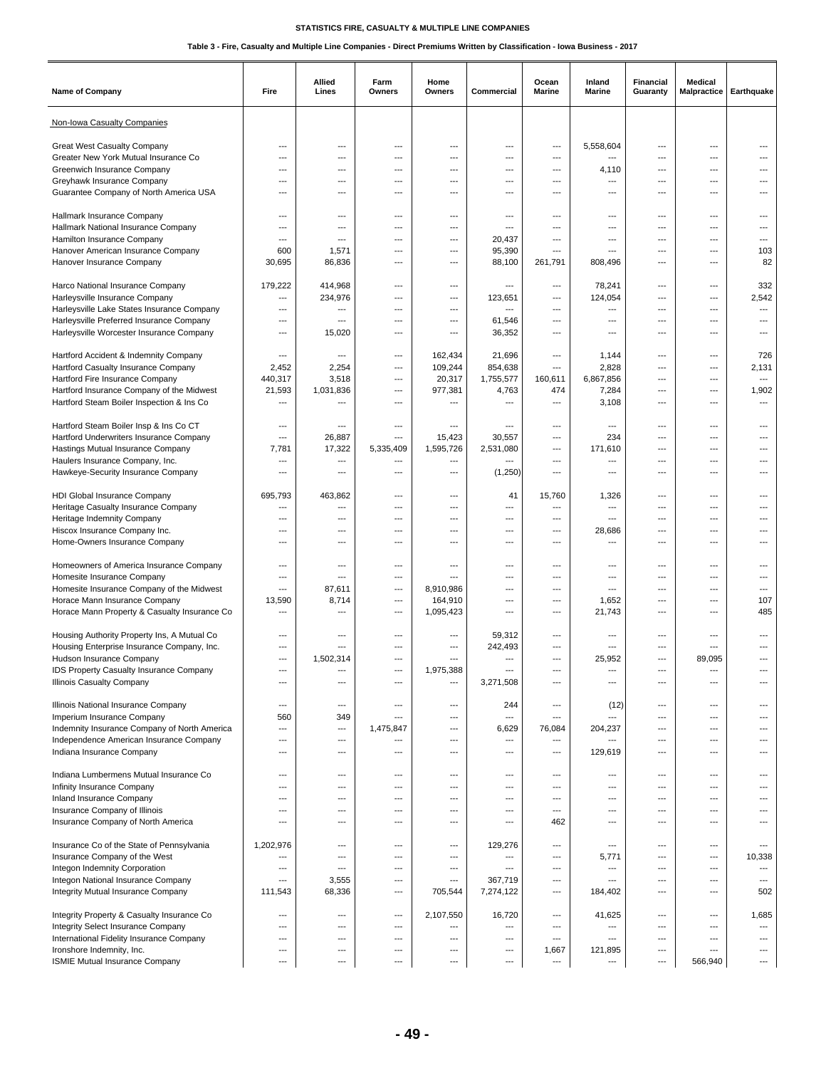# STATISTICS FIRE, CASUALTY & MULTIPLE LINE COMPANIES

## Table 3 - Fire, Casualty and Multiple Line Companies - Direct Premiums Written by Classification - Iowa Business - 2017

| Name of Company | Fire | Allied Lines | Farm Owners | Home Owners | Commercial | Ocean Marine | Inland Marine | Financial Guaranty | Medical Malpractice | Earthquake |
|---|---|---|---|---|---|---|---|---|---|---|
| Non-Iowa Casualty Companies | | | | | | | | | | |
| Great West Casualty Company | --- | --- | --- | --- | --- | --- | 5,558,604 | --- | --- | --- |
| Greater New York Mutual Insurance Co | --- | --- | --- | --- | --- | --- | --- | --- | --- | --- |
| Greenwich Insurance Company | --- | --- | --- | --- | --- | --- | 4,110 | --- | --- | --- |
| Greyhawk Insurance Company | --- | --- | --- | --- | --- | --- | --- | --- | --- | --- |
| Guarantee Company of North America USA | --- | --- | --- | --- | --- | --- | --- | --- | --- | --- |
| Hallmark Insurance Company | --- | --- | --- | --- | --- | --- | --- | --- | --- | --- |
| Hallmark National Insurance Company | --- | --- | --- | --- | --- | --- | --- | --- | --- | --- |
| Hamilton Insurance Company | --- | --- | --- | --- | 20,437 | --- | --- | --- | --- | --- |
| Hanover American Insurance Company | 600 | 1,571 | --- | --- | 95,390 | --- | --- | --- | --- | 103 |
| Hanover Insurance Company | 30,695 | 86,836 | --- | --- | 88,100 | 261,791 | 808,496 | --- | --- | 82 |
| Harco National Insurance Company | 179,222 | 414,968 | --- | --- | --- | --- | 78,241 | --- | --- | 332 |
| Harleysville Insurance Company | --- | 234,976 | --- | --- | 123,651 | --- | 124,054 | --- | --- | 2,542 |
| Harleysville Lake States Insurance Company | --- | --- | --- | --- | --- | --- | --- | --- | --- | --- |
| Harleysville Preferred Insurance Company | --- | --- | --- | --- | 61,546 | --- | --- | --- | --- | --- |
| Harleysville Worcester Insurance Company | --- | 15,020 | --- | --- | 36,352 | --- | --- | --- | --- | --- |
| Hartford Accident & Indemnity Company | --- | --- | --- | 162,434 | 21,696 | --- | 1,144 | --- | --- | 726 |
| Hartford Casualty Insurance Company | 2,452 | 2,254 | --- | 109,244 | 854,638 | --- | 2,828 | --- | --- | 2,131 |
| Hartford Fire Insurance Company | 440,317 | 3,518 | --- | 20,317 | 1,755,577 | 160,611 | 6,867,856 | --- | --- | --- |
| Hartford Insurance Company of the Midwest | 21,593 | 1,031,836 | --- | 977,381 | 4,763 | 474 | 7,284 | --- | --- | 1,902 |
| Hartford Steam Boiler Inspection & Ins Co | --- | --- | --- | --- | --- | --- | 3,108 | --- | --- | --- |
| Hartford Steam Boiler Insp & Ins Co CT | --- | --- | --- | --- | --- | --- | --- | --- | --- | --- |
| Hartford Underwriters Insurance Company | --- | 26,887 | --- | 15,423 | 30,557 | --- | 234 | --- | --- | --- |
| Hastings Mutual Insurance Company | 7,781 | 17,322 | 5,335,409 | 1,595,726 | 2,531,080 | --- | 171,610 | --- | --- | --- |
| Haulers Insurance Company, Inc. | --- | --- | --- | --- | --- | --- | --- | --- | --- | --- |
| Hawkeye-Security Insurance Company | --- | --- | --- | --- | (1,250) | --- | --- | --- | --- | --- |
| HDI Global Insurance Company | 695,793 | 463,862 | --- | --- | 41 | 15,760 | 1,326 | --- | --- | --- |
| Heritage Casualty Insurance Company | --- | --- | --- | --- | --- | --- | --- | --- | --- | --- |
| Heritage Indemnity Company | --- | --- | --- | --- | --- | --- | --- | --- | --- | --- |
| Hiscox Insurance Company Inc. | --- | --- | --- | --- | --- | --- | 28,686 | --- | --- | --- |
| Home-Owners Insurance Company | --- | --- | --- | --- | --- | --- | --- | --- | --- | --- |
| Homeowners of America Insurance Company | --- | --- | --- | --- | --- | --- | --- | --- | --- | --- |
| Homesite Insurance Company | --- | --- | --- | --- | --- | --- | --- | --- | --- | --- |
| Homesite Insurance Company of the Midwest | --- | 87,611 | --- | 8,910,986 | --- | --- | --- | --- | --- | --- |
| Horace Mann Insurance Company | 13,590 | 8,714 | --- | 164,910 | --- | --- | 1,652 | --- | --- | 107 |
| Horace Mann Property & Casualty Insurance Co | --- | --- | --- | 1,095,423 | --- | --- | 21,743 | --- | --- | 485 |
| Housing Authority Property Ins, A Mutual Co | --- | --- | --- | --- | 59,312 | --- | --- | --- | --- | --- |
| Housing Enterprise Insurance Company, Inc. | --- | --- | --- | --- | 242,493 | --- | --- | --- | --- | --- |
| Hudson Insurance Company | --- | 1,502,314 | --- | --- | --- | --- | 25,952 | --- | 89,095 | --- |
| IDS Property Casualty Insurance Company | --- | --- | --- | 1,975,388 | --- | --- | --- | --- | --- | --- |
| Illinois Casualty Company | --- | --- | --- | --- | 3,271,508 | --- | --- | --- | --- | --- |
| Illinois National Insurance Company | --- | --- | --- | --- | 244 | --- | (12) | --- | --- | --- |
| Imperium Insurance Company | 560 | 349 | --- | --- | --- | --- | --- | --- | --- | --- |
| Indemnity Insurance Company of North America | --- | --- | 1,475,847 | --- | 6,629 | 76,084 | 204,237 | --- | --- | --- |
| Independence American Insurance Company | --- | --- | --- | --- | --- | --- | --- | --- | --- | --- |
| Indiana Insurance Company | --- | --- | --- | --- | --- | --- | 129,619 | --- | --- | --- |
| Indiana Lumbermens Mutual Insurance Co | --- | --- | --- | --- | --- | --- | --- | --- | --- | --- |
| Infinity Insurance Company | --- | --- | --- | --- | --- | --- | --- | --- | --- | --- |
| Inland Insurance Company | --- | --- | --- | --- | --- | --- | --- | --- | --- | --- |
| Insurance Company of Illinois | --- | --- | --- | --- | --- | --- | --- | --- | --- | --- |
| Insurance Company of North America | --- | --- | --- | --- | --- | 462 | --- | --- | --- | --- |
| Insurance Co of the State of Pennsylvania | 1,202,976 | --- | --- | --- | 129,276 | --- | --- | --- | --- | --- |
| Insurance Company of the West | --- | --- | --- | --- | --- | --- | 5,771 | --- | --- | 10,338 |
| Integon Indemnity Corporation | --- | --- | --- | --- | --- | --- | --- | --- | --- | --- |
| Integon National Insurance Company | --- | 3,555 | --- | --- | 367,719 | --- | --- | --- | --- | --- |
| Integrity Mutual Insurance Company | 111,543 | 68,336 | --- | 705,544 | 7,274,122 | --- | 184,402 | --- | --- | 502 |
| Integrity Property & Casualty Insurance Co | --- | --- | --- | 2,107,550 | 16,720 | --- | 41,625 | --- | --- | 1,685 |
| Integrity Select Insurance Company | --- | --- | --- | --- | --- | --- | --- | --- | --- | --- |
| International Fidelity Insurance Company | --- | --- | --- | --- | --- | --- | --- | --- | --- | --- |
| Ironshore Indemnity, Inc. | --- | --- | --- | --- | --- | 1,667 | 121,895 | --- | --- | --- |
| ISMIE Mutual Insurance Company | --- | --- | --- | --- | --- | --- | --- | --- | 566,940 | --- |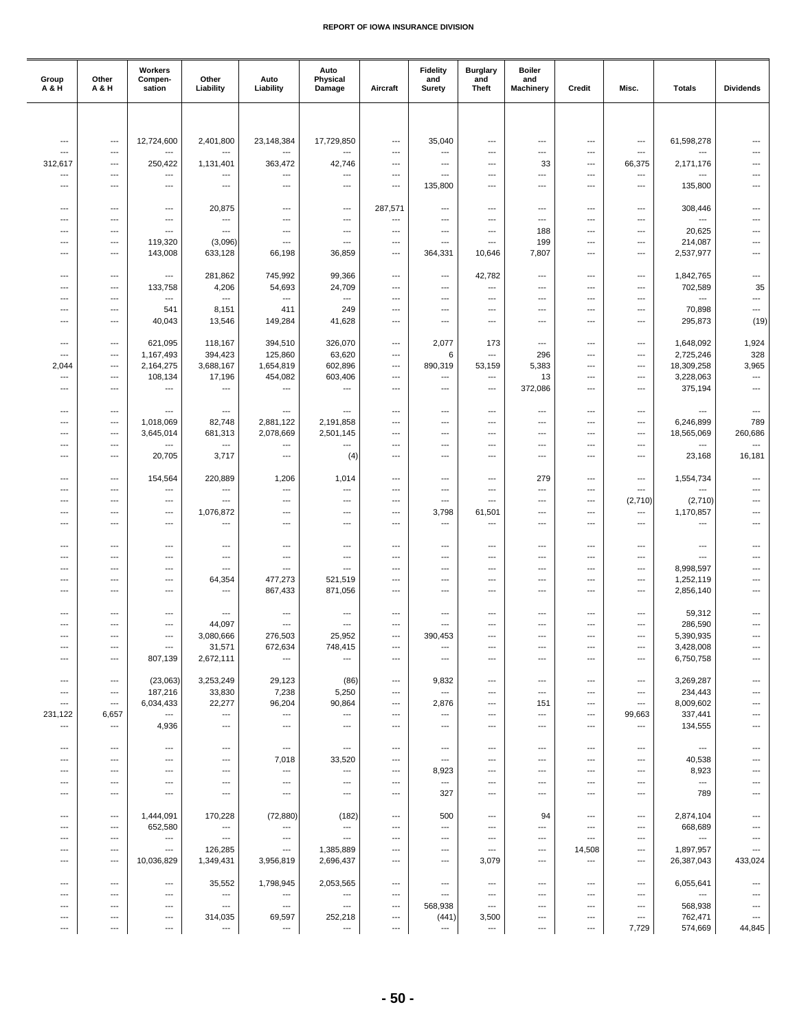| Group A & H | Other A & H | Workers Compen-sation | Other Liability | Auto Liability | Auto Physical Damage | Aircraft | Fidelity and Surety | Burglary and Theft | Boiler and Machinery | Credit | Misc. | Totals | Dividends |
|---|---|---|---|---|---|---|---|---|---|---|---|---|---|
| --- | --- | 12,724,600 | 2,401,800 | 23,148,384 | 17,729,850 | --- | 35,040 | --- | --- | --- | --- | 61,598,278 | --- |
| --- | --- | --- | --- | --- | --- | --- | --- | --- | --- | --- | --- | --- | --- |
| 312,617 | --- | 250,422 | 1,131,401 | 363,472 | 42,746 | --- | --- | --- | 33 | --- | 66,375 | 2,171,176 | --- |
| --- | --- | --- | --- | --- | --- | --- | --- | --- | --- | --- | --- | --- | --- |
| --- | --- | --- | --- | --- | --- | --- | 135,800 | --- | --- | --- | --- | 135,800 | --- |
| --- | --- | --- | 20,875 | --- | --- | 287,571 | --- | --- | --- | --- | --- | 308,446 | --- |
| --- | --- | --- | --- | --- | --- | --- | --- | --- | --- | --- | --- | --- | --- |
| --- | --- | --- | --- | --- | --- | --- | --- | --- | 188 | --- | --- | 20,625 | --- |
| --- | --- | 119,320 | (3,096) | --- | --- | --- | --- | --- | 199 | --- | --- | 214,087 | --- |
| --- | --- | 143,008 | 633,128 | 66,198 | 36,859 | --- | 364,331 | 10,646 | 7,807 | --- | --- | 2,537,977 | --- |
| --- | --- | --- | 281,862 | 745,992 | 99,366 | --- | --- | 42,782 | --- | --- | --- | 1,842,765 | --- |
| --- | --- | 133,758 | 4,206 | 54,693 | 24,709 | --- | --- | --- | --- | --- | --- | 702,589 | 35 |
| --- | --- | --- | --- | --- | --- | --- | --- | --- | --- | --- | --- | --- | --- |
| --- | --- | 541 | 8,151 | 411 | 249 | --- | --- | --- | --- | --- | --- | 70,898 | --- |
| --- | --- | 40,043 | 13,546 | 149,284 | 41,628 | --- | --- | --- | --- | --- | --- | 295,873 | (19) |
| --- | --- | 621,095 | 118,167 | 394,510 | 326,070 | --- | 2,077 | 173 | --- | --- | --- | 1,648,092 | 1,924 |
| --- | --- | 1,167,493 | 394,423 | 125,860 | 63,620 | --- | 6 | --- | 296 | --- | --- | 2,725,246 | 328 |
| 2,044 | --- | 2,164,275 | 3,688,167 | 1,654,819 | 602,896 | --- | 890,319 | 53,159 | 5,383 | --- | --- | 18,309,258 | 3,965 |
| --- | --- | 108,134 | 17,196 | 454,082 | 603,406 | --- | --- | --- | 13 | --- | --- | 3,228,063 | --- |
| --- | --- | --- | --- | --- | --- | --- | --- | --- | 372,086 | --- | --- | 375,194 | --- |
| --- | --- | --- | --- | --- | --- | --- | --- | --- | --- | --- | --- | --- | --- |
| --- | --- | 1,018,069 | 82,748 | 2,881,122 | 2,191,858 | --- | --- | --- | --- | --- | --- | 6,246,899 | 789 |
| --- | --- | 3,645,014 | 681,313 | 2,078,669 | 2,501,145 | --- | --- | --- | --- | --- | --- | 18,565,069 | 260,686 |
| --- | --- | --- | --- | --- | --- | --- | --- | --- | --- | --- | --- | --- | --- |
| --- | --- | 20,705 | 3,717 | --- | (4) | --- | --- | --- | --- | --- | --- | 23,168 | 16,181 |
| --- | --- | 154,564 | 220,889 | 1,206 | 1,014 | --- | --- | --- | 279 | --- | --- | 1,554,734 | --- |
| --- | --- | --- | --- | --- | --- | --- | --- | --- | --- | --- | --- | --- | --- |
| --- | --- | --- | --- | --- | --- | --- | --- | --- | --- | --- | (2,710) | (2,710) | --- |
| --- | --- | --- | 1,076,872 | --- | --- | --- | 3,798 | 61,501 | --- | --- | --- | 1,170,857 | --- |
| --- | --- | --- | --- | --- | --- | --- | --- | --- | --- | --- | --- | --- | --- |
| --- | --- | --- | --- | --- | --- | --- | --- | --- | --- | --- | --- | --- | --- |
| --- | --- | --- | --- | --- | --- | --- | --- | --- | --- | --- | --- | --- | --- |
| --- | --- | --- | --- | --- | --- | --- | --- | --- | --- | --- | --- | 8,998,597 | --- |
| --- | --- | --- | 64,354 | 477,273 | 521,519 | --- | --- | --- | --- | --- | --- | 1,252,119 | --- |
| --- | --- | --- | --- | 867,433 | 871,056 | --- | --- | --- | --- | --- | --- | 2,856,140 | --- |
| --- | --- | --- | --- | --- | --- | --- | --- | --- | --- | --- | --- | 59,312 | --- |
| --- | --- | --- | 44,097 | --- | --- | --- | --- | --- | --- | --- | --- | 286,590 | --- |
| --- | --- | --- | 3,080,666 | 276,503 | 25,952 | --- | 390,453 | --- | --- | --- | --- | 5,390,935 | --- |
| --- | --- | --- | 31,571 | 672,634 | 748,415 | --- | --- | --- | --- | --- | --- | 3,428,008 | --- |
| --- | --- | 807,139 | 2,672,111 | --- | --- | --- | --- | --- | --- | --- | --- | 6,750,758 | --- |
| --- | --- | (23,063) | 3,253,249 | 29,123 | (86) | --- | 9,832 | --- | --- | --- | --- | 3,269,287 | --- |
| --- | --- | 187,216 | 33,830 | 7,238 | 5,250 | --- | --- | --- | --- | --- | --- | 234,443 | --- |
| --- | --- | 6,034,433 | 22,277 | 96,204 | 90,864 | --- | 2,876 | --- | 151 | --- | --- | 8,009,602 | --- |
| 231,122 | 6,657 | --- | --- | --- | --- | --- | --- | --- | --- | --- | 99,663 | 337,441 | --- |
| --- | --- | 4,936 | --- | --- | --- | --- | --- | --- | --- | --- | --- | 134,555 | --- |
| --- | --- | --- | --- | --- | --- | --- | --- | --- | --- | --- | --- | --- | --- |
| --- | --- | --- | --- | 7,018 | 33,520 | --- | --- | --- | --- | --- | --- | 40,538 | --- |
| --- | --- | --- | --- | --- | --- | --- | 8,923 | --- | --- | --- | --- | 8,923 | --- |
| --- | --- | --- | --- | --- | --- | --- | --- | --- | --- | --- | --- | --- | --- |
| --- | --- | --- | --- | --- | --- | --- | 327 | --- | --- | --- | --- | 789 | --- |
| --- | --- | 1,444,091 | 170,228 | (72,880) | (182) | --- | 500 | --- | 94 | --- | --- | 2,874,104 | --- |
| --- | --- | 652,580 | --- | --- | --- | --- | --- | --- | --- | --- | --- | 668,689 | --- |
| --- | --- | --- | --- | --- | --- | --- | --- | --- | --- | --- | --- | --- | --- |
| --- | --- | --- | 126,285 | --- | 1,385,889 | --- | --- | --- | --- | 14,508 | --- | 1,897,957 | --- |
| --- | --- | 10,036,829 | 1,349,431 | 3,956,819 | 2,696,437 | --- | --- | 3,079 | --- | --- | --- | 26,387,043 | 433,024 |
| --- | --- | --- | 35,552 | 1,798,945 | 2,053,565 | --- | --- | --- | --- | --- | --- | 6,055,641 | --- |
| --- | --- | --- | --- | --- | --- | --- | --- | --- | --- | --- | --- | --- | --- |
| --- | --- | --- | --- | --- | --- | --- | 568,938 | --- | --- | --- | --- | 568,938 | --- |
| --- | --- | --- | 314,035 | 69,597 | 252,218 | --- | (441) | 3,500 | --- | --- | --- | 762,471 | --- |
| --- | --- | --- | --- | --- | --- | --- | --- | --- | --- | --- | 7,729 | 574,669 | 44,845 |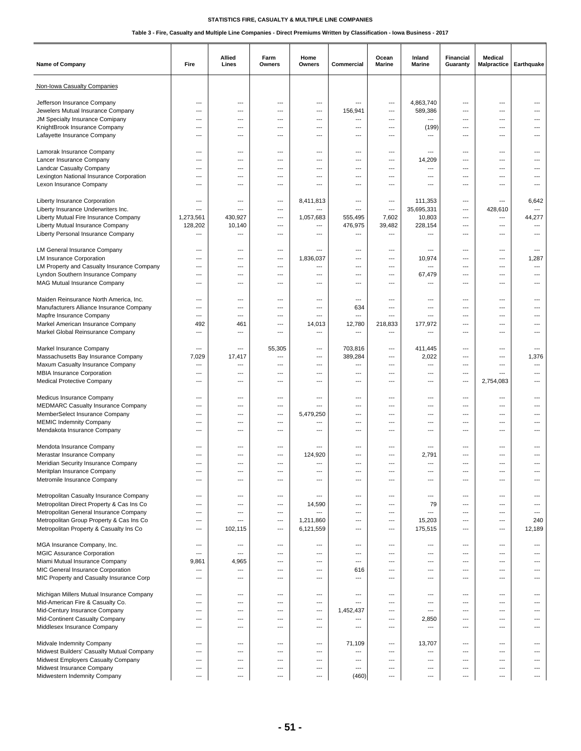**STATISTICS FIRE, CASUALTY & MULTIPLE LINE COMPANIES**

**Table 3 - Fire, Casualty and Multiple Line Companies - Direct Premiums Written by Classification - Iowa Business - 2017**

| Name of Company | Fire | Allied Lines | Farm Owners | Home Owners | Commercial | Ocean Marine | Inland Marine | Financial Guaranty | Medical Malpractice | Earthquake |
|---|---|---|---|---|---|---|---|---|---|---|
| Non-Iowa Casualty Companies | | | | | | | | | | |
| Jefferson Insurance Company | --- | --- | --- | --- | --- | --- | 4,863,740 | --- | --- | --- |
| Jewelers Mutual Insurance Company | --- | --- | --- | --- | 156,941 | --- | 589,386 | --- | --- | --- |
| JM Specialty Insurance Comipany | --- | --- | --- | --- | --- | --- | --- | --- | --- | --- |
| KnightBrook Insurance Company | --- | --- | --- | --- | --- | --- | (199) | --- | --- | --- |
| Lafayette Insurance Company | --- | --- | --- | --- | --- | --- | --- | --- | --- | --- |
| Lamorak Insurance Company | --- | --- | --- | --- | --- | --- | --- | --- | --- | --- |
| Lancer Insurance Company | --- | --- | --- | --- | --- | --- | 14,209 | --- | --- | --- |
| Landcar Casualty Company | --- | --- | --- | --- | --- | --- | --- | --- | --- | --- |
| Lexington National Insurance Corporation | --- | --- | --- | --- | --- | --- | --- | --- | --- | --- |
| Lexon Insurance Company | --- | --- | --- | --- | --- | --- | --- | --- | --- | --- |
| Liberty Insurance Corporation | --- | --- | --- | 8,411,813 | --- | --- | 111,353 | --- | --- | 6,642 |
| Liberty Insurance Underwriters Inc. | --- | --- | --- | --- | --- | --- | 35,695,331 | --- | 428,610 | --- |
| Liberty Mutual Fire Insurance Company | 1,273,561 | 430,927 | --- | 1,057,683 | 555,495 | 7,602 | 10,803 | --- | --- | 44,277 |
| Liberty Mutual Insurance Company | 128,202 | 10,140 | --- | --- | 476,975 | 39,482 | 228,154 | --- | --- | --- |
| Liberty Personal Insurance Company | --- | --- | --- | --- | --- | --- | --- | --- | --- | --- |
| LM General Insurance Company | --- | --- | --- | --- | --- | --- | --- | --- | --- | --- |
| LM Insurance Corporation | --- | --- | --- | 1,836,037 | --- | --- | 10,974 | --- | --- | 1,287 |
| LM Property and Casualty Insurance Company | --- | --- | --- | --- | --- | --- | --- | --- | --- | --- |
| Lyndon Southern Insurance Company | --- | --- | --- | --- | --- | --- | 67,479 | --- | --- | --- |
| MAG Mutual Insurance Company | --- | --- | --- | --- | --- | --- | --- | --- | --- | --- |
| Maiden Reinsurance North America, Inc. | --- | --- | --- | --- | --- | --- | --- | --- | --- | --- |
| Manufacturers Alliance Insurance Company | --- | --- | --- | --- | 634 | --- | --- | --- | --- | --- |
| Mapfre Insurance Company | --- | --- | --- | --- | --- | --- | --- | --- | --- | --- |
| Markel American Insurance Company | 492 | 461 | --- | 14,013 | 12,780 | 218,833 | 177,972 | --- | --- | --- |
| Markel Global Reinsurance Company | --- | --- | --- | --- | --- | --- | --- | --- | --- | --- |
| Markel Insurance Company | --- | --- | 55,305 | --- | 703,816 | --- | 411,445 | --- | --- | --- |
| Massachusetts Bay Insurance Company | 7,029 | 17,417 | --- | --- | 389,284 | --- | 2,022 | --- | --- | 1,376 |
| Maxum Casualty Insurance Company | --- | --- | --- | --- | --- | --- | --- | --- | --- | --- |
| MBIA Insurance Corporation | --- | --- | --- | --- | --- | --- | --- | --- | --- | --- |
| Medical Protective Company | --- | --- | --- | --- | --- | --- | --- | --- | 2,754,083 | --- |
| Medicus Insurance Company | --- | --- | --- | --- | --- | --- | --- | --- | --- | --- |
| MEDMARC Casualty Insurance Company | --- | --- | --- | --- | --- | --- | --- | --- | --- | --- |
| MemberSelect Insurance Company | --- | --- | --- | 5,479,250 | --- | --- | --- | --- | --- | --- |
| MEMIC Indemnity Company | --- | --- | --- | --- | --- | --- | --- | --- | --- | --- |
| Mendakota Insurance Company | --- | --- | --- | --- | --- | --- | --- | --- | --- | --- |
| Mendota Insurance Company | --- | --- | --- | --- | --- | --- | --- | --- | --- | --- |
| Merastar Insurance Company | --- | --- | --- | 124,920 | --- | --- | 2,791 | --- | --- | --- |
| Meridian Security Insurance Company | --- | --- | --- | --- | --- | --- | --- | --- | --- | --- |
| Meritplan Insurance Company | --- | --- | --- | --- | --- | --- | --- | --- | --- | --- |
| Metromile Insurance Company | --- | --- | --- | --- | --- | --- | --- | --- | --- | --- |
| Metropolitan Casualty Insurance Company | --- | --- | --- | --- | --- | --- | --- | --- | --- | --- |
| Metropolitan Direct Property & Cas Ins Co | --- | --- | --- | 14,590 | --- | --- | 79 | --- | --- | --- |
| Metropolitan General Insurance Company | --- | --- | --- | --- | --- | --- | --- | --- | --- | --- |
| Metropolitan Group Property & Cas Ins Co | --- | --- | --- | 1,211,860 | --- | --- | 15,203 | --- | --- | 240 |
| Metropolitan Property & Casualty Ins Co | --- | 102,115 | --- | 6,121,559 | --- | --- | 175,515 | --- | --- | 12,189 |
| MGA Insurance Company, Inc. | --- | --- | --- | --- | --- | --- | --- | --- | --- | --- |
| MGIC Assurance Corporation | --- | --- | --- | --- | --- | --- | --- | --- | --- | --- |
| Miami Mutual Insurance Company | 9,861 | 4,965 | --- | --- | --- | --- | --- | --- | --- | --- |
| MIC General Insurance Corporation | --- | --- | --- | --- | 616 | --- | --- | --- | --- | --- |
| MIC Property and Casualty Insurance Corp | --- | --- | --- | --- | --- | --- | --- | --- | --- | --- |
| Michigan Millers Mutual Insurance Company | --- | --- | --- | --- | --- | --- | --- | --- | --- | --- |
| Mid-American Fire & Casualty Co. | --- | --- | --- | --- | --- | --- | --- | --- | --- | --- |
| Mid-Century Insurance Company | --- | --- | --- | --- | 1,452,437 | --- | --- | --- | --- | --- |
| Mid-Continent Casualty Company | --- | --- | --- | --- | --- | --- | 2,850 | --- | --- | --- |
| Middlesex Insurance Company | --- | --- | --- | --- | --- | --- | --- | --- | --- | --- |
| Midvale Indemnity Company | --- | --- | --- | --- | 71,109 | --- | 13,707 | --- | --- | --- |
| Midwest Builders' Casualty Mutual Company | --- | --- | --- | --- | --- | --- | --- | --- | --- | --- |
| Midwest Employers Casualty Company | --- | --- | --- | --- | --- | --- | --- | --- | --- | --- |
| Midwest Insurance Company | --- | --- | --- | --- | --- | --- | --- | --- | --- | --- |
| Midwestern Indemnity Company | --- | --- | --- | --- | (460) | --- | --- | --- | --- | --- |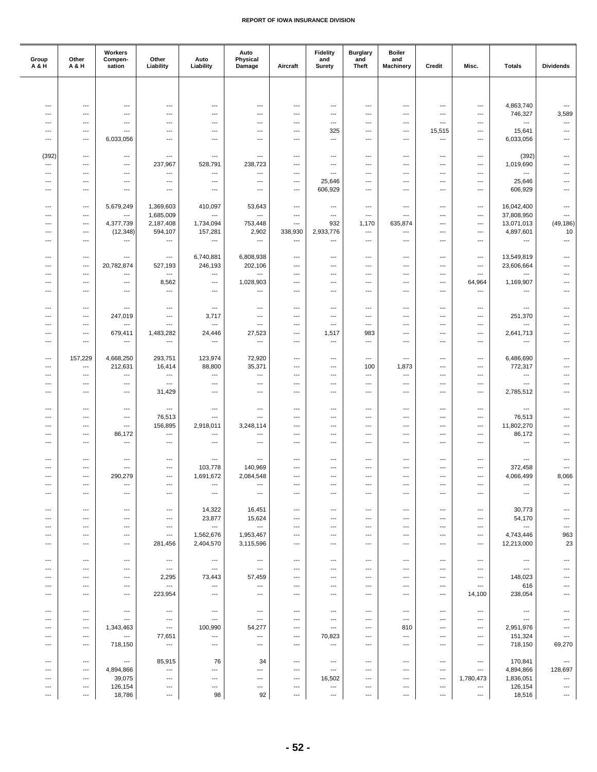| Group A & H | Other A & H | Workers Compen-sation | Other Liability | Auto Liability | Auto Physical Damage | Aircraft | Fidelity and Surety | Burglary and Theft | Boiler and Machinery | Credit | Misc. | Totals | Dividends |
|---|---|---|---|---|---|---|---|---|---|---|---|---|---|
| --- | --- | --- | --- | --- | --- | --- | --- | --- | --- | --- | --- | 4,863,740 | --- |
| --- | --- | --- | --- | --- | --- | --- | --- | --- | --- | --- | --- | 746,327 | 3,589 |
| --- | --- | --- | --- | --- | --- | --- | --- | --- | --- | --- | --- | --- | --- |
| --- | --- | --- | --- | --- | --- | --- | 325 | --- | --- | 15,515 | --- | 15,641 | --- |
| --- | --- | 6,033,056 | --- | --- | --- | --- | --- | --- | --- | --- | --- | 6,033,056 | --- |
| (392) | --- | --- | --- | --- | --- | --- | --- | --- | --- | --- | --- | (392) | --- |
| --- | --- | --- | 237,967 | 528,791 | 238,723 | --- | --- | --- | --- | --- | --- | 1,019,690 | --- |
| --- | --- | --- | --- | --- | --- | --- | --- | --- | --- | --- | --- | --- | --- |
| --- | --- | --- | --- | --- | --- | --- | 25,646 | --- | --- | --- | --- | 25,646 | --- |
| --- | --- | --- | --- | --- | --- | --- | 606,929 | --- | --- | --- | --- | 606,929 | --- |
| --- | --- | 5,679,249 | 1,369,603 | 410,097 | 53,643 | --- | --- | --- | --- | --- | --- | 16,042,400 | --- |
| --- | --- | --- | 1,685,009 | --- | --- | --- | --- | --- | --- | --- | --- | 37,808,950 | --- |
| --- | --- | 4,377,739 | 2,187,408 | 1,734,094 | 753,448 | --- | 932 | 1,170 | 635,874 | --- | --- | 13,071,013 | (49,186) |
| --- | --- | (12,348) | 594,107 | 157,281 | 2,902 | 338,930 | 2,933,776 | --- | --- | --- | --- | 4,897,601 | 10 |
| --- | --- | --- | --- | --- | --- | --- | --- | --- | --- | --- | --- | --- | --- |
| --- | --- | --- | --- | 6,740,881 | 6,808,938 | --- | --- | --- | --- | --- | --- | 13,549,819 | --- |
| --- | --- | 20,782,874 | 527,193 | 246,193 | 202,106 | --- | --- | --- | --- | --- | --- | 23,606,664 | --- |
| --- | --- | --- | --- | --- | --- | --- | --- | --- | --- | --- | --- | --- | --- |
| --- | --- | --- | 8,562 | --- | 1,028,903 | --- | --- | --- | --- | --- | 64,964 | 1,169,907 | --- |
| --- | --- | --- | --- | --- | --- | --- | --- | --- | --- | --- | --- | --- | --- |
| --- | --- | --- | --- | --- | --- | --- | --- | --- | --- | --- | --- | --- | --- |
| --- | --- | 247,019 | --- | 3,717 | --- | --- | --- | --- | --- | --- | --- | 251,370 | --- |
| --- | --- | --- | --- | --- | --- | --- | --- | --- | --- | --- | --- | --- | --- |
| --- | --- | 679,411 | 1,483,282 | 24,446 | 27,523 | --- | 1,517 | 983 | --- | --- | --- | 2,641,713 | --- |
| --- | --- | --- | --- | --- | --- | --- | --- | --- | --- | --- | --- | --- | --- |
| --- | 157,229 | 4,668,250 | 293,751 | 123,974 | 72,920 | --- | --- | --- | --- | --- | --- | 6,486,690 | --- |
| --- | --- | 212,631 | 16,414 | 88,800 | 35,371 | --- | --- | 100 | 1,873 | --- | --- | 772,317 | --- |
| --- | --- | --- | --- | --- | --- | --- | --- | --- | --- | --- | --- | --- | --- |
| --- | --- | --- | --- | --- | --- | --- | --- | --- | --- | --- | --- | --- | --- |
| --- | --- | --- | 31,429 | --- | --- | --- | --- | --- | --- | --- | --- | 2,785,512 | --- |
| --- | --- | --- | --- | --- | --- | --- | --- | --- | --- | --- | --- | --- | --- |
| --- | --- | --- | 76,513 | --- | --- | --- | --- | --- | --- | --- | --- | 76,513 | --- |
| --- | --- | --- | 156,895 | 2,918,011 | 3,248,114 | --- | --- | --- | --- | --- | --- | 11,802,270 | --- |
| --- | --- | 86,172 | --- | --- | --- | --- | --- | --- | --- | --- | --- | 86,172 | --- |
| --- | --- | --- | --- | --- | --- | --- | --- | --- | --- | --- | --- | --- | --- |
| --- | --- | --- | --- | --- | --- | --- | --- | --- | --- | --- | --- | --- | --- |
| --- | --- | --- | --- | 103,778 | 140,969 | --- | --- | --- | --- | --- | --- | 372,458 | --- |
| --- | --- | 290,279 | --- | 1,691,672 | 2,084,548 | --- | --- | --- | --- | --- | --- | 4,066,499 | 8,066 |
| --- | --- | --- | --- | --- | --- | --- | --- | --- | --- | --- | --- | --- | --- |
| --- | --- | --- | --- | --- | --- | --- | --- | --- | --- | --- | --- | --- | --- |
| --- | --- | --- | --- | 14,322 | 16,451 | --- | --- | --- | --- | --- | --- | 30,773 | --- |
| --- | --- | --- | --- | 23,877 | 15,624 | --- | --- | --- | --- | --- | --- | 54,170 | --- |
| --- | --- | --- | --- | --- | --- | --- | --- | --- | --- | --- | --- | --- | --- |
| --- | --- | --- | --- | 1,562,676 | 1,953,467 | --- | --- | --- | --- | --- | --- | 4,743,446 | 963 |
| --- | --- | --- | 281,456 | 2,404,570 | 3,115,596 | --- | --- | --- | --- | --- | --- | 12,213,000 | 23 |
| --- | --- | --- | --- | --- | --- | --- | --- | --- | --- | --- | --- | --- | --- |
| --- | --- | --- | --- | --- | --- | --- | --- | --- | --- | --- | --- | --- | --- |
| --- | --- | --- | 2,295 | 73,443 | 57,459 | --- | --- | --- | --- | --- | --- | 148,023 | --- |
| --- | --- | --- | --- | --- | --- | --- | --- | --- | --- | --- | --- | 616 | --- |
| --- | --- | --- | 223,954 | --- | --- | --- | --- | --- | --- | --- | 14,100 | 238,054 | --- |
| --- | --- | --- | --- | --- | --- | --- | --- | --- | --- | --- | --- | --- | --- |
| --- | --- | --- | --- | --- | --- | --- | --- | --- | --- | --- | --- | --- | --- |
| --- | --- | 1,343,463 | --- | 100,990 | 54,277 | --- | --- | --- | 810 | --- | --- | 2,951,976 | --- |
| --- | --- | --- | 77,651 | --- | --- | --- | 70,823 | --- | --- | --- | --- | 151,324 | --- |
| --- | --- | 718,150 | --- | --- | --- | --- | --- | --- | --- | --- | --- | 718,150 | 69,270 |
| --- | --- | --- | 85,915 | 76 | 34 | --- | --- | --- | --- | --- | --- | 170,841 | --- |
| --- | --- | 4,894,866 | --- | --- | --- | --- | --- | --- | --- | --- | --- | 4,894,866 | 128,697 |
| --- | --- | 39,075 | --- | --- | --- | --- | 16,502 | --- | --- | --- | 1,780,473 | 1,836,051 | --- |
| --- | --- | 126,154 | --- | --- | --- | --- | --- | --- | --- | --- | --- | 126,154 | --- |
| --- | --- | 18,786 | --- | 98 | 92 | --- | --- | --- | --- | --- | --- | 18,516 | --- |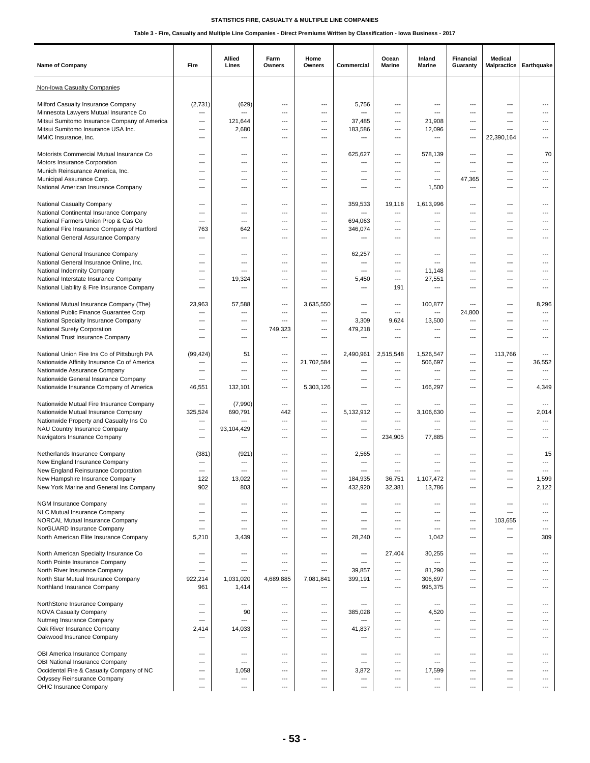# STATISTICS FIRE, CASUALTY & MULTIPLE LINE COMPANIES

## Table 3 - Fire, Casualty and Multiple Line Companies - Direct Premiums Written by Classification - Iowa Business - 2017

| Name of Company | Fire | Allied Lines | Farm Owners | Home Owners | Commercial | Ocean Marine | Inland Marine | Financial Guaranty | Medical Malpractice | Earthquake |
|---|---|---|---|---|---|---|---|---|---|---|
| Non-Iowa Casualty Companies | | | | | | | | | | |
| Milford Casualty Insurance Company | (2,731) | (629) | --- | --- | 5,756 | --- | --- | --- | --- | --- |
| Minnesota Lawyers Mutual Insurance Co | --- | --- | --- | --- | --- | --- | --- | --- | --- | --- |
| Mitsui Sumitomo Insurance Company of America | --- | 121,644 | --- | --- | 37,485 | --- | 21,908 | --- | --- | --- |
| Mitsui Sumitomo Insurance USA Inc. | --- | 2,680 | --- | --- | 183,586 | --- | 12,096 | --- | --- | --- |
| MMIC Insurance, Inc. | --- | --- | --- | --- | --- | --- | --- | --- | 22,390,164 | --- |
| Motorists Commercial Mutual Insurance Co | --- | --- | --- | --- | 625,627 | --- | 578,139 | --- | --- | 70 |
| Motors Insurance Corporation | --- | --- | --- | --- | --- | --- | --- | --- | --- | --- |
| Munich Reinsurance America, Inc. | --- | --- | --- | --- | --- | --- | --- | --- | --- | --- |
| Municipal Assurance Corp. | --- | --- | --- | --- | --- | --- | --- | 47,365 | --- | --- |
| National American Insurance Company | --- | --- | --- | --- | --- | --- | 1,500 | --- | --- | --- |
| National Casualty Company | --- | --- | --- | --- | 359,533 | 19,118 | 1,613,996 | --- | --- | --- |
| National Continental Insurance Company | --- | --- | --- | --- | --- | --- | --- | --- | --- | --- |
| National Farmers Union Prop & Cas Co | --- | --- | --- | --- | 694,063 | --- | --- | --- | --- | --- |
| National Fire Insurance Company of Hartford | 763 | 642 | --- | --- | 346,074 | --- | --- | --- | --- | --- |
| National General Assurance Company | --- | --- | --- | --- | --- | --- | --- | --- | --- | --- |
| National General Insurance Company | --- | --- | --- | --- | 62,257 | --- | --- | --- | --- | --- |
| National General Insurance Online, Inc. | --- | --- | --- | --- | --- | --- | --- | --- | --- | --- |
| National Indemnity Company | --- | --- | --- | --- | --- | --- | 11,148 | --- | --- | --- |
| National Interstate Insurance Company | --- | 19,324 | --- | --- | 5,450 | --- | 27,551 | --- | --- | --- |
| National Liability & Fire Insurance Company | --- | --- | --- | --- | --- | 191 | --- | --- | --- | --- |
| National Mutual Insurance Company (The) | 23,963 | 57,588 | --- | 3,635,550 | --- | --- | 100,877 | --- | --- | 8,296 |
| National Public Finance Guarantee Corp | --- | --- | --- | --- | --- | --- | --- | 24,800 | --- | --- |
| National Specialty Insurance Company | --- | --- | --- | --- | 3,309 | 9,624 | 13,500 | --- | --- | --- |
| National Surety Corporation | --- | --- | 749,323 | --- | 479,218 | --- | --- | --- | --- | --- |
| National Trust Insurance Company | --- | --- | --- | --- | --- | --- | --- | --- | --- | --- |
| National Union Fire Ins Co of Pittsburgh PA | (99,424) | 51 | --- | --- | 2,490,961 | 2,515,548 | 1,526,547 | --- | 113,766 | --- |
| Nationwide Affinity Insurance Co of America | --- | --- | --- | 21,702,584 | --- | --- | 506,697 | --- | --- | 36,552 |
| Nationwide Assurance Company | --- | --- | --- | --- | --- | --- | --- | --- | --- | --- |
| Nationwide General Insurance Company | --- | --- | --- | --- | --- | --- | --- | --- | --- | --- |
| Nationwide Insurance Company of America | 46,551 | 132,101 | --- | 5,303,126 | --- | --- | 166,297 | --- | --- | 4,349 |
| Nationwide Mutual Fire Insurance Company | --- | (7,990) | --- | --- | --- | --- | --- | --- | --- | --- |
| Nationwide Mutual Insurance Company | 325,524 | 690,791 | 442 | --- | 5,132,912 | --- | 3,106,630 | --- | --- | 2,014 |
| Nationwide Property and Casualty Ins Co | --- | --- | --- | --- | --- | --- | --- | --- | --- | --- |
| NAU Country Insurance Company | --- | 93,104,429 | --- | --- | --- | --- | --- | --- | --- | --- |
| Navigators Insurance Company | --- | --- | --- | --- | --- | 234,905 | 77,885 | --- | --- | --- |
| Netherlands Insurance Company | (381) | (921) | --- | --- | 2,565 | --- | --- | --- | --- | 15 |
| New England Insurance Company | --- | --- | --- | --- | --- | --- | --- | --- | --- | --- |
| New England Reinsurance Corporation | --- | --- | --- | --- | --- | --- | --- | --- | --- | --- |
| New Hampshire Insurance Company | 122 | 13,022 | --- | --- | 184,935 | 36,751 | 1,107,472 | --- | --- | 1,599 |
| New York Marine and General Ins Company | 902 | 803 | --- | --- | 432,920 | 32,381 | 13,786 | --- | --- | 2,122 |
| NGM Insurance Company | --- | --- | --- | --- | --- | --- | --- | --- | --- | --- |
| NLC Mutual Insurance Company | --- | --- | --- | --- | --- | --- | --- | --- | --- | --- |
| NORCAL Mutual Insurance Company | --- | --- | --- | --- | --- | --- | --- | --- | 103,655 | --- |
| NorGUARD Insurance Company | --- | --- | --- | --- | --- | --- | --- | --- | --- | --- |
| North American Elite Insurance Company | 5,210 | 3,439 | --- | --- | 28,240 | --- | 1,042 | --- | --- | 309 |
| North American Specialty Insurance Co | --- | --- | --- | --- | --- | 27,404 | 30,255 | --- | --- | --- |
| North Pointe Insurance Company | --- | --- | --- | --- | --- | --- | --- | --- | --- | --- |
| North River Insurance Company | --- | --- | --- | --- | 39,857 | --- | 81,290 | --- | --- | --- |
| North Star Mutual Insurance Company | 922,214 | 1,031,020 | 4,689,885 | 7,081,841 | 399,191 | --- | 306,697 | --- | --- | --- |
| Northland Insurance Company | 961 | 1,414 | --- | --- | --- | --- | 995,375 | --- | --- | --- |
| NorthStone Insurance Company | --- | --- | --- | --- | --- | --- | --- | --- | --- | --- |
| NOVA Casualty Company | --- | 90 | --- | --- | 385,028 | --- | 4,520 | --- | --- | --- |
| Nutmeg Insurance Company | --- | --- | --- | --- | --- | --- | --- | --- | --- | --- |
| Oak River Insurance Company | 2,414 | 14,033 | --- | --- | 41,837 | --- | --- | --- | --- | --- |
| Oakwood Insurance Company | --- | --- | --- | --- | --- | --- | --- | --- | --- | --- |
| OBI America Insurance Company | --- | --- | --- | --- | --- | --- | --- | --- | --- | --- |
| OBI National Insurance Company | --- | --- | --- | --- | --- | --- | --- | --- | --- | --- |
| Occidental Fire & Casualty Company of NC | --- | 1,058 | --- | --- | 3,872 | --- | 17,599 | --- | --- | --- |
| Odyssey Reinsurance Company | --- | --- | --- | --- | --- | --- | --- | --- | --- | --- |
| OHIC Insurance Company | --- | --- | --- | --- | --- | --- | --- | --- | --- | --- |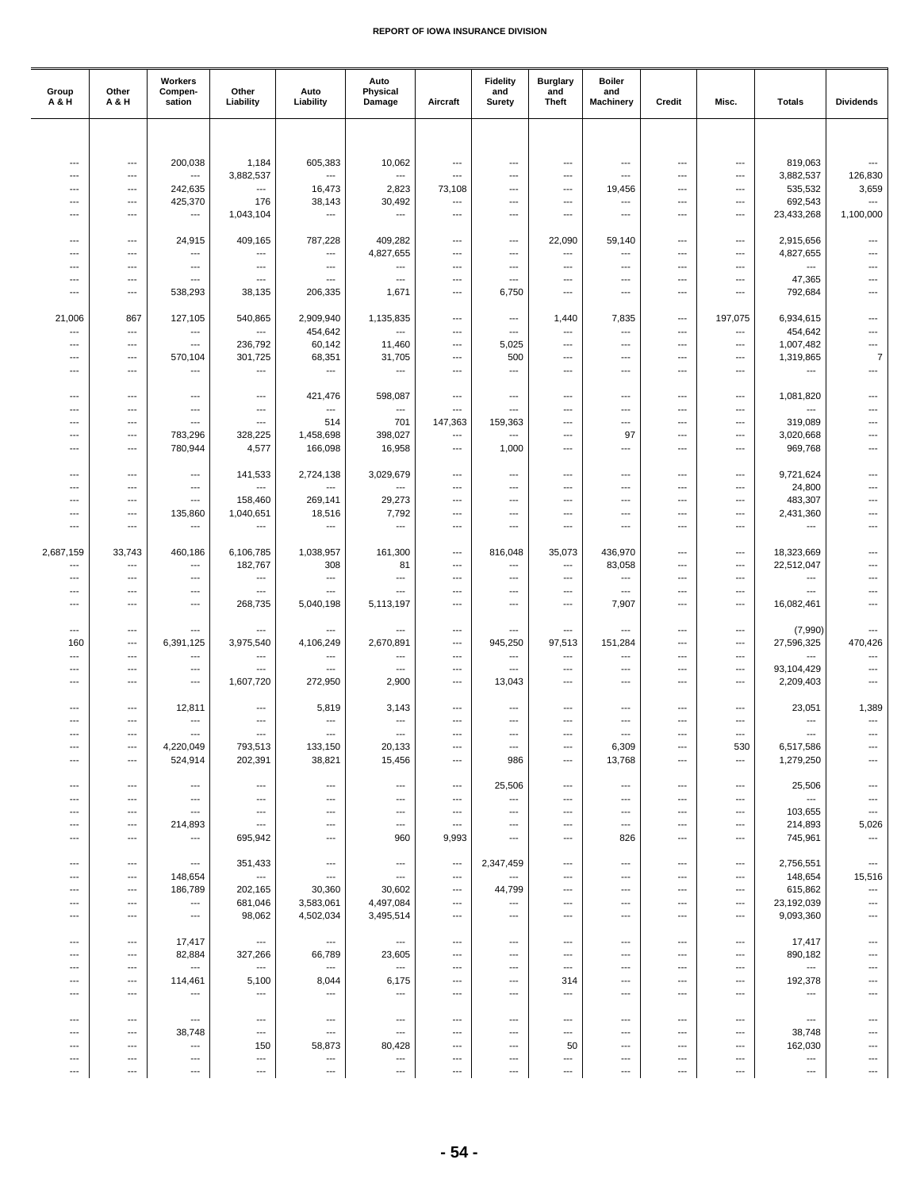| Group A & H | Other A & H | Workers Compen-sation | Other Liability | Auto Liability | Auto Physical Damage | Aircraft | Fidelity and Surety | Burglary and Theft | Boiler and Machinery | Credit | Misc. | Totals | Dividends |
|---|---|---|---|---|---|---|---|---|---|---|---|---|---|
| --- | --- | 200,038 | 1,184 | 605,383 | 10,062 | --- | --- | --- | --- | --- | --- | 819,063 | --- |
| --- | --- | --- | 3,882,537 | --- | --- | --- | --- | --- | --- | --- | --- | 3,882,537 | 126,830 |
| --- | --- | 242,635 | --- | 16,473 | 2,823 | 73,108 | --- | --- | 19,456 | --- | --- | 535,532 | 3,659 |
| --- | --- | 425,370 | 176 | 38,143 | 30,492 | --- | --- | --- | --- | --- | --- | 692,543 | --- |
| --- | --- | --- | 1,043,104 | --- | --- | --- | --- | --- | --- | --- | --- | 23,433,268 | 1,100,000 |
| --- | --- | 24,915 | 409,165 | 787,228 | 409,282 | --- | --- | 22,090 | 59,140 | --- | --- | 2,915,656 | --- |
| --- | --- | --- | --- | --- | 4,827,655 | --- | --- | --- | --- | --- | --- | 4,827,655 | --- |
| --- | --- | --- | --- | --- | --- | --- | --- | --- | --- | --- | --- | --- | --- |
| --- | --- | --- | --- | --- | --- | --- | --- | --- | --- | --- | --- | 47,365 | --- |
| --- | --- | 538,293 | 38,135 | 206,335 | 1,671 | --- | 6,750 | --- | --- | --- | --- | 792,684 | --- |
| 21,006 | 867 | 127,105 | 540,865 | 2,909,940 | 1,135,835 | --- | --- | 1,440 | 7,835 | --- | 197,075 | 6,934,615 | --- |
| --- | --- | --- | --- | 454,642 | --- | --- | --- | --- | --- | --- | --- | 454,642 | --- |
| --- | --- | --- | 236,792 | 60,142 | 11,460 | --- | 5,025 | --- | --- | --- | --- | 1,007,482 | --- |
| --- | --- | 570,104 | 301,725 | 68,351 | 31,705 | --- | 500 | --- | --- | --- | --- | 1,319,865 | 7 |
| --- | --- | --- | --- | --- | --- | --- | --- | --- | --- | --- | --- | --- | --- |
| --- | --- | --- | --- | 421,476 | 598,087 | --- | --- | --- | --- | --- | --- | 1,081,820 | --- |
| --- | --- | --- | --- | --- | --- | --- | --- | --- | --- | --- | --- | --- | --- |
| --- | --- | --- | --- | 514 | 701 | 147,363 | 159,363 | --- | --- | --- | --- | 319,089 | --- |
| --- | --- | 783,296 | 328,225 | 1,458,698 | 398,027 | --- | --- | --- | 97 | --- | --- | 3,020,668 | --- |
| --- | --- | 780,944 | 4,577 | 166,098 | 16,958 | --- | 1,000 | --- | --- | --- | --- | 969,768 | --- |
| --- | --- | --- | 141,533 | 2,724,138 | 3,029,679 | --- | --- | --- | --- | --- | --- | 9,721,624 | --- |
| --- | --- | --- | --- | --- | --- | --- | --- | --- | --- | --- | --- | 24,800 | --- |
| --- | --- | --- | 158,460 | 269,141 | 29,273 | --- | --- | --- | --- | --- | --- | 483,307 | --- |
| --- | --- | 135,860 | 1,040,651 | 18,516 | 7,792 | --- | --- | --- | --- | --- | --- | 2,431,360 | --- |
| --- | --- | --- | --- | --- | --- | --- | --- | --- | --- | --- | --- | --- | --- |
| 2,687,159 | 33,743 | 460,186 | 6,106,785 | 1,038,957 | 161,300 | --- | 816,048 | 35,073 | 436,970 | --- | --- | 18,323,669 | --- |
| --- | --- | --- | 182,767 | 308 | 81 | --- | --- | --- | 83,058 | --- | --- | 22,512,047 | --- |
| --- | --- | --- | --- | --- | --- | --- | --- | --- | --- | --- | --- | --- | --- |
| --- | --- | --- | --- | --- | --- | --- | --- | --- | --- | --- | --- | --- | --- |
| --- | --- | --- | 268,735 | 5,040,198 | 5,113,197 | --- | --- | --- | 7,907 | --- | --- | 16,082,461 | --- |
| --- | --- | --- | --- | --- | --- | --- | --- | --- | --- | --- | --- | (7,990) | --- |
| 160 | --- | 6,391,125 | 3,975,540 | 4,106,249 | 2,670,891 | --- | 945,250 | 97,513 | 151,284 | --- | --- | 27,596,325 | 470,426 |
| --- | --- | --- | --- | --- | --- | --- | --- | --- | --- | --- | --- | --- | --- |
| --- | --- | --- | --- | --- | --- | --- | --- | --- | --- | --- | --- | 93,104,429 | --- |
| --- | --- | --- | 1,607,720 | 272,950 | 2,900 | --- | 13,043 | --- | --- | --- | --- | 2,209,403 | --- |
| --- | --- | 12,811 | --- | 5,819 | 3,143 | --- | --- | --- | --- | --- | --- | 23,051 | 1,389 |
| --- | --- | --- | --- | --- | --- | --- | --- | --- | --- | --- | --- | --- | --- |
| --- | --- | --- | --- | --- | --- | --- | --- | --- | --- | --- | --- | --- | --- |
| --- | --- | 4,220,049 | 793,513 | 133,150 | 20,133 | --- | --- | --- | 6,309 | --- | 530 | 6,517,586 | --- |
| --- | --- | 524,914 | 202,391 | 38,821 | 15,456 | --- | 986 | --- | 13,768 | --- | --- | 1,279,250 | --- |
| --- | --- | --- | --- | --- | --- | --- | 25,506 | --- | --- | --- | --- | 25,506 | --- |
| --- | --- | --- | --- | --- | --- | --- | --- | --- | --- | --- | --- | --- | --- |
| --- | --- | --- | --- | --- | --- | --- | --- | --- | --- | --- | --- | 103,655 | --- |
| --- | --- | 214,893 | --- | --- | --- | --- | --- | --- | --- | --- | --- | 214,893 | 5,026 |
| --- | --- | --- | 695,942 | --- | 960 | 9,993 | --- | --- | 826 | --- | --- | 745,961 | --- |
| --- | --- | --- | 351,433 | --- | --- | --- | 2,347,459 | --- | --- | --- | --- | 2,756,551 | --- |
| --- | --- | 148,654 | --- | --- | --- | --- | --- | --- | --- | --- | --- | 148,654 | 15,516 |
| --- | --- | 186,789 | 202,165 | 30,360 | 30,602 | --- | 44,799 | --- | --- | --- | --- | 615,862 | --- |
| --- | --- | --- | 681,046 | 3,583,061 | 4,497,084 | --- | --- | --- | --- | --- | --- | 23,192,039 | --- |
| --- | --- | --- | 98,062 | 4,502,034 | 3,495,514 | --- | --- | --- | --- | --- | --- | 9,093,360 | --- |
| --- | --- | 17,417 | --- | --- | --- | --- | --- | --- | --- | --- | --- | 17,417 | --- |
| --- | --- | 82,884 | 327,266 | 66,789 | 23,605 | --- | --- | --- | --- | --- | --- | 890,182 | --- |
| --- | --- | --- | --- | --- | --- | --- | --- | --- | --- | --- | --- | --- | --- |
| --- | --- | 114,461 | 5,100 | 8,044 | 6,175 | --- | --- | 314 | --- | --- | --- | 192,378 | --- |
| --- | --- | --- | --- | --- | --- | --- | --- | --- | --- | --- | --- | --- | --- |
| --- | --- | --- | --- | --- | --- | --- | --- | --- | --- | --- | --- | --- | --- |
| --- | --- | 38,748 | --- | --- | --- | --- | --- | --- | --- | --- | --- | 38,748 | --- |
| --- | --- | --- | 150 | 58,873 | 80,428 | --- | --- | 50 | --- | --- | --- | 162,030 | --- |
| --- | --- | --- | --- | --- | --- | --- | --- | --- | --- | --- | --- | --- | --- |
| --- | --- | --- | --- | --- | --- | --- | --- | --- | --- | --- | --- | --- | --- |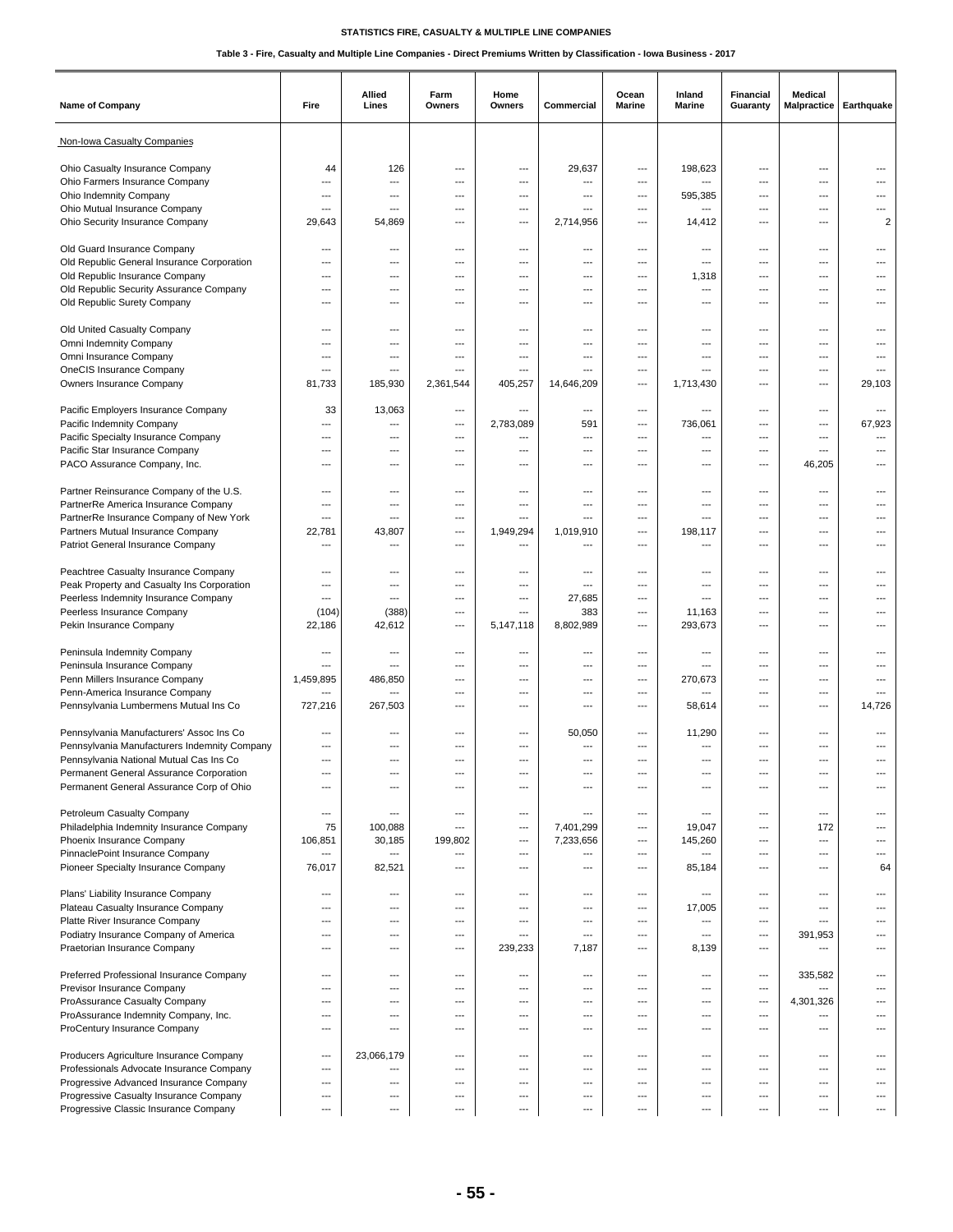STATISTICS FIRE, CASUALTY & MULTIPLE LINE COMPANIES

Table 3 - Fire, Casualty and Multiple Line Companies - Direct Premiums Written by Classification - Iowa Business - 2017

| Name of Company | Fire | Allied Lines | Farm Owners | Home Owners | Commercial | Ocean Marine | Inland Marine | Financial Guaranty | Medical Malpractice | Earthquake |
|---|---|---|---|---|---|---|---|---|---|---|
| Non-Iowa Casualty Companies | | | | | | | | | | |
| Ohio Casualty Insurance Company | 44 | 126 | --- | --- | 29,637 | --- | 198,623 | --- | --- | --- |
| Ohio Farmers Insurance Company | --- | --- | --- | --- | --- | --- | --- | --- | --- | --- |
| Ohio Indemnity Company | --- | --- | --- | --- | --- | --- | 595,385 | --- | --- | --- |
| Ohio Mutual Insurance Company | --- | --- | --- | --- | --- | --- | --- | --- | --- | --- |
| Ohio Security Insurance Company | 29,643 | 54,869 | --- | --- | 2,714,956 | --- | 14,412 | --- | --- | 2 |
| Old Guard Insurance Company | --- | --- | --- | --- | --- | --- | --- | --- | --- | --- |
| Old Republic General Insurance Corporation | --- | --- | --- | --- | --- | --- | --- | --- | --- | --- |
| Old Republic Insurance Company | --- | --- | --- | --- | --- | --- | 1,318 | --- | --- | --- |
| Old Republic Security Assurance Company | --- | --- | --- | --- | --- | --- | --- | --- | --- | --- |
| Old Republic Surety Company | --- | --- | --- | --- | --- | --- | --- | --- | --- | --- |
| Old United Casualty Company | --- | --- | --- | --- | --- | --- | --- | --- | --- | --- |
| Omni Indemnity Company | --- | --- | --- | --- | --- | --- | --- | --- | --- | --- |
| Omni Insurance Company | --- | --- | --- | --- | --- | --- | --- | --- | --- | --- |
| OneCIS Insurance Company | --- | --- | --- | --- | --- | --- | --- | --- | --- | --- |
| Owners Insurance Company | 81,733 | 185,930 | 2,361,544 | 405,257 | 14,646,209 | --- | 1,713,430 | --- | --- | 29,103 |
| Pacific Employers Insurance Company | 33 | 13,063 | --- | --- | --- | --- | --- | --- | --- | --- |
| Pacific Indemnity Company | --- | --- | --- | 2,783,089 | 591 | --- | 736,061 | --- | --- | 67,923 |
| Pacific Specialty Insurance Company | --- | --- | --- | --- | --- | --- | --- | --- | --- | --- |
| Pacific Star Insurance Company | --- | --- | --- | --- | --- | --- | --- | --- | --- | --- |
| PACO Assurance Company, Inc. | --- | --- | --- | --- | --- | --- | --- | --- | 46,205 | --- |
| Partner Reinsurance Company of the U.S. | --- | --- | --- | --- | --- | --- | --- | --- | --- | --- |
| PartnerRe America Insurance Company | --- | --- | --- | --- | --- | --- | --- | --- | --- | --- |
| PartnerRe Insurance Company of New York | --- | --- | --- | --- | --- | --- | --- | --- | --- | --- |
| Partners Mutual Insurance Company | 22,781 | 43,807 | --- | 1,949,294 | 1,019,910 | --- | 198,117 | --- | --- | --- |
| Patriot General Insurance Company | --- | --- | --- | --- | --- | --- | --- | --- | --- | --- |
| Peachtree Casualty Insurance Company | --- | --- | --- | --- | --- | --- | --- | --- | --- | --- |
| Peak Property and Casualty Ins Corporation | --- | --- | --- | --- | --- | --- | --- | --- | --- | --- |
| Peerless Indemnity Insurance Company | --- | --- | --- | --- | 27,685 | --- | --- | --- | --- | --- |
| Peerless Insurance Company | (104) | (388) | --- | --- | 383 | --- | 11,163 | --- | --- | --- |
| Pekin Insurance Company | 22,186 | 42,612 | --- | 5,147,118 | 8,802,989 | --- | 293,673 | --- | --- | --- |
| Peninsula Indemnity Company | --- | --- | --- | --- | --- | --- | --- | --- | --- | --- |
| Peninsula Insurance Company | --- | --- | --- | --- | --- | --- | --- | --- | --- | --- |
| Penn Millers Insurance Company | 1,459,895 | 486,850 | --- | --- | --- | --- | 270,673 | --- | --- | --- |
| Penn-America Insurance Company | --- | --- | --- | --- | --- | --- | --- | --- | --- | --- |
| Pennsylvania Lumbermens Mutual Ins Co | 727,216 | 267,503 | --- | --- | --- | --- | 58,614 | --- | --- | 14,726 |
| Pennsylvania Manufacturers' Assoc Ins Co | --- | --- | --- | --- | 50,050 | --- | 11,290 | --- | --- | --- |
| Pennsylvania Manufacturers Indemnity Company | --- | --- | --- | --- | --- | --- | --- | --- | --- | --- |
| Pennsylvania National Mutual Cas Ins Co | --- | --- | --- | --- | --- | --- | --- | --- | --- | --- |
| Permanent General Assurance Corporation | --- | --- | --- | --- | --- | --- | --- | --- | --- | --- |
| Permanent General Assurance Corp of Ohio | --- | --- | --- | --- | --- | --- | --- | --- | --- | --- |
| Petroleum Casualty Company | --- | --- | --- | --- | --- | --- | --- | --- | --- | --- |
| Philadelphia Indemnity Insurance Company | 75 | 100,088 | --- | --- | 7,401,299 | --- | 19,047 | --- | 172 | --- |
| Phoenix Insurance Company | 106,851 | 30,185 | 199,802 | --- | 7,233,656 | --- | 145,260 | --- | --- | --- |
| PinnaclePoint Insurance Company | --- | --- | --- | --- | --- | --- | --- | --- | --- | --- |
| Pioneer Specialty Insurance Company | 76,017 | 82,521 | --- | --- | --- | --- | 85,184 | --- | --- | 64 |
| Plans' Liability Insurance Company | --- | --- | --- | --- | --- | --- | --- | --- | --- | --- |
| Plateau Casualty Insurance Company | --- | --- | --- | --- | --- | --- | 17,005 | --- | --- | --- |
| Platte River Insurance Company | --- | --- | --- | --- | --- | --- | --- | --- | --- | --- |
| Podiatry Insurance Company of America | --- | --- | --- | --- | --- | --- | --- | --- | 391,953 | --- |
| Praetorian Insurance Company | --- | --- | --- | 239,233 | 7,187 | --- | 8,139 | --- | --- | --- |
| Preferred Professional Insurance Company | --- | --- | --- | --- | --- | --- | --- | --- | 335,582 | --- |
| Previsor Insurance Company | --- | --- | --- | --- | --- | --- | --- | --- | --- | --- |
| ProAssurance Casualty Company | --- | --- | --- | --- | --- | --- | --- | --- | 4,301,326 | --- |
| ProAssurance Indemnity Company, Inc. | --- | --- | --- | --- | --- | --- | --- | --- | --- | --- |
| ProCentury Insurance Company | --- | --- | --- | --- | --- | --- | --- | --- | --- | --- |
| Producers Agriculture Insurance Company | --- | 23,066,179 | --- | --- | --- | --- | --- | --- | --- | --- |
| Professionals Advocate Insurance Company | --- | --- | --- | --- | --- | --- | --- | --- | --- | --- |
| Progressive Advanced Insurance Company | --- | --- | --- | --- | --- | --- | --- | --- | --- | --- |
| Progressive Casualty Insurance Company | --- | --- | --- | --- | --- | --- | --- | --- | --- | --- |
| Progressive Classic Insurance Company | --- | --- | --- | --- | --- | --- | --- | --- | --- | --- |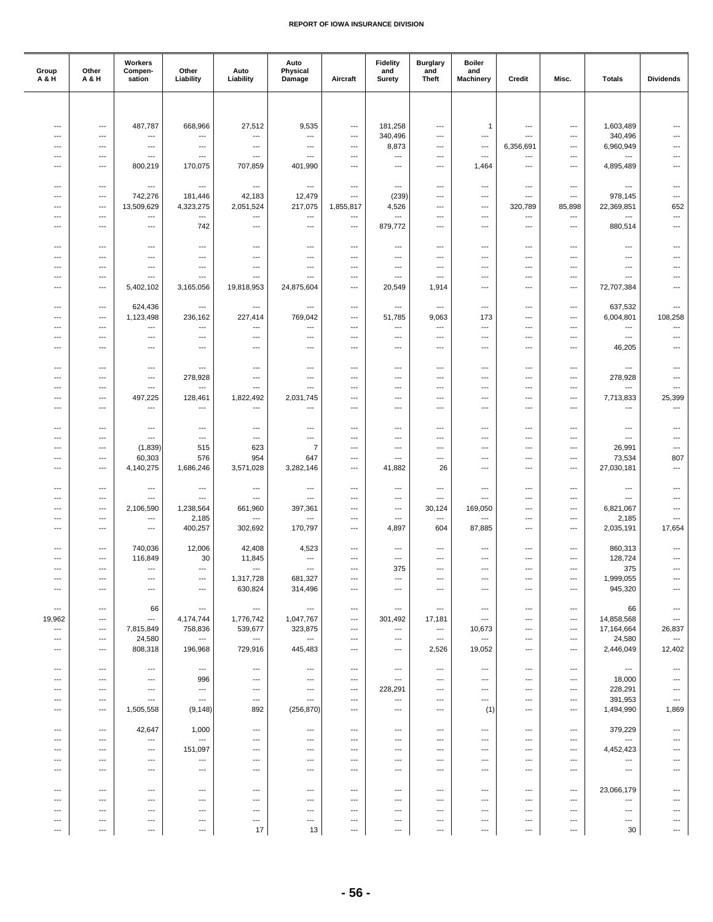| Group A & H | Other A & H | Workers Compen- sation | Other Liability | Auto Liability | Auto Physical Damage | Aircraft | Fidelity and Surety | Burglary and Theft | Boiler and Machinery | Credit | Misc. | Totals | Dividends |
|---|---|---|---|---|---|---|---|---|---|---|---|---|---|
| --- | --- | 487,787 | 668,966 | 27,512 | 9,535 | --- | 181,258 | --- | 1 | --- | --- | 1,603,489 | --- |
| --- | --- | --- | --- | --- | --- | --- | 340,496 | --- | --- | --- | --- | 340,496 | --- |
| --- | --- | --- | --- | --- | --- | --- | 8,873 | --- | --- | 6,356,691 | --- | 6,960,949 | --- |
| --- | --- | --- | --- | --- | --- | --- | --- | --- | --- | --- | --- | --- | --- |
| --- | --- | 800,219 | 170,075 | 707,859 | 401,990 | --- | --- | --- | 1,464 | --- | --- | 4,895,489 | --- |
| --- | --- | --- | --- | --- | --- | --- | --- | --- | --- | --- | --- | --- | --- |
| --- | --- | 742,276 | 181,446 | 42,183 | 12,479 | --- | (239) | --- | --- | --- | --- | 978,145 | --- |
| --- | --- | 13,509,629 | 4,323,275 | 2,051,524 | 217,075 | 1,855,817 | 4,526 | --- | --- | 320,789 | 85,898 | 22,369,851 | 652 |
| --- | --- | --- | --- | --- | --- | --- | --- | --- | --- | --- | --- | --- | --- |
| --- | --- | --- | 742 | --- | --- | --- | 879,772 | --- | --- | --- | --- | 880,514 | --- |
| --- | --- | --- | --- | --- | --- | --- | --- | --- | --- | --- | --- | --- | --- |
| --- | --- | --- | --- | --- | --- | --- | --- | --- | --- | --- | --- | --- | --- |
| --- | --- | --- | --- | --- | --- | --- | --- | --- | --- | --- | --- | --- | --- |
| --- | --- | --- | --- | --- | --- | --- | --- | --- | --- | --- | --- | --- | --- |
| --- | --- | 5,402,102 | 3,165,056 | 19,818,953 | 24,875,604 | --- | 20,549 | 1,914 | --- | --- | --- | 72,707,384 | --- |
| --- | --- | 624,436 | --- | --- | --- | --- | --- | --- | --- | --- | --- | 637,532 | --- |
| --- | --- | 1,123,498 | 236,162 | 227,414 | 769,042 | --- | 51,785 | 9,063 | 173 | --- | --- | 6,004,801 | 108,258 |
| --- | --- | --- | --- | --- | --- | --- | --- | --- | --- | --- | --- | --- | --- |
| --- | --- | --- | --- | --- | --- | --- | --- | --- | --- | --- | --- | --- | --- |
| --- | --- | --- | --- | --- | --- | --- | --- | --- | --- | --- | --- | 46,205 | --- |
| --- | --- | --- | --- | --- | --- | --- | --- | --- | --- | --- | --- | --- | --- |
| --- | --- | --- | 278,928 | --- | --- | --- | --- | --- | --- | --- | --- | 278,928 | --- |
| --- | --- | --- | --- | --- | --- | --- | --- | --- | --- | --- | --- | --- | --- |
| --- | --- | 497,225 | 128,461 | 1,822,492 | 2,031,745 | --- | --- | --- | --- | --- | --- | 7,713,833 | 25,399 |
| --- | --- | --- | --- | --- | --- | --- | --- | --- | --- | --- | --- | --- | --- |
| --- | --- | --- | --- | --- | --- | --- | --- | --- | --- | --- | --- | --- | --- |
| --- | --- | --- | --- | --- | --- | --- | --- | --- | --- | --- | --- | --- | --- |
| --- | --- | (1,839) | 515 | 623 | 7 | --- | --- | --- | --- | --- | --- | 26,991 | --- |
| --- | --- | 60,303 | 576 | 954 | 647 | --- | --- | --- | --- | --- | --- | 73,534 | 807 |
| --- | --- | 4,140,275 | 1,686,246 | 3,571,028 | 3,282,146 | --- | 41,882 | 26 | --- | --- | --- | 27,030,181 | --- |
| --- | --- | --- | --- | --- | --- | --- | --- | --- | --- | --- | --- | --- | --- |
| --- | --- | --- | --- | --- | --- | --- | --- | --- | --- | --- | --- | --- | --- |
| --- | --- | 2,106,590 | 1,238,564 | 661,960 | 397,361 | --- | --- | 30,124 | 169,050 | --- | --- | 6,821,067 | --- |
| --- | --- | --- | 2,185 | --- | --- | --- | --- | --- | --- | --- | --- | 2,185 | --- |
| --- | --- | --- | 400,257 | 302,692 | 170,797 | --- | 4,897 | 604 | 87,885 | --- | --- | 2,035,191 | 17,654 |
| --- | --- | 740,036 | 12,006 | 42,408 | 4,523 | --- | --- | --- | --- | --- | --- | 860,313 | --- |
| --- | --- | 116,849 | 30 | 11,845 | --- | --- | --- | --- | --- | --- | --- | 128,724 | --- |
| --- | --- | --- | --- | --- | --- | --- | 375 | --- | --- | --- | --- | 375 | --- |
| --- | --- | --- | --- | 1,317,728 | 681,327 | --- | --- | --- | --- | --- | --- | 1,999,055 | --- |
| --- | --- | --- | --- | 630,824 | 314,496 | --- | --- | --- | --- | --- | --- | 945,320 | --- |
| --- | --- | 66 | --- | --- | --- | --- | --- | --- | --- | --- | --- | 66 | --- |
| 19,962 | --- | --- | 4,174,744 | 1,776,742 | 1,047,767 | --- | 301,492 | 17,181 | --- | --- | --- | 14,858,568 | --- |
| --- | --- | 7,815,849 | 758,836 | 539,677 | 323,875 | --- | --- | --- | 10,673 | --- | --- | 17,164,664 | 26,837 |
| --- | --- | 24,580 | --- | --- | --- | --- | --- | --- | --- | --- | --- | 24,580 | --- |
| --- | --- | 808,318 | 196,968 | 729,916 | 445,483 | --- | --- | 2,526 | 19,052 | --- | --- | 2,446,049 | 12,402 |
| --- | --- | --- | --- | --- | --- | --- | --- | --- | --- | --- | --- | --- | --- |
| --- | --- | --- | 996 | --- | --- | --- | --- | --- | --- | --- | --- | 18,000 | --- |
| --- | --- | --- | --- | --- | --- | --- | 228,291 | --- | --- | --- | --- | 228,291 | --- |
| --- | --- | --- | --- | --- | --- | --- | --- | --- | --- | --- | --- | 391,953 | --- |
| --- | --- | 1,505,558 | (9,148) | 892 | (256,870) | --- | --- | --- | (1) | --- | --- | 1,494,990 | 1,869 |
| --- | --- | 42,647 | 1,000 | --- | --- | --- | --- | --- | --- | --- | --- | 379,229 | --- |
| --- | --- | --- | --- | --- | --- | --- | --- | --- | --- | --- | --- | --- | --- |
| --- | --- | --- | 151,097 | --- | --- | --- | --- | --- | --- | --- | --- | 4,452,423 | --- |
| --- | --- | --- | --- | --- | --- | --- | --- | --- | --- | --- | --- | --- | --- |
| --- | --- | --- | --- | --- | --- | --- | --- | --- | --- | --- | --- | --- | --- |
| --- | --- | --- | --- | --- | --- | --- | --- | --- | --- | --- | --- | 23,066,179 | --- |
| --- | --- | --- | --- | --- | --- | --- | --- | --- | --- | --- | --- | --- | --- |
| --- | --- | --- | --- | --- | --- | --- | --- | --- | --- | --- | --- | --- | --- |
| --- | --- | --- | --- | --- | --- | --- | --- | --- | --- | --- | --- | --- | --- |
| --- | --- | --- | --- | 17 | 13 | --- | --- | --- | --- | --- | --- | 30 | --- |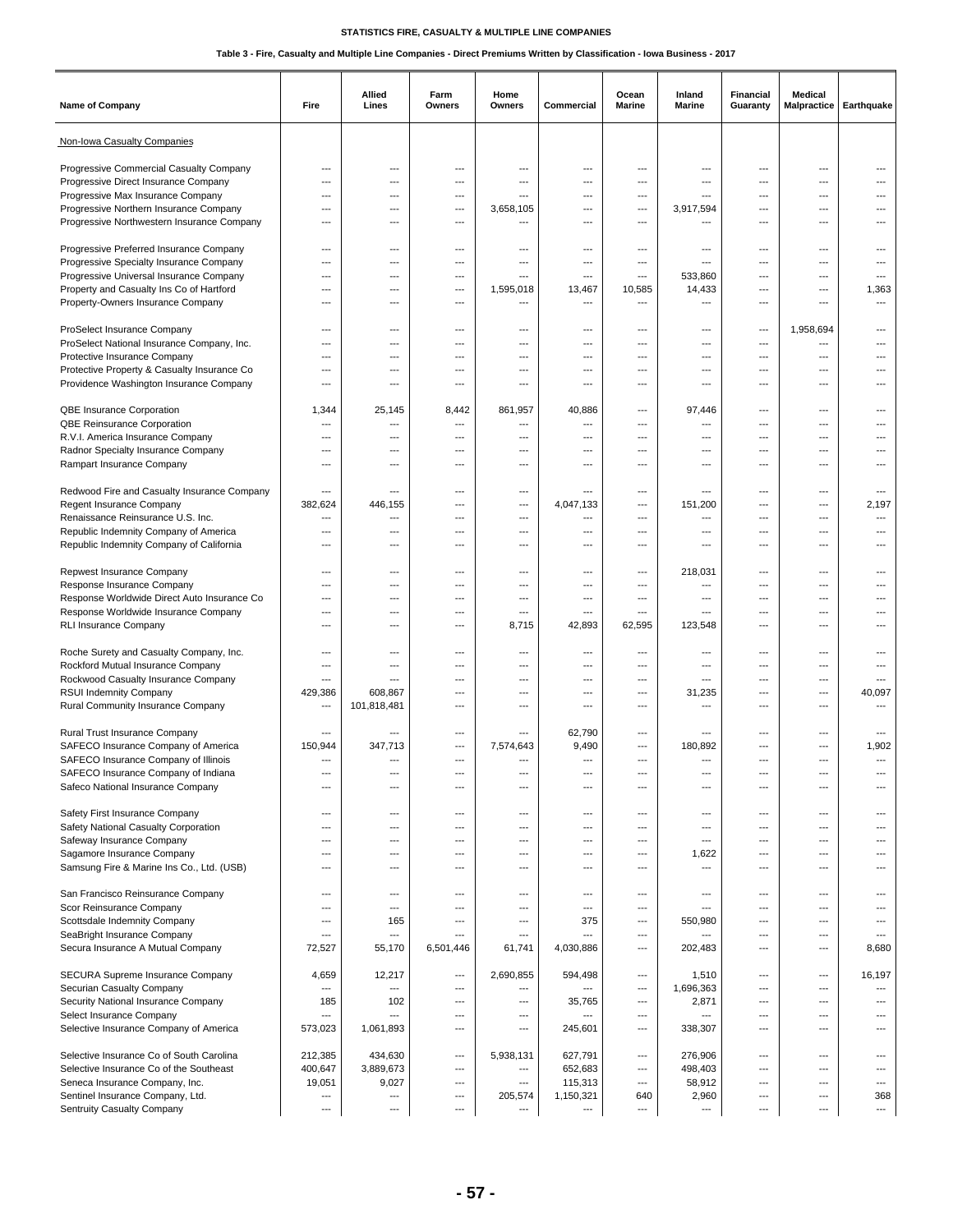# STATISTICS FIRE, CASUALTY & MULTIPLE LINE COMPANIES

## Table 3 - Fire, Casualty and Multiple Line Companies - Direct Premiums Written by Classification - Iowa Business - 2017

| Name of Company | Fire | Allied Lines | Farm Owners | Home Owners | Commercial | Ocean Marine | Inland Marine | Financial Guaranty | Medical Malpractice | Earthquake |
|---|---|---|---|---|---|---|---|---|---|---|
| Non-Iowa Casualty Companies | | | | | | | | | | |
| Progressive Commercial Casualty Company | --- | --- | --- | --- | --- | --- | --- | --- | --- | --- |
| Progressive Direct Insurance Company | --- | --- | --- | --- | --- | --- | --- | --- | --- | --- |
| Progressive Max Insurance Company | --- | --- | --- | --- | --- | --- | --- | --- | --- | --- |
| Progressive Northern Insurance Company | --- | --- | --- | 3,658,105 | --- | --- | 3,917,594 | --- | --- | --- |
| Progressive Northwestern Insurance Company | --- | --- | --- | --- | --- | --- | --- | --- | --- | --- |
| Progressive Preferred Insurance Company | --- | --- | --- | --- | --- | --- | --- | --- | --- | --- |
| Progressive Specialty Insurance Company | --- | --- | --- | --- | --- | --- | --- | --- | --- | --- |
| Progressive Universal Insurance Company | --- | --- | --- | --- | --- | --- | 533,860 | --- | --- | --- |
| Property and Casualty Ins Co of Hartford | --- | --- | --- | 1,595,018 | 13,467 | 10,585 | 14,433 | --- | --- | 1,363 |
| Property-Owners Insurance Company | --- | --- | --- | --- | --- | --- | --- | --- | --- | --- |
| ProSelect Insurance Company | --- | --- | --- | --- | --- | --- | --- | --- | 1,958,694 | --- |
| ProSelect National Insurance Company, Inc. | --- | --- | --- | --- | --- | --- | --- | --- | --- | --- |
| Protective Insurance Company | --- | --- | --- | --- | --- | --- | --- | --- | --- | --- |
| Protective Property & Casualty Insurance Co | --- | --- | --- | --- | --- | --- | --- | --- | --- | --- |
| Providence Washington Insurance Company | --- | --- | --- | --- | --- | --- | --- | --- | --- | --- |
| QBE Insurance Corporation | 1,344 | 25,145 | 8,442 | 861,957 | 40,886 | --- | 97,446 | --- | --- | --- |
| QBE Reinsurance Corporation | --- | --- | --- | --- | --- | --- | --- | --- | --- | --- |
| R.V.I. America Insurance Company | --- | --- | --- | --- | --- | --- | --- | --- | --- | --- |
| Radnor Specialty Insurance Company | --- | --- | --- | --- | --- | --- | --- | --- | --- | --- |
| Rampart Insurance Company | --- | --- | --- | --- | --- | --- | --- | --- | --- | --- |
| Redwood Fire and Casualty Insurance Company | --- | --- | --- | --- | --- | --- | --- | --- | --- | --- |
| Regent Insurance Company | 382,624 | 446,155 | --- | --- | 4,047,133 | --- | 151,200 | --- | --- | 2,197 |
| Renaissance Reinsurance U.S. Inc. | --- | --- | --- | --- | --- | --- | --- | --- | --- | --- |
| Republic Indemnity Company of America | --- | --- | --- | --- | --- | --- | --- | --- | --- | --- |
| Republic Indemnity Company of California | --- | --- | --- | --- | --- | --- | --- | --- | --- | --- |
| Repwest Insurance Company | --- | --- | --- | --- | --- | --- | 218,031 | --- | --- | --- |
| Response Insurance Company | --- | --- | --- | --- | --- | --- | --- | --- | --- | --- |
| Response Worldwide Direct Auto Insurance Co | --- | --- | --- | --- | --- | --- | --- | --- | --- | --- |
| Response Worldwide Insurance Company | --- | --- | --- | --- | --- | --- | --- | --- | --- | --- |
| RLI Insurance Company | --- | --- | --- | 8,715 | 42,893 | 62,595 | 123,548 | --- | --- | --- |
| Roche Surety and Casualty Company, Inc. | --- | --- | --- | --- | --- | --- | --- | --- | --- | --- |
| Rockford Mutual Insurance Company | --- | --- | --- | --- | --- | --- | --- | --- | --- | --- |
| Rockwood Casualty Insurance Company | --- | --- | --- | --- | --- | --- | --- | --- | --- | --- |
| RSUI Indemnity Company | 429,386 | 608,867 | --- | --- | --- | --- | 31,235 | --- | --- | 40,097 |
| Rural Community Insurance Company | --- | 101,818,481 | --- | --- | --- | --- | --- | --- | --- | --- |
| Rural Trust Insurance Company | --- | --- | --- | --- | 62,790 | --- | --- | --- | --- | --- |
| SAFECO Insurance Company of America | 150,944 | 347,713 | --- | 7,574,643 | 9,490 | --- | 180,892 | --- | --- | 1,902 |
| SAFECO Insurance Company of Illinois | --- | --- | --- | --- | --- | --- | --- | --- | --- | --- |
| SAFECO Insurance Company of Indiana | --- | --- | --- | --- | --- | --- | --- | --- | --- | --- |
| Safeco National Insurance Company | --- | --- | --- | --- | --- | --- | --- | --- | --- | --- |
| Safety First Insurance Company | --- | --- | --- | --- | --- | --- | --- | --- | --- | --- |
| Safety National Casualty Corporation | --- | --- | --- | --- | --- | --- | --- | --- | --- | --- |
| Safeway Insurance Company | --- | --- | --- | --- | --- | --- | --- | --- | --- | --- |
| Sagamore Insurance Company | --- | --- | --- | --- | --- | --- | 1,622 | --- | --- | --- |
| Samsung Fire & Marine Ins Co., Ltd. (USB) | --- | --- | --- | --- | --- | --- | --- | --- | --- | --- |
| San Francisco Reinsurance Company | --- | --- | --- | --- | --- | --- | --- | --- | --- | --- |
| Scor Reinsurance Company | --- | --- | --- | --- | --- | --- | --- | --- | --- | --- |
| Scottsdale Indemnity Company | --- | 165 | --- | --- | 375 | --- | 550,980 | --- | --- | --- |
| SeaBright Insurance Company | --- | --- | --- | --- | --- | --- | --- | --- | --- | --- |
| Secura Insurance A Mutual Company | 72,527 | 55,170 | 6,501,446 | 61,741 | 4,030,886 | --- | 202,483 | --- | --- | 8,680 |
| SECURA Supreme Insurance Company | 4,659 | 12,217 | --- | 2,690,855 | 594,498 | --- | 1,510 | --- | --- | 16,197 |
| Securian Casualty Company | --- | --- | --- | --- | --- | --- | 1,696,363 | --- | --- | --- |
| Security National Insurance Company | 185 | 102 | --- | --- | 35,765 | --- | 2,871 | --- | --- | --- |
| Select Insurance Company | --- | --- | --- | --- | --- | --- | --- | --- | --- | --- |
| Selective Insurance Company of America | 573,023 | 1,061,893 | --- | --- | 245,601 | --- | 338,307 | --- | --- | --- |
| Selective Insurance Co of South Carolina | 212,385 | 434,630 | --- | 5,938,131 | 627,791 | --- | 276,906 | --- | --- | --- |
| Selective Insurance Co of the Southeast | 400,647 | 3,889,673 | --- | --- | 652,683 | --- | 498,403 | --- | --- | --- |
| Seneca Insurance Company, Inc. | 19,051 | 9,027 | --- | --- | 115,313 | --- | 58,912 | --- | --- | --- |
| Sentinel Insurance Company, Ltd. | --- | --- | --- | 205,574 | 1,150,321 | 640 | 2,960 | --- | --- | 368 |
| Sentruity Casualty Company | --- | --- | --- | --- | --- | --- | --- | --- | --- | --- |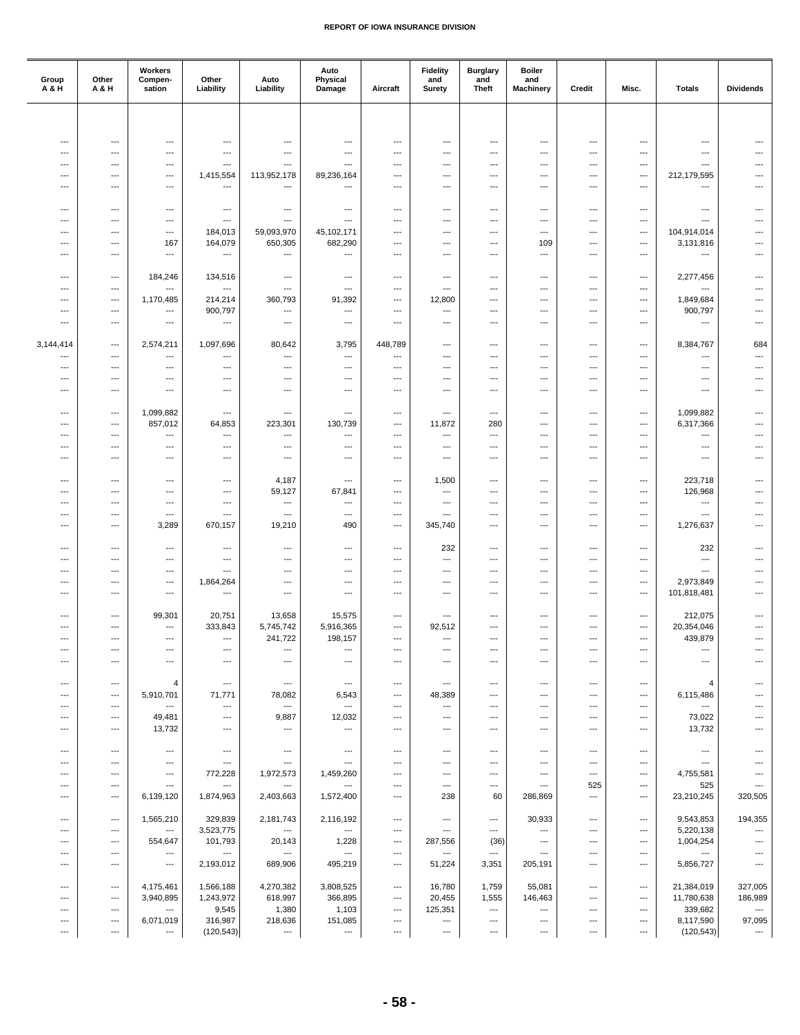| Group A & H | Other A & H | Workers Compen-sation | Other Liability | Auto Liability | Auto Physical Damage | Aircraft | Fidelity and Surety | Burglary and Theft | Boiler and Machinery | Credit | Misc. | Totals | Dividends |
|---|---|---|---|---|---|---|---|---|---|---|---|---|---|
| --- | --- | --- | --- | --- | --- | --- | --- | --- | --- | --- | --- | --- | --- |
| --- | --- | --- | --- | --- | --- | --- | --- | --- | --- | --- | --- | --- | --- |
| --- | --- | --- | --- | --- | --- | --- | --- | --- | --- | --- | --- | --- | --- |
| --- | --- | --- | 1,415,554 | 113,952,178 | 89,236,164 | --- | --- | --- | --- | --- | --- | 212,179,595 | --- |
| --- | --- | --- | --- | --- | --- | --- | --- | --- | --- | --- | --- | --- | --- |
| --- | --- | --- | --- | --- | --- | --- | --- | --- | --- | --- | --- | --- | --- |
| --- | --- | --- | --- | --- | --- | --- | --- | --- | --- | --- | --- | --- | --- |
| --- | --- | --- | 184,013 | 59,093,970 | 45,102,171 | --- | --- | --- | --- | --- | --- | 104,914,014 | --- |
| --- | --- | 167 | 164,079 | 650,305 | 682,290 | --- | --- | --- | 109 | --- | --- | 3,131,816 | --- |
| --- | --- | --- | --- | --- | --- | --- | --- | --- | --- | --- | --- | --- | --- |
| --- | --- | 184,246 | 134,516 | --- | --- | --- | --- | --- | --- | --- | --- | 2,277,456 | --- |
| --- | --- | --- | --- | --- | --- | --- | --- | --- | --- | --- | --- | --- | --- |
| --- | --- | 1,170,485 | 214,214 | 360,793 | 91,392 | --- | 12,800 | --- | --- | --- | --- | 1,849,684 | --- |
| --- | --- | --- | 900,797 | --- | --- | --- | --- | --- | --- | --- | --- | 900,797 | --- |
| --- | --- | --- | --- | --- | --- | --- | --- | --- | --- | --- | --- | --- | --- |
| 3,144,414 | --- | 2,574,211 | 1,097,696 | 80,642 | 3,795 | 448,789 | --- | --- | --- | --- | --- | 8,384,767 | 684 |
| --- | --- | --- | --- | --- | --- | --- | --- | --- | --- | --- | --- | --- | --- |
| --- | --- | --- | --- | --- | --- | --- | --- | --- | --- | --- | --- | --- | --- |
| --- | --- | --- | --- | --- | --- | --- | --- | --- | --- | --- | --- | --- | --- |
| --- | --- | --- | --- | --- | --- | --- | --- | --- | --- | --- | --- | --- | --- |
| --- | --- | 1,099,882 | --- | --- | --- | --- | --- | --- | --- | --- | --- | 1,099,882 | --- |
| --- | --- | 857,012 | 64,853 | 223,301 | 130,739 | --- | 11,872 | 280 | --- | --- | --- | 6,317,366 | --- |
| --- | --- | --- | --- | --- | --- | --- | --- | --- | --- | --- | --- | --- | --- |
| --- | --- | --- | --- | --- | --- | --- | --- | --- | --- | --- | --- | --- | --- |
| --- | --- | --- | --- | --- | --- | --- | --- | --- | --- | --- | --- | --- | --- |
| --- | --- | --- | --- | 4,187 | --- | --- | 1,500 | --- | --- | --- | --- | 223,718 | --- |
| --- | --- | --- | --- | 59,127 | 67,841 | --- | --- | --- | --- | --- | --- | 126,968 | --- |
| --- | --- | --- | --- | --- | --- | --- | --- | --- | --- | --- | --- | --- | --- |
| --- | --- | --- | --- | --- | --- | --- | --- | --- | --- | --- | --- | --- | --- |
| --- | --- | 3,289 | 670,157 | 19,210 | 490 | --- | 345,740 | --- | --- | --- | --- | 1,276,637 | --- |
| --- | --- | --- | --- | --- | --- | --- | 232 | --- | --- | --- | --- | 232 | --- |
| --- | --- | --- | --- | --- | --- | --- | --- | --- | --- | --- | --- | --- | --- |
| --- | --- | --- | --- | --- | --- | --- | --- | --- | --- | --- | --- | --- | --- |
| --- | --- | --- | 1,864,264 | --- | --- | --- | --- | --- | --- | --- | --- | 2,973,849 | --- |
| --- | --- | --- | --- | --- | --- | --- | --- | --- | --- | --- | --- | 101,818,481 | --- |
| --- | --- | 99,301 | 20,751 | 13,658 | 15,575 | --- | --- | --- | --- | --- | --- | 212,075 | --- |
| --- | --- | --- | 333,843 | 5,745,742 | 5,916,365 | --- | 92,512 | --- | --- | --- | --- | 20,354,046 | --- |
| --- | --- | --- | --- | 241,722 | 198,157 | --- | --- | --- | --- | --- | --- | 439,879 | --- |
| --- | --- | --- | --- | --- | --- | --- | --- | --- | --- | --- | --- | --- | --- |
| --- | --- | --- | --- | --- | --- | --- | --- | --- | --- | --- | --- | --- | --- |
| --- | --- | 4 | --- | --- | --- | --- | --- | --- | --- | --- | --- | 4 | --- |
| --- | --- | 5,910,701 | 71,771 | 78,082 | 6,543 | --- | 48,389 | --- | --- | --- | --- | 6,115,486 | --- |
| --- | --- | --- | --- | --- | --- | --- | --- | --- | --- | --- | --- | --- | --- |
| --- | --- | 49,481 | --- | 9,887 | 12,032 | --- | --- | --- | --- | --- | --- | 73,022 | --- |
| --- | --- | 13,732 | --- | --- | --- | --- | --- | --- | --- | --- | --- | 13,732 | --- |
| --- | --- | --- | --- | --- | --- | --- | --- | --- | --- | --- | --- | --- | --- |
| --- | --- | --- | --- | --- | --- | --- | --- | --- | --- | --- | --- | --- | --- |
| --- | --- | --- | 772,228 | 1,972,573 | 1,459,260 | --- | --- | --- | --- | --- | --- | 4,755,581 | --- |
| --- | --- | --- | --- | --- | --- | --- | --- | --- | --- | 525 | --- | 525 | --- |
| --- | --- | 6,139,120 | 1,874,963 | 2,403,663 | 1,572,400 | --- | 238 | 60 | 286,869 | --- | --- | 23,210,245 | 320,505 |
| --- | --- | 1,565,210 | 329,839 | 2,181,743 | 2,116,192 | --- | --- | --- | 30,933 | --- | --- | 9,543,853 | 194,355 |
| --- | --- | --- | 3,523,775 | --- | --- | --- | --- | --- | --- | --- | --- | 5,220,138 | --- |
| --- | --- | 554,647 | 101,793 | 20,143 | 1,228 | --- | 287,556 | (36) | --- | --- | --- | 1,004,254 | --- |
| --- | --- | --- | --- | --- | --- | --- | --- | --- | --- | --- | --- | --- | --- |
| --- | --- | --- | 2,193,012 | 689,906 | 495,219 | --- | 51,224 | 3,351 | 205,191 | --- | --- | 5,856,727 | --- |
| --- | --- | 4,175,461 | 1,566,188 | 4,270,382 | 3,808,525 | --- | 16,780 | 1,759 | 55,081 | --- | --- | 21,384,019 | 327,005 |
| --- | --- | 3,940,895 | 1,243,972 | 618,997 | 366,895 | --- | 20,455 | 1,555 | 146,463 | --- | --- | 11,780,638 | 186,989 |
| --- | --- | --- | 9,545 | 1,380 | 1,103 | --- | 125,351 | --- | --- | --- | --- | 339,682 | --- |
| --- | --- | 6,071,019 | 316,987 | 218,636 | 151,085 | --- | --- | --- | --- | --- | --- | 8,117,590 | 97,095 |
| --- | --- | --- | (120,543) | --- | --- | --- | --- | --- | --- | --- | --- | (120,543) | --- |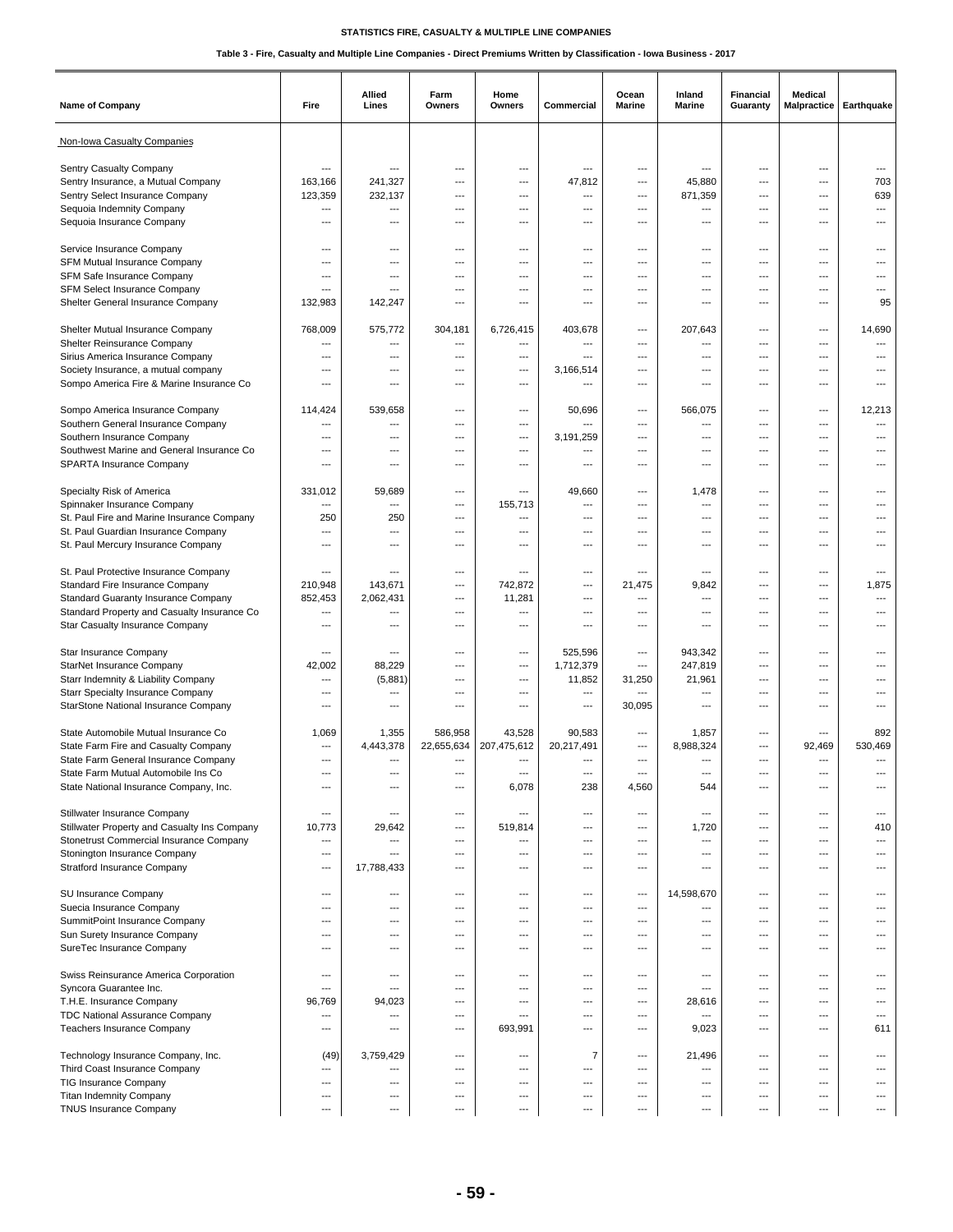# STATISTICS FIRE, CASUALTY & MULTIPLE LINE COMPANIES

## Table 3 - Fire, Casualty and Multiple Line Companies - Direct Premiums Written by Classification - Iowa Business - 2017

| Name of Company | Fire | Allied Lines | Farm Owners | Home Owners | Commercial | Ocean Marine | Inland Marine | Financial Guaranty | Medical Malpractice | Earthquake |
|---|---|---|---|---|---|---|---|---|---|---|
| Non-Iowa Casualty Companies | | | | | | | | | | |
| Sentry Casualty Company | --- | --- | --- | --- | --- | --- | --- | --- | --- | --- |
| Sentry Insurance, a Mutual Company | 163,166 | 241,327 | --- | --- | 47,812 | --- | 45,880 | --- | --- | 703 |
| Sentry Select Insurance Company | 123,359 | 232,137 | --- | --- | --- | --- | 871,359 | --- | --- | 639 |
| Sequoia Indemnity Company | --- | --- | --- | --- | --- | --- | --- | --- | --- | --- |
| Sequoia Insurance Company | --- | --- | --- | --- | --- | --- | --- | --- | --- | --- |
| Service Insurance Company | --- | --- | --- | --- | --- | --- | --- | --- | --- | --- |
| SFM Mutual Insurance Company | --- | --- | --- | --- | --- | --- | --- | --- | --- | --- |
| SFM Safe Insurance Company | --- | --- | --- | --- | --- | --- | --- | --- | --- | --- |
| SFM Select Insurance Company | --- | --- | --- | --- | --- | --- | --- | --- | --- | --- |
| Shelter General Insurance Company | 132,983 | 142,247 | --- | --- | --- | --- | --- | --- | --- | 95 |
| Shelter Mutual Insurance Company | 768,009 | 575,772 | 304,181 | 6,726,415 | 403,678 | --- | 207,643 | --- | --- | 14,690 |
| Shelter Reinsurance Company | --- | --- | --- | --- | --- | --- | --- | --- | --- | --- |
| Sirius America Insurance Company | --- | --- | --- | --- | --- | --- | --- | --- | --- | --- |
| Society Insurance, a mutual company | --- | --- | --- | --- | 3,166,514 | --- | --- | --- | --- | --- |
| Sompo America Fire & Marine Insurance Co | --- | --- | --- | --- | --- | --- | --- | --- | --- | --- |
| Sompo America Insurance Company | 114,424 | 539,658 | --- | --- | 50,696 | --- | 566,075 | --- | --- | 12,213 |
| Southern General Insurance Company | --- | --- | --- | --- | --- | --- | --- | --- | --- | --- |
| Southern Insurance Company | --- | --- | --- | --- | 3,191,259 | --- | --- | --- | --- | --- |
| Southwest Marine and General Insurance Co | --- | --- | --- | --- | --- | --- | --- | --- | --- | --- |
| SPARTA Insurance Company | --- | --- | --- | --- | --- | --- | --- | --- | --- | --- |
| Specialty Risk of America | 331,012 | 59,689 | --- | --- | 49,660 | --- | 1,478 | --- | --- | --- |
| Spinnaker Insurance Company | --- | --- | --- | 155,713 | --- | --- | --- | --- | --- | --- |
| St. Paul Fire and Marine Insurance Company | 250 | 250 | --- | --- | --- | --- | --- | --- | --- | --- |
| St. Paul Guardian Insurance Company | --- | --- | --- | --- | --- | --- | --- | --- | --- | --- |
| St. Paul Mercury Insurance Company | --- | --- | --- | --- | --- | --- | --- | --- | --- | --- |
| St. Paul Protective Insurance Company | --- | --- | --- | --- | --- | --- | --- | --- | --- | --- |
| Standard Fire Insurance Company | 210,948 | 143,671 | --- | 742,872 | --- | 21,475 | 9,842 | --- | --- | 1,875 |
| Standard Guaranty Insurance Company | 852,453 | 2,062,431 | --- | 11,281 | --- | --- | --- | --- | --- | --- |
| Standard Property and Casualty Insurance Co | --- | --- | --- | --- | --- | --- | --- | --- | --- | --- |
| Star Casualty Insurance Company | --- | --- | --- | --- | --- | --- | --- | --- | --- | --- |
| Star Insurance Company | --- | --- | --- | --- | 525,596 | --- | 943,342 | --- | --- | --- |
| StarNet Insurance Company | 42,002 | 88,229 | --- | --- | 1,712,379 | --- | 247,819 | --- | --- | --- |
| Starr Indemnity & Liability Company | --- | (5,881) | --- | --- | 11,852 | 31,250 | 21,961 | --- | --- | --- |
| Starr Specialty Insurance Company | --- | --- | --- | --- | --- | --- | --- | --- | --- | --- |
| StarStone National Insurance Company | --- | --- | --- | --- | --- | 30,095 | --- | --- | --- | --- |
| State Automobile Mutual Insurance Co | 1,069 | 1,355 | 586,958 | 43,528 | 90,583 | --- | 1,857 | --- | --- | 892 |
| State Farm Fire and Casualty Company | --- | 4,443,378 | 22,655,634 | 207,475,612 | 20,217,491 | --- | 8,988,324 | --- | 92,469 | 530,469 |
| State Farm General Insurance Company | --- | --- | --- | --- | --- | --- | --- | --- | --- | --- |
| State Farm Mutual Automobile Ins Co | --- | --- | --- | --- | --- | --- | --- | --- | --- | --- |
| State National Insurance Company, Inc. | --- | --- | --- | 6,078 | 238 | 4,560 | 544 | --- | --- | --- |
| Stillwater Insurance Company | --- | --- | --- | --- | --- | --- | --- | --- | --- | --- |
| Stillwater Property and Casualty Ins Company | 10,773 | 29,642 | --- | 519,814 | --- | --- | 1,720 | --- | --- | 410 |
| Stonetrust Commercial Insurance Company | --- | --- | --- | --- | --- | --- | --- | --- | --- | --- |
| Stonington Insurance Company | --- | --- | --- | --- | --- | --- | --- | --- | --- | --- |
| Stratford Insurance Company | --- | 17,788,433 | --- | --- | --- | --- | --- | --- | --- | --- |
| SU Insurance Company | --- | --- | --- | --- | --- | --- | 14,598,670 | --- | --- | --- |
| Suecia Insurance Company | --- | --- | --- | --- | --- | --- | --- | --- | --- | --- |
| SummitPoint Insurance Company | --- | --- | --- | --- | --- | --- | --- | --- | --- | --- |
| Sun Surety Insurance Company | --- | --- | --- | --- | --- | --- | --- | --- | --- | --- |
| SureTec Insurance Company | --- | --- | --- | --- | --- | --- | --- | --- | --- | --- |
| Swiss Reinsurance America Corporation | --- | --- | --- | --- | --- | --- | --- | --- | --- | --- |
| Syncora Guarantee Inc. | --- | --- | --- | --- | --- | --- | --- | --- | --- | --- |
| T.H.E. Insurance Company | 96,769 | 94,023 | --- | --- | --- | --- | 28,616 | --- | --- | --- |
| TDC National Assurance Company | --- | --- | --- | --- | --- | --- | --- | --- | --- | --- |
| Teachers Insurance Company | --- | --- | --- | 693,991 | --- | --- | 9,023 | --- | --- | 611 |
| Technology Insurance Company, Inc. | (49) | 3,759,429 | --- | --- | 7 | --- | 21,496 | --- | --- | --- |
| Third Coast Insurance Company | --- | --- | --- | --- | --- | --- | --- | --- | --- | --- |
| TIG Insurance Company | --- | --- | --- | --- | --- | --- | --- | --- | --- | --- |
| Titan Indemnity Company | --- | --- | --- | --- | --- | --- | --- | --- | --- | --- |
| TNUS Insurance Company | --- | --- | --- | --- | --- | --- | --- | --- | --- | --- |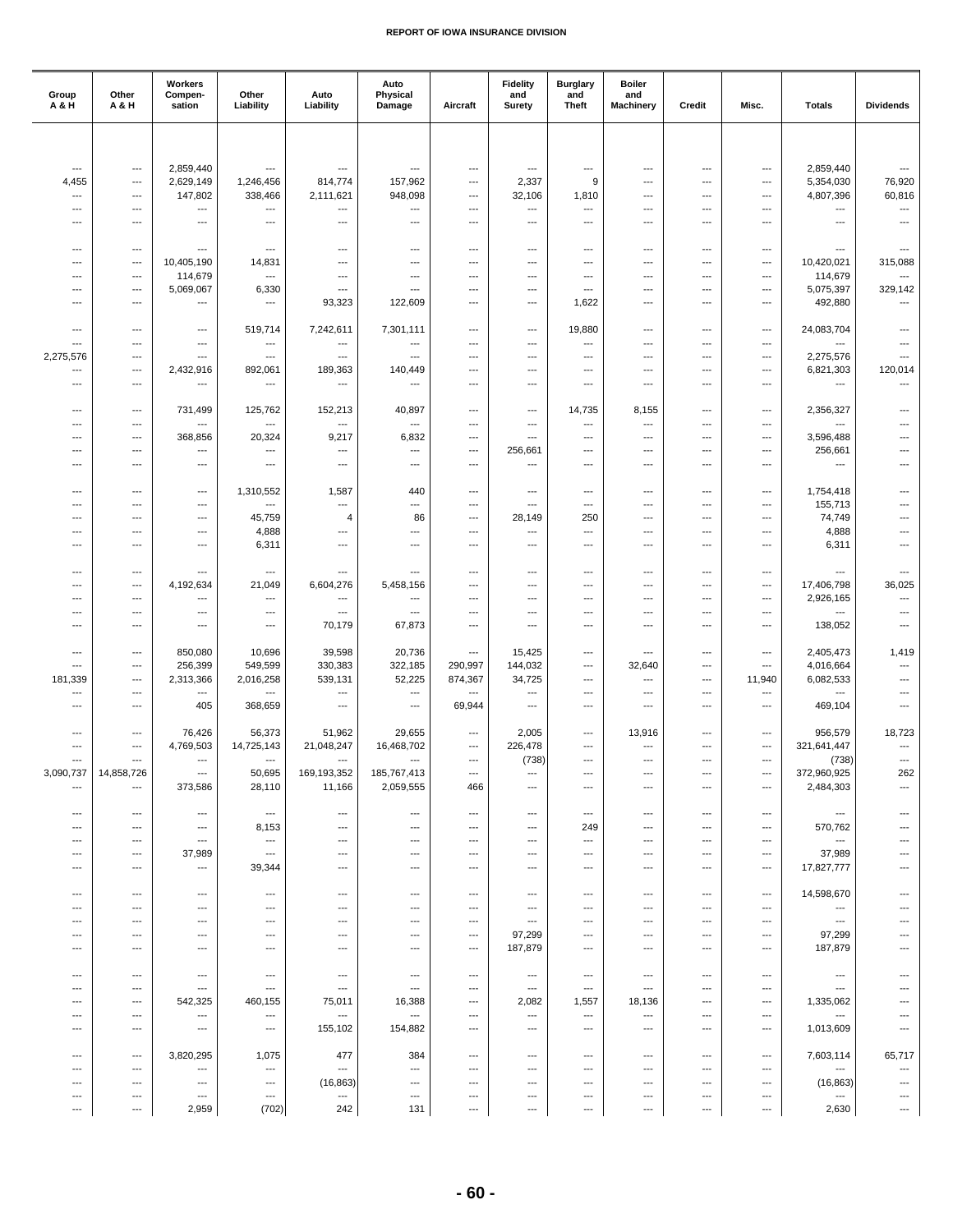| Group A & H | Other A & H | Workers Compen-sation | Other Liability | Auto Liability | Auto Physical Damage | Aircraft | Fidelity and Surety | Burglary and Theft | Boiler and Machinery | Credit | Misc. | Totals | Dividends |
|---|---|---|---|---|---|---|---|---|---|---|---|---|---|
| --- | --- | 2,859,440 | --- | --- | --- | --- | --- | --- | --- | --- | --- | 2,859,440 | --- |
| 4,455 | --- | 2,629,149 | 1,246,456 | 814,774 | 157,962 | --- | 2,337 | 9 | --- | --- | --- | 5,354,030 | 76,920 |
| --- | --- | 147,802 | 338,466 | 2,111,621 | 948,098 | --- | 32,106 | 1,810 | --- | --- | --- | 4,807,396 | 60,816 |
| --- | --- | --- | --- | --- | --- | --- | --- | --- | --- | --- | --- | --- | --- |
| --- | --- | --- | --- | --- | --- | --- | --- | --- | --- | --- | --- | --- | --- |
| --- | --- | --- | --- | --- | --- | --- | --- | --- | --- | --- | --- | --- | --- |
| --- | --- | 10,405,190 | 14,831 | --- | --- | --- | --- | --- | --- | --- | --- | 10,420,021 | 315,088 |
| --- | --- | 114,679 | --- | --- | --- | --- | --- | --- | --- | --- | --- | 114,679 | --- |
| --- | --- | 5,069,067 | 6,330 | --- | --- | --- | --- | --- | --- | --- | --- | 5,075,397 | 329,142 |
| --- | --- | --- | --- | 93,323 | 122,609 | --- | --- | 1,622 | --- | --- | --- | 492,880 | --- |
| --- | --- | --- | 519,714 | 7,242,611 | 7,301,111 | --- | --- | 19,880 | --- | --- | --- | 24,083,704 | --- |
| --- | --- | --- | --- | --- | --- | --- | --- | --- | --- | --- | --- | --- | --- |
| 2,275,576 | --- | --- | --- | --- | --- | --- | --- | --- | --- | --- | --- | 2,275,576 | --- |
| --- | --- | 2,432,916 | 892,061 | 189,363 | 140,449 | --- | --- | --- | --- | --- | --- | 6,821,303 | 120,014 |
| --- | --- | --- | --- | --- | --- | --- | --- | --- | --- | --- | --- | --- | --- |
| --- | --- | 731,499 | 125,762 | 152,213 | 40,897 | --- | --- | 14,735 | 8,155 | --- | --- | 2,356,327 | --- |
| --- | --- | --- | --- | --- | --- | --- | --- | --- | --- | --- | --- | --- | --- |
| --- | --- | 368,856 | 20,324 | 9,217 | 6,832 | --- | --- | --- | --- | --- | --- | 3,596,488 | --- |
| --- | --- | --- | --- | --- | --- | --- | 256,661 | --- | --- | --- | --- | 256,661 | --- |
| --- | --- | --- | --- | --- | --- | --- | --- | --- | --- | --- | --- | --- | --- |
| --- | --- | --- | 1,310,552 | 1,587 | 440 | --- | --- | --- | --- | --- | --- | 1,754,418 | --- |
| --- | --- | --- | --- | --- | --- | --- | --- | --- | --- | --- | --- | 155,713 | --- |
| --- | --- | --- | 45,759 | 4 | 86 | --- | 28,149 | 250 | --- | --- | --- | 74,749 | --- |
| --- | --- | --- | 4,888 | --- | --- | --- | --- | --- | --- | --- | --- | 4,888 | --- |
| --- | --- | --- | 6,311 | --- | --- | --- | --- | --- | --- | --- | --- | 6,311 | --- |
| --- | --- | --- | --- | --- | --- | --- | --- | --- | --- | --- | --- | --- | --- |
| --- | --- | 4,192,634 | 21,049 | 6,604,276 | 5,458,156 | --- | --- | --- | --- | --- | --- | 17,406,798 | 36,025 |
| --- | --- | --- | --- | --- | --- | --- | --- | --- | --- | --- | --- | 2,926,165 | --- |
| --- | --- | --- | --- | --- | --- | --- | --- | --- | --- | --- | --- | --- | --- |
| --- | --- | --- | --- | 70,179 | 67,873 | --- | --- | --- | --- | --- | --- | 138,052 | --- |
| --- | --- | 850,080 | 10,696 | 39,598 | 20,736 | --- | 15,425 | --- | --- | --- | --- | 2,405,473 | 1,419 |
| --- | --- | 256,399 | 549,599 | 330,383 | 322,185 | 290,997 | 144,032 | --- | 32,640 | --- | --- | 4,016,664 | --- |
| 181,339 | --- | 2,313,366 | 2,016,258 | 539,131 | 52,225 | 874,367 | 34,725 | --- | --- | --- | 11,940 | 6,082,533 | --- |
| --- | --- | --- | --- | --- | --- | --- | --- | --- | --- | --- | --- | --- | --- |
| --- | --- | 405 | 368,659 | --- | --- | 69,944 | --- | --- | --- | --- | --- | 469,104 | --- |
| --- | --- | 76,426 | 56,373 | 51,962 | 29,655 | --- | 2,005 | --- | 13,916 | --- | --- | 956,579 | 18,723 |
| --- | --- | 4,769,503 | 14,725,143 | 21,048,247 | 16,468,702 | --- | 226,478 | --- | --- | --- | --- | 321,641,447 | --- |
| --- | --- | --- | --- | --- | --- | --- | (738) | --- | --- | --- | --- | (738) | --- |
| 3,090,737 | 14,858,726 | --- | 50,695 | 169,193,352 | 185,767,413 | --- | --- | --- | --- | --- | --- | 372,960,925 | 262 |
| --- | --- | 373,586 | 28,110 | 11,166 | 2,059,555 | 466 | --- | --- | --- | --- | --- | 2,484,303 | --- |
| --- | --- | --- | --- | --- | --- | --- | --- | --- | --- | --- | --- | --- | --- |
| --- | --- | --- | 8,153 | --- | --- | --- | --- | 249 | --- | --- | --- | 570,762 | --- |
| --- | --- | --- | --- | --- | --- | --- | --- | --- | --- | --- | --- | --- | --- |
| --- | --- | 37,989 | --- | --- | --- | --- | --- | --- | --- | --- | --- | 37,989 | --- |
| --- | --- | --- | 39,344 | --- | --- | --- | --- | --- | --- | --- | --- | 17,827,777 | --- |
| --- | --- | --- | --- | --- | --- | --- | --- | --- | --- | --- | --- | 14,598,670 | --- |
| --- | --- | --- | --- | --- | --- | --- | --- | --- | --- | --- | --- | --- | --- |
| --- | --- | --- | --- | --- | --- | --- | --- | --- | --- | --- | --- | --- | --- |
| --- | --- | --- | --- | --- | --- | --- | 97,299 | --- | --- | --- | --- | 97,299 | --- |
| --- | --- | --- | --- | --- | --- | --- | 187,879 | --- | --- | --- | --- | 187,879 | --- |
| --- | --- | --- | --- | --- | --- | --- | --- | --- | --- | --- | --- | --- | --- |
| --- | --- | --- | --- | --- | --- | --- | --- | --- | --- | --- | --- | --- | --- |
| --- | --- | 542,325 | 460,155 | 75,011 | 16,388 | --- | 2,082 | 1,557 | 18,136 | --- | --- | 1,335,062 | --- |
| --- | --- | --- | --- | --- | --- | --- | --- | --- | --- | --- | --- | --- | --- |
| --- | --- | --- | --- | 155,102 | 154,882 | --- | --- | --- | --- | --- | --- | 1,013,609 | --- |
| --- | --- | 3,820,295 | 1,075 | 477 | 384 | --- | --- | --- | --- | --- | --- | 7,603,114 | 65,717 |
| --- | --- | --- | --- | --- | --- | --- | --- | --- | --- | --- | --- | --- | --- |
| --- | --- | --- | --- | (16,863) | --- | --- | --- | --- | --- | --- | --- | (16,863) | --- |
| --- | --- | --- | --- | --- | --- | --- | --- | --- | --- | --- | --- | --- | --- |
| --- | --- | 2,959 | (702) | 242 | 131 | --- | --- | --- | --- | --- | --- | 2,630 | --- |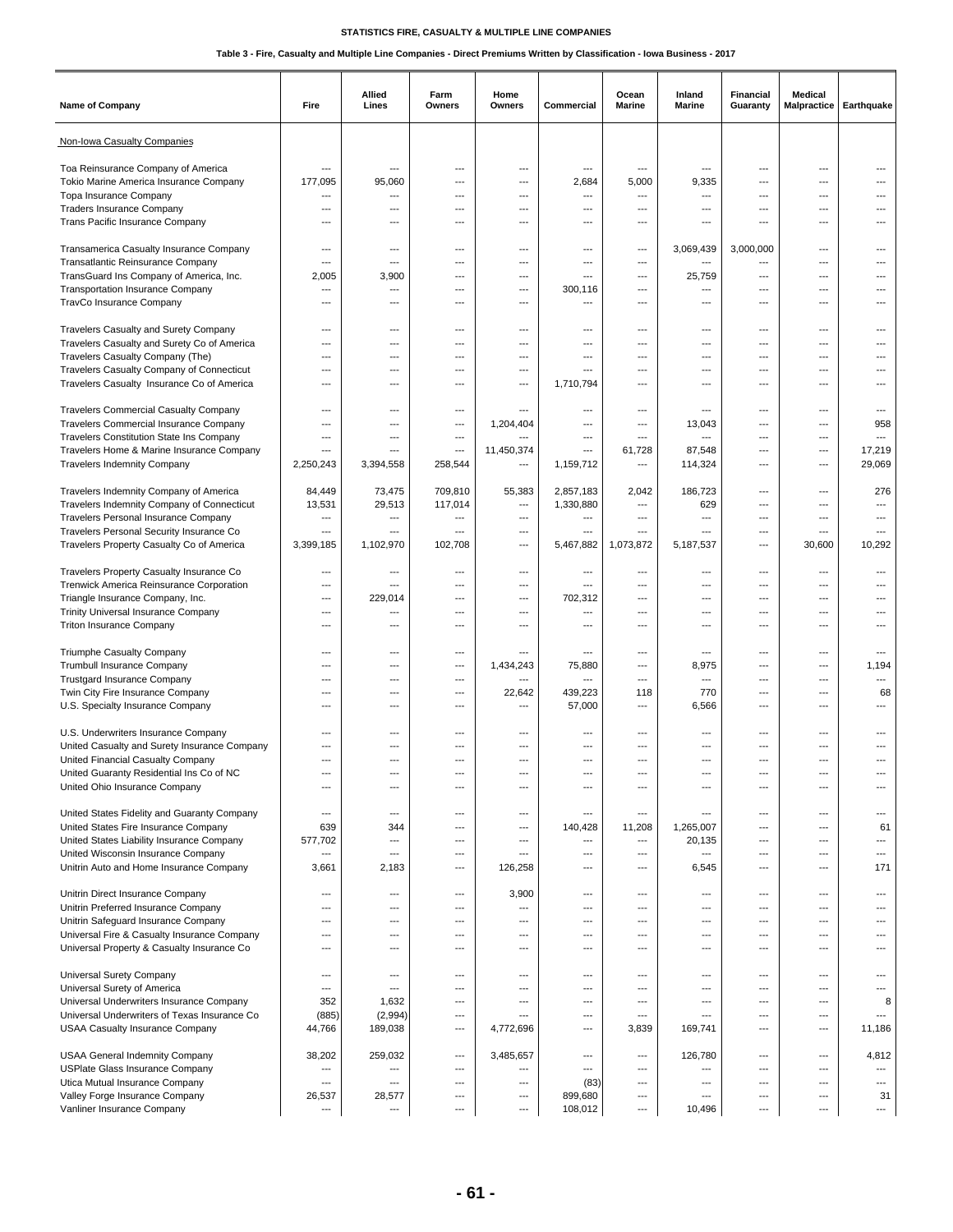STATISTICS FIRE, CASUALTY & MULTIPLE LINE COMPANIES

Table 3 - Fire, Casualty and Multiple Line Companies - Direct Premiums Written by Classification - Iowa Business - 2017

| Name of Company | Fire | Allied Lines | Farm Owners | Home Owners | Commercial | Ocean Marine | Inland Marine | Financial Guaranty | Medical Malpractice | Earthquake |
|---|---|---|---|---|---|---|---|---|---|---|
| Non-Iowa Casualty Companies | | | | | | | | | | |
| Toa Reinsurance Company of America | --- | --- | --- | --- | --- | --- | --- | --- | --- | --- |
| Tokio Marine America Insurance Company | 177,095 | 95,060 | --- | --- | 2,684 | 5,000 | 9,335 | --- | --- | --- |
| Topa Insurance Company | --- | --- | --- | --- | --- | --- | --- | --- | --- | --- |
| Traders Insurance Company | --- | --- | --- | --- | --- | --- | --- | --- | --- | --- |
| Trans Pacific Insurance Company | --- | --- | --- | --- | --- | --- | --- | --- | --- | --- |
| Transamerica Casualty Insurance Company | --- | --- | --- | --- | --- | --- | 3,069,439 | 3,000,000 | --- | --- |
| Transatlantic Reinsurance Company | --- | --- | --- | --- | --- | --- | --- | --- | --- | --- |
| TransGuard Ins Company of America, Inc. | 2,005 | 3,900 | --- | --- | --- | --- | 25,759 | --- | --- | --- |
| Transportation Insurance Company | --- | --- | --- | --- | 300,116 | --- | --- | --- | --- | --- |
| TravCo Insurance Company | --- | --- | --- | --- | --- | --- | --- | --- | --- | --- |
| Travelers Casualty and Surety Company | --- | --- | --- | --- | --- | --- | --- | --- | --- | --- |
| Travelers Casualty and Surety Co of America | --- | --- | --- | --- | --- | --- | --- | --- | --- | --- |
| Travelers Casualty Company (The) | --- | --- | --- | --- | --- | --- | --- | --- | --- | --- |
| Travelers Casualty Company of Connecticut | --- | --- | --- | --- | --- | --- | --- | --- | --- | --- |
| Travelers Casualty Insurance Co of America | --- | --- | --- | --- | 1,710,794 | --- | --- | --- | --- | --- |
| Travelers Commercial Casualty Company | --- | --- | --- | --- | --- | --- | --- | --- | --- | --- |
| Travelers Commercial Insurance Company | --- | --- | --- | 1,204,404 | --- | --- | 13,043 | --- | --- | 958 |
| Travelers Constitution State Ins Company | --- | --- | --- | --- | --- | --- | --- | --- | --- | --- |
| Travelers Home & Marine Insurance Company | --- | --- | --- | 11,450,374 | --- | 61,728 | 87,548 | --- | --- | 17,219 |
| Travelers Indemnity Company | 2,250,243 | 3,394,558 | 258,544 | --- | 1,159,712 | --- | 114,324 | --- | --- | 29,069 |
| Travelers Indemnity Company of America | 84,449 | 73,475 | 709,810 | 55,383 | 2,857,183 | 2,042 | 186,723 | --- | --- | 276 |
| Travelers Indemnity Company of Connecticut | 13,531 | 29,513 | 117,014 | --- | 1,330,880 | --- | 629 | --- | --- | --- |
| Travelers Personal Insurance Company | --- | --- | --- | --- | --- | --- | --- | --- | --- | --- |
| Travelers Personal Security Insurance Co | --- | --- | --- | --- | --- | --- | --- | --- | --- | --- |
| Travelers Property Casualty Co of America | 3,399,185 | 1,102,970 | 102,708 | --- | 5,467,882 | 1,073,872 | 5,187,537 | --- | 30,600 | 10,292 |
| Travelers Property Casualty Insurance Co | --- | --- | --- | --- | --- | --- | --- | --- | --- | --- |
| Trenwick America Reinsurance Corporation | --- | --- | --- | --- | --- | --- | --- | --- | --- | --- |
| Triangle Insurance Company, Inc. | --- | 229,014 | --- | --- | 702,312 | --- | --- | --- | --- | --- |
| Trinity Universal Insurance Company | --- | --- | --- | --- | --- | --- | --- | --- | --- | --- |
| Triton Insurance Company | --- | --- | --- | --- | --- | --- | --- | --- | --- | --- |
| Triumphe Casualty Company | --- | --- | --- | --- | --- | --- | --- | --- | --- | --- |
| Trumbull Insurance Company | --- | --- | --- | 1,434,243 | 75,880 | --- | 8,975 | --- | --- | 1,194 |
| Trustgard Insurance Company | --- | --- | --- | --- | --- | --- | --- | --- | --- | --- |
| Twin City Fire Insurance Company | --- | --- | --- | 22,642 | 439,223 | 118 | 770 | --- | --- | 68 |
| U.S. Specialty Insurance Company | --- | --- | --- | --- | 57,000 | --- | 6,566 | --- | --- | --- |
| U.S. Underwriters Insurance Company | --- | --- | --- | --- | --- | --- | --- | --- | --- | --- |
| United Casualty and Surety Insurance Company | --- | --- | --- | --- | --- | --- | --- | --- | --- | --- |
| United Financial Casualty Company | --- | --- | --- | --- | --- | --- | --- | --- | --- | --- |
| United Guaranty Residential Ins Co of NC | --- | --- | --- | --- | --- | --- | --- | --- | --- | --- |
| United Ohio Insurance Company | --- | --- | --- | --- | --- | --- | --- | --- | --- | --- |
| United States Fidelity and Guaranty Company | --- | --- | --- | --- | --- | --- | --- | --- | --- | --- |
| United States Fire Insurance Company | 639 | 344 | --- | --- | 140,428 | 11,208 | 1,265,007 | --- | --- | 61 |
| United States Liability Insurance Company | 577,702 | --- | --- | --- | --- | --- | 20,135 | --- | --- | --- |
| United Wisconsin Insurance Company | --- | --- | --- | --- | --- | --- | --- | --- | --- | --- |
| Unitrin Auto and Home Insurance Company | 3,661 | 2,183 | --- | 126,258 | --- | --- | 6,545 | --- | --- | 171 |
| Unitrin Direct Insurance Company | --- | --- | --- | 3,900 | --- | --- | --- | --- | --- | --- |
| Unitrin Preferred Insurance Company | --- | --- | --- | --- | --- | --- | --- | --- | --- | --- |
| Unitrin Safeguard Insurance Company | --- | --- | --- | --- | --- | --- | --- | --- | --- | --- |
| Universal Fire & Casualty Insurance Company | --- | --- | --- | --- | --- | --- | --- | --- | --- | --- |
| Universal Property & Casualty Insurance Co | --- | --- | --- | --- | --- | --- | --- | --- | --- | --- |
| Universal Surety Company | --- | --- | --- | --- | --- | --- | --- | --- | --- | --- |
| Universal Surety of America | --- | --- | --- | --- | --- | --- | --- | --- | --- | --- |
| Universal Underwriters Insurance Company | 352 | 1,632 | --- | --- | --- | --- | --- | --- | --- | 8 |
| Universal Underwriters of Texas Insurance Co | (885) | (2,994) | --- | --- | --- | --- | --- | --- | --- | --- |
| USAA Casualty Insurance Company | 44,766 | 189,038 | --- | 4,772,696 | --- | 3,839 | 169,741 | --- | --- | 11,186 |
| USAA General Indemnity Company | 38,202 | 259,032 | --- | 3,485,657 | --- | --- | 126,780 | --- | --- | 4,812 |
| USPlate Glass Insurance Company | --- | --- | --- | --- | --- | --- | --- | --- | --- | --- |
| Utica Mutual Insurance Company | --- | --- | --- | --- | (83) | --- | --- | --- | --- | --- |
| Valley Forge Insurance Company | 26,537 | 28,577 | --- | --- | 899,680 | --- | --- | --- | --- | 31 |
| Vanliner Insurance Company | --- | --- | --- | --- | 108,012 | --- | 10,496 | --- | --- | --- |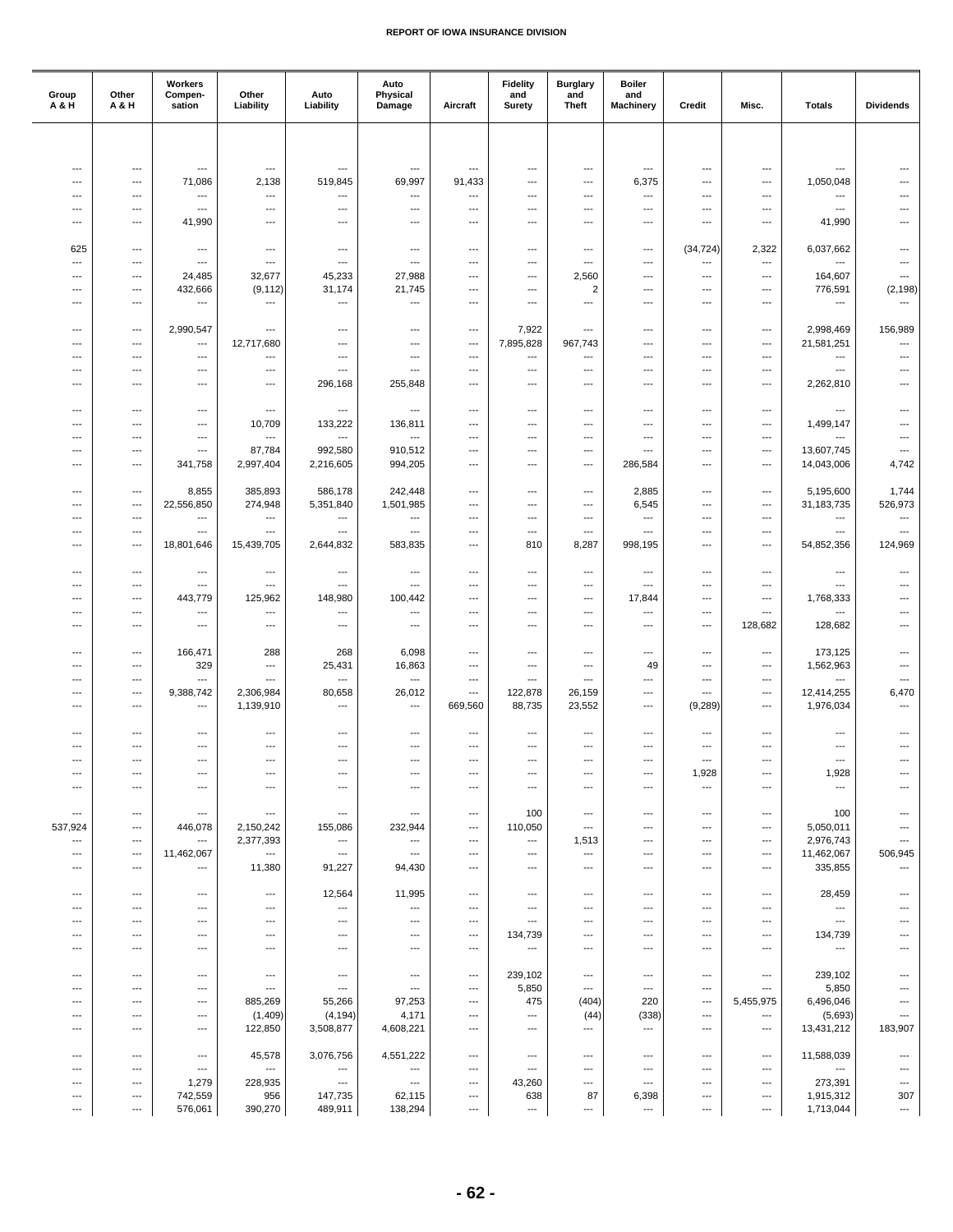| Group A & H | Other A & H | Workers Compen- sation | Other Liability | Auto Liability | Auto Physical Damage | Aircraft | Fidelity and Surety | Burglary and Theft | Boiler and Machinery | Credit | Misc. | Totals | Dividends |
|---|---|---|---|---|---|---|---|---|---|---|---|---|---|
| --- | --- | --- | --- | --- | --- | --- | --- | --- | --- | --- | --- | --- | --- |
| --- | --- | 71,086 | 2,138 | 519,845 | 69,997 | 91,433 | --- | --- | 6,375 | --- | --- | 1,050,048 | --- |
| --- | --- | --- | --- | --- | --- | --- | --- | --- | --- | --- | --- | --- | --- |
| --- | --- | --- | --- | --- | --- | --- | --- | --- | --- | --- | --- | --- | --- |
| --- | --- | 41,990 | --- | --- | --- | --- | --- | --- | --- | --- | --- | 41,990 | --- |
| 625 | --- | --- | --- | --- | --- | --- | --- | --- | --- | (34,724) | 2,322 | 6,037,662 | --- |
| --- | --- | --- | --- | --- | --- | --- | --- | --- | --- | --- | --- | --- | --- |
| --- | --- | 24,485 | 32,677 | 45,233 | 27,988 | --- | --- | 2,560 | --- | --- | --- | 164,607 | --- |
| --- | --- | 432,666 | (9,112) | 31,174 | 21,745 | --- | --- | 2 | --- | --- | --- | 776,591 | (2,198) |
| --- | --- | --- | --- | --- | --- | --- | --- | --- | --- | --- | --- | --- | --- |
| --- | --- | 2,990,547 | --- | --- | --- | --- | 7,922 | --- | --- | --- | --- | 2,998,469 | 156,989 |
| --- | --- | --- | 12,717,680 | --- | --- | --- | 7,895,828 | 967,743 | --- | --- | --- | 21,581,251 | --- |
| --- | --- | --- | --- | --- | --- | --- | --- | --- | --- | --- | --- | --- | --- |
| --- | --- | --- | --- | --- | --- | --- | --- | --- | --- | --- | --- | --- | --- |
| --- | --- | --- | --- | 296,168 | 255,848 | --- | --- | --- | --- | --- | --- | 2,262,810 | --- |
| --- | --- | --- | --- | --- | --- | --- | --- | --- | --- | --- | --- | --- | --- |
| --- | --- | --- | 10,709 | 133,222 | 136,811 | --- | --- | --- | --- | --- | --- | 1,499,147 | --- |
| --- | --- | --- | --- | --- | --- | --- | --- | --- | --- | --- | --- | --- | --- |
| --- | --- | --- | 87,784 | 992,580 | 910,512 | --- | --- | --- | --- | --- | --- | 13,607,745 | --- |
| --- | --- | 341,758 | 2,997,404 | 2,216,605 | 994,205 | --- | --- | --- | 286,584 | --- | --- | 14,043,006 | 4,742 |
| --- | --- | 8,855 | 385,893 | 586,178 | 242,448 | --- | --- | --- | 2,885 | --- | --- | 5,195,600 | 1,744 |
| --- | --- | 22,556,850 | 274,948 | 5,351,840 | 1,501,985 | --- | --- | --- | 6,545 | --- | --- | 31,183,735 | 526,973 |
| --- | --- | --- | --- | --- | --- | --- | --- | --- | --- | --- | --- | --- | --- |
| --- | --- | --- | --- | --- | --- | --- | --- | --- | --- | --- | --- | --- | --- |
| --- | --- | 18,801,646 | 15,439,705 | 2,644,832 | 583,835 | --- | 810 | 8,287 | 998,195 | --- | --- | 54,852,356 | 124,969 |
| --- | --- | --- | --- | --- | --- | --- | --- | --- | --- | --- | --- | --- | --- |
| --- | --- | --- | --- | --- | --- | --- | --- | --- | --- | --- | --- | --- | --- |
| --- | --- | 443,779 | 125,962 | 148,980 | 100,442 | --- | --- | --- | 17,844 | --- | --- | 1,768,333 | --- |
| --- | --- | --- | --- | --- | --- | --- | --- | --- | --- | --- | --- | --- | --- |
| --- | --- | --- | --- | --- | --- | --- | --- | --- | --- | --- | 128,682 | 128,682 | --- |
| --- | --- | 166,471 | 288 | 268 | 6,098 | --- | --- | --- | --- | --- | --- | 173,125 | --- |
| --- | --- | 329 | --- | 25,431 | 16,863 | --- | --- | --- | 49 | --- | --- | 1,562,963 | --- |
| --- | --- | --- | --- | --- | --- | --- | --- | --- | --- | --- | --- | --- | --- |
| --- | --- | 9,388,742 | 2,306,984 | 80,658 | 26,012 | --- | 122,878 | 26,159 | --- | --- | --- | 12,414,255 | 6,470 |
| --- | --- | --- | 1,139,910 | --- | --- | 669,560 | 88,735 | 23,552 | --- | (9,289) | --- | 1,976,034 | --- |
| --- | --- | --- | --- | --- | --- | --- | --- | --- | --- | --- | --- | --- | --- |
| --- | --- | --- | --- | --- | --- | --- | --- | --- | --- | --- | --- | --- | --- |
| --- | --- | --- | --- | --- | --- | --- | --- | --- | --- | --- | --- | --- | --- |
| --- | --- | --- | --- | --- | --- | --- | --- | --- | --- | 1,928 | --- | 1,928 | --- |
| --- | --- | --- | --- | --- | --- | --- | --- | --- | --- | --- | --- | --- | --- |
| --- | --- | --- | --- | --- | --- | --- | 100 | --- | --- | --- | --- | 100 | --- |
| 537,924 | --- | 446,078 | 2,150,242 | 155,086 | 232,944 | --- | 110,050 | --- | --- | --- | --- | 5,050,011 | --- |
| --- | --- | --- | 2,377,393 | --- | --- | --- | --- | 1,513 | --- | --- | --- | 2,976,743 | --- |
| --- | --- | 11,462,067 | --- | --- | --- | --- | --- | --- | --- | --- | --- | 11,462,067 | 506,945 |
| --- | --- | --- | 11,380 | 91,227 | 94,430 | --- | --- | --- | --- | --- | --- | 335,855 | --- |
| --- | --- | --- | --- | 12,564 | 11,995 | --- | --- | --- | --- | --- | --- | 28,459 | --- |
| --- | --- | --- | --- | --- | --- | --- | --- | --- | --- | --- | --- | --- | --- |
| --- | --- | --- | --- | --- | --- | --- | --- | --- | --- | --- | --- | --- | --- |
| --- | --- | --- | --- | --- | --- | --- | 134,739 | --- | --- | --- | --- | 134,739 | --- |
| --- | --- | --- | --- | --- | --- | --- | --- | --- | --- | --- | --- | --- | --- |
| --- | --- | --- | --- | --- | --- | --- | 239,102 | --- | --- | --- | --- | 239,102 | --- |
| --- | --- | --- | --- | --- | --- | --- | 5,850 | --- | --- | --- | --- | 5,850 | --- |
| --- | --- | --- | 885,269 | 55,266 | 97,253 | --- | 475 | (404) | 220 | --- | 5,455,975 | 6,496,046 | --- |
| --- | --- | --- | (1,409) | (4,194) | 4,171 | --- | --- | (44) | (338) | --- | --- | (5,693) | --- |
| --- | --- | --- | 122,850 | 3,508,877 | 4,608,221 | --- | --- | --- | --- | --- | --- | 13,431,212 | 183,907 |
| --- | --- | --- | 45,578 | 3,076,756 | 4,551,222 | --- | --- | --- | --- | --- | --- | 11,588,039 | --- |
| --- | --- | --- | --- | --- | --- | --- | --- | --- | --- | --- | --- | --- | --- |
| --- | --- | 1,279 | 228,935 | --- | --- | --- | 43,260 | --- | --- | --- | --- | 273,391 | --- |
| --- | --- | 742,559 | 956 | 147,735 | 62,115 | --- | 638 | 87 | 6,398 | --- | --- | 1,915,312 | 307 |
| --- | --- | 576,061 | 390,270 | 489,911 | 138,294 | --- | --- | --- | --- | --- | --- | 1,713,044 | --- |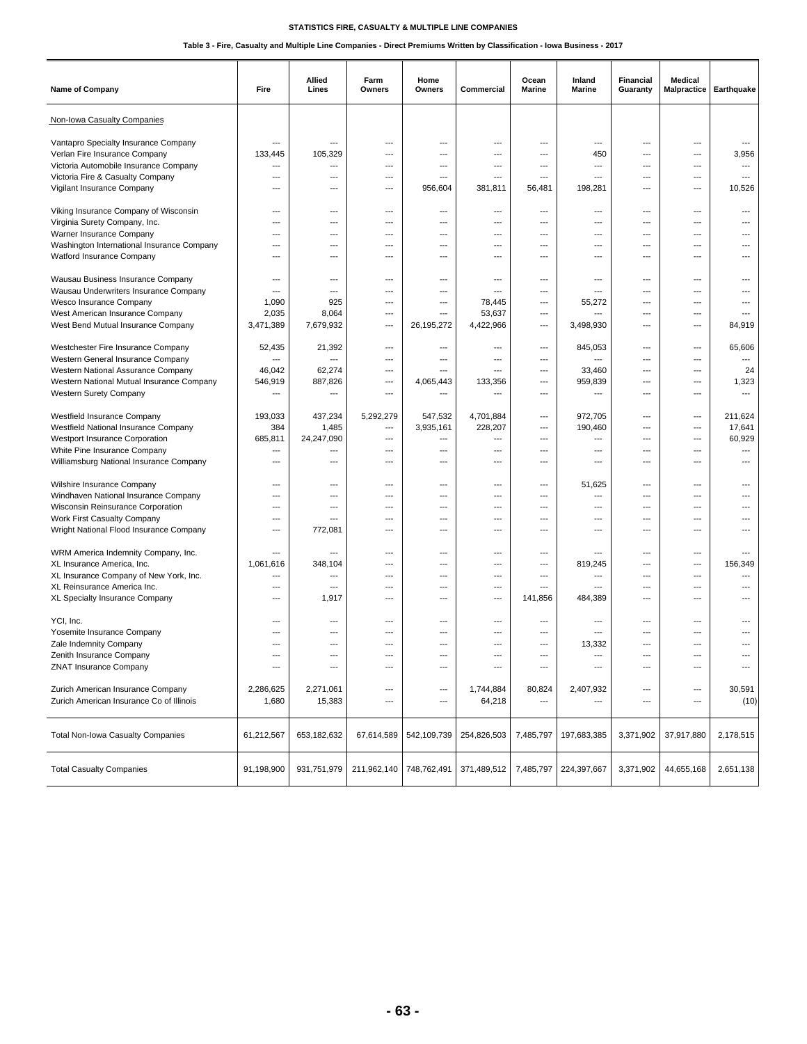**STATISTICS FIRE, CASUALTY & MULTIPLE LINE COMPANIES**

**Table 3 - Fire, Casualty and Multiple Line Companies - Direct Premiums Written by Classification - Iowa Business - 2017**

| Name of Company | Fire | Allied Lines | Farm Owners | Home Owners | Commercial | Ocean Marine | Inland Marine | Financial Guaranty | Medical Malpractice | Earthquake |
|---|---|---|---|---|---|---|---|---|---|---|
| Non-Iowa Casualty Companies | | | | | | | | | | |
| Vantapro Specialty Insurance Company | --- | --- | --- | --- | --- | --- | --- | --- | --- | --- |
| Verlan Fire Insurance Company | 133,445 | 105,329 | --- | --- | --- | --- | 450 | --- | --- | 3,956 |
| Victoria Automobile Insurance Company | --- | --- | --- | --- | --- | --- | --- | --- | --- | --- |
| Victoria Fire & Casualty Company | --- | --- | --- | --- | --- | --- | --- | --- | --- | --- |
| Vigilant Insurance Company | --- | --- | --- | 956,604 | 381,811 | 56,481 | 198,281 | --- | --- | 10,526 |
| Viking Insurance Company of Wisconsin | --- | --- | --- | --- | --- | --- | --- | --- | --- | --- |
| Virginia Surety Company, Inc. | --- | --- | --- | --- | --- | --- | --- | --- | --- | --- |
| Warner Insurance Company | --- | --- | --- | --- | --- | --- | --- | --- | --- | --- |
| Washington International Insurance Company | --- | --- | --- | --- | --- | --- | --- | --- | --- | --- |
| Watford Insurance Company | --- | --- | --- | --- | --- | --- | --- | --- | --- | --- |
| Wausau Business Insurance Company | --- | --- | --- | --- | --- | --- | --- | --- | --- | --- |
| Wausau Underwriters Insurance Company | --- | --- | --- | --- | --- | --- | --- | --- | --- | --- |
| Wesco Insurance Company | 1,090 | 925 | --- | --- | 78,445 | --- | 55,272 | --- | --- | --- |
| West American Insurance Company | 2,035 | 8,064 | --- | --- | 53,637 | --- | --- | --- | --- | --- |
| West Bend Mutual Insurance Company | 3,471,389 | 7,679,932 | --- | 26,195,272 | 4,422,966 | --- | 3,498,930 | --- | --- | 84,919 |
| Westchester Fire Insurance Company | 52,435 | 21,392 | --- | --- | --- | --- | 845,053 | --- | --- | 65,606 |
| Western General Insurance Company | --- | --- | --- | --- | --- | --- | --- | --- | --- | --- |
| Western National Assurance Company | 46,042 | 62,274 | --- | --- | --- | --- | 33,460 | --- | --- | 24 |
| Western National Mutual Insurance Company | 546,919 | 887,826 | --- | 4,065,443 | 133,356 | --- | 959,839 | --- | --- | 1,323 |
| Western Surety Company | --- | --- | --- | --- | --- | --- | --- | --- | --- | --- |
| Westfield Insurance Company | 193,033 | 437,234 | 5,292,279 | 547,532 | 4,701,884 | --- | 972,705 | --- | --- | 211,624 |
| Westfield National Insurance Company | 384 | 1,485 | --- | 3,935,161 | 228,207 | --- | 190,460 | --- | --- | 17,641 |
| Westport Insurance Corporation | 685,811 | 24,247,090 | --- | --- | --- | --- | --- | --- | --- | 60,929 |
| White Pine Insurance Company | --- | --- | --- | --- | --- | --- | --- | --- | --- | --- |
| Williamsburg National Insurance Company | --- | --- | --- | --- | --- | --- | --- | --- | --- | --- |
| Wilshire Insurance Company | --- | --- | --- | --- | --- | --- | 51,625 | --- | --- | --- |
| Windhaven National Insurance Company | --- | --- | --- | --- | --- | --- | --- | --- | --- | --- |
| Wisconsin Reinsurance Corporation | --- | --- | --- | --- | --- | --- | --- | --- | --- | --- |
| Work First Casualty Company | --- | --- | --- | --- | --- | --- | --- | --- | --- | --- |
| Wright National Flood Insurance Company | --- | 772,081 | --- | --- | --- | --- | --- | --- | --- | --- |
| WRM America Indemnity Company, Inc. | --- | --- | --- | --- | --- | --- | --- | --- | --- | --- |
| XL Insurance America, Inc. | 1,061,616 | 348,104 | --- | --- | --- | --- | 819,245 | --- | --- | 156,349 |
| XL Insurance Company of New York, Inc. | --- | --- | --- | --- | --- | --- | --- | --- | --- | --- |
| XL Reinsurance America Inc. | --- | --- | --- | --- | --- | --- | --- | --- | --- | --- |
| XL Specialty Insurance Company | --- | 1,917 | --- | --- | --- | 141,856 | 484,389 | --- | --- | --- |
| YCI, Inc. | --- | --- | --- | --- | --- | --- | --- | --- | --- | --- |
| Yosemite Insurance Company | --- | --- | --- | --- | --- | --- | --- | --- | --- | --- |
| Zale Indemnity Company | --- | --- | --- | --- | --- | --- | 13,332 | --- | --- | --- |
| Zenith Insurance Company | --- | --- | --- | --- | --- | --- | --- | --- | --- | --- |
| ZNAT Insurance Company | --- | --- | --- | --- | --- | --- | --- | --- | --- | --- |
| Zurich American Insurance Company | 2,286,625 | 2,271,061 | --- | --- | 1,744,884 | 80,824 | 2,407,932 | --- | --- | 30,591 |
| Zurich American Insurance Co of Illinois | 1,680 | 15,383 | --- | --- | 64,218 | --- | --- | --- | --- | (10) |
| Total Non-Iowa Casualty Companies | 61,212,567 | 653,182,632 | 67,614,589 | 542,109,739 | 254,826,503 | 7,485,797 | 197,683,385 | 3,371,902 | 37,917,880 | 2,178,515 |
| Total Casualty Companies | 91,198,900 | 931,751,979 | 211,962,140 | 748,762,491 | 371,489,512 | 7,485,797 | 224,397,667 | 3,371,902 | 44,655,168 | 2,651,138 |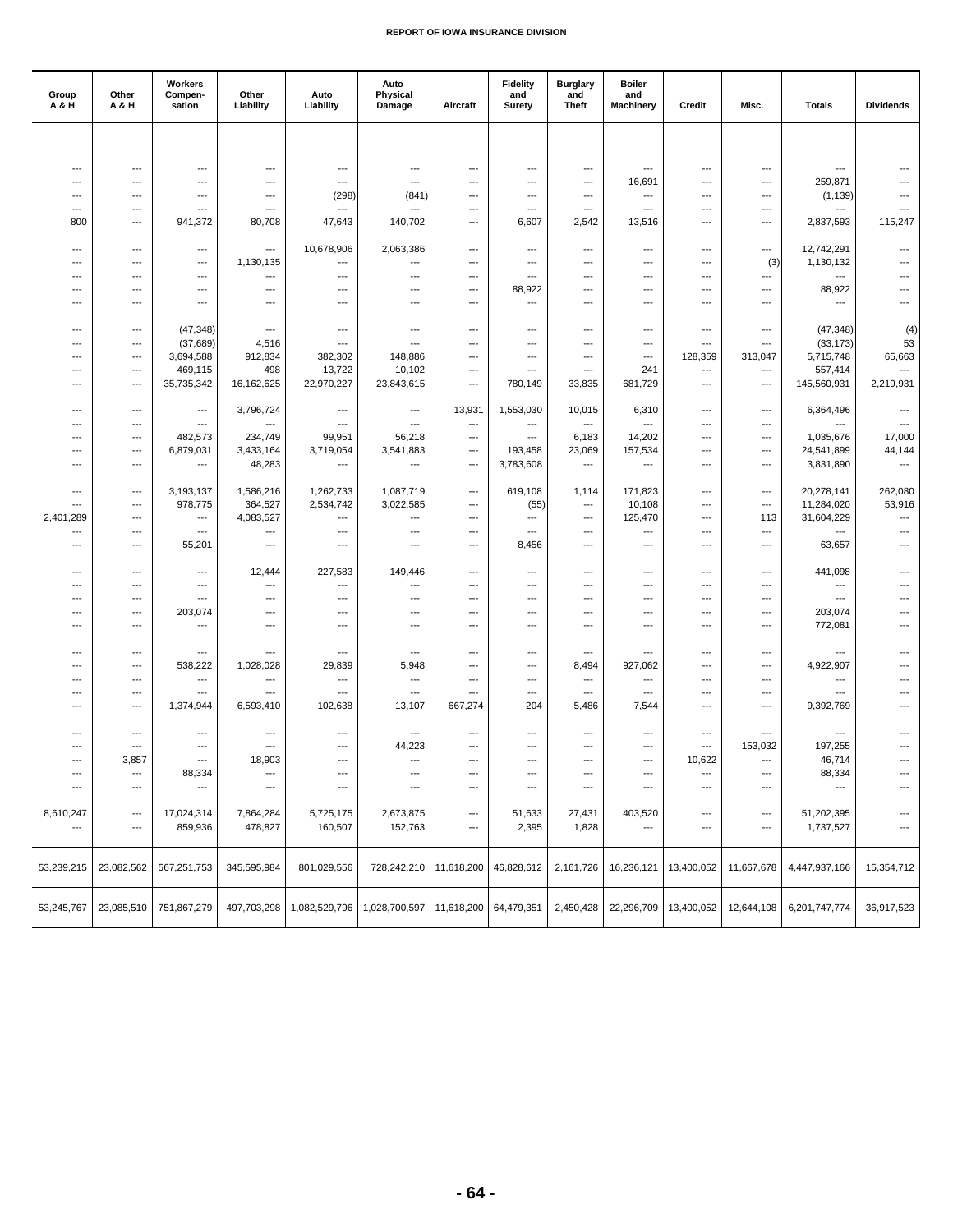REPORT OF IOWA INSURANCE DIVISION

| Group A & H | Other A & H | Workers Compen-sation | Other Liability | Auto Liability | Auto Physical Damage | Aircraft | Fidelity and Surety | Burglary and Theft | Boiler and Machinery | Credit | Misc. | Totals | Dividends |
|---|---|---|---|---|---|---|---|---|---|---|---|---|---|
| --- | --- | --- | --- | --- | --- | --- | --- | --- | --- | --- | --- | --- | --- |
| --- | --- | --- | --- | --- | --- | --- | --- | --- | 16,691 | --- | --- | 259,871 | --- |
| --- | --- | --- | --- | (298) | (841) | --- | --- | --- | --- | --- | --- | (1,139) | --- |
| --- | --- | --- | --- | --- | --- | --- | --- | --- | --- | --- | --- | --- | --- |
| 800 | --- | 941,372 | 80,708 | 47,643 | 140,702 | --- | 6,607 | 2,542 | 13,516 | --- | --- | 2,837,593 | 115,247 |
| --- | --- | --- | --- | 10,678,906 | 2,063,386 | --- | --- | --- | --- | --- | --- | 12,742,291 | --- |
| --- | --- | --- | 1,130,135 | --- | --- | --- | --- | --- | --- | --- | (3) | 1,130,132 | --- |
| --- | --- | --- | --- | --- | --- | --- | --- | --- | --- | --- | --- | --- | --- |
| --- | --- | --- | --- | --- | --- | --- | 88,922 | --- | --- | --- | --- | 88,922 | --- |
| --- | --- | --- | --- | --- | --- | --- | --- | --- | --- | --- | --- | --- | --- |
| --- | --- | (47,348) | --- | --- | --- | --- | --- | --- | --- | --- | --- | (47,348) | (4) |
| --- | --- | (37,689) | 4,516 | --- | --- | --- | --- | --- | --- | --- | --- | (33,173) | 53 |
| --- | --- | 3,694,588 | 912,834 | 382,302 | 148,886 | --- | --- | --- | --- | 128,359 | 313,047 | 5,715,748 | 65,663 |
| --- | --- | 469,115 | 498 | 13,722 | 10,102 | --- | --- | --- | 241 | --- | --- | 557,414 | --- |
| --- | --- | 35,735,342 | 16,162,625 | 22,970,227 | 23,843,615 | --- | 780,149 | 33,835 | 681,729 | --- | --- | 145,560,931 | 2,219,931 |
| --- | --- | --- | 3,796,724 | --- | --- | 13,931 | 1,553,030 | 10,015 | 6,310 | --- | --- | 6,364,496 | --- |
| --- | --- | --- | --- | --- | --- | --- | --- | --- | --- | --- | --- | --- | --- |
| --- | --- | 482,573 | 234,749 | 99,951 | 56,218 | --- | --- | 6,183 | 14,202 | --- | --- | 1,035,676 | 17,000 |
| --- | --- | 6,879,031 | 3,433,164 | 3,719,054 | 3,541,883 | --- | 193,458 | 23,069 | 157,534 | --- | --- | 24,541,899 | 44,144 |
| --- | --- | --- | 48,283 | --- | --- | --- | 3,783,608 | --- | --- | --- | --- | 3,831,890 | --- |
| --- | --- | 3,193,137 | 1,586,216 | 1,262,733 | 1,087,719 | --- | 619,108 | 1,114 | 171,823 | --- | --- | 20,278,141 | 262,080 |
| --- | --- | 978,775 | 364,527 | 2,534,742 | 3,022,585 | --- | (55) | --- | 10,108 | --- | --- | 11,284,020 | 53,916 |
| 2,401,289 | --- | --- | 4,083,527 | --- | --- | --- | --- | --- | 125,470 | --- | 113 | 31,604,229 | --- |
| --- | --- | --- | --- | --- | --- | --- | --- | --- | --- | --- | --- | --- | --- |
| --- | --- | 55,201 | --- | --- | --- | --- | 8,456 | --- | --- | --- | --- | 63,657 | --- |
| --- | --- | --- | 12,444 | 227,583 | 149,446 | --- | --- | --- | --- | --- | --- | 441,098 | --- |
| --- | --- | --- | --- | --- | --- | --- | --- | --- | --- | --- | --- | --- | --- |
| --- | --- | --- | --- | --- | --- | --- | --- | --- | --- | --- | --- | --- | --- |
| --- | --- | 203,074 | --- | --- | --- | --- | --- | --- | --- | --- | --- | 203,074 | --- |
| --- | --- | --- | --- | --- | --- | --- | --- | --- | --- | --- | --- | 772,081 | --- |
| --- | --- | --- | --- | --- | --- | --- | --- | --- | --- | --- | --- | --- | --- |
| --- | --- | 538,222 | 1,028,028 | 29,839 | 5,948 | --- | --- | 8,494 | 927,062 | --- | --- | 4,922,907 | --- |
| --- | --- | --- | --- | --- | --- | --- | --- | --- | --- | --- | --- | --- | --- |
| --- | --- | --- | --- | --- | --- | --- | --- | --- | --- | --- | --- | --- | --- |
| --- | --- | 1,374,944 | 6,593,410 | 102,638 | 13,107 | 667,274 | 204 | 5,486 | 7,544 | --- | --- | 9,392,769 | --- |
| --- | --- | --- | --- | --- | --- | --- | --- | --- | --- | --- | --- | --- | --- |
| --- | --- | --- | --- | --- | 44,223 | --- | --- | --- | --- | --- | 153,032 | 197,255 | --- |
| --- | 3,857 | --- | 18,903 | --- | --- | --- | --- | --- | --- | 10,622 | --- | 46,714 | --- |
| --- | --- | 88,334 | --- | --- | --- | --- | --- | --- | --- | --- | --- | 88,334 | --- |
| --- | --- | --- | --- | --- | --- | --- | --- | --- | --- | --- | --- | --- | --- |
| 8,610,247 | --- | 17,024,314 | 7,864,284 | 5,725,175 | 2,673,875 | --- | 51,633 | 27,431 | 403,520 | --- | --- | 51,202,395 | --- |
| --- | --- | 859,936 | 478,827 | 160,507 | 152,763 | --- | 2,395 | 1,828 | --- | --- | --- | 1,737,527 | --- |
| 53,239,215 | 23,082,562 | 567,251,753 | 345,595,984 | 801,029,556 | 728,242,210 | 11,618,200 | 46,828,612 | 2,161,726 | 16,236,121 | 13,400,052 | 11,667,678 | 4,447,937,166 | 15,354,712 |
| 53,245,767 | 23,085,510 | 751,867,279 | 497,703,298 | 1,082,529,796 | 1,028,700,597 | 11,618,200 | 64,479,351 | 2,450,428 | 22,296,709 | 13,400,052 | 12,644,108 | 6,201,747,774 | 36,917,523 |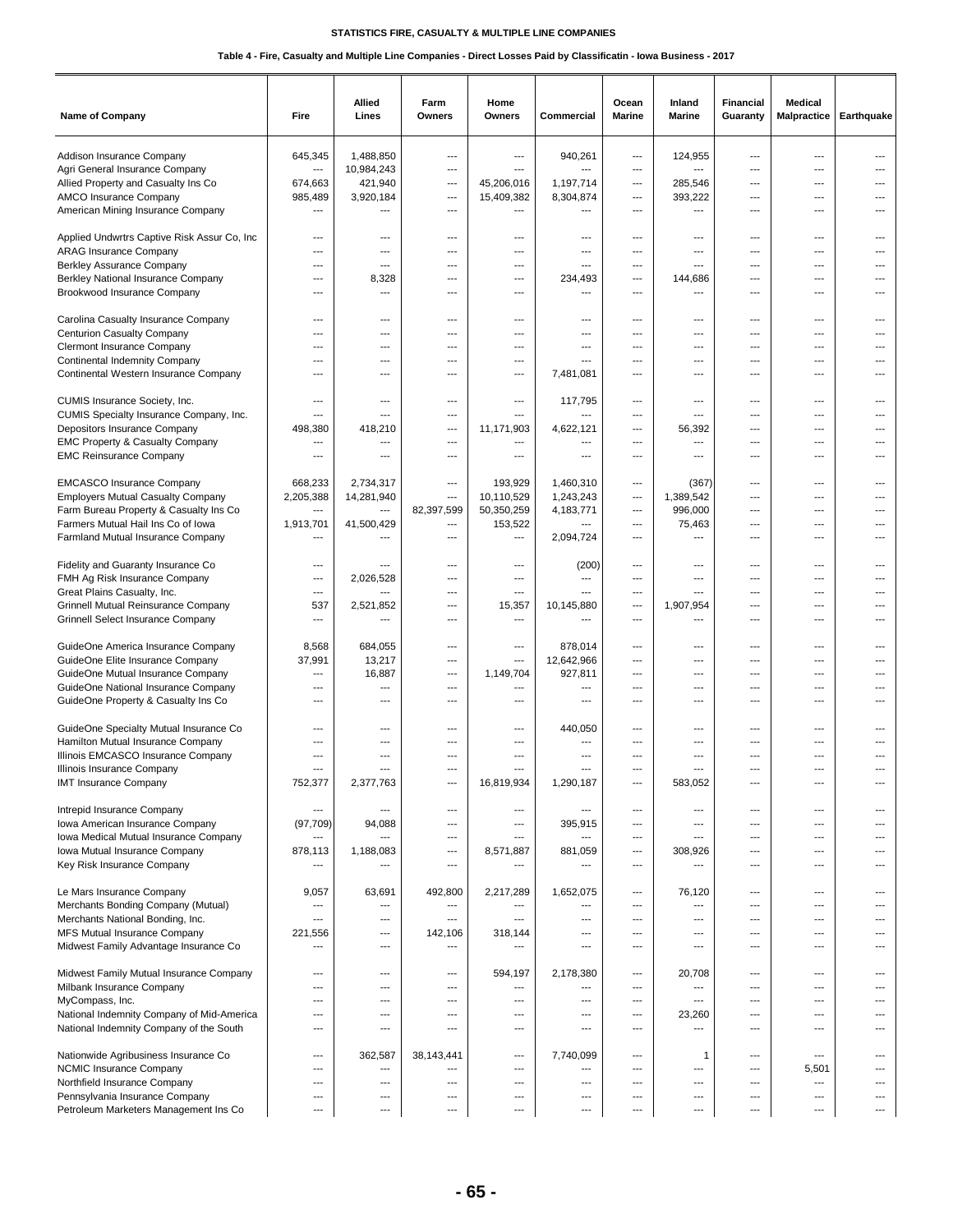**STATISTICS FIRE, CASUALTY & MULTIPLE LINE COMPANIES**

**Table 4 - Fire, Casualty and Multiple Line Companies - Direct Losses Paid by Classificatin - Iowa Business - 2017**

| Name of Company | Fire | Allied Lines | Farm Owners | Home Owners | Commercial | Ocean Marine | Inland Marine | Financial Guaranty | Medical Malpractice | Earthquake |
|---|---|---|---|---|---|---|---|---|---|---|
| Addison Insurance Company | 645,345 | 1,488,850 | --- | --- | 940,261 | --- | 124,955 | --- | --- | --- |
| Agri General Insurance Company | --- | 10,984,243 | --- | --- | --- | --- | --- | --- | --- | --- |
| Allied Property and Casualty Ins Co | 674,663 | 421,940 | --- | 45,206,016 | 1,197,714 | --- | 285,546 | --- | --- | --- |
| AMCO Insurance Company | 985,489 | 3,920,184 | --- | 15,409,382 | 8,304,874 | --- | 393,222 | --- | --- | --- |
| American Mining Insurance Company | --- | --- | --- | --- | --- | --- | --- | --- | --- | --- |
| Applied Undwrtrs Captive Risk Assur Co, Inc | --- | --- | --- | --- | --- | --- | --- | --- | --- | --- |
| ARAG Insurance Company | --- | --- | --- | --- | --- | --- | --- | --- | --- | --- |
| Berkley Assurance Company | --- | --- | --- | --- | --- | --- | --- | --- | --- | --- |
| Berkley National Insurance Company | --- | 8,328 | --- | --- | 234,493 | --- | 144,686 | --- | --- | --- |
| Brookwood Insurance Company | --- | --- | --- | --- | --- | --- | --- | --- | --- | --- |
| Carolina Casualty Insurance Company | --- | --- | --- | --- | --- | --- | --- | --- | --- | --- |
| Centurion Casualty Company | --- | --- | --- | --- | --- | --- | --- | --- | --- | --- |
| Clermont Insurance Company | --- | --- | --- | --- | --- | --- | --- | --- | --- | --- |
| Continental Indemnity Company | --- | --- | --- | --- | --- | --- | --- | --- | --- | --- |
| Continental Western Insurance Company | --- | --- | --- | --- | 7,481,081 | --- | --- | --- | --- | --- |
| CUMIS Insurance Society, Inc. | --- | --- | --- | --- | 117,795 | --- | --- | --- | --- | --- |
| CUMIS Specialty Insurance Company, Inc. | --- | --- | --- | --- | --- | --- | --- | --- | --- | --- |
| Depositors Insurance Company | 498,380 | 418,210 | --- | 11,171,903 | 4,622,121 | --- | 56,392 | --- | --- | --- |
| EMC Property & Casualty Company | --- | --- | --- | --- | --- | --- | --- | --- | --- | --- |
| EMC Reinsurance Company | --- | --- | --- | --- | --- | --- | --- | --- | --- | --- |
| EMCASCO Insurance Company | 668,233 | 2,734,317 | --- | 193,929 | 1,460,310 | --- | (367) | --- | --- | --- |
| Employers Mutual Casualty Company | 2,205,388 | 14,281,940 | --- | 10,110,529 | 1,243,243 | --- | 1,389,542 | --- | --- | --- |
| Farm Bureau Property & Casualty Ins Co | --- | --- | 82,397,599 | 50,350,259 | 4,183,771 | --- | 996,000 | --- | --- | --- |
| Farmers Mutual Hail Ins Co of Iowa | 1,913,701 | 41,500,429 | --- | 153,522 | --- | --- | 75,463 | --- | --- | --- |
| Farmland Mutual Insurance Company | --- | --- | --- | --- | 2,094,724 | --- | --- | --- | --- | --- |
| Fidelity and Guaranty Insurance Co | --- | --- | --- | --- | (200) | --- | --- | --- | --- | --- |
| FMH Ag Risk Insurance Company | --- | 2,026,528 | --- | --- | --- | --- | --- | --- | --- | --- |
| Great Plains Casualty, Inc. | --- | --- | --- | --- | --- | --- | --- | --- | --- | --- |
| Grinnell Mutual Reinsurance Company | 537 | 2,521,852 | --- | 15,357 | 10,145,880 | --- | 1,907,954 | --- | --- | --- |
| Grinnell Select Insurance Company | --- | --- | --- | --- | --- | --- | --- | --- | --- | --- |
| GuideOne America Insurance Company | 8,568 | 684,055 | --- | --- | 878,014 | --- | --- | --- | --- | --- |
| GuideOne Elite Insurance Company | 37,991 | 13,217 | --- | --- | 12,642,966 | --- | --- | --- | --- | --- |
| GuideOne Mutual Insurance Company | --- | 16,887 | --- | 1,149,704 | 927,811 | --- | --- | --- | --- | --- |
| GuideOne National Insurance Company | --- | --- | --- | --- | --- | --- | --- | --- | --- | --- |
| GuideOne Property & Casualty Ins Co | --- | --- | --- | --- | --- | --- | --- | --- | --- | --- |
| GuideOne Specialty Mutual Insurance Co | --- | --- | --- | --- | 440,050 | --- | --- | --- | --- | --- |
| Hamilton Mutual Insurance Company | --- | --- | --- | --- | --- | --- | --- | --- | --- | --- |
| Illinois EMCASCO Insurance Company | --- | --- | --- | --- | --- | --- | --- | --- | --- | --- |
| Illinois Insurance Company | --- | --- | --- | --- | --- | --- | --- | --- | --- | --- |
| IMT Insurance Company | 752,377 | 2,377,763 | --- | 16,819,934 | 1,290,187 | --- | 583,052 | --- | --- | --- |
| Intrepid Insurance Company | --- | --- | --- | --- | --- | --- | --- | --- | --- | --- |
| Iowa American Insurance Company | (97,709) | 94,088 | --- | --- | 395,915 | --- | --- | --- | --- | --- |
| Iowa Medical Mutual Insurance Company | --- | --- | --- | --- | --- | --- | --- | --- | --- | --- |
| Iowa Mutual Insurance Company | 878,113 | 1,188,083 | --- | 8,571,887 | 881,059 | --- | 308,926 | --- | --- | --- |
| Key Risk Insurance Company | --- | --- | --- | --- | --- | --- | --- | --- | --- | --- |
| Le Mars Insurance Company | 9,057 | 63,691 | 492,800 | 2,217,289 | 1,652,075 | --- | 76,120 | --- | --- | --- |
| Merchants Bonding Company (Mutual) | --- | --- | --- | --- | --- | --- | --- | --- | --- | --- |
| Merchants National Bonding, Inc. | --- | --- | --- | --- | --- | --- | --- | --- | --- | --- |
| MFS Mutual Insurance Company | 221,556 | --- | 142,106 | 318,144 | --- | --- | --- | --- | --- | --- |
| Midwest Family Advantage Insurance Co | --- | --- | --- | --- | --- | --- | --- | --- | --- | --- |
| Midwest Family Mutual Insurance Company | --- | --- | --- | 594,197 | 2,178,380 | --- | 20,708 | --- | --- | --- |
| Milbank Insurance Company | --- | --- | --- | --- | --- | --- | --- | --- | --- | --- |
| MyCompass, Inc. | --- | --- | --- | --- | --- | --- | --- | --- | --- | --- |
| National Indemnity Company of Mid-America | --- | --- | --- | --- | --- | --- | 23,260 | --- | --- | --- |
| National Indemnity Company of the South | --- | --- | --- | --- | --- | --- | --- | --- | --- | --- |
| Nationwide Agribusiness Insurance Co | --- | 362,587 | 38,143,441 | --- | 7,740,099 | --- | 1 | --- | --- | --- |
| NCMIC Insurance Company | --- | --- | --- | --- | --- | --- | --- | --- | 5,501 | --- |
| Northfield Insurance Company | --- | --- | --- | --- | --- | --- | --- | --- | --- | --- |
| Pennsylvania Insurance Company | --- | --- | --- | --- | --- | --- | --- | --- | --- | --- |
| Petroleum Marketers Management Ins Co | --- | --- | --- | --- | --- | --- | --- | --- | --- | --- |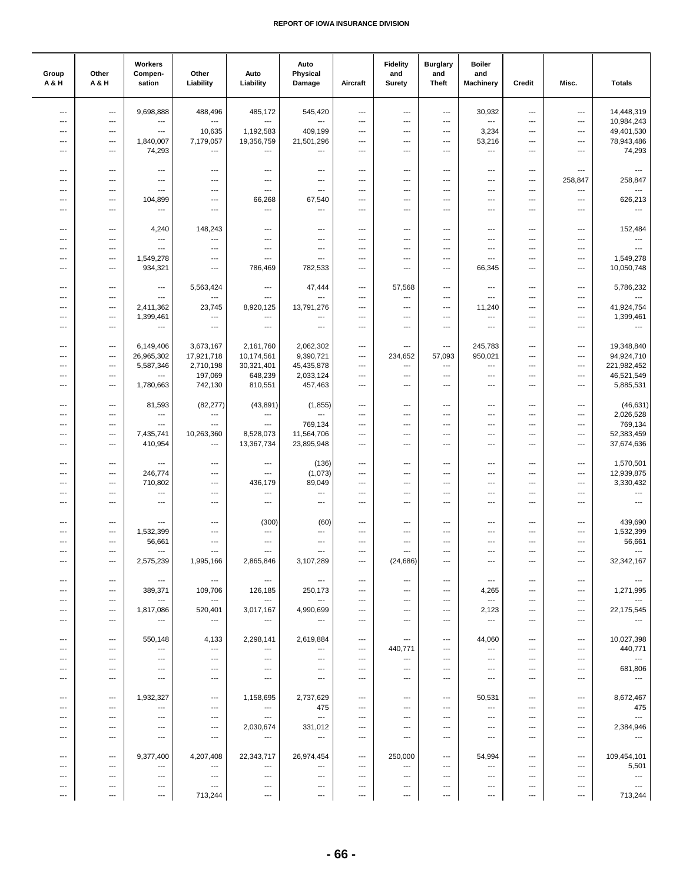| Group A & H | Other A & H | Workers Compen-sation | Other Liability | Auto Liability | Auto Physical Damage | Aircraft | Fidelity and Surety | Burglary and Theft | Boiler and Machinery | Credit | Misc. | Totals |
|---|---|---|---|---|---|---|---|---|---|---|---|---|
| --- | --- | 9,698,888 | 488,496 | 485,172 | 545,420 | --- | --- | --- | 30,932 | --- | --- | 14,448,319 |
| --- | --- | --- | --- | --- | --- | --- | --- | --- | --- | --- | --- | 10,984,243 |
| --- | --- | --- | 10,635 | 1,192,583 | 409,199 | --- | --- | --- | 3,234 | --- | --- | 49,401,530 |
| --- | --- | 1,840,007 | 7,179,057 | 19,356,759 | 21,501,296 | --- | --- | --- | 53,216 | --- | --- | 78,943,486 |
| --- | --- | 74,293 | --- | --- | --- | --- | --- | --- | --- | --- | --- | 74,293 |
| --- | --- | --- | --- | --- | --- | --- | --- | --- | --- | --- | --- | --- |
| --- | --- | --- | --- | --- | --- | --- | --- | --- | --- | --- | 258,847 | 258,847 |
| --- | --- | --- | --- | --- | --- | --- | --- | --- | --- | --- | --- | --- |
| --- | --- | 104,899 | --- | 66,268 | 67,540 | --- | --- | --- | --- | --- | --- | 626,213 |
| --- | --- | --- | --- | --- | --- | --- | --- | --- | --- | --- | --- | --- |
| --- | --- | 4,240 | 148,243 | --- | --- | --- | --- | --- | --- | --- | --- | 152,484 |
| --- | --- | --- | --- | --- | --- | --- | --- | --- | --- | --- | --- | --- |
| --- | --- | --- | --- | --- | --- | --- | --- | --- | --- | --- | --- | --- |
| --- | --- | 1,549,278 | --- | --- | --- | --- | --- | --- | --- | --- | --- | 1,549,278 |
| --- | --- | 934,321 | --- | 786,469 | 782,533 | --- | --- | --- | 66,345 | --- | --- | 10,050,748 |
| --- | --- | --- | 5,563,424 | --- | 47,444 | --- | 57,568 | --- | --- | --- | --- | 5,786,232 |
| --- | --- | --- | --- | --- | --- | --- | --- | --- | --- | --- | --- | --- |
| --- | --- | 2,411,362 | 23,745 | 8,920,125 | 13,791,276 | --- | --- | --- | 11,240 | --- | --- | 41,924,754 |
| --- | --- | 1,399,461 | --- | --- | --- | --- | --- | --- | --- | --- | --- | 1,399,461 |
| --- | --- | --- | --- | --- | --- | --- | --- | --- | --- | --- | --- | --- |
| --- | --- | 6,149,406 | 3,673,167 | 2,161,760 | 2,062,302 | --- | --- | --- | 245,783 | --- | --- | 19,348,840 |
| --- | --- | 26,965,302 | 17,921,718 | 10,174,561 | 9,390,721 | --- | 234,652 | 57,093 | 950,021 | --- | --- | 94,924,710 |
| --- | --- | 5,587,346 | 2,710,198 | 30,321,401 | 45,435,878 | --- | --- | --- | --- | --- | --- | 221,982,452 |
| --- | --- | --- | 197,069 | 648,239 | 2,033,124 | --- | --- | --- | --- | --- | --- | 46,521,549 |
| --- | --- | 1,780,663 | 742,130 | 810,551 | 457,463 | --- | --- | --- | --- | --- | --- | 5,885,531 |
| --- | --- | 81,593 | (82,277) | (43,891) | (1,855) | --- | --- | --- | --- | --- | --- | (46,631) |
| --- | --- | --- | --- | --- | --- | --- | --- | --- | --- | --- | --- | 2,026,528 |
| --- | --- | --- | --- | --- | 769,134 | --- | --- | --- | --- | --- | --- | 769,134 |
| --- | --- | 7,435,741 | 10,263,360 | 8,528,073 | 11,564,706 | --- | --- | --- | --- | --- | --- | 52,383,459 |
| --- | --- | 410,954 | --- | 13,367,734 | 23,895,948 | --- | --- | --- | --- | --- | --- | 37,674,636 |
| --- | --- | --- | --- | --- | (136) | --- | --- | --- | --- | --- | --- | 1,570,501 |
| --- | --- | 246,774 | --- | --- | (1,073) | --- | --- | --- | --- | --- | --- | 12,939,875 |
| --- | --- | 710,802 | --- | 436,179 | 89,049 | --- | --- | --- | --- | --- | --- | 3,330,432 |
| --- | --- | --- | --- | --- | --- | --- | --- | --- | --- | --- | --- | --- |
| --- | --- | --- | --- | --- | --- | --- | --- | --- | --- | --- | --- | --- |
| --- | --- | --- | --- | (300) | (60) | --- | --- | --- | --- | --- | --- | 439,690 |
| --- | --- | 1,532,399 | --- | --- | --- | --- | --- | --- | --- | --- | --- | 1,532,399 |
| --- | --- | 56,661 | --- | --- | --- | --- | --- | --- | --- | --- | --- | 56,661 |
| --- | --- | --- | --- | --- | --- | --- | --- | --- | --- | --- | --- | --- |
| --- | --- | 2,575,239 | 1,995,166 | 2,865,846 | 3,107,289 | --- | (24,686) | --- | --- | --- | --- | 32,342,167 |
| --- | --- | --- | --- | --- | --- | --- | --- | --- | --- | --- | --- | --- |
| --- | --- | 389,371 | 109,706 | 126,185 | 250,173 | --- | --- | --- | 4,265 | --- | --- | 1,271,995 |
| --- | --- | --- | --- | --- | --- | --- | --- | --- | --- | --- | --- | --- |
| --- | --- | 1,817,086 | 520,401 | 3,017,167 | 4,990,699 | --- | --- | --- | 2,123 | --- | --- | 22,175,545 |
| --- | --- | --- | --- | --- | --- | --- | --- | --- | --- | --- | --- | --- |
| --- | --- | 550,148 | 4,133 | 2,298,141 | 2,619,884 | --- | --- | --- | 44,060 | --- | --- | 10,027,398 |
| --- | --- | --- | --- | --- | --- | --- | 440,771 | --- | --- | --- | --- | 440,771 |
| --- | --- | --- | --- | --- | --- | --- | --- | --- | --- | --- | --- | --- |
| --- | --- | --- | --- | --- | --- | --- | --- | --- | --- | --- | --- | 681,806 |
| --- | --- | --- | --- | --- | --- | --- | --- | --- | --- | --- | --- | --- |
| --- | --- | 1,932,327 | --- | 1,158,695 | 2,737,629 | --- | --- | --- | 50,531 | --- | --- | 8,672,467 |
| --- | --- | --- | --- | --- | 475 | --- | --- | --- | --- | --- | --- | 475 |
| --- | --- | --- | --- | --- | --- | --- | --- | --- | --- | --- | --- | --- |
| --- | --- | --- | --- | 2,030,674 | 331,012 | --- | --- | --- | --- | --- | --- | 2,384,946 |
| --- | --- | --- | --- | --- | --- | --- | --- | --- | --- | --- | --- | --- |
| --- | --- | 9,377,400 | 4,207,408 | 22,343,717 | 26,974,454 | --- | 250,000 | --- | 54,994 | --- | --- | 109,454,101 |
| --- | --- | --- | --- | --- | --- | --- | --- | --- | --- | --- | --- | 5,501 |
| --- | --- | --- | --- | --- | --- | --- | --- | --- | --- | --- | --- | --- |
| --- | --- | --- | --- | --- | --- | --- | --- | --- | --- | --- | --- | --- |
| --- | --- | --- | 713,244 | --- | --- | --- | --- | --- | --- | --- | --- | 713,244 |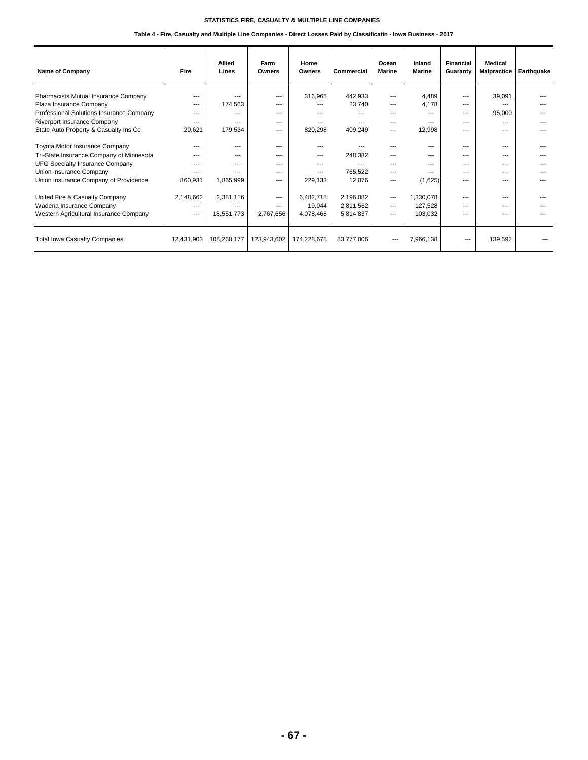**STATISTICS FIRE, CASUALTY & MULTIPLE LINE COMPANIES**

**Table 4 - Fire, Casualty and Multiple Line Companies - Direct Losses Paid by Classificatin - Iowa Business - 2017**

| Name of Company | Fire | Allied Lines | Farm Owners | Home Owners | Commercial | Ocean Marine | Inland Marine | Financial Guaranty | Medical Malpractice | Earthquake |
|---|---|---|---|---|---|---|---|---|---|---|
| Pharmacists Mutual Insurance Company | --- | --- | --- | 316,965 | 442,933 | --- | 4,489 | --- | 39,091 | --- |
| Plaza Insurance Company | --- | 174,563 | --- | --- | 23,740 | --- | 4,178 | --- | --- | --- |
| Professional Solutions Insurance Company | --- | --- | --- | --- | --- | --- | --- | --- | 95,000 | --- |
| Riverport Insurance Company | --- | --- | --- | --- | --- | --- | --- | --- | --- | --- |
| State Auto Property & Casualty Ins Co | 20,621 | 179,534 | --- | 820,298 | 409,249 | --- | 12,998 | --- | --- | --- |
| Toyota Motor Insurance Company | --- | --- | --- | --- | --- | --- | --- | --- | --- | --- |
| Tri-State Insurance Company of Minnesota | --- | --- | --- | --- | 248,382 | --- | --- | --- | --- | --- |
| UFG Specialty Insurance Company | --- | --- | --- | --- | --- | --- | --- | --- | --- | --- |
| Union Insurance Company | --- | --- | --- | --- | 765,522 | --- | --- | --- | --- | --- |
| Union Insurance Company of Providence | 860,931 | 1,865,999 | --- | 229,133 | 12,076 | --- | (1,625) | --- | --- | --- |
| United Fire & Casualty Company | 2,148,662 | 2,381,116 | --- | 6,482,718 | 2,196,082 | --- | 1,330,078 | --- | --- | --- |
| Wadena Insurance Company | --- | --- | --- | 19,044 | 2,811,562 | --- | 127,528 | --- | --- | --- |
| Western Agricultural Insurance Company | --- | 18,551,773 | 2,767,656 | 4,078,468 | 5,814,837 | --- | 103,032 | --- | --- | --- |
| Total Iowa Casualty Companies | 12,431,903 | 108,260,177 | 123,943,602 | 174,228,678 | 83,777,006 | --- | 7,966,138 | --- | 139,592 | --- |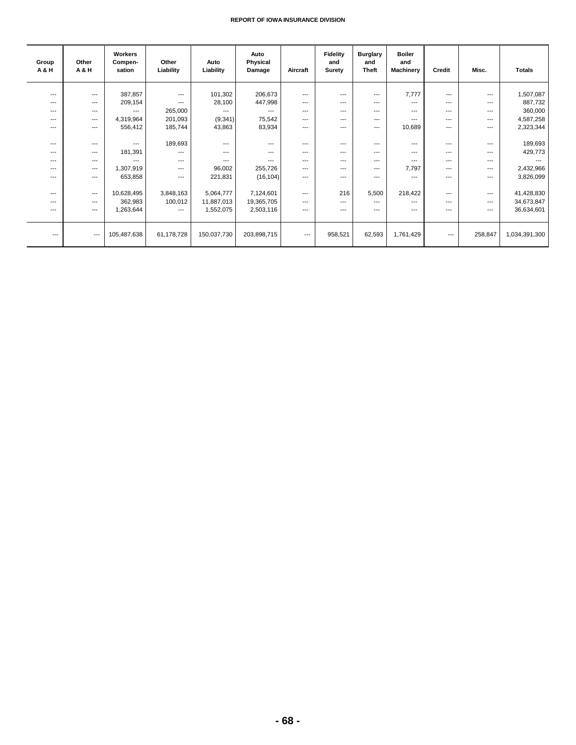| Group A & H | Other A & H | Workers Compen-sation | Other Liability | Auto Liability | Auto Physical Damage | Aircraft | Fidelity and Surety | Burglary and Theft | Boiler and Machinery | Credit | Misc. | Totals |
|---|---|---|---|---|---|---|---|---|---|---|---|---|
| --- | --- | 387,857 | --- | 101,302 | 206,673 | --- | --- | --- | 7,777 | --- | --- | 1,507,087 |
| --- | --- | 209,154 | --- | 28,100 | 447,998 | --- | --- | --- | --- | --- | --- | 887,732 |
| --- | --- | --- | 265,000 | --- | --- | --- | --- | --- | --- | --- | --- | 360,000 |
| --- | --- | 4,319,964 | 201,093 | (9,341) | 75,542 | --- | --- | --- | --- | --- | --- | 4,587,258 |
| --- | --- | 556,412 | 185,744 | 43,863 | 83,934 | --- | --- | --- | 10,689 | --- | --- | 2,323,344 |
| --- | --- | --- | 189,693 | --- | --- | --- | --- | --- | --- | --- | --- | 189,693 |
| --- | --- | 181,391 | --- | --- | --- | --- | --- | --- | --- | --- | --- | 429,773 |
| --- | --- | --- | --- | --- | --- | --- | --- | --- | --- | --- | --- | --- |
| --- | --- | 1,307,919 | --- | 96,002 | 255,726 | --- | --- | --- | 7,797 | --- | --- | 2,432,966 |
| --- | --- | 653,858 | --- | 221,831 | (16,104) | --- | --- | --- | --- | --- | --- | 3,826,099 |
| --- | --- | 10,628,495 | 3,848,163 | 5,064,777 | 7,124,601 | --- | 216 | 5,500 | 218,422 | --- | --- | 41,428,830 |
| --- | --- | 362,983 | 100,012 | 11,887,013 | 19,365,705 | --- | --- | --- | --- | --- | --- | 34,673,847 |
| --- | --- | 1,263,644 | --- | 1,552,075 | 2,503,116 | --- | --- | --- | --- | --- | --- | 36,634,601 |
| --- | --- | 105,487,638 | 61,178,728 | 150,037,730 | 203,898,715 | --- | 958,521 | 62,593 | 1,761,429 | --- | 258,847 | 1,034,391,300 |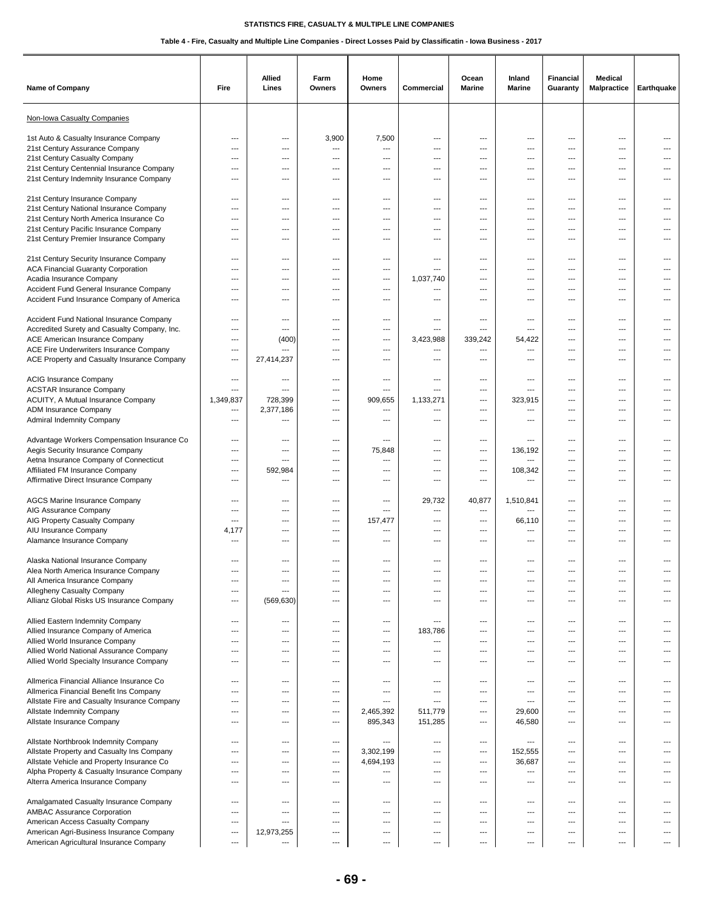**STATISTICS FIRE, CASUALTY & MULTIPLE LINE COMPANIES**

**Table 4 - Fire, Casualty and Multiple Line Companies - Direct Losses Paid by Classificatin - Iowa Business - 2017**

| Name of Company | Fire | Allied Lines | Farm Owners | Home Owners | Commercial | Ocean Marine | Inland Marine | Financial Guaranty | Medical Malpractice | Earthquake |
|---|---|---|---|---|---|---|---|---|---|---|
| Non-Iowa Casualty Companies | | | | | | | | | | |
| 1st Auto & Casualty Insurance Company | --- | --- | 3,900 | 7,500 | --- | --- | --- | --- | --- | --- |
| 21st Century Assurance Company | --- | --- | --- | --- | --- | --- | --- | --- | --- | --- |
| 21st Century Casualty Company | --- | --- | --- | --- | --- | --- | --- | --- | --- | --- |
| 21st Century Centennial Insurance Company | --- | --- | --- | --- | --- | --- | --- | --- | --- | --- |
| 21st Century Indemnity Insurance Company | --- | --- | --- | --- | --- | --- | --- | --- | --- | --- |
| 21st Century Insurance Company | --- | --- | --- | --- | --- | --- | --- | --- | --- | --- |
| 21st Century National Insurance Company | --- | --- | --- | --- | --- | --- | --- | --- | --- | --- |
| 21st Century North America Insurance Co | --- | --- | --- | --- | --- | --- | --- | --- | --- | --- |
| 21st Century Pacific Insurance Company | --- | --- | --- | --- | --- | --- | --- | --- | --- | --- |
| 21st Century Premier Insurance Company | --- | --- | --- | --- | --- | --- | --- | --- | --- | --- |
| 21st Century Security Insurance Company | --- | --- | --- | --- | --- | --- | --- | --- | --- | --- |
| ACA Financial Guaranty Corporation | --- | --- | --- | --- | --- | --- | --- | --- | --- | --- |
| Acadia Insurance Company | --- | --- | --- | --- | 1,037,740 | --- | --- | --- | --- | --- |
| Accident Fund General Insurance Company | --- | --- | --- | --- | --- | --- | --- | --- | --- | --- |
| Accident Fund Insurance Company of America | --- | --- | --- | --- | --- | --- | --- | --- | --- | --- |
| Accident Fund National Insurance Company | --- | --- | --- | --- | --- | --- | --- | --- | --- | --- |
| Accredited Surety and Casualty Company, Inc. | --- | --- | --- | --- | --- | --- | --- | --- | --- | --- |
| ACE American Insurance Company | --- | (400) | --- | --- | 3,423,988 | 339,242 | 54,422 | --- | --- | --- |
| ACE Fire Underwriters Insurance Company | --- | --- | --- | --- | --- | --- | --- | --- | --- | --- |
| ACE Property and Casualty Insurance Company | --- | 27,414,237 | --- | --- | --- | --- | --- | --- | --- | --- |
| ACIG Insurance Company | --- | --- | --- | --- | --- | --- | --- | --- | --- | --- |
| ACSTAR Insurance Company | --- | --- | --- | --- | --- | --- | --- | --- | --- | --- |
| ACUITY, A Mutual Insurance Company | 1,349,837 | 728,399 | --- | 909,655 | 1,133,271 | --- | 323,915 | --- | --- | --- |
| ADM Insurance Company | --- | 2,377,186 | --- | --- | --- | --- | --- | --- | --- | --- |
| Admiral Indemnity Company | --- | --- | --- | --- | --- | --- | --- | --- | --- | --- |
| Advantage Workers Compensation Insurance Co | --- | --- | --- | --- | --- | --- | --- | --- | --- | --- |
| Aegis Security Insurance Company | --- | --- | --- | 75,848 | --- | --- | 136,192 | --- | --- | --- |
| Aetna Insurance Company of Connecticut | --- | --- | --- | --- | --- | --- | --- | --- | --- | --- |
| Affiliated FM Insurance Company | --- | 592,984 | --- | --- | --- | --- | 108,342 | --- | --- | --- |
| Affirmative Direct Insurance Company | --- | --- | --- | --- | --- | --- | --- | --- | --- | --- |
| AGCS Marine Insurance Company | --- | --- | --- | --- | 29,732 | 40,877 | 1,510,841 | --- | --- | --- |
| AIG Assurance Company | --- | --- | --- | --- | --- | --- | --- | --- | --- | --- |
| AIG Property Casualty Company | --- | --- | --- | 157,477 | --- | --- | 66,110 | --- | --- | --- |
| AIU Insurance Company | 4,177 | --- | --- | --- | --- | --- | --- | --- | --- | --- |
| Alamance Insurance Company | --- | --- | --- | --- | --- | --- | --- | --- | --- | --- |
| Alaska National Insurance Company | --- | --- | --- | --- | --- | --- | --- | --- | --- | --- |
| Alea North America Insurance Company | --- | --- | --- | --- | --- | --- | --- | --- | --- | --- |
| All America Insurance Company | --- | --- | --- | --- | --- | --- | --- | --- | --- | --- |
| Allegheny Casualty Company | --- | --- | --- | --- | --- | --- | --- | --- | --- | --- |
| Allianz Global Risks US Insurance Company | --- | (569,630) | --- | --- | --- | --- | --- | --- | --- | --- |
| Allied Eastern Indemnity Company | --- | --- | --- | --- | --- | --- | --- | --- | --- | --- |
| Allied Insurance Company of America | --- | --- | --- | --- | 183,786 | --- | --- | --- | --- | --- |
| Allied World Insurance Company | --- | --- | --- | --- | --- | --- | --- | --- | --- | --- |
| Allied World National Assurance Company | --- | --- | --- | --- | --- | --- | --- | --- | --- | --- |
| Allied World Specialty Insurance Company | --- | --- | --- | --- | --- | --- | --- | --- | --- | --- |
| Allmerica Financial Alliance Insurance Co | --- | --- | --- | --- | --- | --- | --- | --- | --- | --- |
| Allmerica Financial Benefit Ins Company | --- | --- | --- | --- | --- | --- | --- | --- | --- | --- |
| Allstate Fire and Casualty Insurance Company | --- | --- | --- | --- | --- | --- | --- | --- | --- | --- |
| Allstate Indemnity Company | --- | --- | --- | 2,465,392 | 511,779 | --- | 29,600 | --- | --- | --- |
| Allstate Insurance Company | --- | --- | --- | 895,343 | 151,285 | --- | 46,580 | --- | --- | --- |
| Allstate Northbrook Indemnity Company | --- | --- | --- | --- | --- | --- | --- | --- | --- | --- |
| Allstate Property and Casualty Ins Company | --- | --- | --- | 3,302,199 | --- | --- | 152,555 | --- | --- | --- |
| Allstate Vehicle and Property Insurance Co | --- | --- | --- | 4,694,193 | --- | --- | 36,687 | --- | --- | --- |
| Alpha Property & Casualty Insurance Company | --- | --- | --- | --- | --- | --- | --- | --- | --- | --- |
| Alterra America Insurance Company | --- | --- | --- | --- | --- | --- | --- | --- | --- | --- |
| Amalgamated Casualty Insurance Company | --- | --- | --- | --- | --- | --- | --- | --- | --- | --- |
| AMBAC Assurance Corporation | --- | --- | --- | --- | --- | --- | --- | --- | --- | --- |
| American Access Casualty Company | --- | --- | --- | --- | --- | --- | --- | --- | --- | --- |
| American Agri-Business Insurance Company | --- | 12,973,255 | --- | --- | --- | --- | --- | --- | --- | --- |
| American Agricultural Insurance Company | --- | --- | --- | --- | --- | --- | --- | --- | --- | --- |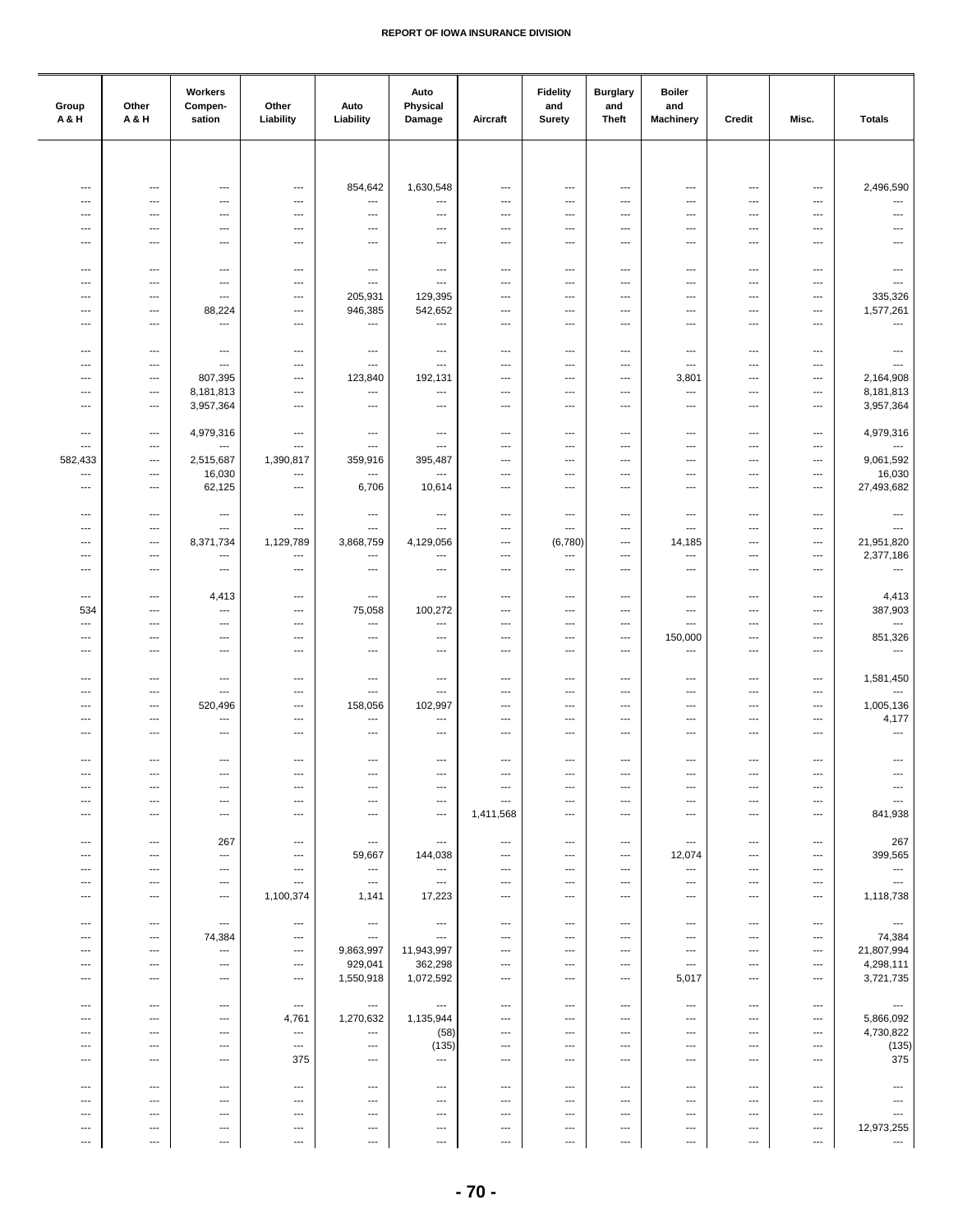**REPORT OF IOWA INSURANCE DIVISION**

| Group A & H | Other A & H | Workers Compen- sation | Other Liability | Auto Liability | Auto Physical Damage | Aircraft | Fidelity and Surety | Burglary and Theft | Boiler and Machinery | Credit | Misc. | Totals |
|---|---|---|---|---|---|---|---|---|---|---|---|---|
| --- | --- | --- | --- | 854,642 | 1,630,548 | --- | --- | --- | --- | --- | --- | 2,496,590 |
| --- | --- | --- | --- | --- | --- | --- | --- | --- | --- | --- | --- | --- |
| --- | --- | --- | --- | --- | --- | --- | --- | --- | --- | --- | --- | --- |
| --- | --- | --- | --- | --- | --- | --- | --- | --- | --- | --- | --- | --- |
| --- | --- | --- | --- | --- | --- | --- | --- | --- | --- | --- | --- | --- |
| --- | --- | --- | --- | --- | --- | --- | --- | --- | --- | --- | --- | --- |
| --- | --- | --- | --- | --- | --- | --- | --- | --- | --- | --- | --- | --- |
| --- | --- | --- | --- | 205,931 | 129,395 | --- | --- | --- | --- | --- | --- | 335,326 |
| --- | --- | 88,224 | --- | 946,385 | 542,652 | --- | --- | --- | --- | --- | --- | 1,577,261 |
| --- | --- | --- | --- | --- | --- | --- | --- | --- | --- | --- | --- | --- |
| --- | --- | --- | --- | --- | --- | --- | --- | --- | --- | --- | --- | --- |
| --- | --- | --- | --- | --- | --- | --- | --- | --- | --- | --- | --- | --- |
| --- | --- | 807,395 | --- | 123,840 | 192,131 | --- | --- | --- | 3,801 | --- | --- | 2,164,908 |
| --- | --- | 8,181,813 | --- | --- | --- | --- | --- | --- | --- | --- | --- | 8,181,813 |
| --- | --- | 3,957,364 | --- | --- | --- | --- | --- | --- | --- | --- | --- | 3,957,364 |
| --- | --- | 4,979,316 | --- | --- | --- | --- | --- | --- | --- | --- | --- | 4,979,316 |
| --- | --- | --- | --- | --- | --- | --- | --- | --- | --- | --- | --- | --- |
| 582,433 | --- | 2,515,687 | 1,390,817 | 359,916 | 395,487 | --- | --- | --- | --- | --- | --- | 9,061,592 |
| --- | --- | 16,030 | --- | --- | --- | --- | --- | --- | --- | --- | --- | 16,030 |
| --- | --- | 62,125 | --- | 6,706 | 10,614 | --- | --- | --- | --- | --- | --- | 27,493,682 |
| --- | --- | --- | --- | --- | --- | --- | --- | --- | --- | --- | --- | --- |
| --- | --- | --- | --- | --- | --- | --- | --- | --- | --- | --- | --- | --- |
| --- | --- | 8,371,734 | 1,129,789 | 3,868,759 | 4,129,056 | --- | (6,780) | --- | 14,185 | --- | --- | 21,951,820 |
| --- | --- | --- | --- | --- | --- | --- | --- | --- | --- | --- | --- | 2,377,186 |
| --- | --- | --- | --- | --- | --- | --- | --- | --- | --- | --- | --- | --- |
| --- | --- | 4,413 | --- | --- | --- | --- | --- | --- | --- | --- | --- | 4,413 |
| 534 | --- | --- | --- | 75,058 | 100,272 | --- | --- | --- | --- | --- | --- | 387,903 |
| --- | --- | --- | --- | --- | --- | --- | --- | --- | --- | --- | --- | --- |
| --- | --- | --- | --- | --- | --- | --- | --- | --- | 150,000 | --- | --- | 851,326 |
| --- | --- | --- | --- | --- | --- | --- | --- | --- | --- | --- | --- | --- |
| --- | --- | --- | --- | --- | --- | --- | --- | --- | --- | --- | --- | 1,581,450 |
| --- | --- | --- | --- | --- | --- | --- | --- | --- | --- | --- | --- | --- |
| --- | --- | 520,496 | --- | 158,056 | 102,997 | --- | --- | --- | --- | --- | --- | 1,005,136 |
| --- | --- | --- | --- | --- | --- | --- | --- | --- | --- | --- | --- | 4,177 |
| --- | --- | --- | --- | --- | --- | --- | --- | --- | --- | --- | --- | --- |
| --- | --- | --- | --- | --- | --- | --- | --- | --- | --- | --- | --- | --- |
| --- | --- | --- | --- | --- | --- | --- | --- | --- | --- | --- | --- | --- |
| --- | --- | --- | --- | --- | --- | --- | --- | --- | --- | --- | --- | --- |
| --- | --- | --- | --- | --- | --- | --- | --- | --- | --- | --- | --- | --- |
| --- | --- | --- | --- | --- | --- | 1,411,568 | --- | --- | --- | --- | --- | 841,938 |
| --- | --- | 267 | --- | --- | --- | --- | --- | --- | --- | --- | --- | 267 |
| --- | --- | --- | --- | 59,667 | 144,038 | --- | --- | --- | 12,074 | --- | --- | 399,565 |
| --- | --- | --- | --- | --- | --- | --- | --- | --- | --- | --- | --- | --- |
| --- | --- | --- | --- | --- | --- | --- | --- | --- | --- | --- | --- | --- |
| --- | --- | --- | 1,100,374 | 1,141 | 17,223 | --- | --- | --- | --- | --- | --- | 1,118,738 |
| --- | --- | --- | --- | --- | --- | --- | --- | --- | --- | --- | --- | --- |
| --- | --- | 74,384 | --- | --- | --- | --- | --- | --- | --- | --- | --- | 74,384 |
| --- | --- | --- | --- | 9,863,997 | 11,943,997 | --- | --- | --- | --- | --- | --- | 21,807,994 |
| --- | --- | --- | --- | 929,041 | 362,298 | --- | --- | --- | --- | --- | --- | 4,298,111 |
| --- | --- | --- | --- | 1,550,918 | 1,072,592 | --- | --- | --- | 5,017 | --- | --- | 3,721,735 |
| --- | --- | --- | --- | --- | --- | --- | --- | --- | --- | --- | --- | --- |
| --- | --- | --- | 4,761 | 1,270,632 | 1,135,944 | --- | --- | --- | --- | --- | --- | 5,866,092 |
| --- | --- | --- | --- | --- | (58) | --- | --- | --- | --- | --- | --- | 4,730,822 |
| --- | --- | --- | --- | --- | (135) | --- | --- | --- | --- | --- | --- | (135) |
| --- | --- | --- | 375 | --- | --- | --- | --- | --- | --- | --- | --- | 375 |
| --- | --- | --- | --- | --- | --- | --- | --- | --- | --- | --- | --- | --- |
| --- | --- | --- | --- | --- | --- | --- | --- | --- | --- | --- | --- | --- |
| --- | --- | --- | --- | --- | --- | --- | --- | --- | --- | --- | --- | --- |
| --- | --- | --- | --- | --- | --- | --- | --- | --- | --- | --- | --- | 12,973,255 |
| --- | --- | --- | --- | --- | --- | --- | --- | --- | --- | --- | --- | --- |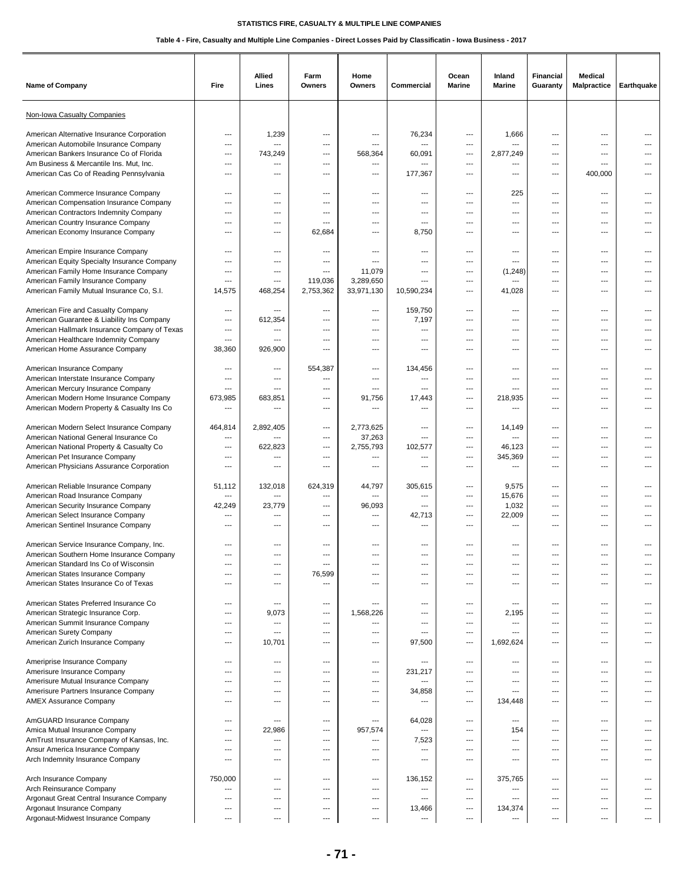STATISTICS FIRE, CASUALTY & MULTIPLE LINE COMPANIES

Table 4 - Fire, Casualty and Multiple Line Companies - Direct Losses Paid by Classificatin - Iowa Business - 2017

| Name of Company | Fire | Allied Lines | Farm Owners | Home Owners | Commercial | Ocean Marine | Inland Marine | Financial Guaranty | Medical Malpractice | Earthquake |
|---|---|---|---|---|---|---|---|---|---|---|
| Non-Iowa Casualty Companies | | | | | | | | | | |
| American Alternative Insurance Corporation | --- | 1,239 | --- | --- | 76,234 | --- | 1,666 | --- | --- | --- |
| American Automobile Insurance Company | --- | --- | --- | --- | --- | --- | --- | --- | --- | --- |
| American Bankers Insurance Co of Florida | --- | 743,249 | --- | 568,364 | 60,091 | --- | 2,877,249 | --- | --- | --- |
| Am Business & Mercantile Ins. Mut, Inc. | --- | --- | --- | --- | --- | --- | --- | --- | --- | --- |
| American Cas Co of Reading Pennsylvania | --- | --- | --- | --- | 177,367 | --- | --- | --- | 400,000 | --- |
| American Commerce Insurance Company | --- | --- | --- | --- | --- | --- | 225 | --- | --- | --- |
| American Compensation Insurance Company | --- | --- | --- | --- | --- | --- | --- | --- | --- | --- |
| American Contractors Indemnity Company | --- | --- | --- | --- | --- | --- | --- | --- | --- | --- |
| American Country Insurance Company | --- | --- | --- | --- | --- | --- | --- | --- | --- | --- |
| American Economy Insurance Company | --- | --- | 62,684 | --- | 8,750 | --- | --- | --- | --- | --- |
| American Empire Insurance Company | --- | --- | --- | --- | --- | --- | --- | --- | --- | --- |
| American Equity Specialty Insurance Company | --- | --- | --- | --- | --- | --- | --- | --- | --- | --- |
| American Family Home Insurance Company | --- | --- | --- | 11,079 | --- | --- | (1,248) | --- | --- | --- |
| American Family Insurance Company | --- | --- | 119,036 | 3,289,650 | --- | --- | --- | --- | --- | --- |
| American Family Mutual Insurance Co, S.I. | 14,575 | 468,254 | 2,753,362 | 33,971,130 | 10,590,234 | --- | 41,028 | --- | --- | --- |
| American Fire and Casualty Company | --- | --- | --- | --- | 159,750 | --- | --- | --- | --- | --- |
| American Guarantee & Liability Ins Company | --- | 612,354 | --- | --- | 7,197 | --- | --- | --- | --- | --- |
| American Hallmark Insurance Company of Texas | --- | --- | --- | --- | --- | --- | --- | --- | --- | --- |
| American Healthcare Indemnity Company | --- | --- | --- | --- | --- | --- | --- | --- | --- | --- |
| American Home Assurance Company | 38,360 | 926,900 | --- | --- | --- | --- | --- | --- | --- | --- |
| American Insurance Company | --- | --- | 554,387 | --- | 134,456 | --- | --- | --- | --- | --- |
| American Interstate Insurance Company | --- | --- | --- | --- | --- | --- | --- | --- | --- | --- |
| American Mercury Insurance Company | --- | --- | --- | --- | --- | --- | --- | --- | --- | --- |
| American Modern Home Insurance Company | 673,985 | 683,851 | --- | 91,756 | 17,443 | --- | 218,935 | --- | --- | --- |
| American Modern Property & Casualty Ins Co | --- | --- | --- | --- | --- | --- | --- | --- | --- | --- |
| American Modern Select Insurance Company | 464,814 | 2,892,405 | --- | 2,773,625 | --- | --- | 14,149 | --- | --- | --- |
| American National General Insurance Co | --- | --- | --- | 37,263 | --- | --- | --- | --- | --- | --- |
| American National Property & Casualty Co | --- | 622,823 | --- | 2,755,793 | 102,577 | --- | 46,123 | --- | --- | --- |
| American Pet Insurance Company | --- | --- | --- | --- | --- | --- | 345,369 | --- | --- | --- |
| American Physicians Assurance Corporation | --- | --- | --- | --- | --- | --- | --- | --- | --- | --- |
| American Reliable Insurance Company | 51,112 | 132,018 | 624,319 | 44,797 | 305,615 | --- | 9,575 | --- | --- | --- |
| American Road Insurance Company | --- | --- | --- | --- | --- | --- | 15,676 | --- | --- | --- |
| American Security Insurance Company | 42,249 | 23,779 | --- | 96,093 | --- | --- | 1,032 | --- | --- | --- |
| American Select Insurance Company | --- | --- | --- | --- | 42,713 | --- | 22,009 | --- | --- | --- |
| American Sentinel Insurance Company | --- | --- | --- | --- | --- | --- | --- | --- | --- | --- |
| American Service Insurance Company, Inc. | --- | --- | --- | --- | --- | --- | --- | --- | --- | --- |
| American Southern Home Insurance Company | --- | --- | --- | --- | --- | --- | --- | --- | --- | --- |
| American Standard Ins Co of Wisconsin | --- | --- | --- | --- | --- | --- | --- | --- | --- | --- |
| American States Insurance Company | --- | --- | 76,599 | --- | --- | --- | --- | --- | --- | --- |
| American States Insurance Co of Texas | --- | --- | --- | --- | --- | --- | --- | --- | --- | --- |
| American States Preferred Insurance Co | --- | --- | --- | --- | --- | --- | --- | --- | --- | --- |
| American Strategic Insurance Corp. | --- | 9,073 | --- | 1,568,226 | --- | --- | 2,195 | --- | --- | --- |
| American Summit Insurance Company | --- | --- | --- | --- | --- | --- | --- | --- | --- | --- |
| American Surety Company | --- | --- | --- | --- | --- | --- | --- | --- | --- | --- |
| American Zurich Insurance Company | --- | 10,701 | --- | --- | 97,500 | --- | 1,692,624 | --- | --- | --- |
| Ameriprise Insurance Company | --- | --- | --- | --- | --- | --- | --- | --- | --- | --- |
| Amerisure Insurance Company | --- | --- | --- | --- | 231,217 | --- | --- | --- | --- | --- |
| Amerisure Mutual Insurance Company | --- | --- | --- | --- | --- | --- | --- | --- | --- | --- |
| Amerisure Partners Insurance Company | --- | --- | --- | --- | 34,858 | --- | --- | --- | --- | --- |
| AMEX Assurance Company | --- | --- | --- | --- | --- | --- | 134,448 | --- | --- | --- |
| AmGUARD Insurance Company | --- | --- | --- | --- | 64,028 | --- | --- | --- | --- | --- |
| Amica Mutual Insurance Company | --- | 22,986 | --- | 957,574 | --- | --- | 154 | --- | --- | --- |
| AmTrust Insurance Company of Kansas, Inc. | --- | --- | --- | --- | 7,523 | --- | --- | --- | --- | --- |
| Ansur America Insurance Company | --- | --- | --- | --- | --- | --- | --- | --- | --- | --- |
| Arch Indemnity Insurance Company | --- | --- | --- | --- | --- | --- | --- | --- | --- | --- |
| Arch Insurance Company | 750,000 | --- | --- | --- | 136,152 | --- | 375,765 | --- | --- | --- |
| Arch Reinsurance Company | --- | --- | --- | --- | --- | --- | --- | --- | --- | --- |
| Argonaut Great Central Insurance Company | --- | --- | --- | --- | --- | --- | --- | --- | --- | --- |
| Argonaut Insurance Company | --- | --- | --- | --- | 13,466 | --- | 134,374 | --- | --- | --- |
| Argonaut-Midwest Insurance Company | --- | --- | --- | --- | --- | --- | --- | --- | --- | --- |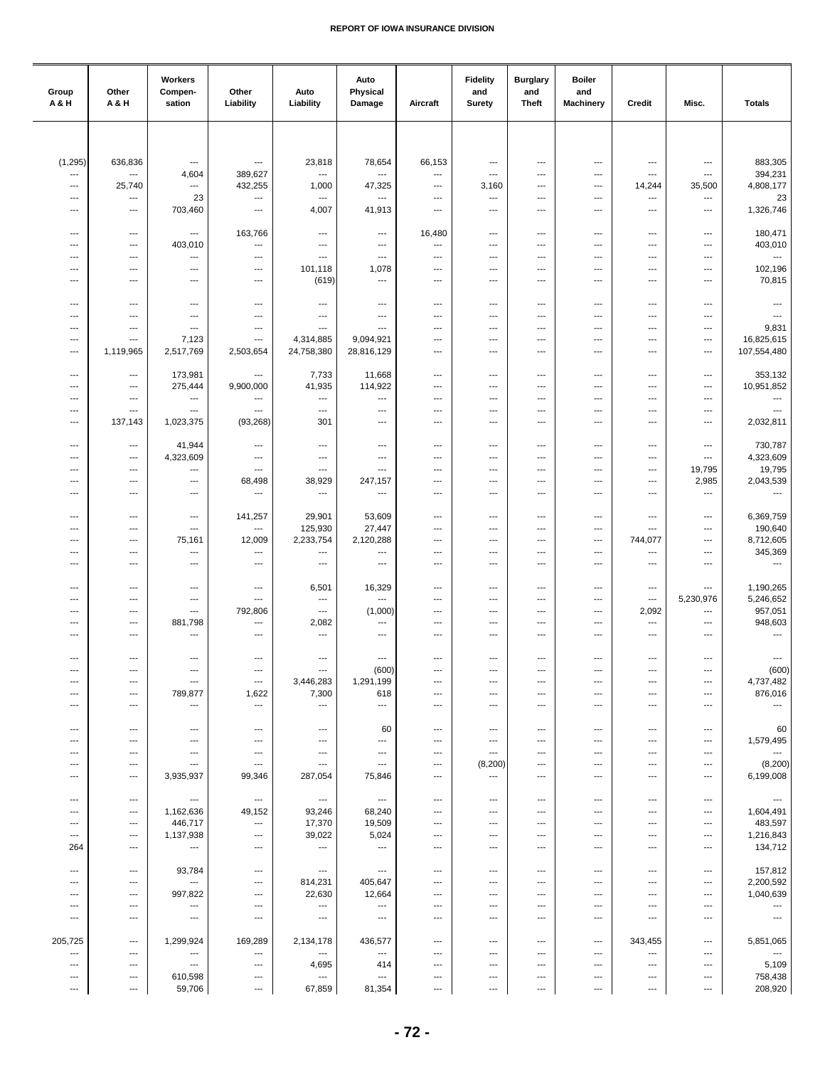| Group A & H | Other A & H | Workers Compen-sation | Other Liability | Auto Liability | Auto Physical Damage | Aircraft | Fidelity and Surety | Burglary and Theft | Boiler and Machinery | Credit | Misc. | Totals |
|---|---|---|---|---|---|---|---|---|---|---|---|---|
| (1,295) | 636,836 | --- | --- | 23,818 | 78,654 | 66,153 | --- | --- | --- | --- | --- | 883,305 |
| --- | --- | 4,604 | 389,627 | --- | --- | --- | --- | --- | --- | --- | --- | 394,231 |
| --- | 25,740 | --- | 432,255 | 1,000 | 47,325 | --- | 3,160 | --- | --- | 14,244 | 35,500 | 4,808,177 |
| --- | --- | 23 | --- | --- | --- | --- | --- | --- | --- | --- | --- | 23 |
| --- | --- | 703,460 | --- | 4,007 | 41,913 | --- | --- | --- | --- | --- | --- | 1,326,746 |
| --- | --- | --- | 163,766 | --- | --- | 16,480 | --- | --- | --- | --- | --- | 180,471 |
| --- | --- | 403,010 | --- | --- | --- | --- | --- | --- | --- | --- | --- | 403,010 |
| --- | --- | --- | --- | --- | --- | --- | --- | --- | --- | --- | --- | --- |
| --- | --- | --- | --- | 101,118 | 1,078 | --- | --- | --- | --- | --- | --- | 102,196 |
| --- | --- | --- | --- | (619) | --- | --- | --- | --- | --- | --- | --- | 70,815 |
| --- | --- | --- | --- | --- | --- | --- | --- | --- | --- | --- | --- | --- |
| --- | --- | --- | --- | --- | --- | --- | --- | --- | --- | --- | --- | --- |
| --- | --- | --- | --- | --- | --- | --- | --- | --- | --- | --- | --- | 9,831 |
| --- | --- | 7,123 | --- | 4,314,885 | 9,094,921 | --- | --- | --- | --- | --- | --- | 16,825,615 |
| --- | 1,119,965 | 2,517,769 | 2,503,654 | 24,758,380 | 28,816,129 | --- | --- | --- | --- | --- | --- | 107,554,480 |
| --- | --- | 173,981 | --- | 7,733 | 11,668 | --- | --- | --- | --- | --- | --- | 353,132 |
| --- | --- | 275,444 | 9,900,000 | 41,935 | 114,922 | --- | --- | --- | --- | --- | --- | 10,951,852 |
| --- | --- | --- | --- | --- | --- | --- | --- | --- | --- | --- | --- | --- |
| --- | --- | --- | --- | --- | --- | --- | --- | --- | --- | --- | --- | --- |
| --- | 137,143 | 1,023,375 | (93,268) | 301 | --- | --- | --- | --- | --- | --- | --- | 2,032,811 |
| --- | --- | 41,944 | --- | --- | --- | --- | --- | --- | --- | --- | --- | 730,787 |
| --- | --- | 4,323,609 | --- | --- | --- | --- | --- | --- | --- | --- | --- | 4,323,609 |
| --- | --- | --- | --- | --- | --- | --- | --- | --- | --- | --- | 19,795 | 19,795 |
| --- | --- | --- | 68,498 | 38,929 | 247,157 | --- | --- | --- | --- | --- | 2,985 | 2,043,539 |
| --- | --- | --- | --- | --- | --- | --- | --- | --- | --- | --- | --- | --- |
| --- | --- | --- | 141,257 | 29,901 | 53,609 | --- | --- | --- | --- | --- | --- | 6,369,759 |
| --- | --- | --- | --- | 125,930 | 27,447 | --- | --- | --- | --- | --- | --- | 190,640 |
| --- | --- | 75,161 | 12,009 | 2,233,754 | 2,120,288 | --- | --- | --- | --- | 744,077 | --- | 8,712,605 |
| --- | --- | --- | --- | --- | --- | --- | --- | --- | --- | --- | --- | 345,369 |
| --- | --- | --- | --- | --- | --- | --- | --- | --- | --- | --- | --- | --- |
| --- | --- | --- | --- | 6,501 | 16,329 | --- | --- | --- | --- | --- | --- | 1,190,265 |
| --- | --- | --- | --- | --- | --- | --- | --- | --- | --- | --- | 5,230,976 | 5,246,652 |
| --- | --- | --- | 792,806 | --- | (1,000) | --- | --- | --- | --- | 2,092 | --- | 957,051 |
| --- | --- | 881,798 | --- | 2,082 | --- | --- | --- | --- | --- | --- | --- | 948,603 |
| --- | --- | --- | --- | --- | --- | --- | --- | --- | --- | --- | --- | --- |
| --- | --- | --- | --- | --- | --- | --- | --- | --- | --- | --- | --- | --- |
| --- | --- | --- | --- | --- | (600) | --- | --- | --- | --- | --- | --- | (600) |
| --- | --- | --- | --- | 3,446,283 | 1,291,199 | --- | --- | --- | --- | --- | --- | 4,737,482 |
| --- | --- | 789,877 | 1,622 | 7,300 | 618 | --- | --- | --- | --- | --- | --- | 876,016 |
| --- | --- | --- | --- | --- | --- | --- | --- | --- | --- | --- | --- | --- |
| --- | --- | --- | --- | --- | 60 | --- | --- | --- | --- | --- | --- | 60 |
| --- | --- | --- | --- | --- | --- | --- | --- | --- | --- | --- | --- | 1,579,495 |
| --- | --- | --- | --- | --- | --- | --- | --- | --- | --- | --- | --- | --- |
| --- | --- | --- | --- | --- | --- | --- | (8,200) | --- | --- | --- | --- | (8,200) |
| --- | --- | 3,935,937 | 99,346 | 287,054 | 75,846 | --- | --- | --- | --- | --- | --- | 6,199,008 |
| --- | --- | --- | --- | --- | --- | --- | --- | --- | --- | --- | --- | --- |
| --- | --- | 1,162,636 | 49,152 | 93,246 | 68,240 | --- | --- | --- | --- | --- | --- | 1,604,491 |
| --- | --- | 446,717 | --- | 17,370 | 19,509 | --- | --- | --- | --- | --- | --- | 483,597 |
| --- | --- | 1,137,938 | --- | 39,022 | 5,024 | --- | --- | --- | --- | --- | --- | 1,216,843 |
| 264 | --- | --- | --- | --- | --- | --- | --- | --- | --- | --- | --- | 134,712 |
| --- | --- | 93,784 | --- | --- | --- | --- | --- | --- | --- | --- | --- | 157,812 |
| --- | --- | --- | --- | 814,231 | 405,647 | --- | --- | --- | --- | --- | --- | 2,200,592 |
| --- | --- | 997,822 | --- | 22,630 | 12,664 | --- | --- | --- | --- | --- | --- | 1,040,639 |
| --- | --- | --- | --- | --- | --- | --- | --- | --- | --- | --- | --- | --- |
| --- | --- | --- | --- | --- | --- | --- | --- | --- | --- | --- | --- | --- |
| 205,725 | --- | 1,299,924 | 169,289 | 2,134,178 | 436,577 | --- | --- | --- | --- | 343,455 | --- | 5,851,065 |
| --- | --- | --- | --- | --- | --- | --- | --- | --- | --- | --- | --- | --- |
| --- | --- | --- | --- | 4,695 | 414 | --- | --- | --- | --- | --- | --- | 5,109 |
| --- | --- | 610,598 | --- | --- | --- | --- | --- | --- | --- | --- | --- | 758,438 |
| --- | --- | 59,706 | --- | 67,859 | 81,354 | --- | --- | --- | --- | --- | --- | 208,920 |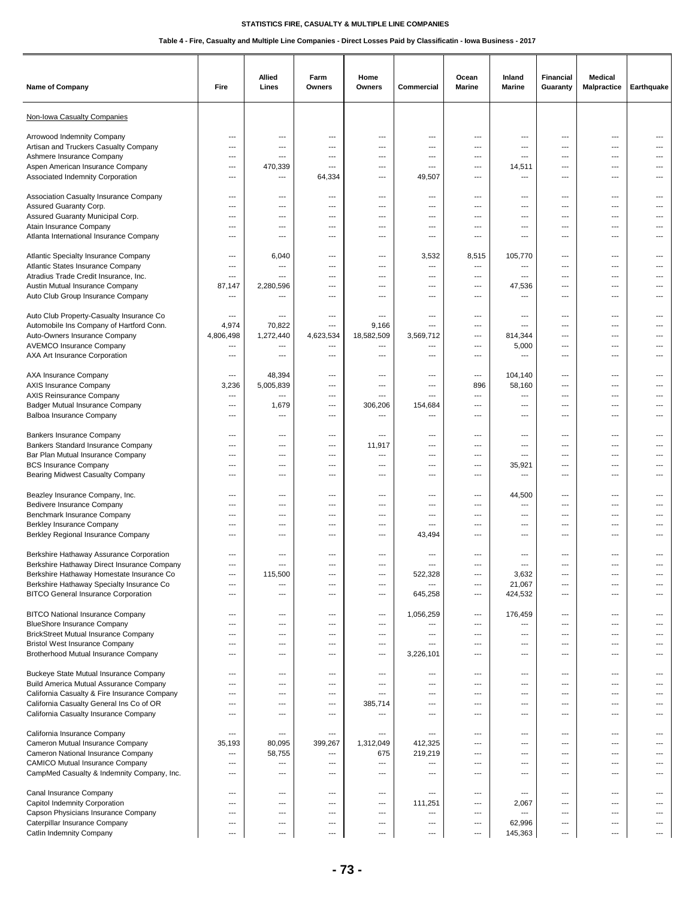**STATISTICS FIRE, CASUALTY & MULTIPLE LINE COMPANIES**

**Table 4 - Fire, Casualty and Multiple Line Companies - Direct Losses Paid by Classificatin - Iowa Business - 2017**

| Name of Company | Fire | Allied Lines | Farm Owners | Home Owners | Commercial | Ocean Marine | Inland Marine | Financial Guaranty | Medical Malpractice | Earthquake |
|---|---|---|---|---|---|---|---|---|---|---|
| Non-Iowa Casualty Companies | | | | | | | | | | |
| Arrowood Indemnity Company | --- | --- | --- | --- | --- | --- | --- | --- | --- | --- |
| Artisan and Truckers Casualty Company | --- | --- | --- | --- | --- | --- | --- | --- | --- | --- |
| Ashmere Insurance Company | --- | --- | --- | --- | --- | --- | --- | --- | --- | --- |
| Aspen American Insurance Company | --- | 470,339 | --- | --- | --- | --- | 14,511 | --- | --- | --- |
| Associated Indemnity Corporation | --- | --- | 64,334 | --- | 49,507 | --- | --- | --- | --- | --- |
| Association Casualty Insurance Company | --- | --- | --- | --- | --- | --- | --- | --- | --- | --- |
| Assured Guaranty Corp. | --- | --- | --- | --- | --- | --- | --- | --- | --- | --- |
| Assured Guaranty Municipal Corp. | --- | --- | --- | --- | --- | --- | --- | --- | --- | --- |
| Atain Insurance Company | --- | --- | --- | --- | --- | --- | --- | --- | --- | --- |
| Atlanta International Insurance Company | --- | --- | --- | --- | --- | --- | --- | --- | --- | --- |
| Atlantic Specialty Insurance Company | --- | 6,040 | --- | --- | 3,532 | 8,515 | 105,770 | --- | --- | --- |
| Atlantic States Insurance Company | --- | --- | --- | --- | --- | --- | --- | --- | --- | --- |
| Atradius Trade Credit Insurance, Inc. | --- | --- | --- | --- | --- | --- | --- | --- | --- | --- |
| Austin Mutual Insurance Company | 87,147 | 2,280,596 | --- | --- | --- | --- | 47,536 | --- | --- | --- |
| Auto Club Group Insurance Company | --- | --- | --- | --- | --- | --- | --- | --- | --- | --- |
| Auto Club Property-Casualty Insurance Co | --- | --- | --- | --- | --- | --- | --- | --- | --- | --- |
| Automobile Ins Company of Hartford Conn. | 4,974 | 70,822 | --- | 9,166 | --- | --- | --- | --- | --- | --- |
| Auto-Owners Insurance Company | 4,806,498 | 1,272,440 | 4,623,534 | 18,582,509 | 3,569,712 | --- | 814,344 | --- | --- | --- |
| AVEMCO Insurance Company | --- | --- | --- | --- | --- | --- | 5,000 | --- | --- | --- |
| AXA Art Insurance Corporation | --- | --- | --- | --- | --- | --- | --- | --- | --- | --- |
| AXA Insurance Company | --- | 48,394 | --- | --- | --- | --- | 104,140 | --- | --- | --- |
| AXIS Insurance Company | 3,236 | 5,005,839 | --- | --- | --- | 896 | 58,160 | --- | --- | --- |
| AXIS Reinsurance Company | --- | --- | --- | --- | --- | --- | --- | --- | --- | --- |
| Badger Mutual Insurance Company | --- | 1,679 | --- | 306,206 | 154,684 | --- | --- | --- | --- | --- |
| Balboa Insurance Company | --- | --- | --- | --- | --- | --- | --- | --- | --- | --- |
| Bankers Insurance Company | --- | --- | --- | --- | --- | --- | --- | --- | --- | --- |
| Bankers Standard Insurance Company | --- | --- | --- | 11,917 | --- | --- | --- | --- | --- | --- |
| Bar Plan Mutual Insurance Company | --- | --- | --- | --- | --- | --- | --- | --- | --- | --- |
| BCS Insurance Company | --- | --- | --- | --- | --- | --- | 35,921 | --- | --- | --- |
| Bearing Midwest Casualty Company | --- | --- | --- | --- | --- | --- | --- | --- | --- | --- |
| Beazley Insurance Company, Inc. | --- | --- | --- | --- | --- | --- | 44,500 | --- | --- | --- |
| Bedivere Insurance Company | --- | --- | --- | --- | --- | --- | --- | --- | --- | --- |
| Benchmark Insurance Company | --- | --- | --- | --- | --- | --- | --- | --- | --- | --- |
| Berkley Insurance Company | --- | --- | --- | --- | --- | --- | --- | --- | --- | --- |
| Berkley Regional Insurance Company | --- | --- | --- | --- | 43,494 | --- | --- | --- | --- | --- |
| Berkshire Hathaway Assurance Corporation | --- | --- | --- | --- | --- | --- | --- | --- | --- | --- |
| Berkshire Hathaway Direct Insurance Company | --- | --- | --- | --- | --- | --- | --- | --- | --- | --- |
| Berkshire Hathaway Homestate Insurance Co | --- | 115,500 | --- | --- | 522,328 | --- | 3,632 | --- | --- | --- |
| Berkshire Hathaway Specialty Insurance Co | --- | --- | --- | --- | --- | --- | 21,067 | --- | --- | --- |
| BITCO General Insurance Corporation | --- | --- | --- | --- | 645,258 | --- | 424,532 | --- | --- | --- |
| BITCO National Insurance Company | --- | --- | --- | --- | 1,056,259 | --- | 176,459 | --- | --- | --- |
| BlueShore Insurance Company | --- | --- | --- | --- | --- | --- | --- | --- | --- | --- |
| BrickStreet Mutual Insurance Company | --- | --- | --- | --- | --- | --- | --- | --- | --- | --- |
| Bristol West Insurance Company | --- | --- | --- | --- | --- | --- | --- | --- | --- | --- |
| Brotherhood Mutual Insurance Company | --- | --- | --- | --- | 3,226,101 | --- | --- | --- | --- | --- |
| Buckeye State Mutual Insurance Company | --- | --- | --- | --- | --- | --- | --- | --- | --- | --- |
| Build America Mutual Assurance Company | --- | --- | --- | --- | --- | --- | --- | --- | --- | --- |
| California Casualty & Fire Insurance Company | --- | --- | --- | --- | --- | --- | --- | --- | --- | --- |
| California Casualty General Ins Co of OR | --- | --- | --- | 385,714 | --- | --- | --- | --- | --- | --- |
| California Casualty Insurance Company | --- | --- | --- | --- | --- | --- | --- | --- | --- | --- |
| California Insurance Company | --- | --- | --- | --- | --- | --- | --- | --- | --- | --- |
| Cameron Mutual Insurance Company | 35,193 | 80,095 | 399,267 | 1,312,049 | 412,325 | --- | --- | --- | --- | --- |
| Cameron National Insurance Company | --- | 58,755 | --- | 675 | 219,219 | --- | --- | --- | --- | --- |
| CAMICO Mutual Insurance Company | --- | --- | --- | --- | --- | --- | --- | --- | --- | --- |
| CampMed Casualty & Indemnity Company, Inc. | --- | --- | --- | --- | --- | --- | --- | --- | --- | --- |
| Canal Insurance Company | --- | --- | --- | --- | --- | --- | --- | --- | --- | --- |
| Capitol Indemnity Corporation | --- | --- | --- | --- | 111,251 | --- | 2,067 | --- | --- | --- |
| Capson Physicians Insurance Company | --- | --- | --- | --- | --- | --- | --- | --- | --- | --- |
| Caterpillar Insurance Company | --- | --- | --- | --- | --- | --- | 62,996 | --- | --- | --- |
| Catlin Indemnity Company | --- | --- | --- | --- | --- | --- | 145,363 | --- | --- | --- |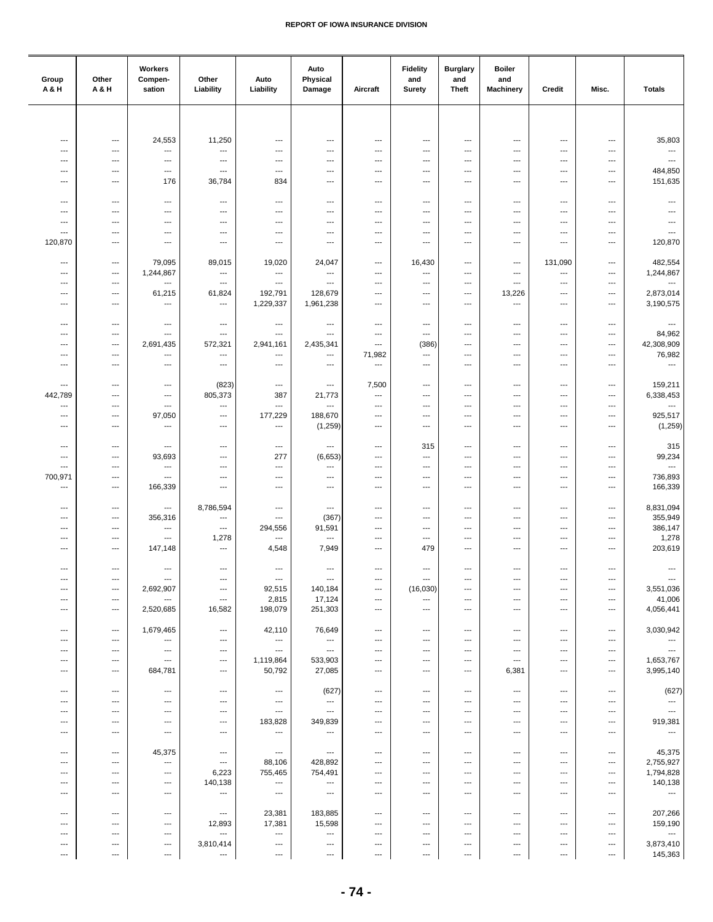| Group A & H | Other A & H | Workers Compen-sation | Other Liability | Auto Liability | Auto Physical Damage | Aircraft | Fidelity and Surety | Burglary and Theft | Boiler and Machinery | Credit | Misc. | Totals |
|---|---|---|---|---|---|---|---|---|---|---|---|---|
| --- | --- | 24,553 | 11,250 | --- | --- | --- | --- | --- | --- | --- | --- | 35,803 |
| --- | --- | --- | --- | --- | --- | --- | --- | --- | --- | --- | --- | --- |
| --- | --- | --- | --- | --- | --- | --- | --- | --- | --- | --- | --- | --- |
| --- | --- | --- | --- | --- | --- | --- | --- | --- | --- | --- | --- | 484,850 |
| --- | --- | 176 | 36,784 | 834 | --- | --- | --- | --- | --- | --- | --- | 151,635 |
| --- | --- | --- | --- | --- | --- | --- | --- | --- | --- | --- | --- | --- |
| --- | --- | --- | --- | --- | --- | --- | --- | --- | --- | --- | --- | --- |
| --- | --- | --- | --- | --- | --- | --- | --- | --- | --- | --- | --- | --- |
| --- | --- | --- | --- | --- | --- | --- | --- | --- | --- | --- | --- | --- |
| 120,870 | --- | --- | --- | --- | --- | --- | --- | --- | --- | --- | --- | 120,870 |
| --- | --- | 79,095 | 89,015 | 19,020 | 24,047 | --- | 16,430 | --- | --- | 131,090 | --- | 482,554 |
| --- | --- | 1,244,867 | --- | --- | --- | --- | --- | --- | --- | --- | --- | 1,244,867 |
| --- | --- | --- | --- | --- | --- | --- | --- | --- | --- | --- | --- | --- |
| --- | --- | 61,215 | 61,824 | 192,791 | 128,679 | --- | --- | --- | 13,226 | --- | --- | 2,873,014 |
| --- | --- | --- | --- | 1,229,337 | 1,961,238 | --- | --- | --- | --- | --- | --- | 3,190,575 |
| --- | --- | --- | --- | --- | --- | --- | --- | --- | --- | --- | --- | --- |
| --- | --- | --- | --- | --- | --- | --- | --- | --- | --- | --- | --- | 84,962 |
| --- | --- | 2,691,435 | 572,321 | 2,941,161 | 2,435,341 | --- | (386) | --- | --- | --- | --- | 42,308,909 |
| --- | --- | --- | --- | --- | --- | 71,982 | --- | --- | --- | --- | --- | 76,982 |
| --- | --- | --- | --- | --- | --- | --- | --- | --- | --- | --- | --- | --- |
| --- | --- | --- | (823) | --- | --- | 7,500 | --- | --- | --- | --- | --- | 159,211 |
| 442,789 | --- | --- | 805,373 | 387 | 21,773 | --- | --- | --- | --- | --- | --- | 6,338,453 |
| --- | --- | --- | --- | --- | --- | --- | --- | --- | --- | --- | --- | --- |
| --- | --- | 97,050 | --- | 177,229 | 188,670 | --- | --- | --- | --- | --- | --- | 925,517 |
| --- | --- | --- | --- | --- | (1,259) | --- | --- | --- | --- | --- | --- | (1,259) |
| --- | --- | --- | --- | --- | --- | --- | 315 | --- | --- | --- | --- | 315 |
| --- | --- | 93,693 | --- | 277 | (6,653) | --- | --- | --- | --- | --- | --- | 99,234 |
| --- | --- | --- | --- | --- | --- | --- | --- | --- | --- | --- | --- | --- |
| 700,971 | --- | --- | --- | --- | --- | --- | --- | --- | --- | --- | --- | 736,893 |
| --- | --- | 166,339 | --- | --- | --- | --- | --- | --- | --- | --- | --- | 166,339 |
| --- | --- | --- | 8,786,594 | --- | --- | --- | --- | --- | --- | --- | --- | 8,831,094 |
| --- | --- | 356,316 | --- | --- | (367) | --- | --- | --- | --- | --- | --- | 355,949 |
| --- | --- | --- | --- | 294,556 | 91,591 | --- | --- | --- | --- | --- | --- | 386,147 |
| --- | --- | --- | 1,278 | --- | --- | --- | --- | --- | --- | --- | --- | 1,278 |
| --- | --- | 147,148 | --- | 4,548 | 7,949 | --- | 479 | --- | --- | --- | --- | 203,619 |
| --- | --- | --- | --- | --- | --- | --- | --- | --- | --- | --- | --- | --- |
| --- | --- | --- | --- | --- | --- | --- | --- | --- | --- | --- | --- | --- |
| --- | --- | 2,692,907 | --- | 92,515 | 140,184 | --- | (16,030) | --- | --- | --- | --- | 3,551,036 |
| --- | --- | --- | --- | 2,815 | 17,124 | --- | --- | --- | --- | --- | --- | 41,006 |
| --- | --- | 2,520,685 | 16,582 | 198,079 | 251,303 | --- | --- | --- | --- | --- | --- | 4,056,441 |
| --- | --- | 1,679,465 | --- | 42,110 | 76,649 | --- | --- | --- | --- | --- | --- | 3,030,942 |
| --- | --- | --- | --- | --- | --- | --- | --- | --- | --- | --- | --- | --- |
| --- | --- | --- | --- | --- | --- | --- | --- | --- | --- | --- | --- | --- |
| --- | --- | --- | --- | 1,119,864 | 533,903 | --- | --- | --- | --- | --- | --- | 1,653,767 |
| --- | --- | 684,781 | --- | 50,792 | 27,085 | --- | --- | --- | 6,381 | --- | --- | 3,995,140 |
| --- | --- | --- | --- | --- | (627) | --- | --- | --- | --- | --- | --- | (627) |
| --- | --- | --- | --- | --- | --- | --- | --- | --- | --- | --- | --- | --- |
| --- | --- | --- | --- | --- | --- | --- | --- | --- | --- | --- | --- | --- |
| --- | --- | --- | --- | 183,828 | 349,839 | --- | --- | --- | --- | --- | --- | 919,381 |
| --- | --- | --- | --- | --- | --- | --- | --- | --- | --- | --- | --- | --- |
| --- | --- | 45,375 | --- | --- | --- | --- | --- | --- | --- | --- | --- | 45,375 |
| --- | --- | --- | --- | 88,106 | 428,892 | --- | --- | --- | --- | --- | --- | 2,755,927 |
| --- | --- | --- | 6,223 | 755,465 | 754,491 | --- | --- | --- | --- | --- | --- | 1,794,828 |
| --- | --- | --- | 140,138 | --- | --- | --- | --- | --- | --- | --- | --- | 140,138 |
| --- | --- | --- | --- | --- | --- | --- | --- | --- | --- | --- | --- | --- |
| --- | --- | --- | --- | 23,381 | 183,885 | --- | --- | --- | --- | --- | --- | 207,266 |
| --- | --- | --- | 12,893 | 17,381 | 15,598 | --- | --- | --- | --- | --- | --- | 159,190 |
| --- | --- | --- | --- | --- | --- | --- | --- | --- | --- | --- | --- | --- |
| --- | --- | --- | 3,810,414 | --- | --- | --- | --- | --- | --- | --- | --- | 3,873,410 |
| --- | --- | --- | --- | --- | --- | --- | --- | --- | --- | --- | --- | 145,363 |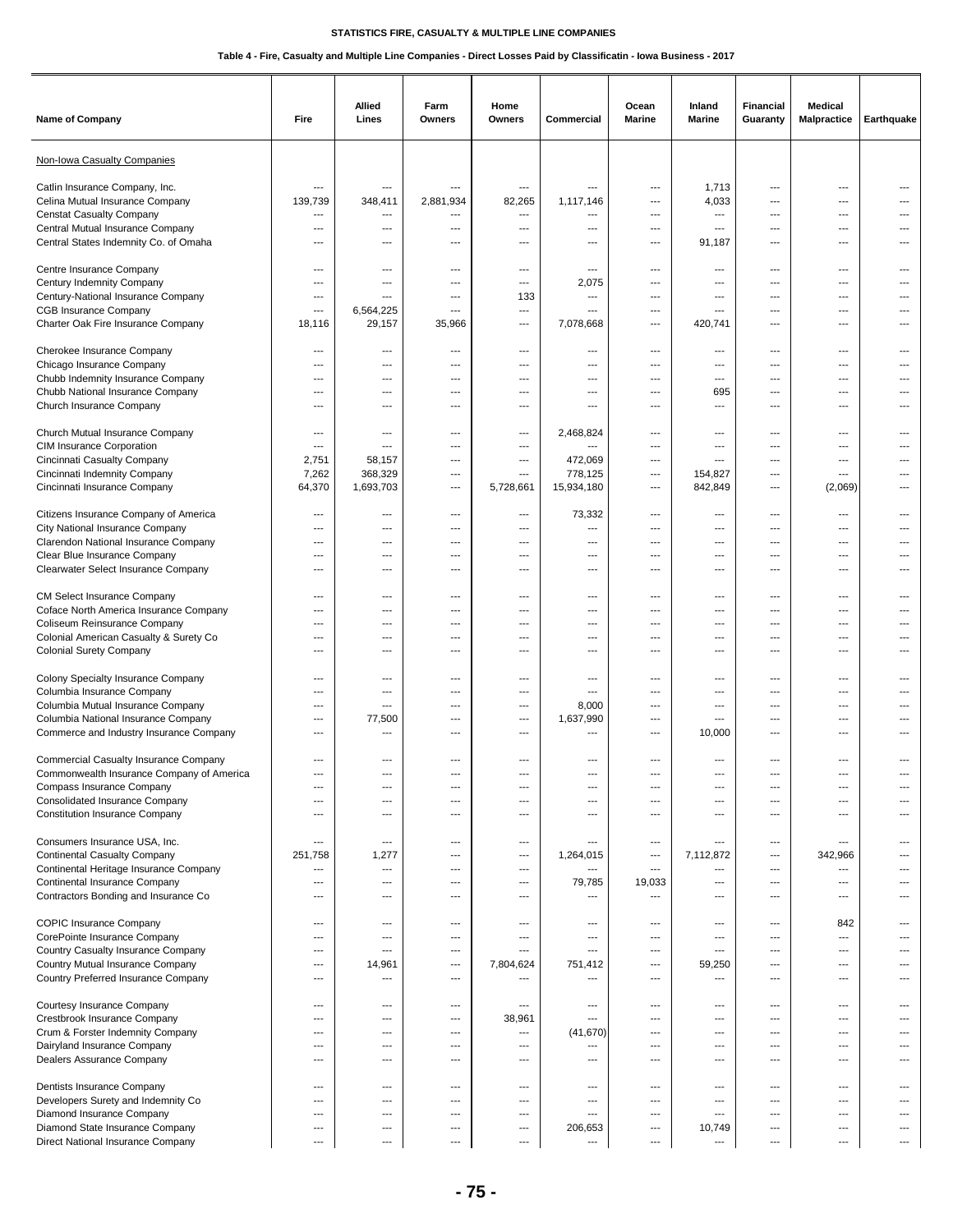STATISTICS FIRE, CASUALTY & MULTIPLE LINE COMPANIES

Table 4 - Fire, Casualty and Multiple Line Companies - Direct Losses Paid by Classificatin - Iowa Business - 2017

| Name of Company | Fire | Allied Lines | Farm Owners | Home Owners | Commercial | Ocean Marine | Inland Marine | Financial Guaranty | Medical Malpractice | Earthquake |
|---|---|---|---|---|---|---|---|---|---|---|
| Non-Iowa Casualty Companies | | | | | | | | | | |
| Catlin Insurance Company, Inc. | --- | --- | --- | --- | --- | --- | 1,713 | --- | --- | --- |
| Celina Mutual Insurance Company | 139,739 | 348,411 | 2,881,934 | 82,265 | 1,117,146 | --- | 4,033 | --- | --- | --- |
| Censtat Casualty Company | --- | --- | --- | --- | --- | --- | --- | --- | --- | --- |
| Central Mutual Insurance Company | --- | --- | --- | --- | --- | --- | --- | --- | --- | --- |
| Central States Indemnity Co. of Omaha | --- | --- | --- | --- | --- | --- | 91,187 | --- | --- | --- |
| Centre Insurance Company | --- | --- | --- | --- | --- | --- | --- | --- | --- | --- |
| Century Indemnity Company | --- | --- | --- | --- | 2,075 | --- | --- | --- | --- | --- |
| Century-National Insurance Company | --- | --- | --- | 133 | --- | --- | --- | --- | --- | --- |
| CGB Insurance Company | --- | 6,564,225 | --- | --- | --- | --- | --- | --- | --- | --- |
| Charter Oak Fire Insurance Company | 18,116 | 29,157 | 35,966 | --- | 7,078,668 | --- | 420,741 | --- | --- | --- |
| Cherokee Insurance Company | --- | --- | --- | --- | --- | --- | --- | --- | --- | --- |
| Chicago Insurance Company | --- | --- | --- | --- | --- | --- | --- | --- | --- | --- |
| Chubb Indemnity Insurance Company | --- | --- | --- | --- | --- | --- | --- | --- | --- | --- |
| Chubb National Insurance Company | --- | --- | --- | --- | --- | --- | 695 | --- | --- | --- |
| Church Insurance Company | --- | --- | --- | --- | --- | --- | --- | --- | --- | --- |
| Church Mutual Insurance Company | --- | --- | --- | --- | 2,468,824 | --- | --- | --- | --- | --- |
| CIM Insurance Corporation | --- | --- | --- | --- | --- | --- | --- | --- | --- | --- |
| Cincinnati Casualty Company | 2,751 | 58,157 | --- | --- | 472,069 | --- | --- | --- | --- | --- |
| Cincinnati Indemnity Company | 7,262 | 368,329 | --- | --- | 778,125 | --- | 154,827 | --- | --- | --- |
| Cincinnati Insurance Company | 64,370 | 1,693,703 | --- | 5,728,661 | 15,934,180 | --- | 842,849 | --- | (2,069) | --- |
| Citizens Insurance Company of America | --- | --- | --- | --- | 73,332 | --- | --- | --- | --- | --- |
| City National Insurance Company | --- | --- | --- | --- | --- | --- | --- | --- | --- | --- |
| Clarendon National Insurance Company | --- | --- | --- | --- | --- | --- | --- | --- | --- | --- |
| Clear Blue Insurance Company | --- | --- | --- | --- | --- | --- | --- | --- | --- | --- |
| Clearwater Select Insurance Company | --- | --- | --- | --- | --- | --- | --- | --- | --- | --- |
| CM Select Insurance Company | --- | --- | --- | --- | --- | --- | --- | --- | --- | --- |
| Coface North America Insurance Company | --- | --- | --- | --- | --- | --- | --- | --- | --- | --- |
| Coliseum Reinsurance Company | --- | --- | --- | --- | --- | --- | --- | --- | --- | --- |
| Colonial American Casualty & Surety Co | --- | --- | --- | --- | --- | --- | --- | --- | --- | --- |
| Colonial Surety Company | --- | --- | --- | --- | --- | --- | --- | --- | --- | --- |
| Colony Specialty Insurance Company | --- | --- | --- | --- | --- | --- | --- | --- | --- | --- |
| Columbia Insurance Company | --- | --- | --- | --- | --- | --- | --- | --- | --- | --- |
| Columbia Mutual Insurance Company | --- | --- | --- | --- | 8,000 | --- | --- | --- | --- | --- |
| Columbia National Insurance Company | --- | 77,500 | --- | --- | 1,637,990 | --- | --- | --- | --- | --- |
| Commerce and Industry Insurance Company | --- | --- | --- | --- | --- | --- | 10,000 | --- | --- | --- |
| Commercial Casualty Insurance Company | --- | --- | --- | --- | --- | --- | --- | --- | --- | --- |
| Commonwealth Insurance Company of America | --- | --- | --- | --- | --- | --- | --- | --- | --- | --- |
| Compass Insurance Company | --- | --- | --- | --- | --- | --- | --- | --- | --- | --- |
| Consolidated Insurance Company | --- | --- | --- | --- | --- | --- | --- | --- | --- | --- |
| Constitution Insurance Company | --- | --- | --- | --- | --- | --- | --- | --- | --- | --- |
| Consumers Insurance USA, Inc. | --- | --- | --- | --- | --- | --- | --- | --- | --- | --- |
| Continental Casualty Company | 251,758 | 1,277 | --- | --- | 1,264,015 | --- | 7,112,872 | --- | 342,966 | --- |
| Continental Heritage Insurance Company | --- | --- | --- | --- | --- | --- | --- | --- | --- | --- |
| Continental Insurance Company | --- | --- | --- | --- | 79,785 | 19,033 | --- | --- | --- | --- |
| Contractors Bonding and Insurance Co | --- | --- | --- | --- | --- | --- | --- | --- | --- | --- |
| COPIC Insurance Company | --- | --- | --- | --- | --- | --- | --- | --- | 842 | --- |
| CorePointe Insurance Company | --- | --- | --- | --- | --- | --- | --- | --- | --- | --- |
| Country Casualty Insurance Company | --- | --- | --- | --- | --- | --- | --- | --- | --- | --- |
| Country Mutual Insurance Company | --- | 14,961 | --- | 7,804,624 | 751,412 | --- | 59,250 | --- | --- | --- |
| Country Preferred Insurance Company | --- | --- | --- | --- | --- | --- | --- | --- | --- | --- |
| Courtesy Insurance Company | --- | --- | --- | --- | --- | --- | --- | --- | --- | --- |
| Crestbrook Insurance Company | --- | --- | --- | 38,961 | --- | --- | --- | --- | --- | --- |
| Crum & Forster Indemnity Company | --- | --- | --- | --- | (41,670) | --- | --- | --- | --- | --- |
| Dairyland Insurance Company | --- | --- | --- | --- | --- | --- | --- | --- | --- | --- |
| Dealers Assurance Company | --- | --- | --- | --- | --- | --- | --- | --- | --- | --- |
| Dentists Insurance Company | --- | --- | --- | --- | --- | --- | --- | --- | --- | --- |
| Developers Surety and Indemnity Co | --- | --- | --- | --- | --- | --- | --- | --- | --- | --- |
| Diamond Insurance Company | --- | --- | --- | --- | --- | --- | --- | --- | --- | --- |
| Diamond State Insurance Company | --- | --- | --- | --- | 206,653 | --- | 10,749 | --- | --- | --- |
| Direct National Insurance Company | --- | --- | --- | --- | --- | --- | --- | --- | --- | --- |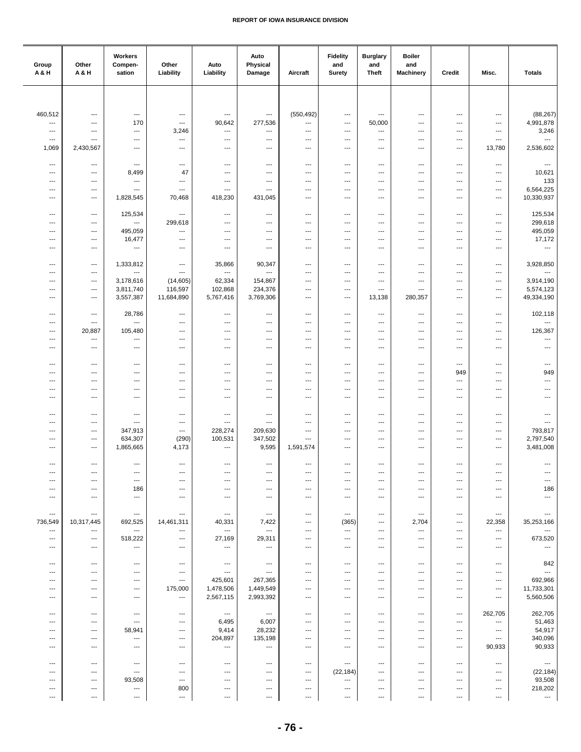| Group A & H | Other A & H | Workers Compen-sation | Other Liability | Auto Liability | Auto Physical Damage | Aircraft | Fidelity and Surety | Burglary and Theft | Boiler and Machinery | Credit | Misc. | Totals |
|---|---|---|---|---|---|---|---|---|---|---|---|---|
| 460,512 | --- | --- | --- | --- | --- | (550,492) | --- | --- | --- | --- | --- | (88,267) |
| --- | --- | 170 | --- | 90,642 | 277,536 | --- | --- | 50,000 | --- | --- | --- | 4,991,878 |
| --- | --- | --- | 3,246 | --- | --- | --- | --- | --- | --- | --- | --- | 3,246 |
| --- | --- | --- | --- | --- | --- | --- | --- | --- | --- | --- | --- | --- |
| 1,069 | 2,430,567 | --- | --- | --- | --- | --- | --- | --- | --- | --- | 13,780 | 2,536,602 |
| --- | --- | --- | --- | --- | --- | --- | --- | --- | --- | --- | --- | --- |
| --- | --- | 8,499 | 47 | --- | --- | --- | --- | --- | --- | --- | --- | 10,621 |
| --- | --- | --- | --- | --- | --- | --- | --- | --- | --- | --- | --- | 133 |
| --- | --- | --- | --- | --- | --- | --- | --- | --- | --- | --- | --- | 6,564,225 |
| --- | --- | 1,828,545 | 70,468 | 418,230 | 431,045 | --- | --- | --- | --- | --- | --- | 10,330,937 |
| --- | --- | 125,534 | --- | --- | --- | --- | --- | --- | --- | --- | --- | 125,534 |
| --- | --- | --- | 299,618 | --- | --- | --- | --- | --- | --- | --- | --- | 299,618 |
| --- | --- | 495,059 | --- | --- | --- | --- | --- | --- | --- | --- | --- | 495,059 |
| --- | --- | 16,477 | --- | --- | --- | --- | --- | --- | --- | --- | --- | 17,172 |
| --- | --- | --- | --- | --- | --- | --- | --- | --- | --- | --- | --- | --- |
| --- | --- | 1,333,812 | --- | 35,866 | 90,347 | --- | --- | --- | --- | --- | --- | 3,928,850 |
| --- | --- | --- | --- | --- | --- | --- | --- | --- | --- | --- | --- | --- |
| --- | --- | 3,178,616 | (14,605) | 62,334 | 154,867 | --- | --- | --- | --- | --- | --- | 3,914,190 |
| --- | --- | 3,811,740 | 116,597 | 102,868 | 234,376 | --- | --- | --- | --- | --- | --- | 5,574,123 |
| --- | --- | 3,557,387 | 11,684,890 | 5,767,416 | 3,769,306 | --- | --- | 13,138 | 280,357 | --- | --- | 49,334,190 |
| --- | --- | 28,786 | --- | --- | --- | --- | --- | --- | --- | --- | --- | 102,118 |
| --- | --- | --- | --- | --- | --- | --- | --- | --- | --- | --- | --- | --- |
| --- | 20,887 | 105,480 | --- | --- | --- | --- | --- | --- | --- | --- | --- | 126,367 |
| --- | --- | --- | --- | --- | --- | --- | --- | --- | --- | --- | --- | --- |
| --- | --- | --- | --- | --- | --- | --- | --- | --- | --- | --- | --- | --- |
| --- | --- | --- | --- | --- | --- | --- | --- | --- | --- | --- | --- | --- |
| --- | --- | --- | --- | --- | --- | --- | --- | --- | --- | 949 | --- | 949 |
| --- | --- | --- | --- | --- | --- | --- | --- | --- | --- | --- | --- | --- |
| --- | --- | --- | --- | --- | --- | --- | --- | --- | --- | --- | --- | --- |
| --- | --- | --- | --- | --- | --- | --- | --- | --- | --- | --- | --- | --- |
| --- | --- | --- | --- | --- | --- | --- | --- | --- | --- | --- | --- | --- |
| --- | --- | --- | --- | --- | --- | --- | --- | --- | --- | --- | --- | --- |
| --- | --- | 347,913 | --- | 228,274 | 209,630 | --- | --- | --- | --- | --- | --- | 793,817 |
| --- | --- | 634,307 | (290) | 100,531 | 347,502 | --- | --- | --- | --- | --- | --- | 2,797,540 |
| --- | --- | 1,865,665 | 4,173 | --- | 9,595 | 1,591,574 | --- | --- | --- | --- | --- | 3,481,008 |
| --- | --- | --- | --- | --- | --- | --- | --- | --- | --- | --- | --- | --- |
| --- | --- | --- | --- | --- | --- | --- | --- | --- | --- | --- | --- | --- |
| --- | --- | --- | --- | --- | --- | --- | --- | --- | --- | --- | --- | --- |
| --- | --- | 186 | --- | --- | --- | --- | --- | --- | --- | --- | --- | 186 |
| --- | --- | --- | --- | --- | --- | --- | --- | --- | --- | --- | --- | --- |
| --- | --- | --- | --- | --- | --- | --- | --- | --- | --- | --- | --- | --- |
| 736,549 | 10,317,445 | 692,525 | 14,461,311 | 40,331 | 7,422 | --- | (365) | --- | 2,704 | --- | 22,358 | 35,253,166 |
| --- | --- | --- | --- | --- | --- | --- | --- | --- | --- | --- | --- | --- |
| --- | --- | 518,222 | --- | 27,169 | 29,311 | --- | --- | --- | --- | --- | --- | 673,520 |
| --- | --- | --- | --- | --- | --- | --- | --- | --- | --- | --- | --- | --- |
| --- | --- | --- | --- | --- | --- | --- | --- | --- | --- | --- | --- | 842 |
| --- | --- | --- | --- | --- | --- | --- | --- | --- | --- | --- | --- | --- |
| --- | --- | --- | --- | 425,601 | 267,365 | --- | --- | --- | --- | --- | --- | 692,966 |
| --- | --- | --- | 175,000 | 1,478,506 | 1,449,549 | --- | --- | --- | --- | --- | --- | 11,733,301 |
| --- | --- | --- | --- | 2,567,115 | 2,993,392 | --- | --- | --- | --- | --- | --- | 5,560,506 |
| --- | --- | --- | --- | --- | --- | --- | --- | --- | --- | --- | 262,705 | 262,705 |
| --- | --- | --- | --- | 6,495 | 6,007 | --- | --- | --- | --- | --- | --- | 51,463 |
| --- | --- | 58,941 | --- | 9,414 | 28,232 | --- | --- | --- | --- | --- | --- | 54,917 |
| --- | --- | --- | --- | 204,897 | 135,198 | --- | --- | --- | --- | --- | --- | 340,096 |
| --- | --- | --- | --- | --- | --- | --- | --- | --- | --- | --- | 90,933 | 90,933 |
| --- | --- | --- | --- | --- | --- | --- | --- | --- | --- | --- | --- | --- |
| --- | --- | --- | --- | --- | --- | --- | (22,184) | --- | --- | --- | --- | (22,184) |
| --- | --- | 93,508 | --- | --- | --- | --- | --- | --- | --- | --- | --- | 93,508 |
| --- | --- | --- | 800 | --- | --- | --- | --- | --- | --- | --- | --- | 218,202 |
| --- | --- | --- | --- | --- | --- | --- | --- | --- | --- | --- | --- | --- |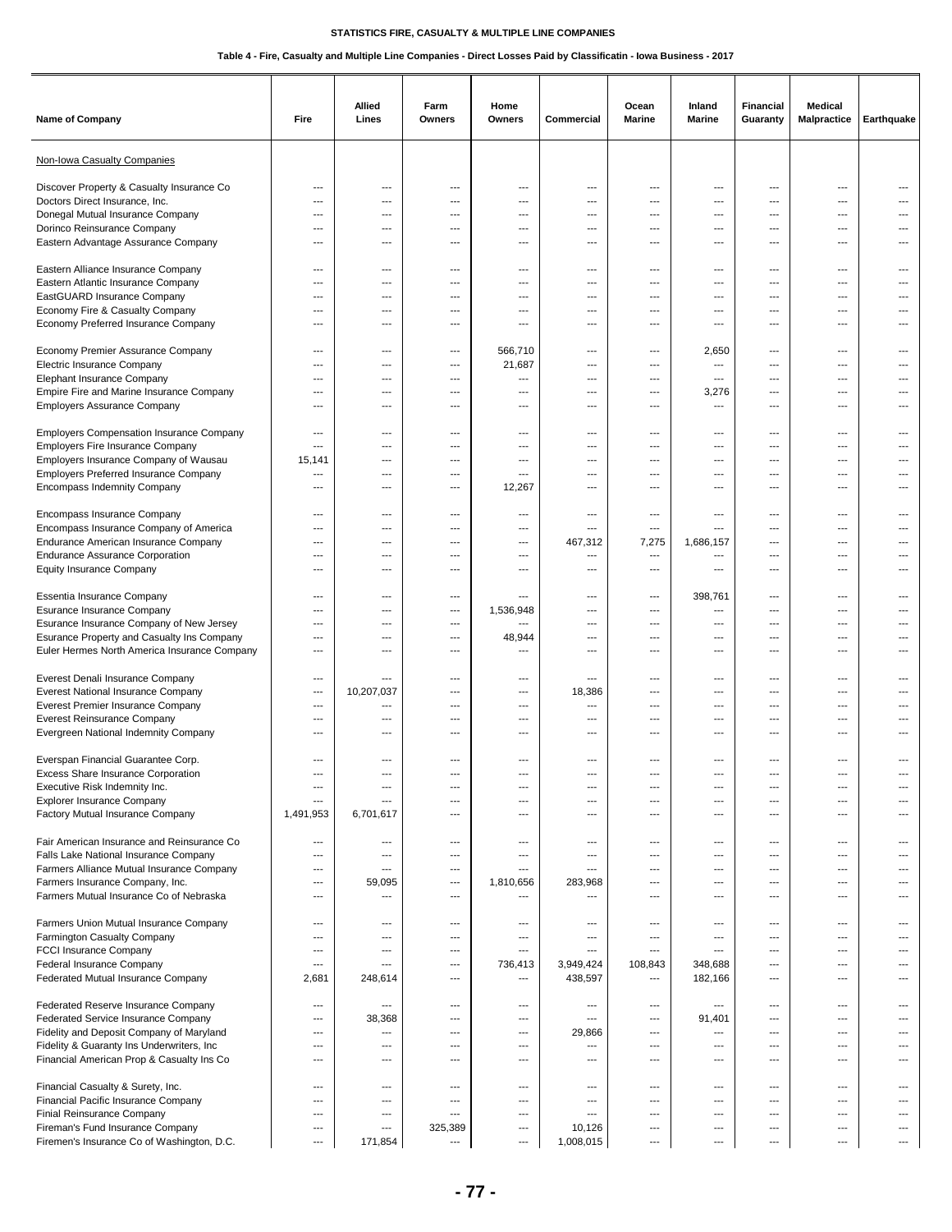STATISTICS FIRE, CASUALTY & MULTIPLE LINE COMPANIES

Table 4 - Fire, Casualty and Multiple Line Companies - Direct Losses Paid by Classificatin - Iowa Business - 2017

| Name of Company | Fire | Allied Lines | Farm Owners | Home Owners | Commercial | Ocean Marine | Inland Marine | Financial Guaranty | Medical Malpractice | Earthquake |
|---|---|---|---|---|---|---|---|---|---|---|
| Non-Iowa Casualty Companies | | | | | | | | | | |
| Discover Property & Casualty Insurance Co | --- | --- | --- | --- | --- | --- | --- | --- | --- | --- |
| Doctors Direct Insurance, Inc. | --- | --- | --- | --- | --- | --- | --- | --- | --- | --- |
| Donegal Mutual Insurance Company | --- | --- | --- | --- | --- | --- | --- | --- | --- | --- |
| Dorinco Reinsurance Company | --- | --- | --- | --- | --- | --- | --- | --- | --- | --- |
| Eastern Advantage Assurance Company | --- | --- | --- | --- | --- | --- | --- | --- | --- | --- |
| Eastern Alliance Insurance Company | --- | --- | --- | --- | --- | --- | --- | --- | --- | --- |
| Eastern Atlantic Insurance Company | --- | --- | --- | --- | --- | --- | --- | --- | --- | --- |
| EastGUARD Insurance Company | --- | --- | --- | --- | --- | --- | --- | --- | --- | --- |
| Economy Fire & Casualty Company | --- | --- | --- | --- | --- | --- | --- | --- | --- | --- |
| Economy Preferred Insurance Company | --- | --- | --- | --- | --- | --- | --- | --- | --- | --- |
| Economy Premier Assurance Company | --- | --- | --- | 566,710 | --- | --- | 2,650 | --- | --- | --- |
| Electric Insurance Company | --- | --- | --- | 21,687 | --- | --- | --- | --- | --- | --- |
| Elephant Insurance Company | --- | --- | --- | --- | --- | --- | --- | --- | --- | --- |
| Empire Fire and Marine Insurance Company | --- | --- | --- | --- | --- | --- | 3,276 | --- | --- | --- |
| Employers Assurance Company | --- | --- | --- | --- | --- | --- | --- | --- | --- | --- |
| Employers Compensation Insurance Company | --- | --- | --- | --- | --- | --- | --- | --- | --- | --- |
| Employers Fire Insurance Company | --- | --- | --- | --- | --- | --- | --- | --- | --- | --- |
| Employers Insurance Company of Wausau | 15,141 | --- | --- | --- | --- | --- | --- | --- | --- | --- |
| Employers Preferred Insurance Company | --- | --- | --- | --- | --- | --- | --- | --- | --- | --- |
| Encompass Indemnity Company | --- | --- | --- | 12,267 | --- | --- | --- | --- | --- | --- |
| Encompass Insurance Company | --- | --- | --- | --- | --- | --- | --- | --- | --- | --- |
| Encompass Insurance Company of America | --- | --- | --- | --- | --- | --- | --- | --- | --- | --- |
| Endurance American Insurance Company | --- | --- | --- | --- | 467,312 | 7,275 | 1,686,157 | --- | --- | --- |
| Endurance Assurance Corporation | --- | --- | --- | --- | --- | --- | --- | --- | --- | --- |
| Equity Insurance Company | --- | --- | --- | --- | --- | --- | --- | --- | --- | --- |
| Essentia Insurance Company | --- | --- | --- | --- | --- | --- | 398,761 | --- | --- | --- |
| Esurance Insurance Company | --- | --- | --- | 1,536,948 | --- | --- | --- | --- | --- | --- |
| Esurance Insurance Company of New Jersey | --- | --- | --- | --- | --- | --- | --- | --- | --- | --- |
| Esurance Property and Casualty Ins Company | --- | --- | --- | 48,944 | --- | --- | --- | --- | --- | --- |
| Euler Hermes North America Insurance Company | --- | --- | --- | --- | --- | --- | --- | --- | --- | --- |
| Everest Denali Insurance Company | --- | --- | --- | --- | --- | --- | --- | --- | --- | --- |
| Everest National Insurance Company | --- | 10,207,037 | --- | --- | 18,386 | --- | --- | --- | --- | --- |
| Everest Premier Insurance Company | --- | --- | --- | --- | --- | --- | --- | --- | --- | --- |
| Everest Reinsurance Company | --- | --- | --- | --- | --- | --- | --- | --- | --- | --- |
| Evergreen National Indemnity Company | --- | --- | --- | --- | --- | --- | --- | --- | --- | --- |
| Everspan Financial Guarantee Corp. | --- | --- | --- | --- | --- | --- | --- | --- | --- | --- |
| Excess Share Insurance Corporation | --- | --- | --- | --- | --- | --- | --- | --- | --- | --- |
| Executive Risk Indemnity Inc. | --- | --- | --- | --- | --- | --- | --- | --- | --- | --- |
| Explorer Insurance Company | --- | --- | --- | --- | --- | --- | --- | --- | --- | --- |
| Factory Mutual Insurance Company | 1,491,953 | 6,701,617 | --- | --- | --- | --- | --- | --- | --- | --- |
| Fair American Insurance and Reinsurance Co | --- | --- | --- | --- | --- | --- | --- | --- | --- | --- |
| Falls Lake National Insurance Company | --- | --- | --- | --- | --- | --- | --- | --- | --- | --- |
| Farmers Alliance Mutual Insurance Company | --- | --- | --- | --- | --- | --- | --- | --- | --- | --- |
| Farmers Insurance Company, Inc. | --- | 59,095 | --- | 1,810,656 | 283,968 | --- | --- | --- | --- | --- |
| Farmers Mutual Insurance Co of Nebraska | --- | --- | --- | --- | --- | --- | --- | --- | --- | --- |
| Farmers Union Mutual Insurance Company | --- | --- | --- | --- | --- | --- | --- | --- | --- | --- |
| Farmington Casualty Company | --- | --- | --- | --- | --- | --- | --- | --- | --- | --- |
| FCCI Insurance Company | --- | --- | --- | --- | --- | --- | --- | --- | --- | --- |
| Federal Insurance Company | --- | --- | --- | 736,413 | 3,949,424 | 108,843 | 348,688 | --- | --- | --- |
| Federated Mutual Insurance Company | 2,681 | 248,614 | --- | --- | 438,597 | --- | 182,166 | --- | --- | --- |
| Federated Reserve Insurance Company | --- | --- | --- | --- | --- | --- | --- | --- | --- | --- |
| Federated Service Insurance Company | --- | 38,368 | --- | --- | --- | --- | 91,401 | --- | --- | --- |
| Fidelity and Deposit Company of Maryland | --- | --- | --- | --- | 29,866 | --- | --- | --- | --- | --- |
| Fidelity & Guaranty Ins Underwriters, Inc | --- | --- | --- | --- | --- | --- | --- | --- | --- | --- |
| Financial American Prop & Casualty Ins Co | --- | --- | --- | --- | --- | --- | --- | --- | --- | --- |
| Financial Casualty & Surety, Inc. | --- | --- | --- | --- | --- | --- | --- | --- | --- | --- |
| Financial Pacific Insurance Company | --- | --- | --- | --- | --- | --- | --- | --- | --- | --- |
| Finial Reinsurance Company | --- | --- | --- | --- | --- | --- | --- | --- | --- | --- |
| Fireman's Fund Insurance Company | --- | --- | 325,389 | --- | 10,126 | --- | --- | --- | --- | --- |
| Firemen's Insurance Co of Washington, D.C. | --- | 171,854 | --- | --- | 1,008,015 | --- | --- | --- | --- | --- |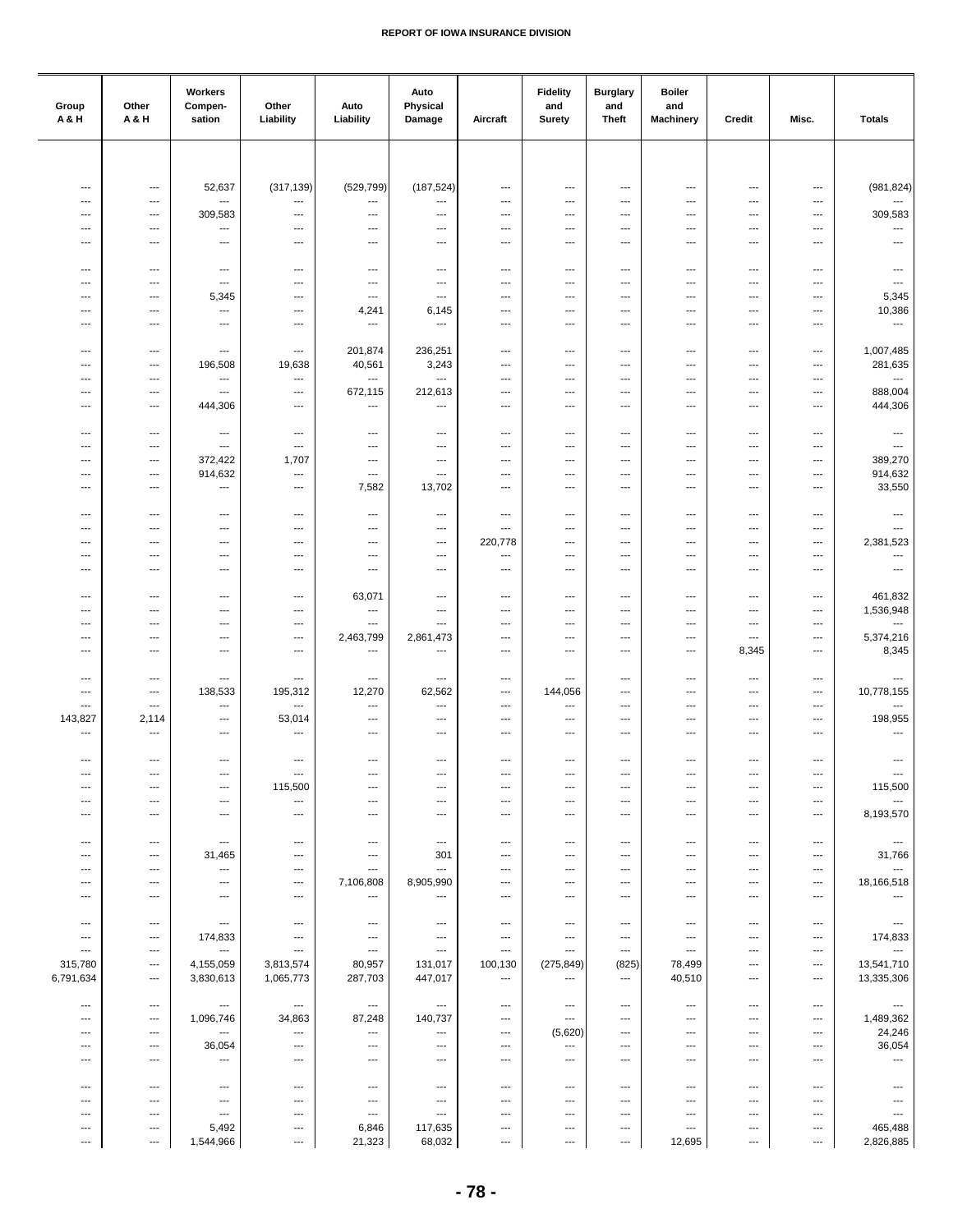| Group A & H | Other A & H | Workers Compen-sation | Other Liability | Auto Liability | Auto Physical Damage | Aircraft | Fidelity and Surety | Burglary and Theft | Boiler and Machinery | Credit | Misc. | Totals |
|---|---|---|---|---|---|---|---|---|---|---|---|---|
| --- | --- | 52,637 | (317,139) | (529,799) | (187,524) | --- | --- | --- | --- | --- | --- | (981,824) |
| --- | --- | --- | --- | --- | --- | --- | --- | --- | --- | --- | --- | --- |
| --- | --- | 309,583 | --- | --- | --- | --- | --- | --- | --- | --- | --- | 309,583 |
| --- | --- | --- | --- | --- | --- | --- | --- | --- | --- | --- | --- | --- |
| --- | --- | --- | --- | --- | --- | --- | --- | --- | --- | --- | --- | --- |
| --- | --- | --- | --- | --- | --- | --- | --- | --- | --- | --- | --- | --- |
| --- | --- | --- | --- | --- | --- | --- | --- | --- | --- | --- | --- | --- |
| --- | --- | 5,345 | --- | --- | --- | --- | --- | --- | --- | --- | --- | 5,345 |
| --- | --- | --- | --- | 4,241 | 6,145 | --- | --- | --- | --- | --- | --- | 10,386 |
| --- | --- | --- | --- | --- | --- | --- | --- | --- | --- | --- | --- | --- |
| --- | --- | --- | --- | 201,874 | 236,251 | --- | --- | --- | --- | --- | --- | 1,007,485 |
| --- | --- | 196,508 | 19,638 | 40,561 | 3,243 | --- | --- | --- | --- | --- | --- | 281,635 |
| --- | --- | --- | --- | --- | --- | --- | --- | --- | --- | --- | --- | --- |
| --- | --- | --- | --- | 672,115 | 212,613 | --- | --- | --- | --- | --- | --- | 888,004 |
| --- | --- | 444,306 | --- | --- | --- | --- | --- | --- | --- | --- | --- | 444,306 |
| --- | --- | --- | --- | --- | --- | --- | --- | --- | --- | --- | --- | --- |
| --- | --- | --- | --- | --- | --- | --- | --- | --- | --- | --- | --- | --- |
| --- | --- | 372,422 | 1,707 | --- | --- | --- | --- | --- | --- | --- | --- | 389,270 |
| --- | --- | 914,632 | --- | --- | --- | --- | --- | --- | --- | --- | --- | 914,632 |
| --- | --- | --- | --- | 7,582 | 13,702 | --- | --- | --- | --- | --- | --- | 33,550 |
| --- | --- | --- | --- | --- | --- | --- | --- | --- | --- | --- | --- | --- |
| --- | --- | --- | --- | --- | --- | --- | --- | --- | --- | --- | --- | --- |
| --- | --- | --- | --- | --- | --- | 220,778 | --- | --- | --- | --- | --- | 2,381,523 |
| --- | --- | --- | --- | --- | --- | --- | --- | --- | --- | --- | --- | --- |
| --- | --- | --- | --- | --- | --- | --- | --- | --- | --- | --- | --- | --- |
| --- | --- | --- | --- | 63,071 | --- | --- | --- | --- | --- | --- | --- | 461,832 |
| --- | --- | --- | --- | --- | --- | --- | --- | --- | --- | --- | --- | 1,536,948 |
| --- | --- | --- | --- | --- | --- | --- | --- | --- | --- | --- | --- | --- |
| --- | --- | --- | --- | 2,463,799 | 2,861,473 | --- | --- | --- | --- | --- | --- | 5,374,216 |
| --- | --- | --- | --- | --- | --- | --- | --- | --- | --- | 8,345 | --- | 8,345 |
| --- | --- | --- | --- | --- | --- | --- | --- | --- | --- | --- | --- | --- |
| --- | --- | 138,533 | 195,312 | 12,270 | 62,562 | --- | 144,056 | --- | --- | --- | --- | 10,778,155 |
| --- | --- | --- | --- | --- | --- | --- | --- | --- | --- | --- | --- | --- |
| 143,827 | 2,114 | --- | 53,014 | --- | --- | --- | --- | --- | --- | --- | --- | 198,955 |
| --- | --- | --- | --- | --- | --- | --- | --- | --- | --- | --- | --- | --- |
| --- | --- | --- | --- | --- | --- | --- | --- | --- | --- | --- | --- | --- |
| --- | --- | --- | --- | --- | --- | --- | --- | --- | --- | --- | --- | --- |
| --- | --- | --- | 115,500 | --- | --- | --- | --- | --- | --- | --- | --- | 115,500 |
| --- | --- | --- | --- | --- | --- | --- | --- | --- | --- | --- | --- | --- |
| --- | --- | --- | --- | --- | --- | --- | --- | --- | --- | --- | --- | 8,193,570 |
| --- | --- | --- | --- | --- | --- | --- | --- | --- | --- | --- | --- | --- |
| --- | --- | 31,465 | --- | --- | 301 | --- | --- | --- | --- | --- | --- | 31,766 |
| --- | --- | --- | --- | --- | --- | --- | --- | --- | --- | --- | --- | --- |
| --- | --- | --- | --- | 7,106,808 | 8,905,990 | --- | --- | --- | --- | --- | --- | 18,166,518 |
| --- | --- | --- | --- | --- | --- | --- | --- | --- | --- | --- | --- | --- |
| --- | --- | --- | --- | --- | --- | --- | --- | --- | --- | --- | --- | --- |
| --- | --- | 174,833 | --- | --- | --- | --- | --- | --- | --- | --- | --- | 174,833 |
| --- | --- | --- | --- | --- | --- | --- | --- | --- | --- | --- | --- | --- |
| 315,780 | --- | 4,155,059 | 3,813,574 | 80,957 | 131,017 | 100,130 | (275,849) | (825) | 78,499 | --- | --- | 13,541,710 |
| 6,791,634 | --- | 3,830,613 | 1,065,773 | 287,703 | 447,017 | --- | --- | --- | 40,510 | --- | --- | 13,335,306 |
| --- | --- | --- | --- | --- | --- | --- | --- | --- | --- | --- | --- | --- |
| --- | --- | 1,096,746 | 34,863 | 87,248 | 140,737 | --- | --- | --- | --- | --- | --- | 1,489,362 |
| --- | --- | --- | --- | --- | --- | --- | (5,620) | --- | --- | --- | --- | 24,246 |
| --- | --- | 36,054 | --- | --- | --- | --- | --- | --- | --- | --- | --- | 36,054 |
| --- | --- | --- | --- | --- | --- | --- | --- | --- | --- | --- | --- | --- |
| --- | --- | --- | --- | --- | --- | --- | --- | --- | --- | --- | --- | --- |
| --- | --- | --- | --- | --- | --- | --- | --- | --- | --- | --- | --- | --- |
| --- | --- | --- | --- | --- | --- | --- | --- | --- | --- | --- | --- | --- |
| --- | --- | 5,492 | --- | 6,846 | 117,635 | --- | --- | --- | --- | --- | --- | 465,488 |
| --- | --- | 1,544,966 | --- | 21,323 | 68,032 | --- | --- | --- | 12,695 | --- | --- | 2,826,885 |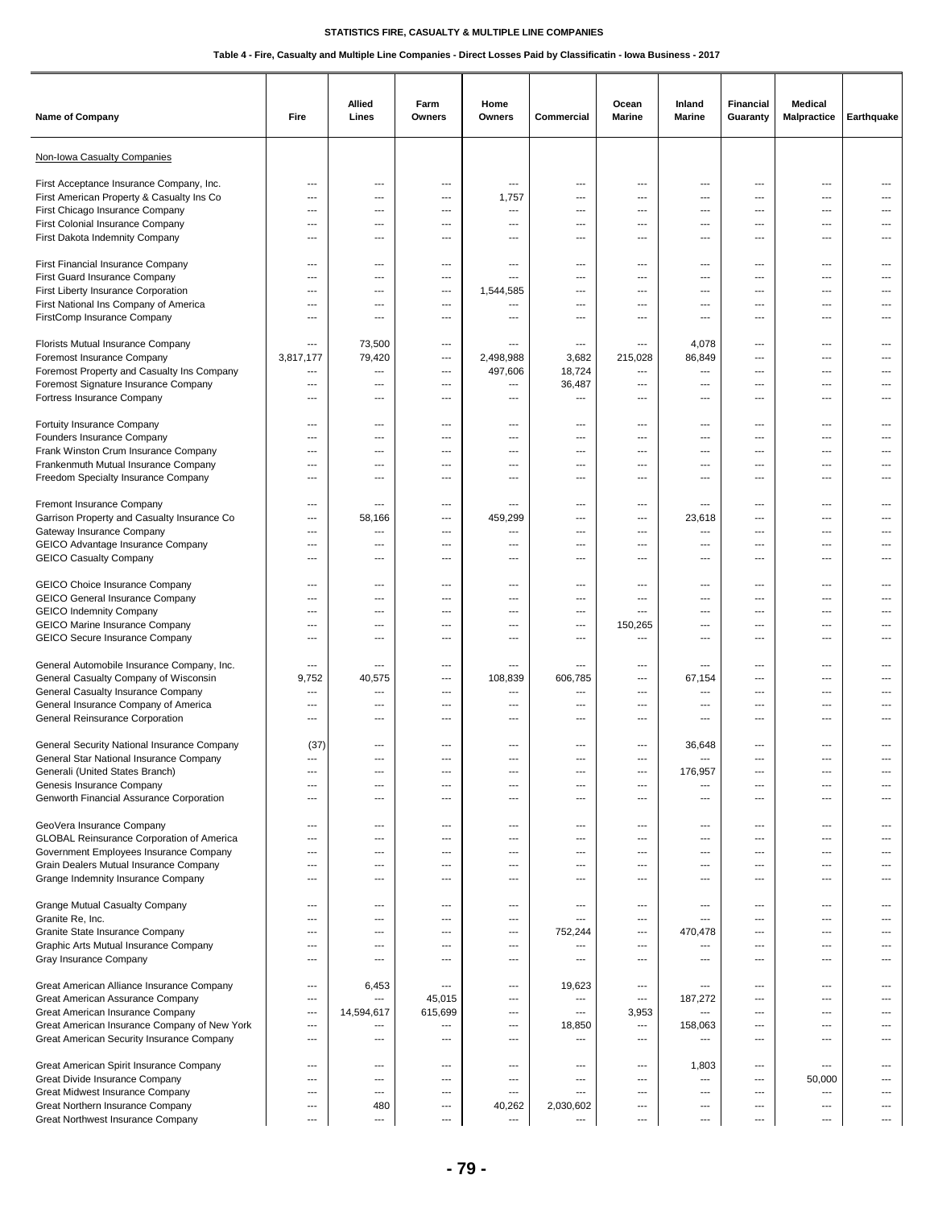STATISTICS FIRE, CASUALTY & MULTIPLE LINE COMPANIES

Table 4 - Fire, Casualty and Multiple Line Companies - Direct Losses Paid by Classificatin - Iowa Business - 2017

| Name of Company | Fire | Allied Lines | Farm Owners | Home Owners | Commercial | Ocean Marine | Inland Marine | Financial Guaranty | Medical Malpractice | Earthquake |
|---|---|---|---|---|---|---|---|---|---|---|
| Non-Iowa Casualty Companies | | | | | | | | | | |
| First Acceptance Insurance Company, Inc. | --- | --- | --- | --- | --- | --- | --- | --- | --- | --- |
| First American Property & Casualty Ins Co | --- | --- | --- | 1,757 | --- | --- | --- | --- | --- | --- |
| First Chicago Insurance Company | --- | --- | --- | --- | --- | --- | --- | --- | --- | --- |
| First Colonial Insurance Company | --- | --- | --- | --- | --- | --- | --- | --- | --- | --- |
| First Dakota Indemnity Company | --- | --- | --- | --- | --- | --- | --- | --- | --- | --- |
| First Financial Insurance Company | --- | --- | --- | --- | --- | --- | --- | --- | --- | --- |
| First Guard Insurance Company | --- | --- | --- | --- | --- | --- | --- | --- | --- | --- |
| First Liberty Insurance Corporation | --- | --- | --- | 1,544,585 | --- | --- | --- | --- | --- | --- |
| First National Ins Company of America | --- | --- | --- | --- | --- | --- | --- | --- | --- | --- |
| FirstComp Insurance Company | --- | --- | --- | --- | --- | --- | --- | --- | --- | --- |
| Florists Mutual Insurance Company | --- | 73,500 | --- | --- | --- | --- | 4,078 | --- | --- | --- |
| Foremost Insurance Company | 3,817,177 | 79,420 | --- | 2,498,988 | 3,682 | 215,028 | 86,849 | --- | --- | --- |
| Foremost Property and Casualty Ins Company | --- | --- | --- | 497,606 | 18,724 | --- | --- | --- | --- | --- |
| Foremost Signature Insurance Company | --- | --- | --- | --- | 36,487 | --- | --- | --- | --- | --- |
| Fortress Insurance Company | --- | --- | --- | --- | --- | --- | --- | --- | --- | --- |
| Fortuity Insurance Company | --- | --- | --- | --- | --- | --- | --- | --- | --- | --- |
| Founders Insurance Company | --- | --- | --- | --- | --- | --- | --- | --- | --- | --- |
| Frank Winston Crum Insurance Company | --- | --- | --- | --- | --- | --- | --- | --- | --- | --- |
| Frankenmuth Mutual Insurance Company | --- | --- | --- | --- | --- | --- | --- | --- | --- | --- |
| Freedom Specialty Insurance Company | --- | --- | --- | --- | --- | --- | --- | --- | --- | --- |
| Fremont Insurance Company | --- | --- | --- | --- | --- | --- | --- | --- | --- | --- |
| Garrison Property and Casualty Insurance Co | --- | 58,166 | --- | 459,299 | --- | --- | 23,618 | --- | --- | --- |
| Gateway Insurance Company | --- | --- | --- | --- | --- | --- | --- | --- | --- | --- |
| GEICO Advantage Insurance Company | --- | --- | --- | --- | --- | --- | --- | --- | --- | --- |
| GEICO Casualty Company | --- | --- | --- | --- | --- | --- | --- | --- | --- | --- |
| GEICO Choice Insurance Company | --- | --- | --- | --- | --- | --- | --- | --- | --- | --- |
| GEICO General Insurance Company | --- | --- | --- | --- | --- | --- | --- | --- | --- | --- |
| GEICO Indemnity Company | --- | --- | --- | --- | --- | --- | --- | --- | --- | --- |
| GEICO Marine Insurance Company | --- | --- | --- | --- | --- | 150,265 | --- | --- | --- | --- |
| GEICO Secure Insurance Company | --- | --- | --- | --- | --- | --- | --- | --- | --- | --- |
| General Automobile Insurance Company, Inc. | --- | --- | --- | --- | --- | --- | --- | --- | --- | --- |
| General Casualty Company of Wisconsin | 9,752 | 40,575 | --- | 108,839 | 606,785 | --- | 67,154 | --- | --- | --- |
| General Casualty Insurance Company | --- | --- | --- | --- | --- | --- | --- | --- | --- | --- |
| General Insurance Company of America | --- | --- | --- | --- | --- | --- | --- | --- | --- | --- |
| General Reinsurance Corporation | --- | --- | --- | --- | --- | --- | --- | --- | --- | --- |
| General Security National Insurance Company | (37) | --- | --- | --- | --- | --- | 36,648 | --- | --- | --- |
| General Star National Insurance Company | --- | --- | --- | --- | --- | --- | --- | --- | --- | --- |
| Generali (United States Branch) | --- | --- | --- | --- | --- | --- | 176,957 | --- | --- | --- |
| Genesis Insurance Company | --- | --- | --- | --- | --- | --- | --- | --- | --- | --- |
| Genworth Financial Assurance Corporation | --- | --- | --- | --- | --- | --- | --- | --- | --- | --- |
| GeoVera Insurance Company | --- | --- | --- | --- | --- | --- | --- | --- | --- | --- |
| GLOBAL Reinsurance Corporation of America | --- | --- | --- | --- | --- | --- | --- | --- | --- | --- |
| Government Employees Insurance Company | --- | --- | --- | --- | --- | --- | --- | --- | --- | --- |
| Grain Dealers Mutual Insurance Company | --- | --- | --- | --- | --- | --- | --- | --- | --- | --- |
| Grange Indemnity Insurance Company | --- | --- | --- | --- | --- | --- | --- | --- | --- | --- |
| Grange Mutual Casualty Company | --- | --- | --- | --- | --- | --- | --- | --- | --- | --- |
| Granite Re, Inc. | --- | --- | --- | --- | --- | --- | --- | --- | --- | --- |
| Granite State Insurance Company | --- | --- | --- | --- | 752,244 | --- | 470,478 | --- | --- | --- |
| Graphic Arts Mutual Insurance Company | --- | --- | --- | --- | --- | --- | --- | --- | --- | --- |
| Gray Insurance Company | --- | --- | --- | --- | --- | --- | --- | --- | --- | --- |
| Great American Alliance Insurance Company | --- | 6,453 | --- | --- | 19,623 | --- | --- | --- | --- | --- |
| Great American Assurance Company | --- | --- | 45,015 | --- | --- | --- | 187,272 | --- | --- | --- |
| Great American Insurance Company | --- | 14,594,617 | 615,699 | --- | --- | 3,953 | --- | --- | --- | --- |
| Great American Insurance Company of New York | --- | --- | --- | --- | 18,850 | --- | 158,063 | --- | --- | --- |
| Great American Security Insurance Company | --- | --- | --- | --- | --- | --- | --- | --- | --- | --- |
| Great American Spirit Insurance Company | --- | --- | --- | --- | --- | --- | 1,803 | --- | --- | --- |
| Great Divide Insurance Company | --- | --- | --- | --- | --- | --- | --- | --- | 50,000 | --- |
| Great Midwest Insurance Company | --- | --- | --- | --- | --- | --- | --- | --- | --- | --- |
| Great Northern Insurance Company | --- | 480 | --- | 40,262 | 2,030,602 | --- | --- | --- | --- | --- |
| Great Northwest Insurance Company | --- | --- | --- | --- | --- | --- | --- | --- | --- | --- |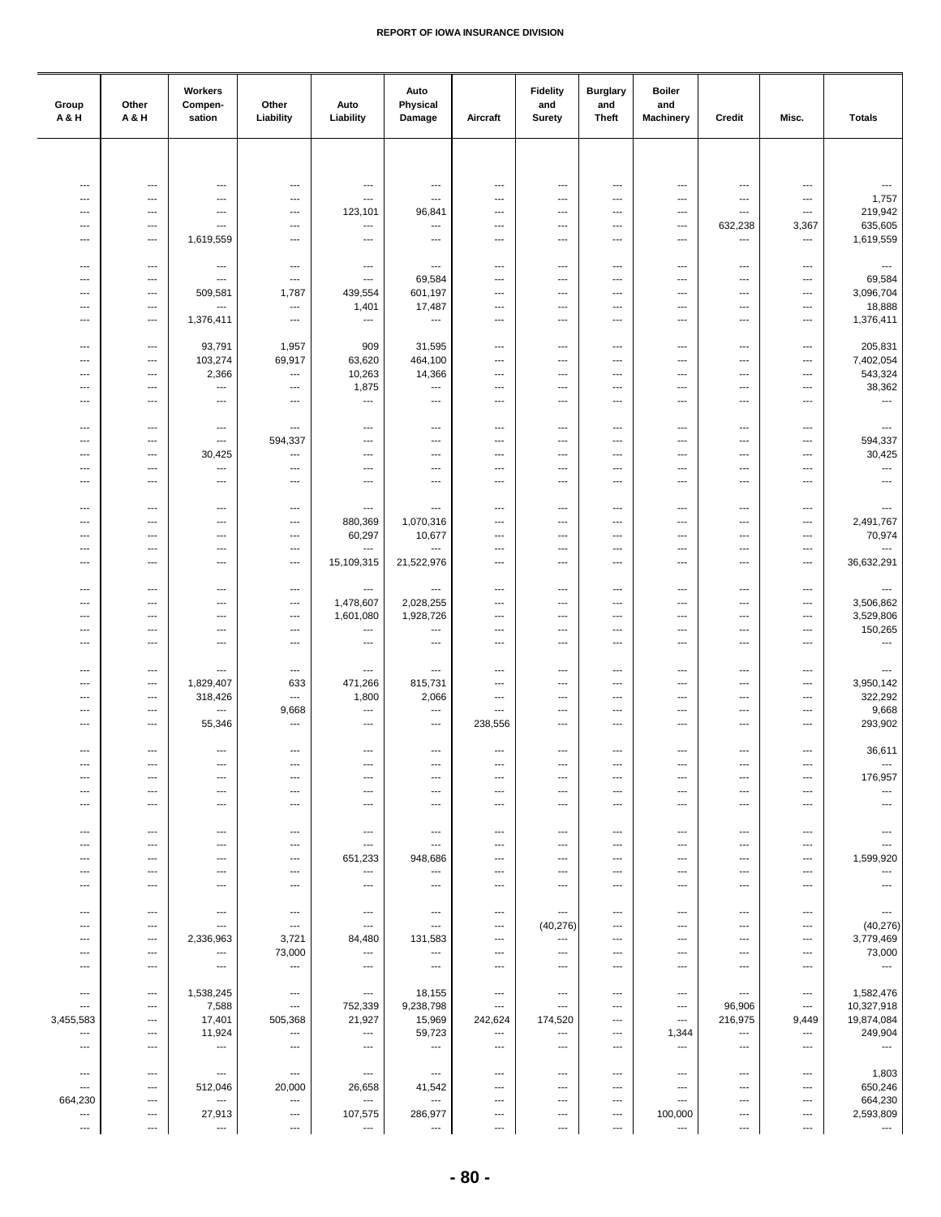| Group A & H | Other A & H | Workers Compen-sation | Other Liability | Auto Liability | Auto Physical Damage | Aircraft | Fidelity and Surety | Burglary and Theft | Boiler and Machinery | Credit | Misc. | Totals |
|---|---|---|---|---|---|---|---|---|---|---|---|---|
| --- | --- | --- | --- | --- | --- | --- | --- | --- | --- | --- | --- | --- |
| --- | --- | --- | --- | --- | --- | --- | --- | --- | --- | --- | --- | 1,757 |
| --- | --- | --- | --- | 123,101 | 96,841 | --- | --- | --- | --- | --- | --- | 219,942 |
| --- | --- | --- | --- | --- | --- | --- | --- | --- | --- | 632,238 | 3,367 | 635,605 |
| --- | --- | 1,619,559 | --- | --- | --- | --- | --- | --- | --- | --- | --- | 1,619,559 |
| --- | --- | --- | --- | --- | --- | --- | --- | --- | --- | --- | --- | --- |
| --- | --- | --- | --- | --- | 69,584 | --- | --- | --- | --- | --- | --- | 69,584 |
| --- | --- | 509,581 | 1,787 | 439,554 | 601,197 | --- | --- | --- | --- | --- | --- | 3,096,704 |
| --- | --- | --- | --- | 1,401 | 17,487 | --- | --- | --- | --- | --- | --- | 18,888 |
| --- | --- | 1,376,411 | --- | --- | --- | --- | --- | --- | --- | --- | --- | 1,376,411 |
| --- | --- | 93,791 | 1,957 | 909 | 31,595 | --- | --- | --- | --- | --- | --- | 205,831 |
| --- | --- | 103,274 | 69,917 | 63,620 | 464,100 | --- | --- | --- | --- | --- | --- | 7,402,054 |
| --- | --- | 2,366 | --- | 10,263 | 14,366 | --- | --- | --- | --- | --- | --- | 543,324 |
| --- | --- | --- | --- | 1,875 | --- | --- | --- | --- | --- | --- | --- | 38,362 |
| --- | --- | --- | --- | --- | --- | --- | --- | --- | --- | --- | --- | --- |
| --- | --- | --- | --- | --- | --- | --- | --- | --- | --- | --- | --- | --- |
| --- | --- | --- | 594,337 | --- | --- | --- | --- | --- | --- | --- | --- | 594,337 |
| --- | --- | 30,425 | --- | --- | --- | --- | --- | --- | --- | --- | --- | 30,425 |
| --- | --- | --- | --- | --- | --- | --- | --- | --- | --- | --- | --- | --- |
| --- | --- | --- | --- | --- | --- | --- | --- | --- | --- | --- | --- | --- |
| --- | --- | --- | --- | --- | --- | --- | --- | --- | --- | --- | --- | --- |
| --- | --- | --- | --- | 880,369 | 1,070,316 | --- | --- | --- | --- | --- | --- | 2,491,767 |
| --- | --- | --- | --- | 60,297 | 10,677 | --- | --- | --- | --- | --- | --- | 70,974 |
| --- | --- | --- | --- | --- | --- | --- | --- | --- | --- | --- | --- | --- |
| --- | --- | --- | --- | 15,109,315 | 21,522,976 | --- | --- | --- | --- | --- | --- | 36,632,291 |
| --- | --- | --- | --- | --- | --- | --- | --- | --- | --- | --- | --- | --- |
| --- | --- | --- | --- | 1,478,607 | 2,028,255 | --- | --- | --- | --- | --- | --- | 3,506,862 |
| --- | --- | --- | --- | 1,601,080 | 1,928,726 | --- | --- | --- | --- | --- | --- | 3,529,806 |
| --- | --- | --- | --- | --- | --- | --- | --- | --- | --- | --- | --- | 150,265 |
| --- | --- | --- | --- | --- | --- | --- | --- | --- | --- | --- | --- | --- |
| --- | --- | --- | --- | --- | --- | --- | --- | --- | --- | --- | --- | --- |
| --- | --- | 1,829,407 | 633 | 471,266 | 815,731 | --- | --- | --- | --- | --- | --- | 3,950,142 |
| --- | --- | 318,426 | --- | 1,800 | 2,066 | --- | --- | --- | --- | --- | --- | 322,292 |
| --- | --- | --- | 9,668 | --- | --- | --- | --- | --- | --- | --- | --- | 9,668 |
| --- | --- | 55,346 | --- | --- | --- | 238,556 | --- | --- | --- | --- | --- | 293,902 |
| --- | --- | --- | --- | --- | --- | --- | --- | --- | --- | --- | --- | 36,611 |
| --- | --- | --- | --- | --- | --- | --- | --- | --- | --- | --- | --- | --- |
| --- | --- | --- | --- | --- | --- | --- | --- | --- | --- | --- | --- | 176,957 |
| --- | --- | --- | --- | --- | --- | --- | --- | --- | --- | --- | --- | --- |
| --- | --- | --- | --- | --- | --- | --- | --- | --- | --- | --- | --- | --- |
| --- | --- | --- | --- | --- | --- | --- | --- | --- | --- | --- | --- | --- |
| --- | --- | --- | --- | --- | --- | --- | --- | --- | --- | --- | --- | --- |
| --- | --- | --- | --- | 651,233 | 948,686 | --- | --- | --- | --- | --- | --- | 1,599,920 |
| --- | --- | --- | --- | --- | --- | --- | --- | --- | --- | --- | --- | --- |
| --- | --- | --- | --- | --- | --- | --- | --- | --- | --- | --- | --- | --- |
| --- | --- | --- | --- | --- | --- | --- | --- | --- | --- | --- | --- | --- |
| --- | --- | --- | --- | --- | --- | --- | (40,276) | --- | --- | --- | --- | (40,276) |
| --- | --- | 2,336,963 | 3,721 | 84,480 | 131,583 | --- | --- | --- | --- | --- | --- | 3,779,469 |
| --- | --- | --- | 73,000 | --- | --- | --- | --- | --- | --- | --- | --- | 73,000 |
| --- | --- | --- | --- | --- | --- | --- | --- | --- | --- | --- | --- | --- |
| --- | --- | 1,538,245 | --- | --- | 18,155 | --- | --- | --- | --- | --- | --- | 1,582,476 |
| --- | --- | 7,588 | --- | 752,339 | 9,238,798 | --- | --- | --- | --- | 96,906 | --- | 10,327,918 |
| 3,455,583 | --- | 17,401 | 505,368 | 21,927 | 15,969 | 242,624 | 174,520 | --- | --- | 216,975 | 9,449 | 19,874,084 |
| --- | --- | 11,924 | --- | --- | 59,723 | --- | --- | --- | 1,344 | --- | --- | 249,904 |
| --- | --- | --- | --- | --- | --- | --- | --- | --- | --- | --- | --- | --- |
| --- | --- | --- | --- | --- | --- | --- | --- | --- | --- | --- | --- | 1,803 |
| --- | --- | 512,046 | 20,000 | 26,658 | 41,542 | --- | --- | --- | --- | --- | --- | 650,246 |
| 664,230 | --- | --- | --- | --- | --- | --- | --- | --- | --- | --- | --- | 664,230 |
| --- | --- | 27,913 | --- | 107,575 | 286,977 | --- | --- | --- | 100,000 | --- | --- | 2,593,809 |
| --- | --- | --- | --- | --- | --- | --- | --- | --- | --- | --- | --- | --- |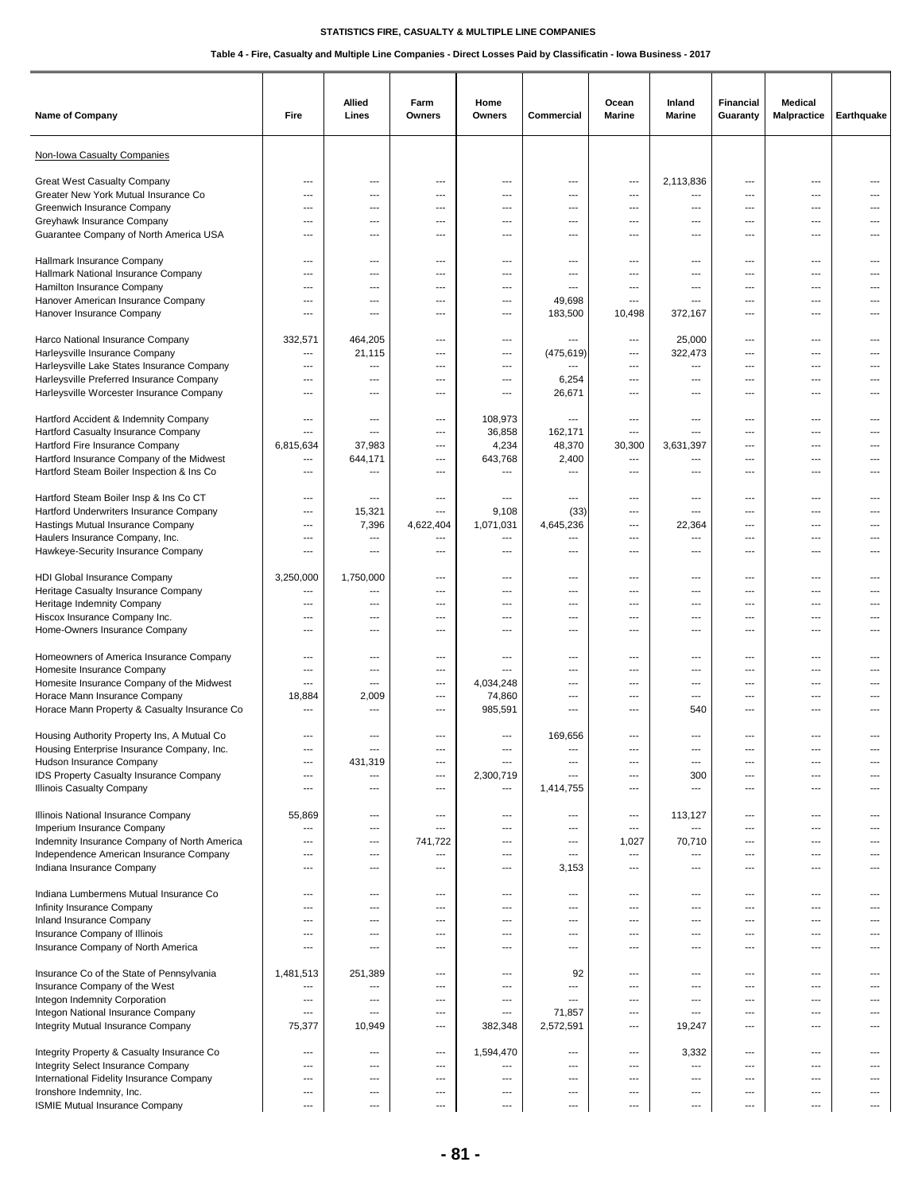STATISTICS FIRE, CASUALTY & MULTIPLE LINE COMPANIES

Table 4 - Fire, Casualty and Multiple Line Companies - Direct Losses Paid by Classificatin - Iowa Business - 2017

| Name of Company | Fire | Allied Lines | Farm Owners | Home Owners | Commercial | Ocean Marine | Inland Marine | Financial Guaranty | Medical Malpractice | Earthquake |
|---|---|---|---|---|---|---|---|---|---|---|
| Non-Iowa Casualty Companies | | | | | | | | | | |
| Great West Casualty Company | --- | --- | --- | --- | --- | --- | 2,113,836 | --- | --- | --- |
| Greater New York Mutual Insurance Co | --- | --- | --- | --- | --- | --- | --- | --- | --- | --- |
| Greenwich Insurance Company | --- | --- | --- | --- | --- | --- | --- | --- | --- | --- |
| Greyhawk Insurance Company | --- | --- | --- | --- | --- | --- | --- | --- | --- | --- |
| Guarantee Company of North America USA | --- | --- | --- | --- | --- | --- | --- | --- | --- | --- |
| Hallmark Insurance Company | --- | --- | --- | --- | --- | --- | --- | --- | --- | --- |
| Hallmark National Insurance Company | --- | --- | --- | --- | --- | --- | --- | --- | --- | --- |
| Hamilton Insurance Company | --- | --- | --- | --- | --- | --- | --- | --- | --- | --- |
| Hanover American Insurance Company | --- | --- | --- | --- | 49,698 | --- | --- | --- | --- | --- |
| Hanover Insurance Company | --- | --- | --- | --- | 183,500 | 10,498 | 372,167 | --- | --- | --- |
| Harco National Insurance Company | 332,571 | 464,205 | --- | --- | --- | --- | 25,000 | --- | --- | --- |
| Harleysville Insurance Company | --- | 21,115 | --- | --- | (475,619) | --- | 322,473 | --- | --- | --- |
| Harleysville Lake States Insurance Company | --- | --- | --- | --- | --- | --- | --- | --- | --- | --- |
| Harleysville Preferred Insurance Company | --- | --- | --- | --- | 6,254 | --- | --- | --- | --- | --- |
| Harleysville Worcester Insurance Company | --- | --- | --- | --- | 26,671 | --- | --- | --- | --- | --- |
| Hartford Accident & Indemnity Company | --- | --- | --- | 108,973 | --- | --- | --- | --- | --- | --- |
| Hartford Casualty Insurance Company | --- | --- | --- | 36,858 | 162,171 | --- | --- | --- | --- | --- |
| Hartford Fire Insurance Company | 6,815,634 | 37,983 | --- | 4,234 | 48,370 | 30,300 | 3,631,397 | --- | --- | --- |
| Hartford Insurance Company of the Midwest | --- | 644,171 | --- | 643,768 | 2,400 | --- | --- | --- | --- | --- |
| Hartford Steam Boiler Inspection & Ins Co | --- | --- | --- | --- | --- | --- | --- | --- | --- | --- |
| Hartford Steam Boiler Insp & Ins Co CT | --- | --- | --- | --- | --- | --- | --- | --- | --- | --- |
| Hartford Underwriters Insurance Company | --- | 15,321 | --- | 9,108 | (33) | --- | --- | --- | --- | --- |
| Hastings Mutual Insurance Company | --- | 7,396 | 4,622,404 | 1,071,031 | 4,645,236 | --- | 22,364 | --- | --- | --- |
| Haulers Insurance Company, Inc. | --- | --- | --- | --- | --- | --- | --- | --- | --- | --- |
| Hawkeye-Security Insurance Company | --- | --- | --- | --- | --- | --- | --- | --- | --- | --- |
| HDI Global Insurance Company | 3,250,000 | 1,750,000 | --- | --- | --- | --- | --- | --- | --- | --- |
| Heritage Casualty Insurance Company | --- | --- | --- | --- | --- | --- | --- | --- | --- | --- |
| Heritage Indemnity Company | --- | --- | --- | --- | --- | --- | --- | --- | --- | --- |
| Hiscox Insurance Company Inc. | --- | --- | --- | --- | --- | --- | --- | --- | --- | --- |
| Home-Owners Insurance Company | --- | --- | --- | --- | --- | --- | --- | --- | --- | --- |
| Homeowners of America Insurance Company | --- | --- | --- | --- | --- | --- | --- | --- | --- | --- |
| Homesite Insurance Company | --- | --- | --- | --- | --- | --- | --- | --- | --- | --- |
| Homesite Insurance Company of the Midwest | --- | --- | --- | 4,034,248 | --- | --- | --- | --- | --- | --- |
| Horace Mann Insurance Company | 18,884 | 2,009 | --- | 74,860 | --- | --- | --- | --- | --- | --- |
| Horace Mann Property & Casualty Insurance Co | --- | --- | --- | 985,591 | --- | --- | 540 | --- | --- | --- |
| Housing Authority Property Ins, A Mutual Co | --- | --- | --- | --- | 169,656 | --- | --- | --- | --- | --- |
| Housing Enterprise Insurance Company, Inc. | --- | --- | --- | --- | --- | --- | --- | --- | --- | --- |
| Hudson Insurance Company | --- | 431,319 | --- | --- | --- | --- | --- | --- | --- | --- |
| IDS Property Casualty Insurance Company | --- | --- | --- | 2,300,719 | --- | --- | 300 | --- | --- | --- |
| Illinois Casualty Company | --- | --- | --- | --- | 1,414,755 | --- | --- | --- | --- | --- |
| Illinois National Insurance Company | 55,869 | --- | --- | --- | --- | --- | 113,127 | --- | --- | --- |
| Imperium Insurance Company | --- | --- | --- | --- | --- | --- | --- | --- | --- | --- |
| Indemnity Insurance Company of North America | --- | --- | 741,722 | --- | --- | 1,027 | 70,710 | --- | --- | --- |
| Independence American Insurance Company | --- | --- | --- | --- | --- | --- | --- | --- | --- | --- |
| Indiana Insurance Company | --- | --- | --- | --- | 3,153 | --- | --- | --- | --- | --- |
| Indiana Lumbermens Mutual Insurance Co | --- | --- | --- | --- | --- | --- | --- | --- | --- | --- |
| Infinity Insurance Company | --- | --- | --- | --- | --- | --- | --- | --- | --- | --- |
| Inland Insurance Company | --- | --- | --- | --- | --- | --- | --- | --- | --- | --- |
| Insurance Company of Illinois | --- | --- | --- | --- | --- | --- | --- | --- | --- | --- |
| Insurance Company of North America | --- | --- | --- | --- | --- | --- | --- | --- | --- | --- |
| Insurance Co of the State of Pennsylvania | 1,481,513 | 251,389 | --- | --- | 92 | --- | --- | --- | --- | --- |
| Insurance Company of the West | --- | --- | --- | --- | --- | --- | --- | --- | --- | --- |
| Integon Indemnity Corporation | --- | --- | --- | --- | --- | --- | --- | --- | --- | --- |
| Integon National Insurance Company | --- | --- | --- | --- | 71,857 | --- | --- | --- | --- | --- |
| Integrity Mutual Insurance Company | 75,377 | 10,949 | --- | 382,348 | 2,572,591 | --- | 19,247 | --- | --- | --- |
| Integrity Property & Casualty Insurance Co | --- | --- | --- | 1,594,470 | --- | --- | 3,332 | --- | --- | --- |
| Integrity Select Insurance Company | --- | --- | --- | --- | --- | --- | --- | --- | --- | --- |
| International Fidelity Insurance Company | --- | --- | --- | --- | --- | --- | --- | --- | --- | --- |
| Ironshore Indemnity, Inc. | --- | --- | --- | --- | --- | --- | --- | --- | --- | --- |
| ISMIE Mutual Insurance Company | --- | --- | --- | --- | --- | --- | --- | --- | --- | --- |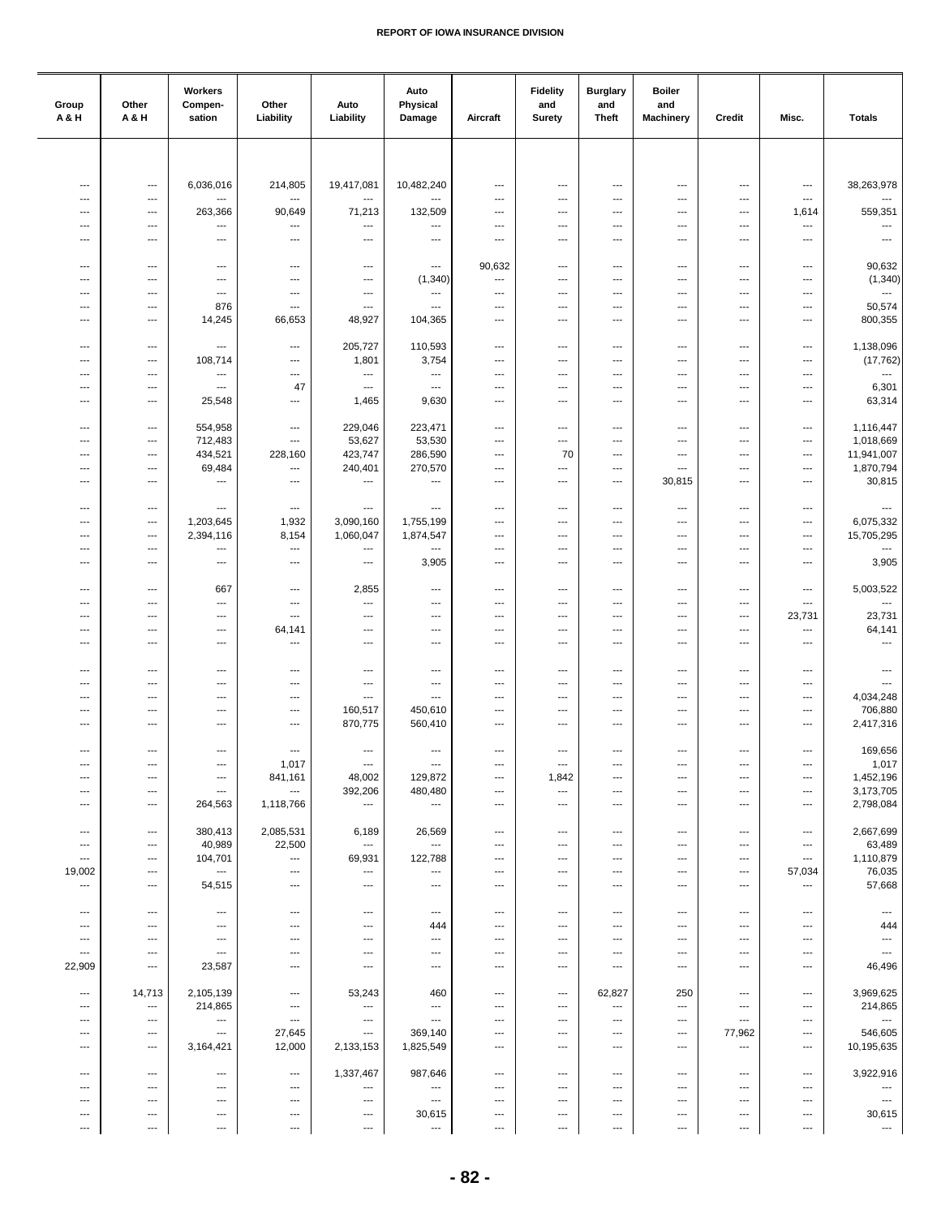| Group A & H | Other A & H | Workers Compen- sation | Other Liability | Auto Liability | Auto Physical Damage | Aircraft | Fidelity and Surety | Burglary and Theft | Boiler and Machinery | Credit | Misc. | Totals |
|---|---|---|---|---|---|---|---|---|---|---|---|---|
| --- | --- | 6,036,016 | 214,805 | 19,417,081 | 10,482,240 | --- | --- | --- | --- | --- | --- | 38,263,978 |
| --- | --- | --- | --- | --- | --- | --- | --- | --- | --- | --- | --- | --- |
| --- | --- | 263,366 | 90,649 | 71,213 | 132,509 | --- | --- | --- | --- | --- | 1,614 | 559,351 |
| --- | --- | --- | --- | --- | --- | --- | --- | --- | --- | --- | --- | --- |
| --- | --- | --- | --- | --- | --- | --- | --- | --- | --- | --- | --- | --- |
| --- | --- | --- | --- | --- | --- | 90,632 | --- | --- | --- | --- | --- | 90,632 |
| --- | --- | --- | --- | --- | (1,340) | --- | --- | --- | --- | --- | --- | (1,340) |
| --- | --- | --- | --- | --- | --- | --- | --- | --- | --- | --- | --- | --- |
| --- | --- | 876 | --- | --- | --- | --- | --- | --- | --- | --- | --- | 50,574 |
| --- | --- | 14,245 | 66,653 | 48,927 | 104,365 | --- | --- | --- | --- | --- | --- | 800,355 |
| --- | --- | --- | --- | 205,727 | 110,593 | --- | --- | --- | --- | --- | --- | 1,138,096 |
| --- | --- | 108,714 | --- | 1,801 | 3,754 | --- | --- | --- | --- | --- | --- | (17,762) |
| --- | --- | --- | --- | --- | --- | --- | --- | --- | --- | --- | --- | --- |
| --- | --- | --- | 47 | --- | --- | --- | --- | --- | --- | --- | --- | 6,301 |
| --- | --- | 25,548 | --- | 1,465 | 9,630 | --- | --- | --- | --- | --- | --- | 63,314 |
| --- | --- | 554,958 | --- | 229,046 | 223,471 | --- | --- | --- | --- | --- | --- | 1,116,447 |
| --- | --- | 712,483 | --- | 53,627 | 53,530 | --- | --- | --- | --- | --- | --- | 1,018,669 |
| --- | --- | 434,521 | 228,160 | 423,747 | 286,590 | --- | 70 | --- | --- | --- | --- | 11,941,007 |
| --- | --- | 69,484 | --- | 240,401 | 270,570 | --- | --- | --- | --- | --- | --- | 1,870,794 |
| --- | --- | --- | --- | --- | --- | --- | --- | --- | 30,815 | --- | --- | 30,815 |
| --- | --- | --- | --- | --- | --- | --- | --- | --- | --- | --- | --- | --- |
| --- | --- | 1,203,645 | 1,932 | 3,090,160 | 1,755,199 | --- | --- | --- | --- | --- | --- | 6,075,332 |
| --- | --- | 2,394,116 | 8,154 | 1,060,047 | 1,874,547 | --- | --- | --- | --- | --- | --- | 15,705,295 |
| --- | --- | --- | --- | --- | --- | --- | --- | --- | --- | --- | --- | --- |
| --- | --- | --- | --- | --- | 3,905 | --- | --- | --- | --- | --- | --- | 3,905 |
| --- | --- | 667 | --- | 2,855 | --- | --- | --- | --- | --- | --- | --- | 5,003,522 |
| --- | --- | --- | --- | --- | --- | --- | --- | --- | --- | --- | --- | --- |
| --- | --- | --- | --- | --- | --- | --- | --- | --- | --- | --- | 23,731 | 23,731 |
| --- | --- | --- | 64,141 | --- | --- | --- | --- | --- | --- | --- | --- | 64,141 |
| --- | --- | --- | --- | --- | --- | --- | --- | --- | --- | --- | --- | --- |
| --- | --- | --- | --- | --- | --- | --- | --- | --- | --- | --- | --- | --- |
| --- | --- | --- | --- | --- | --- | --- | --- | --- | --- | --- | --- | --- |
| --- | --- | --- | --- | --- | --- | --- | --- | --- | --- | --- | --- | 4,034,248 |
| --- | --- | --- | --- | 160,517 | 450,610 | --- | --- | --- | --- | --- | --- | 706,880 |
| --- | --- | --- | --- | 870,775 | 560,410 | --- | --- | --- | --- | --- | --- | 2,417,316 |
| --- | --- | --- | --- | --- | --- | --- | --- | --- | --- | --- | --- | 169,656 |
| --- | --- | --- | 1,017 | --- | --- | --- | --- | --- | --- | --- | --- | 1,017 |
| --- | --- | --- | 841,161 | 48,002 | 129,872 | --- | 1,842 | --- | --- | --- | --- | 1,452,196 |
| --- | --- | --- | --- | 392,206 | 480,480 | --- | --- | --- | --- | --- | --- | 3,173,705 |
| --- | --- | 264,563 | 1,118,766 | --- | --- | --- | --- | --- | --- | --- | --- | 2,798,084 |
| --- | --- | 380,413 | 2,085,531 | 6,189 | 26,569 | --- | --- | --- | --- | --- | --- | 2,667,699 |
| --- | --- | 40,989 | 22,500 | --- | --- | --- | --- | --- | --- | --- | --- | 63,489 |
| --- | --- | 104,701 | --- | 69,931 | 122,788 | --- | --- | --- | --- | --- | --- | 1,110,879 |
| 19,002 | --- | --- | --- | --- | --- | --- | --- | --- | --- | --- | 57,034 | 76,035 |
| --- | --- | 54,515 | --- | --- | --- | --- | --- | --- | --- | --- | --- | 57,668 |
| --- | --- | --- | --- | --- | --- | --- | --- | --- | --- | --- | --- | --- |
| --- | --- | --- | --- | --- | 444 | --- | --- | --- | --- | --- | --- | 444 |
| --- | --- | --- | --- | --- | --- | --- | --- | --- | --- | --- | --- | --- |
| --- | --- | --- | --- | --- | --- | --- | --- | --- | --- | --- | --- | --- |
| 22,909 | --- | 23,587 | --- | --- | --- | --- | --- | --- | --- | --- | --- | 46,496 |
| --- | 14,713 | 2,105,139 | --- | 53,243 | 460 | --- | --- | 62,827 | 250 | --- | --- | 3,969,625 |
| --- | --- | 214,865 | --- | --- | --- | --- | --- | --- | --- | --- | --- | 214,865 |
| --- | --- | --- | --- | --- | --- | --- | --- | --- | --- | --- | --- | --- |
| --- | --- | --- | 27,645 | --- | 369,140 | --- | --- | --- | --- | 77,962 | --- | 546,605 |
| --- | --- | 3,164,421 | 12,000 | 2,133,153 | 1,825,549 | --- | --- | --- | --- | --- | --- | 10,195,635 |
| --- | --- | --- | --- | 1,337,467 | 987,646 | --- | --- | --- | --- | --- | --- | 3,922,916 |
| --- | --- | --- | --- | --- | --- | --- | --- | --- | --- | --- | --- | --- |
| --- | --- | --- | --- | --- | --- | --- | --- | --- | --- | --- | --- | --- |
| --- | --- | --- | --- | --- | 30,615 | --- | --- | --- | --- | --- | --- | 30,615 |
| --- | --- | --- | --- | --- | --- | --- | --- | --- | --- | --- | --- | --- |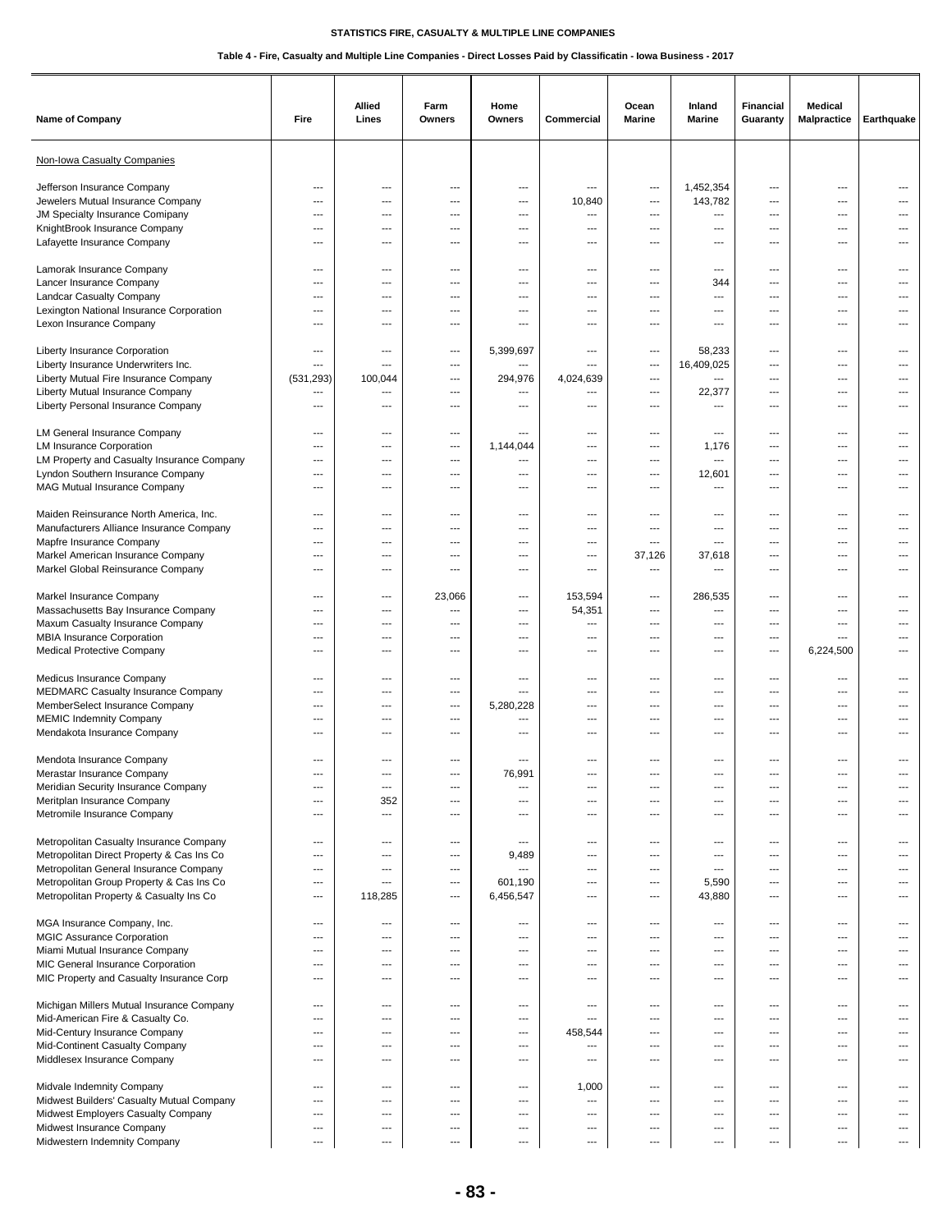STATISTICS FIRE, CASUALTY & MULTIPLE LINE COMPANIES

Table 4 - Fire, Casualty and Multiple Line Companies - Direct Losses Paid by Classificatin - Iowa Business - 2017

| Name of Company | Fire | Allied Lines | Farm Owners | Home Owners | Commercial | Ocean Marine | Inland Marine | Financial Guaranty | Medical Malpractice | Earthquake |
|---|---|---|---|---|---|---|---|---|---|---|
| Non-Iowa Casualty Companies | | | | | | | | | | |
| Jefferson Insurance Company | --- | --- | --- | --- | --- | --- | 1,452,354 | --- | --- | --- |
| Jewelers Mutual Insurance Company | --- | --- | --- | --- | 10,840 | --- | 143,782 | --- | --- | --- |
| JM Specialty Insurance Comipany | --- | --- | --- | --- | --- | --- | --- | --- | --- | --- |
| KnightBrook Insurance Company | --- | --- | --- | --- | --- | --- | --- | --- | --- | --- |
| Lafayette Insurance Company | --- | --- | --- | --- | --- | --- | --- | --- | --- | --- |
| Lamorak Insurance Company | --- | --- | --- | --- | --- | --- | --- | --- | --- | --- |
| Lancer Insurance Company | --- | --- | --- | --- | --- | --- | 344 | --- | --- | --- |
| Landcar Casualty Company | --- | --- | --- | --- | --- | --- | --- | --- | --- | --- |
| Lexington National Insurance Corporation | --- | --- | --- | --- | --- | --- | --- | --- | --- | --- |
| Lexon Insurance Company | --- | --- | --- | --- | --- | --- | --- | --- | --- | --- |
| Liberty Insurance Corporation | --- | --- | --- | 5,399,697 | --- | --- | 58,233 | --- | --- | --- |
| Liberty Insurance Underwriters Inc. | --- | --- | --- | --- | --- | --- | 16,409,025 | --- | --- | --- |
| Liberty Mutual Fire Insurance Company | (531,293) | 100,044 | --- | 294,976 | 4,024,639 | --- | --- | --- | --- | --- |
| Liberty Mutual Insurance Company | --- | --- | --- | --- | --- | --- | 22,377 | --- | --- | --- |
| Liberty Personal Insurance Company | --- | --- | --- | --- | --- | --- | --- | --- | --- | --- |
| LM General Insurance Company | --- | --- | --- | --- | --- | --- | --- | --- | --- | --- |
| LM Insurance Corporation | --- | --- | --- | 1,144,044 | --- | --- | 1,176 | --- | --- | --- |
| LM Property and Casualty Insurance Company | --- | --- | --- | --- | --- | --- | --- | --- | --- | --- |
| Lyndon Southern Insurance Company | --- | --- | --- | --- | --- | --- | 12,601 | --- | --- | --- |
| MAG Mutual Insurance Company | --- | --- | --- | --- | --- | --- | --- | --- | --- | --- |
| Maiden Reinsurance North America, Inc. | --- | --- | --- | --- | --- | --- | --- | --- | --- | --- |
| Manufacturers Alliance Insurance Company | --- | --- | --- | --- | --- | --- | --- | --- | --- | --- |
| Mapfre Insurance Company | --- | --- | --- | --- | --- | --- | --- | --- | --- | --- |
| Markel American Insurance Company | --- | --- | --- | --- | --- | 37,126 | 37,618 | --- | --- | --- |
| Markel Global Reinsurance Company | --- | --- | --- | --- | --- | --- | --- | --- | --- | --- |
| Markel Insurance Company | --- | --- | 23,066 | --- | 153,594 | --- | 286,535 | --- | --- | --- |
| Massachusetts Bay Insurance Company | --- | --- | --- | --- | 54,351 | --- | --- | --- | --- | --- |
| Maxum Casualty Insurance Company | --- | --- | --- | --- | --- | --- | --- | --- | --- | --- |
| MBIA Insurance Corporation | --- | --- | --- | --- | --- | --- | --- | --- | --- | --- |
| Medical Protective Company | --- | --- | --- | --- | --- | --- | --- | --- | 6,224,500 | --- |
| Medicus Insurance Company | --- | --- | --- | --- | --- | --- | --- | --- | --- | --- |
| MEDMARC Casualty Insurance Company | --- | --- | --- | --- | --- | --- | --- | --- | --- | --- |
| MemberSelect Insurance Company | --- | --- | --- | 5,280,228 | --- | --- | --- | --- | --- | --- |
| MEMIC Indemnity Company | --- | --- | --- | --- | --- | --- | --- | --- | --- | --- |
| Mendakota Insurance Company | --- | --- | --- | --- | --- | --- | --- | --- | --- | --- |
| Mendota Insurance Company | --- | --- | --- | --- | --- | --- | --- | --- | --- | --- |
| Merastar Insurance Company | --- | --- | --- | 76,991 | --- | --- | --- | --- | --- | --- |
| Meridian Security Insurance Company | --- | --- | --- | --- | --- | --- | --- | --- | --- | --- |
| Meritplan Insurance Company | --- | 352 | --- | --- | --- | --- | --- | --- | --- | --- |
| Metromile Insurance Company | --- | --- | --- | --- | --- | --- | --- | --- | --- | --- |
| Metropolitan Casualty Insurance Company | --- | --- | --- | --- | --- | --- | --- | --- | --- | --- |
| Metropolitan Direct Property & Cas Ins Co | --- | --- | --- | 9,489 | --- | --- | --- | --- | --- | --- |
| Metropolitan General Insurance Company | --- | --- | --- | --- | --- | --- | --- | --- | --- | --- |
| Metropolitan Group Property & Cas Ins Co | --- | --- | --- | 601,190 | --- | --- | 5,590 | --- | --- | --- |
| Metropolitan Property & Casualty Ins Co | --- | 118,285 | --- | 6,456,547 | --- | --- | 43,880 | --- | --- | --- |
| MGA Insurance Company, Inc. | --- | --- | --- | --- | --- | --- | --- | --- | --- | --- |
| MGIC Assurance Corporation | --- | --- | --- | --- | --- | --- | --- | --- | --- | --- |
| Miami Mutual Insurance Company | --- | --- | --- | --- | --- | --- | --- | --- | --- | --- |
| MIC General Insurance Corporation | --- | --- | --- | --- | --- | --- | --- | --- | --- | --- |
| MIC Property and Casualty Insurance Corp | --- | --- | --- | --- | --- | --- | --- | --- | --- | --- |
| Michigan Millers Mutual Insurance Company | --- | --- | --- | --- | --- | --- | --- | --- | --- | --- |
| Mid-American Fire & Casualty Co. | --- | --- | --- | --- | --- | --- | --- | --- | --- | --- |
| Mid-Century Insurance Company | --- | --- | --- | --- | 458,544 | --- | --- | --- | --- | --- |
| Mid-Continent Casualty Company | --- | --- | --- | --- | --- | --- | --- | --- | --- | --- |
| Middlesex Insurance Company | --- | --- | --- | --- | --- | --- | --- | --- | --- | --- |
| Midvale Indemnity Company | --- | --- | --- | --- | 1,000 | --- | --- | --- | --- | --- |
| Midwest Builders' Casualty Mutual Company | --- | --- | --- | --- | --- | --- | --- | --- | --- | --- |
| Midwest Employers Casualty Company | --- | --- | --- | --- | --- | --- | --- | --- | --- | --- |
| Midwest Insurance Company | --- | --- | --- | --- | --- | --- | --- | --- | --- | --- |
| Midwestern Indemnity Company | --- | --- | --- | --- | --- | --- | --- | --- | --- | --- |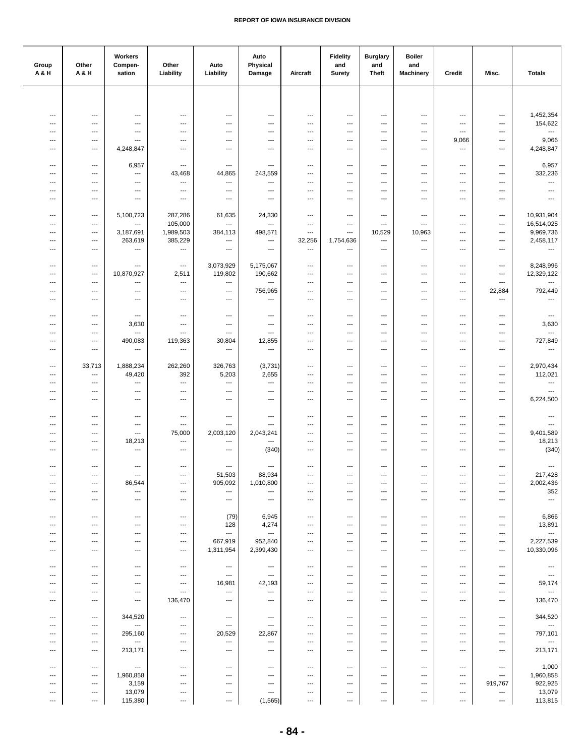| Group A & H | Other A & H | Workers Compen-sation | Other Liability | Auto Liability | Auto Physical Damage | Aircraft | Fidelity and Surety | Burglary and Theft | Boiler and Machinery | Credit | Misc. | Totals |
|---|---|---|---|---|---|---|---|---|---|---|---|---|
| --- | --- | --- | --- | --- | --- | --- | --- | --- | --- | --- | --- | 1,452,354 |
| --- | --- | --- | --- | --- | --- | --- | --- | --- | --- | --- | --- | 154,622 |
| --- | --- | --- | --- | --- | --- | --- | --- | --- | --- | --- | --- | --- |
| --- | --- | --- | --- | --- | --- | --- | --- | --- | --- | 9,066 | --- | 9,066 |
| --- | --- | 4,248,847 | --- | --- | --- | --- | --- | --- | --- | --- | --- | 4,248,847 |
| --- | --- | 6,957 | --- | --- | --- | --- | --- | --- | --- | --- | --- | 6,957 |
| --- | --- | --- | 43,468 | 44,865 | 243,559 | --- | --- | --- | --- | --- | --- | 332,236 |
| --- | --- | --- | --- | --- | --- | --- | --- | --- | --- | --- | --- | --- |
| --- | --- | --- | --- | --- | --- | --- | --- | --- | --- | --- | --- | --- |
| --- | --- | --- | --- | --- | --- | --- | --- | --- | --- | --- | --- | --- |
| --- | --- | 5,100,723 | 287,286 | 61,635 | 24,330 | --- | --- | --- | --- | --- | --- | 10,931,904 |
| --- | --- | --- | 105,000 | --- | --- | --- | --- | --- | --- | --- | --- | 16,514,025 |
| --- | --- | 3,187,691 | 1,989,503 | 384,113 | 498,571 | --- | --- | 10,529 | 10,963 | --- | --- | 9,969,736 |
| --- | --- | 263,619 | 385,229 | --- | --- | 32,256 | 1,754,636 | --- | --- | --- | --- | 2,458,117 |
| --- | --- | --- | --- | --- | --- | --- | --- | --- | --- | --- | --- | --- |
| --- | --- | --- | --- | 3,073,929 | 5,175,067 | --- | --- | --- | --- | --- | --- | 8,248,996 |
| --- | --- | 10,870,927 | 2,511 | 119,802 | 190,662 | --- | --- | --- | --- | --- | --- | 12,329,122 |
| --- | --- | --- | --- | --- | --- | --- | --- | --- | --- | --- | --- | --- |
| --- | --- | --- | --- | --- | 756,965 | --- | --- | --- | --- | --- | 22,884 | 792,449 |
| --- | --- | --- | --- | --- | --- | --- | --- | --- | --- | --- | --- | --- |
| --- | --- | --- | --- | --- | --- | --- | --- | --- | --- | --- | --- | --- |
| --- | --- | 3,630 | --- | --- | --- | --- | --- | --- | --- | --- | --- | 3,630 |
| --- | --- | --- | --- | --- | --- | --- | --- | --- | --- | --- | --- | --- |
| --- | --- | 490,083 | 119,363 | 30,804 | 12,855 | --- | --- | --- | --- | --- | --- | 727,849 |
| --- | --- | --- | --- | --- | --- | --- | --- | --- | --- | --- | --- | --- |
| --- | 33,713 | 1,888,234 | 262,260 | 326,763 | (3,731) | --- | --- | --- | --- | --- | --- | 2,970,434 |
| --- | --- | 49,420 | 392 | 5,203 | 2,655 | --- | --- | --- | --- | --- | --- | 112,021 |
| --- | --- | --- | --- | --- | --- | --- | --- | --- | --- | --- | --- | --- |
| --- | --- | --- | --- | --- | --- | --- | --- | --- | --- | --- | --- | --- |
| --- | --- | --- | --- | --- | --- | --- | --- | --- | --- | --- | --- | 6,224,500 |
| --- | --- | --- | --- | --- | --- | --- | --- | --- | --- | --- | --- | --- |
| --- | --- | --- | --- | --- | --- | --- | --- | --- | --- | --- | --- | --- |
| --- | --- | --- | 75,000 | 2,003,120 | 2,043,241 | --- | --- | --- | --- | --- | --- | 9,401,589 |
| --- | --- | 18,213 | --- | --- | --- | --- | --- | --- | --- | --- | --- | 18,213 |
| --- | --- | --- | --- | --- | (340) | --- | --- | --- | --- | --- | --- | (340) |
| --- | --- | --- | --- | --- | --- | --- | --- | --- | --- | --- | --- | --- |
| --- | --- | --- | --- | 51,503 | 88,934 | --- | --- | --- | --- | --- | --- | 217,428 |
| --- | --- | 86,544 | --- | 905,092 | 1,010,800 | --- | --- | --- | --- | --- | --- | 2,002,436 |
| --- | --- | --- | --- | --- | --- | --- | --- | --- | --- | --- | --- | 352 |
| --- | --- | --- | --- | --- | --- | --- | --- | --- | --- | --- | --- | --- |
| --- | --- | --- | --- | (79) | 6,945 | --- | --- | --- | --- | --- | --- | 6,866 |
| --- | --- | --- | --- | 128 | 4,274 | --- | --- | --- | --- | --- | --- | 13,891 |
| --- | --- | --- | --- | --- | --- | --- | --- | --- | --- | --- | --- | --- |
| --- | --- | --- | --- | 667,919 | 952,840 | --- | --- | --- | --- | --- | --- | 2,227,539 |
| --- | --- | --- | --- | 1,311,954 | 2,399,430 | --- | --- | --- | --- | --- | --- | 10,330,096 |
| --- | --- | --- | --- | --- | --- | --- | --- | --- | --- | --- | --- | --- |
| --- | --- | --- | --- | --- | --- | --- | --- | --- | --- | --- | --- | --- |
| --- | --- | --- | --- | 16,981 | 42,193 | --- | --- | --- | --- | --- | --- | 59,174 |
| --- | --- | --- | --- | --- | --- | --- | --- | --- | --- | --- | --- | --- |
| --- | --- | --- | 136,470 | --- | --- | --- | --- | --- | --- | --- | --- | 136,470 |
| --- | --- | 344,520 | --- | --- | --- | --- | --- | --- | --- | --- | --- | 344,520 |
| --- | --- | --- | --- | --- | --- | --- | --- | --- | --- | --- | --- | --- |
| --- | --- | 295,160 | --- | 20,529 | 22,867 | --- | --- | --- | --- | --- | --- | 797,101 |
| --- | --- | --- | --- | --- | --- | --- | --- | --- | --- | --- | --- | --- |
| --- | --- | 213,171 | --- | --- | --- | --- | --- | --- | --- | --- | --- | 213,171 |
| --- | --- | --- | --- | --- | --- | --- | --- | --- | --- | --- | --- | 1,000 |
| --- | --- | 1,960,858 | --- | --- | --- | --- | --- | --- | --- | --- | --- | 1,960,858 |
| --- | --- | 3,159 | --- | --- | --- | --- | --- | --- | --- | --- | 919,767 | 922,925 |
| --- | --- | 13,079 | --- | --- | --- | --- | --- | --- | --- | --- | --- | 13,079 |
| --- | --- | 115,380 | --- | --- | (1,565) | --- | --- | --- | --- | --- | --- | 113,815 |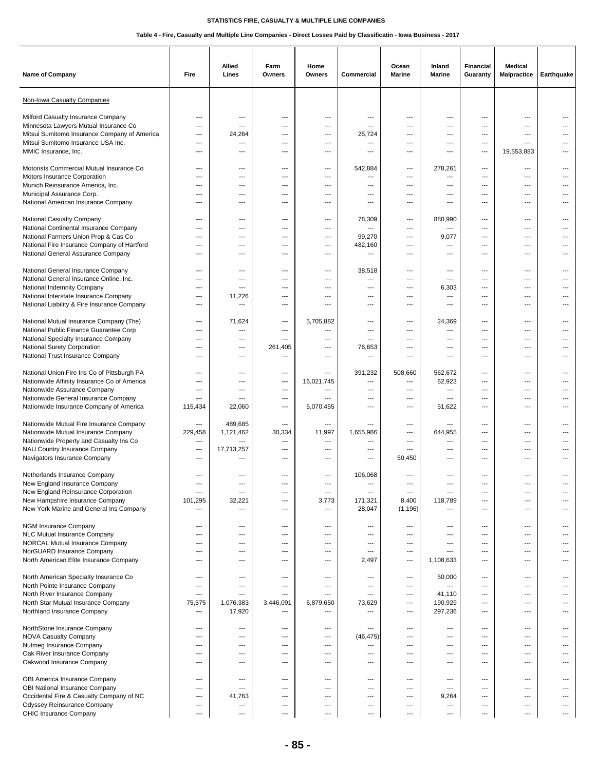STATISTICS FIRE, CASUALTY & MULTIPLE LINE COMPANIES

Table 4 - Fire, Casualty and Multiple Line Companies - Direct Losses Paid by Classificatin - Iowa Business - 2017

| Name of Company | Fire | Allied Lines | Farm Owners | Home Owners | Commercial | Ocean Marine | Inland Marine | Financial Guaranty | Medical Malpractice | Earthquake |
|---|---|---|---|---|---|---|---|---|---|---|
| Non-Iowa Casualty Companies | | | | | | | | | | |
| Milford Casualty Insurance Company | --- | --- | --- | --- | --- | --- | --- | --- | --- | --- |
| Minnesota Lawyers Mutual Insurance Co | --- | --- | --- | --- | --- | --- | --- | --- | --- | --- |
| Mitsui Sumitomo Insurance Company of America | --- | 24,264 | --- | --- | 25,724 | --- | --- | --- | --- | --- |
| Mitsui Sumitomo Insurance USA Inc. | --- | --- | --- | --- | --- | --- | --- | --- | --- | --- |
| MMIC Insurance, Inc. | --- | --- | --- | --- | --- | --- | --- | --- | 19,553,883 | --- |
| Motorists Commercial Mutual Insurance Co | --- | --- | --- | --- | 542,884 | --- | 278,261 | --- | --- | --- |
| Motors Insurance Corporation | --- | --- | --- | --- | --- | --- | --- | --- | --- | --- |
| Munich Reinsurance America, Inc. | --- | --- | --- | --- | --- | --- | --- | --- | --- | --- |
| Municipal Assurance Corp. | --- | --- | --- | --- | --- | --- | --- | --- | --- | --- |
| National American Insurance Company | --- | --- | --- | --- | --- | --- | --- | --- | --- | --- |
| National Casualty Company | --- | --- | --- | --- | 78,309 | --- | 880,990 | --- | --- | --- |
| National Continental Insurance Company | --- | --- | --- | --- | --- | --- | --- | --- | --- | --- |
| National Farmers Union Prop & Cas Co | --- | --- | --- | --- | 99,270 | --- | 9,077 | --- | --- | --- |
| National Fire Insurance Company of Hartford | --- | --- | --- | --- | 482,160 | --- | --- | --- | --- | --- |
| National General Assurance Company | --- | --- | --- | --- | --- | --- | --- | --- | --- | --- |
| National General Insurance Company | --- | --- | --- | --- | 38,518 | --- | --- | --- | --- | --- |
| National General Insurance Online, Inc. | --- | --- | --- | --- | --- | --- | --- | --- | --- | --- |
| National Indemnity Company | --- | --- | --- | --- | --- | --- | 6,303 | --- | --- | --- |
| National Interstate Insurance Company | --- | 11,226 | --- | --- | --- | --- | --- | --- | --- | --- |
| National Liability & Fire Insurance Company | --- | --- | --- | --- | --- | --- | --- | --- | --- | --- |
| National Mutual Insurance Company (The) | --- | 71,624 | --- | 5,705,882 | --- | --- | 24,369 | --- | --- | --- |
| National Public Finance Guarantee Corp | --- | --- | --- | --- | --- | --- | --- | --- | --- | --- |
| National Specialty Insurance Company | --- | --- | --- | --- | --- | --- | --- | --- | --- | --- |
| National Surety Corporation | --- | --- | 261,405 | --- | 76,653 | --- | --- | --- | --- | --- |
| National Trust Insurance Company | --- | --- | --- | --- | --- | --- | --- | --- | --- | --- |
| National Union Fire Ins Co of Pittsburgh PA | --- | --- | --- | --- | 391,232 | 508,660 | 562,672 | --- | --- | --- |
| Nationwide Affinity Insurance Co of America | --- | --- | --- | 16,021,745 | --- | --- | 62,923 | --- | --- | --- |
| Nationwide Assurance Company | --- | --- | --- | --- | --- | --- | --- | --- | --- | --- |
| Nationwide General Insurance Company | --- | --- | --- | --- | --- | --- | --- | --- | --- | --- |
| Nationwide Insurance Company of America | 115,434 | 22,060 | --- | 5,070,455 | --- | --- | 51,622 | --- | --- | --- |
| Nationwide Mutual Fire Insurance Company | --- | 489,685 | --- | --- | --- | --- | --- | --- | --- | --- |
| Nationwide Mutual Insurance Company | 229,458 | 1,121,462 | 30,334 | 11,997 | 1,655,986 | --- | 644,955 | --- | --- | --- |
| Nationwide Property and Casualty Ins Co | --- | --- | --- | --- | --- | --- | --- | --- | --- | --- |
| NAU Country Insurance Company | --- | 17,713,257 | --- | --- | --- | --- | --- | --- | --- | --- |
| Navigators Insurance Company | --- | --- | --- | --- | --- | 50,450 | --- | --- | --- | --- |
| Netherlands Insurance Company | --- | --- | --- | --- | 106,068 | --- | --- | --- | --- | --- |
| New England Insurance Company | --- | --- | --- | --- | --- | --- | --- | --- | --- | --- |
| New England Reinsurance Corporation | --- | --- | --- | --- | --- | --- | --- | --- | --- | --- |
| New Hampshire Insurance Company | 101,295 | 32,221 | --- | 3,773 | 171,321 | 8,400 | 118,789 | --- | --- | --- |
| New York Marine and General Ins Company | --- | --- | --- | --- | 28,047 | (1,196) | --- | --- | --- | --- |
| NGM Insurance Company | --- | --- | --- | --- | --- | --- | --- | --- | --- | --- |
| NLC Mutual Insurance Company | --- | --- | --- | --- | --- | --- | --- | --- | --- | --- |
| NORCAL Mutual Insurance Company | --- | --- | --- | --- | --- | --- | --- | --- | --- | --- |
| NorGUARD Insurance Company | --- | --- | --- | --- | --- | --- | --- | --- | --- | --- |
| North American Elite Insurance Company | --- | --- | --- | --- | 2,497 | --- | 1,108,633 | --- | --- | --- |
| North American Specialty Insurance Co | --- | --- | --- | --- | --- | --- | 50,000 | --- | --- | --- |
| North Pointe Insurance Company | --- | --- | --- | --- | --- | --- | --- | --- | --- | --- |
| North River Insurance Company | --- | --- | --- | --- | --- | --- | 41,110 | --- | --- | --- |
| North Star Mutual Insurance Company | 75,575 | 1,076,383 | 3,446,091 | 6,879,650 | 73,629 | --- | 190,929 | --- | --- | --- |
| Northland Insurance Company | --- | 17,920 | --- | --- | --- | --- | 297,236 | --- | --- | --- |
| NorthStone Insurance Company | --- | --- | --- | --- | --- | --- | --- | --- | --- | --- |
| NOVA Casualty Company | --- | --- | --- | --- | (46,475) | --- | --- | --- | --- | --- |
| Nutmeg Insurance Company | --- | --- | --- | --- | --- | --- | --- | --- | --- | --- |
| Oak River Insurance Company | --- | --- | --- | --- | --- | --- | --- | --- | --- | --- |
| Oakwood Insurance Company | --- | --- | --- | --- | --- | --- | --- | --- | --- | --- |
| OBI America Insurance Company | --- | --- | --- | --- | --- | --- | --- | --- | --- | --- |
| OBI National Insurance Company | --- | --- | --- | --- | --- | --- | --- | --- | --- | --- |
| Occidental Fire & Casualty Company of NC | --- | 41,763 | --- | --- | --- | --- | 9,264 | --- | --- | --- |
| Odyssey Reinsurance Company | --- | --- | --- | --- | --- | --- | --- | --- | --- | --- |
| OHIC Insurance Company | --- | --- | --- | --- | --- | --- | --- | --- | --- | --- |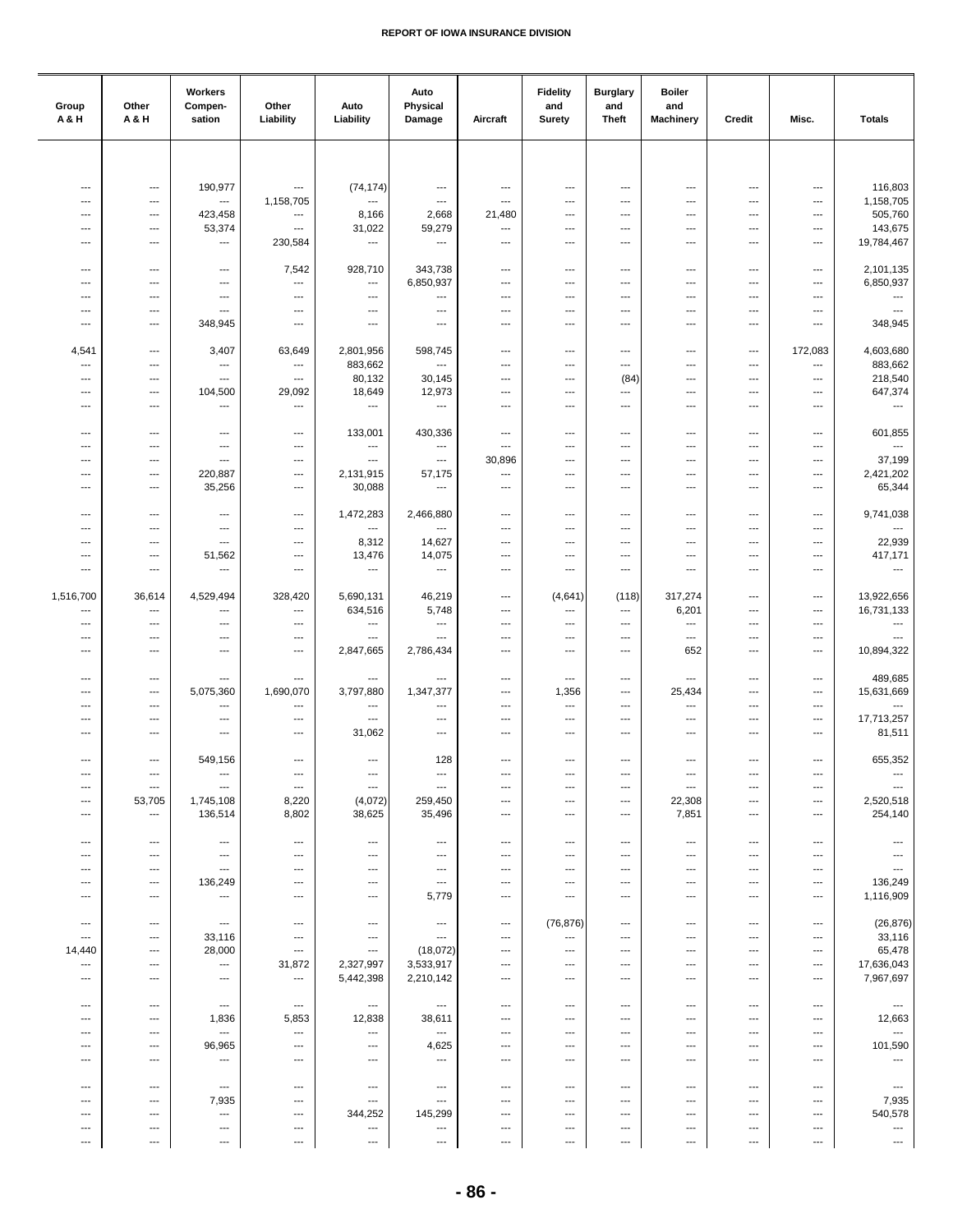| Group A & H | Other A & H | Workers Compen- sation | Other Liability | Auto Liability | Auto Physical Damage | Aircraft | Fidelity and Surety | Burglary and Theft | Boiler and Machinery | Credit | Misc. | Totals |
|---|---|---|---|---|---|---|---|---|---|---|---|---|
| --- | --- | 190,977 | --- | (74,174) | --- | --- | --- | --- | --- | --- | --- | 116,803 |
| --- | --- | --- | 1,158,705 | --- | --- | --- | --- | --- | --- | --- | --- | 1,158,705 |
| --- | --- | 423,458 | --- | 8,166 | 2,668 | 21,480 | --- | --- | --- | --- | --- | 505,760 |
| --- | --- | 53,374 | --- | 31,022 | 59,279 | --- | --- | --- | --- | --- | --- | 143,675 |
| --- | --- | --- | 230,584 | --- | --- | --- | --- | --- | --- | --- | --- | 19,784,467 |
| --- | --- | --- | 7,542 | 928,710 | 343,738 | --- | --- | --- | --- | --- | --- | 2,101,135 |
| --- | --- | --- | --- | --- | 6,850,937 | --- | --- | --- | --- | --- | --- | 6,850,937 |
| --- | --- | --- | --- | --- | --- | --- | --- | --- | --- | --- | --- | --- |
| --- | --- | --- | --- | --- | --- | --- | --- | --- | --- | --- | --- | --- |
| --- | --- | 348,945 | --- | --- | --- | --- | --- | --- | --- | --- | --- | 348,945 |
| 4,541 | --- | 3,407 | 63,649 | 2,801,956 | 598,745 | --- | --- | --- | --- | --- | 172,083 | 4,603,680 |
| --- | --- | --- | --- | 883,662 | --- | --- | --- | --- | --- | --- | --- | 883,662 |
| --- | --- | --- | --- | 80,132 | 30,145 | --- | --- | (84) | --- | --- | --- | 218,540 |
| --- | --- | 104,500 | 29,092 | 18,649 | 12,973 | --- | --- | --- | --- | --- | --- | 647,374 |
| --- | --- | --- | --- | --- | --- | --- | --- | --- | --- | --- | --- | --- |
| --- | --- | --- | --- | 133,001 | 430,336 | --- | --- | --- | --- | --- | --- | 601,855 |
| --- | --- | --- | --- | --- | --- | --- | --- | --- | --- | --- | --- | --- |
| --- | --- | --- | --- | --- | --- | 30,896 | --- | --- | --- | --- | --- | 37,199 |
| --- | --- | 220,887 | --- | 2,131,915 | 57,175 | --- | --- | --- | --- | --- | --- | 2,421,202 |
| --- | --- | 35,256 | --- | 30,088 | --- | --- | --- | --- | --- | --- | --- | 65,344 |
| --- | --- | --- | --- | 1,472,283 | 2,466,880 | --- | --- | --- | --- | --- | --- | 9,741,038 |
| --- | --- | --- | --- | --- | --- | --- | --- | --- | --- | --- | --- | --- |
| --- | --- | --- | --- | 8,312 | 14,627 | --- | --- | --- | --- | --- | --- | 22,939 |
| --- | --- | 51,562 | --- | 13,476 | 14,075 | --- | --- | --- | --- | --- | --- | 417,171 |
| --- | --- | --- | --- | --- | --- | --- | --- | --- | --- | --- | --- | --- |
| 1,516,700 | 36,614 | 4,529,494 | 328,420 | 5,690,131 | 46,219 | --- | (4,641) | (118) | 317,274 | --- | --- | 13,922,656 |
| --- | --- | --- | --- | 634,516 | 5,748 | --- | --- | --- | 6,201 | --- | --- | 16,731,133 |
| --- | --- | --- | --- | --- | --- | --- | --- | --- | --- | --- | --- | --- |
| --- | --- | --- | --- | --- | --- | --- | --- | --- | --- | --- | --- | --- |
| --- | --- | --- | --- | 2,847,665 | 2,786,434 | --- | --- | --- | 652 | --- | --- | 10,894,322 |
| --- | --- | --- | --- | --- | --- | --- | --- | --- | --- | --- | --- | 489,685 |
| --- | --- | 5,075,360 | 1,690,070 | 3,797,880 | 1,347,377 | --- | 1,356 | --- | 25,434 | --- | --- | 15,631,669 |
| --- | --- | --- | --- | --- | --- | --- | --- | --- | --- | --- | --- | --- |
| --- | --- | --- | --- | --- | --- | --- | --- | --- | --- | --- | --- | 17,713,257 |
| --- | --- | --- | --- | 31,062 | --- | --- | --- | --- | --- | --- | --- | 81,511 |
| --- | --- | 549,156 | --- | --- | 128 | --- | --- | --- | --- | --- | --- | 655,352 |
| --- | --- | --- | --- | --- | --- | --- | --- | --- | --- | --- | --- | --- |
| --- | --- | --- | --- | --- | --- | --- | --- | --- | --- | --- | --- | --- |
| --- | 53,705 | 1,745,108 | 8,220 | (4,072) | 259,450 | --- | --- | --- | 22,308 | --- | --- | 2,520,518 |
| --- | --- | 136,514 | 8,802 | 38,625 | 35,496 | --- | --- | --- | 7,851 | --- | --- | 254,140 |
| --- | --- | --- | --- | --- | --- | --- | --- | --- | --- | --- | --- | --- |
| --- | --- | --- | --- | --- | --- | --- | --- | --- | --- | --- | --- | --- |
| --- | --- | --- | --- | --- | --- | --- | --- | --- | --- | --- | --- | --- |
| --- | --- | 136,249 | --- | --- | --- | --- | --- | --- | --- | --- | --- | 136,249 |
| --- | --- | --- | --- | --- | 5,779 | --- | --- | --- | --- | --- | --- | 1,116,909 |
| --- | --- | --- | --- | --- | --- | --- | (76,876) | --- | --- | --- | --- | (26,876) |
| --- | --- | 33,116 | --- | --- | --- | --- | --- | --- | --- | --- | --- | 33,116 |
| 14,440 | --- | 28,000 | --- | --- | (18,072) | --- | --- | --- | --- | --- | --- | 65,478 |
| --- | --- | --- | 31,872 | 2,327,997 | 3,533,917 | --- | --- | --- | --- | --- | --- | 17,636,043 |
| --- | --- | --- | --- | 5,442,398 | 2,210,142 | --- | --- | --- | --- | --- | --- | 7,967,697 |
| --- | --- | --- | --- | --- | --- | --- | --- | --- | --- | --- | --- | --- |
| --- | --- | 1,836 | 5,853 | 12,838 | 38,611 | --- | --- | --- | --- | --- | --- | 12,663 |
| --- | --- | --- | --- | --- | --- | --- | --- | --- | --- | --- | --- | --- |
| --- | --- | 96,965 | --- | --- | 4,625 | --- | --- | --- | --- | --- | --- | 101,590 |
| --- | --- | --- | --- | --- | --- | --- | --- | --- | --- | --- | --- | --- |
| --- | --- | --- | --- | --- | --- | --- | --- | --- | --- | --- | --- | --- |
| --- | --- | 7,935 | --- | --- | --- | --- | --- | --- | --- | --- | --- | 7,935 |
| --- | --- | --- | --- | 344,252 | 145,299 | --- | --- | --- | --- | --- | --- | 540,578 |
| --- | --- | --- | --- | --- | --- | --- | --- | --- | --- | --- | --- | --- |
| --- | --- | --- | --- | --- | --- | --- | --- | --- | --- | --- | --- | --- |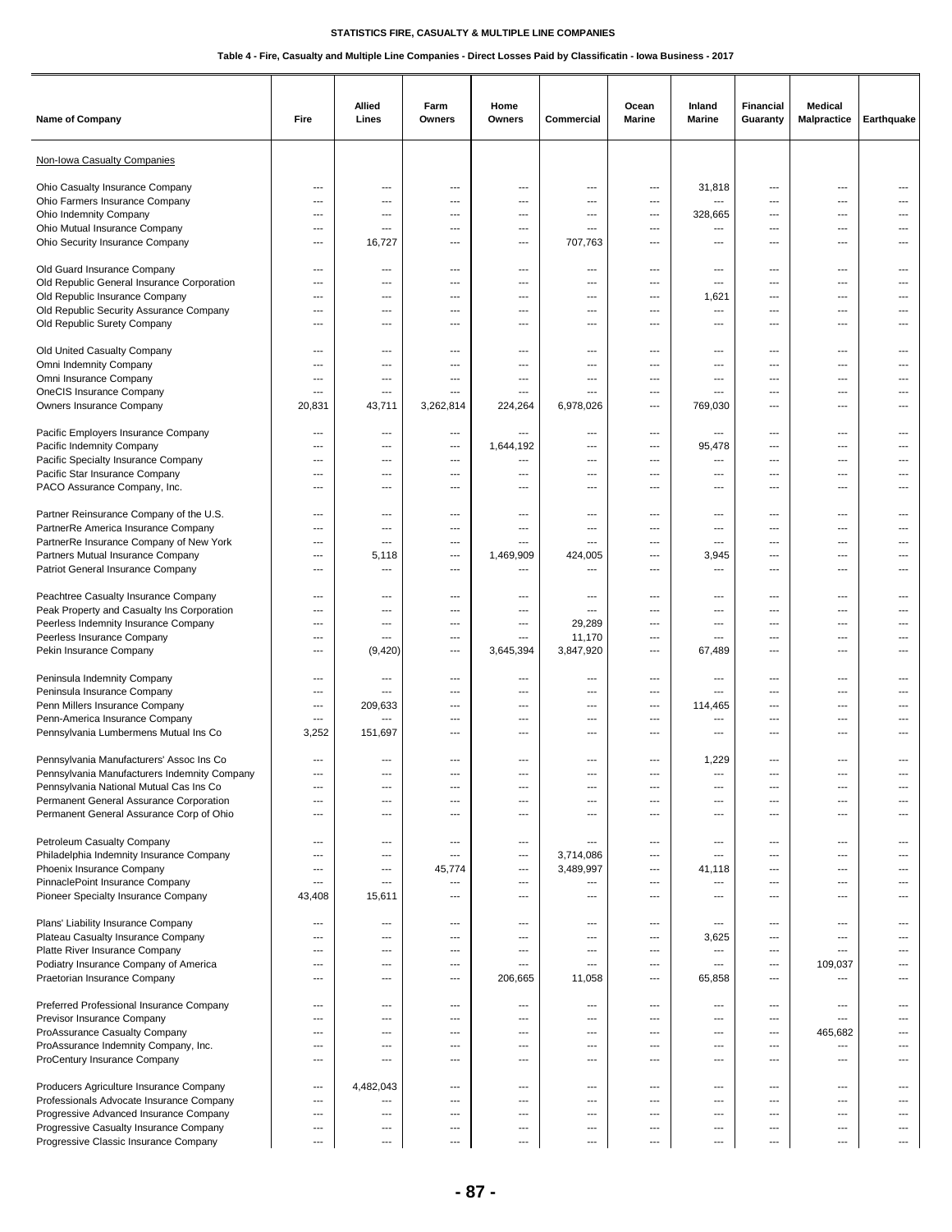**STATISTICS FIRE, CASUALTY & MULTIPLE LINE COMPANIES**

**Table 4 - Fire, Casualty and Multiple Line Companies - Direct Losses Paid by Classificatin - Iowa Business - 2017**

| Name of Company | Fire | Allied Lines | Farm Owners | Home Owners | Commercial | Ocean Marine | Inland Marine | Financial Guaranty | Medical Malpractice | Earthquake |
|---|---|---|---|---|---|---|---|---|---|---|
| Non-Iowa Casualty Companies | | | | | | | | | | |
| Ohio Casualty Insurance Company | --- | --- | --- | --- | --- | --- | 31,818 | --- | --- | --- |
| Ohio Farmers Insurance Company | --- | --- | --- | --- | --- | --- | --- | --- | --- | --- |
| Ohio Indemnity Company | --- | --- | --- | --- | --- | --- | 328,665 | --- | --- | --- |
| Ohio Mutual Insurance Company | --- | --- | --- | --- | --- | --- | --- | --- | --- | --- |
| Ohio Security Insurance Company | --- | 16,727 | --- | --- | 707,763 | --- | --- | --- | --- | --- |
| Old Guard Insurance Company | --- | --- | --- | --- | --- | --- | --- | --- | --- | --- |
| Old Republic General Insurance Corporation | --- | --- | --- | --- | --- | --- | --- | --- | --- | --- |
| Old Republic Insurance Company | --- | --- | --- | --- | --- | --- | 1,621 | --- | --- | --- |
| Old Republic Security Assurance Company | --- | --- | --- | --- | --- | --- | --- | --- | --- | --- |
| Old Republic Surety Company | --- | --- | --- | --- | --- | --- | --- | --- | --- | --- |
| Old United Casualty Company | --- | --- | --- | --- | --- | --- | --- | --- | --- | --- |
| Omni Indemnity Company | --- | --- | --- | --- | --- | --- | --- | --- | --- | --- |
| Omni Insurance Company | --- | --- | --- | --- | --- | --- | --- | --- | --- | --- |
| OneCIS Insurance Company | --- | --- | --- | --- | --- | --- | --- | --- | --- | --- |
| Owners Insurance Company | 20,831 | 43,711 | 3,262,814 | 224,264 | 6,978,026 | --- | 769,030 | --- | --- | --- |
| Pacific Employers Insurance Company | --- | --- | --- | --- | --- | --- | --- | --- | --- | --- |
| Pacific Indemnity Company | --- | --- | --- | 1,644,192 | --- | --- | 95,478 | --- | --- | --- |
| Pacific Specialty Insurance Company | --- | --- | --- | --- | --- | --- | --- | --- | --- | --- |
| Pacific Star Insurance Company | --- | --- | --- | --- | --- | --- | --- | --- | --- | --- |
| PACO Assurance Company, Inc. | --- | --- | --- | --- | --- | --- | --- | --- | --- | --- |
| Partner Reinsurance Company of the U.S. | --- | --- | --- | --- | --- | --- | --- | --- | --- | --- |
| PartnerRe America Insurance Company | --- | --- | --- | --- | --- | --- | --- | --- | --- | --- |
| PartnerRe Insurance Company of New York | --- | --- | --- | --- | --- | --- | --- | --- | --- | --- |
| Partners Mutual Insurance Company | --- | 5,118 | --- | 1,469,909 | 424,005 | --- | 3,945 | --- | --- | --- |
| Patriot General Insurance Company | --- | --- | --- | --- | --- | --- | --- | --- | --- | --- |
| Peachtree Casualty Insurance Company | --- | --- | --- | --- | --- | --- | --- | --- | --- | --- |
| Peak Property and Casualty Ins Corporation | --- | --- | --- | --- | --- | --- | --- | --- | --- | --- |
| Peerless Indemnity Insurance Company | --- | --- | --- | --- | 29,289 | --- | --- | --- | --- | --- |
| Peerless Insurance Company | --- | --- | --- | --- | 11,170 | --- | --- | --- | --- | --- |
| Pekin Insurance Company | --- | (9,420) | --- | 3,645,394 | 3,847,920 | --- | 67,489 | --- | --- | --- |
| Peninsula Indemnity Company | --- | --- | --- | --- | --- | --- | --- | --- | --- | --- |
| Peninsula Insurance Company | --- | --- | --- | --- | --- | --- | --- | --- | --- | --- |
| Penn Millers Insurance Company | --- | 209,633 | --- | --- | --- | --- | 114,465 | --- | --- | --- |
| Penn-America Insurance Company | --- | --- | --- | --- | --- | --- | --- | --- | --- | --- |
| Pennsylvania Lumbermens Mutual Ins Co | 3,252 | 151,697 | --- | --- | --- | --- | --- | --- | --- | --- |
| Pennsylvania Manufacturers' Assoc Ins Co | --- | --- | --- | --- | --- | --- | 1,229 | --- | --- | --- |
| Pennsylvania Manufacturers Indemnity Company | --- | --- | --- | --- | --- | --- | --- | --- | --- | --- |
| Pennsylvania National Mutual Cas Ins Co | --- | --- | --- | --- | --- | --- | --- | --- | --- | --- |
| Permanent General Assurance Corporation | --- | --- | --- | --- | --- | --- | --- | --- | --- | --- |
| Permanent General Assurance Corp of Ohio | --- | --- | --- | --- | --- | --- | --- | --- | --- | --- |
| Petroleum Casualty Company | --- | --- | --- | --- | --- | --- | --- | --- | --- | --- |
| Philadelphia Indemnity Insurance Company | --- | --- | --- | --- | 3,714,086 | --- | --- | --- | --- | --- |
| Phoenix Insurance Company | --- | --- | 45,774 | --- | 3,489,997 | --- | 41,118 | --- | --- | --- |
| PinnaclePoint Insurance Company | --- | --- | --- | --- | --- | --- | --- | --- | --- | --- |
| Pioneer Specialty Insurance Company | 43,408 | 15,611 | --- | --- | --- | --- | --- | --- | --- | --- |
| Plans' Liability Insurance Company | --- | --- | --- | --- | --- | --- | --- | --- | --- | --- |
| Plateau Casualty Insurance Company | --- | --- | --- | --- | --- | --- | 3,625 | --- | --- | --- |
| Platte River Insurance Company | --- | --- | --- | --- | --- | --- | --- | --- | --- | --- |
| Podiatry Insurance Company of America | --- | --- | --- | --- | --- | --- | --- | --- | 109,037 | --- |
| Praetorian Insurance Company | --- | --- | --- | 206,665 | 11,058 | --- | 65,858 | --- | --- | --- |
| Preferred Professional Insurance Company | --- | --- | --- | --- | --- | --- | --- | --- | --- | --- |
| Previsor Insurance Company | --- | --- | --- | --- | --- | --- | --- | --- | --- | --- |
| ProAssurance Casualty Company | --- | --- | --- | --- | --- | --- | --- | --- | 465,682 | --- |
| ProAssurance Indemnity Company, Inc. | --- | --- | --- | --- | --- | --- | --- | --- | --- | --- |
| ProCentury Insurance Company | --- | --- | --- | --- | --- | --- | --- | --- | --- | --- |
| Producers Agriculture Insurance Company | --- | 4,482,043 | --- | --- | --- | --- | --- | --- | --- | --- |
| Professionals Advocate Insurance Company | --- | --- | --- | --- | --- | --- | --- | --- | --- | --- |
| Progressive Advanced Insurance Company | --- | --- | --- | --- | --- | --- | --- | --- | --- | --- |
| Progressive Casualty Insurance Company | --- | --- | --- | --- | --- | --- | --- | --- | --- | --- |
| Progressive Classic Insurance Company | --- | --- | --- | --- | --- | --- | --- | --- | --- | --- |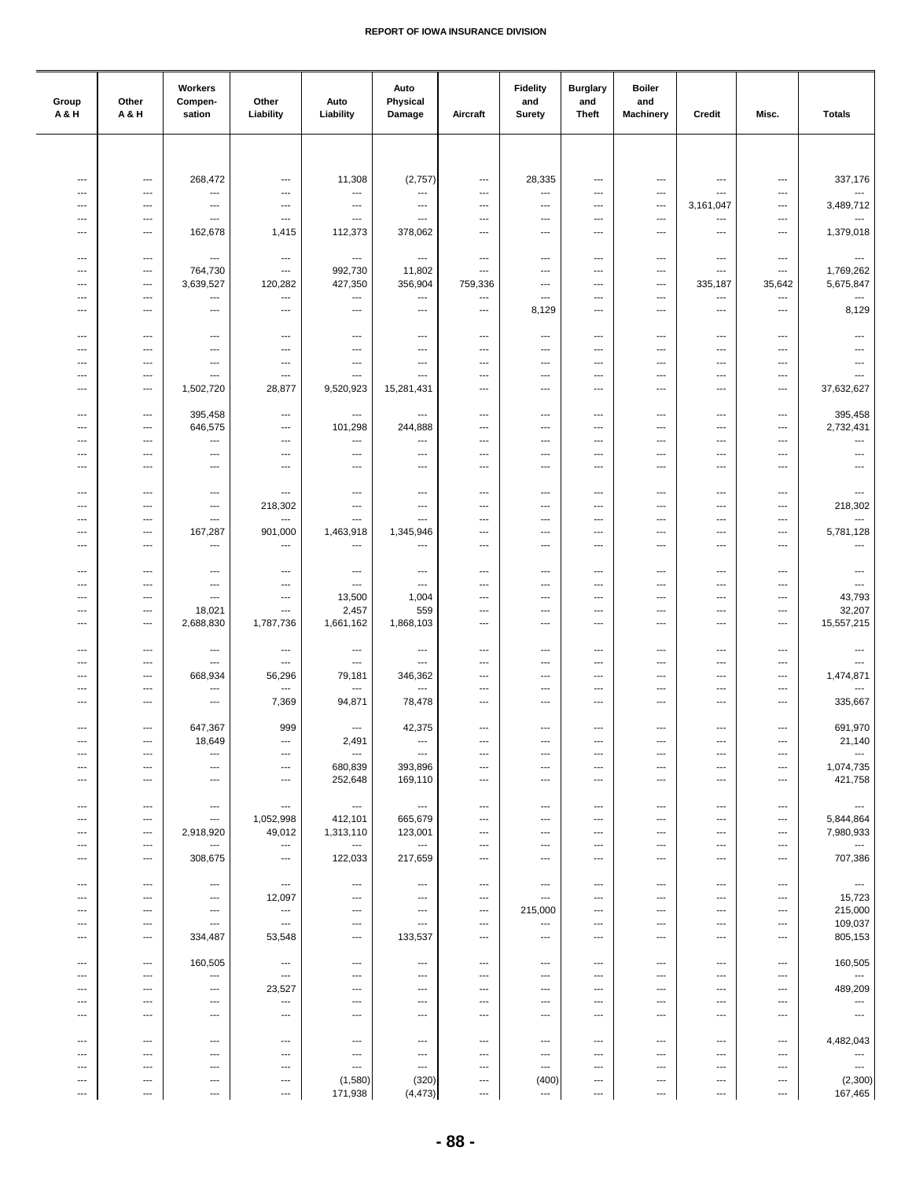| Group A & H | Other A & H | Workers Compen- sation | Other Liability | Auto Liability | Auto Physical Damage | Aircraft | Fidelity and Surety | Burglary and Theft | Boiler and Machinery | Credit | Misc. | Totals |
|---|---|---|---|---|---|---|---|---|---|---|---|---|
| --- | --- | 268,472 | --- | 11,308 | (2,757) | --- | 28,335 | --- | --- | --- | --- | 337,176 |
| --- | --- | --- | --- | --- | --- | --- | --- | --- | --- | --- | --- | --- |
| --- | --- | --- | --- | --- | --- | --- | --- | --- | --- | 3,161,047 | --- | 3,489,712 |
| --- | --- | --- | --- | --- | --- | --- | --- | --- | --- | --- | --- | --- |
| --- | --- | 162,678 | 1,415 | 112,373 | 378,062 | --- | --- | --- | --- | --- | --- | 1,379,018 |
| --- | --- | --- | --- | --- | --- | --- | --- | --- | --- | --- | --- | --- |
| --- | --- | 764,730 | --- | 992,730 | 11,802 | --- | --- | --- | --- | --- | --- | 1,769,262 |
| --- | --- | 3,639,527 | 120,282 | 427,350 | 356,904 | 759,336 | --- | --- | --- | 335,187 | 35,642 | 5,675,847 |
| --- | --- | --- | --- | --- | --- | --- | --- | --- | --- | --- | --- | --- |
| --- | --- | --- | --- | --- | --- | --- | 8,129 | --- | --- | --- | --- | 8,129 |
| --- | --- | --- | --- | --- | --- | --- | --- | --- | --- | --- | --- | --- |
| --- | --- | --- | --- | --- | --- | --- | --- | --- | --- | --- | --- | --- |
| --- | --- | --- | --- | --- | --- | --- | --- | --- | --- | --- | --- | --- |
| --- | --- | --- | --- | --- | --- | --- | --- | --- | --- | --- | --- | --- |
| --- | --- | 1,502,720 | 28,877 | 9,520,923 | 15,281,431 | --- | --- | --- | --- | --- | --- | 37,632,627 |
| --- | --- | 395,458 | --- | --- | --- | --- | --- | --- | --- | --- | --- | 395,458 |
| --- | --- | 646,575 | --- | 101,298 | 244,888 | --- | --- | --- | --- | --- | --- | 2,732,431 |
| --- | --- | --- | --- | --- | --- | --- | --- | --- | --- | --- | --- | --- |
| --- | --- | --- | --- | --- | --- | --- | --- | --- | --- | --- | --- | --- |
| --- | --- | --- | --- | --- | --- | --- | --- | --- | --- | --- | --- | --- |
| --- | --- | --- | --- | --- | --- | --- | --- | --- | --- | --- | --- | --- |
| --- | --- | --- | 218,302 | --- | --- | --- | --- | --- | --- | --- | --- | 218,302 |
| --- | --- | --- | --- | --- | --- | --- | --- | --- | --- | --- | --- | --- |
| --- | --- | 167,287 | 901,000 | 1,463,918 | 1,345,946 | --- | --- | --- | --- | --- | --- | 5,781,128 |
| --- | --- | --- | --- | --- | --- | --- | --- | --- | --- | --- | --- | --- |
| --- | --- | --- | --- | --- | --- | --- | --- | --- | --- | --- | --- | --- |
| --- | --- | --- | --- | --- | --- | --- | --- | --- | --- | --- | --- | --- |
| --- | --- | --- | --- | 13,500 | 1,004 | --- | --- | --- | --- | --- | --- | 43,793 |
| --- | --- | 18,021 | --- | 2,457 | 559 | --- | --- | --- | --- | --- | --- | 32,207 |
| --- | --- | 2,688,830 | 1,787,736 | 1,661,162 | 1,868,103 | --- | --- | --- | --- | --- | --- | 15,557,215 |
| --- | --- | --- | --- | --- | --- | --- | --- | --- | --- | --- | --- | --- |
| --- | --- | --- | --- | --- | --- | --- | --- | --- | --- | --- | --- | --- |
| --- | --- | 668,934 | 56,296 | 79,181 | 346,362 | --- | --- | --- | --- | --- | --- | 1,474,871 |
| --- | --- | --- | --- | --- | --- | --- | --- | --- | --- | --- | --- | --- |
| --- | --- | --- | 7,369 | 94,871 | 78,478 | --- | --- | --- | --- | --- | --- | 335,667 |
| --- | --- | 647,367 | 999 | --- | 42,375 | --- | --- | --- | --- | --- | --- | 691,970 |
| --- | --- | 18,649 | --- | 2,491 | --- | --- | --- | --- | --- | --- | --- | 21,140 |
| --- | --- | --- | --- | --- | --- | --- | --- | --- | --- | --- | --- | --- |
| --- | --- | --- | --- | 680,839 | 393,896 | --- | --- | --- | --- | --- | --- | 1,074,735 |
| --- | --- | --- | --- | 252,648 | 169,110 | --- | --- | --- | --- | --- | --- | 421,758 |
| --- | --- | --- | --- | --- | --- | --- | --- | --- | --- | --- | --- | --- |
| --- | --- | --- | 1,052,998 | 412,101 | 665,679 | --- | --- | --- | --- | --- | --- | 5,844,864 |
| --- | --- | 2,918,920 | 49,012 | 1,313,110 | 123,001 | --- | --- | --- | --- | --- | --- | 7,980,933 |
| --- | --- | --- | --- | --- | --- | --- | --- | --- | --- | --- | --- | --- |
| --- | --- | 308,675 | --- | 122,033 | 217,659 | --- | --- | --- | --- | --- | --- | 707,386 |
| --- | --- | --- | --- | --- | --- | --- | --- | --- | --- | --- | --- | --- |
| --- | --- | --- | 12,097 | --- | --- | --- | --- | --- | --- | --- | --- | 15,723 |
| --- | --- | --- | --- | --- | --- | --- | 215,000 | --- | --- | --- | --- | 215,000 |
| --- | --- | --- | --- | --- | --- | --- | --- | --- | --- | --- | --- | 109,037 |
| --- | --- | 334,487 | 53,548 | --- | 133,537 | --- | --- | --- | --- | --- | --- | 805,153 |
| --- | --- | 160,505 | --- | --- | --- | --- | --- | --- | --- | --- | --- | 160,505 |
| --- | --- | --- | --- | --- | --- | --- | --- | --- | --- | --- | --- | --- |
| --- | --- | --- | 23,527 | --- | --- | --- | --- | --- | --- | --- | --- | 489,209 |
| --- | --- | --- | --- | --- | --- | --- | --- | --- | --- | --- | --- | --- |
| --- | --- | --- | --- | --- | --- | --- | --- | --- | --- | --- | --- | --- |
| --- | --- | --- | --- | --- | --- | --- | --- | --- | --- | --- | --- | 4,482,043 |
| --- | --- | --- | --- | --- | --- | --- | --- | --- | --- | --- | --- | --- |
| --- | --- | --- | --- | --- | --- | --- | --- | --- | --- | --- | --- | --- |
| --- | --- | --- | --- | (1,580) | (320) | --- | (400) | --- | --- | --- | --- | (2,300) |
| --- | --- | --- | --- | 171,938 | (4,473) | --- | --- | --- | --- | --- | --- | 167,465 |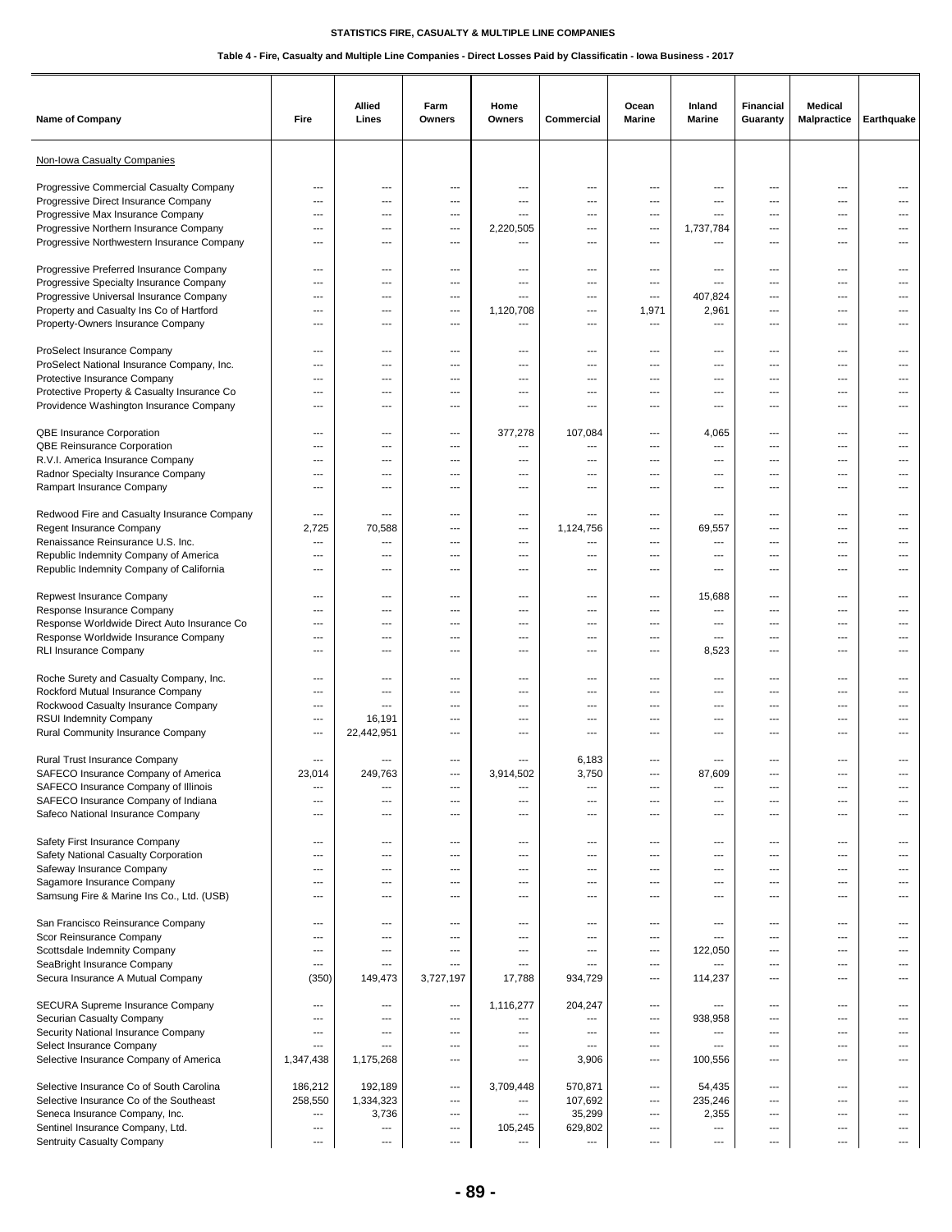STATISTICS FIRE, CASUALTY & MULTIPLE LINE COMPANIES

Table 4 - Fire, Casualty and Multiple Line Companies - Direct Losses Paid by Classificatin - Iowa Business - 2017

| Name of Company | Fire | Allied Lines | Farm Owners | Home Owners | Commercial | Ocean Marine | Inland Marine | Financial Guaranty | Medical Malpractice | Earthquake |
|---|---|---|---|---|---|---|---|---|---|---|
| Non-Iowa Casualty Companies | | | | | | | | | | |
| Progressive Commercial Casualty Company | --- | --- | --- | --- | --- | --- | --- | --- | --- | --- |
| Progressive Direct Insurance Company | --- | --- | --- | --- | --- | --- | --- | --- | --- | --- |
| Progressive Max Insurance Company | --- | --- | --- | --- | --- | --- | --- | --- | --- | --- |
| Progressive Northern Insurance Company | --- | --- | --- | 2,220,505 | --- | --- | 1,737,784 | --- | --- | --- |
| Progressive Northwestern Insurance Company | --- | --- | --- | --- | --- | --- | --- | --- | --- | --- |
| Progressive Preferred Insurance Company | --- | --- | --- | --- | --- | --- | --- | --- | --- | --- |
| Progressive Specialty Insurance Company | --- | --- | --- | --- | --- | --- | --- | --- | --- | --- |
| Progressive Universal Insurance Company | --- | --- | --- | --- | --- | --- | 407,824 | --- | --- | --- |
| Property and Casualty Ins Co of Hartford | --- | --- | --- | 1,120,708 | --- | 1,971 | 2,961 | --- | --- | --- |
| Property-Owners Insurance Company | --- | --- | --- | --- | --- | --- | --- | --- | --- | --- |
| ProSelect Insurance Company | --- | --- | --- | --- | --- | --- | --- | --- | --- | --- |
| ProSelect National Insurance Company, Inc. | --- | --- | --- | --- | --- | --- | --- | --- | --- | --- |
| Protective Insurance Company | --- | --- | --- | --- | --- | --- | --- | --- | --- | --- |
| Protective Property & Casualty Insurance Co | --- | --- | --- | --- | --- | --- | --- | --- | --- | --- |
| Providence Washington Insurance Company | --- | --- | --- | --- | --- | --- | --- | --- | --- | --- |
| QBE Insurance Corporation | --- | --- | --- | 377,278 | 107,084 | --- | 4,065 | --- | --- | --- |
| QBE Reinsurance Corporation | --- | --- | --- | --- | --- | --- | --- | --- | --- | --- |
| R.V.I. America Insurance Company | --- | --- | --- | --- | --- | --- | --- | --- | --- | --- |
| Radnor Specialty Insurance Company | --- | --- | --- | --- | --- | --- | --- | --- | --- | --- |
| Rampart Insurance Company | --- | --- | --- | --- | --- | --- | --- | --- | --- | --- |
| Redwood Fire and Casualty Insurance Company | --- | --- | --- | --- | --- | --- | --- | --- | --- | --- |
| Regent Insurance Company | 2,725 | 70,588 | --- | --- | 1,124,756 | --- | 69,557 | --- | --- | --- |
| Renaissance Reinsurance U.S. Inc. | --- | --- | --- | --- | --- | --- | --- | --- | --- | --- |
| Republic Indemnity Company of America | --- | --- | --- | --- | --- | --- | --- | --- | --- | --- |
| Republic Indemnity Company of California | --- | --- | --- | --- | --- | --- | --- | --- | --- | --- |
| Repwest Insurance Company | --- | --- | --- | --- | --- | --- | 15,688 | --- | --- | --- |
| Response Insurance Company | --- | --- | --- | --- | --- | --- | --- | --- | --- | --- |
| Response Worldwide Direct Auto Insurance Co | --- | --- | --- | --- | --- | --- | --- | --- | --- | --- |
| Response Worldwide Insurance Company | --- | --- | --- | --- | --- | --- | --- | --- | --- | --- |
| RLI Insurance Company | --- | --- | --- | --- | --- | --- | 8,523 | --- | --- | --- |
| Roche Surety and Casualty Company, Inc. | --- | --- | --- | --- | --- | --- | --- | --- | --- | --- |
| Rockford Mutual Insurance Company | --- | --- | --- | --- | --- | --- | --- | --- | --- | --- |
| Rockwood Casualty Insurance Company | --- | --- | --- | --- | --- | --- | --- | --- | --- | --- |
| RSUI Indemnity Company | --- | 16,191 | --- | --- | --- | --- | --- | --- | --- | --- |
| Rural Community Insurance Company | --- | 22,442,951 | --- | --- | --- | --- | --- | --- | --- | --- |
| Rural Trust Insurance Company | --- | --- | --- | --- | 6,183 | --- | --- | --- | --- | --- |
| SAFECO Insurance Company of America | 23,014 | 249,763 | --- | 3,914,502 | 3,750 | --- | 87,609 | --- | --- | --- |
| SAFECO Insurance Company of Illinois | --- | --- | --- | --- | --- | --- | --- | --- | --- | --- |
| SAFECO Insurance Company of Indiana | --- | --- | --- | --- | --- | --- | --- | --- | --- | --- |
| Safeco National Insurance Company | --- | --- | --- | --- | --- | --- | --- | --- | --- | --- |
| Safety First Insurance Company | --- | --- | --- | --- | --- | --- | --- | --- | --- | --- |
| Safety National Casualty Corporation | --- | --- | --- | --- | --- | --- | --- | --- | --- | --- |
| Safeway Insurance Company | --- | --- | --- | --- | --- | --- | --- | --- | --- | --- |
| Sagamore Insurance Company | --- | --- | --- | --- | --- | --- | --- | --- | --- | --- |
| Samsung Fire & Marine Ins Co., Ltd. (USB) | --- | --- | --- | --- | --- | --- | --- | --- | --- | --- |
| San Francisco Reinsurance Company | --- | --- | --- | --- | --- | --- | --- | --- | --- | --- |
| Scor Reinsurance Company | --- | --- | --- | --- | --- | --- | --- | --- | --- | --- |
| Scottsdale Indemnity Company | --- | --- | --- | --- | --- | --- | 122,050 | --- | --- | --- |
| SeaBright Insurance Company | --- | --- | --- | --- | --- | --- | --- | --- | --- | --- |
| Secura Insurance A Mutual Company | (350) | 149,473 | 3,727,197 | 17,788 | 934,729 | --- | 114,237 | --- | --- | --- |
| SECURA Supreme Insurance Company | --- | --- | --- | 1,116,277 | 204,247 | --- | --- | --- | --- | --- |
| Securian Casualty Company | --- | --- | --- | --- | --- | --- | 938,958 | --- | --- | --- |
| Security National Insurance Company | --- | --- | --- | --- | --- | --- | --- | --- | --- | --- |
| Select Insurance Company | --- | --- | --- | --- | --- | --- | --- | --- | --- | --- |
| Selective Insurance Company of America | 1,347,438 | 1,175,268 | --- | --- | 3,906 | --- | 100,556 | --- | --- | --- |
| Selective Insurance Co of South Carolina | 186,212 | 192,189 | --- | 3,709,448 | 570,871 | --- | 54,435 | --- | --- | --- |
| Selective Insurance Co of the Southeast | 258,550 | 1,334,323 | --- | --- | 107,692 | --- | 235,246 | --- | --- | --- |
| Seneca Insurance Company, Inc. | --- | 3,736 | --- | --- | 35,299 | --- | 2,355 | --- | --- | --- |
| Sentinel Insurance Company, Ltd. | --- | --- | --- | 105,245 | 629,802 | --- | --- | --- | --- | --- |
| Sentruity Casualty Company | --- | --- | --- | --- | --- | --- | --- | --- | --- | --- |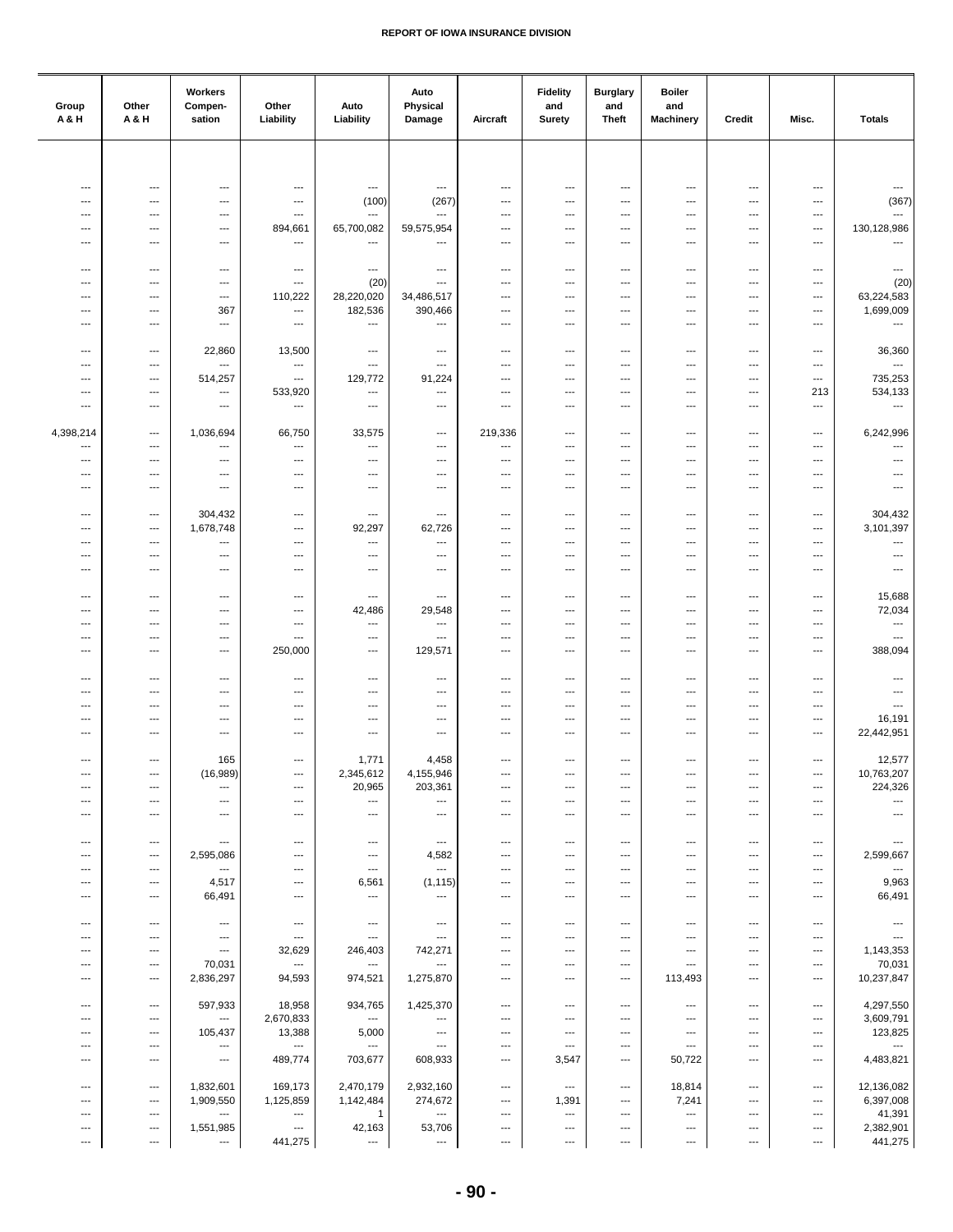| Group A & H | Other A & H | Workers Compen-sation | Other Liability | Auto Liability | Auto Physical Damage | Aircraft | Fidelity and Surety | Burglary and Theft | Boiler and Machinery | Credit | Misc. | Totals |
|---|---|---|---|---|---|---|---|---|---|---|---|---|
| --- | --- | --- | --- | --- | --- | --- | --- | --- | --- | --- | --- | --- |
| --- | --- | --- | --- | (100) | (267) | --- | --- | --- | --- | --- | --- | (367) |
| --- | --- | --- | --- | --- | --- | --- | --- | --- | --- | --- | --- | --- |
| --- | --- | --- | 894,661 | 65,700,082 | 59,575,954 | --- | --- | --- | --- | --- | --- | 130,128,986 |
| --- | --- | --- | --- | --- | --- | --- | --- | --- | --- | --- | --- | --- |
| --- | --- | --- | --- | --- | --- | --- | --- | --- | --- | --- | --- | --- |
| --- | --- | --- | --- | (20) | --- | --- | --- | --- | --- | --- | --- | (20) |
| --- | --- | --- | 110,222 | 28,220,020 | 34,486,517 | --- | --- | --- | --- | --- | --- | 63,224,583 |
| --- | --- | 367 | --- | 182,536 | 390,466 | --- | --- | --- | --- | --- | --- | 1,699,009 |
| --- | --- | --- | --- | --- | --- | --- | --- | --- | --- | --- | --- | --- |
| --- | --- | 22,860 | 13,500 | --- | --- | --- | --- | --- | --- | --- | --- | 36,360 |
| --- | --- | --- | --- | --- | --- | --- | --- | --- | --- | --- | --- | --- |
| --- | --- | 514,257 | --- | 129,772 | 91,224 | --- | --- | --- | --- | --- | --- | 735,253 |
| --- | --- | --- | 533,920 | --- | --- | --- | --- | --- | --- | --- | 213 | 534,133 |
| --- | --- | --- | --- | --- | --- | --- | --- | --- | --- | --- | --- | --- |
| 4,398,214 | --- | 1,036,694 | 66,750 | 33,575 | --- | 219,336 | --- | --- | --- | --- | --- | 6,242,996 |
| --- | --- | --- | --- | --- | --- | --- | --- | --- | --- | --- | --- | --- |
| --- | --- | --- | --- | --- | --- | --- | --- | --- | --- | --- | --- | --- |
| --- | --- | --- | --- | --- | --- | --- | --- | --- | --- | --- | --- | --- |
| --- | --- | --- | --- | --- | --- | --- | --- | --- | --- | --- | --- | --- |
| --- | --- | 304,432 | --- | --- | --- | --- | --- | --- | --- | --- | --- | 304,432 |
| --- | --- | 1,678,748 | --- | 92,297 | 62,726 | --- | --- | --- | --- | --- | --- | 3,101,397 |
| --- | --- | --- | --- | --- | --- | --- | --- | --- | --- | --- | --- | --- |
| --- | --- | --- | --- | --- | --- | --- | --- | --- | --- | --- | --- | --- |
| --- | --- | --- | --- | --- | --- | --- | --- | --- | --- | --- | --- | --- |
| --- | --- | --- | --- | --- | --- | --- | --- | --- | --- | --- | --- | 15,688 |
| --- | --- | --- | --- | 42,486 | 29,548 | --- | --- | --- | --- | --- | --- | 72,034 |
| --- | --- | --- | --- | --- | --- | --- | --- | --- | --- | --- | --- | --- |
| --- | --- | --- | --- | --- | --- | --- | --- | --- | --- | --- | --- | --- |
| --- | --- | --- | 250,000 | --- | 129,571 | --- | --- | --- | --- | --- | --- | 388,094 |
| --- | --- | --- | --- | --- | --- | --- | --- | --- | --- | --- | --- | --- |
| --- | --- | --- | --- | --- | --- | --- | --- | --- | --- | --- | --- | --- |
| --- | --- | --- | --- | --- | --- | --- | --- | --- | --- | --- | --- | --- |
| --- | --- | --- | --- | --- | --- | --- | --- | --- | --- | --- | --- | 16,191 |
| --- | --- | --- | --- | --- | --- | --- | --- | --- | --- | --- | --- | 22,442,951 |
| --- | --- | 165 | --- | 1,771 | 4,458 | --- | --- | --- | --- | --- | --- | 12,577 |
| --- | --- | (16,989) | --- | 2,345,612 | 4,155,946 | --- | --- | --- | --- | --- | --- | 10,763,207 |
| --- | --- | --- | --- | 20,965 | 203,361 | --- | --- | --- | --- | --- | --- | 224,326 |
| --- | --- | --- | --- | --- | --- | --- | --- | --- | --- | --- | --- | --- |
| --- | --- | --- | --- | --- | --- | --- | --- | --- | --- | --- | --- | --- |
| --- | --- | --- | --- | --- | --- | --- | --- | --- | --- | --- | --- | --- |
| --- | --- | 2,595,086 | --- | --- | 4,582 | --- | --- | --- | --- | --- | --- | 2,599,667 |
| --- | --- | --- | --- | --- | --- | --- | --- | --- | --- | --- | --- | --- |
| --- | --- | 4,517 | --- | 6,561 | (1,115) | --- | --- | --- | --- | --- | --- | 9,963 |
| --- | --- | 66,491 | --- | --- | --- | --- | --- | --- | --- | --- | --- | 66,491 |
| --- | --- | --- | --- | --- | --- | --- | --- | --- | --- | --- | --- | --- |
| --- | --- | --- | --- | --- | --- | --- | --- | --- | --- | --- | --- | --- |
| --- | --- | --- | 32,629 | 246,403 | 742,271 | --- | --- | --- | --- | --- | --- | 1,143,353 |
| --- | --- | 70,031 | --- | --- | --- | --- | --- | --- | --- | --- | --- | 70,031 |
| --- | --- | 2,836,297 | 94,593 | 974,521 | 1,275,870 | --- | --- | --- | 113,493 | --- | --- | 10,237,847 |
| --- | --- | 597,933 | 18,958 | 934,765 | 1,425,370 | --- | --- | --- | --- | --- | --- | 4,297,550 |
| --- | --- | --- | 2,670,833 | --- | --- | --- | --- | --- | --- | --- | --- | 3,609,791 |
| --- | --- | 105,437 | 13,388 | 5,000 | --- | --- | --- | --- | --- | --- | --- | 123,825 |
| --- | --- | --- | --- | --- | --- | --- | --- | --- | --- | --- | --- | --- |
| --- | --- | --- | 489,774 | 703,677 | 608,933 | --- | 3,547 | --- | 50,722 | --- | --- | 4,483,821 |
| --- | --- | 1,832,601 | 169,173 | 2,470,179 | 2,932,160 | --- | --- | --- | 18,814 | --- | --- | 12,136,082 |
| --- | --- | 1,909,550 | 1,125,859 | 1,142,484 | 274,672 | --- | 1,391 | --- | 7,241 | --- | --- | 6,397,008 |
| --- | --- | --- | --- | 1 | --- | --- | --- | --- | --- | --- | --- | 41,391 |
| --- | --- | 1,551,985 | --- | 42,163 | 53,706 | --- | --- | --- | --- | --- | --- | 2,382,901 |
| --- | --- | --- | 441,275 | --- | --- | --- | --- | --- | --- | --- | --- | 441,275 |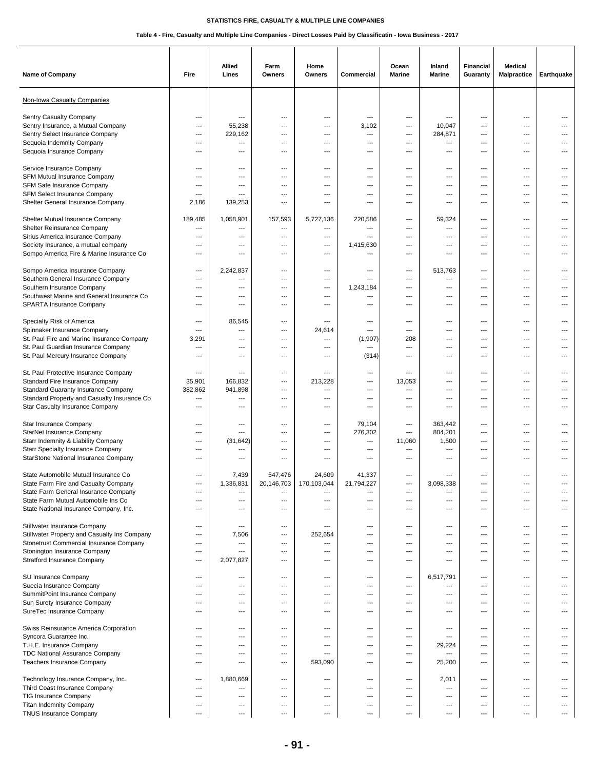# STATISTICS FIRE, CASUALTY & MULTIPLE LINE COMPANIES

## Table 4 - Fire, Casualty and Multiple Line Companies - Direct Losses Paid by Classificatin - Iowa Business - 2017

| Name of Company | Fire | Allied Lines | Farm Owners | Home Owners | Commercial | Ocean Marine | Inland Marine | Financial Guaranty | Medical Malpractice | Earthquake |
|---|---|---|---|---|---|---|---|---|---|---|
| Non-Iowa Casualty Companies | | | | | | | | | | |
| Sentry Casualty Company | --- | --- | --- | --- | --- | --- | --- | --- | --- | --- |
| Sentry Insurance, a Mutual Company | --- | 55,238 | --- | --- | 3,102 | --- | 10,047 | --- | --- | --- |
| Sentry Select Insurance Company | --- | 229,162 | --- | --- | --- | --- | 284,871 | --- | --- | --- |
| Sequoia Indemnity Company | --- | --- | --- | --- | --- | --- | --- | --- | --- | --- |
| Sequoia Insurance Company | --- | --- | --- | --- | --- | --- | --- | --- | --- | --- |
| Service Insurance Company | --- | --- | --- | --- | --- | --- | --- | --- | --- | --- |
| SFM Mutual Insurance Company | --- | --- | --- | --- | --- | --- | --- | --- | --- | --- |
| SFM Safe Insurance Company | --- | --- | --- | --- | --- | --- | --- | --- | --- | --- |
| SFM Select Insurance Company | --- | --- | --- | --- | --- | --- | --- | --- | --- | --- |
| Shelter General Insurance Company | 2,186 | 139,253 | --- | --- | --- | --- | --- | --- | --- | --- |
| Shelter Mutual Insurance Company | 189,485 | 1,058,901 | 157,593 | 5,727,136 | 220,586 | --- | 59,324 | --- | --- | --- |
| Shelter Reinsurance Company | --- | --- | --- | --- | --- | --- | --- | --- | --- | --- |
| Sirius America Insurance Company | --- | --- | --- | --- | --- | --- | --- | --- | --- | --- |
| Society Insurance, a mutual company | --- | --- | --- | --- | 1,415,630 | --- | --- | --- | --- | --- |
| Sompo America Fire & Marine Insurance Co | --- | --- | --- | --- | --- | --- | --- | --- | --- | --- |
| Sompo America Insurance Company | --- | 2,242,837 | --- | --- | --- | --- | 513,763 | --- | --- | --- |
| Southern General Insurance Company | --- | --- | --- | --- | --- | --- | --- | --- | --- | --- |
| Southern Insurance Company | --- | --- | --- | --- | 1,243,184 | --- | --- | --- | --- | --- |
| Southwest Marine and General Insurance Co | --- | --- | --- | --- | --- | --- | --- | --- | --- | --- |
| SPARTA Insurance Company | --- | --- | --- | --- | --- | --- | --- | --- | --- | --- |
| Specialty Risk of America | --- | 86,545 | --- | --- | --- | --- | --- | --- | --- | --- |
| Spinnaker Insurance Company | --- | --- | --- | 24,614 | --- | --- | --- | --- | --- | --- |
| St. Paul Fire and Marine Insurance Company | 3,291 | --- | --- | --- | (1,907) | 208 | --- | --- | --- | --- |
| St. Paul Guardian Insurance Company | --- | --- | --- | --- | --- | --- | --- | --- | --- | --- |
| St. Paul Mercury Insurance Company | --- | --- | --- | --- | (314) | --- | --- | --- | --- | --- |
| St. Paul Protective Insurance Company | --- | --- | --- | --- | --- | --- | --- | --- | --- | --- |
| Standard Fire Insurance Company | 35,901 | 166,832 | --- | 213,228 | --- | 13,053 | --- | --- | --- | --- |
| Standard Guaranty Insurance Company | 382,862 | 941,898 | --- | --- | --- | --- | --- | --- | --- | --- |
| Standard Property and Casualty Insurance Co | --- | --- | --- | --- | --- | --- | --- | --- | --- | --- |
| Star Casualty Insurance Company | --- | --- | --- | --- | --- | --- | --- | --- | --- | --- |
| Star Insurance Company | --- | --- | --- | --- | 79,104 | --- | 363,442 | --- | --- | --- |
| StarNet Insurance Company | --- | --- | --- | --- | 276,302 | --- | 804,201 | --- | --- | --- |
| Starr Indemnity & Liability Company | --- | (31,642) | --- | --- | --- | 11,060 | 1,500 | --- | --- | --- |
| Starr Specialty Insurance Company | --- | --- | --- | --- | --- | --- | --- | --- | --- | --- |
| StarStone National Insurance Company | --- | --- | --- | --- | --- | --- | --- | --- | --- | --- |
| State Automobile Mutual Insurance Co | --- | 7,439 | 547,476 | 24,609 | 41,337 | --- | --- | --- | --- | --- |
| State Farm Fire and Casualty Company | --- | 1,336,831 | 20,146,703 | 170,103,044 | 21,794,227 | --- | 3,098,338 | --- | --- | --- |
| State Farm General Insurance Company | --- | --- | --- | --- | --- | --- | --- | --- | --- | --- |
| State Farm Mutual Automobile Ins Co | --- | --- | --- | --- | --- | --- | --- | --- | --- | --- |
| State National Insurance Company, Inc. | --- | --- | --- | --- | --- | --- | --- | --- | --- | --- |
| Stillwater Insurance Company | --- | --- | --- | --- | --- | --- | --- | --- | --- | --- |
| Stillwater Property and Casualty Ins Company | --- | 7,506 | --- | 252,654 | --- | --- | --- | --- | --- | --- |
| Stonetrust Commercial Insurance Company | --- | --- | --- | --- | --- | --- | --- | --- | --- | --- |
| Stonington Insurance Company | --- | --- | --- | --- | --- | --- | --- | --- | --- | --- |
| Stratford Insurance Company | --- | 2,077,827 | --- | --- | --- | --- | --- | --- | --- | --- |
| SU Insurance Company | --- | --- | --- | --- | --- | --- | 6,517,791 | --- | --- | --- |
| Suecia Insurance Company | --- | --- | --- | --- | --- | --- | --- | --- | --- | --- |
| SummitPoint Insurance Company | --- | --- | --- | --- | --- | --- | --- | --- | --- | --- |
| Sun Surety Insurance Company | --- | --- | --- | --- | --- | --- | --- | --- | --- | --- |
| SureTec Insurance Company | --- | --- | --- | --- | --- | --- | --- | --- | --- | --- |
| Swiss Reinsurance America Corporation | --- | --- | --- | --- | --- | --- | --- | --- | --- | --- |
| Syncora Guarantee Inc. | --- | --- | --- | --- | --- | --- | --- | --- | --- | --- |
| T.H.E. Insurance Company | --- | --- | --- | --- | --- | --- | 29,224 | --- | --- | --- |
| TDC National Assurance Company | --- | --- | --- | --- | --- | --- | --- | --- | --- | --- |
| Teachers Insurance Company | --- | --- | --- | 593,090 | --- | --- | 25,200 | --- | --- | --- |
| Technology Insurance Company, Inc. | --- | 1,880,669 | --- | --- | --- | --- | 2,011 | --- | --- | --- |
| Third Coast Insurance Company | --- | --- | --- | --- | --- | --- | --- | --- | --- | --- |
| TIG Insurance Company | --- | --- | --- | --- | --- | --- | --- | --- | --- | --- |
| Titan Indemnity Company | --- | --- | --- | --- | --- | --- | --- | --- | --- | --- |
| TNUS Insurance Company | --- | --- | --- | --- | --- | --- | --- | --- | --- | --- |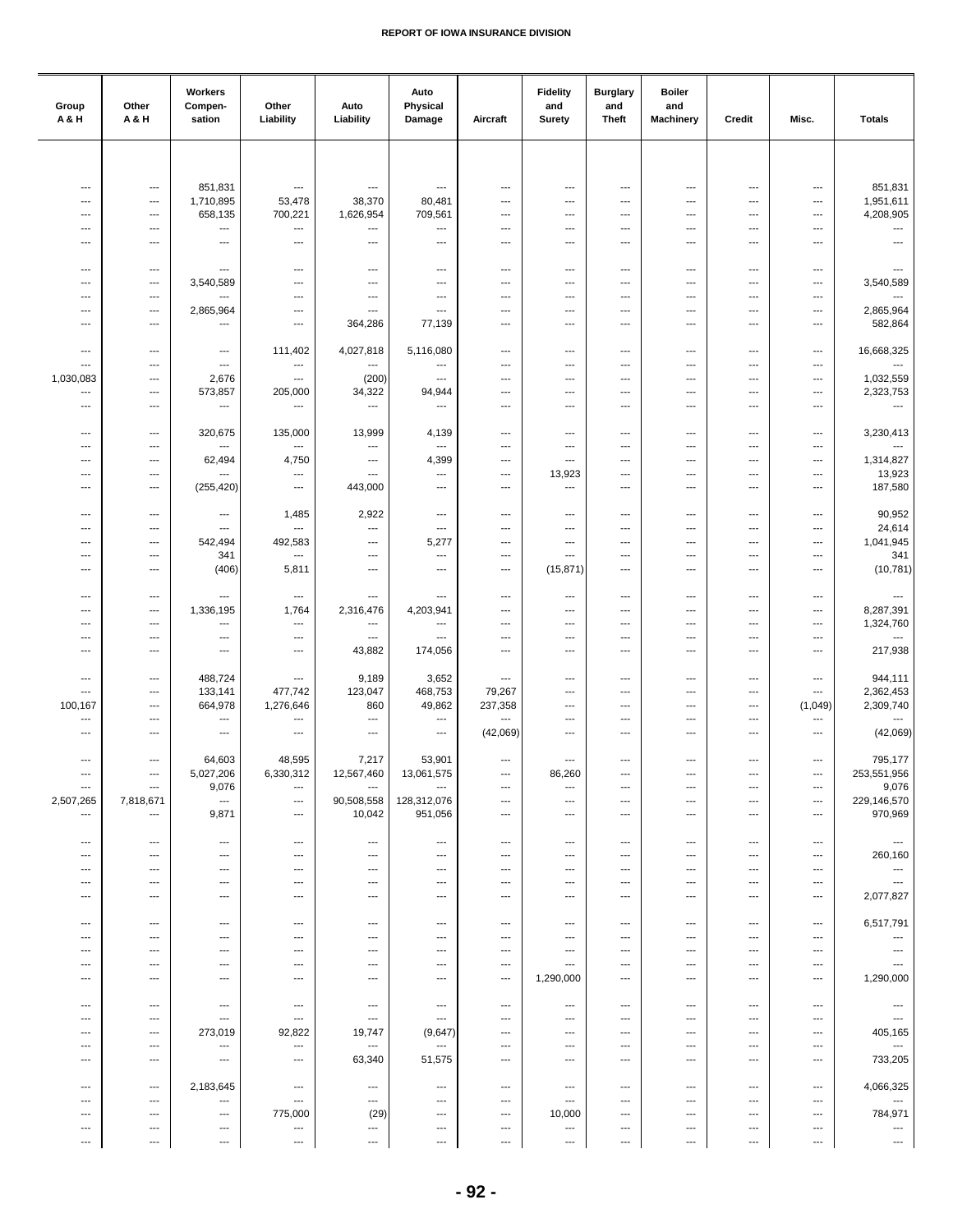REPORT OF IOWA INSURANCE DIVISION

| Group A & H | Other A & H | Workers Compen-sation | Other Liability | Auto Liability | Auto Physical Damage | Aircraft | Fidelity and Surety | Burglary and Theft | Boiler and Machinery | Credit | Misc. | Totals |
|---|---|---|---|---|---|---|---|---|---|---|---|---|
| --- | --- | 851,831 | --- | --- | --- | --- | --- | --- | --- | --- | --- | 851,831 |
| --- | --- | 1,710,895 | 53,478 | 38,370 | 80,481 | --- | --- | --- | --- | --- | --- | 1,951,611 |
| --- | --- | 658,135 | 700,221 | 1,626,954 | 709,561 | --- | --- | --- | --- | --- | --- | 4,208,905 |
| --- | --- | --- | --- | --- | --- | --- | --- | --- | --- | --- | --- | --- |
| --- | --- | --- | --- | --- | --- | --- | --- | --- | --- | --- | --- | --- |
| --- | --- | --- | --- | --- | --- | --- | --- | --- | --- | --- | --- | --- |
| --- | --- | 3,540,589 | --- | --- | --- | --- | --- | --- | --- | --- | --- | 3,540,589 |
| --- | --- | --- | --- | --- | --- | --- | --- | --- | --- | --- | --- | --- |
| --- | --- | 2,865,964 | --- | --- | --- | --- | --- | --- | --- | --- | --- | 2,865,964 |
| --- | --- | --- | --- | 364,286 | 77,139 | --- | --- | --- | --- | --- | --- | 582,864 |
| --- | --- | --- | 111,402 | 4,027,818 | 5,116,080 | --- | --- | --- | --- | --- | --- | 16,668,325 |
| --- | --- | --- | --- | --- | --- | --- | --- | --- | --- | --- | --- | --- |
| 1,030,083 | --- | 2,676 | --- | (200) | --- | --- | --- | --- | --- | --- | --- | 1,032,559 |
| --- | --- | 573,857 | 205,000 | 34,322 | 94,944 | --- | --- | --- | --- | --- | --- | 2,323,753 |
| --- | --- | --- | --- | --- | --- | --- | --- | --- | --- | --- | --- | --- |
| --- | --- | 320,675 | 135,000 | 13,999 | 4,139 | --- | --- | --- | --- | --- | --- | 3,230,413 |
| --- | --- | --- | --- | --- | --- | --- | --- | --- | --- | --- | --- | --- |
| --- | --- | 62,494 | 4,750 | --- | 4,399 | --- | --- | --- | --- | --- | --- | 1,314,827 |
| --- | --- | --- | --- | --- | --- | --- | 13,923 | --- | --- | --- | --- | 13,923 |
| --- | --- | (255,420) | --- | 443,000 | --- | --- | --- | --- | --- | --- | --- | 187,580 |
| --- | --- | --- | 1,485 | 2,922 | --- | --- | --- | --- | --- | --- | --- | 90,952 |
| --- | --- | --- | --- | --- | --- | --- | --- | --- | --- | --- | --- | 24,614 |
| --- | --- | 542,494 | 492,583 | --- | 5,277 | --- | --- | --- | --- | --- | --- | 1,041,945 |
| --- | --- | 341 | --- | --- | --- | --- | --- | --- | --- | --- | --- | 341 |
| --- | --- | (406) | 5,811 | --- | --- | --- | (15,871) | --- | --- | --- | --- | (10,781) |
| --- | --- | --- | --- | --- | --- | --- | --- | --- | --- | --- | --- | --- |
| --- | --- | 1,336,195 | 1,764 | 2,316,476 | 4,203,941 | --- | --- | --- | --- | --- | --- | 8,287,391 |
| --- | --- | --- | --- | --- | --- | --- | --- | --- | --- | --- | --- | 1,324,760 |
| --- | --- | --- | --- | --- | --- | --- | --- | --- | --- | --- | --- | --- |
| --- | --- | --- | --- | 43,882 | 174,056 | --- | --- | --- | --- | --- | --- | 217,938 |
| --- | --- | 488,724 | --- | 9,189 | 3,652 | --- | --- | --- | --- | --- | --- | 944,111 |
| --- | --- | 133,141 | 477,742 | 123,047 | 468,753 | 79,267 | --- | --- | --- | --- | --- | 2,362,453 |
| 100,167 | --- | 664,978 | 1,276,646 | 860 | 49,862 | 237,358 | --- | --- | --- | --- | (1,049) | 2,309,740 |
| --- | --- | --- | --- | --- | --- | --- | --- | --- | --- | --- | --- | --- |
| --- | --- | --- | --- | --- | --- | (42,069) | --- | --- | --- | --- | --- | (42,069) |
| --- | --- | 64,603 | 48,595 | 7,217 | 53,901 | --- | --- | --- | --- | --- | --- | 795,177 |
| --- | --- | 5,027,206 | 6,330,312 | 12,567,460 | 13,061,575 | --- | 86,260 | --- | --- | --- | --- | 253,551,956 |
| --- | --- | 9,076 | --- | --- | --- | --- | --- | --- | --- | --- | --- | 9,076 |
| 2,507,265 | 7,818,671 | --- | --- | 90,508,558 | 128,312,076 | --- | --- | --- | --- | --- | --- | 229,146,570 |
| --- | --- | 9,871 | --- | 10,042 | 951,056 | --- | --- | --- | --- | --- | --- | 970,969 |
| --- | --- | --- | --- | --- | --- | --- | --- | --- | --- | --- | --- | --- |
| --- | --- | --- | --- | --- | --- | --- | --- | --- | --- | --- | --- | 260,160 |
| --- | --- | --- | --- | --- | --- | --- | --- | --- | --- | --- | --- | --- |
| --- | --- | --- | --- | --- | --- | --- | --- | --- | --- | --- | --- | --- |
| --- | --- | --- | --- | --- | --- | --- | --- | --- | --- | --- | --- | 2,077,827 |
| --- | --- | --- | --- | --- | --- | --- | --- | --- | --- | --- | --- | 6,517,791 |
| --- | --- | --- | --- | --- | --- | --- | --- | --- | --- | --- | --- | --- |
| --- | --- | --- | --- | --- | --- | --- | --- | --- | --- | --- | --- | --- |
| --- | --- | --- | --- | --- | --- | --- | --- | --- | --- | --- | --- | --- |
| --- | --- | --- | --- | --- | --- | --- | 1,290,000 | --- | --- | --- | --- | 1,290,000 |
| --- | --- | --- | --- | --- | --- | --- | --- | --- | --- | --- | --- | --- |
| --- | --- | --- | --- | --- | --- | --- | --- | --- | --- | --- | --- | --- |
| --- | --- | 273,019 | 92,822 | 19,747 | (9,647) | --- | --- | --- | --- | --- | --- | 405,165 |
| --- | --- | --- | --- | --- | --- | --- | --- | --- | --- | --- | --- | --- |
| --- | --- | --- | --- | 63,340 | 51,575 | --- | --- | --- | --- | --- | --- | 733,205 |
| --- | --- | 2,183,645 | --- | --- | --- | --- | --- | --- | --- | --- | --- | 4,066,325 |
| --- | --- | --- | --- | --- | --- | --- | --- | --- | --- | --- | --- | --- |
| --- | --- | --- | 775,000 | (29) | --- | --- | 10,000 | --- | --- | --- | --- | 784,971 |
| --- | --- | --- | --- | --- | --- | --- | --- | --- | --- | --- | --- | --- |
| --- | --- | --- | --- | --- | --- | --- | --- | --- | --- | --- | --- | --- |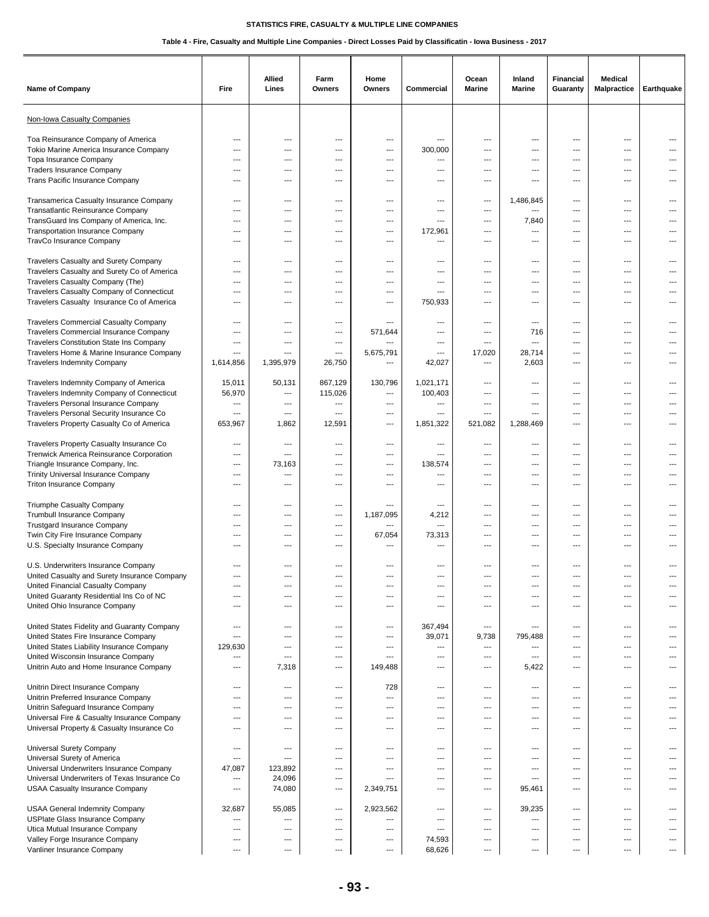**STATISTICS FIRE, CASUALTY & MULTIPLE LINE COMPANIES**

**Table 4 - Fire, Casualty and Multiple Line Companies - Direct Losses Paid by Classificatin - Iowa Business - 2017**

| Name of Company | Fire | Allied Lines | Farm Owners | Home Owners | Commercial | Ocean Marine | Inland Marine | Financial Guaranty | Medical Malpractice | Earthquake |
|---|---|---|---|---|---|---|---|---|---|---|
| Non-Iowa Casualty Companies | | | | | | | | | | |
| Toa Reinsurance Company of America | --- | --- | --- | --- | --- | --- | --- | --- | --- | --- |
| Tokio Marine America Insurance Company | --- | --- | --- | --- | 300,000 | --- | --- | --- | --- | --- |
| Topa Insurance Company | --- | --- | --- | --- | --- | --- | --- | --- | --- | --- |
| Traders Insurance Company | --- | --- | --- | --- | --- | --- | --- | --- | --- | --- |
| Trans Pacific Insurance Company | --- | --- | --- | --- | --- | --- | --- | --- | --- | --- |
| Transamerica Casualty Insurance Company | --- | --- | --- | --- | --- | --- | 1,486,845 | --- | --- | --- |
| Transatlantic Reinsurance Company | --- | --- | --- | --- | --- | --- | --- | --- | --- | --- |
| TransGuard Ins Company of America, Inc. | --- | --- | --- | --- | --- | --- | 7,840 | --- | --- | --- |
| Transportation Insurance Company | --- | --- | --- | --- | 172,961 | --- | --- | --- | --- | --- |
| TravCo Insurance Company | --- | --- | --- | --- | --- | --- | --- | --- | --- | --- |
| Travelers Casualty and Surety Company | --- | --- | --- | --- | --- | --- | --- | --- | --- | --- |
| Travelers Casualty and Surety Co of America | --- | --- | --- | --- | --- | --- | --- | --- | --- | --- |
| Travelers Casualty Company (The) | --- | --- | --- | --- | --- | --- | --- | --- | --- | --- |
| Travelers Casualty Company of Connecticut | --- | --- | --- | --- | --- | --- | --- | --- | --- | --- |
| Travelers Casualty Insurance Co of America | --- | --- | --- | --- | 750,933 | --- | --- | --- | --- | --- |
| Travelers Commercial Casualty Company | --- | --- | --- | --- | --- | --- | --- | --- | --- | --- |
| Travelers Commercial Insurance Company | --- | --- | --- | 571,644 | --- | --- | 716 | --- | --- | --- |
| Travelers Constitution State Ins Company | --- | --- | --- | --- | --- | --- | --- | --- | --- | --- |
| Travelers Home & Marine Insurance Company | --- | --- | --- | 5,675,791 | --- | 17,020 | 28,714 | --- | --- | --- |
| Travelers Indemnity Company | 1,614,856 | 1,395,979 | 26,750 | --- | 42,027 | --- | 2,603 | --- | --- | --- |
| Travelers Indemnity Company of America | 15,011 | 50,131 | 867,129 | 130,796 | 1,021,171 | --- | --- | --- | --- | --- |
| Travelers Indemnity Company of Connecticut | 56,970 | --- | 115,026 | --- | 100,403 | --- | --- | --- | --- | --- |
| Travelers Personal Insurance Company | --- | --- | --- | --- | --- | --- | --- | --- | --- | --- |
| Travelers Personal Security Insurance Co | --- | --- | --- | --- | --- | --- | --- | --- | --- | --- |
| Travelers Property Casualty Co of America | 653,967 | 1,862 | 12,591 | --- | 1,851,322 | 521,082 | 1,288,469 | --- | --- | --- |
| Travelers Property Casualty Insurance Co | --- | --- | --- | --- | --- | --- | --- | --- | --- | --- |
| Trenwick America Reinsurance Corporation | --- | --- | --- | --- | --- | --- | --- | --- | --- | --- |
| Triangle Insurance Company, Inc. | --- | 73,163 | --- | --- | 138,574 | --- | --- | --- | --- | --- |
| Trinity Universal Insurance Company | --- | --- | --- | --- | --- | --- | --- | --- | --- | --- |
| Triton Insurance Company | --- | --- | --- | --- | --- | --- | --- | --- | --- | --- |
| Triumphe Casualty Company | --- | --- | --- | --- | --- | --- | --- | --- | --- | --- |
| Trumbull Insurance Company | --- | --- | --- | 1,187,095 | 4,212 | --- | --- | --- | --- | --- |
| Trustgard Insurance Company | --- | --- | --- | --- | --- | --- | --- | --- | --- | --- |
| Twin City Fire Insurance Company | --- | --- | --- | 67,054 | 73,313 | --- | --- | --- | --- | --- |
| U.S. Specialty Insurance Company | --- | --- | --- | --- | --- | --- | --- | --- | --- | --- |
| U.S. Underwriters Insurance Company | --- | --- | --- | --- | --- | --- | --- | --- | --- | --- |
| United Casualty and Surety Insurance Company | --- | --- | --- | --- | --- | --- | --- | --- | --- | --- |
| United Financial Casualty Company | --- | --- | --- | --- | --- | --- | --- | --- | --- | --- |
| United Guaranty Residential Ins Co of NC | --- | --- | --- | --- | --- | --- | --- | --- | --- | --- |
| United Ohio Insurance Company | --- | --- | --- | --- | --- | --- | --- | --- | --- | --- |
| United States Fidelity and Guaranty Company | --- | --- | --- | --- | 367,494 | --- | --- | --- | --- | --- |
| United States Fire Insurance Company | --- | --- | --- | --- | 39,071 | 9,738 | 795,488 | --- | --- | --- |
| United States Liability Insurance Company | 129,630 | --- | --- | --- | --- | --- | --- | --- | --- | --- |
| United Wisconsin Insurance Company | --- | --- | --- | --- | --- | --- | --- | --- | --- | --- |
| Unitrin Auto and Home Insurance Company | --- | 7,318 | --- | 149,488 | --- | --- | 5,422 | --- | --- | --- |
| Unitrin Direct Insurance Company | --- | --- | --- | 728 | --- | --- | --- | --- | --- | --- |
| Unitrin Preferred Insurance Company | --- | --- | --- | --- | --- | --- | --- | --- | --- | --- |
| Unitrin Safeguard Insurance Company | --- | --- | --- | --- | --- | --- | --- | --- | --- | --- |
| Universal Fire & Casualty Insurance Company | --- | --- | --- | --- | --- | --- | --- | --- | --- | --- |
| Universal Property & Casualty Insurance Co | --- | --- | --- | --- | --- | --- | --- | --- | --- | --- |
| Universal Surety Company | --- | --- | --- | --- | --- | --- | --- | --- | --- | --- |
| Universal Surety of America | --- | --- | --- | --- | --- | --- | --- | --- | --- | --- |
| Universal Underwriters Insurance Company | 47,087 | 123,892 | --- | --- | --- | --- | --- | --- | --- | --- |
| Universal Underwriters of Texas Insurance Co | --- | 24,096 | --- | --- | --- | --- | --- | --- | --- | --- |
| USAA Casualty Insurance Company | --- | 74,080 | --- | 2,349,751 | --- | --- | 95,461 | --- | --- | --- |
| USAA General Indemnity Company | 32,687 | 55,085 | --- | 2,923,562 | --- | --- | 39,235 | --- | --- | --- |
| USPlate Glass Insurance Company | --- | --- | --- | --- | --- | --- | --- | --- | --- | --- |
| Utica Mutual Insurance Company | --- | --- | --- | --- | --- | --- | --- | --- | --- | --- |
| Valley Forge Insurance Company | --- | --- | --- | --- | 74,593 | --- | --- | --- | --- | --- |
| Vanliner Insurance Company | --- | --- | --- | --- | 68,626 | --- | --- | --- | --- | --- |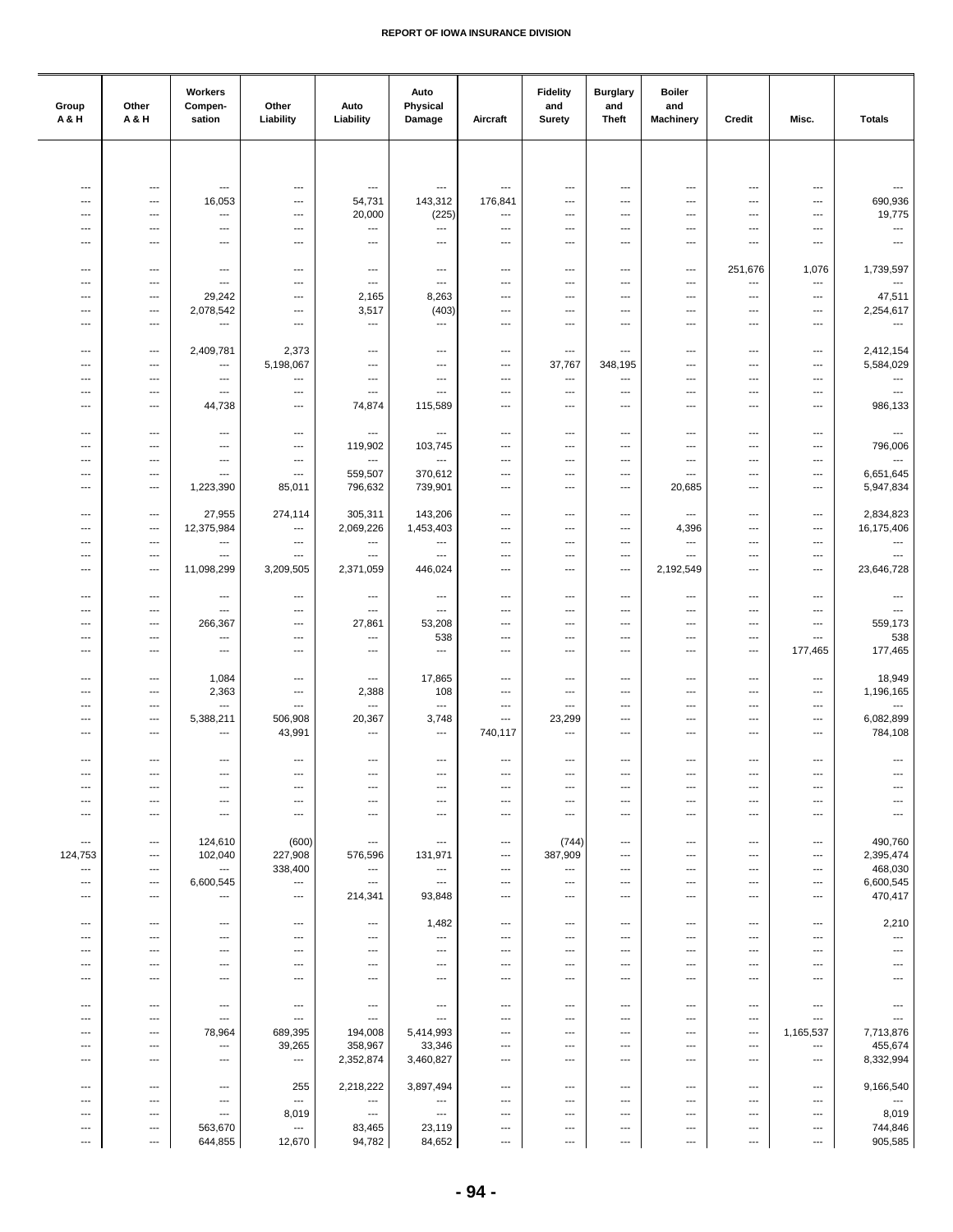| Group A & H | Other A & H | Workers Compen- sation | Other Liability | Auto Liability | Auto Physical Damage | Aircraft | Fidelity and Surety | Burglary and Theft | Boiler and Machinery | Credit | Misc. | Totals |
|---|---|---|---|---|---|---|---|---|---|---|---|---|
| --- | --- | --- | --- | --- | --- | --- | --- | --- | --- | --- | --- | --- |
| --- | --- | 16,053 | --- | 54,731 | 143,312 | 176,841 | --- | --- | --- | --- | --- | 690,936 |
| --- | --- | --- | --- | 20,000 | (225) | --- | --- | --- | --- | --- | --- | 19,775 |
| --- | --- | --- | --- | --- | --- | --- | --- | --- | --- | --- | --- | --- |
| --- | --- | --- | --- | --- | --- | --- | --- | --- | --- | --- | --- | --- |
| --- | --- | --- | --- | --- | --- | --- | --- | --- | --- | 251,676 | 1,076 | 1,739,597 |
| --- | --- | --- | --- | --- | --- | --- | --- | --- | --- | --- | --- | --- |
| --- | --- | 29,242 | --- | 2,165 | 8,263 | --- | --- | --- | --- | --- | --- | 47,511 |
| --- | --- | 2,078,542 | --- | 3,517 | (403) | --- | --- | --- | --- | --- | --- | 2,254,617 |
| --- | --- | --- | --- | --- | --- | --- | --- | --- | --- | --- | --- | --- |
| --- | --- | 2,409,781 | 2,373 | --- | --- | --- | --- | --- | --- | --- | --- | 2,412,154 |
| --- | --- | --- | 5,198,067 | --- | --- | --- | 37,767 | 348,195 | --- | --- | --- | 5,584,029 |
| --- | --- | --- | --- | --- | --- | --- | --- | --- | --- | --- | --- | --- |
| --- | --- | --- | --- | --- | --- | --- | --- | --- | --- | --- | --- | --- |
| --- | --- | 44,738 | --- | 74,874 | 115,589 | --- | --- | --- | --- | --- | --- | 986,133 |
| --- | --- | --- | --- | --- | --- | --- | --- | --- | --- | --- | --- | --- |
| --- | --- | --- | --- | 119,902 | 103,745 | --- | --- | --- | --- | --- | --- | 796,006 |
| --- | --- | --- | --- | --- | --- | --- | --- | --- | --- | --- | --- | --- |
| --- | --- | --- | --- | 559,507 | 370,612 | --- | --- | --- | --- | --- | --- | 6,651,645 |
| --- | --- | 1,223,390 | 85,011 | 796,632 | 739,901 | --- | --- | --- | 20,685 | --- | --- | 5,947,834 |
| --- | --- | 27,955 | 274,114 | 305,311 | 143,206 | --- | --- | --- | --- | --- | --- | 2,834,823 |
| --- | --- | 12,375,984 | --- | 2,069,226 | 1,453,403 | --- | --- | --- | 4,396 | --- | --- | 16,175,406 |
| --- | --- | --- | --- | --- | --- | --- | --- | --- | --- | --- | --- | --- |
| --- | --- | --- | --- | --- | --- | --- | --- | --- | --- | --- | --- | --- |
| --- | --- | 11,098,299 | 3,209,505 | 2,371,059 | 446,024 | --- | --- | --- | 2,192,549 | --- | --- | 23,646,728 |
| --- | --- | --- | --- | --- | --- | --- | --- | --- | --- | --- | --- | --- |
| --- | --- | --- | --- | --- | --- | --- | --- | --- | --- | --- | --- | --- |
| --- | --- | 266,367 | --- | 27,861 | 53,208 | --- | --- | --- | --- | --- | --- | 559,173 |
| --- | --- | --- | --- | --- | 538 | --- | --- | --- | --- | --- | --- | 538 |
| --- | --- | --- | --- | --- | --- | --- | --- | --- | --- | --- | 177,465 | 177,465 |
| --- | --- | 1,084 | --- | --- | 17,865 | --- | --- | --- | --- | --- | --- | 18,949 |
| --- | --- | 2,363 | --- | 2,388 | 108 | --- | --- | --- | --- | --- | --- | 1,196,165 |
| --- | --- | --- | --- | --- | --- | --- | --- | --- | --- | --- | --- | --- |
| --- | --- | 5,388,211 | 506,908 | 20,367 | 3,748 | --- | 23,299 | --- | --- | --- | --- | 6,082,899 |
| --- | --- | --- | 43,991 | --- | --- | 740,117 | --- | --- | --- | --- | --- | 784,108 |
| --- | --- | --- | --- | --- | --- | --- | --- | --- | --- | --- | --- | --- |
| --- | --- | --- | --- | --- | --- | --- | --- | --- | --- | --- | --- | --- |
| --- | --- | --- | --- | --- | --- | --- | --- | --- | --- | --- | --- | --- |
| --- | --- | --- | --- | --- | --- | --- | --- | --- | --- | --- | --- | --- |
| --- | --- | --- | --- | --- | --- | --- | --- | --- | --- | --- | --- | --- |
| --- | --- | 124,610 | (600) | --- | --- | --- | (744) | --- | --- | --- | --- | 490,760 |
| 124,753 | --- | 102,040 | 227,908 | 576,596 | 131,971 | --- | 387,909 | --- | --- | --- | --- | 2,395,474 |
| --- | --- | --- | 338,400 | --- | --- | --- | --- | --- | --- | --- | --- | 468,030 |
| --- | --- | 6,600,545 | --- | --- | --- | --- | --- | --- | --- | --- | --- | 6,600,545 |
| --- | --- | --- | --- | 214,341 | 93,848 | --- | --- | --- | --- | --- | --- | 470,417 |
| --- | --- | --- | --- | --- | 1,482 | --- | --- | --- | --- | --- | --- | 2,210 |
| --- | --- | --- | --- | --- | --- | --- | --- | --- | --- | --- | --- | --- |
| --- | --- | --- | --- | --- | --- | --- | --- | --- | --- | --- | --- | --- |
| --- | --- | --- | --- | --- | --- | --- | --- | --- | --- | --- | --- | --- |
| --- | --- | --- | --- | --- | --- | --- | --- | --- | --- | --- | --- | --- |
| --- | --- | --- | --- | --- | --- | --- | --- | --- | --- | --- | --- | --- |
| --- | --- | --- | --- | --- | --- | --- | --- | --- | --- | --- | --- | --- |
| --- | --- | 78,964 | 689,395 | 194,008 | 5,414,993 | --- | --- | --- | --- | --- | 1,165,537 | 7,713,876 |
| --- | --- | --- | 39,265 | 358,967 | 33,346 | --- | --- | --- | --- | --- | --- | 455,674 |
| --- | --- | --- | --- | 2,352,874 | 3,460,827 | --- | --- | --- | --- | --- | --- | 8,332,994 |
| --- | --- | --- | 255 | 2,218,222 | 3,897,494 | --- | --- | --- | --- | --- | --- | 9,166,540 |
| --- | --- | --- | --- | --- | --- | --- | --- | --- | --- | --- | --- | --- |
| --- | --- | --- | 8,019 | --- | --- | --- | --- | --- | --- | --- | --- | 8,019 |
| --- | --- | 563,670 | --- | 83,465 | 23,119 | --- | --- | --- | --- | --- | --- | 744,846 |
| --- | --- | 644,855 | 12,670 | 94,782 | 84,652 | --- | --- | --- | --- | --- | --- | 905,585 |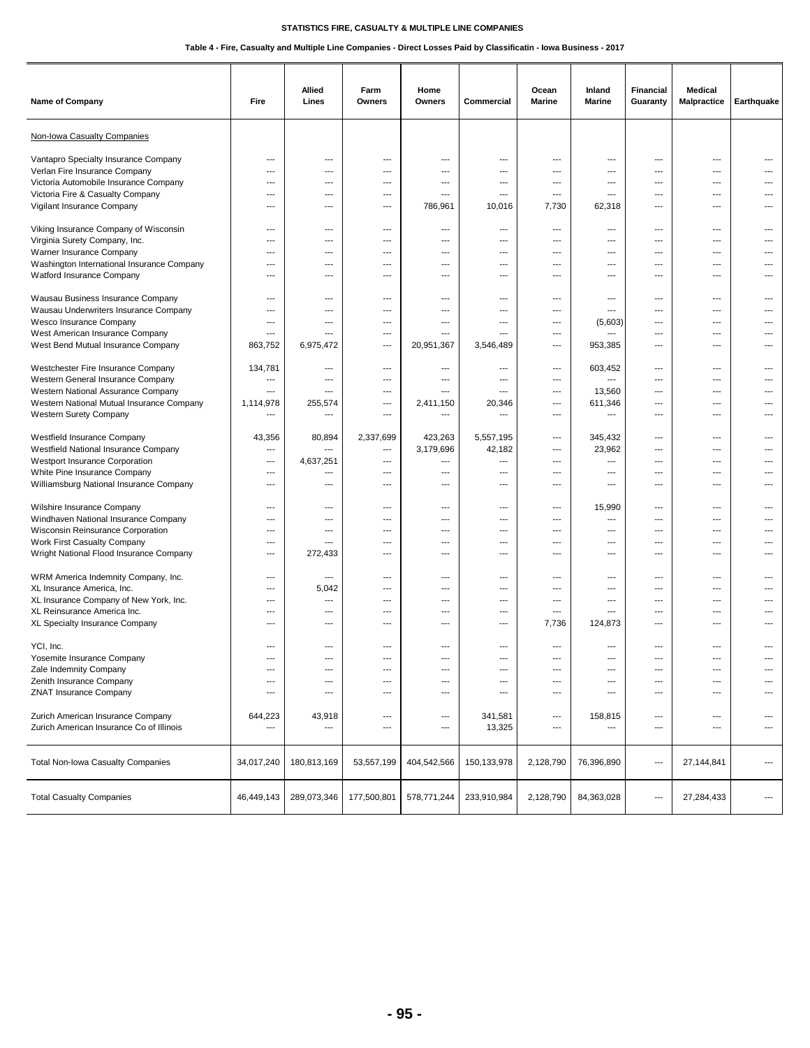STATISTICS FIRE, CASUALTY & MULTIPLE LINE COMPANIES

Table 4 - Fire, Casualty and Multiple Line Companies - Direct Losses Paid by Classificatin - Iowa Business - 2017

| Name of Company | Fire | Allied Lines | Farm Owners | Home Owners | Commercial | Ocean Marine | Inland Marine | Financial Guaranty | Medical Malpractice | Earthquake |
|---|---|---|---|---|---|---|---|---|---|---|
| Non-Iowa Casualty Companies | | | | | | | | | | |
| Vantapro Specialty Insurance Company | --- | --- | --- | --- | --- | --- | --- | --- | --- | --- |
| Verlan Fire Insurance Company | --- | --- | --- | --- | --- | --- | --- | --- | --- | --- |
| Victoria Automobile Insurance Company | --- | --- | --- | --- | --- | --- | --- | --- | --- | --- |
| Victoria Fire & Casualty Company | --- | --- | --- | --- | --- | --- | --- | --- | --- | --- |
| Vigilant Insurance Company | --- | --- | --- | 786,961 | 10,016 | 7,730 | 62,318 | --- | --- | --- |
| Viking Insurance Company of Wisconsin | --- | --- | --- | --- | --- | --- | --- | --- | --- | --- |
| Virginia Surety Company, Inc. | --- | --- | --- | --- | --- | --- | --- | --- | --- | --- |
| Warner Insurance Company | --- | --- | --- | --- | --- | --- | --- | --- | --- | --- |
| Washington International Insurance Company | --- | --- | --- | --- | --- | --- | --- | --- | --- | --- |
| Watford Insurance Company | --- | --- | --- | --- | --- | --- | --- | --- | --- | --- |
| Wausau Business Insurance Company | --- | --- | --- | --- | --- | --- | --- | --- | --- | --- |
| Wausau Underwriters Insurance Company | --- | --- | --- | --- | --- | --- | --- | --- | --- | --- |
| Wesco Insurance Company | --- | --- | --- | --- | --- | --- | (5,603) | --- | --- | --- |
| West American Insurance Company | --- | --- | --- | --- | --- | --- | --- | --- | --- | --- |
| West Bend Mutual Insurance Company | 863,752 | 6,975,472 | --- | 20,951,367 | 3,546,489 | --- | 953,385 | --- | --- | --- |
| Westchester Fire Insurance Company | 134,781 | --- | --- | --- | --- | --- | 603,452 | --- | --- | --- |
| Western General Insurance Company | --- | --- | --- | --- | --- | --- | --- | --- | --- | --- |
| Western National Assurance Company | --- | --- | --- | --- | --- | --- | 13,560 | --- | --- | --- |
| Western National Mutual Insurance Company | 1,114,978 | 255,574 | --- | 2,411,150 | 20,346 | --- | 611,346 | --- | --- | --- |
| Western Surety Company | --- | --- | --- | --- | --- | --- | --- | --- | --- | --- |
| Westfield Insurance Company | 43,356 | 80,894 | 2,337,699 | 423,263 | 5,557,195 | --- | 345,432 | --- | --- | --- |
| Westfield National Insurance Company | --- | --- | --- | 3,179,696 | 42,182 | --- | 23,962 | --- | --- | --- |
| Westport Insurance Corporation | --- | 4,637,251 | --- | --- | --- | --- | --- | --- | --- | --- |
| White Pine Insurance Company | --- | --- | --- | --- | --- | --- | --- | --- | --- | --- |
| Williamsburg National Insurance Company | --- | --- | --- | --- | --- | --- | --- | --- | --- | --- |
| Wilshire Insurance Company | --- | --- | --- | --- | --- | --- | 15,990 | --- | --- | --- |
| Windhaven National Insurance Company | --- | --- | --- | --- | --- | --- | --- | --- | --- | --- |
| Wisconsin Reinsurance Corporation | --- | --- | --- | --- | --- | --- | --- | --- | --- | --- |
| Work First Casualty Company | --- | --- | --- | --- | --- | --- | --- | --- | --- | --- |
| Wright National Flood Insurance Company | --- | 272,433 | --- | --- | --- | --- | --- | --- | --- | --- |
| WRM America Indemnity Company, Inc. | --- | --- | --- | --- | --- | --- | --- | --- | --- | --- |
| XL Insurance America, Inc. | --- | 5,042 | --- | --- | --- | --- | --- | --- | --- | --- |
| XL Insurance Company of New York, Inc. | --- | --- | --- | --- | --- | --- | --- | --- | --- | --- |
| XL Reinsurance America Inc. | --- | --- | --- | --- | --- | --- | --- | --- | --- | --- |
| XL Specialty Insurance Company | --- | --- | --- | --- | --- | 7,736 | 124,873 | --- | --- | --- |
| YCI, Inc. | --- | --- | --- | --- | --- | --- | --- | --- | --- | --- |
| Yosemite Insurance Company | --- | --- | --- | --- | --- | --- | --- | --- | --- | --- |
| Zale Indemnity Company | --- | --- | --- | --- | --- | --- | --- | --- | --- | --- |
| Zenith Insurance Company | --- | --- | --- | --- | --- | --- | --- | --- | --- | --- |
| ZNAT Insurance Company | --- | --- | --- | --- | --- | --- | --- | --- | --- | --- |
| Zurich American Insurance Company | 644,223 | 43,918 | --- | --- | 341,581 | --- | 158,815 | --- | --- | --- |
| Zurich American Insurance Co of Illinois | --- | --- | --- | --- | 13,325 | --- | --- | --- | --- | --- |
| Total Non-Iowa Casualty Companies | 34,017,240 | 180,813,169 | 53,557,199 | 404,542,566 | 150,133,978 | 2,128,790 | 76,396,890 | --- | 27,144,841 | --- |
| Total Casualty Companies | 46,449,143 | 289,073,346 | 177,500,801 | 578,771,244 | 233,910,984 | 2,128,790 | 84,363,028 | --- | 27,284,433 | --- |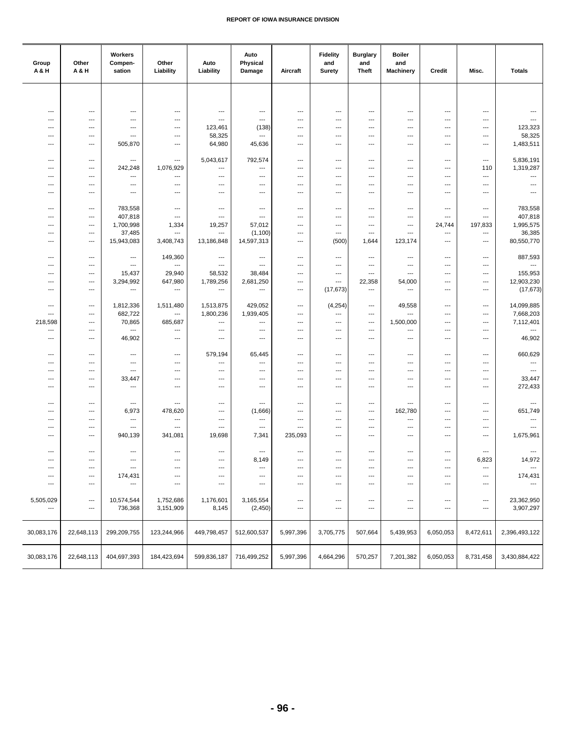| Group A & H | Other A & H | Workers Compen- sation | Other Liability | Auto Liability | Auto Physical Damage | Aircraft | Fidelity and Surety | Burglary and Theft | Boiler and Machinery | Credit | Misc. | Totals |
|---|---|---|---|---|---|---|---|---|---|---|---|---|
| --- | --- | --- | --- | --- | --- | --- | --- | --- | --- | --- | --- | --- |
| --- | --- | --- | --- | --- | --- | --- | --- | --- | --- | --- | --- | --- |
| --- | --- | --- | --- | 123,461 | (138) | --- | --- | --- | --- | --- | --- | 123,323 |
| --- | --- | --- | --- | 58,325 | --- | --- | --- | --- | --- | --- | --- | 58,325 |
| --- | --- | 505,870 | --- | 64,980 | 45,636 | --- | --- | --- | --- | --- | --- | 1,483,511 |
| --- | --- | --- | --- | 5,043,617 | 792,574 | --- | --- | --- | --- | --- | --- | 5,836,191 |
| --- | --- | 242,248 | 1,076,929 | --- | --- | --- | --- | --- | --- | --- | 110 | 1,319,287 |
| --- | --- | --- | --- | --- | --- | --- | --- | --- | --- | --- | --- | --- |
| --- | --- | --- | --- | --- | --- | --- | --- | --- | --- | --- | --- | --- |
| --- | --- | --- | --- | --- | --- | --- | --- | --- | --- | --- | --- | --- |
| --- | --- | 783,558 | --- | --- | --- | --- | --- | --- | --- | --- | --- | 783,558 |
| --- | --- | 407,818 | --- | --- | --- | --- | --- | --- | --- | --- | --- | 407,818 |
| --- | --- | 1,700,998 | 1,334 | 19,257 | 57,012 | --- | --- | --- | --- | 24,744 | 197,833 | 1,995,575 |
| --- | --- | 37,485 | --- | --- | (1,100) | --- | --- | --- | --- | --- | --- | 36,385 |
| --- | --- | 15,943,083 | 3,408,743 | 13,186,848 | 14,597,313 | --- | (500) | 1,644 | 123,174 | --- | --- | 80,550,770 |
| --- | --- | --- | 149,360 | --- | --- | --- | --- | --- | --- | --- | --- | 887,593 |
| --- | --- | --- | --- | --- | --- | --- | --- | --- | --- | --- | --- | --- |
| --- | --- | 15,437 | 29,940 | 58,532 | 38,484 | --- | --- | --- | --- | --- | --- | 155,953 |
| --- | --- | 3,294,992 | 647,980 | 1,789,256 | 2,681,250 | --- | --- | 22,358 | 54,000 | --- | --- | 12,903,230 |
| --- | --- | --- | --- | --- | --- | --- | (17,673) | --- | --- | --- | --- | (17,673) |
| --- | --- | 1,812,336 | 1,511,480 | 1,513,875 | 429,052 | --- | (4,254) | --- | 49,558 | --- | --- | 14,099,885 |
| --- | --- | 682,722 | --- | 1,800,236 | 1,939,405 | --- | --- | --- | --- | --- | --- | 7,668,203 |
| 218,598 | --- | 70,865 | 685,687 | --- | --- | --- | --- | --- | 1,500,000 | --- | --- | 7,112,401 |
| --- | --- | --- | --- | --- | --- | --- | --- | --- | --- | --- | --- | --- |
| --- | --- | 46,902 | --- | --- | --- | --- | --- | --- | --- | --- | --- | 46,902 |
| --- | --- | --- | --- | 579,194 | 65,445 | --- | --- | --- | --- | --- | --- | 660,629 |
| --- | --- | --- | --- | --- | --- | --- | --- | --- | --- | --- | --- | --- |
| --- | --- | --- | --- | --- | --- | --- | --- | --- | --- | --- | --- | --- |
| --- | --- | 33,447 | --- | --- | --- | --- | --- | --- | --- | --- | --- | 33,447 |
| --- | --- | --- | --- | --- | --- | --- | --- | --- | --- | --- | --- | 272,433 |
| --- | --- | --- | --- | --- | --- | --- | --- | --- | --- | --- | --- | --- |
| --- | --- | 6,973 | 478,620 | --- | (1,666) | --- | --- | --- | 162,780 | --- | --- | 651,749 |
| --- | --- | --- | --- | --- | --- | --- | --- | --- | --- | --- | --- | --- |
| --- | --- | --- | --- | --- | --- | --- | --- | --- | --- | --- | --- | --- |
| --- | --- | 940,139 | 341,081 | 19,698 | 7,341 | 235,093 | --- | --- | --- | --- | --- | 1,675,961 |
| --- | --- | --- | --- | --- | --- | --- | --- | --- | --- | --- | --- | --- |
| --- | --- | --- | --- | --- | 8,149 | --- | --- | --- | --- | --- | 6,823 | 14,972 |
| --- | --- | --- | --- | --- | --- | --- | --- | --- | --- | --- | --- | --- |
| --- | --- | 174,431 | --- | --- | --- | --- | --- | --- | --- | --- | --- | 174,431 |
| --- | --- | --- | --- | --- | --- | --- | --- | --- | --- | --- | --- | --- |
| 5,505,029 | --- | 10,574,544 | 1,752,686 | 1,176,601 | 3,165,554 | --- | --- | --- | --- | --- | --- | 23,362,950 |
| --- | --- | 736,368 | 3,151,909 | 8,145 | (2,450) | --- | --- | --- | --- | --- | --- | 3,907,297 |
| 30,083,176 | 22,648,113 | 299,209,755 | 123,244,966 | 449,798,457 | 512,600,537 | 5,997,396 | 3,705,775 | 507,664 | 5,439,953 | 6,050,053 | 8,472,611 | 2,396,493,122 |
| 30,083,176 | 22,648,113 | 404,697,393 | 184,423,694 | 599,836,187 | 716,499,252 | 5,997,396 | 4,664,296 | 570,257 | 7,201,382 | 6,050,053 | 8,731,458 | 3,430,884,422 |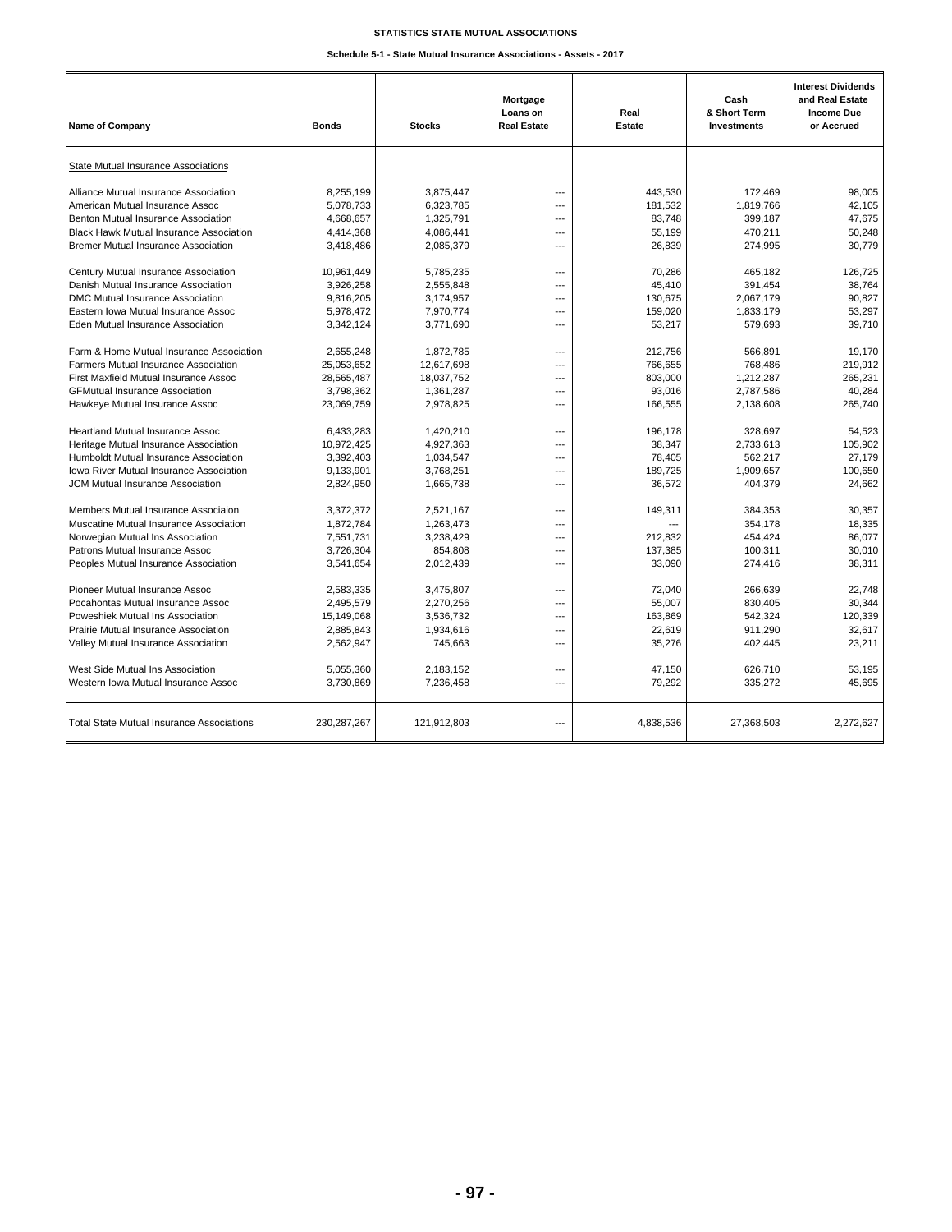# STATISTICS STATE MUTUAL ASSOCIATIONS

## Schedule 5-1 - State Mutual Insurance Associations - Assets - 2017

| Name of Company | Bonds | Stocks | Mortgage Loans on Real Estate | Real Estate | Cash & Short Term Investments | Interest Dividends and Real Estate Income Due or Accrued |
|---|---|---|---|---|---|---|
| State Mutual Insurance Associations | | | | | | |
| Alliance Mutual Insurance Association | 8,255,199 | 3,875,447 | --- | 443,530 | 172,469 | 98,005 |
| American Mutual Insurance Assoc | 5,078,733 | 6,323,785 | --- | 181,532 | 1,819,766 | 42,105 |
| Benton Mutual Insurance Association | 4,668,657 | 1,325,791 | --- | 83,748 | 399,187 | 47,675 |
| Black Hawk Mutual Insurance Association | 4,414,368 | 4,086,441 | --- | 55,199 | 470,211 | 50,248 |
| Bremer Mutual Insurance Association | 3,418,486 | 2,085,379 | --- | 26,839 | 274,995 | 30,779 |
| Century Mutual Insurance Association | 10,961,449 | 5,785,235 | --- | 70,286 | 465,182 | 126,725 |
| Danish Mutual Insurance Association | 3,926,258 | 2,555,848 | --- | 45,410 | 391,454 | 38,764 |
| DMC Mutual Insurance Association | 9,816,205 | 3,174,957 | --- | 130,675 | 2,067,179 | 90,827 |
| Eastern Iowa Mutual Insurance Assoc | 5,978,472 | 7,970,774 | --- | 159,020 | 1,833,179 | 53,297 |
| Eden Mutual Insurance Association | 3,342,124 | 3,771,690 | --- | 53,217 | 579,693 | 39,710 |
| Farm & Home Mutual Insurance Association | 2,655,248 | 1,872,785 | --- | 212,756 | 566,891 | 19,170 |
| Farmers Mutual Insurance Association | 25,053,652 | 12,617,698 | --- | 766,655 | 768,486 | 219,912 |
| First Maxfield Mutual Insurance Assoc | 28,565,487 | 18,037,752 | --- | 803,000 | 1,212,287 | 265,231 |
| GFMutual Insurance Association | 3,798,362 | 1,361,287 | --- | 93,016 | 2,787,586 | 40,284 |
| Hawkeye Mutual Insurance Assoc | 23,069,759 | 2,978,825 | --- | 166,555 | 2,138,608 | 265,740 |
| Heartland Mutual Insurance Assoc | 6,433,283 | 1,420,210 | --- | 196,178 | 328,697 | 54,523 |
| Heritage Mutual Insurance Association | 10,972,425 | 4,927,363 | --- | 38,347 | 2,733,613 | 105,902 |
| Humboldt Mutual Insurance Association | 3,392,403 | 1,034,547 | --- | 78,405 | 562,217 | 27,179 |
| Iowa River Mutual Insurance Association | 9,133,901 | 3,768,251 | --- | 189,725 | 1,909,657 | 100,650 |
| JCM Mutual Insurance Association | 2,824,950 | 1,665,738 | --- | 36,572 | 404,379 | 24,662 |
| Members Mutual Insurance Associaion | 3,372,372 | 2,521,167 | --- | 149,311 | 384,353 | 30,357 |
| Muscatine Mutual Insurance Association | 1,872,784 | 1,263,473 | --- | --- | 354,178 | 18,335 |
| Norwegian Mutual Ins Association | 7,551,731 | 3,238,429 | --- | 212,832 | 454,424 | 86,077 |
| Patrons Mutual Insurance Assoc | 3,726,304 | 854,808 | --- | 137,385 | 100,311 | 30,010 |
| Peoples Mutual Insurance Association | 3,541,654 | 2,012,439 | --- | 33,090 | 274,416 | 38,311 |
| Pioneer Mutual Insurance Assoc | 2,583,335 | 3,475,807 | --- | 72,040 | 266,639 | 22,748 |
| Pocahontas Mutual Insurance Assoc | 2,495,579 | 2,270,256 | --- | 55,007 | 830,405 | 30,344 |
| Poweshiek Mutual Ins Association | 15,149,068 | 3,536,732 | --- | 163,869 | 542,324 | 120,339 |
| Prairie Mutual Insurance Association | 2,885,843 | 1,934,616 | --- | 22,619 | 911,290 | 32,617 |
| Valley Mutual Insurance Association | 2,562,947 | 745,663 | --- | 35,276 | 402,445 | 23,211 |
| West Side Mutual Ins Association | 5,055,360 | 2,183,152 | --- | 47,150 | 626,710 | 53,195 |
| Western Iowa Mutual Insurance Assoc | 3,730,869 | 7,236,458 | --- | 79,292 | 335,272 | 45,695 |
| Total State Mutual Insurance Associations | 230,287,267 | 121,912,803 | --- | 4,838,536 | 27,368,503 | 2,272,627 |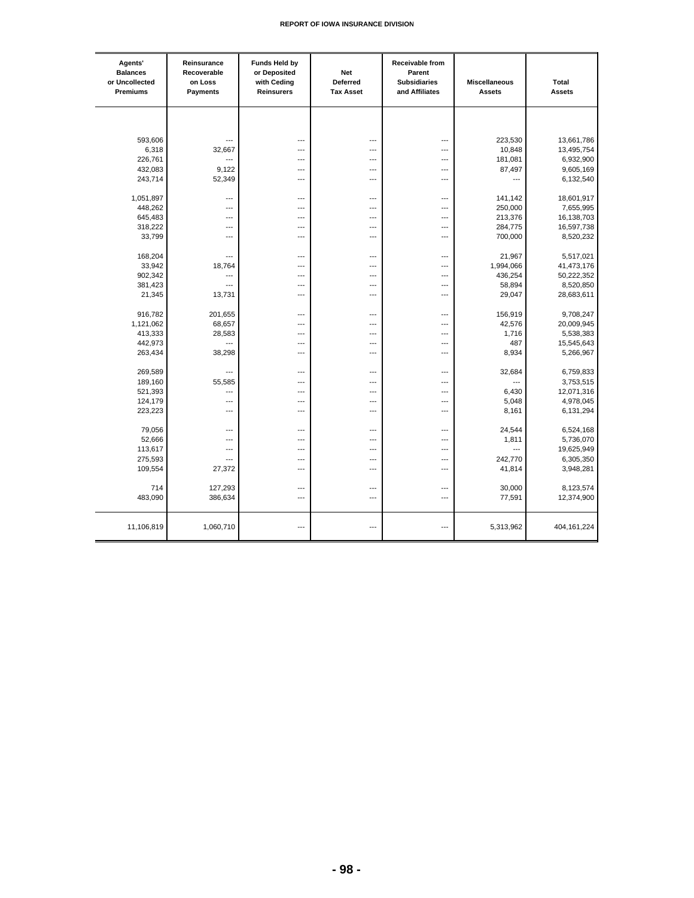| Agents' Balances or Uncollected Premiums | Reinsurance Recoverable on Loss Payments | Funds Held by or Deposited with Ceding Reinsurers | Net Deferred Tax Asset | Receivable from Parent Subsidiaries and Affiliates | Miscellaneous Assets | Total Assets |
|---|---|---|---|---|---|---|
| 593,606 | --- | --- | --- | --- | 223,530 | 13,661,786 |
| 6,318 | 32,667 | --- | --- | --- | 10,848 | 13,495,754 |
| 226,761 | --- | --- | --- | --- | 181,081 | 6,932,900 |
| 432,083 | 9,122 | --- | --- | --- | 87,497 | 9,605,169 |
| 243,714 | 52,349 | --- | --- | --- | --- | 6,132,540 |
| 1,051,897 | --- | --- | --- | --- | 141,142 | 18,601,917 |
| 448,262 | --- | --- | --- | --- | 250,000 | 7,655,995 |
| 645,483 | --- | --- | --- | --- | 213,376 | 16,138,703 |
| 318,222 | --- | --- | --- | --- | 284,775 | 16,597,738 |
| 33,799 | --- | --- | --- | --- | 700,000 | 8,520,232 |
| 168,204 | --- | --- | --- | --- | 21,967 | 5,517,021 |
| 33,942 | 18,764 | --- | --- | --- | 1,994,066 | 41,473,176 |
| 902,342 | --- | --- | --- | --- | 436,254 | 50,222,352 |
| 381,423 | --- | --- | --- | --- | 58,894 | 8,520,850 |
| 21,345 | 13,731 | --- | --- | --- | 29,047 | 28,683,611 |
| 916,782 | 201,655 | --- | --- | --- | 156,919 | 9,708,247 |
| 1,121,062 | 68,657 | --- | --- | --- | 42,576 | 20,009,945 |
| 413,333 | 28,583 | --- | --- | --- | 1,716 | 5,538,383 |
| 442,973 | --- | --- | --- | --- | 487 | 15,545,643 |
| 263,434 | 38,298 | --- | --- | --- | 8,934 | 5,266,967 |
| 269,589 | --- | --- | --- | --- | 32,684 | 6,759,833 |
| 189,160 | 55,585 | --- | --- | --- | --- | 3,753,515 |
| 521,393 | --- | --- | --- | --- | 6,430 | 12,071,316 |
| 124,179 | --- | --- | --- | --- | 5,048 | 4,978,045 |
| 223,223 | --- | --- | --- | --- | 8,161 | 6,131,294 |
| 79,056 | --- | --- | --- | --- | 24,544 | 6,524,168 |
| 52,666 | --- | --- | --- | --- | 1,811 | 5,736,070 |
| 113,617 | --- | --- | --- | --- | --- | 19,625,949 |
| 275,593 | --- | --- | --- | --- | 242,770 | 6,305,350 |
| 109,554 | 27,372 | --- | --- | --- | 41,814 | 3,948,281 |
| 714 | 127,293 | --- | --- | --- | 30,000 | 8,123,574 |
| 483,090 | 386,634 | --- | --- | --- | 77,591 | 12,374,900 |
| 11,106,819 | 1,060,710 | --- | --- | --- | 5,313,962 | 404,161,224 |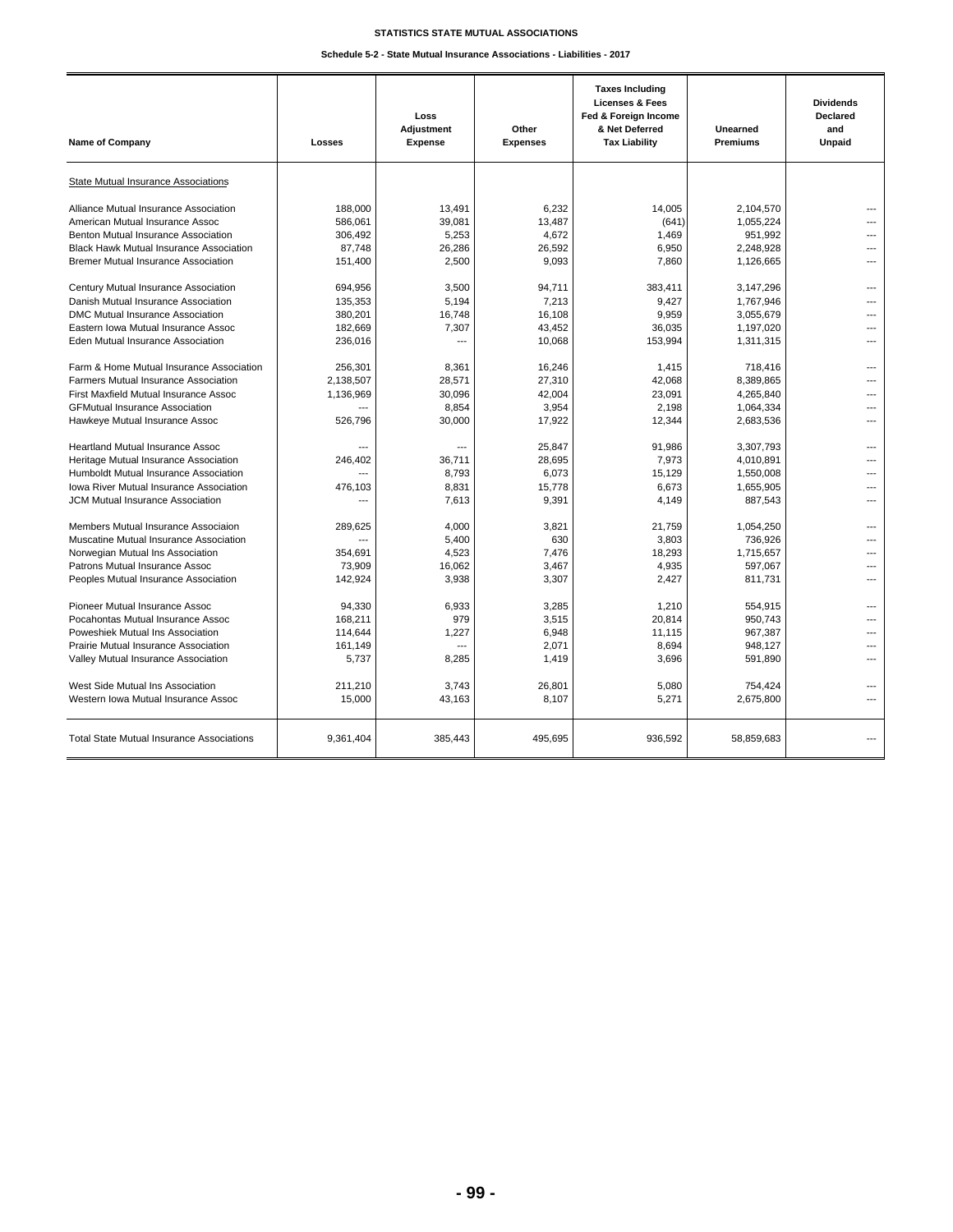# STATISTICS STATE MUTUAL ASSOCIATIONS

## Schedule 5-2 - State Mutual Insurance Associations - Liabilities - 2017

| Name of Company | Losses | Loss Adjustment Expense | Other Expenses | Taxes Including Licenses & Fees Fed & Foreign Income & Net Deferred Tax Liability | Unearned Premiums | Dividends Declared and Unpaid |
|---|---|---|---|---|---|---|
| State Mutual Insurance Associations | | | | | | |
| Alliance Mutual Insurance Association | 188,000 | 13,491 | 6,232 | 14,005 | 2,104,570 | --- |
| American Mutual Insurance Assoc | 586,061 | 39,081 | 13,487 | (641) | 1,055,224 | --- |
| Benton Mutual Insurance Association | 306,492 | 5,253 | 4,672 | 1,469 | 951,992 | --- |
| Black Hawk Mutual Insurance Association | 87,748 | 26,286 | 26,592 | 6,950 | 2,248,928 | --- |
| Bremer Mutual Insurance Association | 151,400 | 2,500 | 9,093 | 7,860 | 1,126,665 | --- |
| Century Mutual Insurance Association | 694,956 | 3,500 | 94,711 | 383,411 | 3,147,296 | --- |
| Danish Mutual Insurance Association | 135,353 | 5,194 | 7,213 | 9,427 | 1,767,946 | --- |
| DMC Mutual Insurance Association | 380,201 | 16,748 | 16,108 | 9,959 | 3,055,679 | --- |
| Eastern Iowa Mutual Insurance Assoc | 182,669 | 7,307 | 43,452 | 36,035 | 1,197,020 | --- |
| Eden Mutual Insurance Association | 236,016 | --- | 10,068 | 153,994 | 1,311,315 | --- |
| Farm & Home Mutual Insurance Association | 256,301 | 8,361 | 16,246 | 1,415 | 718,416 | --- |
| Farmers Mutual Insurance Association | 2,138,507 | 28,571 | 27,310 | 42,068 | 8,389,865 | --- |
| First Maxfield Mutual Insurance Assoc | 1,136,969 | 30,096 | 42,004 | 23,091 | 4,265,840 | --- |
| GFMutual Insurance Association | --- | 8,854 | 3,954 | 2,198 | 1,064,334 | --- |
| Hawkeye Mutual Insurance Assoc | 526,796 | 30,000 | 17,922 | 12,344 | 2,683,536 | --- |
| Heartland Mutual Insurance Assoc | --- | --- | 25,847 | 91,986 | 3,307,793 | --- |
| Heritage Mutual Insurance Association | 246,402 | 36,711 | 28,695 | 7,973 | 4,010,891 | --- |
| Humboldt Mutual Insurance Association | --- | 8,793 | 6,073 | 15,129 | 1,550,008 | --- |
| Iowa River Mutual Insurance Association | 476,103 | 8,831 | 15,778 | 6,673 | 1,655,905 | --- |
| JCM Mutual Insurance Association | --- | 7,613 | 9,391 | 4,149 | 887,543 | --- |
| Members Mutual Insurance Associaion | 289,625 | 4,000 | 3,821 | 21,759 | 1,054,250 | --- |
| Muscatine Mutual Insurance Association | --- | 5,400 | 630 | 3,803 | 736,926 | --- |
| Norwegian Mutual Ins Association | 354,691 | 4,523 | 7,476 | 18,293 | 1,715,657 | --- |
| Patrons Mutual Insurance Assoc | 73,909 | 16,062 | 3,467 | 4,935 | 597,067 | --- |
| Peoples Mutual Insurance Association | 142,924 | 3,938 | 3,307 | 2,427 | 811,731 | --- |
| Pioneer Mutual Insurance Assoc | 94,330 | 6,933 | 3,285 | 1,210 | 554,915 | --- |
| Pocahontas Mutual Insurance Assoc | 168,211 | 979 | 3,515 | 20,814 | 950,743 | --- |
| Poweshiek Mutual Ins Association | 114,644 | 1,227 | 6,948 | 11,115 | 967,387 | --- |
| Prairie Mutual Insurance Association | 161,149 | --- | 2,071 | 8,694 | 948,127 | --- |
| Valley Mutual Insurance Association | 5,737 | 8,285 | 1,419 | 3,696 | 591,890 | --- |
| West Side Mutual Ins Association | 211,210 | 3,743 | 26,801 | 5,080 | 754,424 | --- |
| Western Iowa Mutual Insurance Assoc | 15,000 | 43,163 | 8,107 | 5,271 | 2,675,800 | --- |
| Total State Mutual Insurance Associations | 9,361,404 | 385,443 | 495,695 | 936,592 | 58,859,683 | --- |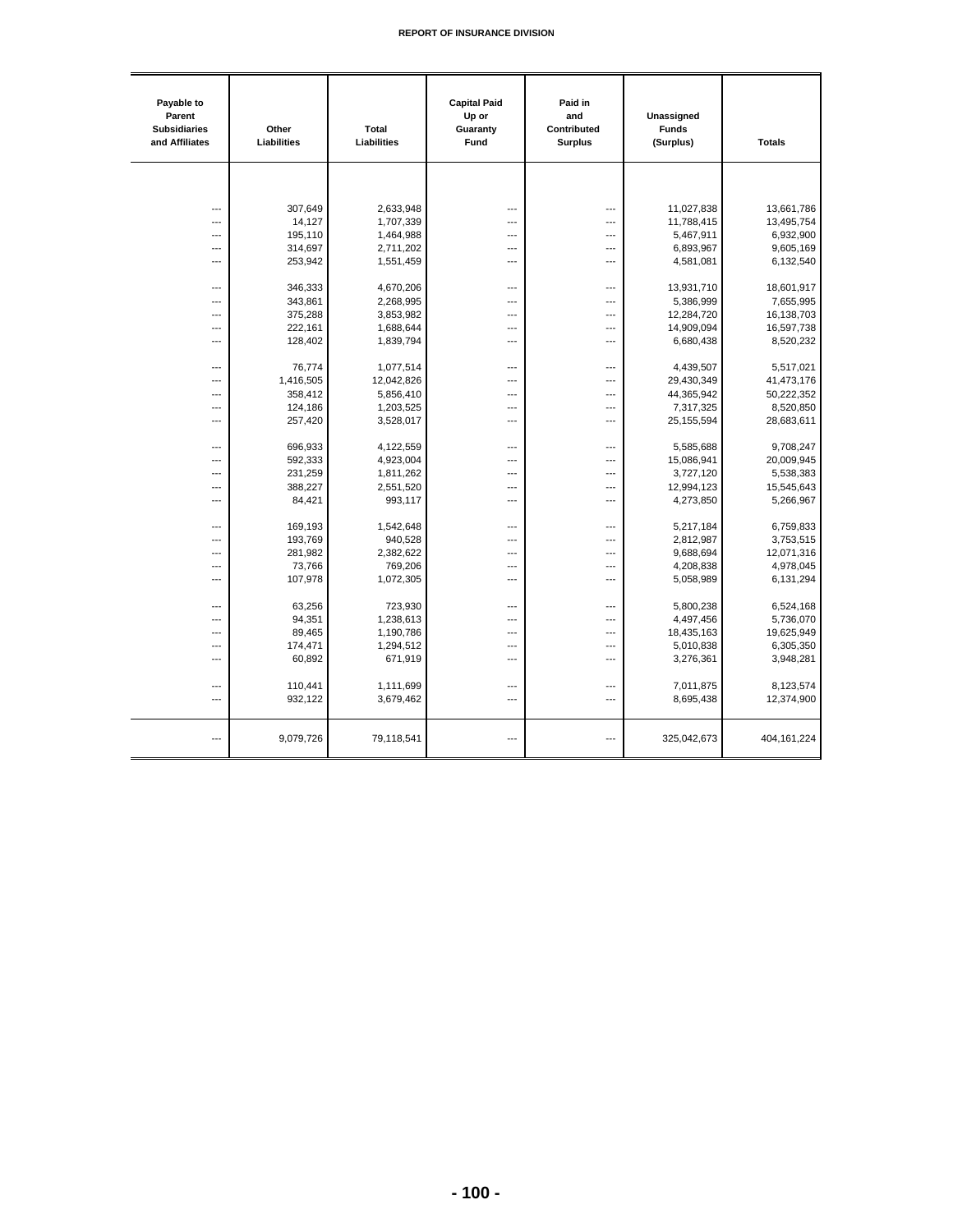| Payable to Parent Subsidiaries and Affiliates | Other Liabilities | Total Liabilities | Capital Paid Up or Guaranty Fund | Paid in and Contributed Surplus | Unassigned Funds (Surplus) | Totals |
|---|---|---|---|---|---|---|
| --- | 307,649 | 2,633,948 | --- | --- | 11,027,838 | 13,661,786 |
| --- | 14,127 | 1,707,339 | --- | --- | 11,788,415 | 13,495,754 |
| --- | 195,110 | 1,464,988 | --- | --- | 5,467,911 | 6,932,900 |
| --- | 314,697 | 2,711,202 | --- | --- | 6,893,967 | 9,605,169 |
| --- | 253,942 | 1,551,459 | --- | --- | 4,581,081 | 6,132,540 |
| --- | 346,333 | 4,670,206 | --- | --- | 13,931,710 | 18,601,917 |
| --- | 343,861 | 2,268,995 | --- | --- | 5,386,999 | 7,655,995 |
| --- | 375,288 | 3,853,982 | --- | --- | 12,284,720 | 16,138,703 |
| --- | 222,161 | 1,688,644 | --- | --- | 14,909,094 | 16,597,738 |
| --- | 128,402 | 1,839,794 | --- | --- | 6,680,438 | 8,520,232 |
| --- | 76,774 | 1,077,514 | --- | --- | 4,439,507 | 5,517,021 |
| --- | 1,416,505 | 12,042,826 | --- | --- | 29,430,349 | 41,473,176 |
| --- | 358,412 | 5,856,410 | --- | --- | 44,365,942 | 50,222,352 |
| --- | 124,186 | 1,203,525 | --- | --- | 7,317,325 | 8,520,850 |
| --- | 257,420 | 3,528,017 | --- | --- | 25,155,594 | 28,683,611 |
| --- | 696,933 | 4,122,559 | --- | --- | 5,585,688 | 9,708,247 |
| --- | 592,333 | 4,923,004 | --- | --- | 15,086,941 | 20,009,945 |
| --- | 231,259 | 1,811,262 | --- | --- | 3,727,120 | 5,538,383 |
| --- | 388,227 | 2,551,520 | --- | --- | 12,994,123 | 15,545,643 |
| --- | 84,421 | 993,117 | --- | --- | 4,273,850 | 5,266,967 |
| --- | 169,193 | 1,542,648 | --- | --- | 5,217,184 | 6,759,833 |
| --- | 193,769 | 940,528 | --- | --- | 2,812,987 | 3,753,515 |
| --- | 281,982 | 2,382,622 | --- | --- | 9,688,694 | 12,071,316 |
| --- | 73,766 | 769,206 | --- | --- | 4,208,838 | 4,978,045 |
| --- | 107,978 | 1,072,305 | --- | --- | 5,058,989 | 6,131,294 |
| --- | 63,256 | 723,930 | --- | --- | 5,800,238 | 6,524,168 |
| --- | 94,351 | 1,238,613 | --- | --- | 4,497,456 | 5,736,070 |
| --- | 89,465 | 1,190,786 | --- | --- | 18,435,163 | 19,625,949 |
| --- | 174,471 | 1,294,512 | --- | --- | 5,010,838 | 6,305,350 |
| --- | 60,892 | 671,919 | --- | --- | 3,276,361 | 3,948,281 |
| --- | 110,441 | 1,111,699 | --- | --- | 7,011,875 | 8,123,574 |
| --- | 932,122 | 3,679,462 | --- | --- | 8,695,438 | 12,374,900 |
| --- | 9,079,726 | 79,118,541 | --- | --- | 325,042,673 | 404,161,224 |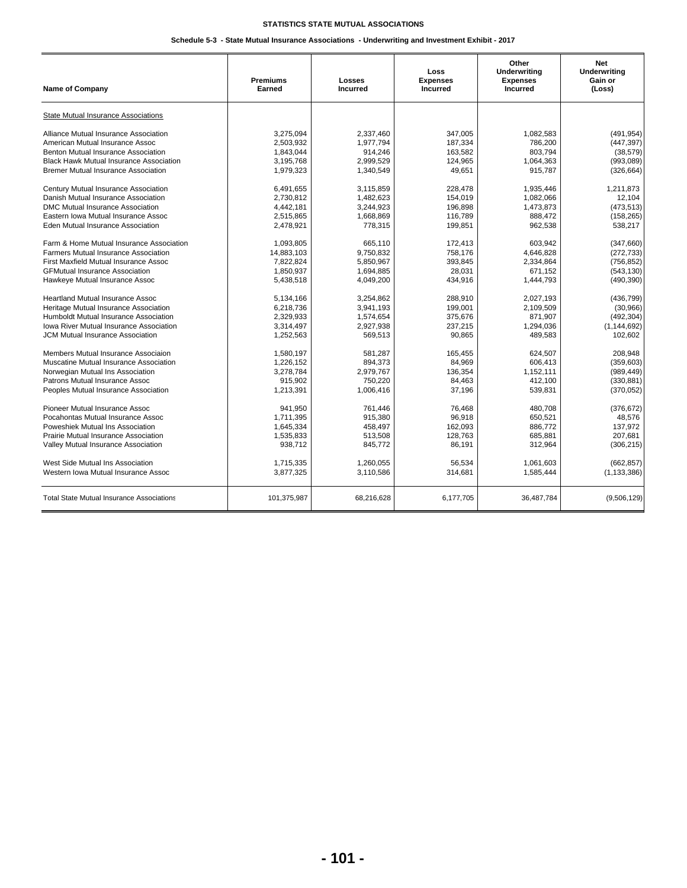**STATISTICS STATE MUTUAL ASSOCIATIONS**

**Schedule 5-3 - State Mutual Insurance Associations - Underwriting and Investment Exhibit - 2017**

| Name of Company | Premiums Earned | Losses Incurred | Loss Expenses Incurred | Other Underwriting Expenses Incurred | Net Underwriting Gain or (Loss) |
|---|---|---|---|---|---|
| State Mutual Insurance Associations | | | | | |
| Alliance Mutual Insurance Association | 3,275,094 | 2,337,460 | 347,005 | 1,082,583 | (491,954) |
| American Mutual Insurance Assoc | 2,503,932 | 1,977,794 | 187,334 | 786,200 | (447,397) |
| Benton Mutual Insurance Association | 1,843,044 | 914,246 | 163,582 | 803,794 | (38,579) |
| Black Hawk Mutual Insurance Association | 3,195,768 | 2,999,529 | 124,965 | 1,064,363 | (993,089) |
| Bremer Mutual Insurance Association | 1,979,323 | 1,340,549 | 49,651 | 915,787 | (326,664) |
| Century Mutual Insurance Association | 6,491,655 | 3,115,859 | 228,478 | 1,935,446 | 1,211,873 |
| Danish Mutual Insurance Association | 2,730,812 | 1,482,623 | 154,019 | 1,082,066 | 12,104 |
| DMC Mutual Insurance Association | 4,442,181 | 3,244,923 | 196,898 | 1,473,873 | (473,513) |
| Eastern Iowa Mutual Insurance Assoc | 2,515,865 | 1,668,869 | 116,789 | 888,472 | (158,265) |
| Eden Mutual Insurance Association | 2,478,921 | 778,315 | 199,851 | 962,538 | 538,217 |
| Farm & Home Mutual Insurance Association | 1,093,805 | 665,110 | 172,413 | 603,942 | (347,660) |
| Farmers Mutual Insurance Association | 14,883,103 | 9,750,832 | 758,176 | 4,646,828 | (272,733) |
| First Maxfield Mutual Insurance Assoc | 7,822,824 | 5,850,967 | 393,845 | 2,334,864 | (756,852) |
| GFMutual Insurance Association | 1,850,937 | 1,694,885 | 28,031 | 671,152 | (543,130) |
| Hawkeye Mutual Insurance Assoc | 5,438,518 | 4,049,200 | 434,916 | 1,444,793 | (490,390) |
| Heartland Mutual Insurance Assoc | 5,134,166 | 3,254,862 | 288,910 | 2,027,193 | (436,799) |
| Heritage Mutual Insurance Association | 6,218,736 | 3,941,193 | 199,001 | 2,109,509 | (30,966) |
| Humboldt Mutual Insurance Association | 2,329,933 | 1,574,654 | 375,676 | 871,907 | (492,304) |
| Iowa River Mutual Insurance Association | 3,314,497 | 2,927,938 | 237,215 | 1,294,036 | (1,144,692) |
| JCM Mutual Insurance Association | 1,252,563 | 569,513 | 90,865 | 489,583 | 102,602 |
| Members Mutual Insurance Associaion | 1,580,197 | 581,287 | 165,455 | 624,507 | 208,948 |
| Muscatine Mutual Insurance Association | 1,226,152 | 894,373 | 84,969 | 606,413 | (359,603) |
| Norwegian Mutual Ins Association | 3,278,784 | 2,979,767 | 136,354 | 1,152,111 | (989,449) |
| Patrons Mutual Insurance Assoc | 915,902 | 750,220 | 84,463 | 412,100 | (330,881) |
| Peoples Mutual Insurance Association | 1,213,391 | 1,006,416 | 37,196 | 539,831 | (370,052) |
| Pioneer Mutual Insurance Assoc | 941,950 | 761,446 | 76,468 | 480,708 | (376,672) |
| Pocahontas Mutual Insurance Assoc | 1,711,395 | 915,380 | 96,918 | 650,521 | 48,576 |
| Poweshiek Mutual Ins Association | 1,645,334 | 458,497 | 162,093 | 886,772 | 137,972 |
| Prairie Mutual Insurance Association | 1,535,833 | 513,508 | 128,763 | 685,881 | 207,681 |
| Valley Mutual Insurance Association | 938,712 | 845,772 | 86,191 | 312,964 | (306,215) |
| West Side Mutual Ins Association | 1,715,335 | 1,260,055 | 56,534 | 1,061,603 | (662,857) |
| Western Iowa Mutual Insurance Assoc | 3,877,325 | 3,110,586 | 314,681 | 1,585,444 | (1,133,386) |
| Total State Mutual Insurance Associations | 101,375,987 | 68,216,628 | 6,177,705 | 36,487,784 | (9,506,129) |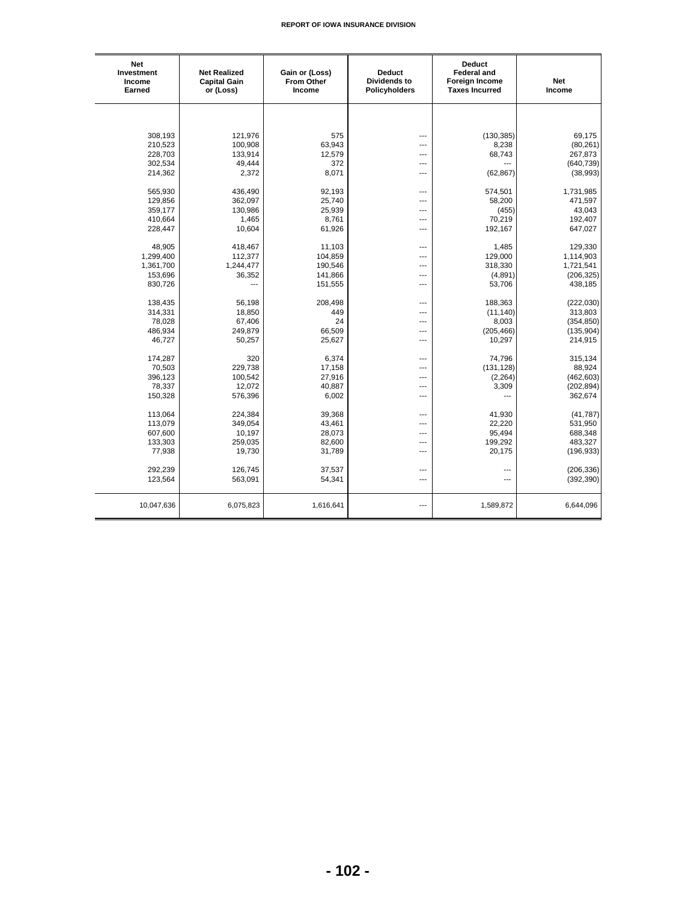| Net Investment Income Earned | Net Realized Capital Gain or (Loss) | Gain or (Loss) From Other Income | Deduct Dividends to Policyholders | Deduct Federal and Foreign Income Taxes Incurred | Net Income |
|---|---|---|---|---|---|
| 308,193 | 121,976 | 575 | --- | (130,385) | 69,175 |
| 210,523 | 100,908 | 63,943 | --- | 8,238 | (80,261) |
| 228,703 | 133,914 | 12,579 | --- | 68,743 | 267,873 |
| 302,534 | 49,444 | 372 | --- | --- | (640,739) |
| 214,362 | 2,372 | 8,071 | --- | (62,867) | (38,993) |
| 565,930 | 436,490 | 92,193 | --- | 574,501 | 1,731,985 |
| 129,856 | 362,097 | 25,740 | --- | 58,200 | 471,597 |
| 359,177 | 130,986 | 25,939 | --- | (455) | 43,043 |
| 410,664 | 1,465 | 8,761 | --- | 70,219 | 192,407 |
| 228,447 | 10,604 | 61,926 | --- | 192,167 | 647,027 |
| 48,905 | 418,467 | 11,103 | --- | 1,485 | 129,330 |
| 1,299,400 | 112,377 | 104,859 | --- | 129,000 | 1,114,903 |
| 1,361,700 | 1,244,477 | 190,546 | --- | 318,330 | 1,721,541 |
| 153,696 | 36,352 | 141,866 | --- | (4,891) | (206,325) |
| 830,726 | --- | 151,555 | --- | 53,706 | 438,185 |
| 138,435 | 56,198 | 208,498 | --- | 188,363 | (222,030) |
| 314,331 | 18,850 | 449 | --- | (11,140) | 313,803 |
| 78,028 | 67,406 | 24 | --- | 8,003 | (354,850) |
| 486,934 | 249,879 | 66,509 | --- | (205,466) | (135,904) |
| 46,727 | 50,257 | 25,627 | --- | 10,297 | 214,915 |
| 174,287 | 320 | 6,374 | --- | 74,796 | 315,134 |
| 70,503 | 229,738 | 17,158 | --- | (131,128) | 88,924 |
| 396,123 | 100,542 | 27,916 | --- | (2,264) | (462,603) |
| 78,337 | 12,072 | 40,887 | --- | 3,309 | (202,894) |
| 150,328 | 576,396 | 6,002 | --- | --- | 362,674 |
| 113,064 | 224,384 | 39,368 | --- | 41,930 | (41,787) |
| 113,079 | 349,054 | 43,461 | --- | 22,220 | 531,950 |
| 607,600 | 10,197 | 28,073 | --- | 95,494 | 688,348 |
| 133,303 | 259,035 | 82,600 | --- | 199,292 | 483,327 |
| 77,938 | 19,730 | 31,789 | --- | 20,175 | (196,933) |
| 292,239 | 126,745 | 37,537 | --- | --- | (206,336) |
| 123,564 | 563,091 | 54,341 | --- | --- | (392,390) |
| 10,047,636 | 6,075,823 | 1,616,641 | --- | 1,589,872 | 6,644,096 |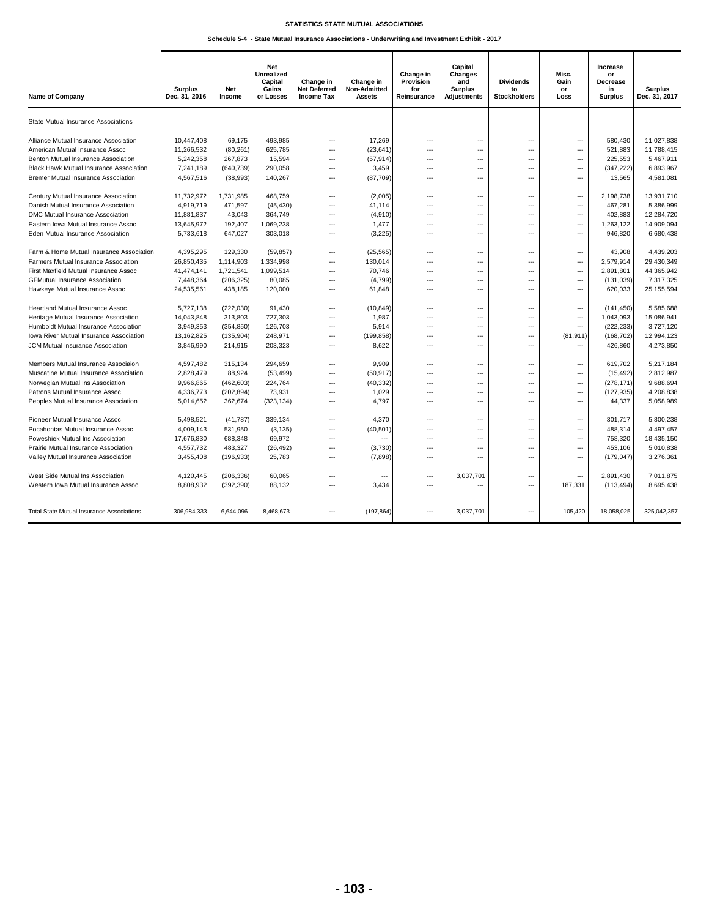# STATISTICS STATE MUTUAL ASSOCIATIONS

## Schedule 5-4 - State Mutual Insurance Associations - Underwriting and Investment Exhibit - 2017

| Name of Company | Surplus Dec. 31, 2016 | Net Income | Net Unrealized Capital Gains or Losses | Change in Net Deferred Income Tax | Change in Non-Admitted Assets | Change in Provision for Reinsurance | Capital Changes and Surplus Adjustments | Dividends to Stockholders | Misc. Gain or Loss | Increase or Decrease in Surplus | Surplus Dec. 31, 2017 |
|---|---|---|---|---|---|---|---|---|---|---|---|
| State Mutual Insurance Associations | | | | | | | | | | | |
| Alliance Mutual Insurance Association | 10,447,408 | 69,175 | 493,985 | --- | 17,269 | --- | --- | --- | --- | 580,430 | 11,027,838 |
| American Mutual Insurance Assoc | 11,266,532 | (80,261) | 625,785 | --- | (23,641) | --- | --- | --- | --- | 521,883 | 11,788,415 |
| Benton Mutual Insurance Association | 5,242,358 | 267,873 | 15,594 | --- | (57,914) | --- | --- | --- | --- | 225,553 | 5,467,911 |
| Black Hawk Mutual Insurance Association | 7,241,189 | (640,739) | 290,058 | --- | 3,459 | --- | --- | --- | --- | (347,222) | 6,893,967 |
| Bremer Mutual Insurance Association | 4,567,516 | (38,993) | 140,267 | --- | (87,709) | --- | --- | --- | --- | 13,565 | 4,581,081 |
| Century Mutual Insurance Association | 11,732,972 | 1,731,985 | 468,759 | --- | (2,005) | --- | --- | --- | --- | 2,198,738 | 13,931,710 |
| Danish Mutual Insurance Association | 4,919,719 | 471,597 | (45,430) | --- | 41,114 | --- | --- | --- | --- | 467,281 | 5,386,999 |
| DMC Mutual Insurance Association | 11,881,837 | 43,043 | 364,749 | --- | (4,910) | --- | --- | --- | --- | 402,883 | 12,284,720 |
| Eastern Iowa Mutual Insurance Assoc | 13,645,972 | 192,407 | 1,069,238 | --- | 1,477 | --- | --- | --- | --- | 1,263,122 | 14,909,094 |
| Eden Mutual Insurance Association | 5,733,618 | 647,027 | 303,018 | --- | (3,225) | --- | --- | --- | --- | 946,820 | 6,680,438 |
| Farm & Home Mutual Insurance Association | 4,395,295 | 129,330 | (59,857) | --- | (25,565) | --- | --- | --- | --- | 43,908 | 4,439,203 |
| Farmers Mutual Insurance Association | 26,850,435 | 1,114,903 | 1,334,998 | --- | 130,014 | --- | --- | --- | --- | 2,579,914 | 29,430,349 |
| First Maxfield Mutual Insurance Assoc | 41,474,141 | 1,721,541 | 1,099,514 | --- | 70,746 | --- | --- | --- | --- | 2,891,801 | 44,365,942 |
| GFMutual Insurance Association | 7,448,364 | (206,325) | 80,085 | --- | (4,799) | --- | --- | --- | --- | (131,039) | 7,317,325 |
| Hawkeye Mutual Insurance Assoc | 24,535,561 | 438,185 | 120,000 | --- | 61,848 | --- | --- | --- | --- | 620,033 | 25,155,594 |
| Heartland Mutual Insurance Assoc | 5,727,138 | (222,030) | 91,430 | --- | (10,849) | --- | --- | --- | --- | (141,450) | 5,585,688 |
| Heritage Mutual Insurance Association | 14,043,848 | 313,803 | 727,303 | --- | 1,987 | --- | --- | --- | --- | 1,043,093 | 15,086,941 |
| Humboldt Mutual Insurance Association | 3,949,353 | (354,850) | 126,703 | --- | 5,914 | --- | --- | --- | --- | (222,233) | 3,727,120 |
| Iowa River Mutual Insurance Association | 13,162,825 | (135,904) | 248,971 | --- | (199,858) | --- | --- | --- | (81,911) | (168,702) | 12,994,123 |
| JCM Mutual Insurance Association | 3,846,990 | 214,915 | 203,323 | --- | 8,622 | --- | --- | --- | --- | 426,860 | 4,273,850 |
| Members Mutual Insurance Associaion | 4,597,482 | 315,134 | 294,659 | --- | 9,909 | --- | --- | --- | --- | 619,702 | 5,217,184 |
| Muscatine Mutual Insurance Association | 2,828,479 | 88,924 | (53,499) | --- | (50,917) | --- | --- | --- | --- | (15,492) | 2,812,987 |
| Norwegian Mutual Ins Association | 9,966,865 | (462,603) | 224,764 | --- | (40,332) | --- | --- | --- | --- | (278,171) | 9,688,694 |
| Patrons Mutual Insurance Assoc | 4,336,773 | (202,894) | 73,931 | --- | 1,029 | --- | --- | --- | --- | (127,935) | 4,208,838 |
| Peoples Mutual Insurance Association | 5,014,652 | 362,674 | (323,134) | --- | 4,797 | --- | --- | --- | --- | 44,337 | 5,058,989 |
| Pioneer Mutual Insurance Assoc | 5,498,521 | (41,787) | 339,134 | --- | 4,370 | --- | --- | --- | --- | 301,717 | 5,800,238 |
| Pocahontas Mutual Insurance Assoc | 4,009,143 | 531,950 | (3,135) | --- | (40,501) | --- | --- | --- | --- | 488,314 | 4,497,457 |
| Poweshiek Mutual Ins Association | 17,676,830 | 688,348 | 69,972 | --- | --- | --- | --- | --- | --- | 758,320 | 18,435,150 |
| Prairie Mutual Insurance Association | 4,557,732 | 483,327 | (26,492) | --- | (3,730) | --- | --- | --- | --- | 453,106 | 5,010,838 |
| Valley Mutual Insurance Association | 3,455,408 | (196,933) | 25,783 | --- | (7,898) | --- | --- | --- | --- | (179,047) | 3,276,361 |
| West Side Mutual Ins Association | 4,120,445 | (206,336) | 60,065 | --- | --- | --- | 3,037,701 | --- | --- | 2,891,430 | 7,011,875 |
| Western Iowa Mutual Insurance Assoc | 8,808,932 | (392,390) | 88,132 | --- | 3,434 | --- | --- | --- | 187,331 | (113,494) | 8,695,438 |
| Total State Mutual Insurance Associations | 306,984,333 | 6,644,096 | 8,468,673 | --- | (197,864) | --- | 3,037,701 | --- | 105,420 | 18,058,025 | 325,042,357 |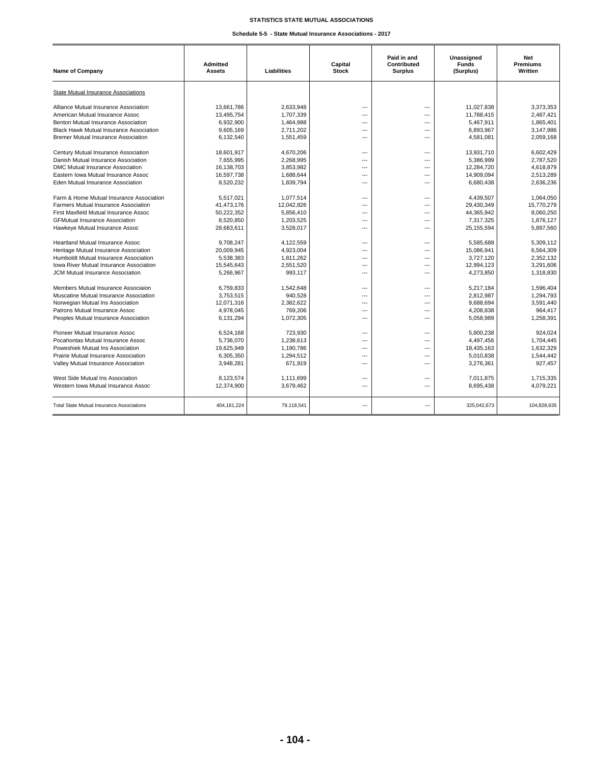# STATISTICS STATE MUTUAL ASSOCIATIONS

## Schedule 5-5 - State Mutual Insurance Associations - 2017

| Name of Company | Admitted Assets | Liabilities | Capital Stock | Paid in and Contributed Surplus | Unassigned Funds (Surplus) | Net Premiums Written |
|---|---|---|---|---|---|---|
| State Mutual Insurance Associations | | | | | | |
| Alliance Mutual Insurance Association | 13,661,786 | 2,633,948 | --- | --- | 11,027,838 | 3,373,353 |
| American Mutual Insurance Assoc | 13,495,754 | 1,707,339 | --- | --- | 11,788,415 | 2,487,421 |
| Benton Mutual Insurance Association | 6,932,900 | 1,464,988 | --- | --- | 5,467,911 | 1,865,401 |
| Black Hawk Mutual Insurance Association | 9,605,169 | 2,711,202 | --- | --- | 6,893,967 | 3,147,986 |
| Bremer Mutual Insurance Association | 6,132,540 | 1,551,459 | --- | --- | 4,581,081 | 2,059,168 |
| Century Mutual Insurance Association | 18,601,917 | 4,670,206 | --- | --- | 13,931,710 | 6,602,429 |
| Danish Mutual Insurance Association | 7,655,995 | 2,268,995 | --- | --- | 5,386,999 | 2,787,520 |
| DMC Mutual Insurance Association | 16,138,703 | 3,853,982 | --- | --- | 12,284,720 | 4,618,879 |
| Eastern Iowa Mutual Insurance Assoc | 16,597,738 | 1,688,644 | --- | --- | 14,909,094 | 2,513,289 |
| Eden Mutual Insurance Association | 8,520,232 | 1,839,794 | --- | --- | 6,680,438 | 2,636,236 |
| Farm & Home Mutual Insurance Association | 5,517,021 | 1,077,514 | --- | --- | 4,439,507 | 1,064,050 |
| Farmers Mutual Insurance Association | 41,473,176 | 12,042,826 | --- | --- | 29,430,349 | 15,770,279 |
| First Maxfield Mutual Insurance Assoc | 50,222,352 | 5,856,410 | --- | --- | 44,365,942 | 8,060,250 |
| GFMutual Insurance Association | 8,520,850 | 1,203,525 | --- | --- | 7,317,325 | 1,876,127 |
| Hawkeye Mutual Insurance Assoc | 28,683,611 | 3,528,017 | --- | --- | 25,155,594 | 5,897,560 |
| Heartland Mutual Insurance Assoc | 9,708,247 | 4,122,559 | --- | --- | 5,585,688 | 5,309,112 |
| Heritage Mutual Insurance Association | 20,009,945 | 4,923,004 | --- | --- | 15,086,941 | 6,564,309 |
| Humboldt Mutual Insurance Association | 5,538,383 | 1,811,262 | --- | --- | 3,727,120 | 2,352,132 |
| Iowa River Mutual Insurance Association | 15,545,643 | 2,551,520 | --- | --- | 12,994,123 | 3,291,606 |
| JCM Mutual Insurance Association | 5,266,967 | 993,117 | --- | --- | 4,273,850 | 1,318,830 |
| Members Mutual Insurance Associaion | 6,759,833 | 1,542,648 | --- | --- | 5,217,184 | 1,596,404 |
| Muscatine Mutual Insurance Association | 3,753,515 | 940,528 | --- | --- | 2,812,987 | 1,294,793 |
| Norwegian Mutual Ins Association | 12,071,316 | 2,382,622 | --- | --- | 9,688,694 | 3,591,440 |
| Patrons Mutual Insurance Assoc | 4,978,045 | 769,206 | --- | --- | 4,208,838 | 964,417 |
| Peoples Mutual Insurance Association | 6,131,294 | 1,072,305 | --- | --- | 5,058,989 | 1,258,391 |
| Pioneer Mutual Insurance Assoc | 6,524,168 | 723,930 | --- | --- | 5,800,238 | 924,024 |
| Pocahontas Mutual Insurance Assoc | 5,736,070 | 1,238,613 | --- | --- | 4,497,456 | 1,704,445 |
| Poweshiek Mutual Ins Association | 19,625,949 | 1,190,786 | --- | --- | 18,435,163 | 1,632,329 |
| Prairie Mutual Insurance Association | 6,305,350 | 1,294,512 | --- | --- | 5,010,838 | 1,544,442 |
| Valley Mutual Insurance Association | 3,948,281 | 671,919 | --- | --- | 3,276,361 | 927,457 |
| West Side Mutual Ins Association | 8,123,574 | 1,111,699 | --- | --- | 7,011,875 | 1,715,335 |
| Western Iowa Mutual Insurance Assoc | 12,374,900 | 3,679,462 | --- | --- | 8,695,438 | 4,079,221 |
| Total State Mutual Insurance Associations | 404,161,224 | 79,118,541 | --- | --- | 325,042,673 | 104,828,635 |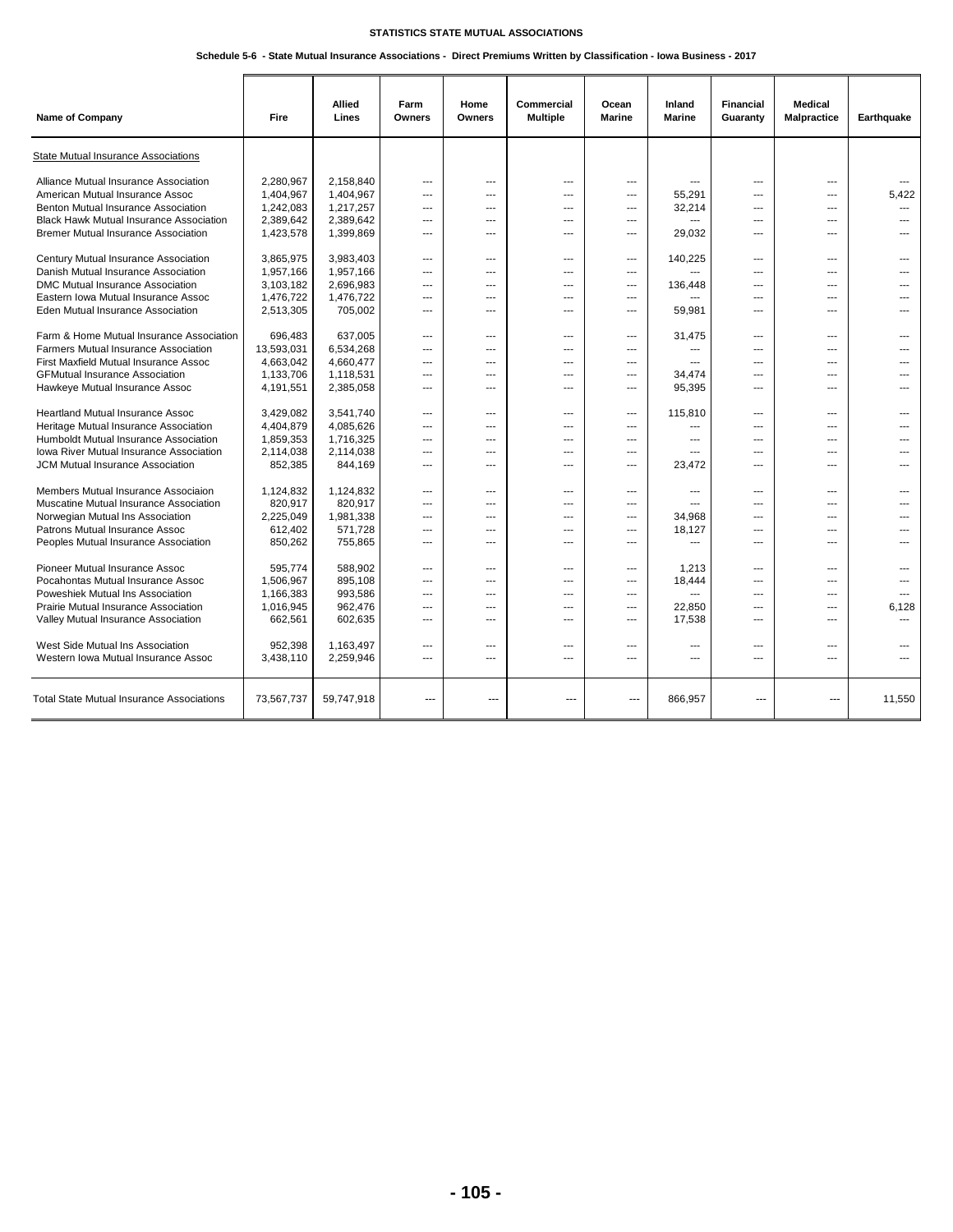**STATISTICS STATE MUTUAL ASSOCIATIONS**

**Schedule 5-6 - State Mutual Insurance Associations - Direct Premiums Written by Classification - Iowa Business - 2017**

| Name of Company | Fire | Allied Lines | Farm Owners | Home Owners | Commercial Multiple | Ocean Marine | Inland Marine | Financial Guaranty | Medical Malpractice | Earthquake |
|---|---|---|---|---|---|---|---|---|---|---|
| State Mutual Insurance Associations | | | | | | | | | | |
| Alliance Mutual Insurance Association | 2,280,967 | 2,158,840 | --- | --- | --- | --- | --- | --- | --- | --- |
| American Mutual Insurance Assoc | 1,404,967 | 1,404,967 | --- | --- | --- | --- | 55,291 | --- | --- | 5,422 |
| Benton Mutual Insurance Association | 1,242,083 | 1,217,257 | --- | --- | --- | --- | 32,214 | --- | --- | --- |
| Black Hawk Mutual Insurance Association | 2,389,642 | 2,389,642 | --- | --- | --- | --- | --- | --- | --- | --- |
| Bremer Mutual Insurance Association | 1,423,578 | 1,399,869 | --- | --- | --- | --- | 29,032 | --- | --- | --- |
| Century Mutual Insurance Association | 3,865,975 | 3,983,403 | --- | --- | --- | --- | 140,225 | --- | --- | --- |
| Danish Mutual Insurance Association | 1,957,166 | 1,957,166 | --- | --- | --- | --- | --- | --- | --- | --- |
| DMC Mutual Insurance Association | 3,103,182 | 2,696,983 | --- | --- | --- | --- | 136,448 | --- | --- | --- |
| Eastern Iowa Mutual Insurance Assoc | 1,476,722 | 1,476,722 | --- | --- | --- | --- | --- | --- | --- | --- |
| Eden Mutual Insurance Association | 2,513,305 | 705,002 | --- | --- | --- | --- | 59,981 | --- | --- | --- |
| Farm & Home Mutual Insurance Association | 696,483 | 637,005 | --- | --- | --- | --- | 31,475 | --- | --- | --- |
| Farmers Mutual Insurance Association | 13,593,031 | 6,534,268 | --- | --- | --- | --- | --- | --- | --- | --- |
| First Maxfield Mutual Insurance Assoc | 4,663,042 | 4,660,477 | --- | --- | --- | --- | --- | --- | --- | --- |
| GFMutual Insurance Association | 1,133,706 | 1,118,531 | --- | --- | --- | --- | 34,474 | --- | --- | --- |
| Hawkeye Mutual Insurance Assoc | 4,191,551 | 2,385,058 | --- | --- | --- | --- | 95,395 | --- | --- | --- |
| Heartland Mutual Insurance Assoc | 3,429,082 | 3,541,740 | --- | --- | --- | --- | 115,810 | --- | --- | --- |
| Heritage Mutual Insurance Association | 4,404,879 | 4,085,626 | --- | --- | --- | --- | --- | --- | --- | --- |
| Humboldt Mutual Insurance Association | 1,859,353 | 1,716,325 | --- | --- | --- | --- | --- | --- | --- | --- |
| Iowa River Mutual Insurance Association | 2,114,038 | 2,114,038 | --- | --- | --- | --- | --- | --- | --- | --- |
| JCM Mutual Insurance Association | 852,385 | 844,169 | --- | --- | --- | --- | 23,472 | --- | --- | --- |
| Members Mutual Insurance Associaion | 1,124,832 | 1,124,832 | --- | --- | --- | --- | --- | --- | --- | --- |
| Muscatine Mutual Insurance Association | 820,917 | 820,917 | --- | --- | --- | --- | --- | --- | --- | --- |
| Norwegian Mutual Ins Association | 2,225,049 | 1,981,338 | --- | --- | --- | --- | 34,968 | --- | --- | --- |
| Patrons Mutual Insurance Assoc | 612,402 | 571,728 | --- | --- | --- | --- | 18,127 | --- | --- | --- |
| Peoples Mutual Insurance Association | 850,262 | 755,865 | --- | --- | --- | --- | --- | --- | --- | --- |
| Pioneer Mutual Insurance Assoc | 595,774 | 588,902 | --- | --- | --- | --- | 1,213 | --- | --- | --- |
| Pocahontas Mutual Insurance Assoc | 1,506,967 | 895,108 | --- | --- | --- | --- | 18,444 | --- | --- | --- |
| Poweshiek Mutual Ins Association | 1,166,383 | 993,586 | --- | --- | --- | --- | --- | --- | --- | --- |
| Prairie Mutual Insurance Association | 1,016,945 | 962,476 | --- | --- | --- | --- | 22,850 | --- | --- | 6,128 |
| Valley Mutual Insurance Association | 662,561 | 602,635 | --- | --- | --- | --- | 17,538 | --- | --- | --- |
| West Side Mutual Ins Association | 952,398 | 1,163,497 | --- | --- | --- | --- | --- | --- | --- | --- |
| Western Iowa Mutual Insurance Assoc | 3,438,110 | 2,259,946 | --- | --- | --- | --- | --- | --- | --- | --- |
| Total State Mutual Insurance Associations | 73,567,737 | 59,747,918 | --- | --- | --- | --- | 866,957 | --- | --- | 11,550 |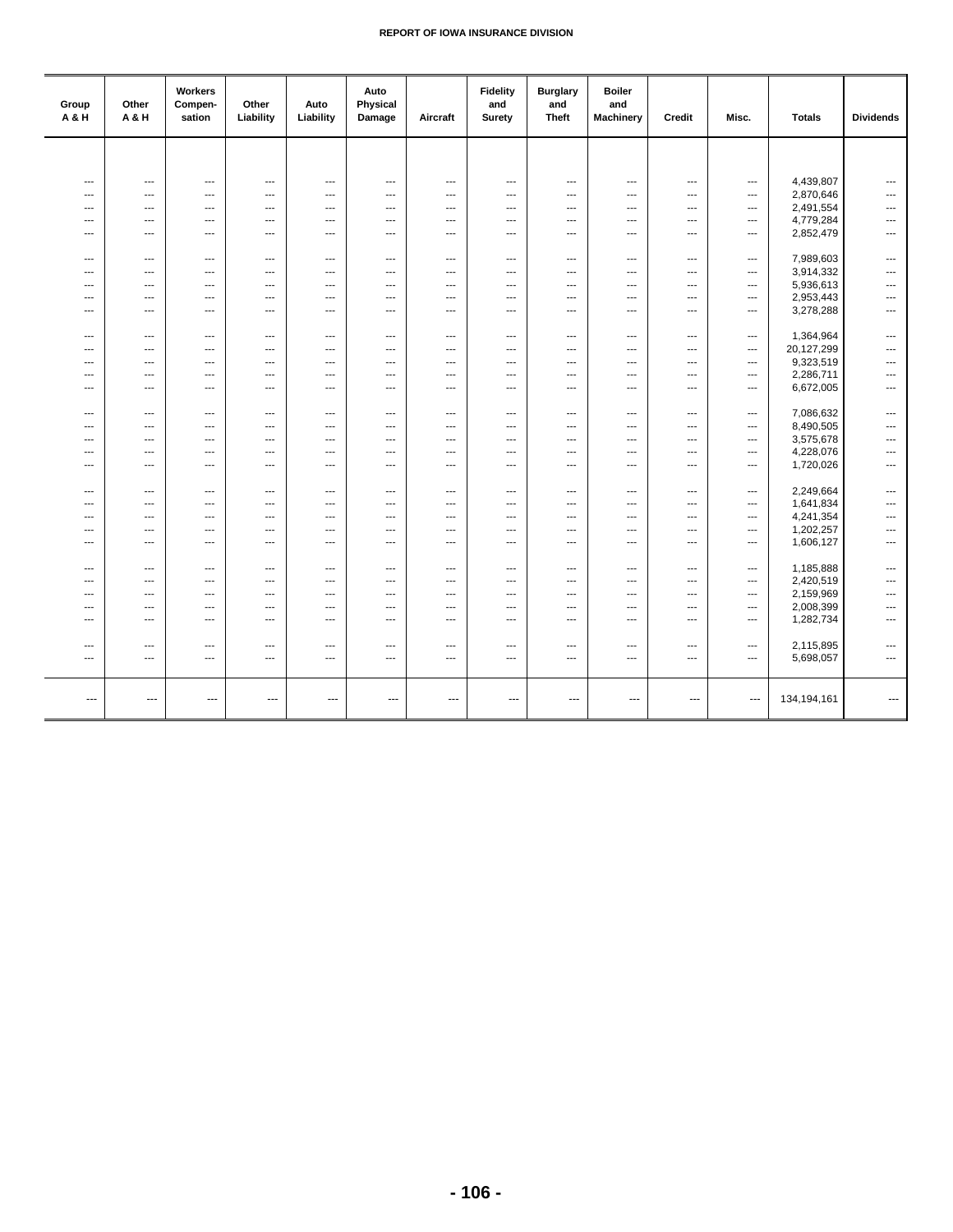| Group A & H | Other A & H | Workers Compen-sation | Other Liability | Auto Liability | Auto Physical Damage | Aircraft | Fidelity and Surety | Burglary and Theft | Boiler and Machinery | Credit | Misc. | Totals | Dividends |
|---|---|---|---|---|---|---|---|---|---|---|---|---|---|
| --- | --- | --- | --- | --- | --- | --- | --- | --- | --- | --- | --- | 4,439,807 | --- |
| --- | --- | --- | --- | --- | --- | --- | --- | --- | --- | --- | --- | 2,870,646 | --- |
| --- | --- | --- | --- | --- | --- | --- | --- | --- | --- | --- | --- | 2,491,554 | --- |
| --- | --- | --- | --- | --- | --- | --- | --- | --- | --- | --- | --- | 4,779,284 | --- |
| --- | --- | --- | --- | --- | --- | --- | --- | --- | --- | --- | --- | 2,852,479 | --- |
| --- | --- | --- | --- | --- | --- | --- | --- | --- | --- | --- | --- | 7,989,603 | --- |
| --- | --- | --- | --- | --- | --- | --- | --- | --- | --- | --- | --- | 3,914,332 | --- |
| --- | --- | --- | --- | --- | --- | --- | --- | --- | --- | --- | --- | 5,936,613 | --- |
| --- | --- | --- | --- | --- | --- | --- | --- | --- | --- | --- | --- | 2,953,443 | --- |
| --- | --- | --- | --- | --- | --- | --- | --- | --- | --- | --- | --- | 3,278,288 | --- |
| --- | --- | --- | --- | --- | --- | --- | --- | --- | --- | --- | --- | 1,364,964 | --- |
| --- | --- | --- | --- | --- | --- | --- | --- | --- | --- | --- | --- | 20,127,299 | --- |
| --- | --- | --- | --- | --- | --- | --- | --- | --- | --- | --- | --- | 9,323,519 | --- |
| --- | --- | --- | --- | --- | --- | --- | --- | --- | --- | --- | --- | 2,286,711 | --- |
| --- | --- | --- | --- | --- | --- | --- | --- | --- | --- | --- | --- | 6,672,005 | --- |
| --- | --- | --- | --- | --- | --- | --- | --- | --- | --- | --- | --- | 7,086,632 | --- |
| --- | --- | --- | --- | --- | --- | --- | --- | --- | --- | --- | --- | 8,490,505 | --- |
| --- | --- | --- | --- | --- | --- | --- | --- | --- | --- | --- | --- | 3,575,678 | --- |
| --- | --- | --- | --- | --- | --- | --- | --- | --- | --- | --- | --- | 4,228,076 | --- |
| --- | --- | --- | --- | --- | --- | --- | --- | --- | --- | --- | --- | 1,720,026 | --- |
| --- | --- | --- | --- | --- | --- | --- | --- | --- | --- | --- | --- | 2,249,664 | --- |
| --- | --- | --- | --- | --- | --- | --- | --- | --- | --- | --- | --- | 1,641,834 | --- |
| --- | --- | --- | --- | --- | --- | --- | --- | --- | --- | --- | --- | 4,241,354 | --- |
| --- | --- | --- | --- | --- | --- | --- | --- | --- | --- | --- | --- | 1,202,257 | --- |
| --- | --- | --- | --- | --- | --- | --- | --- | --- | --- | --- | --- | 1,606,127 | --- |
| --- | --- | --- | --- | --- | --- | --- | --- | --- | --- | --- | --- | 1,185,888 | --- |
| --- | --- | --- | --- | --- | --- | --- | --- | --- | --- | --- | --- | 2,420,519 | --- |
| --- | --- | --- | --- | --- | --- | --- | --- | --- | --- | --- | --- | 2,159,969 | --- |
| --- | --- | --- | --- | --- | --- | --- | --- | --- | --- | --- | --- | 2,008,399 | --- |
| --- | --- | --- | --- | --- | --- | --- | --- | --- | --- | --- | --- | 1,282,734 | --- |
| --- | --- | --- | --- | --- | --- | --- | --- | --- | --- | --- | --- | 2,115,895 | --- |
| --- | --- | --- | --- | --- | --- | --- | --- | --- | --- | --- | --- | 5,698,057 | --- |
| --- | --- | --- | --- | --- | --- | --- | --- | --- | --- | --- | --- | 134,194,161 | --- |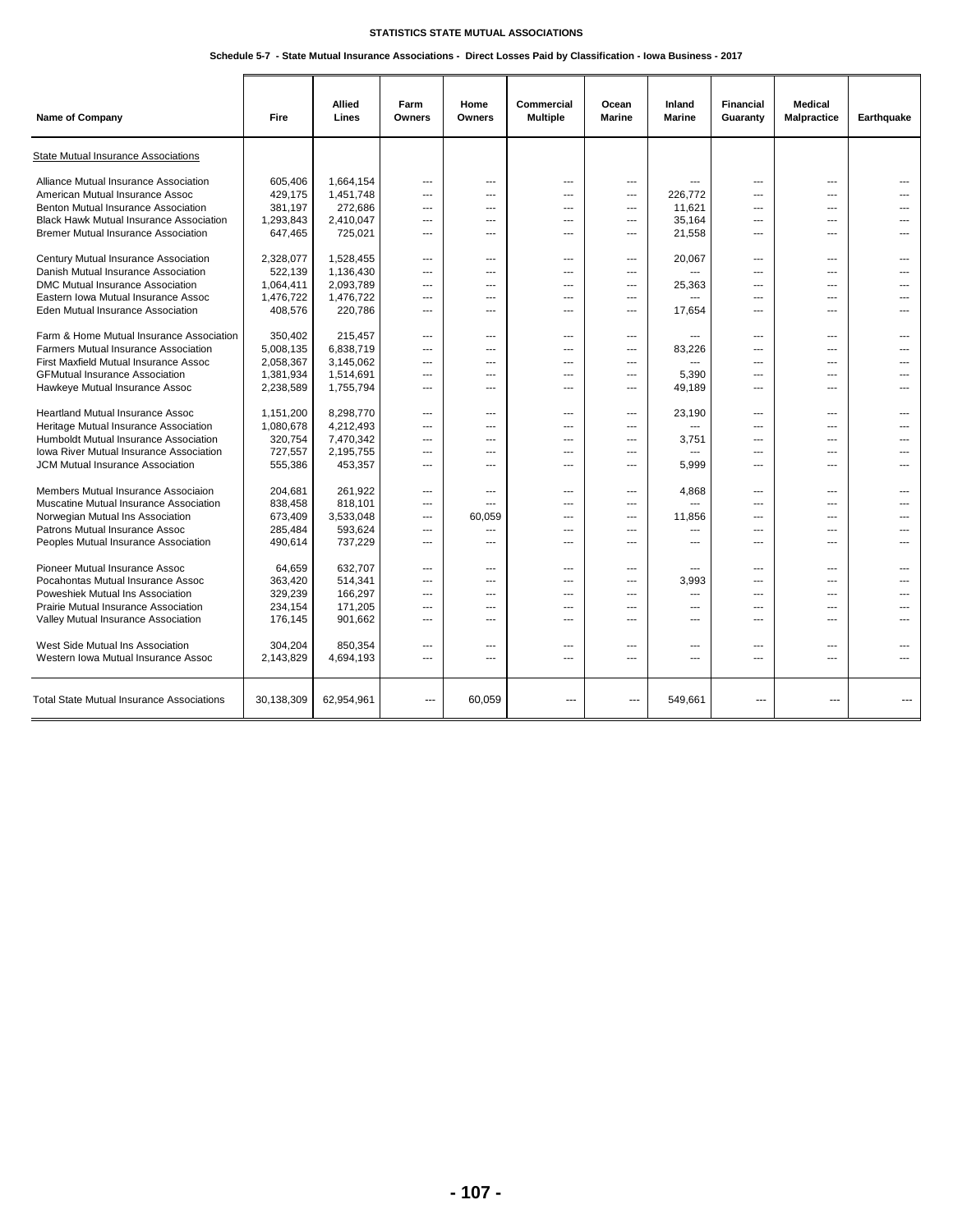**STATISTICS STATE MUTUAL ASSOCIATIONS**

**Schedule 5-7 - State Mutual Insurance Associations - Direct Losses Paid by Classification - Iowa Business - 2017**

| Name of Company | Fire | Allied Lines | Farm Owners | Home Owners | Commercial Multiple | Ocean Marine | Inland Marine | Financial Guaranty | Medical Malpractice | Earthquake |
|---|---|---|---|---|---|---|---|---|---|---|
| State Mutual Insurance Associations | | | | | | | | | | |
| Alliance Mutual Insurance Association | 605,406 | 1,664,154 | --- | --- | --- | --- | --- | --- | --- | --- |
| American Mutual Insurance Assoc | 429,175 | 1,451,748 | --- | --- | --- | --- | 226,772 | --- | --- | --- |
| Benton Mutual Insurance Association | 381,197 | 272,686 | --- | --- | --- | --- | 11,621 | --- | --- | --- |
| Black Hawk Mutual Insurance Association | 1,293,843 | 2,410,047 | --- | --- | --- | --- | 35,164 | --- | --- | --- |
| Bremer Mutual Insurance Association | 647,465 | 725,021 | --- | --- | --- | --- | 21,558 | --- | --- | --- |
| Century Mutual Insurance Association | 2,328,077 | 1,528,455 | --- | --- | --- | --- | 20,067 | --- | --- | --- |
| Danish Mutual Insurance Association | 522,139 | 1,136,430 | --- | --- | --- | --- | --- | --- | --- | --- |
| DMC Mutual Insurance Association | 1,064,411 | 2,093,789 | --- | --- | --- | --- | 25,363 | --- | --- | --- |
| Eastern Iowa Mutual Insurance Assoc | 1,476,722 | 1,476,722 | --- | --- | --- | --- | --- | --- | --- | --- |
| Eden Mutual Insurance Association | 408,576 | 220,786 | --- | --- | --- | --- | 17,654 | --- | --- | --- |
| Farm & Home Mutual Insurance Association | 350,402 | 215,457 | --- | --- | --- | --- | --- | --- | --- | --- |
| Farmers Mutual Insurance Association | 5,008,135 | 6,838,719 | --- | --- | --- | --- | 83,226 | --- | --- | --- |
| First Maxfield Mutual Insurance Assoc | 2,058,367 | 3,145,062 | --- | --- | --- | --- | --- | --- | --- | --- |
| GFMutual Insurance Association | 1,381,934 | 1,514,691 | --- | --- | --- | --- | 5,390 | --- | --- | --- |
| Hawkeye Mutual Insurance Assoc | 2,238,589 | 1,755,794 | --- | --- | --- | --- | 49,189 | --- | --- | --- |
| Heartland Mutual Insurance Assoc | 1,151,200 | 8,298,770 | --- | --- | --- | --- | 23,190 | --- | --- | --- |
| Heritage Mutual Insurance Association | 1,080,678 | 4,212,493 | --- | --- | --- | --- | --- | --- | --- | --- |
| Humboldt Mutual Insurance Association | 320,754 | 7,470,342 | --- | --- | --- | --- | 3,751 | --- | --- | --- |
| Iowa River Mutual Insurance Association | 727,557 | 2,195,755 | --- | --- | --- | --- | --- | --- | --- | --- |
| JCM Mutual Insurance Association | 555,386 | 453,357 | --- | --- | --- | --- | 5,999 | --- | --- | --- |
| Members Mutual Insurance Associaion | 204,681 | 261,922 | --- | --- | --- | --- | 4,868 | --- | --- | --- |
| Muscatine Mutual Insurance Association | 838,458 | 818,101 | --- | --- | --- | --- | --- | --- | --- | --- |
| Norwegian Mutual Ins Association | 673,409 | 3,533,048 | --- | 60,059 | --- | --- | 11,856 | --- | --- | --- |
| Patrons Mutual Insurance Assoc | 285,484 | 593,624 | --- | --- | --- | --- | --- | --- | --- | --- |
| Peoples Mutual Insurance Association | 490,614 | 737,229 | --- | --- | --- | --- | --- | --- | --- | --- |
| Pioneer Mutual Insurance Assoc | 64,659 | 632,707 | --- | --- | --- | --- | --- | --- | --- | --- |
| Pocahontas Mutual Insurance Assoc | 363,420 | 514,341 | --- | --- | --- | --- | 3,993 | --- | --- | --- |
| Poweshiek Mutual Ins Association | 329,239 | 166,297 | --- | --- | --- | --- | --- | --- | --- | --- |
| Prairie Mutual Insurance Association | 234,154 | 171,205 | --- | --- | --- | --- | --- | --- | --- | --- |
| Valley Mutual Insurance Association | 176,145 | 901,662 | --- | --- | --- | --- | --- | --- | --- | --- |
| West Side Mutual Ins Association | 304,204 | 850,354 | --- | --- | --- | --- | --- | --- | --- | --- |
| Western Iowa Mutual Insurance Assoc | 2,143,829 | 4,694,193 | --- | --- | --- | --- | --- | --- | --- | --- |
| Total State Mutual Insurance Associations | 30,138,309 | 62,954,961 | --- | 60,059 | --- | --- | 549,661 | --- | --- | --- |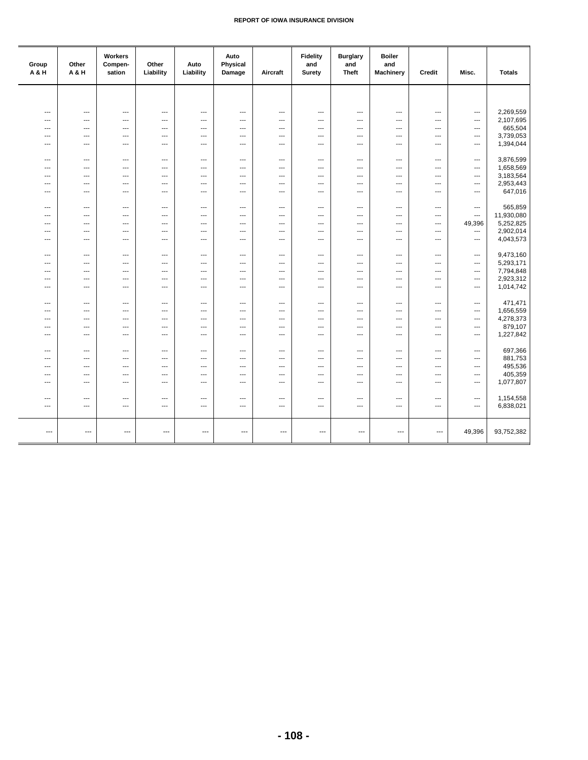| Group A & H | Other A & H | Workers Compen-sation | Other Liability | Auto Liability | Auto Physical Damage | Aircraft | Fidelity and Surety | Burglary and Theft | Boiler and Machinery | Credit | Misc. | Totals |
|---|---|---|---|---|---|---|---|---|---|---|---|---|
| --- | --- | --- | --- | --- | --- | --- | --- | --- | --- | --- | --- | 2,269,559 |
| --- | --- | --- | --- | --- | --- | --- | --- | --- | --- | --- | --- | 2,107,695 |
| --- | --- | --- | --- | --- | --- | --- | --- | --- | --- | --- | --- | 665,504 |
| --- | --- | --- | --- | --- | --- | --- | --- | --- | --- | --- | --- | 3,739,053 |
| --- | --- | --- | --- | --- | --- | --- | --- | --- | --- | --- | --- | 1,394,044 |
| --- | --- | --- | --- | --- | --- | --- | --- | --- | --- | --- | --- | 3,876,599 |
| --- | --- | --- | --- | --- | --- | --- | --- | --- | --- | --- | --- | 1,658,569 |
| --- | --- | --- | --- | --- | --- | --- | --- | --- | --- | --- | --- | 3,183,564 |
| --- | --- | --- | --- | --- | --- | --- | --- | --- | --- | --- | --- | 2,953,443 |
| --- | --- | --- | --- | --- | --- | --- | --- | --- | --- | --- | --- | 647,016 |
| --- | --- | --- | --- | --- | --- | --- | --- | --- | --- | --- | --- | 565,859 |
| --- | --- | --- | --- | --- | --- | --- | --- | --- | --- | --- | --- | 11,930,080 |
| --- | --- | --- | --- | --- | --- | --- | --- | --- | --- | --- | 49,396 | 5,252,825 |
| --- | --- | --- | --- | --- | --- | --- | --- | --- | --- | --- | --- | 2,902,014 |
| --- | --- | --- | --- | --- | --- | --- | --- | --- | --- | --- | --- | 4,043,573 |
| --- | --- | --- | --- | --- | --- | --- | --- | --- | --- | --- | --- | 9,473,160 |
| --- | --- | --- | --- | --- | --- | --- | --- | --- | --- | --- | --- | 5,293,171 |
| --- | --- | --- | --- | --- | --- | --- | --- | --- | --- | --- | --- | 7,794,848 |
| --- | --- | --- | --- | --- | --- | --- | --- | --- | --- | --- | --- | 2,923,312 |
| --- | --- | --- | --- | --- | --- | --- | --- | --- | --- | --- | --- | 1,014,742 |
| --- | --- | --- | --- | --- | --- | --- | --- | --- | --- | --- | --- | 471,471 |
| --- | --- | --- | --- | --- | --- | --- | --- | --- | --- | --- | --- | 1,656,559 |
| --- | --- | --- | --- | --- | --- | --- | --- | --- | --- | --- | --- | 4,278,373 |
| --- | --- | --- | --- | --- | --- | --- | --- | --- | --- | --- | --- | 879,107 |
| --- | --- | --- | --- | --- | --- | --- | --- | --- | --- | --- | --- | 1,227,842 |
| --- | --- | --- | --- | --- | --- | --- | --- | --- | --- | --- | --- | 697,366 |
| --- | --- | --- | --- | --- | --- | --- | --- | --- | --- | --- | --- | 881,753 |
| --- | --- | --- | --- | --- | --- | --- | --- | --- | --- | --- | --- | 495,536 |
| --- | --- | --- | --- | --- | --- | --- | --- | --- | --- | --- | --- | 405,359 |
| --- | --- | --- | --- | --- | --- | --- | --- | --- | --- | --- | --- | 1,077,807 |
| --- | --- | --- | --- | --- | --- | --- | --- | --- | --- | --- | --- | 1,154,558 |
| --- | --- | --- | --- | --- | --- | --- | --- | --- | --- | --- | --- | 6,838,021 |
| --- | --- | --- | --- | --- | --- | --- | --- | --- | --- | --- | 49,396 | 93,752,382 |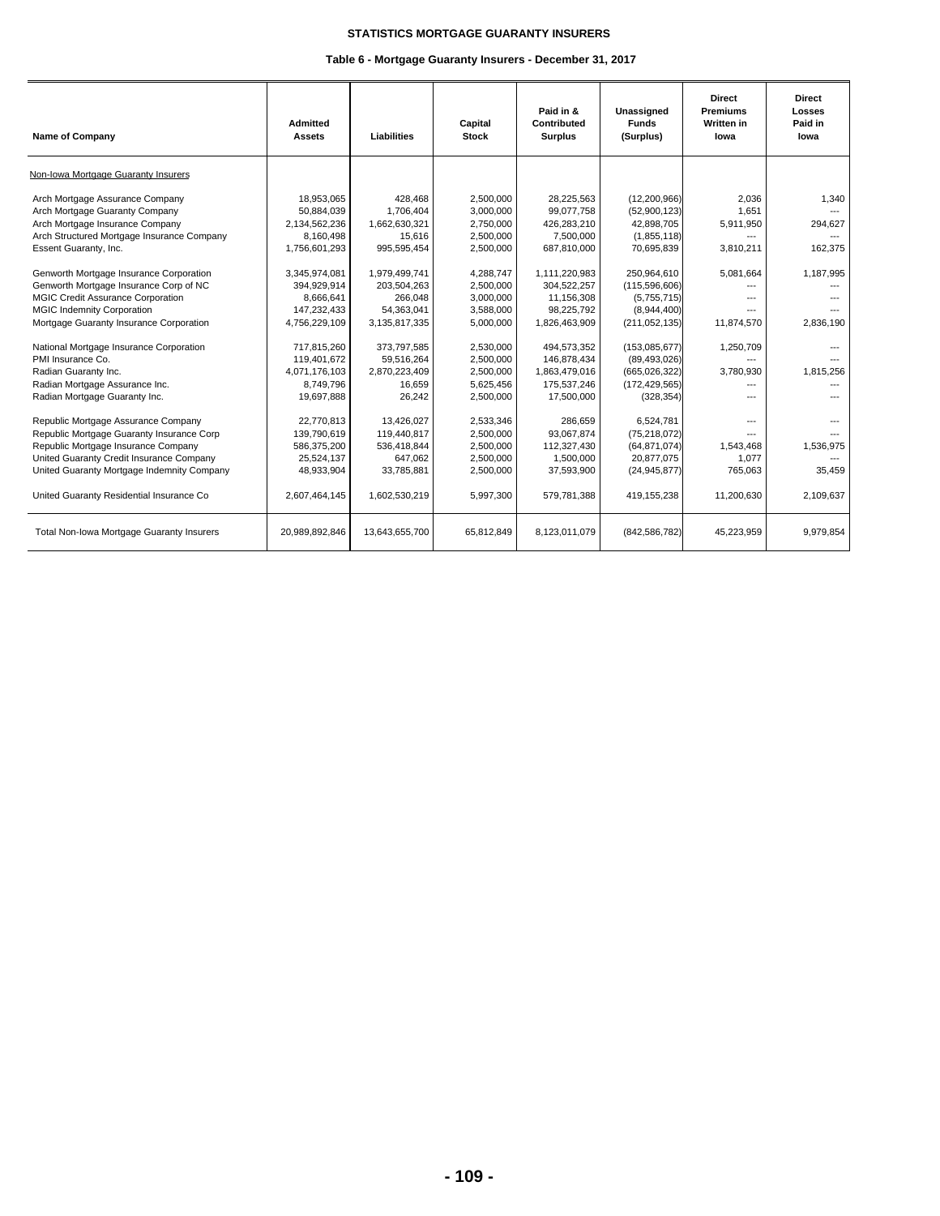**STATISTICS MORTGAGE GUARANTY INSURERS**

**Table 6 - Mortgage Guaranty Insurers - December 31, 2017**

| Name of Company | Admitted Assets | Liabilities | Capital Stock | Paid in & Contributed Surplus | Unassigned Funds (Surplus) | Direct Premiums Written in Iowa | Direct Losses Paid in Iowa |
|---|---|---|---|---|---|---|---|
| Non-Iowa Mortgage Guaranty Insurers | | | | | | | |
| Arch Mortgage Assurance Company | 18,953,065 | 428,468 | 2,500,000 | 28,225,563 | (12,200,966) | 2,036 | 1,340 |
| Arch Mortgage Guaranty Company | 50,884,039 | 1,706,404 | 3,000,000 | 99,077,758 | (52,900,123) | 1,651 | --- |
| Arch Mortgage Insurance Company | 2,134,562,236 | 1,662,630,321 | 2,750,000 | 426,283,210 | 42,898,705 | 5,911,950 | 294,627 |
| Arch Structured Mortgage Insurance Company | 8,160,498 | 15,616 | 2,500,000 | 7,500,000 | (1,855,118) | --- | --- |
| Essent Guaranty, Inc. | 1,756,601,293 | 995,595,454 | 2,500,000 | 687,810,000 | 70,695,839 | 3,810,211 | 162,375 |
| Genworth Mortgage Insurance Corporation | 3,345,974,081 | 1,979,499,741 | 4,288,747 | 1,111,220,983 | 250,964,610 | 5,081,664 | 1,187,995 |
| Genworth Mortgage Insurance Corp of NC | 394,929,914 | 203,504,263 | 2,500,000 | 304,522,257 | (115,596,606) | --- | --- |
| MGIC Credit Assurance Corporation | 8,666,641 | 266,048 | 3,000,000 | 11,156,308 | (5,755,715) | --- | --- |
| MGIC Indemnity Corporation | 147,232,433 | 54,363,041 | 3,588,000 | 98,225,792 | (8,944,400) | --- | --- |
| Mortgage Guaranty Insurance Corporation | 4,756,229,109 | 3,135,817,335 | 5,000,000 | 1,826,463,909 | (211,052,135) | 11,874,570 | 2,836,190 |
| National Mortgage Insurance Corporation | 717,815,260 | 373,797,585 | 2,530,000 | 494,573,352 | (153,085,677) | 1,250,709 | --- |
| PMI Insurance Co. | 119,401,672 | 59,516,264 | 2,500,000 | 146,878,434 | (89,493,026) | --- | --- |
| Radian Guaranty Inc. | 4,071,176,103 | 2,870,223,409 | 2,500,000 | 1,863,479,016 | (665,026,322) | 3,780,930 | 1,815,256 |
| Radian Mortgage Assurance Inc. | 8,749,796 | 16,659 | 5,625,456 | 175,537,246 | (172,429,565) | --- | --- |
| Radian Mortgage Guaranty Inc. | 19,697,888 | 26,242 | 2,500,000 | 17,500,000 | (328,354) | --- | --- |
| Republic Mortgage Assurance Company | 22,770,813 | 13,426,027 | 2,533,346 | 286,659 | 6,524,781 | --- | --- |
| Republic Mortgage Guaranty Insurance Corp | 139,790,619 | 119,440,817 | 2,500,000 | 93,067,874 | (75,218,072) | --- | --- |
| Republic Mortgage Insurance Company | 586,375,200 | 536,418,844 | 2,500,000 | 112,327,430 | (64,871,074) | 1,543,468 | 1,536,975 |
| United Guaranty Credit Insurance Company | 25,524,137 | 647,062 | 2,500,000 | 1,500,000 | 20,877,075 | 1,077 | --- |
| United Guaranty Mortgage Indemnity Company | 48,933,904 | 33,785,881 | 2,500,000 | 37,593,900 | (24,945,877) | 765,063 | 35,459 |
| United Guaranty Residential Insurance Co | 2,607,464,145 | 1,602,530,219 | 5,997,300 | 579,781,388 | 419,155,238 | 11,200,630 | 2,109,637 |
| Total Non-Iowa Mortgage Guaranty Insurers | 20,989,892,846 | 13,643,655,700 | 65,812,849 | 8,123,011,079 | (842,586,782) | 45,223,959 | 9,979,854 |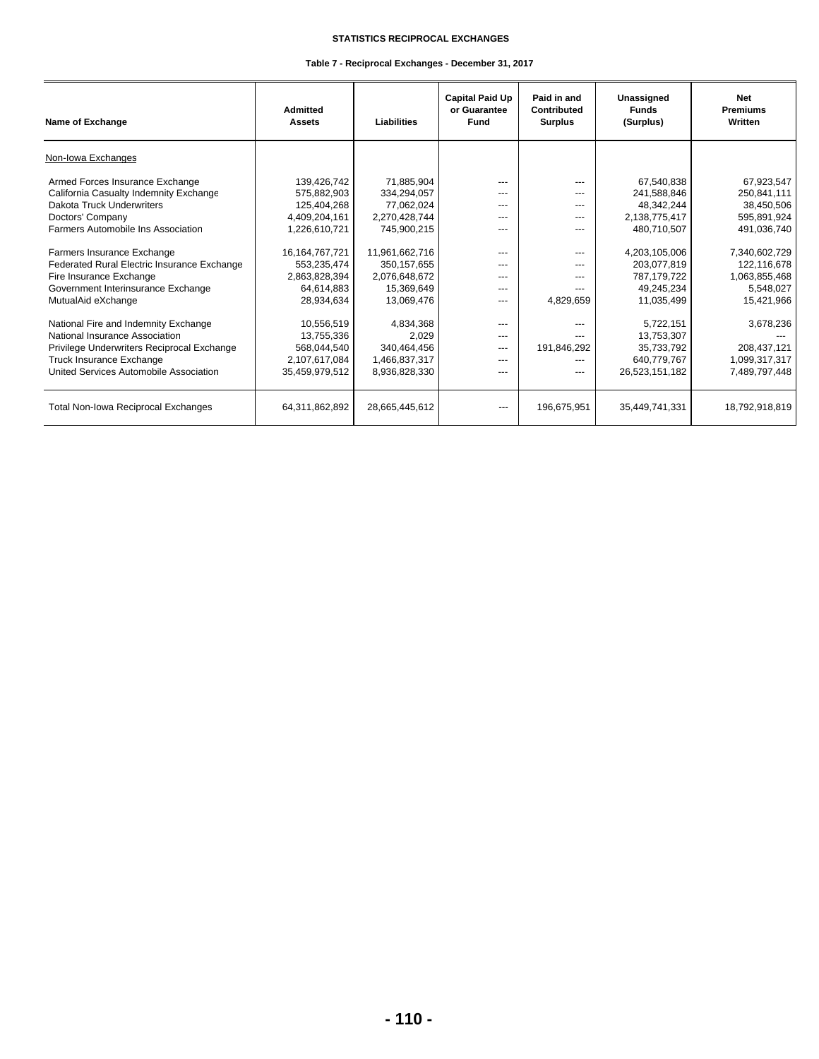# STATISTICS RECIPROCAL EXCHANGES

## Table 7 - Reciprocal Exchanges - December 31, 2017

| Name of Exchange | Admitted Assets | Liabilities | Capital Paid Up or Guarantee Fund | Paid in and Contributed Surplus | Unassigned Funds (Surplus) | Net Premiums Written |
|---|---|---|---|---|---|---|
| Non-Iowa Exchanges | | | | | | |
| Armed Forces Insurance Exchange | 139,426,742 | 71,885,904 | --- | --- | 67,540,838 | 67,923,547 |
| California Casualty Indemnity Exchange | 575,882,903 | 334,294,057 | --- | --- | 241,588,846 | 250,841,111 |
| Dakota Truck Underwriters | 125,404,268 | 77,062,024 | --- | --- | 48,342,244 | 38,450,506 |
| Doctors' Company | 4,409,204,161 | 2,270,428,744 | --- | --- | 2,138,775,417 | 595,891,924 |
| Farmers Automobile Ins Association | 1,226,610,721 | 745,900,215 | --- | --- | 480,710,507 | 491,036,740 |
| Farmers Insurance Exchange | 16,164,767,721 | 11,961,662,716 | --- | --- | 4,203,105,006 | 7,340,602,729 |
| Federated Rural Electric Insurance Exchange | 553,235,474 | 350,157,655 | --- | --- | 203,077,819 | 122,116,678 |
| Fire Insurance Exchange | 2,863,828,394 | 2,076,648,672 | --- | --- | 787,179,722 | 1,063,855,468 |
| Government Interinsurance Exchange | 64,614,883 | 15,369,649 | --- | --- | 49,245,234 | 5,548,027 |
| MutualAid eXchange | 28,934,634 | 13,069,476 | --- | 4,829,659 | 11,035,499 | 15,421,966 |
| National Fire and Indemnity Exchange | 10,556,519 | 4,834,368 | --- | --- | 5,722,151 | 3,678,236 |
| National Insurance Association | 13,755,336 | 2,029 | --- | --- | 13,753,307 | --- |
| Privilege Underwriters Reciprocal Exchange | 568,044,540 | 340,464,456 | --- | 191,846,292 | 35,733,792 | 208,437,121 |
| Truck Insurance Exchange | 2,107,617,084 | 1,466,837,317 | --- | --- | 640,779,767 | 1,099,317,317 |
| United Services Automobile Association | 35,459,979,512 | 8,936,828,330 | --- | --- | 26,523,151,182 | 7,489,797,448 |
| Total Non-Iowa Reciprocal Exchanges | 64,311,862,892 | 28,665,445,612 | --- | 196,675,951 | 35,449,741,331 | 18,792,918,819 |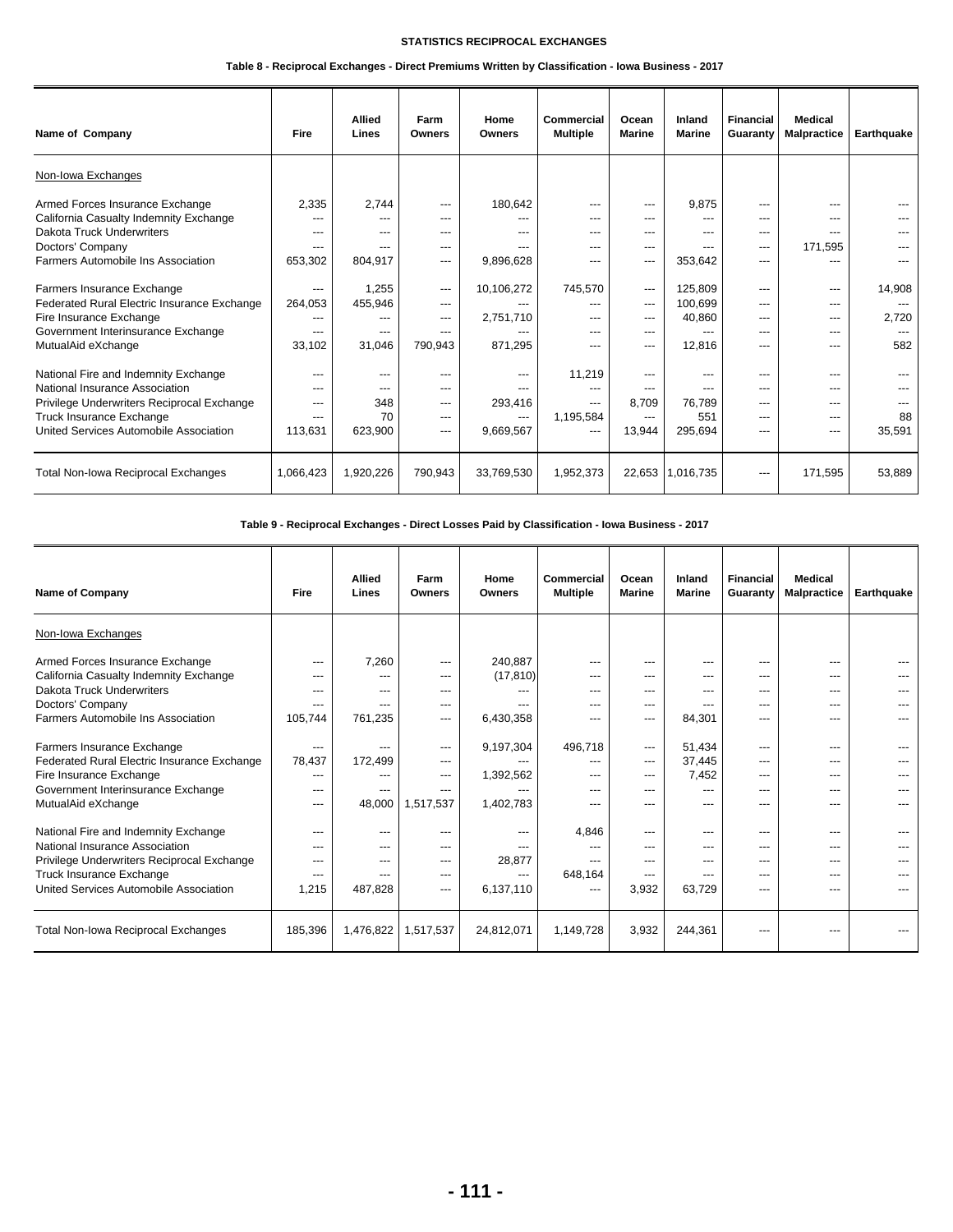## STATISTICS RECIPROCAL EXCHANGES

### Table 8 - Reciprocal Exchanges - Direct Premiums Written by Classification - Iowa Business - 2017

| Name of Company | Fire | Allied Lines | Farm Owners | Home Owners | Commercial Multiple | Ocean Marine | Inland Marine | Financial Guaranty | Medical Malpractice | Earthquake |
|---|---|---|---|---|---|---|---|---|---|---|
| Non-Iowa Exchanges | | | | | | | | | | |
| Armed Forces Insurance Exchange | 2,335 | 2,744 | --- | 180,642 | --- | --- | 9,875 | --- | --- | --- |
| California Casualty Indemnity Exchange | --- | --- | --- | --- | --- | --- | --- | --- | --- | --- |
| Dakota Truck Underwriters | --- | --- | --- | --- | --- | --- | --- | --- | --- | --- |
| Doctors' Company | --- | --- | --- | --- | --- | --- | --- | --- | 171,595 | --- |
| Farmers Automobile Ins Association | 653,302 | 804,917 | --- | 9,896,628 | --- | --- | 353,642 | --- | --- | --- |
| Farmers Insurance Exchange | --- | 1,255 | --- | 10,106,272 | 745,570 | --- | 125,809 | --- | --- | 14,908 |
| Federated Rural Electric Insurance Exchange | 264,053 | 455,946 | --- | --- | --- | --- | 100,699 | --- | --- | --- |
| Fire Insurance Exchange | --- | --- | --- | 2,751,710 | --- | --- | 40,860 | --- | --- | 2,720 |
| Government Interinsurance Exchange | --- | --- | --- | --- | --- | --- | --- | --- | --- | --- |
| MutualAid eXchange | 33,102 | 31,046 | 790,943 | 871,295 | --- | --- | 12,816 | --- | --- | 582 |
| National Fire and Indemnity Exchange | --- | --- | --- | --- | 11,219 | --- | --- | --- | --- | --- |
| National Insurance Association | --- | --- | --- | --- | --- | --- | --- | --- | --- | --- |
| Privilege Underwriters Reciprocal Exchange | --- | 348 | --- | 293,416 | --- | 8,709 | 76,789 | --- | --- | --- |
| Truck Insurance Exchange | --- | 70 | --- | --- | 1,195,584 | --- | 551 | --- | --- | 88 |
| United Services Automobile Association | 113,631 | 623,900 | --- | 9,669,567 | --- | 13,944 | 295,694 | --- | --- | 35,591 |
| Total Non-Iowa Reciprocal Exchanges | 1,066,423 | 1,920,226 | 790,943 | 33,769,530 | 1,952,373 | 22,653 | 1,016,735 | --- | 171,595 | 53,889 |

### Table 9 - Reciprocal Exchanges - Direct Losses Paid by Classification - Iowa Business - 2017

| Name of Company | Fire | Allied Lines | Farm Owners | Home Owners | Commercial Multiple | Ocean Marine | Inland Marine | Financial Guaranty | Medical Malpractice | Earthquake |
|---|---|---|---|---|---|---|---|---|---|---|
| Non-Iowa Exchanges | | | | | | | | | | |
| Armed Forces Insurance Exchange | --- | 7,260 | --- | 240,887 | --- | --- | --- | --- | --- | --- |
| California Casualty Indemnity Exchange | --- | --- | --- | (17,810) | --- | --- | --- | --- | --- | --- |
| Dakota Truck Underwriters | --- | --- | --- | --- | --- | --- | --- | --- | --- | --- |
| Doctors' Company | --- | --- | --- | --- | --- | --- | --- | --- | --- | --- |
| Farmers Automobile Ins Association | 105,744 | 761,235 | --- | 6,430,358 | --- | --- | 84,301 | --- | --- | --- |
| Farmers Insurance Exchange | --- | --- | --- | 9,197,304 | 496,718 | --- | 51,434 | --- | --- | --- |
| Federated Rural Electric Insurance Exchange | 78,437 | 172,499 | --- | --- | --- | --- | 37,445 | --- | --- | --- |
| Fire Insurance Exchange | --- | --- | --- | 1,392,562 | --- | --- | 7,452 | --- | --- | --- |
| Government Interinsurance Exchange | --- | --- | --- | --- | --- | --- | --- | --- | --- | --- |
| MutualAid eXchange | --- | 48,000 | 1,517,537 | 1,402,783 | --- | --- | --- | --- | --- | --- |
| National Fire and Indemnity Exchange | --- | --- | --- | --- | 4,846 | --- | --- | --- | --- | --- |
| National Insurance Association | --- | --- | --- | --- | --- | --- | --- | --- | --- | --- |
| Privilege Underwriters Reciprocal Exchange | --- | --- | --- | 28,877 | --- | --- | --- | --- | --- | --- |
| Truck Insurance Exchange | --- | --- | --- | --- | 648,164 | --- | --- | --- | --- | --- |
| United Services Automobile Association | 1,215 | 487,828 | --- | 6,137,110 | --- | 3,932 | 63,729 | --- | --- | --- |
| Total Non-Iowa Reciprocal Exchanges | 185,396 | 1,476,822 | 1,517,537 | 24,812,071 | 1,149,728 | 3,932 | 244,361 | --- | --- | --- |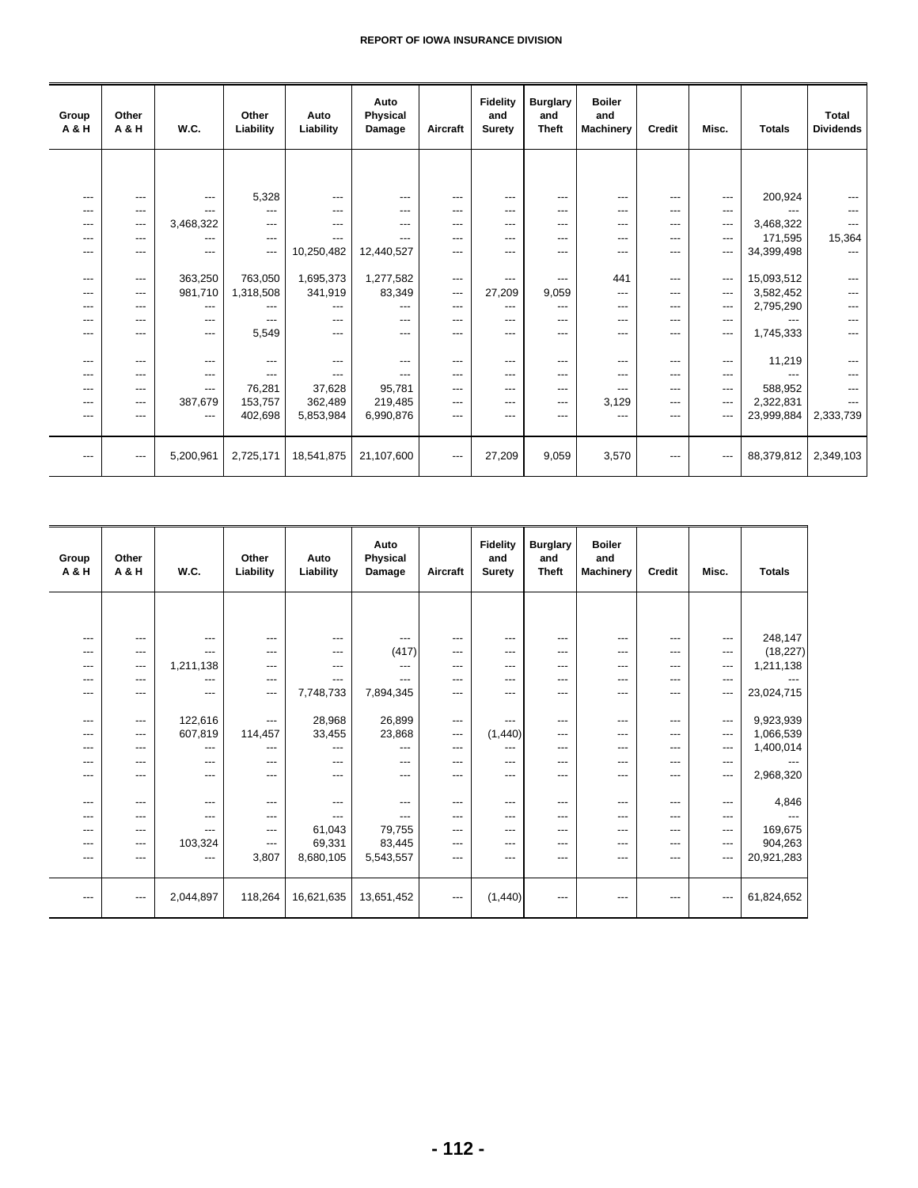| Group A & H | Other A & H | W.C. | Other Liability | Auto Liability | Auto Physical Damage | Aircraft | Fidelity and Surety | Burglary and Theft | Boiler and Machinery | Credit | Misc. | Totals | Total Dividends |
|---|---|---|---|---|---|---|---|---|---|---|---|---|---|
| --- | --- | --- | 5,328 | --- | --- | --- | --- | --- | --- | --- | --- | 200,924 | --- |
| --- | --- | --- | --- | --- | --- | --- | --- | --- | --- | --- | --- | --- | --- |
| --- | --- | 3,468,322 | --- | --- | --- | --- | --- | --- | --- | --- | --- | 3,468,322 | --- |
| --- | --- | --- | --- | --- | --- | --- | --- | --- | --- | --- | --- | 171,595 | 15,364 |
| --- | --- | --- | --- | 10,250,482 | 12,440,527 | --- | --- | --- | --- | --- | --- | 34,399,498 | --- |
| --- | --- | 363,250 | 763,050 | 1,695,373 | 1,277,582 | --- | --- | --- | 441 | --- | --- | 15,093,512 | --- |
| --- | --- | 981,710 | 1,318,508 | 341,919 | 83,349 | --- | 27,209 | 9,059 | --- | --- | --- | 3,582,452 | --- |
| --- | --- | --- | --- | --- | --- | --- | --- | --- | --- | --- | --- | 2,795,290 | --- |
| --- | --- | --- | --- | --- | --- | --- | --- | --- | --- | --- | --- | --- | --- |
| --- | --- | --- | 5,549 | --- | --- | --- | --- | --- | --- | --- | --- | 1,745,333 | --- |
| --- | --- | --- | --- | --- | --- | --- | --- | --- | --- | --- | --- | 11,219 | --- |
| --- | --- | --- | --- | --- | --- | --- | --- | --- | --- | --- | --- | --- | --- |
| --- | --- | --- | 76,281 | 37,628 | 95,781 | --- | --- | --- | --- | --- | --- | 588,952 | --- |
| --- | --- | 387,679 | 153,757 | 362,489 | 219,485 | --- | --- | --- | 3,129 | --- | --- | 2,322,831 | --- |
| --- | --- | --- | 402,698 | 5,853,984 | 6,990,876 | --- | --- | --- | --- | --- | --- | 23,999,884 | 2,333,739 |
| --- | --- | 5,200,961 | 2,725,171 | 18,541,875 | 21,107,600 | --- | 27,209 | 9,059 | 3,570 | --- | --- | 88,379,812 | 2,349,103 |

| Group A & H | Other A & H | W.C. | Other Liability | Auto Liability | Auto Physical Damage | Aircraft | Fidelity and Surety | Burglary and Theft | Boiler and Machinery | Credit | Misc. | Totals |
|---|---|---|---|---|---|---|---|---|---|---|---|---|
| --- | --- | --- | --- | --- | --- | --- | --- | --- | --- | --- | --- | 248,147 |
| --- | --- | --- | --- | --- | (417) | --- | --- | --- | --- | --- | --- | (18,227) |
| --- | --- | 1,211,138 | --- | --- | --- | --- | --- | --- | --- | --- | --- | 1,211,138 |
| --- | --- | --- | --- | --- | --- | --- | --- | --- | --- | --- | --- | --- |
| --- | --- | --- | --- | 7,748,733 | 7,894,345 | --- | --- | --- | --- | --- | --- | 23,024,715 |
| --- | --- | 122,616 | --- | 28,968 | 26,899 | --- | --- | --- | --- | --- | --- | 9,923,939 |
| --- | --- | 607,819 | 114,457 | 33,455 | 23,868 | --- | (1,440) | --- | --- | --- | --- | 1,066,539 |
| --- | --- | --- | --- | --- | --- | --- | --- | --- | --- | --- | --- | 1,400,014 |
| --- | --- | --- | --- | --- | --- | --- | --- | --- | --- | --- | --- | --- |
| --- | --- | --- | --- | --- | --- | --- | --- | --- | --- | --- | --- | 2,968,320 |
| --- | --- | --- | --- | --- | --- | --- | --- | --- | --- | --- | --- | 4,846 |
| --- | --- | --- | --- | --- | --- | --- | --- | --- | --- | --- | --- | --- |
| --- | --- | --- | --- | 61,043 | 79,755 | --- | --- | --- | --- | --- | --- | 169,675 |
| --- | --- | 103,324 | --- | 69,331 | 83,445 | --- | --- | --- | --- | --- | --- | 904,263 |
| --- | --- | --- | 3,807 | 8,680,105 | 5,543,557 | --- | --- | --- | --- | --- | --- | 20,921,283 |
| --- | --- | 2,044,897 | 118,264 | 16,621,635 | 13,651,452 | --- | (1,440) | --- | --- | --- | --- | 61,824,652 |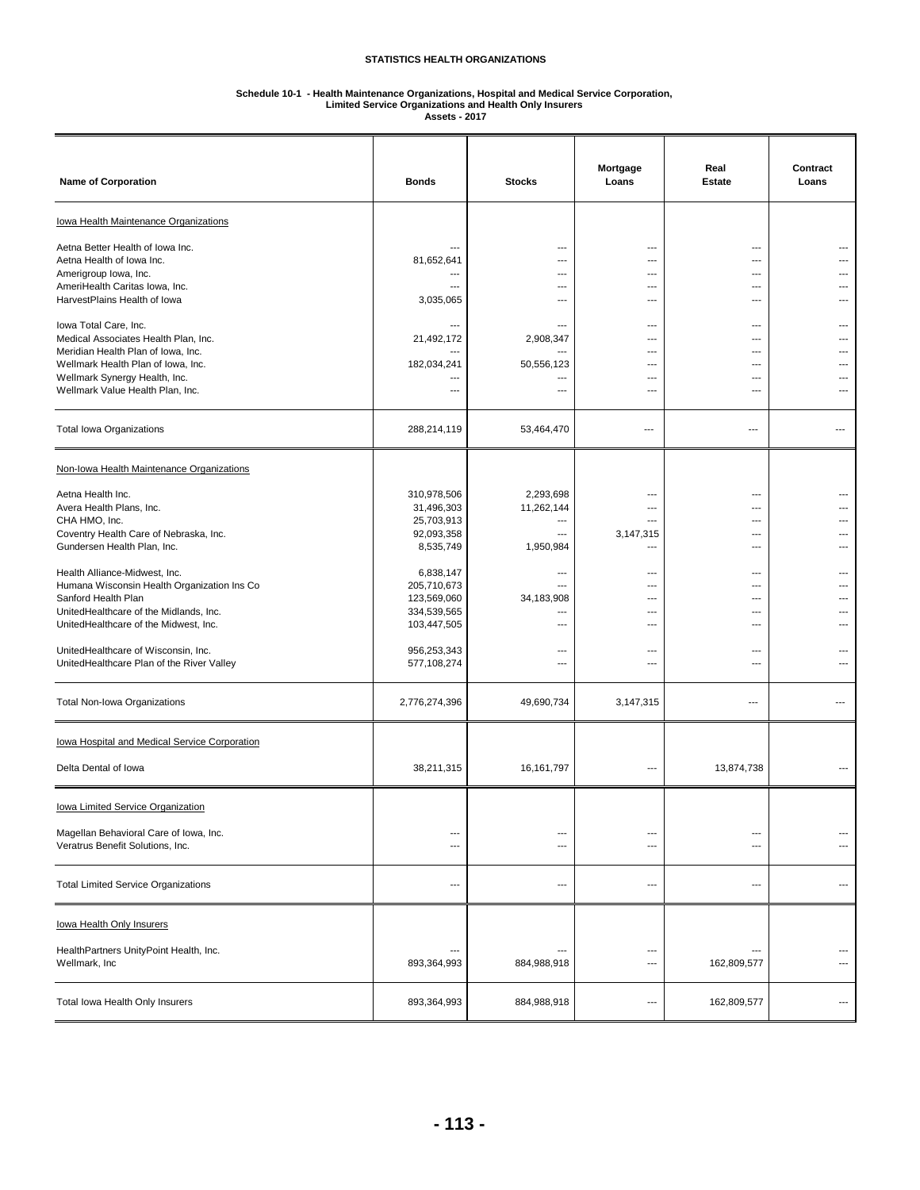# STATISTICS HEALTH ORGANIZATIONS

## Schedule 10-1 - Health Maintenance Organizations, Hospital and Medical Service Corporation, Limited Service Organizations and Health Only Insurers
### Assets - 2017

| Name of Corporation | Bonds | Stocks | Mortgage Loans | Real Estate | Contract Loans |
|---|---|---|---|---|---|
| Iowa Health Maintenance Organizations | | | | | |
| Aetna Better Health of Iowa Inc. | --- | --- | --- | --- | --- |
| Aetna Health of Iowa Inc. | 81,652,641 | --- | --- | --- | --- |
| Amerigroup Iowa, Inc. | --- | --- | --- | --- | --- |
| AmeriHealth Caritas Iowa, Inc. | --- | --- | --- | --- | --- |
| HarvestPlains Health of Iowa | 3,035,065 | --- | --- | --- | --- |
| Iowa Total Care, Inc. | --- | --- | --- | --- | --- |
| Medical Associates Health Plan, Inc. | 21,492,172 | 2,908,347 | --- | --- | --- |
| Meridian Health Plan of Iowa, Inc. | --- | --- | --- | --- | --- |
| Wellmark Health Plan of Iowa, Inc. | 182,034,241 | 50,556,123 | --- | --- | --- |
| Wellmark Synergy Health, Inc. | --- | --- | --- | --- | --- |
| Wellmark Value Health Plan, Inc. | --- | --- | --- | --- | --- |
| Total Iowa Organizations | 288,214,119 | 53,464,470 | --- | --- | --- |
| Non-Iowa Health Maintenance Organizations | | | | | |
| Aetna Health Inc. | 310,978,506 | 2,293,698 | --- | --- | --- |
| Avera Health Plans, Inc. | 31,496,303 | 11,262,144 | --- | --- | --- |
| CHA HMO, Inc. | 25,703,913 | --- | --- | --- | --- |
| Coventry Health Care of Nebraska, Inc. | 92,093,358 | --- | 3,147,315 | --- | --- |
| Gundersen Health Plan, Inc. | 8,535,749 | 1,950,984 | --- | --- | --- |
| Health Alliance-Midwest, Inc. | 6,838,147 | --- | --- | --- | --- |
| Humana Wisconsin Health Organization Ins Co | 205,710,673 | --- | --- | --- | --- |
| Sanford Health Plan | 123,569,060 | 34,183,908 | --- | --- | --- |
| UnitedHealthcare of the Midlands, Inc. | 334,539,565 | --- | --- | --- | --- |
| UnitedHealthcare of the Midwest, Inc. | 103,447,505 | --- | --- | --- | --- |
| UnitedHealthcare of Wisconsin, Inc. | 956,253,343 | --- | --- | --- | --- |
| UnitedHealthcare Plan of the River Valley | 577,108,274 | --- | --- | --- | --- |
| Total Non-Iowa Organizations | 2,776,274,396 | 49,690,734 | 3,147,315 | --- | --- |
| Iowa Hospital and Medical Service Corporation | | | | | |
| Delta Dental of Iowa | 38,211,315 | 16,161,797 | --- | 13,874,738 | --- |
| Iowa Limited Service Organization | | | | | |
| Magellan Behavioral Care of Iowa, Inc. | --- | --- | --- | --- | --- |
| Veratrus Benefit Solutions, Inc. | --- | --- | --- | --- | --- |
| Total Limited Service Organizations | --- | --- | --- | --- | --- |
| Iowa Health Only Insurers | | | | | |
| HealthPartners UnityPoint Health, Inc. | --- | --- | --- | --- | --- |
| Wellmark, Inc | 893,364,993 | 884,988,918 | --- | 162,809,577 | --- |
| Total Iowa Health Only Insurers | 893,364,993 | 884,988,918 | --- | 162,809,577 | --- |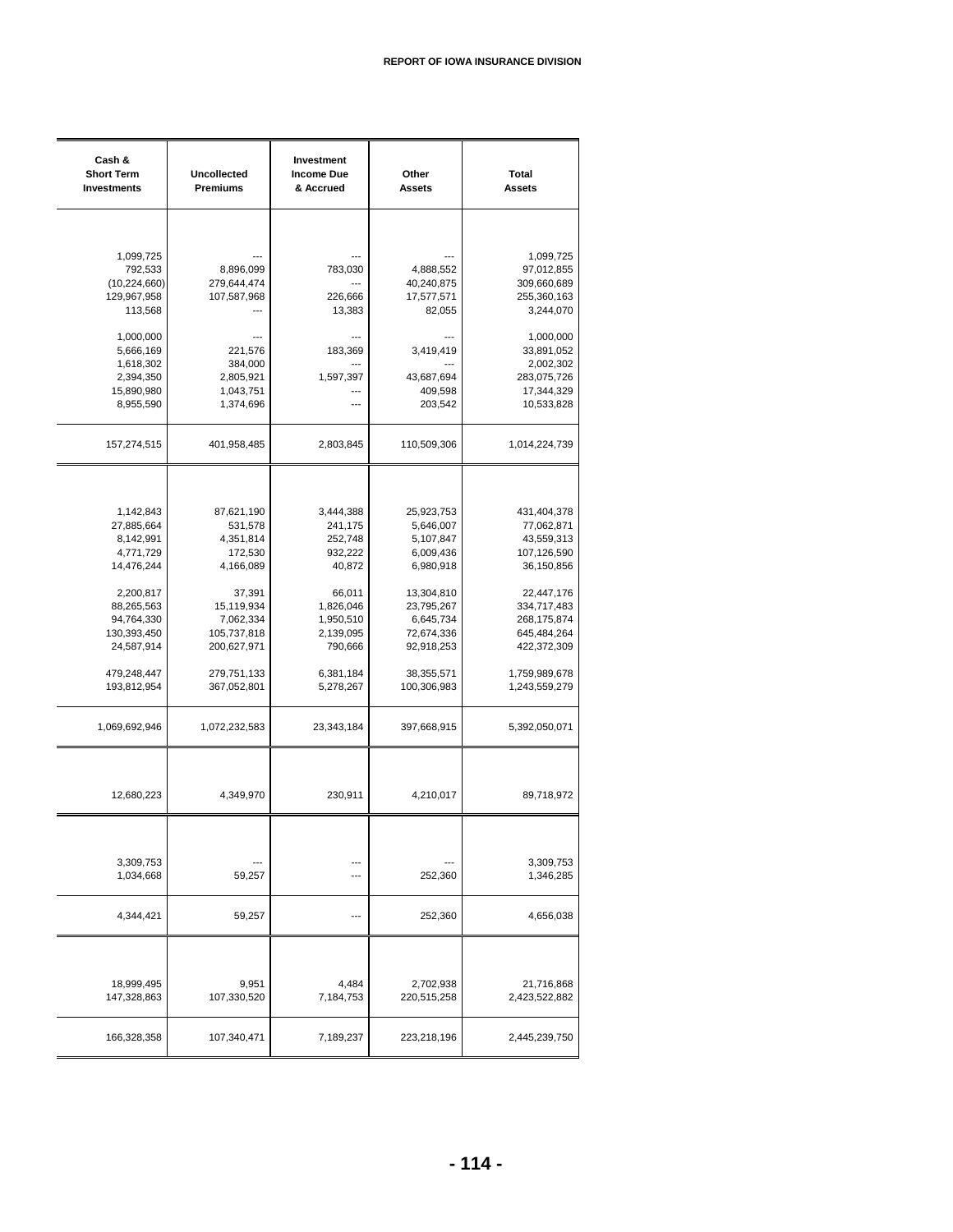| Cash & Short Term Investments | Uncollected Premiums | Investment Income Due & Accrued | Other Assets | Total Assets |
|---|---|---|---|---|
| 1,099,725 | --- | --- | --- | 1,099,725 |
| 792,533 | 8,896,099 | 783,030 | 4,888,552 | 97,012,855 |
| (10,224,660) | 279,644,474 | --- | 40,240,875 | 309,660,689 |
| 129,967,958 | 107,587,968 | 226,666 | 17,577,571 | 255,360,163 |
| 113,568 | --- | 13,383 | 82,055 | 3,244,070 |
| 1,000,000 | --- | --- | --- | 1,000,000 |
| 5,666,169 | 221,576 | 183,369 | 3,419,419 | 33,891,052 |
| 1,618,302 | 384,000 | --- | --- | 2,002,302 |
| 2,394,350 | 2,805,921 | 1,597,397 | 43,687,694 | 283,075,726 |
| 15,890,980 | 1,043,751 | --- | 409,598 | 17,344,329 |
| 8,955,590 | 1,374,696 | --- | 203,542 | 10,533,828 |
| 157,274,515 | 401,958,485 | 2,803,845 | 110,509,306 | 1,014,224,739 |
| | | | | |
| 1,142,843 | 87,621,190 | 3,444,388 | 25,923,753 | 431,404,378 |
| 27,885,664 | 531,578 | 241,175 | 5,646,007 | 77,062,871 |
| 8,142,991 | 4,351,814 | 252,748 | 5,107,847 | 43,559,313 |
| 4,771,729 | 172,530 | 932,222 | 6,009,436 | 107,126,590 |
| 14,476,244 | 4,166,089 | 40,872 | 6,980,918 | 36,150,856 |
| 2,200,817 | 37,391 | 66,011 | 13,304,810 | 22,447,176 |
| 88,265,563 | 15,119,934 | 1,826,046 | 23,795,267 | 334,717,483 |
| 94,764,330 | 7,062,334 | 1,950,510 | 6,645,734 | 268,175,874 |
| 130,393,450 | 105,737,818 | 2,139,095 | 72,674,336 | 645,484,264 |
| 24,587,914 | 200,627,971 | 790,666 | 92,918,253 | 422,372,309 |
| 479,248,447 | 279,751,133 | 6,381,184 | 38,355,571 | 1,759,989,678 |
| 193,812,954 | 367,052,801 | 5,278,267 | 100,306,983 | 1,243,559,279 |
| 1,069,692,946 | 1,072,232,583 | 23,343,184 | 397,668,915 | 5,392,050,071 |
| | | | | |
| 12,680,223 | 4,349,970 | 230,911 | 4,210,017 | 89,718,972 |
| | | | | |
| 3,309,753 | --- | --- | --- | 3,309,753 |
| 1,034,668 | 59,257 | --- | 252,360 | 1,346,285 |
| 4,344,421 | 59,257 | --- | 252,360 | 4,656,038 |
| | | | | |
| 18,999,495 | 9,951 | 4,484 | 2,702,938 | 21,716,868 |
| 147,328,863 | 107,330,520 | 7,184,753 | 220,515,258 | 2,423,522,882 |
| 166,328,358 | 107,340,471 | 7,189,237 | 223,218,196 | 2,445,239,750 |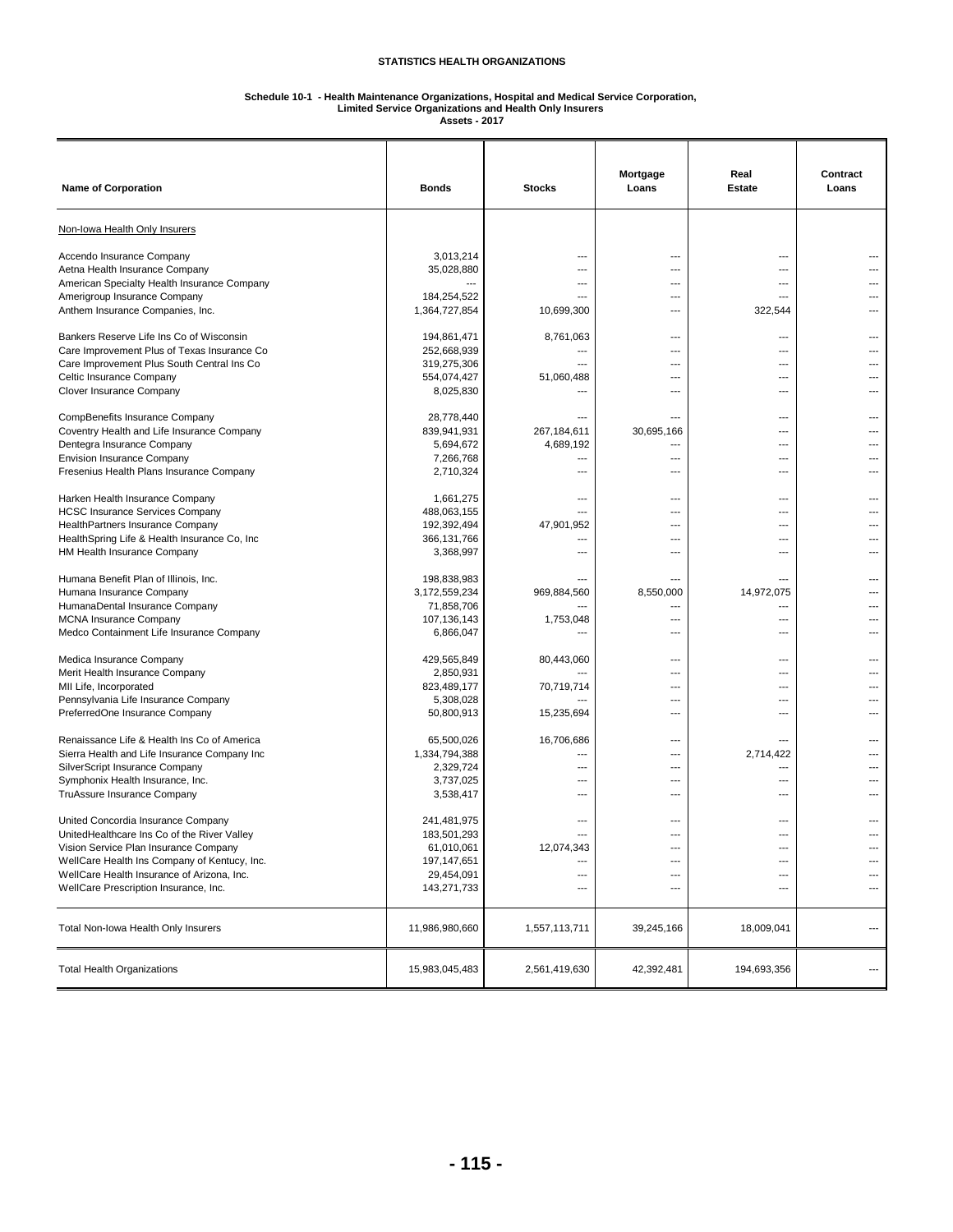**STATISTICS HEALTH ORGANIZATIONS**

**Schedule 10-1 - Health Maintenance Organizations, Hospital and Medical Service Corporation, Limited Service Organizations and Health Only Insurers**
**Assets - 2017**

| Name of Corporation | Bonds | Stocks | Mortgage Loans | Real Estate | Contract Loans |
|---|---|---|---|---|---|
| Non-Iowa Health Only Insurers | | | | | |
| Accendo Insurance Company | 3,013,214 | --- | --- | --- | --- |
| Aetna Health Insurance Company | 35,028,880 | --- | --- | --- | --- |
| American Specialty Health Insurance Company | --- | --- | --- | --- | --- |
| Amerigroup Insurance Company | 184,254,522 | --- | --- | --- | --- |
| Anthem Insurance Companies, Inc. | 1,364,727,854 | 10,699,300 | --- | 322,544 | --- |
| Bankers Reserve Life Ins Co of Wisconsin | 194,861,471 | 8,761,063 | --- | --- | --- |
| Care Improvement Plus of Texas Insurance Co | 252,668,939 | --- | --- | --- | --- |
| Care Improvement Plus South Central Ins Co | 319,275,306 | --- | --- | --- | --- |
| Celtic Insurance Company | 554,074,427 | 51,060,488 | --- | --- | --- |
| Clover Insurance Company | 8,025,830 | --- | --- | --- | --- |
| CompBenefits Insurance Company | 28,778,440 | --- | --- | --- | --- |
| Coventry Health and Life Insurance Company | 839,941,931 | 267,184,611 | 30,695,166 | --- | --- |
| Dentegra Insurance Company | 5,694,672 | 4,689,192 | --- | --- | --- |
| Envision Insurance Company | 7,266,768 | --- | --- | --- | --- |
| Fresenius Health Plans Insurance Company | 2,710,324 | --- | --- | --- | --- |
| Harken Health Insurance Company | 1,661,275 | --- | --- | --- | --- |
| HCSC Insurance Services Company | 488,063,155 | --- | --- | --- | --- |
| HealthPartners Insurance Company | 192,392,494 | 47,901,952 | --- | --- | --- |
| HealthSpring Life & Health Insurance Co, Inc | 366,131,766 | --- | --- | --- | --- |
| HM Health Insurance Company | 3,368,997 | --- | --- | --- | --- |
| Humana Benefit Plan of Illinois, Inc. | 198,838,983 | --- | --- | --- | --- |
| Humana Insurance Company | 3,172,559,234 | 969,884,560 | 8,550,000 | 14,972,075 | --- |
| HumanaDental Insurance Company | 71,858,706 | --- | --- | --- | --- |
| MCNA Insurance Company | 107,136,143 | 1,753,048 | --- | --- | --- |
| Medco Containment Life Insurance Company | 6,866,047 | --- | --- | --- | --- |
| Medica Insurance Company | 429,565,849 | 80,443,060 | --- | --- | --- |
| Merit Health Insurance Company | 2,850,931 | --- | --- | --- | --- |
| MII Life, Incorporated | 823,489,177 | 70,719,714 | --- | --- | --- |
| Pennsylvania Life Insurance Company | 5,308,028 | --- | --- | --- | --- |
| PreferredOne Insurance Company | 50,800,913 | 15,235,694 | --- | --- | --- |
| Renaissance Life & Health Ins Co of America | 65,500,026 | 16,706,686 | --- | --- | --- |
| Sierra Health and Life Insurance Company Inc | 1,334,794,388 | --- | --- | 2,714,422 | --- |
| SilverScript Insurance Company | 2,329,724 | --- | --- | --- | --- |
| Symphonix Health Insurance, Inc. | 3,737,025 | --- | --- | --- | --- |
| TruAssure Insurance Company | 3,538,417 | --- | --- | --- | --- |
| United Concordia Insurance Company | 241,481,975 | --- | --- | --- | --- |
| UnitedHealthcare Ins Co of the River Valley | 183,501,293 | --- | --- | --- | --- |
| Vision Service Plan Insurance Company | 61,010,061 | 12,074,343 | --- | --- | --- |
| WellCare Health Ins Company of Kentucky, Inc. | 197,147,651 | --- | --- | --- | --- |
| WellCare Health Insurance of Arizona, Inc. | 29,454,091 | --- | --- | --- | --- |
| WellCare Prescription Insurance, Inc. | 143,271,733 | --- | --- | --- | --- |
| Total Non-Iowa Health Only Insurers | 11,986,980,660 | 1,557,113,711 | 39,245,166 | 18,009,041 | --- |
| Total Health Organizations | 15,983,045,483 | 2,561,419,630 | 42,392,481 | 194,693,356 | --- |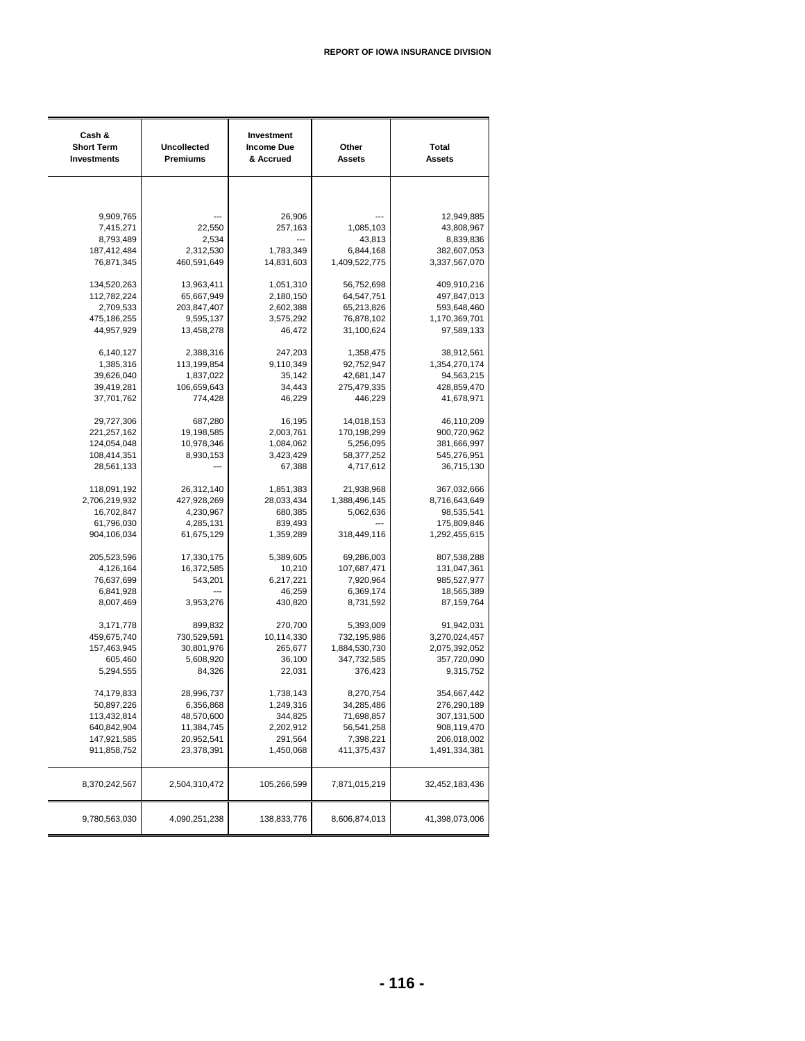| Cash & Short Term Investments | Uncollected Premiums | Investment Income Due & Accrued | Other Assets | Total Assets |
|---|---|---|---|---|
| 9,909,765 | --- | 26,906 | --- | 12,949,885 |
| 7,415,271 | 22,550 | 257,163 | 1,085,103 | 43,808,967 |
| 8,793,489 | 2,534 | --- | 43,813 | 8,839,836 |
| 187,412,484 | 2,312,530 | 1,783,349 | 6,844,168 | 382,607,053 |
| 76,871,345 | 460,591,649 | 14,831,603 | 1,409,522,775 | 3,337,567,070 |
| 134,520,263 | 13,963,411 | 1,051,310 | 56,752,698 | 409,910,216 |
| 112,782,224 | 65,667,949 | 2,180,150 | 64,547,751 | 497,847,013 |
| 2,709,533 | 203,847,407 | 2,602,388 | 65,213,826 | 593,648,460 |
| 475,186,255 | 9,595,137 | 3,575,292 | 76,878,102 | 1,170,369,701 |
| 44,957,929 | 13,458,278 | 46,472 | 31,100,624 | 97,589,133 |
| 6,140,127 | 2,388,316 | 247,203 | 1,358,475 | 38,912,561 |
| 1,385,316 | 113,199,854 | 9,110,349 | 92,752,947 | 1,354,270,174 |
| 39,626,040 | 1,837,022 | 35,142 | 42,681,147 | 94,563,215 |
| 39,419,281 | 106,659,643 | 34,443 | 275,479,335 | 428,859,470 |
| 37,701,762 | 774,428 | 46,229 | 446,229 | 41,678,971 |
| 29,727,306 | 687,280 | 16,195 | 14,018,153 | 46,110,209 |
| 221,257,162 | 19,198,585 | 2,003,761 | 170,198,299 | 900,720,962 |
| 124,054,048 | 10,978,346 | 1,084,062 | 5,256,095 | 381,666,997 |
| 108,414,351 | 8,930,153 | 3,423,429 | 58,377,252 | 545,276,951 |
| 28,561,133 | --- | 67,388 | 4,717,612 | 36,715,130 |
| 118,091,192 | 26,312,140 | 1,851,383 | 21,938,968 | 367,032,666 |
| 2,706,219,932 | 427,928,269 | 28,033,434 | 1,388,496,145 | 8,716,643,649 |
| 16,702,847 | 4,230,967 | 680,385 | 5,062,636 | 98,535,541 |
| 61,796,030 | 4,285,131 | 839,493 | --- | 175,809,846 |
| 904,106,034 | 61,675,129 | 1,359,289 | 318,449,116 | 1,292,455,615 |
| 205,523,596 | 17,330,175 | 5,389,605 | 69,286,003 | 807,538,288 |
| 4,126,164 | 16,372,585 | 10,210 | 107,687,471 | 131,047,361 |
| 76,637,699 | 543,201 | 6,217,221 | 7,920,964 | 985,527,977 |
| 6,841,928 | --- | 46,259 | 6,369,174 | 18,565,389 |
| 8,007,469 | 3,953,276 | 430,820 | 8,731,592 | 87,159,764 |
| 3,171,778 | 899,832 | 270,700 | 5,393,009 | 91,942,031 |
| 459,675,740 | 730,529,591 | 10,114,330 | 732,195,986 | 3,270,024,457 |
| 157,463,945 | 30,801,976 | 265,677 | 1,884,530,730 | 2,075,392,052 |
| 605,460 | 5,608,920 | 36,100 | 347,732,585 | 357,720,090 |
| 5,294,555 | 84,326 | 22,031 | 376,423 | 9,315,752 |
| 74,179,833 | 28,996,737 | 1,738,143 | 8,270,754 | 354,667,442 |
| 50,897,226 | 6,356,868 | 1,249,316 | 34,285,486 | 276,290,189 |
| 113,432,814 | 48,570,600 | 344,825 | 71,698,857 | 307,131,500 |
| 640,842,904 | 11,384,745 | 2,202,912 | 56,541,258 | 908,119,470 |
| 147,921,585 | 20,952,541 | 291,564 | 7,398,221 | 206,018,002 |
| 911,858,752 | 23,378,391 | 1,450,068 | 411,375,437 | 1,491,334,381 |
| 8,370,242,567 | 2,504,310,472 | 105,266,599 | 7,871,015,219 | 32,452,183,436 |
| 9,780,563,030 | 4,090,251,238 | 138,833,776 | 8,606,874,013 | 41,398,073,006 |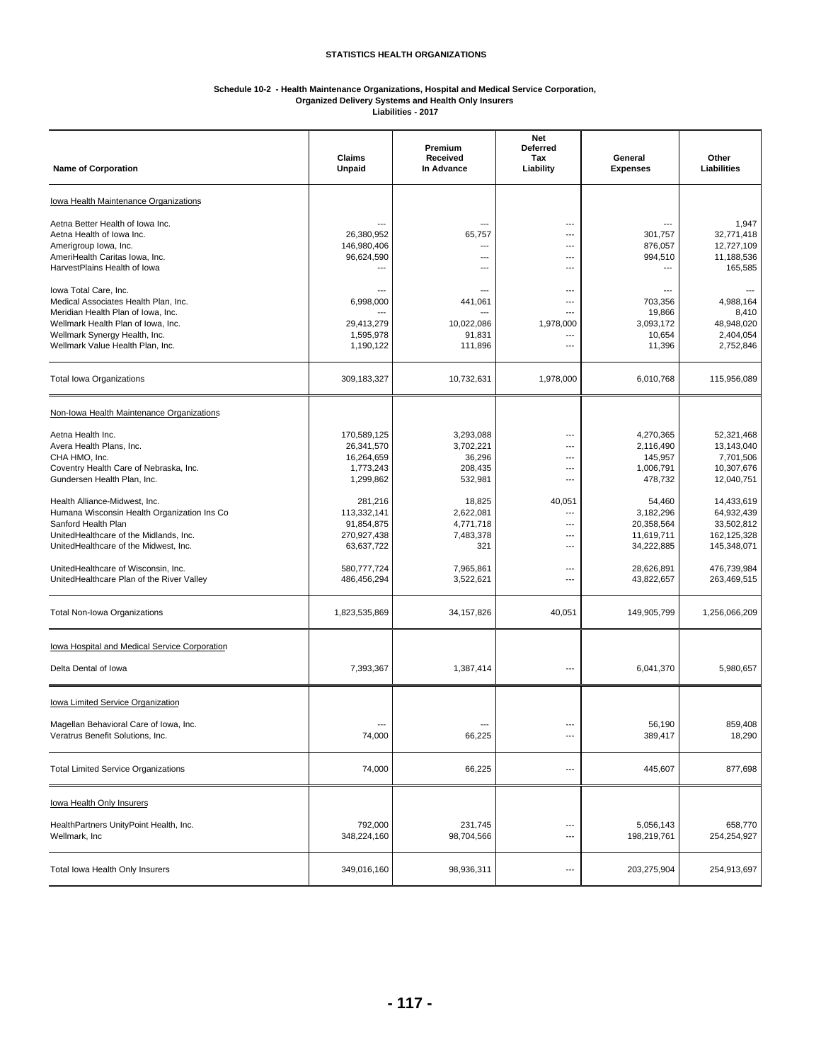STATISTICS HEALTH ORGANIZATIONS

### Schedule 10-2 - Health Maintenance Organizations, Hospital and Medical Service Corporation, Organized Delivery Systems and Health Only Insurers
### Liabilities - 2017

| Name of Corporation | Claims Unpaid | Premium Received In Advance | Net Deferred Tax Liability | General Expenses | Other Liabilities |
|---|---|---|---|---|---|
| Iowa Health Maintenance Organizations | | | | | |
| Aetna Better Health of Iowa Inc. | --- | --- | --- | --- | 1,947 |
| Aetna Health of Iowa Inc. | 26,380,952 | 65,757 | --- | 301,757 | 32,771,418 |
| Amerigroup Iowa, Inc. | 146,980,406 | --- | --- | 876,057 | 12,727,109 |
| AmeriHealth Caritas Iowa, Inc. | 96,624,590 | --- | --- | 994,510 | 11,188,536 |
| HarvestPlains Health of Iowa | --- | --- | --- | --- | 165,585 |
| Iowa Total Care, Inc. | --- | --- | --- | --- | --- |
| Medical Associates Health Plan, Inc. | 6,998,000 | 441,061 | --- | 703,356 | 4,988,164 |
| Meridian Health Plan of Iowa, Inc. | --- | --- | --- | 19,866 | 8,410 |
| Wellmark Health Plan of Iowa, Inc. | 29,413,279 | 10,022,086 | 1,978,000 | 3,093,172 | 48,948,020 |
| Wellmark Synergy Health, Inc. | 1,595,978 | 91,831 | --- | 10,654 | 2,404,054 |
| Wellmark Value Health Plan, Inc. | 1,190,122 | 111,896 | --- | 11,396 | 2,752,846 |
| Total Iowa Organizations | 309,183,327 | 10,732,631 | 1,978,000 | 6,010,768 | 115,956,089 |
| Non-Iowa Health Maintenance Organizations | | | | | |
| Aetna Health Inc. | 170,589,125 | 3,293,088 | --- | 4,270,365 | 52,321,468 |
| Avera Health Plans, Inc. | 26,341,570 | 3,702,221 | --- | 2,116,490 | 13,143,040 |
| CHA HMO, Inc. | 16,264,659 | 36,296 | --- | 145,957 | 7,701,506 |
| Coventry Health Care of Nebraska, Inc. | 1,773,243 | 208,435 | --- | 1,006,791 | 10,307,676 |
| Gundersen Health Plan, Inc. | 1,299,862 | 532,981 | --- | 478,732 | 12,040,751 |
| Health Alliance-Midwest, Inc. | 281,216 | 18,825 | 40,051 | 54,460 | 14,433,619 |
| Humana Wisconsin Health Organization Ins Co | 113,332,141 | 2,622,081 | --- | 3,182,296 | 64,932,439 |
| Sanford Health Plan | 91,854,875 | 4,771,718 | --- | 20,358,564 | 33,502,812 |
| UnitedHealthcare of the Midlands, Inc. | 270,927,438 | 7,483,378 | --- | 11,619,711 | 162,125,328 |
| UnitedHealthcare of the Midwest, Inc. | 63,637,722 | 321 | --- | 34,222,885 | 145,348,071 |
| UnitedHealthcare of Wisconsin, Inc. | 580,777,724 | 7,965,861 | --- | 28,626,891 | 476,739,984 |
| UnitedHealthcare Plan of the River Valley | 486,456,294 | 3,522,621 | --- | 43,822,657 | 263,469,515 |
| Total Non-Iowa Organizations | 1,823,535,869 | 34,157,826 | 40,051 | 149,905,799 | 1,256,066,209 |
| Iowa Hospital and Medical Service Corporation | | | | | |
| Delta Dental of Iowa | 7,393,367 | 1,387,414 | --- | 6,041,370 | 5,980,657 |
| Iowa Limited Service Organization | | | | | |
| Magellan Behavioral Care of Iowa, Inc. | --- | --- | --- | 56,190 | 859,408 |
| Veratrus Benefit Solutions, Inc. | 74,000 | 66,225 | --- | 389,417 | 18,290 |
| Total Limited Service Organizations | 74,000 | 66,225 | --- | 445,607 | 877,698 |
| Iowa Health Only Insurers | | | | | |
| HealthPartners UnityPoint Health, Inc. | 792,000 | 231,745 | --- | 5,056,143 | 658,770 |
| Wellmark, Inc | 348,224,160 | 98,704,566 | --- | 198,219,761 | 254,254,927 |
| Total Iowa Health Only Insurers | 349,016,160 | 98,936,311 | --- | 203,275,904 | 254,913,697 |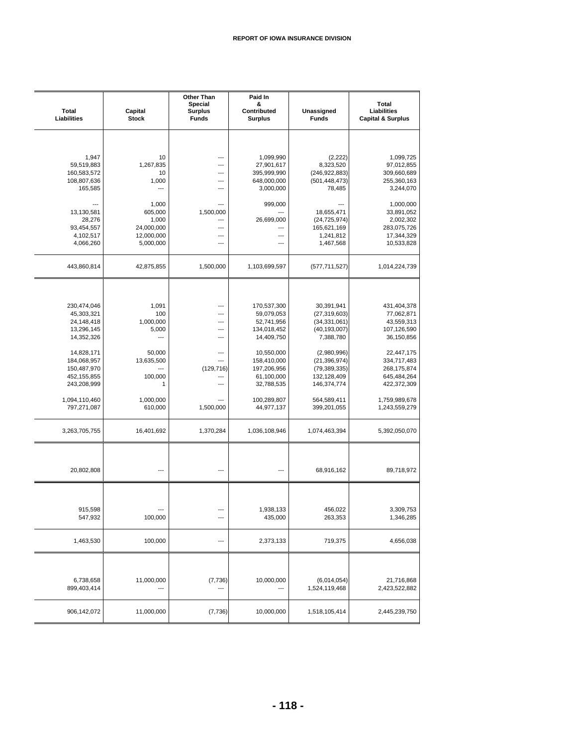# REPORT OF IOWA INSURANCE DIVISION

| Total Liabilities | Capital Stock | Other Than Special Surplus Funds | Paid In & Contributed Surplus | Unassigned Funds | Total Liabilities Capital & Surplus |
|---|---|---|---|---|---|
| 1,947 | 10 | --- | 1,099,990 | (2,222) | 1,099,725 |
| 59,519,883 | 1,267,835 | --- | 27,901,617 | 8,323,520 | 97,012,855 |
| 160,583,572 | 10 | --- | 395,999,990 | (246,922,883) | 309,660,689 |
| 108,807,636 | 1,000 | --- | 648,000,000 | (501,448,473) | 255,360,163 |
| 165,585 | --- | --- | 3,000,000 | 78,485 | 3,244,070 |
| --- | 1,000 | --- | 999,000 | --- | 1,000,000 |
| 13,130,581 | 605,000 | 1,500,000 | --- | 18,655,471 | 33,891,052 |
| 28,276 | 1,000 | --- | 26,699,000 | (24,725,974) | 2,002,302 |
| 93,454,557 | 24,000,000 | --- | --- | 165,621,169 | 283,075,726 |
| 4,102,517 | 12,000,000 | --- | --- | 1,241,812 | 17,344,329 |
| 4,066,260 | 5,000,000 | --- | --- | 1,467,568 | 10,533,828 |
| 443,860,814 | 42,875,855 | 1,500,000 | 1,103,699,597 | (577,711,527) | 1,014,224,739 |
| 230,474,046 | 1,091 | --- | 170,537,300 | 30,391,941 | 431,404,378 |
| 45,303,321 | 100 | --- | 59,079,053 | (27,319,603) | 77,062,871 |
| 24,148,418 | 1,000,000 | --- | 52,741,956 | (34,331,061) | 43,559,313 |
| 13,296,145 | 5,000 | --- | 134,018,452 | (40,193,007) | 107,126,590 |
| 14,352,326 | --- | --- | 14,409,750 | 7,388,780 | 36,150,856 |
| 14,828,171 | 50,000 | --- | 10,550,000 | (2,980,996) | 22,447,175 |
| 184,068,957 | 13,635,500 | --- | 158,410,000 | (21,396,974) | 334,717,483 |
| 150,487,970 | --- | (129,716) | 197,206,956 | (79,389,335) | 268,175,874 |
| 452,155,855 | 100,000 | --- | 61,100,000 | 132,128,409 | 645,484,264 |
| 243,208,999 | 1 | --- | 32,788,535 | 146,374,774 | 422,372,309 |
| 1,094,110,460 | 1,000,000 | --- | 100,289,807 | 564,589,411 | 1,759,989,678 |
| 797,271,087 | 610,000 | 1,500,000 | 44,977,137 | 399,201,055 | 1,243,559,279 |
| 3,263,705,755 | 16,401,692 | 1,370,284 | 1,036,108,946 | 1,074,463,394 | 5,392,050,070 |
| 20,802,808 | --- | --- | --- | 68,916,162 | 89,718,972 |
| 915,598 | --- | --- | 1,938,133 | 456,022 | 3,309,753 |
| 547,932 | 100,000 | --- | 435,000 | 263,353 | 1,346,285 |
| 1,463,530 | 100,000 | --- | 2,373,133 | 719,375 | 4,656,038 |
| 6,738,658 | 11,000,000 | (7,736) | 10,000,000 | (6,014,054) | 21,716,868 |
| 899,403,414 | --- | --- | --- | 1,524,119,468 | 2,423,522,882 |
| 906,142,072 | 11,000,000 | (7,736) | 10,000,000 | 1,518,105,414 | 2,445,239,750 |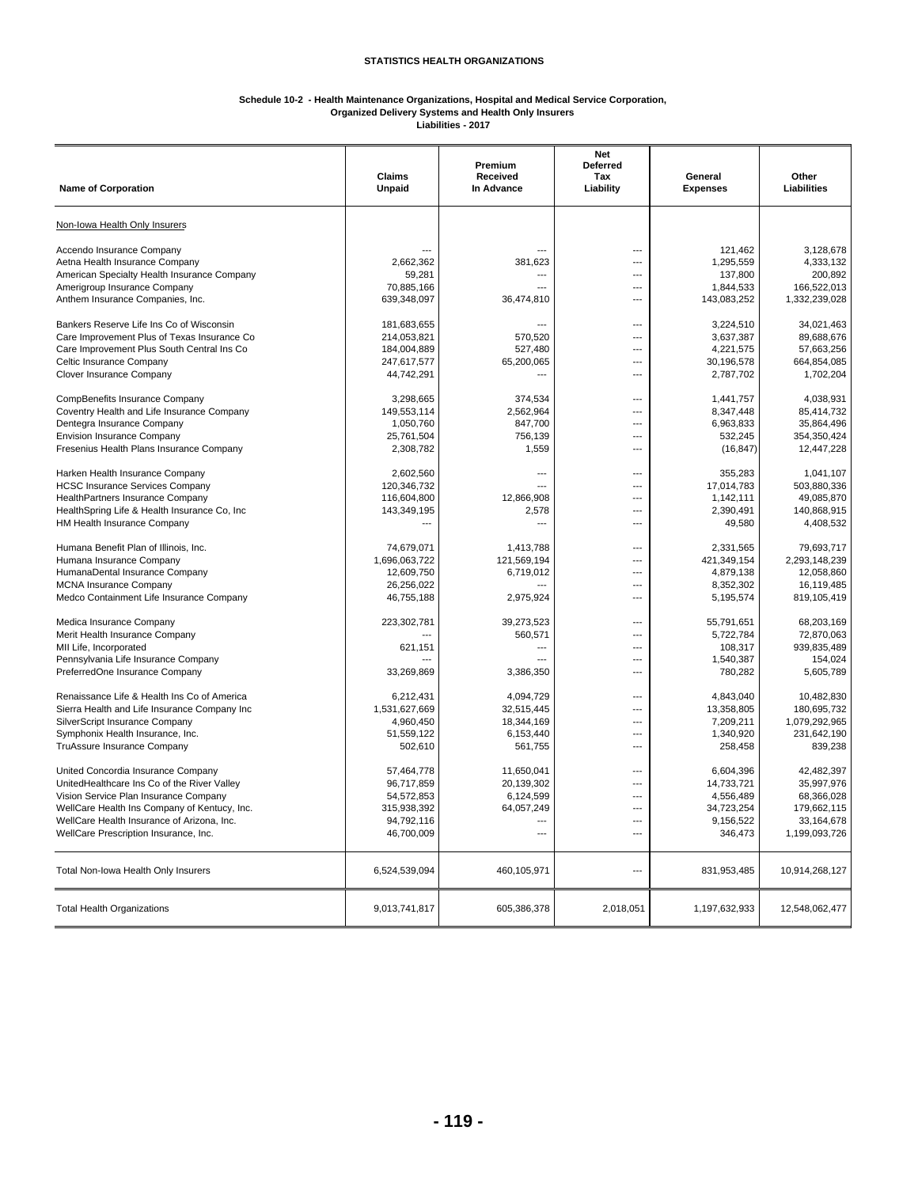**STATISTICS HEALTH ORGANIZATIONS**

**Schedule 10-2 - Health Maintenance Organizations, Hospital and Medical Service Corporation, Organized Delivery Systems and Health Only Insurers**
**Liabilities - 2017**

| Name of Corporation | Claims Unpaid | Premium Received In Advance | Net Deferred Tax Liability | General Expenses | Other Liabilities |
|---|---|---|---|---|---|
| Non-Iowa Health Only Insurers | | | | | |
| Accendo Insurance Company | --- | --- | --- | 121,462 | 3,128,678 |
| Aetna Health Insurance Company | 2,662,362 | 381,623 | --- | 1,295,559 | 4,333,132 |
| American Specialty Health Insurance Company | 59,281 | --- | --- | 137,800 | 200,892 |
| Amerigroup Insurance Company | 70,885,166 | --- | --- | 1,844,533 | 166,522,013 |
| Anthem Insurance Companies, Inc. | 639,348,097 | 36,474,810 | --- | 143,083,252 | 1,332,239,028 |
| Bankers Reserve Life Ins Co of Wisconsin | 181,683,655 | --- | --- | 3,224,510 | 34,021,463 |
| Care Improvement Plus of Texas Insurance Co | 214,053,821 | 570,520 | --- | 3,637,387 | 89,688,676 |
| Care Improvement Plus South Central Ins Co | 184,004,889 | 527,480 | --- | 4,221,575 | 57,663,256 |
| Celtic Insurance Company | 247,617,577 | 65,200,065 | --- | 30,196,578 | 664,854,085 |
| Clover Insurance Company | 44,742,291 | --- | --- | 2,787,702 | 1,702,204 |
| CompBenefits Insurance Company | 3,298,665 | 374,534 | --- | 1,441,757 | 4,038,931 |
| Coventry Health and Life Insurance Company | 149,553,114 | 2,562,964 | --- | 8,347,448 | 85,414,732 |
| Dentegra Insurance Company | 1,050,760 | 847,700 | --- | 6,963,833 | 35,864,496 |
| Envision Insurance Company | 25,761,504 | 756,139 | --- | 532,245 | 354,350,424 |
| Fresenius Health Plans Insurance Company | 2,308,782 | 1,559 | --- | (16,847) | 12,447,228 |
| Harken Health Insurance Company | 2,602,560 | --- | --- | 355,283 | 1,041,107 |
| HCSC Insurance Services Company | 120,346,732 | --- | --- | 17,014,783 | 503,880,336 |
| HealthPartners Insurance Company | 116,604,800 | 12,866,908 | --- | 1,142,111 | 49,085,870 |
| HealthSpring Life & Health Insurance Co, Inc | 143,349,195 | 2,578 | --- | 2,390,491 | 140,868,915 |
| HM Health Insurance Company | --- | --- | --- | 49,580 | 4,408,532 |
| Humana Benefit Plan of Illinois, Inc. | 74,679,071 | 1,413,788 | --- | 2,331,565 | 79,693,717 |
| Humana Insurance Company | 1,696,063,722 | 121,569,194 | --- | 421,349,154 | 2,293,148,239 |
| HumanaDental Insurance Company | 12,609,750 | 6,719,012 | --- | 4,879,138 | 12,058,860 |
| MCNA Insurance Company | 26,256,022 | --- | --- | 8,352,302 | 16,119,485 |
| Medco Containment Life Insurance Company | 46,755,188 | 2,975,924 | --- | 5,195,574 | 819,105,419 |
| Medica Insurance Company | 223,302,781 | 39,273,523 | --- | 55,791,651 | 68,203,169 |
| Merit Health Insurance Company | --- | 560,571 | --- | 5,722,784 | 72,870,063 |
| MII Life, Incorporated | 621,151 | --- | --- | 108,317 | 939,835,489 |
| Pennsylvania Life Insurance Company | --- | --- | --- | 1,540,387 | 154,024 |
| PreferredOne Insurance Company | 33,269,869 | 3,386,350 | --- | 780,282 | 5,605,789 |
| Renaissance Life & Health Ins Co of America | 6,212,431 | 4,094,729 | --- | 4,843,040 | 10,482,830 |
| Sierra Health and Life Insurance Company Inc | 1,531,627,669 | 32,515,445 | --- | 13,358,805 | 180,695,732 |
| SilverScript Insurance Company | 4,960,450 | 18,344,169 | --- | 7,209,211 | 1,079,292,965 |
| Symphonix Health Insurance, Inc. | 51,559,122 | 6,153,440 | --- | 1,340,920 | 231,642,190 |
| TruAssure Insurance Company | 502,610 | 561,755 | --- | 258,458 | 839,238 |
| United Concordia Insurance Company | 57,464,778 | 11,650,041 | --- | 6,604,396 | 42,482,397 |
| UnitedHealthcare Ins Co of the River Valley | 96,717,859 | 20,139,302 | --- | 14,733,721 | 35,997,976 |
| Vision Service Plan Insurance Company | 54,572,853 | 6,124,599 | --- | 4,556,489 | 68,366,028 |
| WellCare Health Ins Company of Kentucy, Inc. | 315,938,392 | 64,057,249 | --- | 34,723,254 | 179,662,115 |
| WellCare Health Insurance of Arizona, Inc. | 94,792,116 | --- | --- | 9,156,522 | 33,164,678 |
| WellCare Prescription Insurance, Inc. | 46,700,009 | --- | --- | 346,473 | 1,199,093,726 |
| Total Non-Iowa Health Only Insurers | 6,524,539,094 | 460,105,971 | --- | 831,953,485 | 10,914,268,127 |
| Total Health Organizations | 9,013,741,817 | 605,386,378 | 2,018,051 | 1,197,632,933 | 12,548,062,477 |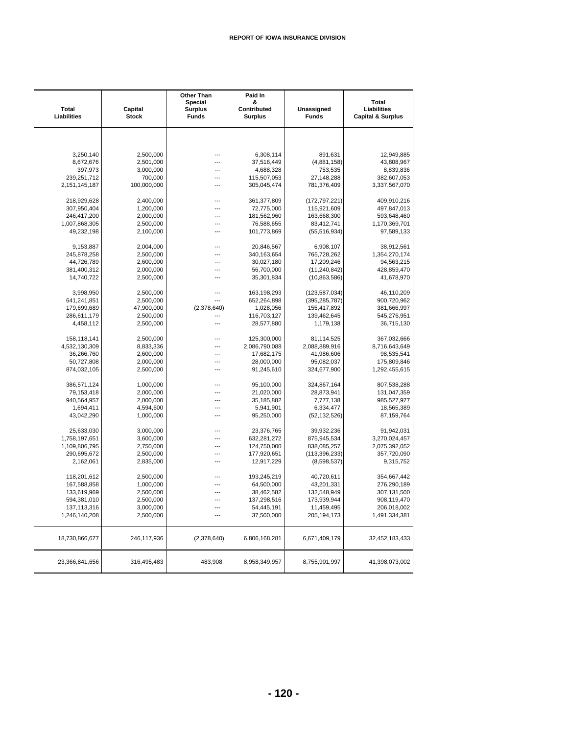| Total Liabilities | Capital Stock | Other Than Special Surplus Funds | Paid In & Contributed Surplus | Unassigned Funds | Total Liabilities Capital & Surplus |
|---|---|---|---|---|---|
| 3,250,140 | 2,500,000 | --- | 6,308,114 | 891,631 | 12,949,885 |
| 8,672,676 | 2,501,000 | --- | 37,516,449 | (4,881,158) | 43,808,967 |
| 397,973 | 3,000,000 | --- | 4,688,328 | 753,535 | 8,839,836 |
| 239,251,712 | 700,000 | --- | 115,507,053 | 27,148,288 | 382,607,053 |
| 2,151,145,187 | 100,000,000 | --- | 305,045,474 | 781,376,409 | 3,337,567,070 |
| 218,929,628 | 2,400,000 | --- | 361,377,809 | (172,797,221) | 409,910,216 |
| 307,950,404 | 1,200,000 | --- | 72,775,000 | 115,921,609 | 497,847,013 |
| 246,417,200 | 2,000,000 | --- | 181,562,960 | 163,668,300 | 593,648,460 |
| 1,007,868,305 | 2,500,000 | --- | 76,588,655 | 83,412,741 | 1,170,369,701 |
| 49,232,198 | 2,100,000 | --- | 101,773,869 | (55,516,934) | 97,589,133 |
| 9,153,887 | 2,004,000 | --- | 20,846,567 | 6,908,107 | 38,912,561 |
| 245,878,258 | 2,500,000 | --- | 340,163,654 | 765,728,262 | 1,354,270,174 |
| 44,726,789 | 2,600,000 | --- | 30,027,180 | 17,209,246 | 94,563,215 |
| 381,400,312 | 2,000,000 | --- | 56,700,000 | (11,240,842) | 428,859,470 |
| 14,740,722 | 2,500,000 | --- | 35,301,834 | (10,863,586) | 41,678,970 |
| 3,998,950 | 2,500,000 | --- | 163,198,293 | (123,587,034) | 46,110,209 |
| 641,241,851 | 2,500,000 | --- | 652,264,898 | (395,285,787) | 900,720,962 |
| 179,699,689 | 47,900,000 | (2,378,640) | 1,028,056 | 155,417,892 | 381,666,997 |
| 286,611,179 | 2,500,000 | --- | 116,703,127 | 139,462,645 | 545,276,951 |
| 4,458,112 | 2,500,000 | --- | 28,577,880 | 1,179,138 | 36,715,130 |
| 158,118,141 | 2,500,000 | --- | 125,300,000 | 81,114,525 | 367,032,666 |
| 4,532,130,309 | 8,833,336 | --- | 2,086,790,088 | 2,088,889,916 | 8,716,643,649 |
| 36,266,760 | 2,600,000 | --- | 17,682,175 | 41,986,606 | 98,535,541 |
| 50,727,808 | 2,000,000 | --- | 28,000,000 | 95,082,037 | 175,809,846 |
| 874,032,105 | 2,500,000 | --- | 91,245,610 | 324,677,900 | 1,292,455,615 |
| 386,571,124 | 1,000,000 | --- | 95,100,000 | 324,867,164 | 807,538,288 |
| 79,153,418 | 2,000,000 | --- | 21,020,000 | 28,873,941 | 131,047,359 |
| 940,564,957 | 2,000,000 | --- | 35,185,882 | 7,777,138 | 985,527,977 |
| 1,694,411 | 4,594,600 | --- | 5,941,901 | 6,334,477 | 18,565,389 |
| 43,042,290 | 1,000,000 | --- | 95,250,000 | (52,132,526) | 87,159,764 |
| 25,633,030 | 3,000,000 | --- | 23,376,765 | 39,932,236 | 91,942,031 |
| 1,758,197,651 | 3,600,000 | --- | 632,281,272 | 875,945,534 | 3,270,024,457 |
| 1,109,806,795 | 2,750,000 | --- | 124,750,000 | 838,085,257 | 2,075,392,052 |
| 290,695,672 | 2,500,000 | --- | 177,920,651 | (113,396,233) | 357,720,090 |
| 2,162,061 | 2,835,000 | --- | 12,917,229 | (8,598,537) | 9,315,752 |
| 118,201,612 | 2,500,000 | --- | 193,245,219 | 40,720,611 | 354,667,442 |
| 167,588,858 | 1,000,000 | --- | 64,500,000 | 43,201,331 | 276,290,189 |
| 133,619,969 | 2,500,000 | --- | 38,462,582 | 132,548,949 | 307,131,500 |
| 594,381,010 | 2,500,000 | --- | 137,298,516 | 173,939,944 | 908,119,470 |
| 137,113,316 | 3,000,000 | --- | 54,445,191 | 11,459,495 | 206,018,002 |
| 1,246,140,208 | 2,500,000 | --- | 37,500,000 | 205,194,173 | 1,491,334,381 |
| 18,730,866,677 | 246,117,936 | (2,378,640) | 6,806,168,281 | 6,671,409,179 | 32,452,183,433 |
| 23,366,841,656 | 316,495,483 | 483,908 | 8,958,349,957 | 8,755,901,997 | 41,398,073,002 |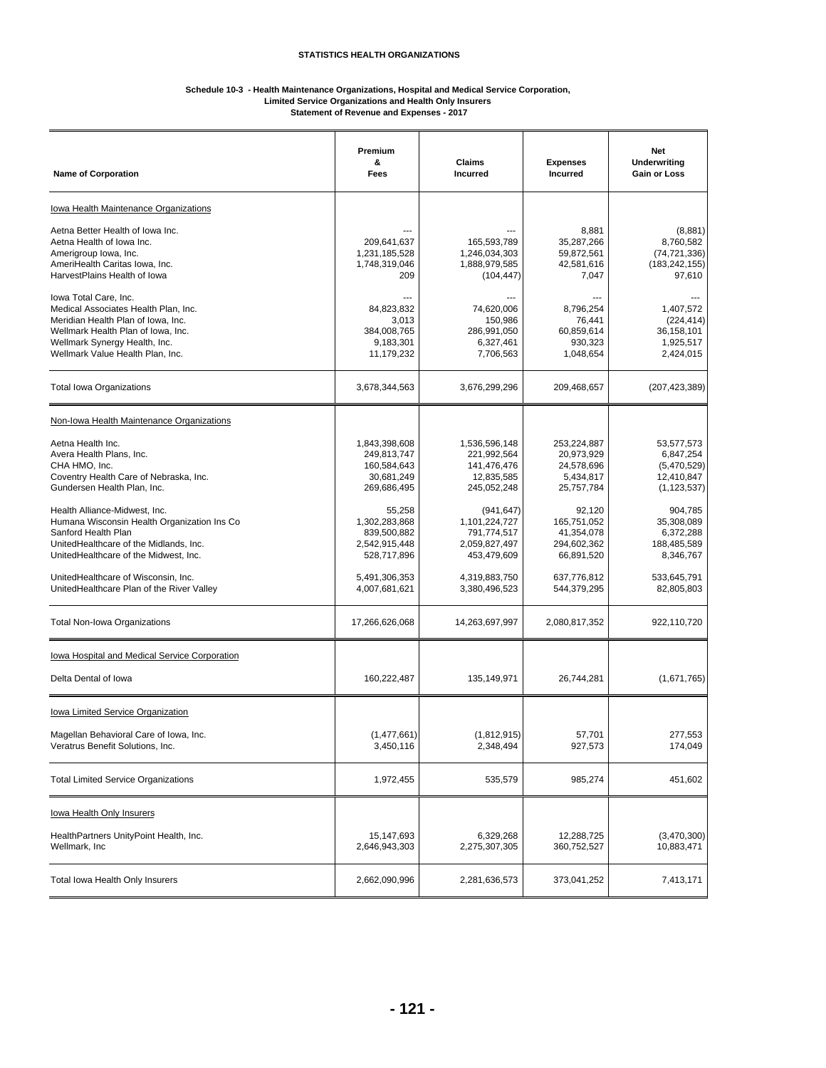**STATISTICS HEALTH ORGANIZATIONS**

**Schedule 10-3 - Health Maintenance Organizations, Hospital and Medical Service Corporation, Limited Service Organizations and Health Only Insurers**
**Statement of Revenue and Expenses - 2017**

| Name of Corporation | Premium & Fees | Claims Incurred | Expenses Incurred | Net Underwriting Gain or Loss |
|---|---|---|---|---|
| Iowa Health Maintenance Organizations | | | | |
| Aetna Better Health of Iowa Inc. | --- | --- | 8,881 | (8,881) |
| Aetna Health of Iowa Inc. | 209,641,637 | 165,593,789 | 35,287,266 | 8,760,582 |
| Amerigroup Iowa, Inc. | 1,231,185,528 | 1,246,034,303 | 59,872,561 | (74,721,336) |
| AmeriHealth Caritas Iowa, Inc. | 1,748,319,046 | 1,888,979,585 | 42,581,616 | (183,242,155) |
| HarvestPlains Health of Iowa | 209 | (104,447) | 7,047 | 97,610 |
| Iowa Total Care, Inc. | --- | --- | --- | --- |
| Medical Associates Health Plan, Inc. | 84,823,832 | 74,620,006 | 8,796,254 | 1,407,572 |
| Meridian Health Plan of Iowa, Inc. | 3,013 | 150,986 | 76,441 | (224,414) |
| Wellmark Health Plan of Iowa, Inc. | 384,008,765 | 286,991,050 | 60,859,614 | 36,158,101 |
| Wellmark Synergy Health, Inc. | 9,183,301 | 6,327,461 | 930,323 | 1,925,517 |
| Wellmark Value Health Plan, Inc. | 11,179,232 | 7,706,563 | 1,048,654 | 2,424,015 |
| Total Iowa Organizations | 3,678,344,563 | 3,676,299,296 | 209,468,657 | (207,423,389) |
| Non-Iowa Health Maintenance Organizations | | | | |
| Aetna Health Inc. | 1,843,398,608 | 1,536,596,148 | 253,224,887 | 53,577,573 |
| Avera Health Plans, Inc. | 249,813,747 | 221,992,564 | 20,973,929 | 6,847,254 |
| CHA HMO, Inc. | 160,584,643 | 141,476,476 | 24,578,696 | (5,470,529) |
| Coventry Health Care of Nebraska, Inc. | 30,681,249 | 12,835,585 | 5,434,817 | 12,410,847 |
| Gundersen Health Plan, Inc. | 269,686,495 | 245,052,248 | 25,757,784 | (1,123,537) |
| Health Alliance-Midwest, Inc. | 55,258 | (941,647) | 92,120 | 904,785 |
| Humana Wisconsin Health Organization Ins Co | 1,302,283,868 | 1,101,224,727 | 165,751,052 | 35,308,089 |
| Sanford Health Plan | 839,500,882 | 791,774,517 | 41,354,078 | 6,372,288 |
| UnitedHealthcare of the Midlands, Inc. | 2,542,915,448 | 2,059,827,497 | 294,602,362 | 188,485,589 |
| UnitedHealthcare of the Midwest, Inc. | 528,717,896 | 453,479,609 | 66,891,520 | 8,346,767 |
| UnitedHealthcare of Wisconsin, Inc. | 5,491,306,353 | 4,319,883,750 | 637,776,812 | 533,645,791 |
| UnitedHealthcare Plan of the River Valley | 4,007,681,621 | 3,380,496,523 | 544,379,295 | 82,805,803 |
| Total Non-Iowa Organizations | 17,266,626,068 | 14,263,697,997 | 2,080,817,352 | 922,110,720 |
| Iowa Hospital and Medical Service Corporation | | | | |
| Delta Dental of Iowa | 160,222,487 | 135,149,971 | 26,744,281 | (1,671,765) |
| Iowa Limited Service Organization | | | | |
| Magellan Behavioral Care of Iowa, Inc. | (1,477,661) | (1,812,915) | 57,701 | 277,553 |
| Veratrus Benefit Solutions, Inc. | 3,450,116 | 2,348,494 | 927,573 | 174,049 |
| Total Limited Service Organizations | 1,972,455 | 535,579 | 985,274 | 451,602 |
| Iowa Health Only Insurers | | | | |
| HealthPartners UnityPoint Health, Inc. | 15,147,693 | 6,329,268 | 12,288,725 | (3,470,300) |
| Wellmark, Inc | 2,646,943,303 | 2,275,307,305 | 360,752,527 | 10,883,471 |
| Total Iowa Health Only Insurers | 2,662,090,996 | 2,281,636,573 | 373,041,252 | 7,413,171 |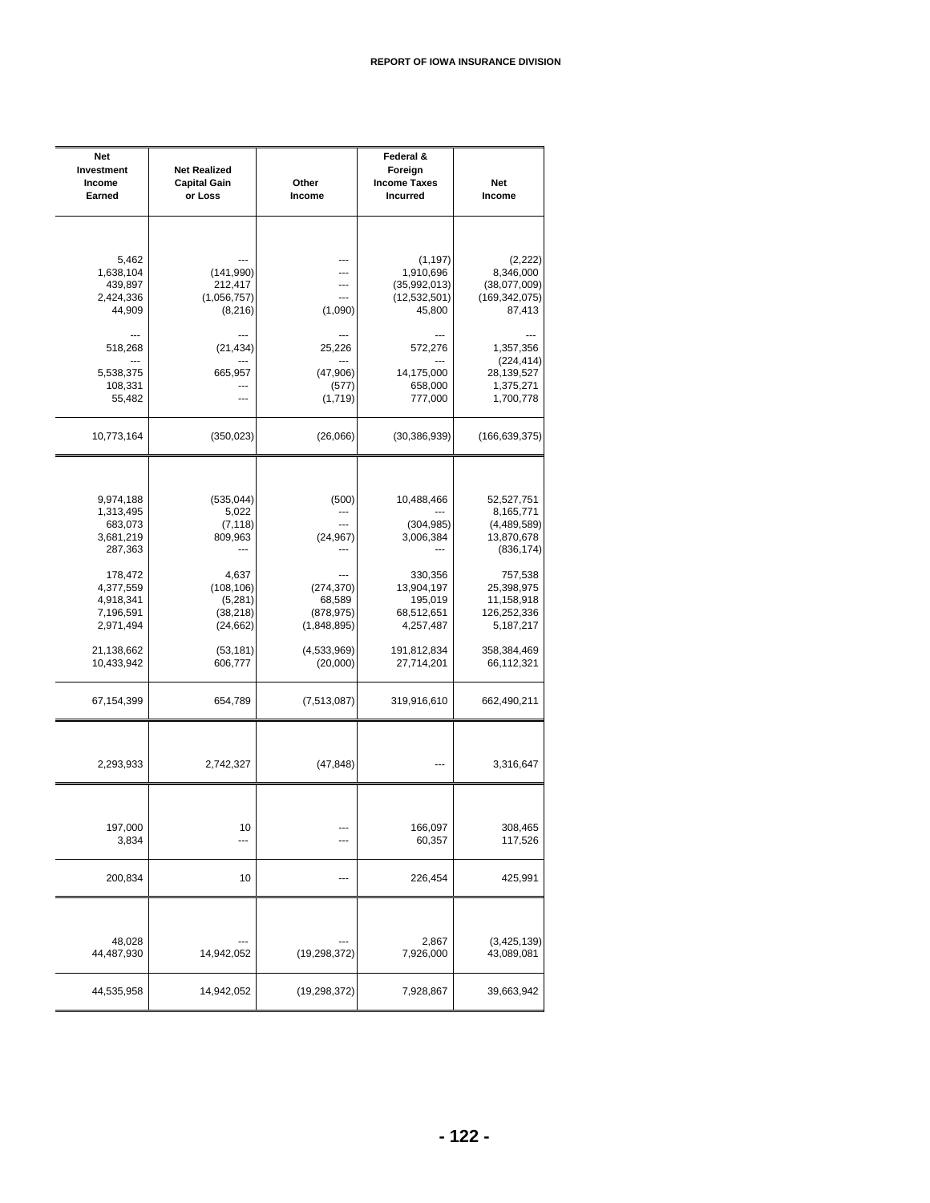| Net Investment Income Earned | Net Realized Capital Gain or Loss | Other Income | Federal & Foreign Income Taxes Incurred | Net Income |
|---|---|---|---|---|
| 5,462 | --- | --- | (1,197) | (2,222) |
| 1,638,104 | (141,990) | --- | 1,910,696 | 8,346,000 |
| 439,897 | 212,417 | --- | (35,992,013) | (38,077,009) |
| 2,424,336 | (1,056,757) | --- | (12,532,501) | (169,342,075) |
| 44,909 | (8,216) | (1,090) | 45,800 | 87,413 |
| --- | --- | --- | --- | --- |
| 518,268 | (21,434) | 25,226 | 572,276 | 1,357,356 |
| --- | --- | --- | --- | (224,414) |
| 5,538,375 | 665,957 | (47,906) | 14,175,000 | 28,139,527 |
| 108,331 | --- | (577) | 658,000 | 1,375,271 |
| 55,482 | --- | (1,719) | 777,000 | 1,700,778 |
| 10,773,164 | (350,023) | (26,066) | (30,386,939) | (166,639,375) |
| 9,974,188 | (535,044) | (500) | 10,488,466 | 52,527,751 |
| 1,313,495 | 5,022 | --- | --- | 8,165,771 |
| 683,073 | (7,118) | --- | (304,985) | (4,489,589) |
| 3,681,219 | 809,963 | (24,967) | 3,006,384 | 13,870,678 |
| 287,363 | --- | --- | --- | (836,174) |
| 178,472 | 4,637 | --- | 330,356 | 757,538 |
| 4,377,559 | (108,106) | (274,370) | 13,904,197 | 25,398,975 |
| 4,918,341 | (5,281) | 68,589 | 195,019 | 11,158,918 |
| 7,196,591 | (38,218) | (878,975) | 68,512,651 | 126,252,336 |
| 2,971,494 | (24,662) | (1,848,895) | 4,257,487 | 5,187,217 |
| 21,138,662 | (53,181) | (4,533,969) | 191,812,834 | 358,384,469 |
| 10,433,942 | 606,777 | (20,000) | 27,714,201 | 66,112,321 |
| 67,154,399 | 654,789 | (7,513,087) | 319,916,610 | 662,490,211 |
| 2,293,933 | 2,742,327 | (47,848) | --- | 3,316,647 |
| 197,000 | 10 | --- | 166,097 | 308,465 |
| 3,834 | --- | --- | 60,357 | 117,526 |
| 200,834 | 10 | --- | 226,454 | 425,991 |
| 48,028 | --- | --- | 2,867 | (3,425,139) |
| 44,487,930 | 14,942,052 | (19,298,372) | 7,926,000 | 43,089,081 |
| 44,535,958 | 14,942,052 | (19,298,372) | 7,928,867 | 39,663,942 |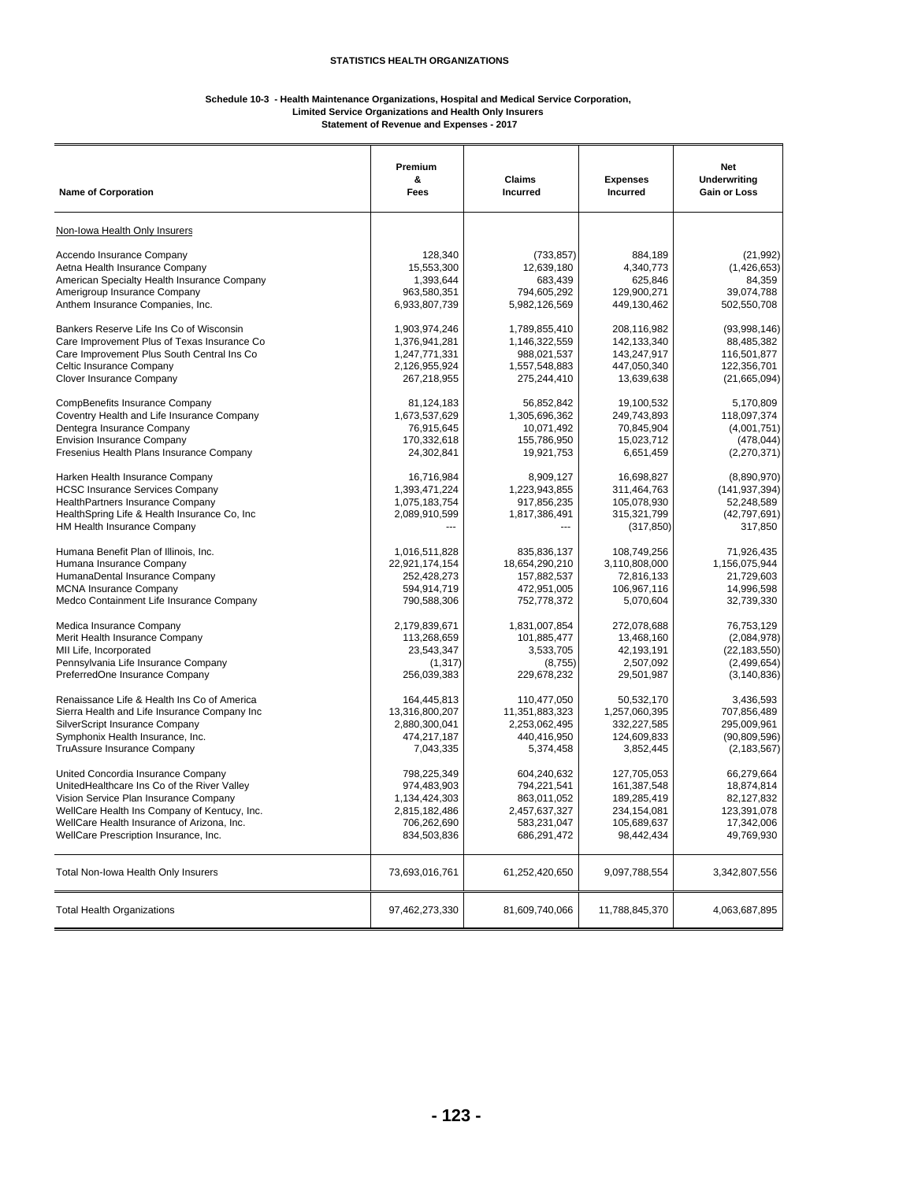## STATISTICS HEALTH ORGANIZATIONS

### Schedule 10-3 - Health Maintenance Organizations, Hospital and Medical Service Corporation, Limited Service Organizations and Health Only Insurers
### Statement of Revenue and Expenses - 2017

| Name of Corporation | Premium & Fees | Claims Incurred | Expenses Incurred | Net Underwriting Gain or Loss |
|---|---|---|---|---|
| Non-Iowa Health Only Insurers | | | | |
| Accendo Insurance Company | 128,340 | (733,857) | 884,189 | (21,992) |
| Aetna Health Insurance Company | 15,553,300 | 12,639,180 | 4,340,773 | (1,426,653) |
| American Specialty Health Insurance Company | 1,393,644 | 683,439 | 625,846 | 84,359 |
| Amerigroup Insurance Company | 963,580,351 | 794,605,292 | 129,900,271 | 39,074,788 |
| Anthem Insurance Companies, Inc. | 6,933,807,739 | 5,982,126,569 | 449,130,462 | 502,550,708 |
| Bankers Reserve Life Ins Co of Wisconsin | 1,903,974,246 | 1,789,855,410 | 208,116,982 | (93,998,146) |
| Care Improvement Plus of Texas Insurance Co | 1,376,941,281 | 1,146,322,559 | 142,133,340 | 88,485,382 |
| Care Improvement Plus South Central Ins Co | 1,247,771,331 | 988,021,537 | 143,247,917 | 116,501,877 |
| Celtic Insurance Company | 2,126,955,924 | 1,557,548,883 | 447,050,340 | 122,356,701 |
| Clover Insurance Company | 267,218,955 | 275,244,410 | 13,639,638 | (21,665,094) |
| CompBenefits Insurance Company | 81,124,183 | 56,852,842 | 19,100,532 | 5,170,809 |
| Coventry Health and Life Insurance Company | 1,673,537,629 | 1,305,696,362 | 249,743,893 | 118,097,374 |
| Dentegra Insurance Company | 76,915,645 | 10,071,492 | 70,845,904 | (4,001,751) |
| Envision Insurance Company | 170,332,618 | 155,786,950 | 15,023,712 | (478,044) |
| Fresenius Health Plans Insurance Company | 24,302,841 | 19,921,753 | 6,651,459 | (2,270,371) |
| Harken Health Insurance Company | 16,716,984 | 8,909,127 | 16,698,827 | (8,890,970) |
| HCSC Insurance Services Company | 1,393,471,224 | 1,223,943,855 | 311,464,763 | (141,937,394) |
| HealthPartners Insurance Company | 1,075,183,754 | 917,856,235 | 105,078,930 | 52,248,589 |
| HealthSpring Life & Health Insurance Co, Inc | 2,089,910,599 | 1,817,386,491 | 315,321,799 | (42,797,691) |
| HM Health Insurance Company | --- | --- | (317,850) | 317,850 |
| Humana Benefit Plan of Illinois, Inc. | 1,016,511,828 | 835,836,137 | 108,749,256 | 71,926,435 |
| Humana Insurance Company | 22,921,174,154 | 18,654,290,210 | 3,110,808,000 | 1,156,075,944 |
| HumanaDental Insurance Company | 252,428,273 | 157,882,537 | 72,816,133 | 21,729,603 |
| MCNA Insurance Company | 594,914,719 | 472,951,005 | 106,967,116 | 14,996,598 |
| Medco Containment Life Insurance Company | 790,588,306 | 752,778,372 | 5,070,604 | 32,739,330 |
| Medica Insurance Company | 2,179,839,671 | 1,831,007,854 | 272,078,688 | 76,753,129 |
| Merit Health Insurance Company | 113,268,659 | 101,885,477 | 13,468,160 | (2,084,978) |
| MII Life, Incorporated | 23,543,347 | 3,533,705 | 42,193,191 | (22,183,550) |
| Pennsylvania Life Insurance Company | (1,317) | (8,755) | 2,507,092 | (2,499,654) |
| PreferredOne Insurance Company | 256,039,383 | 229,678,232 | 29,501,987 | (3,140,836) |
| Renaissance Life & Health Ins Co of America | 164,445,813 | 110,477,050 | 50,532,170 | 3,436,593 |
| Sierra Health and Life Insurance Company Inc | 13,316,800,207 | 11,351,883,323 | 1,257,060,395 | 707,856,489 |
| SilverScript Insurance Company | 2,880,300,041 | 2,253,062,495 | 332,227,585 | 295,009,961 |
| Symphonix Health Insurance, Inc. | 474,217,187 | 440,416,950 | 124,609,833 | (90,809,596) |
| TruAssure Insurance Company | 7,043,335 | 5,374,458 | 3,852,445 | (2,183,567) |
| United Concordia Insurance Company | 798,225,349 | 604,240,632 | 127,705,053 | 66,279,664 |
| UnitedHealthcare Ins Co of the River Valley | 974,483,903 | 794,221,541 | 161,387,548 | 18,874,814 |
| Vision Service Plan Insurance Company | 1,134,424,303 | 863,011,052 | 189,285,419 | 82,127,832 |
| WellCare Health Ins Company of Kentucy, Inc. | 2,815,182,486 | 2,457,637,327 | 234,154,081 | 123,391,078 |
| WellCare Health Insurance of Arizona, Inc. | 706,262,690 | 583,231,047 | 105,689,637 | 17,342,006 |
| WellCare Prescription Insurance, Inc. | 834,503,836 | 686,291,472 | 98,442,434 | 49,769,930 |
| Total Non-Iowa Health Only Insurers | 73,693,016,761 | 61,252,420,650 | 9,097,788,554 | 3,342,807,556 |
| Total Health Organizations | 97,462,273,330 | 81,609,740,066 | 11,788,845,370 | 4,063,687,895 |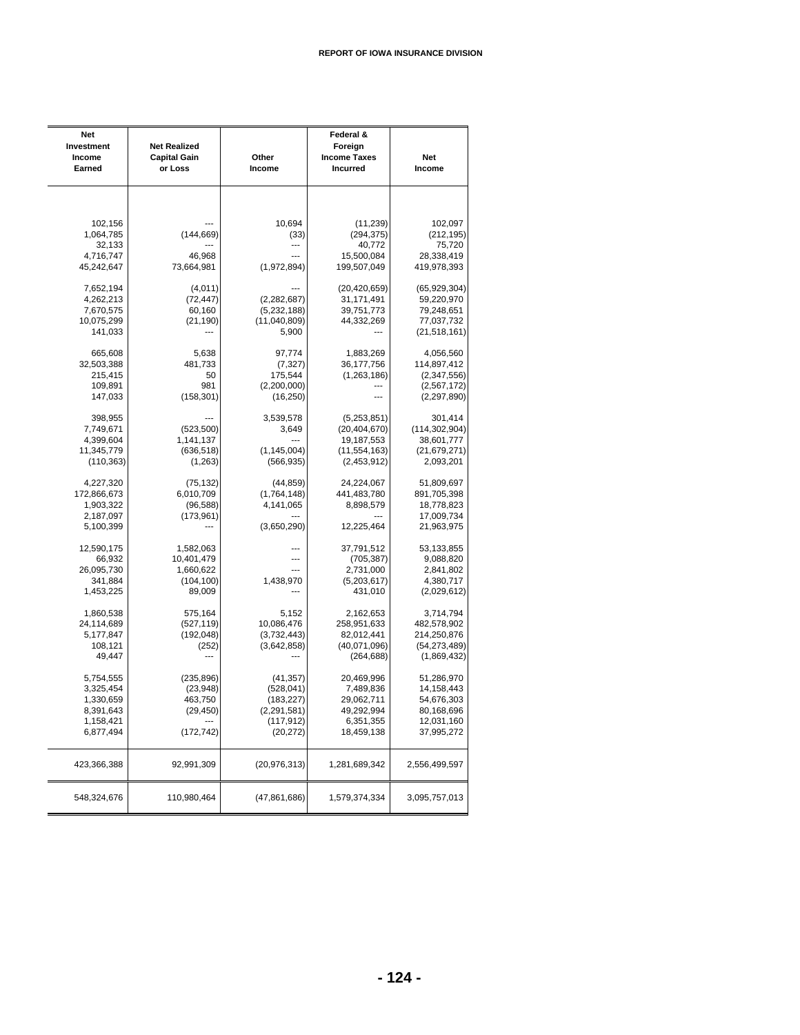| Net Investment Income Earned | Net Realized Capital Gain or Loss | Other Income | Federal & Foreign Income Taxes Incurred | Net Income |
|---|---|---|---|---|
| 102,156 | --- | 10,694 | (11,239) | 102,097 |
| 1,064,785 | (144,669) | (33) | (294,375) | (212,195) |
| 32,133 | --- | --- | 40,772 | 75,720 |
| 4,716,747 | 46,968 | --- | 15,500,084 | 28,338,419 |
| 45,242,647 | 73,664,981 | (1,972,894) | 199,507,049 | 419,978,393 |
| 7,652,194 | (4,011) | --- | (20,420,659) | (65,929,304) |
| 4,262,213 | (72,447) | (2,282,687) | 31,171,491 | 59,220,970 |
| 7,670,575 | 60,160 | (5,232,188) | 39,751,773 | 79,248,651 |
| 10,075,299 | (21,190) | (11,040,809) | 44,332,269 | 77,037,732 |
| 141,033 | --- | 5,900 | --- | (21,518,161) |
| 665,608 | 5,638 | 97,774 | 1,883,269 | 4,056,560 |
| 32,503,388 | 481,733 | (7,327) | 36,177,756 | 114,897,412 |
| 215,415 | 50 | 175,544 | (1,263,186) | (2,347,556) |
| 109,891 | 981 | (2,200,000) | --- | (2,567,172) |
| 147,033 | (158,301) | (16,250) | --- | (2,297,890) |
| 398,955 | --- | 3,539,578 | (5,253,851) | 301,414 |
| 7,749,671 | (523,500) | 3,649 | (20,404,670) | (114,302,904) |
| 4,399,604 | 1,141,137 | --- | 19,187,553 | 38,601,777 |
| 11,345,779 | (636,518) | (1,145,004) | (11,554,163) | (21,679,271) |
| (110,363) | (1,263) | (566,935) | (2,453,912) | 2,093,201 |
| 4,227,320 | (75,132) | (44,859) | 24,224,067 | 51,809,697 |
| 172,866,673 | 6,010,709 | (1,764,148) | 441,483,780 | 891,705,398 |
| 1,903,322 | (96,588) | 4,141,065 | 8,898,579 | 18,778,823 |
| 2,187,097 | (173,961) | --- | --- | 17,009,734 |
| 5,100,399 | --- | (3,650,290) | 12,225,464 | 21,963,975 |
| 12,590,175 | 1,582,063 | --- | 37,791,512 | 53,133,855 |
| 66,932 | 10,401,479 | --- | (705,387) | 9,088,820 |
| 26,095,730 | 1,660,622 | --- | 2,731,000 | 2,841,802 |
| 341,884 | (104,100) | 1,438,970 | (5,203,617) | 4,380,717 |
| 1,453,225 | 89,009 | --- | 431,010 | (2,029,612) |
| 1,860,538 | 575,164 | 5,152 | 2,162,653 | 3,714,794 |
| 24,114,689 | (527,119) | 10,086,476 | 258,951,633 | 482,578,902 |
| 5,177,847 | (192,048) | (3,732,443) | 82,012,441 | 214,250,876 |
| 108,121 | (252) | (3,642,858) | (40,071,096) | (54,273,489) |
| 49,447 | --- | --- | (264,688) | (1,869,432) |
| 5,754,555 | (235,896) | (41,357) | 20,469,996 | 51,286,970 |
| 3,325,454 | (23,948) | (528,041) | 7,489,836 | 14,158,443 |
| 1,330,659 | 463,750 | (183,227) | 29,062,711 | 54,676,303 |
| 8,391,643 | (29,450) | (2,291,581) | 49,292,994 | 80,168,696 |
| 1,158,421 | --- | (117,912) | 6,351,355 | 12,031,160 |
| 6,877,494 | (172,742) | (20,272) | 18,459,138 | 37,995,272 |
| 423,366,388 | 92,991,309 | (20,976,313) | 1,281,689,342 | 2,556,499,597 |
| 548,324,676 | 110,980,464 | (47,861,686) | 1,579,374,334 | 3,095,757,013 |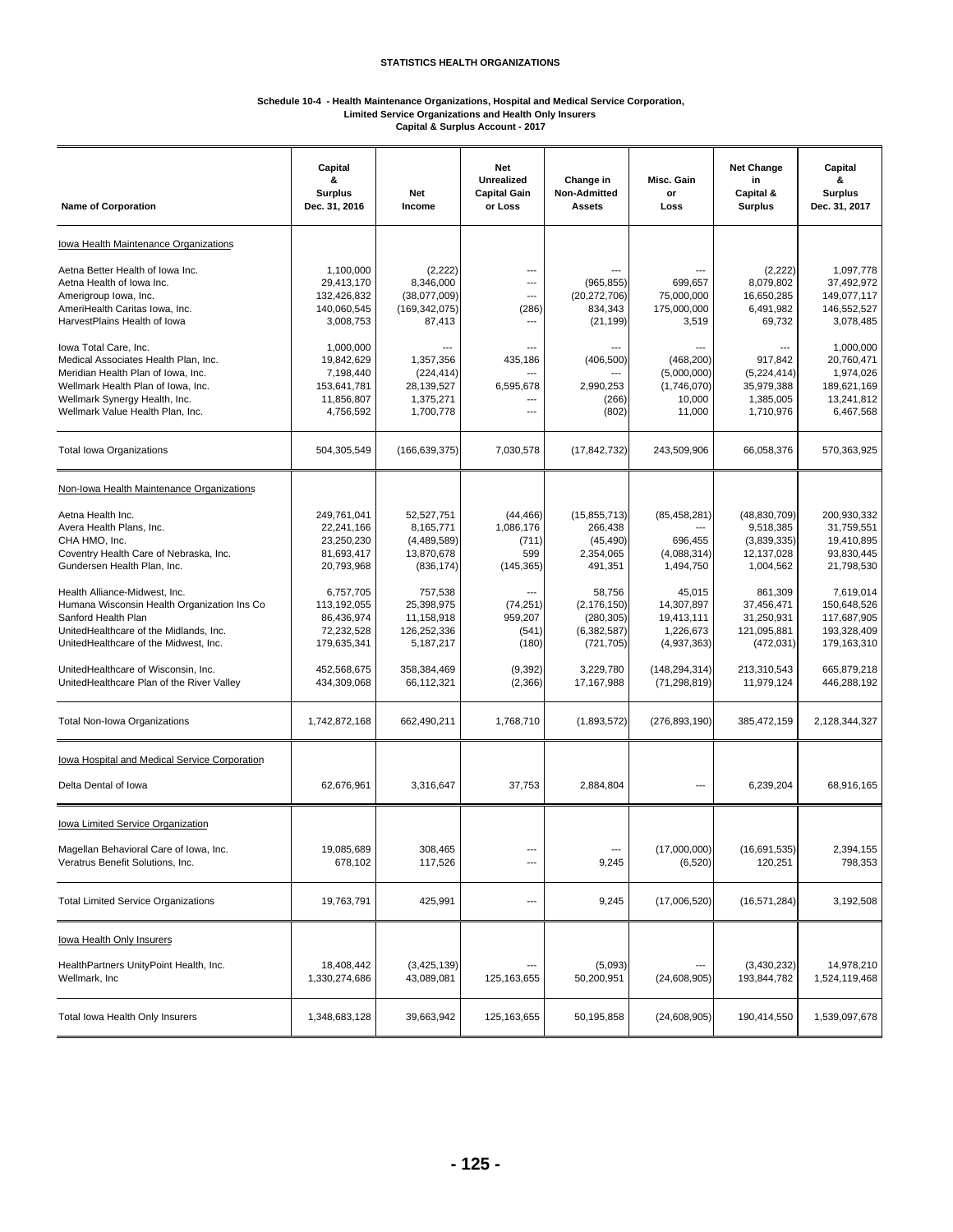## STATISTICS HEALTH ORGANIZATIONS

### Schedule 10-4 - Health Maintenance Organizations, Hospital and Medical Service Corporation, Limited Service Organizations and Health Only Insurers Capital & Surplus Account - 2017

| Name of Corporation | Capital & Surplus Dec. 31, 2016 | Net Income | Net Unrealized Capital Gain or Loss | Change in Non-Admitted Assets | Misc. Gain or Loss | Net Change in Capital & Surplus | Capital & Surplus Dec. 31, 2017 |
|---|---|---|---|---|---|---|---|
| Iowa Health Maintenance Organizations | | | | | | | |
| Aetna Better Health of Iowa Inc. | 1,100,000 | (2,222) | --- | --- | --- | (2,222) | 1,097,778 |
| Aetna Health of Iowa Inc. | 29,413,170 | 8,346,000 | --- | (965,855) | 699,657 | 8,079,802 | 37,492,972 |
| Amerigroup Iowa, Inc. | 132,426,832 | (38,077,009) | --- | (20,272,706) | 75,000,000 | 16,650,285 | 149,077,117 |
| AmeriHealth Caritas Iowa, Inc. | 140,060,545 | (169,342,075) | (286) | 834,343 | 175,000,000 | 6,491,982 | 146,552,527 |
| HarvestPlains Health of Iowa | 3,008,753 | 87,413 | --- | (21,199) | 3,519 | 69,732 | 3,078,485 |
| Iowa Total Care, Inc. | 1,000,000 | --- | --- | --- | --- | --- | 1,000,000 |
| Medical Associates Health Plan, Inc. | 19,842,629 | 1,357,356 | 435,186 | (406,500) | (468,200) | 917,842 | 20,760,471 |
| Meridian Health Plan of Iowa, Inc. | 7,198,440 | (224,414) | --- | --- | (5,000,000) | (5,224,414) | 1,974,026 |
| Wellmark Health Plan of Iowa, Inc. | 153,641,781 | 28,139,527 | 6,595,678 | 2,990,253 | (1,746,070) | 35,979,388 | 189,621,169 |
| Wellmark Synergy Health, Inc. | 11,856,807 | 1,375,271 | --- | (266) | 10,000 | 1,385,005 | 13,241,812 |
| Wellmark Value Health Plan, Inc. | 4,756,592 | 1,700,778 | --- | (802) | 11,000 | 1,710,976 | 6,467,568 |
| Total Iowa Organizations | 504,305,549 | (166,639,375) | 7,030,578 | (17,842,732) | 243,509,906 | 66,058,376 | 570,363,925 |
| Non-Iowa Health Maintenance Organizations | | | | | | | |
| Aetna Health Inc. | 249,761,041 | 52,527,751 | (44,466) | (15,855,713) | (85,458,281) | (48,830,709) | 200,930,332 |
| Avera Health Plans, Inc. | 22,241,166 | 8,165,771 | 1,086,176 | 266,438 | --- | 9,518,385 | 31,759,551 |
| CHA HMO, Inc. | 23,250,230 | (4,489,589) | (711) | (45,490) | 696,455 | (3,839,335) | 19,410,895 |
| Coventry Health Care of Nebraska, Inc. | 81,693,417 | 13,870,678 | 599 | 2,354,065 | (4,088,314) | 12,137,028 | 93,830,445 |
| Gundersen Health Plan, Inc. | 20,793,968 | (836,174) | (145,365) | 491,351 | 1,494,750 | 1,004,562 | 21,798,530 |
| Health Alliance-Midwest, Inc. | 6,757,705 | 757,538 | --- | 58,756 | 45,015 | 861,309 | 7,619,014 |
| Humana Wisconsin Health Organization Ins Co | 113,192,055 | 25,398,975 | (74,251) | (2,176,150) | 14,307,897 | 37,456,471 | 150,648,526 |
| Sanford Health Plan | 86,436,974 | 11,158,918 | 959,207 | (280,305) | 19,413,111 | 31,250,931 | 117,687,905 |
| UnitedHealthcare of the Midlands, Inc. | 72,232,528 | 126,252,336 | (541) | (6,382,587) | 1,226,673 | 121,095,881 | 193,328,409 |
| UnitedHealthcare of the Midwest, Inc. | 179,635,341 | 5,187,217 | (180) | (721,705) | (4,937,363) | (472,031) | 179,163,310 |
| UnitedHealthcare of Wisconsin, Inc. | 452,568,675 | 358,384,469 | (9,392) | 3,229,780 | (148,294,314) | 213,310,543 | 665,879,218 |
| UnitedHealthcare Plan of the River Valley | 434,309,068 | 66,112,321 | (2,366) | 17,167,988 | (71,298,819) | 11,979,124 | 446,288,192 |
| Total Non-Iowa Organizations | 1,742,872,168 | 662,490,211 | 1,768,710 | (1,893,572) | (276,893,190) | 385,472,159 | 2,128,344,327 |
| Iowa Hospital and Medical Service Corporation | | | | | | | |
| Delta Dental of Iowa | 62,676,961 | 3,316,647 | 37,753 | 2,884,804 | --- | 6,239,204 | 68,916,165 |
| Iowa Limited Service Organization | | | | | | | |
| Magellan Behavioral Care of Iowa, Inc. | 19,085,689 | 308,465 | --- | --- | (17,000,000) | (16,691,535) | 2,394,155 |
| Veratrus Benefit Solutions, Inc. | 678,102 | 117,526 | --- | 9,245 | (6,520) | 120,251 | 798,353 |
| Total Limited Service Organizations | 19,763,791 | 425,991 | --- | 9,245 | (17,006,520) | (16,571,284) | 3,192,508 |
| Iowa Health Only Insurers | | | | | | | |
| HealthPartners UnityPoint Health, Inc. | 18,408,442 | (3,425,139) | --- | (5,093) | --- | (3,430,232) | 14,978,210 |
| Wellmark, Inc | 1,330,274,686 | 43,089,081 | 125,163,655 | 50,200,951 | (24,608,905) | 193,844,782 | 1,524,119,468 |
| Total Iowa Health Only Insurers | 1,348,683,128 | 39,663,942 | 125,163,655 | 50,195,858 | (24,608,905) | 190,414,550 | 1,539,097,678 |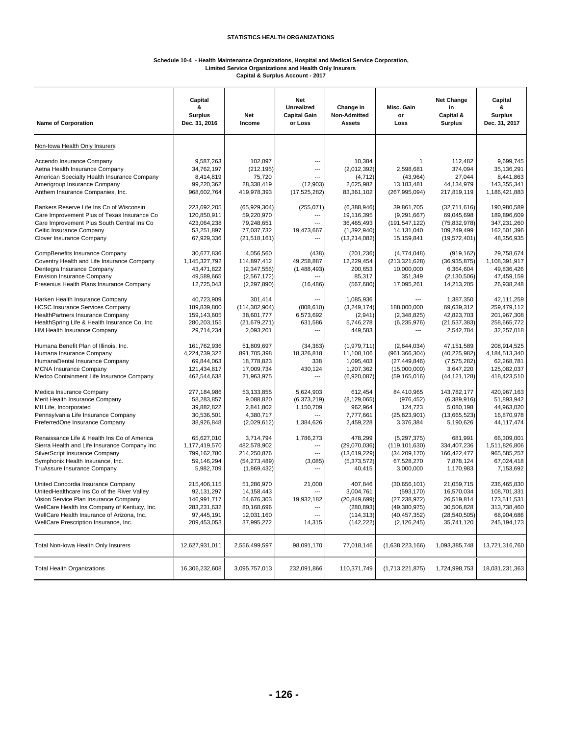# STATISTICS HEALTH ORGANIZATIONS

**Schedule 10-4 - Health Maintenance Organizations, Hospital and Medical Service Corporation, Limited Service Organizations and Health Only Insurers**
**Capital & Surplus Account - 2017**

| Name of Corporation | Capital & Surplus Dec. 31, 2016 | Net Income | Net Unrealized Capital Gain or Loss | Change in Non-Admitted Assets | Misc. Gain or Loss | Net Change in Capital & Surplus | Capital & Surplus Dec. 31, 2017 |
|---|---|---|---|---|---|---|---|
| Non-Iowa Health Only Insurers | | | | | | | |
| Accendo Insurance Company | 9,587,263 | 102,097 | --- | 10,384 | 1 | 112,482 | 9,699,745 |
| Aetna Health Insurance Company | 34,762,197 | (212,195) | --- | (2,012,392) | 2,598,681 | 374,094 | 35,136,291 |
| American Specialty Health Insurance Company | 8,414,819 | 75,720 | --- | (4,712) | (43,964) | 27,044 | 8,441,863 |
| Amerigroup Insurance Company | 99,220,362 | 28,338,419 | (12,903) | 2,625,982 | 13,183,481 | 44,134,979 | 143,355,341 |
| Anthem Insurance Companies, Inc. | 968,602,764 | 419,978,393 | (17,525,282) | 83,361,102 | (267,995,094) | 217,819,119 | 1,186,421,883 |
| Bankers Reserve Life Ins Co of Wisconsin | 223,692,205 | (65,929,304) | (255,071) | (6,388,946) | 39,861,705 | (32,711,616) | 190,980,589 |
| Care Improvement Plus of Texas Insurance Co | 120,850,911 | 59,220,970 | --- | 19,116,395 | (9,291,667) | 69,045,698 | 189,896,609 |
| Care Improvement Plus South Central Ins Co | 423,064,238 | 79,248,651 | --- | 36,465,493 | (191,547,122) | (75,832,978) | 347,231,260 |
| Celtic Insurance Company | 53,251,897 | 77,037,732 | 19,473,667 | (1,392,940) | 14,131,040 | 109,249,499 | 162,501,396 |
| Clover Insurance Company | 67,929,336 | (21,518,161) | --- | (13,214,082) | 15,159,841 | (19,572,401) | 48,356,935 |
| CompBenefits Insurance Company | 30,677,836 | 4,056,560 | (438) | (201,236) | (4,774,048) | (919,162) | 29,758,674 |
| Coventry Health and Life Insurance Company | 1,145,327,792 | 114,897,412 | 49,258,887 | 12,229,454 | (213,321,628) | (36,935,875) | 1,108,391,917 |
| Dentegra Insurance Company | 43,471,822 | (2,347,556) | (1,488,493) | 200,653 | 10,000,000 | 6,364,604 | 49,836,426 |
| Envision Insurance Company | 49,589,665 | (2,567,172) | --- | 85,317 | 351,349 | (2,130,506) | 47,459,159 |
| Fresenius Health Plans Insurance Company | 12,725,043 | (2,297,890) | (16,486) | (567,680) | 17,095,261 | 14,213,205 | 26,938,248 |
| Harken Health Insurance Company | 40,723,909 | 301,414 | --- | 1,085,936 | --- | 1,387,350 | 42,111,259 |
| HCSC Insurance Services Company | 189,839,800 | (114,302,904) | (808,610) | (3,249,174) | 188,000,000 | 69,639,312 | 259,479,112 |
| HealthPartners Insurance Company | 159,143,605 | 38,601,777 | 6,573,692 | (2,941) | (2,348,825) | 42,823,703 | 201,967,308 |
| HealthSpring Life & Health Insurance Co, Inc | 280,203,155 | (21,679,271) | 631,586 | 5,746,278 | (6,235,976) | (21,537,383) | 258,665,772 |
| HM Health Insurance Company | 29,714,234 | 2,093,201 | --- | 449,583 | --- | 2,542,784 | 32,257,018 |
| Humana Benefit Plan of Illinois, Inc. | 161,762,936 | 51,809,697 | (34,363) | (1,979,711) | (2,644,034) | 47,151,589 | 208,914,525 |
| Humana Insurance Company | 4,224,739,322 | 891,705,398 | 18,326,818 | 11,108,106 | (961,366,304) | (40,225,982) | 4,184,513,340 |
| HumanaDental Insurance Company | 69,844,063 | 18,778,823 | 338 | 1,095,403 | (27,449,846) | (7,575,282) | 62,268,781 |
| MCNA Insurance Company | 121,434,817 | 17,009,734 | 430,124 | 1,207,362 | (15,000,000) | 3,647,220 | 125,082,037 |
| Medco Containment Life Insurance Company | 462,544,638 | 21,963,975 | --- | (6,920,087) | (59,165,016) | (44,121,128) | 418,423,510 |
| Medica Insurance Company | 277,184,986 | 53,133,855 | 5,624,903 | 612,454 | 84,410,965 | 143,782,177 | 420,967,163 |
| Merit Health Insurance Company | 58,283,857 | 9,088,820 | (6,373,219) | (8,129,065) | (976,452) | (6,389,916) | 51,893,942 |
| MII Life, Incorporated | 39,882,822 | 2,841,802 | 1,150,709 | 962,964 | 124,723 | 5,080,198 | 44,963,020 |
| Pennsylvania Life Insurance Company | 30,536,501 | 4,380,717 | --- | 7,777,661 | (25,823,901) | (13,665,523) | 16,870,978 |
| PreferredOne Insurance Company | 38,926,848 | (2,029,612) | 1,384,626 | 2,459,228 | 3,376,384 | 5,190,626 | 44,117,474 |
| Renaissance Life & Health Ins Co of America | 65,627,010 | 3,714,794 | 1,786,273 | 478,299 | (5,297,375) | 681,991 | 66,309,001 |
| Sierra Health and Life Insurance Company Inc | 1,177,419,570 | 482,578,902 | --- | (29,070,036) | (119,101,630) | 334,407,236 | 1,511,826,806 |
| SilverScript Insurance Company | 799,162,780 | 214,250,876 | --- | (13,619,229) | (34,209,170) | 166,422,477 | 965,585,257 |
| Symphonix Health Insurance, Inc. | 59,146,294 | (54,273,489) | (3,085) | (5,373,572) | 67,528,270 | 7,878,124 | 67,024,418 |
| TruAssure Insurance Company | 5,982,709 | (1,869,432) | --- | 40,415 | 3,000,000 | 1,170,983 | 7,153,692 |
| United Concordia Insurance Company | 215,406,115 | 51,286,970 | 21,000 | 407,846 | (30,656,101) | 21,059,715 | 236,465,830 |
| UnitedHealthcare Ins Co of the River Valley | 92,131,297 | 14,158,443 | --- | 3,004,761 | (593,170) | 16,570,034 | 108,701,331 |
| Vision Service Plan Insurance Company | 146,991,717 | 54,676,303 | 19,932,182 | (20,849,699) | (27,238,972) | 26,519,814 | 173,511,531 |
| WellCare Health Ins Company of Kentucy, Inc. | 283,231,632 | 80,168,696 | --- | (280,893) | (49,380,975) | 30,506,828 | 313,738,460 |
| WellCare Health Insurance of Arizona, Inc. | 97,445,191 | 12,031,160 | --- | (114,313) | (40,457,352) | (28,540,505) | 68,904,686 |
| WellCare Prescription Insurance, Inc. | 209,453,053 | 37,995,272 | 14,315 | (142,222) | (2,126,245) | 35,741,120 | 245,194,173 |
| Total Non-Iowa Health Only Insurers | 12,627,931,011 | 2,556,499,597 | 98,091,170 | 77,018,146 | (1,638,223,166) | 1,093,385,748 | 13,721,316,760 |
| Total Health Organizations | 16,306,232,608 | 3,095,757,013 | 232,091,866 | 110,371,749 | (1,713,221,875) | 1,724,998,753 | 18,031,231,363 |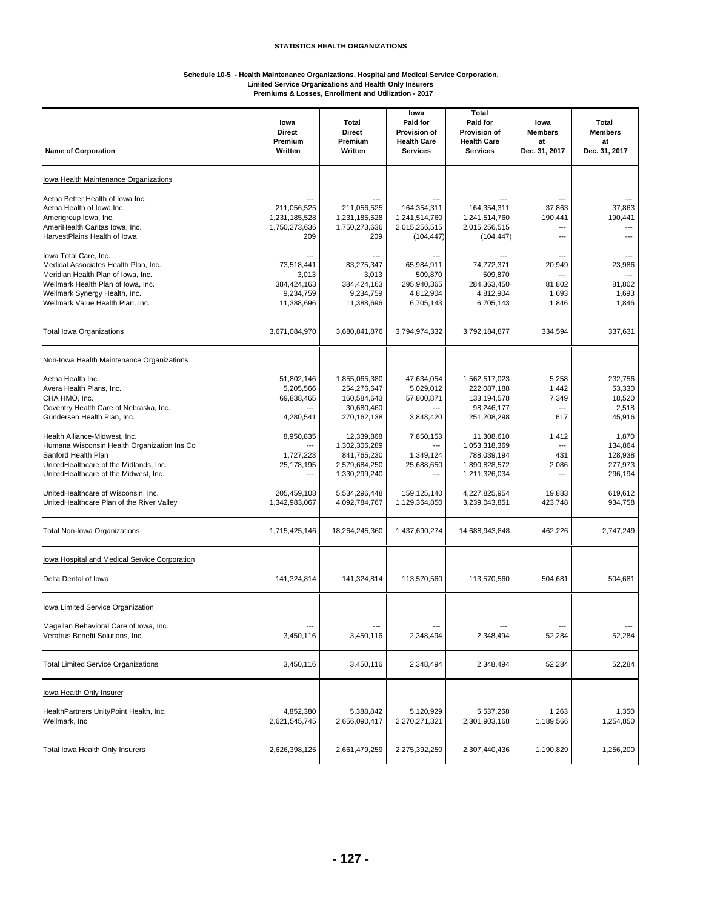**STATISTICS HEALTH ORGANIZATIONS**

**Schedule 10-5 - Health Maintenance Organizations, Hospital and Medical Service Corporation, Limited Service Organizations and Health Only Insurers Premiums & Losses, Enrollment and Utilization - 2017**

| Name of Corporation | Iowa Direct Premium Written | Total Direct Premium Written | Iowa Paid for Provision of Health Care Services | Total Paid for Provision of Health Care Services | Iowa Members at Dec. 31, 2017 | Total Members at Dec. 31, 2017 |
|---|---|---|---|---|---|---|
| Iowa Health Maintenance Organizations | | | | | | |
| Aetna Better Health of Iowa Inc. | --- | --- | --- | --- | --- | --- |
| Aetna Health of Iowa Inc. | 211,056,525 | 211,056,525 | 164,354,311 | 164,354,311 | 37,863 | 37,863 |
| Amerigroup Iowa, Inc. | 1,231,185,528 | 1,231,185,528 | 1,241,514,760 | 1,241,514,760 | 190,441 | 190,441 |
| AmeriHealth Caritas Iowa, Inc. | 1,750,273,636 | 1,750,273,636 | 2,015,256,515 | 2,015,256,515 | --- | --- |
| HarvestPlains Health of Iowa | 209 | 209 | (104,447) | (104,447) | --- | --- |
| Iowa Total Care, Inc. | --- | --- | --- | --- | --- | --- |
| Medical Associates Health Plan, Inc. | 73,518,441 | 83,275,347 | 65,984,911 | 74,772,371 | 20,949 | 23,986 |
| Meridian Health Plan of Iowa, Inc. | 3,013 | 3,013 | 509,870 | 509,870 | --- | --- |
| Wellmark Health Plan of Iowa, Inc. | 384,424,163 | 384,424,163 | 295,940,365 | 284,363,450 | 81,802 | 81,802 |
| Wellmark Synergy Health, Inc. | 9,234,759 | 9,234,759 | 4,812,904 | 4,812,904 | 1,693 | 1,693 |
| Wellmark Value Health Plan, Inc. | 11,388,696 | 11,388,696 | 6,705,143 | 6,705,143 | 1,846 | 1,846 |
| Total Iowa Organizations | 3,671,084,970 | 3,680,841,876 | 3,794,974,332 | 3,792,184,877 | 334,594 | 337,631 |
| Non-Iowa Health Maintenance Organizations | | | | | | |
| Aetna Health Inc. | 51,802,146 | 1,855,065,380 | 47,634,054 | 1,562,517,023 | 5,258 | 232,756 |
| Avera Health Plans, Inc. | 5,205,566 | 254,276,647 | 5,029,012 | 222,087,188 | 1,442 | 53,330 |
| CHA HMO, Inc. | 69,838,465 | 160,584,643 | 57,800,871 | 133,194,578 | 7,349 | 18,520 |
| Coventry Health Care of Nebraska, Inc. | --- | 30,680,460 | --- | 98,246,177 | --- | 2,518 |
| Gundersen Health Plan, Inc. | 4,280,541 | 270,162,138 | 3,848,420 | 251,208,298 | 617 | 45,916 |
| Health Alliance-Midwest, Inc. | 8,950,835 | 12,339,868 | 7,850,153 | 11,308,610 | 1,412 | 1,870 |
| Humana Wisconsin Health Organization Ins Co | --- | 1,302,306,289 | --- | 1,053,318,369 | --- | 134,864 |
| Sanford Health Plan | 1,727,223 | 841,765,230 | 1,349,124 | 788,039,194 | 431 | 128,938 |
| UnitedHealthcare of the Midlands, Inc. | 25,178,195 | 2,579,684,250 | 25,688,650 | 1,890,828,572 | 2,086 | 277,973 |
| UnitedHealthcare of the Midwest, Inc. | --- | 1,330,299,240 | --- | 1,211,326,034 | --- | 296,194 |
| UnitedHealthcare of Wisconsin, Inc. | 205,459,108 | 5,534,296,448 | 159,125,140 | 4,227,825,954 | 19,883 | 619,612 |
| UnitedHealthcare Plan of the River Valley | 1,342,983,067 | 4,092,784,767 | 1,129,364,850 | 3,239,043,851 | 423,748 | 934,758 |
| Total Non-Iowa Organizations | 1,715,425,146 | 18,264,245,360 | 1,437,690,274 | 14,688,943,848 | 462,226 | 2,747,249 |
| Iowa Hospital and Medical Service Corporation | | | | | | |
| Delta Dental of Iowa | 141,324,814 | 141,324,814 | 113,570,560 | 113,570,560 | 504,681 | 504,681 |
| Iowa Limited Service Organization | | | | | | |
| Magellan Behavioral Care of Iowa, Inc. | --- | --- | --- | --- | --- | --- |
| Veratrus Benefit Solutions, Inc. | 3,450,116 | 3,450,116 | 2,348,494 | 2,348,494 | 52,284 | 52,284 |
| Total Limited Service Organizations | 3,450,116 | 3,450,116 | 2,348,494 | 2,348,494 | 52,284 | 52,284 |
| Iowa Health Only Insurer | | | | | | |
| HealthPartners UnityPoint Health, Inc. | 4,852,380 | 5,388,842 | 5,120,929 | 5,537,268 | 1,263 | 1,350 |
| Wellmark, Inc | 2,621,545,745 | 2,656,090,417 | 2,270,271,321 | 2,301,903,168 | 1,189,566 | 1,254,850 |
| Total Iowa Health Only Insurers | 2,626,398,125 | 2,661,479,259 | 2,275,392,250 | 2,307,440,436 | 1,190,829 | 1,256,200 |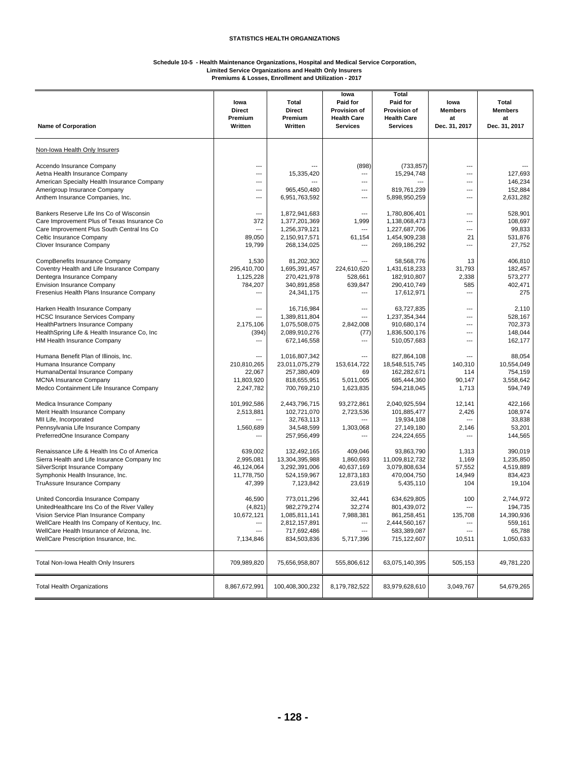**STATISTICS HEALTH ORGANIZATIONS**

**Schedule 10-5 - Health Maintenance Organizations, Hospital and Medical Service Corporation, Limited Service Organizations and Health Only Insurers Premiums & Losses, Enrollment and Utilization - 2017**

| Name of Corporation | Iowa Direct Premium Written | Total Direct Premium Written | Iowa Paid for Provision of Health Care Services | Total Paid for Provision of Health Care Services | Iowa Members at Dec. 31, 2017 | Total Members at Dec. 31, 2017 |
|---|---|---|---|---|---|---|
| Non-Iowa Health Only Insurers | | | | | | |
| Accendo Insurance Company | --- | --- | (898) | (733,857) | --- | --- |
| Aetna Health Insurance Company | --- | 15,335,420 | --- | 15,294,748 | --- | 127,693 |
| American Specialty Health Insurance Company | --- | --- | --- | --- | --- | 146,234 |
| Amerigroup Insurance Company | --- | 965,450,480 | --- | 819,761,239 | --- | 152,884 |
| Anthem Insurance Companies, Inc. | --- | 6,951,763,592 | --- | 5,898,950,259 | --- | 2,631,282 |
| Bankers Reserve Life Ins Co of Wisconsin | --- | 1,872,941,683 | --- | 1,780,806,401 | --- | 528,901 |
| Care Improvement Plus of Texas Insurance Co | 372 | 1,377,201,369 | 1,999 | 1,138,068,473 | --- | 108,697 |
| Care Improvement Plus South Central Ins Co | --- | 1,256,379,121 | --- | 1,227,687,706 | --- | 99,833 |
| Celtic Insurance Company | 89,050 | 2,150,917,571 | 61,154 | 1,454,909,238 | 21 | 531,876 |
| Clover Insurance Company | 19,799 | 268,134,025 | --- | 269,186,292 | --- | 27,752 |
| CompBenefits Insurance Company | 1,530 | 81,202,302 | --- | 58,568,776 | 13 | 406,810 |
| Coventry Health and Life Insurance Company | 295,410,700 | 1,695,391,457 | 224,610,620 | 1,431,618,233 | 31,793 | 182,457 |
| Dentegra Insurance Company | 1,125,228 | 270,421,978 | 528,661 | 182,910,807 | 2,338 | 573,277 |
| Envision Insurance Company | 784,207 | 340,891,858 | 639,847 | 290,410,749 | 585 | 402,471 |
| Fresenius Health Plans Insurance Company | --- | 24,341,175 | --- | 17,612,971 | --- | 275 |
| Harken Health Insurance Company | --- | 16,716,984 | --- | 63,727,835 | --- | 2,110 |
| HCSC Insurance Services Company | --- | 1,389,811,804 | --- | 1,237,354,344 | --- | 528,167 |
| HealthPartners Insurance Company | 2,175,106 | 1,075,508,075 | 2,842,008 | 910,680,174 | --- | 702,373 |
| HealthSpring Life & Health Insurance Co, Inc | (394) | 2,089,910,276 | (77) | 1,836,500,176 | --- | 148,044 |
| HM Health Insurance Company | --- | 672,146,558 | --- | 510,057,683 | --- | 162,177 |
| Humana Benefit Plan of Illinois, Inc. | --- | 1,016,807,342 | --- | 827,864,108 | --- | 88,054 |
| Humana Insurance Company | 210,810,265 | 23,011,075,279 | 153,614,722 | 18,548,515,745 | 140,310 | 10,554,049 |
| HumanaDental Insurance Company | 22,067 | 257,380,409 | 69 | 162,282,671 | 114 | 754,159 |
| MCNA Insurance Company | 11,803,920 | 818,655,951 | 5,011,005 | 685,444,360 | 90,147 | 3,558,642 |
| Medco Containment Life Insurance Company | 2,247,782 | 700,769,210 | 1,623,835 | 594,218,045 | 1,713 | 594,749 |
| Medica Insurance Company | 101,992,586 | 2,443,796,715 | 93,272,861 | 2,040,925,594 | 12,141 | 422,166 |
| Merit Health Insurance Company | 2,513,881 | 102,721,070 | 2,723,536 | 101,885,477 | 2,426 | 108,974 |
| MII Life, Incorporated | --- | 32,763,113 | --- | 19,934,108 | --- | 33,838 |
| Pennsylvania Life Insurance Company | 1,560,689 | 34,548,599 | 1,303,068 | 27,149,180 | 2,146 | 53,201 |
| PreferredOne Insurance Company | --- | 257,956,499 | --- | 224,224,655 | --- | 144,565 |
| Renaissance Life & Health Ins Co of America | 639,002 | 132,492,165 | 409,046 | 93,863,790 | 1,313 | 390,019 |
| Sierra Health and Life Insurance Company Inc | 2,995,081 | 13,304,395,988 | 1,860,693 | 11,009,812,732 | 1,169 | 1,235,850 |
| SilverScript Insurance Company | 46,124,064 | 3,292,391,006 | 40,637,169 | 3,079,808,634 | 57,552 | 4,519,889 |
| Symphonix Health Insurance, Inc. | 11,778,750 | 524,159,967 | 12,873,183 | 470,004,750 | 14,949 | 834,423 |
| TruAssure Insurance Company | 47,399 | 7,123,842 | 23,619 | 5,435,110 | 104 | 19,104 |
| United Concordia Insurance Company | 46,590 | 773,011,296 | 32,441 | 634,629,805 | 100 | 2,744,972 |
| UnitedHealthcare Ins Co of the River Valley | (4,821) | 982,279,274 | 32,274 | 801,439,072 | --- | 194,735 |
| Vision Service Plan Insurance Company | 10,672,121 | 1,085,811,141 | 7,988,381 | 861,258,451 | 135,708 | 14,390,936 |
| WellCare Health Ins Company of Kentucy, Inc. | --- | 2,812,157,891 | --- | 2,444,560,167 | --- | 559,161 |
| WellCare Health Insurance of Arizona, Inc. | --- | 717,692,486 | --- | 583,389,087 | --- | 65,788 |
| WellCare Prescription Insurance, Inc. | 7,134,846 | 834,503,836 | 5,717,396 | 715,122,607 | 10,511 | 1,050,633 |
| Total Non-Iowa Health Only Insurers | 709,989,820 | 75,656,958,807 | 555,806,612 | 63,075,140,395 | 505,153 | 49,781,220 |
| Total Health Organizations | 8,867,672,991 | 100,408,300,232 | 8,179,782,522 | 83,979,628,610 | 3,049,767 | 54,679,265 |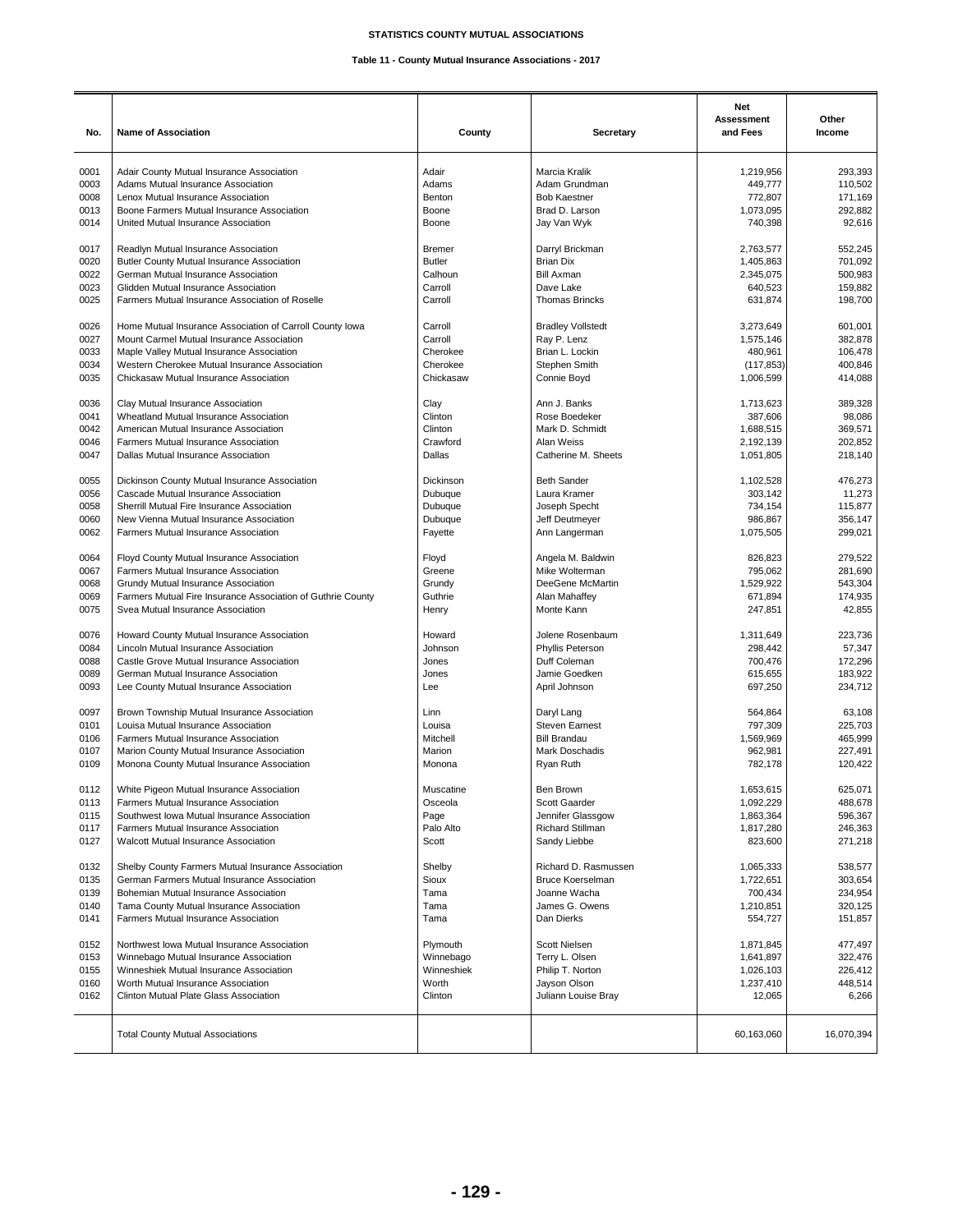**STATISTICS COUNTY MUTUAL ASSOCIATIONS**

**Table 11 - County Mutual Insurance Associations - 2017**

| No. | Name of Association | County | Secretary | Net Assessment and Fees | Other Income |
|---|---|---|---|---|---|
| 0001 | Adair County Mutual Insurance Association | Adair | Marcia Kralik | 1,219,956 | 293,393 |
| 0003 | Adams Mutual Insurance Association | Adams | Adam Grundman | 449,777 | 110,502 |
| 0008 | Lenox Mutual Insurance Association | Benton | Bob Kaestner | 772,807 | 171,169 |
| 0013 | Boone Farmers Mutual Insurance Association | Boone | Brad D. Larson | 1,073,095 | 292,882 |
| 0014 | United Mutual Insurance Association | Boone | Jay Van Wyk | 740,398 | 92,616 |
| 0017 | Readlyn Mutual Insurance Association | Bremer | Darryl Brickman | 2,763,577 | 552,245 |
| 0020 | Butler County Mutual Insurance Association | Butler | Brian Dix | 1,405,863 | 701,092 |
| 0022 | German Mutual Insurance Association | Calhoun | Bill Axman | 2,345,075 | 500,983 |
| 0023 | Glidden Mutual Insurance Association | Carroll | Dave Lake | 640,523 | 159,882 |
| 0025 | Farmers Mutual Insurance Association of Roselle | Carroll | Thomas Brincks | 631,874 | 198,700 |
| 0026 | Home Mutual Insurance Association of Carroll County Iowa | Carroll | Bradley Vollstedt | 3,273,649 | 601,001 |
| 0027 | Mount Carmel Mutual Insurance Association | Carroll | Ray P. Lenz | 1,575,146 | 382,878 |
| 0033 | Maple Valley Mutual Insurance Association | Cherokee | Brian L. Lockin | 480,961 | 106,478 |
| 0034 | Western Cherokee Mutual Insurance Association | Cherokee | Stephen Smith | (117,853) | 400,846 |
| 0035 | Chickasaw Mutual Insurance Association | Chickasaw | Connie Boyd | 1,006,599 | 414,088 |
| 0036 | Clay Mutual Insurance Association | Clay | Ann J. Banks | 1,713,623 | 389,328 |
| 0041 | Wheatland Mutual Insurance Association | Clinton | Rose Boedeker | 387,606 | 98,086 |
| 0042 | American Mutual Insurance Association | Clinton | Mark D. Schmidt | 1,688,515 | 369,571 |
| 0046 | Farmers Mutual Insurance Association | Crawford | Alan Weiss | 2,192,139 | 202,852 |
| 0047 | Dallas Mutual Insurance Association | Dallas | Catherine M. Sheets | 1,051,805 | 218,140 |
| 0055 | Dickinson County Mutual Insurance Association | Dickinson | Beth Sander | 1,102,528 | 476,273 |
| 0056 | Cascade Mutual Insurance Association | Dubuque | Laura Kramer | 303,142 | 11,273 |
| 0058 | Sherrill Mutual Fire Insurance Association | Dubuque | Joseph Specht | 734,154 | 115,877 |
| 0060 | New Vienna Mutual Insurance Association | Dubuque | Jeff Deutmeyer | 986,867 | 356,147 |
| 0062 | Farmers Mutual Insurance Association | Fayette | Ann Langerman | 1,075,505 | 299,021 |
| 0064 | Floyd County Mutual Insurance Association | Floyd | Angela M. Baldwin | 826,823 | 279,522 |
| 0067 | Farmers Mutual Insurance Association | Greene | Mike Wolterman | 795,062 | 281,690 |
| 0068 | Grundy Mutual Insurance Association | Grundy | DeeGene McMartin | 1,529,922 | 543,304 |
| 0069 | Farmers Mutual Fire Insurance Association of Guthrie County | Guthrie | Alan Mahaffey | 671,894 | 174,935 |
| 0075 | Svea Mutual Insurance Association | Henry | Monte Kann | 247,851 | 42,855 |
| 0076 | Howard County Mutual Insurance Association | Howard | Jolene Rosenbaum | 1,311,649 | 223,736 |
| 0084 | Lincoln Mutual Insurance Association | Johnson | Phyllis Peterson | 298,442 | 57,347 |
| 0088 | Castle Grove Mutual Insurance Association | Jones | Duff Coleman | 700,476 | 172,296 |
| 0089 | German Mutual Insurance Association | Jones | Jamie Goedken | 615,655 | 183,922 |
| 0093 | Lee County Mutual Insurance Association | Lee | April Johnson | 697,250 | 234,712 |
| 0097 | Brown Township Mutual Insurance Association | Linn | Daryl Lang | 564,864 | 63,108 |
| 0101 | Louisa Mutual Insurance Association | Louisa | Steven Earnest | 797,309 | 225,703 |
| 0106 | Farmers Mutual Insurance Association | Mitchell | Bill Brandau | 1,569,969 | 465,999 |
| 0107 | Marion County Mutual Insurance Association | Marion | Mark Doschadis | 962,981 | 227,491 |
| 0109 | Monona County Mutual Insurance Association | Monona | Ryan Ruth | 782,178 | 120,422 |
| 0112 | White Pigeon Mutual Insurance Association | Muscatine | Ben Brown | 1,653,615 | 625,071 |
| 0113 | Farmers Mutual Insurance Association | Osceola | Scott Gaarder | 1,092,229 | 488,678 |
| 0115 | Southwest Iowa Mutual Insurance Association | Page | Jennifer Glassgow | 1,863,364 | 596,367 |
| 0117 | Farmers Mutual Insurance Association | Palo Alto | Richard Stillman | 1,817,280 | 246,363 |
| 0127 | Walcott Mutual Insurance Association | Scott | Sandy Liebbe | 823,600 | 271,218 |
| 0132 | Shelby County Farmers Mutual Insurance Association | Shelby | Richard D. Rasmussen | 1,065,333 | 538,577 |
| 0135 | German Farmers Mutual Insurance Association | Sioux | Bruce Koerselman | 1,722,651 | 303,654 |
| 0139 | Bohemian Mutual Insurance Association | Tama | Joanne Wacha | 700,434 | 234,954 |
| 0140 | Tama County Mutual Insurance Association | Tama | James G. Owens | 1,210,851 | 320,125 |
| 0141 | Farmers Mutual Insurance Association | Tama | Dan Dierks | 554,727 | 151,857 |
| 0152 | Northwest Iowa Mutual Insurance Association | Plymouth | Scott Nielsen | 1,871,845 | 477,497 |
| 0153 | Winnebago Mutual Insurance Association | Winnebago | Terry L. Olsen | 1,641,897 | 322,476 |
| 0155 | Winneshiek Mutual Insurance Association | Winneshiek | Philip T. Norton | 1,026,103 | 226,412 |
| 0160 | Worth Mutual Insurance Association | Worth | Jayson Olson | 1,237,410 | 448,514 |
| 0162 | Clinton Mutual Plate Glass Association | Clinton | Juliann Louise Bray | 12,065 | 6,266 |
| | Total County Mutual Associations | | | 60,163,060 | 16,070,394 |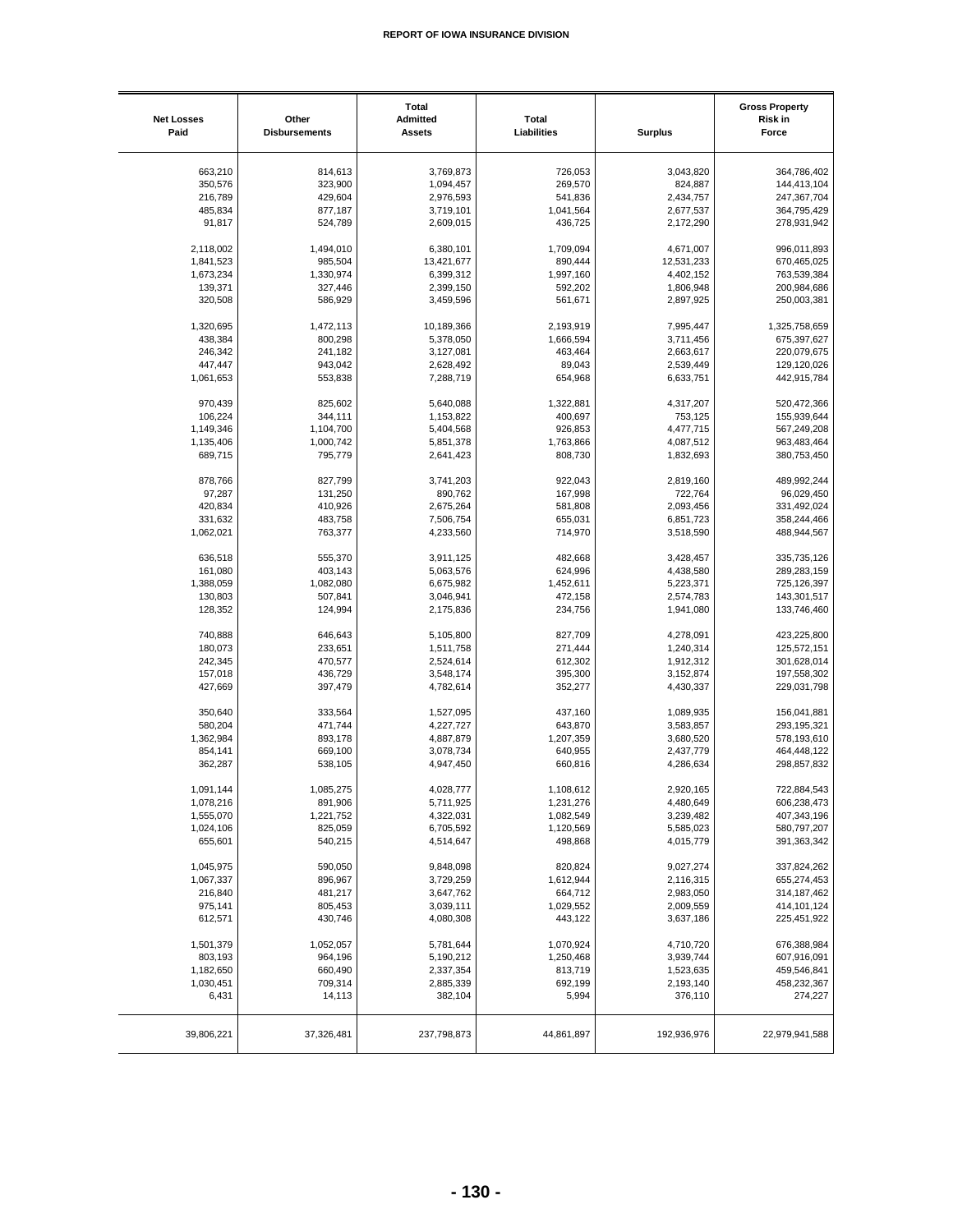| Net Losses Paid | Other Disbursements | Total Admitted Assets | Total Liabilities | Surplus | Gross Property Risk in Force |
|---|---|---|---|---|---|
| 663,210 | 814,613 | 3,769,873 | 726,053 | 3,043,820 | 364,786,402 |
| 350,576 | 323,900 | 1,094,457 | 269,570 | 824,887 | 144,413,104 |
| 216,789 | 429,604 | 2,976,593 | 541,836 | 2,434,757 | 247,367,704 |
| 485,834 | 877,187 | 3,719,101 | 1,041,564 | 2,677,537 | 364,795,429 |
| 91,817 | 524,789 | 2,609,015 | 436,725 | 2,172,290 | 278,931,942 |
| 2,118,002 | 1,494,010 | 6,380,101 | 1,709,094 | 4,671,007 | 996,011,893 |
| 1,841,523 | 985,504 | 13,421,677 | 890,444 | 12,531,233 | 670,465,025 |
| 1,673,234 | 1,330,974 | 6,399,312 | 1,997,160 | 4,402,152 | 763,539,384 |
| 139,371 | 327,446 | 2,399,150 | 592,202 | 1,806,948 | 200,984,686 |
| 320,508 | 586,929 | 3,459,596 | 561,671 | 2,897,925 | 250,003,381 |
| 1,320,695 | 1,472,113 | 10,189,366 | 2,193,919 | 7,995,447 | 1,325,758,659 |
| 438,384 | 800,298 | 5,378,050 | 1,666,594 | 3,711,456 | 675,397,627 |
| 246,342 | 241,182 | 3,127,081 | 463,464 | 2,663,617 | 220,079,675 |
| 447,447 | 943,042 | 2,628,492 | 89,043 | 2,539,449 | 129,120,026 |
| 1,061,653 | 553,838 | 7,288,719 | 654,968 | 6,633,751 | 442,915,784 |
| 970,439 | 825,602 | 5,640,088 | 1,322,881 | 4,317,207 | 520,472,366 |
| 106,224 | 344,111 | 1,153,822 | 400,697 | 753,125 | 155,939,644 |
| 1,149,346 | 1,104,700 | 5,404,568 | 926,853 | 4,477,715 | 567,249,208 |
| 1,135,406 | 1,000,742 | 5,851,378 | 1,763,866 | 4,087,512 | 963,483,464 |
| 689,715 | 795,779 | 2,641,423 | 808,730 | 1,832,693 | 380,753,450 |
| 878,766 | 827,799 | 3,741,203 | 922,043 | 2,819,160 | 489,992,244 |
| 97,287 | 131,250 | 890,762 | 167,998 | 722,764 | 96,029,450 |
| 420,834 | 410,926 | 2,675,264 | 581,808 | 2,093,456 | 331,492,024 |
| 331,632 | 483,758 | 7,506,754 | 655,031 | 6,851,723 | 358,244,466 |
| 1,062,021 | 763,377 | 4,233,560 | 714,970 | 3,518,590 | 488,944,567 |
| 636,518 | 555,370 | 3,911,125 | 482,668 | 3,428,457 | 335,735,126 |
| 161,080 | 403,143 | 5,063,576 | 624,996 | 4,438,580 | 289,283,159 |
| 1,388,059 | 1,082,080 | 6,675,982 | 1,452,611 | 5,223,371 | 725,126,397 |
| 130,803 | 507,841 | 3,046,941 | 472,158 | 2,574,783 | 143,301,517 |
| 128,352 | 124,994 | 2,175,836 | 234,756 | 1,941,080 | 133,746,460 |
| 740,888 | 646,643 | 5,105,800 | 827,709 | 4,278,091 | 423,225,800 |
| 180,073 | 233,651 | 1,511,758 | 271,444 | 1,240,314 | 125,572,151 |
| 242,345 | 470,577 | 2,524,614 | 612,302 | 1,912,312 | 301,628,014 |
| 157,018 | 436,729 | 3,548,174 | 395,300 | 3,152,874 | 197,558,302 |
| 427,669 | 397,479 | 4,782,614 | 352,277 | 4,430,337 | 229,031,798 |
| 350,640 | 333,564 | 1,527,095 | 437,160 | 1,089,935 | 156,041,881 |
| 580,204 | 471,744 | 4,227,727 | 643,870 | 3,583,857 | 293,195,321 |
| 1,362,984 | 893,178 | 4,887,879 | 1,207,359 | 3,680,520 | 578,193,610 |
| 854,141 | 669,100 | 3,078,734 | 640,955 | 2,437,779 | 464,448,122 |
| 362,287 | 538,105 | 4,947,450 | 660,816 | 4,286,634 | 298,857,832 |
| 1,091,144 | 1,085,275 | 4,028,777 | 1,108,612 | 2,920,165 | 722,884,543 |
| 1,078,216 | 891,906 | 5,711,925 | 1,231,276 | 4,480,649 | 606,238,473 |
| 1,555,070 | 1,221,752 | 4,322,031 | 1,082,549 | 3,239,482 | 407,343,196 |
| 1,024,106 | 825,059 | 6,705,592 | 1,120,569 | 5,585,023 | 580,797,207 |
| 655,601 | 540,215 | 4,514,647 | 498,868 | 4,015,779 | 391,363,342 |
| 1,045,975 | 590,050 | 9,848,098 | 820,824 | 9,027,274 | 337,824,262 |
| 1,067,337 | 896,967 | 3,729,259 | 1,612,944 | 2,116,315 | 655,274,453 |
| 216,840 | 481,217 | 3,647,762 | 664,712 | 2,983,050 | 314,187,462 |
| 975,141 | 805,453 | 3,039,111 | 1,029,552 | 2,009,559 | 414,101,124 |
| 612,571 | 430,746 | 4,080,308 | 443,122 | 3,637,186 | 225,451,922 |
| 1,501,379 | 1,052,057 | 5,781,644 | 1,070,924 | 4,710,720 | 676,388,984 |
| 803,193 | 964,196 | 5,190,212 | 1,250,468 | 3,939,744 | 607,916,091 |
| 1,182,650 | 660,490 | 2,337,354 | 813,719 | 1,523,635 | 459,546,841 |
| 1,030,451 | 709,314 | 2,885,339 | 692,199 | 2,193,140 | 458,232,367 |
| 6,431 | 14,113 | 382,104 | 5,994 | 376,110 | 274,227 |
| 39,806,221 | 37,326,481 | 237,798,873 | 44,861,897 | 192,936,976 | 22,979,941,588 |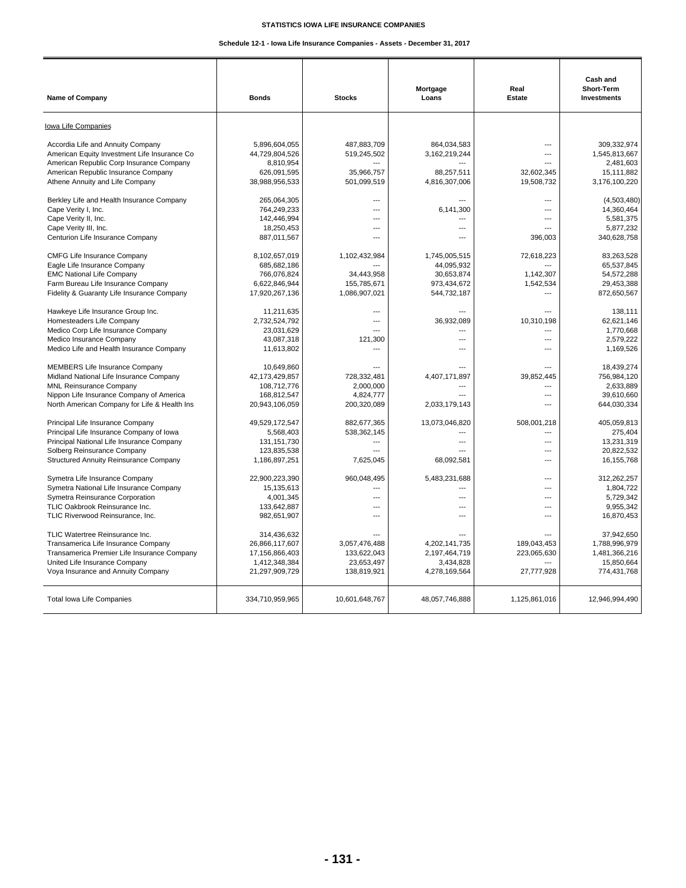# STATISTICS IOWA LIFE INSURANCE COMPANIES

## Schedule 12-1 - Iowa Life Insurance Companies - Assets - December 31, 2017

| Name of Company | Bonds | Stocks | Mortgage Loans | Real Estate | Cash and Short-Term Investments |
|---|---|---|---|---|---|
| Iowa Life Companies | | | | | |
| Accordia Life and Annuity Company | 5,896,604,055 | 487,883,709 | 864,034,583 | --- | 309,332,974 |
| American Equity Investment Life Insurance Co | 44,729,804,526 | 519,245,502 | 3,162,219,244 | --- | 1,545,813,667 |
| American Republic Corp Insurance Company | 8,810,954 | --- | --- | --- | 2,481,603 |
| American Republic Insurance Company | 626,091,595 | 35,966,757 | 88,257,511 | 32,602,345 | 15,111,882 |
| Athene Annuity and Life Company | 38,988,956,533 | 501,099,519 | 4,816,307,006 | 19,508,732 | 3,176,100,220 |
| Berkley Life and Health Insurance Company | 265,064,305 | --- | --- | --- | (4,503,480) |
| Cape Verity I, Inc. | 764,249,233 | --- | 6,141,300 | --- | 14,360,464 |
| Cape Verity II, Inc. | 142,446,994 | --- | --- | --- | 5,581,375 |
| Cape Verity III, Inc. | 18,250,453 | --- | --- | --- | 5,877,232 |
| Centurion Life Insurance Company | 887,011,567 | --- | --- | 396,003 | 340,628,758 |
| CMFG Life Insurance Company | 8,102,657,019 | 1,102,432,984 | 1,745,005,515 | 72,618,223 | 83,263,528 |
| Eagle Life Insurance Company | 685,682,186 | --- | 44,095,932 | --- | 65,537,845 |
| EMC National Life Company | 766,076,824 | 34,443,958 | 30,653,874 | 1,142,307 | 54,572,288 |
| Farm Bureau Life Insurance Company | 6,622,846,944 | 155,785,671 | 973,434,672 | 1,542,534 | 29,453,388 |
| Fidelity & Guaranty Life Insurance Company | 17,920,267,136 | 1,086,907,021 | 544,732,187 | --- | 872,650,567 |
| Hawkeye Life Insurance Group Inc. | 11,211,635 | --- | --- | --- | 138,111 |
| Homesteaders Life Company | 2,732,524,792 | --- | 36,932,089 | 10,310,198 | 62,621,146 |
| Medico Corp Life Insurance Company | 23,031,629 | --- | --- | --- | 1,770,668 |
| Medico Insurance Company | 43,087,318 | 121,300 | --- | --- | 2,579,222 |
| Medico Life and Health Insurance Company | 11,613,802 | --- | --- | --- | 1,169,526 |
| MEMBERS Life Insurance Company | 10,649,860 | --- | --- | --- | 18,439,274 |
| Midland National Life Insurance Company | 42,173,429,857 | 728,332,481 | 4,407,171,897 | 39,852,445 | 756,984,120 |
| MNL Reinsurance Company | 108,712,776 | 2,000,000 | --- | --- | 2,633,889 |
| Nippon Life Insurance Company of America | 168,812,547 | 4,824,777 | --- | --- | 39,610,660 |
| North American Company for Life & Health Ins | 20,943,106,059 | 200,320,089 | 2,033,179,143 | --- | 644,030,334 |
| Principal Life Insurance Company | 49,529,172,547 | 882,677,365 | 13,073,046,820 | 508,001,218 | 405,059,813 |
| Principal Life Insurance Company of Iowa | 5,568,403 | 538,362,145 | --- | --- | 275,404 |
| Principal National Life Insurance Company | 131,151,730 | --- | --- | --- | 13,231,319 |
| Solberg Reinsurance Company | 123,835,538 | --- | --- | --- | 20,822,532 |
| Structured Annuity Reinsurance Company | 1,186,897,251 | 7,625,045 | 68,092,581 | --- | 16,155,768 |
| Symetra Life Insurance Company | 22,900,223,390 | 960,048,495 | 5,483,231,688 | --- | 312,262,257 |
| Symetra National Life Insurance Company | 15,135,613 | --- | --- | --- | 1,804,722 |
| Symetra Reinsurance Corporation | 4,001,345 | --- | --- | --- | 5,729,342 |
| TLIC Oakbrook Reinsurance Inc. | 133,642,887 | --- | --- | --- | 9,955,342 |
| TLIC Riverwood Reinsurance, Inc. | 982,651,907 | --- | --- | --- | 16,870,453 |
| TLIC Watertree Reinsurance Inc. | 314,436,632 | --- | --- | --- | 37,942,650 |
| Transamerica Life Insurance Company | 26,866,117,607 | 3,057,476,488 | 4,202,141,735 | 189,043,453 | 1,788,996,979 |
| Transamerica Premier Life Insurance Company | 17,156,866,403 | 133,622,043 | 2,197,464,719 | 223,065,630 | 1,481,366,216 |
| United Life Insurance Company | 1,412,348,384 | 23,653,497 | 3,434,828 | --- | 15,850,664 |
| Voya Insurance and Annuity Company | 21,297,909,729 | 138,819,921 | 4,278,169,564 | 27,777,928 | 774,431,768 |
| Total Iowa Life Companies | 334,710,959,965 | 10,601,648,767 | 48,057,746,888 | 1,125,861,016 | 12,946,994,490 |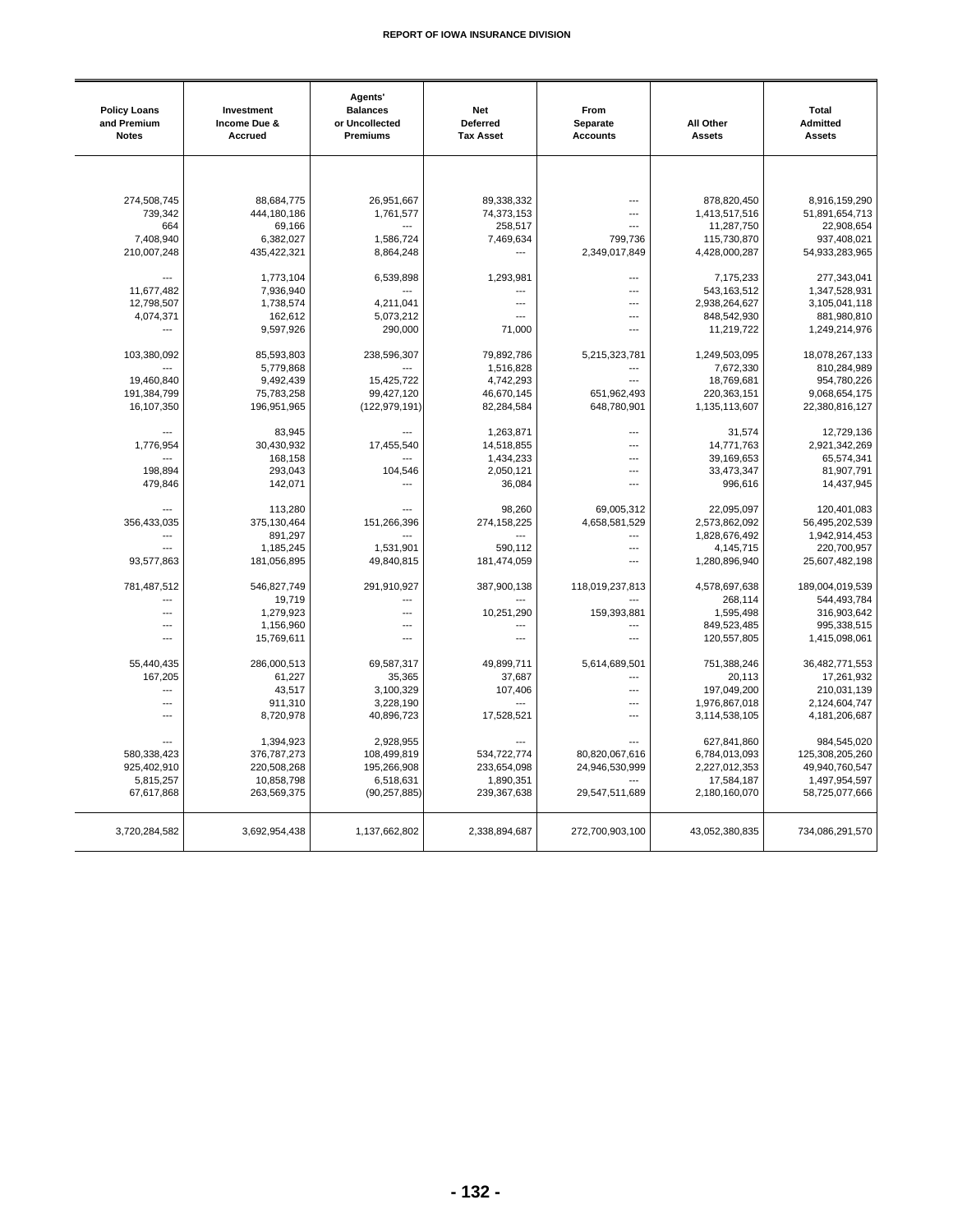| Policy Loans and Premium Notes | Investment Income Due & Accrued | Agents' Balances or Uncollected Premiums | Net Deferred Tax Asset | From Separate Accounts | All Other Assets | Total Admitted Assets |
|---|---|---|---|---|---|---|
| 274,508,745 | 88,684,775 | 26,951,667 | 89,338,332 | --- | 878,820,450 | 8,916,159,290 |
| 739,342 | 444,180,186 | 1,761,577 | 74,373,153 | --- | 1,413,517,516 | 51,891,654,713 |
| 664 | 69,166 | --- | 258,517 | --- | 11,287,750 | 22,908,654 |
| 7,408,940 | 6,382,027 | 1,586,724 | 7,469,634 | 799,736 | 115,730,870 | 937,408,021 |
| 210,007,248 | 435,422,321 | 8,864,248 | --- | 2,349,017,849 | 4,428,000,287 | 54,933,283,965 |
| --- | 1,773,104 | 6,539,898 | 1,293,981 | --- | 7,175,233 | 277,343,041 |
| 11,677,482 | 7,936,940 | --- | --- | --- | 543,163,512 | 1,347,528,931 |
| 12,798,507 | 1,738,574 | 4,211,041 | --- | --- | 2,938,264,627 | 3,105,041,118 |
| 4,074,371 | 162,612 | 5,073,212 | --- | --- | 848,542,930 | 881,980,810 |
| --- | 9,597,926 | 290,000 | 71,000 | --- | 11,219,722 | 1,249,214,976 |
| 103,380,092 | 85,593,803 | 238,596,307 | 79,892,786 | 5,215,323,781 | 1,249,503,095 | 18,078,267,133 |
| --- | 5,779,868 | --- | 1,516,828 | --- | 7,672,330 | 810,284,989 |
| 19,460,840 | 9,492,439 | 15,425,722 | 4,742,293 | --- | 18,769,681 | 954,780,226 |
| 191,384,799 | 75,783,258 | 99,427,120 | 46,670,145 | 651,962,493 | 220,363,151 | 9,068,654,175 |
| 16,107,350 | 196,951,965 | (122,979,191) | 82,284,584 | 648,780,901 | 1,135,113,607 | 22,380,816,127 |
| --- | 83,945 | --- | 1,263,871 | --- | 31,574 | 12,729,136 |
| 1,776,954 | 30,430,932 | 17,455,540 | 14,518,855 | --- | 14,771,763 | 2,921,342,269 |
| --- | 168,158 | --- | 1,434,233 | --- | 39,169,653 | 65,574,341 |
| 198,894 | 293,043 | 104,546 | 2,050,121 | --- | 33,473,347 | 81,907,791 |
| 479,846 | 142,071 | --- | 36,084 | --- | 996,616 | 14,437,945 |
| --- | 113,280 | --- | 98,260 | 69,005,312 | 22,095,097 | 120,401,083 |
| 356,433,035 | 375,130,464 | 151,266,396 | 274,158,225 | 4,658,581,529 | 2,573,862,092 | 56,495,202,539 |
| --- | 891,297 | --- | --- | --- | 1,828,676,492 | 1,942,914,453 |
| --- | 1,185,245 | 1,531,901 | 590,112 | --- | 4,145,715 | 220,700,957 |
| 93,577,863 | 181,056,895 | 49,840,815 | 181,474,059 | --- | 1,280,896,940 | 25,607,482,198 |
| 781,487,512 | 546,827,749 | 291,910,927 | 387,900,138 | 118,019,237,813 | 4,578,697,638 | 189,004,019,539 |
| --- | 19,719 | --- | --- | --- | 268,114 | 544,493,784 |
| --- | 1,279,923 | --- | 10,251,290 | 159,393,881 | 1,595,498 | 316,903,642 |
| --- | 1,156,960 | --- | --- | --- | 849,523,485 | 995,338,515 |
| --- | 15,769,611 | --- | --- | --- | 120,557,805 | 1,415,098,061 |
| 55,440,435 | 286,000,513 | 69,587,317 | 49,899,711 | 5,614,689,501 | 751,388,246 | 36,482,771,553 |
| 167,205 | 61,227 | 35,365 | 37,687 | --- | 20,113 | 17,261,932 |
| --- | 43,517 | 3,100,329 | 107,406 | --- | 197,049,200 | 210,031,139 |
| --- | 911,310 | 3,228,190 | --- | --- | 1,976,867,018 | 2,124,604,747 |
| --- | 8,720,978 | 40,896,723 | 17,528,521 | --- | 3,114,538,105 | 4,181,206,687 |
| --- | 1,394,923 | 2,928,955 | --- | --- | 627,841,860 | 984,545,020 |
| 580,338,423 | 376,787,273 | 108,499,819 | 534,722,774 | 80,820,067,616 | 6,784,013,093 | 125,308,205,260 |
| 925,402,910 | 220,508,268 | 195,266,908 | 233,654,098 | 24,946,530,999 | 2,227,012,353 | 49,940,760,547 |
| 5,815,257 | 10,858,798 | 6,518,631 | 1,890,351 | --- | 17,584,187 | 1,497,954,597 |
| 67,617,868 | 263,569,375 | (90,257,885) | 239,367,638 | 29,547,511,689 | 2,180,160,070 | 58,725,077,666 |
| 3,720,284,582 | 3,692,954,438 | 1,137,662,802 | 2,338,894,687 | 272,700,903,100 | 43,052,380,835 | 734,086,291,570 |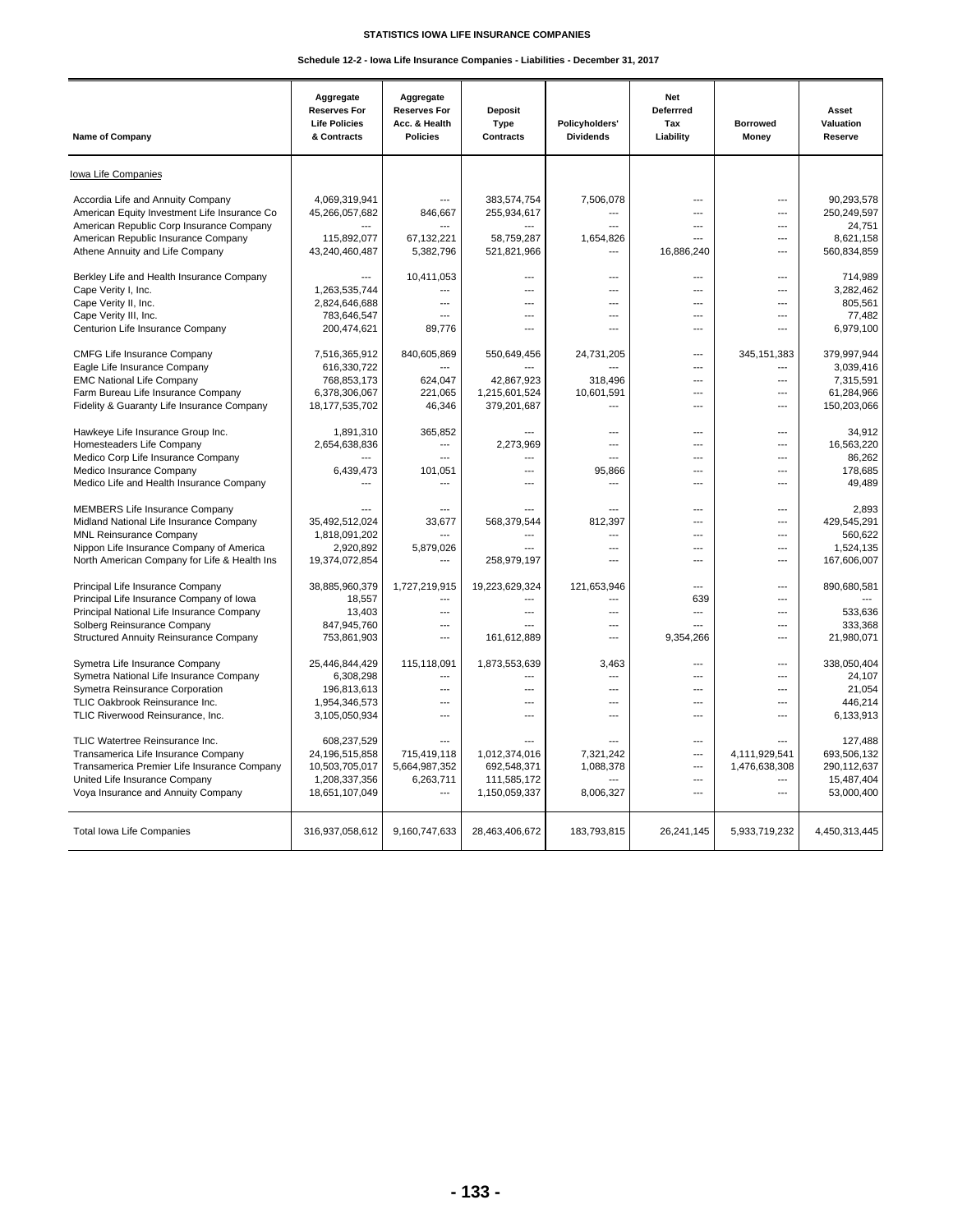**STATISTICS IOWA LIFE INSURANCE COMPANIES**

**Schedule 12-2 - Iowa Life Insurance Companies - Liabilities - December 31, 2017**

| Name of Company | Aggregate Reserves For Life Policies & Contracts | Aggregate Reserves For Acc. & Health Policies | Deposit Type Contracts | Policyholders' Dividends | Net Deferrred Tax Liability | Borrowed Money | Asset Valuation Reserve |
|---|---|---|---|---|---|---|---|
| Iowa Life Companies | | | | | | | |
| Accordia Life and Annuity Company | 4,069,319,941 | --- | 383,574,754 | 7,506,078 | --- | --- | 90,293,578 |
| American Equity Investment Life Insurance Co | 45,266,057,682 | 846,667 | 255,934,617 | --- | --- | --- | 250,249,597 |
| American Republic Corp Insurance Company | --- | --- | --- | --- | --- | --- | 24,751 |
| American Republic Insurance Company | 115,892,077 | 67,132,221 | 58,759,287 | 1,654,826 | --- | --- | 8,621,158 |
| Athene Annuity and Life Company | 43,240,460,487 | 5,382,796 | 521,821,966 | --- | 16,886,240 | --- | 560,834,859 |
| Berkley Life and Health Insurance Company | --- | 10,411,053 | --- | --- | --- | --- | 714,989 |
| Cape Verity I, Inc. | 1,263,535,744 | --- | --- | --- | --- | --- | 3,282,462 |
| Cape Verity II, Inc. | 2,824,646,688 | --- | --- | --- | --- | --- | 805,561 |
| Cape Verity III, Inc. | 783,646,547 | --- | --- | --- | --- | --- | 77,482 |
| Centurion Life Insurance Company | 200,474,621 | 89,776 | --- | --- | --- | --- | 6,979,100 |
| CMFG Life Insurance Company | 7,516,365,912 | 840,605,869 | 550,649,456 | 24,731,205 | --- | 345,151,383 | 379,997,944 |
| Eagle Life Insurance Company | 616,330,722 | --- | --- | --- | --- | --- | 3,039,416 |
| EMC National Life Company | 768,853,173 | 624,047 | 42,867,923 | 318,496 | --- | --- | 7,315,591 |
| Farm Bureau Life Insurance Company | 6,378,306,067 | 221,065 | 1,215,601,524 | 10,601,591 | --- | --- | 61,284,966 |
| Fidelity & Guaranty Life Insurance Company | 18,177,535,702 | 46,346 | 379,201,687 | --- | --- | --- | 150,203,066 |
| Hawkeye Life Insurance Group Inc. | 1,891,310 | 365,852 | --- | --- | --- | --- | 34,912 |
| Homesteaders Life Company | 2,654,638,836 | --- | 2,273,969 | --- | --- | --- | 16,563,220 |
| Medico Corp Life Insurance Company | --- | --- | --- | --- | --- | --- | 86,262 |
| Medico Insurance Company | 6,439,473 | 101,051 | --- | 95,866 | --- | --- | 178,685 |
| Medico Life and Health Insurance Company | --- | --- | --- | --- | --- | --- | 49,489 |
| MEMBERS Life Insurance Company | --- | --- | --- | --- | --- | --- | 2,893 |
| Midland National Life Insurance Company | 35,492,512,024 | 33,677 | 568,379,544 | 812,397 | --- | --- | 429,545,291 |
| MNL Reinsurance Company | 1,818,091,202 | --- | --- | --- | --- | --- | 560,622 |
| Nippon Life Insurance Company of America | 2,920,892 | 5,879,026 | --- | --- | --- | --- | 1,524,135 |
| North American Company for Life & Health Ins | 19,374,072,854 | --- | 258,979,197 | --- | --- | --- | 167,606,007 |
| Principal Life Insurance Company | 38,885,960,379 | 1,727,219,915 | 19,223,629,324 | 121,653,946 | --- | --- | 890,680,581 |
| Principal Life Insurance Company of Iowa | 18,557 | --- | --- | --- | 639 | --- | --- |
| Principal National Life Insurance Company | 13,403 | --- | --- | --- | --- | --- | 533,636 |
| Solberg Reinsurance Company | 847,945,760 | --- | --- | --- | --- | --- | 333,368 |
| Structured Annuity Reinsurance Company | 753,861,903 | --- | 161,612,889 | --- | 9,354,266 | --- | 21,980,071 |
| Symetra Life Insurance Company | 25,446,844,429 | 115,118,091 | 1,873,553,639 | 3,463 | --- | --- | 338,050,404 |
| Symetra National Life Insurance Company | 6,308,298 | --- | --- | --- | --- | --- | 24,107 |
| Symetra Reinsurance Corporation | 196,813,613 | --- | --- | --- | --- | --- | 21,054 |
| TLIC Oakbrook Reinsurance Inc. | 1,954,346,573 | --- | --- | --- | --- | --- | 446,214 |
| TLIC Riverwood Reinsurance, Inc. | 3,105,050,934 | --- | --- | --- | --- | --- | 6,133,913 |
| TLIC Watertree Reinsurance Inc. | 608,237,529 | --- | --- | --- | --- | --- | 127,488 |
| Transamerica Life Insurance Company | 24,196,515,858 | 715,419,118 | 1,012,374,016 | 7,321,242 | --- | 4,111,929,541 | 693,506,132 |
| Transamerica Premier Life Insurance Company | 10,503,705,017 | 5,664,987,352 | 692,548,371 | 1,088,378 | --- | 1,476,638,308 | 290,112,637 |
| United Life Insurance Company | 1,208,337,356 | 6,263,711 | 111,585,172 | --- | --- | --- | 15,487,404 |
| Voya Insurance and Annuity Company | 18,651,107,049 | --- | 1,150,059,337 | 8,006,327 | --- | --- | 53,000,400 |
| Total Iowa Life Companies | 316,937,058,612 | 9,160,747,633 | 28,463,406,672 | 183,793,815 | 26,241,145 | 5,933,719,232 | 4,450,313,445 |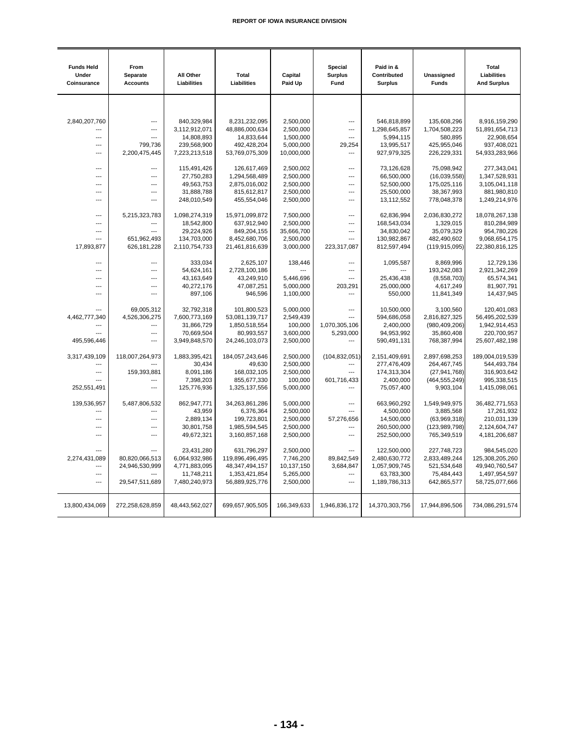| Funds Held Under Coinsurance | From Separate Accounts | All Other Liabilities | Total Liabilities | Capital Paid Up | Special Surplus Fund | Paid in & Contributed Surplus | Unassigned Funds | Total Liabilities And Surplus |
|---|---|---|---|---|---|---|---|---|
| 2,840,207,760 | --- | 840,329,984 | 8,231,232,095 | 2,500,000 | --- | 546,818,899 | 135,608,296 | 8,916,159,290 |
| --- | --- | 3,112,912,071 | 48,886,000,634 | 2,500,000 | --- | 1,298,645,857 | 1,704,508,223 | 51,891,654,713 |
| --- | --- | 14,808,893 | 14,833,644 | 1,500,000 | --- | 5,994,115 | 580,895 | 22,908,654 |
| --- | 799,736 | 239,568,900 | 492,428,204 | 5,000,000 | 29,254 | 13,995,517 | 425,955,046 | 937,408,021 |
| --- | 2,200,475,445 | 7,223,213,518 | 53,769,075,309 | 10,000,000 | --- | 927,979,325 | 226,229,331 | 54,933,283,966 |
| --- | --- | 115,491,426 | 126,617,469 | 2,500,002 | --- | 73,126,628 | 75,098,942 | 277,343,041 |
| --- | --- | 27,750,283 | 1,294,568,489 | 2,500,000 | --- | 66,500,000 | (16,039,558) | 1,347,528,931 |
| --- | --- | 49,563,753 | 2,875,016,002 | 2,500,000 | --- | 52,500,000 | 175,025,116 | 3,105,041,118 |
| --- | --- | 31,888,788 | 815,612,817 | 2,500,000 | --- | 25,500,000 | 38,367,993 | 881,980,810 |
| --- | --- | 248,010,549 | 455,554,046 | 2,500,000 | --- | 13,112,552 | 778,048,378 | 1,249,214,976 |
| --- | 5,215,323,783 | 1,098,274,319 | 15,971,099,872 | 7,500,000 | --- | 62,836,994 | 2,036,830,272 | 18,078,267,138 |
| --- | --- | 18,542,800 | 637,912,940 | 2,500,000 | --- | 168,543,034 | 1,329,015 | 810,284,989 |
| --- | --- | 29,224,926 | 849,204,155 | 35,666,700 | --- | 34,830,042 | 35,079,329 | 954,780,226 |
| --- | 651,962,493 | 134,703,000 | 8,452,680,706 | 2,500,000 | --- | 130,982,867 | 482,490,602 | 9,068,654,175 |
| 17,893,877 | 626,181,228 | 2,110,754,733 | 21,461,816,639 | 3,000,000 | 223,317,087 | 812,597,494 | (119,915,095) | 22,380,816,125 |
| --- | --- | 333,034 | 2,625,107 | 138,446 | --- | 1,095,587 | 8,869,996 | 12,729,136 |
| --- | --- | 54,624,161 | 2,728,100,186 | --- | --- | --- | 193,242,083 | 2,921,342,269 |
| --- | --- | 43,163,649 | 43,249,910 | 5,446,696 | --- | 25,436,438 | (8,558,703) | 65,574,341 |
| --- | --- | 40,272,176 | 47,087,251 | 5,000,000 | 203,291 | 25,000,000 | 4,617,249 | 81,907,791 |
| --- | --- | 897,106 | 946,596 | 1,100,000 | --- | 550,000 | 11,841,349 | 14,437,945 |
| --- | 69,005,312 | 32,792,318 | 101,800,523 | 5,000,000 | --- | 10,500,000 | 3,100,560 | 120,401,083 |
| 4,462,777,340 | 4,526,306,275 | 7,600,773,169 | 53,081,139,717 | 2,549,439 | --- | 594,686,058 | 2,816,827,325 | 56,495,202,539 |
| --- | --- | 31,866,729 | 1,850,518,554 | 100,000 | 1,070,305,106 | 2,400,000 | (980,409,206) | 1,942,914,453 |
| --- | --- | 70,669,504 | 80,993,557 | 3,600,000 | 5,293,000 | 94,953,992 | 35,860,408 | 220,700,957 |
| 495,596,446 | --- | 3,949,848,570 | 24,246,103,073 | 2,500,000 | --- | 590,491,131 | 768,387,994 | 25,607,482,198 |
| 3,317,439,109 | 118,007,264,973 | 1,883,395,421 | 184,057,243,646 | 2,500,000 | (104,832,051) | 2,151,409,691 | 2,897,698,253 | 189,004,019,539 |
| --- | --- | 30,434 | 49,630 | 2,500,000 | --- | 277,476,409 | 264,467,745 | 544,493,784 |
| --- | 159,393,881 | 8,091,186 | 168,032,105 | 2,500,000 | --- | 174,313,304 | (27,941,768) | 316,903,642 |
| --- | --- | 7,398,203 | 855,677,330 | 100,000 | 601,716,433 | 2,400,000 | (464,555,249) | 995,338,515 |
| 252,551,491 | --- | 125,776,936 | 1,325,137,556 | 5,000,000 | --- | 75,057,400 | 9,903,104 | 1,415,098,061 |
| 139,536,957 | 5,487,806,532 | 862,947,771 | 34,263,861,286 | 5,000,000 | --- | 663,960,292 | 1,549,949,975 | 36,482,771,553 |
| --- | --- | 43,959 | 6,376,364 | 2,500,000 | --- | 4,500,000 | 3,885,568 | 17,261,932 |
| --- | --- | 2,889,134 | 199,723,801 | 2,500,000 | 57,276,656 | 14,500,000 | (63,969,318) | 210,031,139 |
| --- | --- | 30,801,758 | 1,985,594,545 | 2,500,000 | --- | 260,500,000 | (123,989,798) | 2,124,604,747 |
| --- | --- | 49,672,321 | 3,160,857,168 | 2,500,000 | --- | 252,500,000 | 765,349,519 | 4,181,206,687 |
| --- | --- | 23,431,280 | 631,796,297 | 2,500,000 | --- | 122,500,000 | 227,748,723 | 984,545,020 |
| 2,274,431,089 | 80,820,066,513 | 6,064,932,986 | 119,896,496,495 | 7,746,200 | 89,842,549 | 2,480,630,772 | 2,833,489,244 | 125,308,205,260 |
| --- | 24,946,530,999 | 4,771,883,095 | 48,347,494,157 | 10,137,150 | 3,684,847 | 1,057,909,745 | 521,534,648 | 49,940,760,547 |
| --- | --- | 11,748,211 | 1,353,421,854 | 5,265,000 | --- | 63,783,300 | 75,484,443 | 1,497,954,597 |
| --- | 29,547,511,689 | 7,480,240,973 | 56,889,925,776 | 2,500,000 | --- | 1,189,786,313 | 642,865,577 | 58,725,077,666 |
| 13,800,434,069 | 272,258,628,859 | 48,443,562,027 | 699,657,905,505 | 166,349,633 | 1,946,836,172 | 14,370,303,756 | 17,944,896,506 | 734,086,291,574 |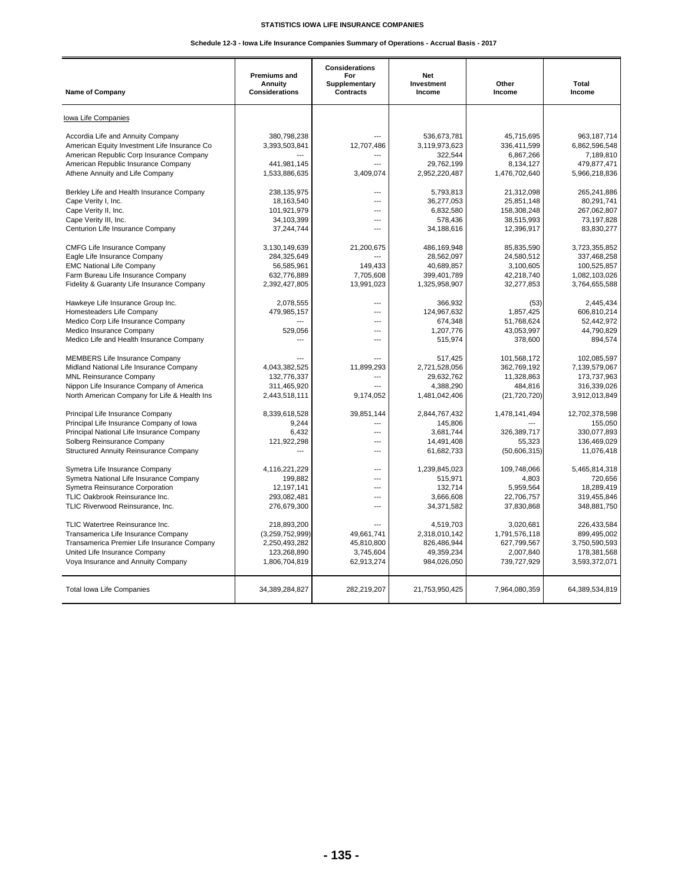# STATISTICS IOWA LIFE INSURANCE COMPANIES

## Schedule 12-3 - Iowa Life Insurance Companies Summary of Operations - Accrual Basis - 2017

| Name of Company | Premiums and Annuity Considerations | Considerations For Supplementary Contracts | Net Investment Income | Other Income | Total Income |
|---|---|---|---|---|---|
| Iowa Life Companies | | | | | |
| Accordia Life and Annuity Company | 380,798,238 | --- | 536,673,781 | 45,715,695 | 963,187,714 |
| American Equity Investment Life Insurance Co | 3,393,503,841 | 12,707,486 | 3,119,973,623 | 336,411,599 | 6,862,596,548 |
| American Republic Corp Insurance Company | --- | --- | 322,544 | 6,867,266 | 7,189,810 |
| American Republic Insurance Company | 441,981,145 | --- | 29,762,199 | 8,134,127 | 479,877,471 |
| Athene Annuity and Life Company | 1,533,886,635 | 3,409,074 | 2,952,220,487 | 1,476,702,640 | 5,966,218,836 |
| Berkley Life and Health Insurance Company | 238,135,975 | --- | 5,793,813 | 21,312,098 | 265,241,886 |
| Cape Verity I, Inc. | 18,163,540 | --- | 36,277,053 | 25,851,148 | 80,291,741 |
| Cape Verity II, Inc. | 101,921,979 | --- | 6,832,580 | 158,308,248 | 267,062,807 |
| Cape Verity III, Inc. | 34,103,399 | --- | 578,436 | 38,515,993 | 73,197,828 |
| Centurion Life Insurance Company | 37,244,744 | --- | 34,188,616 | 12,396,917 | 83,830,277 |
| CMFG Life Insurance Company | 3,130,149,639 | 21,200,675 | 486,169,948 | 85,835,590 | 3,723,355,852 |
| Eagle Life Insurance Company | 284,325,649 | --- | 28,562,097 | 24,580,512 | 337,468,258 |
| EMC National Life Company | 56,585,961 | 149,433 | 40,689,857 | 3,100,605 | 100,525,857 |
| Farm Bureau Life Insurance Company | 632,776,889 | 7,705,608 | 399,401,789 | 42,218,740 | 1,082,103,026 |
| Fidelity & Guaranty Life Insurance Company | 2,392,427,805 | 13,991,023 | 1,325,958,907 | 32,277,853 | 3,764,655,588 |
| Hawkeye Life Insurance Group Inc. | 2,078,555 | --- | 366,932 | (53) | 2,445,434 |
| Homesteaders Life Company | 479,985,157 | --- | 124,967,632 | 1,857,425 | 606,810,214 |
| Medico Corp Life Insurance Company | --- | --- | 674,348 | 51,768,624 | 52,442,972 |
| Medico Insurance Company | 529,056 | --- | 1,207,776 | 43,053,997 | 44,790,829 |
| Medico Life and Health Insurance Company | --- | --- | 515,974 | 378,600 | 894,574 |
| MEMBERS Life Insurance Company | --- | --- | 517,425 | 101,568,172 | 102,085,597 |
| Midland National Life Insurance Company | 4,043,382,525 | 11,899,293 | 2,721,528,056 | 362,769,192 | 7,139,579,067 |
| MNL Reinsurance Company | 132,776,337 | --- | 29,632,762 | 11,328,863 | 173,737,963 |
| Nippon Life Insurance Company of America | 311,465,920 | --- | 4,388,290 | 484,816 | 316,339,026 |
| North American Company for Life & Health Ins | 2,443,518,111 | 9,174,052 | 1,481,042,406 | (21,720,720) | 3,912,013,849 |
| Principal Life Insurance Company | 8,339,618,528 | 39,851,144 | 2,844,767,432 | 1,478,141,494 | 12,702,378,598 |
| Principal Life Insurance Company of Iowa | 9,244 | --- | 145,806 | --- | 155,050 |
| Principal National Life Insurance Company | 6,432 | --- | 3,681,744 | 326,389,717 | 330,077,893 |
| Solberg Reinsurance Company | 121,922,298 | --- | 14,491,408 | 55,323 | 136,469,029 |
| Structured Annuity Reinsurance Company | --- | --- | 61,682,733 | (50,606,315) | 11,076,418 |
| Symetra Life Insurance Company | 4,116,221,229 | --- | 1,239,845,023 | 109,748,066 | 5,465,814,318 |
| Symetra National Life Insurance Company | 199,882 | --- | 515,971 | 4,803 | 720,656 |
| Symetra Reinsurance Corporation | 12,197,141 | --- | 132,714 | 5,959,564 | 18,289,419 |
| TLIC Oakbrook Reinsurance Inc. | 293,082,481 | --- | 3,666,608 | 22,706,757 | 319,455,846 |
| TLIC Riverwood Reinsurance, Inc. | 276,679,300 | --- | 34,371,582 | 37,830,868 | 348,881,750 |
| TLIC Watertree Reinsurance Inc. | 218,893,200 | --- | 4,519,703 | 3,020,681 | 226,433,584 |
| Transamerica Life Insurance Company | (3,259,752,999) | 49,661,741 | 2,318,010,142 | 1,791,576,118 | 899,495,002 |
| Transamerica Premier Life Insurance Company | 2,250,493,282 | 45,810,800 | 826,486,944 | 627,799,567 | 3,750,590,593 |
| United Life Insurance Company | 123,268,890 | 3,745,604 | 49,359,234 | 2,007,840 | 178,381,568 |
| Voya Insurance and Annuity Company | 1,806,704,819 | 62,913,274 | 984,026,050 | 739,727,929 | 3,593,372,071 |
| Total Iowa Life Companies | 34,389,284,827 | 282,219,207 | 21,753,950,425 | 7,964,080,359 | 64,389,534,819 |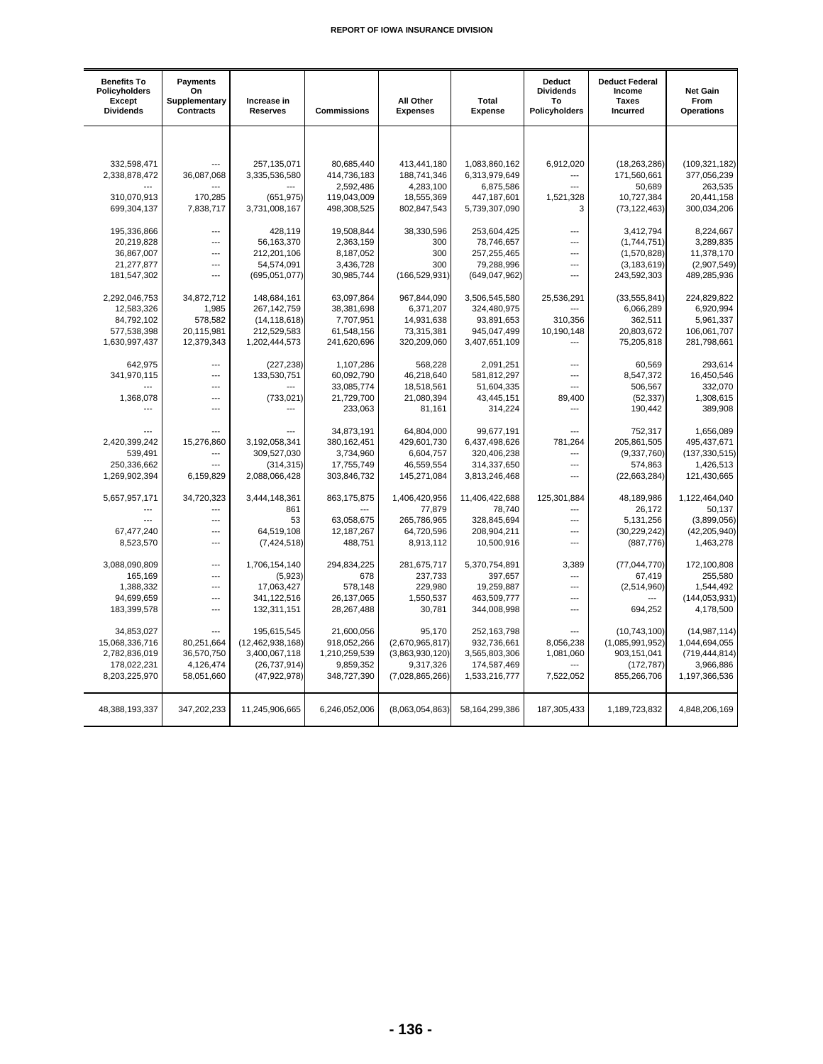| Benefits To Policyholders Except Dividends | Payments On Supplementary Contracts | Increase in Reserves | Commissions | All Other Expenses | Total Expense | Deduct Dividends To Policyholders | Deduct Federal Income Taxes Incurred | Net Gain From Operations |
|---|---|---|---|---|---|---|---|---|
| 332,598,471 | --- | 257,135,071 | 80,685,440 | 413,441,180 | 1,083,860,162 | 6,912,020 | (18,263,286) | (109,321,182) |
| 2,338,878,472 | 36,087,068 | 3,335,536,580 | 414,736,183 | 188,741,346 | 6,313,979,649 | --- | 171,560,661 | 377,056,239 |
| --- | --- | --- | 2,592,486 | 4,283,100 | 6,875,586 | --- | 50,689 | 263,535 |
| 310,070,913 | 170,285 | (651,975) | 119,043,009 | 18,555,369 | 447,187,601 | 1,521,328 | 10,727,384 | 20,441,158 |
| 699,304,137 | 7,838,717 | 3,731,008,167 | 498,308,525 | 802,847,543 | 5,739,307,090 | 3 | (73,122,463) | 300,034,206 |
| 195,336,866 | --- | 428,119 | 19,508,844 | 38,330,596 | 253,604,425 | --- | 3,412,794 | 8,224,667 |
| 20,219,828 | --- | 56,163,370 | 2,363,159 | 300 | 78,746,657 | --- | (1,744,751) | 3,289,835 |
| 36,867,007 | --- | 212,201,106 | 8,187,052 | 300 | 257,255,465 | --- | (1,570,828) | 11,378,170 |
| 21,277,877 | --- | 54,574,091 | 3,436,728 | 300 | 79,288,996 | --- | (3,183,619) | (2,907,549) |
| 181,547,302 | --- | (695,051,077) | 30,985,744 | (166,529,931) | (649,047,962) | --- | 243,592,303 | 489,285,936 |
| 2,292,046,753 | 34,872,712 | 148,684,161 | 63,097,864 | 967,844,090 | 3,506,545,580 | 25,536,291 | (33,555,841) | 224,829,822 |
| 12,583,326 | 1,985 | 267,142,759 | 38,381,698 | 6,371,207 | 324,480,975 | --- | 6,066,289 | 6,920,994 |
| 84,792,102 | 578,582 | (14,118,618) | 7,707,951 | 14,931,638 | 93,891,653 | 310,356 | 362,511 | 5,961,337 |
| 577,538,398 | 20,115,981 | 212,529,583 | 61,548,156 | 73,315,381 | 945,047,499 | 10,190,148 | 20,803,672 | 106,061,707 |
| 1,630,997,437 | 12,379,343 | 1,202,444,573 | 241,620,696 | 320,209,060 | 3,407,651,109 | --- | 75,205,818 | 281,798,661 |
| 642,975 | --- | (227,238) | 1,107,286 | 568,228 | 2,091,251 | --- | 60,569 | 293,614 |
| 341,970,115 | --- | 133,530,751 | 60,092,790 | 46,218,640 | 581,812,297 | --- | 8,547,372 | 16,450,546 |
| --- | --- | --- | 33,085,774 | 18,518,561 | 51,604,335 | --- | 506,567 | 332,070 |
| 1,368,078 | --- | (733,021) | 21,729,700 | 21,080,394 | 43,445,151 | 89,400 | (52,337) | 1,308,615 |
| --- | --- | --- | 233,063 | 81,161 | 314,224 | --- | 190,442 | 389,908 |
| --- | --- | --- | 34,873,191 | 64,804,000 | 99,677,191 | --- | 752,317 | 1,656,089 |
| 2,420,399,242 | 15,276,860 | 3,192,058,341 | 380,162,451 | 429,601,730 | 6,437,498,626 | 781,264 | 205,861,505 | 495,437,671 |
| 539,491 | --- | 309,527,030 | 3,734,960 | 6,604,757 | 320,406,238 | --- | (9,337,760) | (137,330,515) |
| 250,336,662 | --- | (314,315) | 17,755,749 | 46,559,554 | 314,337,650 | --- | 574,863 | 1,426,513 |
| 1,269,902,394 | 6,159,829 | 2,088,066,428 | 303,846,732 | 145,271,084 | 3,813,246,468 | --- | (22,663,284) | 121,430,665 |
| 5,657,957,171 | 34,720,323 | 3,444,148,361 | 863,175,875 | 1,406,420,956 | 11,406,422,688 | 125,301,884 | 48,189,986 | 1,122,464,040 |
| --- | --- | 861 | --- | 77,879 | 78,740 | --- | 26,172 | 50,137 |
| --- | --- | 53 | 63,058,675 | 265,786,965 | 328,845,694 | --- | 5,131,256 | (3,899,056) |
| 67,477,240 | --- | 64,519,108 | 12,187,267 | 64,720,596 | 208,904,211 | --- | (30,229,242) | (42,205,940) |
| 8,523,570 | --- | (7,424,518) | 488,751 | 8,913,112 | 10,500,916 | --- | (887,776) | 1,463,278 |
| 3,088,090,809 | --- | 1,706,154,140 | 294,834,225 | 281,675,717 | 5,370,754,891 | 3,389 | (77,044,770) | 172,100,808 |
| 165,169 | --- | (5,923) | 678 | 237,733 | 397,657 | --- | 67,419 | 255,580 |
| 1,388,332 | --- | 17,063,427 | 578,148 | 229,980 | 19,259,887 | --- | (2,514,960) | 1,544,492 |
| 94,699,659 | --- | 341,122,516 | 26,137,065 | 1,550,537 | 463,509,777 | --- | --- | (144,053,931) |
| 183,399,578 | --- | 132,311,151 | 28,267,488 | 30,781 | 344,008,998 | --- | 694,252 | 4,178,500 |
| 34,853,027 | --- | 195,615,545 | 21,600,056 | 95,170 | 252,163,798 | --- | (10,743,100) | (14,987,114) |
| 15,068,336,716 | 80,251,664 | (12,462,938,168) | 918,052,266 | (2,670,965,817) | 932,736,661 | 8,056,238 | (1,085,991,952) | 1,044,694,055 |
| 2,782,836,019 | 36,570,750 | 3,400,067,118 | 1,210,259,539 | (3,863,930,120) | 3,565,803,306 | 1,081,060 | 903,151,041 | (719,444,814) |
| 178,022,231 | 4,126,474 | (26,737,914) | 9,859,352 | 9,317,326 | 174,587,469 | --- | (172,787) | 3,966,886 |
| 8,203,225,970 | 58,051,660 | (47,922,978) | 348,727,390 | (7,028,865,266) | 1,533,216,777 | 7,522,052 | 855,266,706 | 1,197,366,536 |
| 48,388,193,337 | 347,202,233 | 11,245,906,665 | 6,246,052,006 | (8,063,054,863) | 58,164,299,386 | 187,305,433 | 1,189,723,832 | 4,848,206,169 |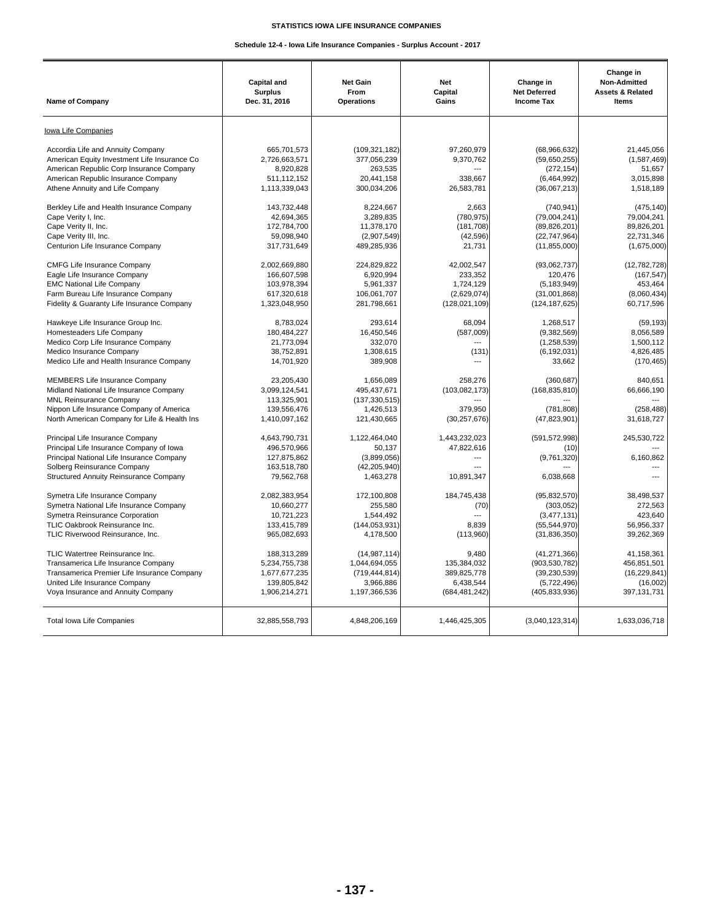STATISTICS IOWA LIFE INSURANCE COMPANIES

Schedule 12-4 - Iowa Life Insurance Companies - Surplus Account - 2017

| Name of Company | Capital and Surplus Dec. 31, 2016 | Net Gain From Operations | Net Capital Gains | Change in Net Deferred Income Tax | Change in Non-Admitted Assets & Related Items |
|---|---|---|---|---|---|
| Iowa Life Companies | | | | | |
| Accordia Life and Annuity Company | 665,701,573 | (109,321,182) | 97,260,979 | (68,966,632) | 21,445,056 |
| American Equity Investment Life Insurance Co | 2,726,663,571 | 377,056,239 | 9,370,762 | (59,650,255) | (1,587,469) |
| American Republic Corp Insurance Company | 8,920,828 | 263,535 | --- | (272,154) | 51,657 |
| American Republic Insurance Company | 511,112,152 | 20,441,158 | 338,667 | (6,464,992) | 3,015,898 |
| Athene Annuity and Life Company | 1,113,339,043 | 300,034,206 | 26,583,781 | (36,067,213) | 1,518,189 |
| Berkley Life and Health Insurance Company | 143,732,448 | 8,224,667 | 2,663 | (740,941) | (475,140) |
| Cape Verity I, Inc. | 42,694,365 | 3,289,835 | (780,975) | (79,004,241) | 79,004,241 |
| Cape Verity II, Inc. | 172,784,700 | 11,378,170 | (181,708) | (89,826,201) | 89,826,201 |
| Cape Verity III, Inc. | 59,098,940 | (2,907,549) | (42,596) | (22,747,964) | 22,731,346 |
| Centurion Life Insurance Company | 317,731,649 | 489,285,936 | 21,731 | (11,855,000) | (1,675,000) |
| CMFG Life Insurance Company | 2,002,669,880 | 224,829,822 | 42,002,547 | (93,062,737) | (12,782,728) |
| Eagle Life Insurance Company | 166,607,598 | 6,920,994 | 233,352 | 120,476 | (167,547) |
| EMC National Life Company | 103,978,394 | 5,961,337 | 1,724,129 | (5,183,949) | 453,464 |
| Farm Bureau Life Insurance Company | 617,320,618 | 106,061,707 | (2,629,074) | (31,001,868) | (8,060,434) |
| Fidelity & Guaranty Life Insurance Company | 1,323,048,950 | 281,798,661 | (128,021,109) | (124,187,625) | 60,717,596 |
| Hawkeye Life Insurance Group Inc. | 8,783,024 | 293,614 | 68,094 | 1,268,517 | (59,193) |
| Homesteaders Life Company | 180,484,227 | 16,450,546 | (587,009) | (9,382,569) | 8,056,589 |
| Medico Corp Life Insurance Company | 21,773,094 | 332,070 | --- | (1,258,539) | 1,500,112 |
| Medico Insurance Company | 38,752,891 | 1,308,615 | (131) | (6,192,031) | 4,826,485 |
| Medico Life and Health Insurance Company | 14,701,920 | 389,908 | --- | 33,662 | (170,465) |
| MEMBERS Life Insurance Company | 23,205,430 | 1,656,089 | 258,276 | (360,687) | 840,651 |
| Midland National Life Insurance Company | 3,099,124,541 | 495,437,671 | (103,082,173) | (168,835,810) | 66,666,190 |
| MNL Reinsurance Company | 113,325,901 | (137,330,515) | --- | --- | --- |
| Nippon Life Insurance Company of America | 139,556,476 | 1,426,513 | 379,950 | (781,808) | (258,488) |
| North American Company for Life & Health Ins | 1,410,097,162 | 121,430,665 | (30,257,676) | (47,823,901) | 31,618,727 |
| Principal Life Insurance Company | 4,643,790,731 | 1,122,464,040 | 1,443,232,023 | (591,572,998) | 245,530,722 |
| Principal Life Insurance Company of Iowa | 496,570,966 | 50,137 | 47,822,616 | (10) | --- |
| Principal National Life Insurance Company | 127,875,862 | (3,899,056) | --- | (9,761,320) | 6,160,862 |
| Solberg Reinsurance Company | 163,518,780 | (42,205,940) | --- | --- | --- |
| Structured Annuity Reinsurance Company | 79,562,768 | 1,463,278 | 10,891,347 | 6,038,668 | --- |
| Symetra Life Insurance Company | 2,082,383,954 | 172,100,808 | 184,745,438 | (95,832,570) | 38,498,537 |
| Symetra National Life Insurance Company | 10,660,277 | 255,580 | (70) | (303,052) | 272,563 |
| Symetra Reinsurance Corporation | 10,721,223 | 1,544,492 | --- | (3,477,131) | 423,640 |
| TLIC Oakbrook Reinsurance Inc. | 133,415,789 | (144,053,931) | 8,839 | (55,544,970) | 56,956,337 |
| TLIC Riverwood Reinsurance, Inc. | 965,082,693 | 4,178,500 | (113,960) | (31,836,350) | 39,262,369 |
| TLIC Watertree Reinsurance Inc. | 188,313,289 | (14,987,114) | 9,480 | (41,271,366) | 41,158,361 |
| Transamerica Life Insurance Company | 5,234,755,738 | 1,044,694,055 | 135,384,032 | (903,530,782) | 456,851,501 |
| Transamerica Premier Life Insurance Company | 1,677,677,235 | (719,444,814) | 389,825,778 | (39,230,539) | (16,229,841) |
| United Life Insurance Company | 139,805,842 | 3,966,886 | 6,438,544 | (5,722,496) | (16,002) |
| Voya Insurance and Annuity Company | 1,906,214,271 | 1,197,366,536 | (684,481,242) | (405,833,936) | 397,131,731 |
| Total Iowa Life Companies | 32,885,558,793 | 4,848,206,169 | 1,446,425,305 | (3,040,123,314) | 1,633,036,718 |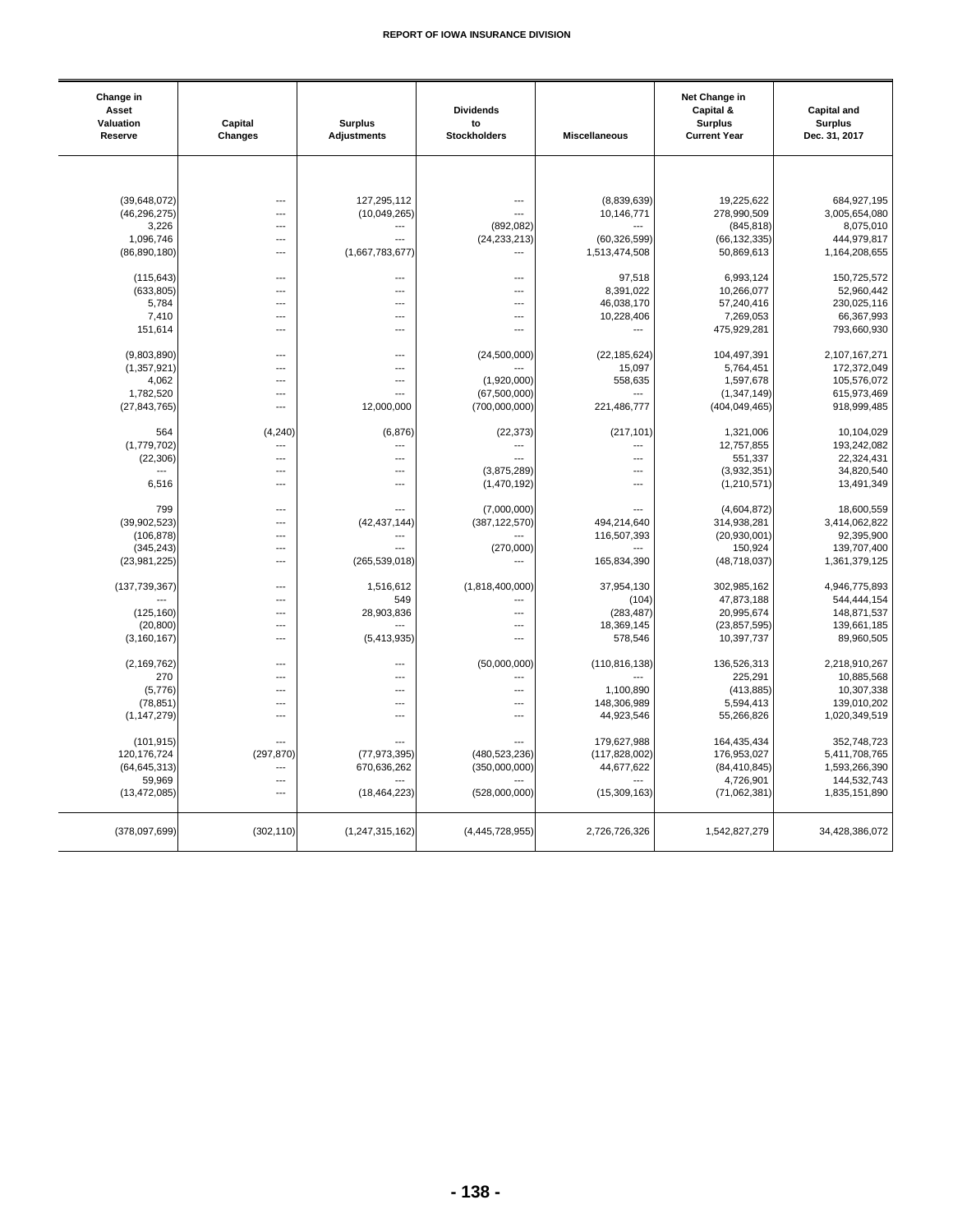| Change in Asset Valuation Reserve | Capital Changes | Surplus Adjustments | Dividends to Stockholders | Miscellaneous | Net Change in Capital & Surplus Current Year | Capital and Surplus Dec. 31, 2017 |
|---|---|---|---|---|---|---|
| (39,648,072) | --- | 127,295,112 | --- | (8,839,639) | 19,225,622 | 684,927,195 |
| (46,296,275) | --- | (10,049,265) | --- | 10,146,771 | 278,990,509 | 3,005,654,080 |
| 3,226 | --- | --- | (892,082) | --- | (845,818) | 8,075,010 |
| 1,096,746 | --- | --- | (24,233,213) | (60,326,599) | (66,132,335) | 444,979,817 |
| (86,890,180) | --- | (1,667,783,677) | --- | 1,513,474,508 | 50,869,613 | 1,164,208,655 |
| (115,643) | --- | --- | --- | 97,518 | 6,993,124 | 150,725,572 |
| (633,805) | --- | --- | --- | 8,391,022 | 10,266,077 | 52,960,442 |
| 5,784 | --- | --- | --- | 46,038,170 | 57,240,416 | 230,025,116 |
| 7,410 | --- | --- | --- | 10,228,406 | 7,269,053 | 66,367,993 |
| 151,614 | --- | --- | --- | --- | 475,929,281 | 793,660,930 |
| (9,803,890) | --- | --- | (24,500,000) | (22,185,624) | 104,497,391 | 2,107,167,271 |
| (1,357,921) | --- | --- | --- | 15,097 | 5,764,451 | 172,372,049 |
| 4,062 | --- | --- | (1,920,000) | 558,635 | 1,597,678 | 105,576,072 |
| 1,782,520 | --- | --- | (67,500,000) | --- | (1,347,149) | 615,973,469 |
| (27,843,765) | --- | 12,000,000 | (700,000,000) | 221,486,777 | (404,049,465) | 918,999,485 |
| 564 | (4,240) | (6,876) | (22,373) | (217,101) | 1,321,006 | 10,104,029 |
| (1,779,702) | --- | --- | --- | --- | 12,757,855 | 193,242,082 |
| (22,306) | --- | --- | --- | --- | 551,337 | 22,324,431 |
| --- | --- | --- | (3,875,289) | --- | (3,932,351) | 34,820,540 |
| 6,516 | --- | --- | (1,470,192) | --- | (1,210,571) | 13,491,349 |
| 799 | --- | --- | (7,000,000) | --- | (4,604,872) | 18,600,559 |
| (39,902,523) | --- | (42,437,144) | (387,122,570) | 494,214,640 | 314,938,281 | 3,414,062,822 |
| (106,878) | --- | --- | --- | 116,507,393 | (20,930,001) | 92,395,900 |
| (345,243) | --- | --- | (270,000) | --- | 150,924 | 139,707,400 |
| (23,981,225) | --- | (265,539,018) | --- | 165,834,390 | (48,718,037) | 1,361,379,125 |
| (137,739,367) | --- | 1,516,612 | (1,818,400,000) | 37,954,130 | 302,985,162 | 4,946,775,893 |
| --- | --- | 549 | --- | (104) | 47,873,188 | 544,444,154 |
| (125,160) | --- | 28,903,836 | --- | (283,487) | 20,995,674 | 148,871,537 |
| (20,800) | --- | --- | --- | 18,369,145 | (23,857,595) | 139,661,185 |
| (3,160,167) | --- | (5,413,935) | --- | 578,546 | 10,397,737 | 89,960,505 |
| (2,169,762) | --- | --- | (50,000,000) | (110,816,138) | 136,526,313 | 2,218,910,267 |
| 270 | --- | --- | --- | --- | 225,291 | 10,885,568 |
| (5,776) | --- | --- | --- | 1,100,890 | (413,885) | 10,307,338 |
| (78,851) | --- | --- | --- | 148,306,989 | 5,594,413 | 139,010,202 |
| (1,147,279) | --- | --- | --- | 44,923,546 | 55,266,826 | 1,020,349,519 |
| (101,915) | --- | --- | --- | 179,627,988 | 164,435,434 | 352,748,723 |
| 120,176,724 | (297,870) | (77,973,395) | (480,523,236) | (117,828,002) | 176,953,027 | 5,411,708,765 |
| (64,645,313) | --- | 670,636,262 | (350,000,000) | 44,677,622 | (84,410,845) | 1,593,266,390 |
| 59,969 | --- | --- | --- | --- | 4,726,901 | 144,532,743 |
| (13,472,085) | --- | (18,464,223) | (528,000,000) | (15,309,163) | (71,062,381) | 1,835,151,890 |
| (378,097,699) | (302,110) | (1,247,315,162) | (4,445,728,955) | 2,726,726,326 | 1,542,827,279 | 34,428,386,072 |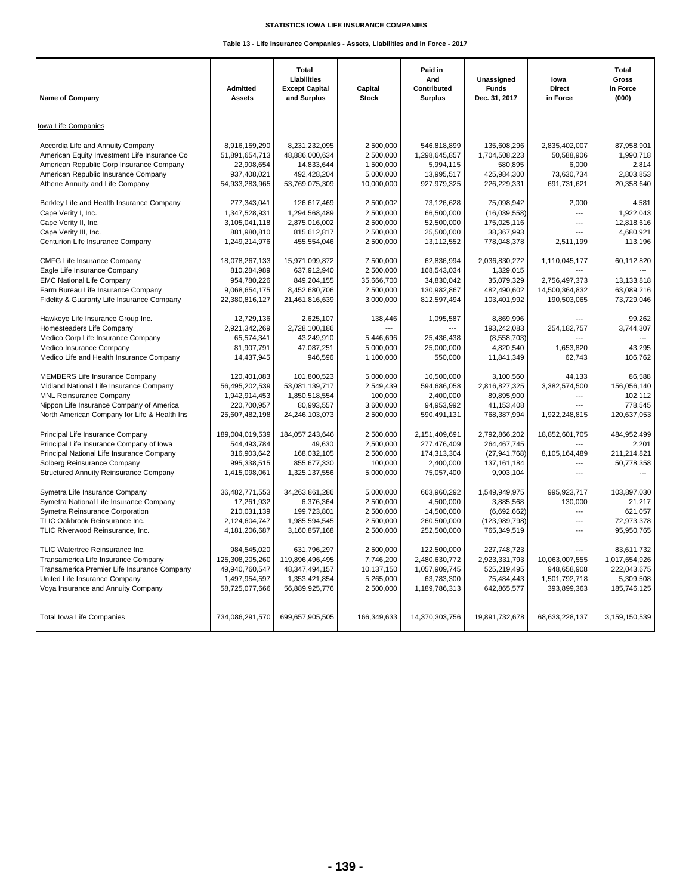STATISTICS IOWA LIFE INSURANCE COMPANIES

Table 13 - Life Insurance Companies - Assets, Liabilities and in Force - 2017

| Name of Company | Admitted Assets | Total Liabilities Except Capital and Surplus | Capital Stock | Paid in And Contributed Surplus | Unassigned Funds Dec. 31, 2017 | Iowa Direct in Force | Total Gross in Force (000) |
|---|---|---|---|---|---|---|---|
| Iowa Life Companies | | | | | | | |
| Accordia Life and Annuity Company | 8,916,159,290 | 8,231,232,095 | 2,500,000 | 546,818,899 | 135,608,296 | 2,835,402,007 | 87,958,901 |
| American Equity Investment Life Insurance Co | 51,891,654,713 | 48,886,000,634 | 2,500,000 | 1,298,645,857 | 1,704,508,223 | 50,588,906 | 1,990,718 |
| American Republic Corp Insurance Company | 22,908,654 | 14,833,644 | 1,500,000 | 5,994,115 | 580,895 | 6,000 | 2,814 |
| American Republic Insurance Company | 937,408,021 | 492,428,204 | 5,000,000 | 13,995,517 | 425,984,300 | 73,630,734 | 2,803,853 |
| Athene Annuity and Life Company | 54,933,283,965 | 53,769,075,309 | 10,000,000 | 927,979,325 | 226,229,331 | 691,731,621 | 20,358,640 |
| Berkley Life and Health Insurance Company | 277,343,041 | 126,617,469 | 2,500,002 | 73,126,628 | 75,098,942 | 2,000 | 4,581 |
| Cape Verity I, Inc. | 1,347,528,931 | 1,294,568,489 | 2,500,000 | 66,500,000 | (16,039,558) | --- | 1,922,043 |
| Cape Verity II, Inc. | 3,105,041,118 | 2,875,016,002 | 2,500,000 | 52,500,000 | 175,025,116 | --- | 12,818,616 |
| Cape Verity III, Inc. | 881,980,810 | 815,612,817 | 2,500,000 | 25,500,000 | 38,367,993 | --- | 4,680,921 |
| Centurion Life Insurance Company | 1,249,214,976 | 455,554,046 | 2,500,000 | 13,112,552 | 778,048,378 | 2,511,199 | 113,196 |
| CMFG Life Insurance Company | 18,078,267,133 | 15,971,099,872 | 7,500,000 | 62,836,994 | 2,036,830,272 | 1,110,045,177 | 60,112,820 |
| Eagle Life Insurance Company | 810,284,989 | 637,912,940 | 2,500,000 | 168,543,034 | 1,329,015 | --- | --- |
| EMC National Life Company | 954,780,226 | 849,204,155 | 35,666,700 | 34,830,042 | 35,079,329 | 2,756,497,373 | 13,133,818 |
| Farm Bureau Life Insurance Company | 9,068,654,175 | 8,452,680,706 | 2,500,000 | 130,982,867 | 482,490,602 | 14,500,364,832 | 63,089,216 |
| Fidelity & Guaranty Life Insurance Company | 22,380,816,127 | 21,461,816,639 | 3,000,000 | 812,597,494 | 103,401,992 | 190,503,065 | 73,729,046 |
| Hawkeye Life Insurance Group Inc. | 12,729,136 | 2,625,107 | 138,446 | 1,095,587 | 8,869,996 | --- | 99,262 |
| Homesteaders Life Company | 2,921,342,269 | 2,728,100,186 | --- | --- | 193,242,083 | 254,182,757 | 3,744,307 |
| Medico Corp Life Insurance Company | 65,574,341 | 43,249,910 | 5,446,696 | 25,436,438 | (8,558,703) | --- | --- |
| Medico Insurance Company | 81,907,791 | 47,087,251 | 5,000,000 | 25,000,000 | 4,820,540 | 1,653,820 | 43,295 |
| Medico Life and Health Insurance Company | 14,437,945 | 946,596 | 1,100,000 | 550,000 | 11,841,349 | 62,743 | 106,762 |
| MEMBERS Life Insurance Company | 120,401,083 | 101,800,523 | 5,000,000 | 10,500,000 | 3,100,560 | 44,133 | 86,588 |
| Midland National Life Insurance Company | 56,495,202,539 | 53,081,139,717 | 2,549,439 | 594,686,058 | 2,816,827,325 | 3,382,574,500 | 156,056,140 |
| MNL Reinsurance Company | 1,942,914,453 | 1,850,518,554 | 100,000 | 2,400,000 | 89,895,900 | --- | 102,112 |
| Nippon Life Insurance Company of America | 220,700,957 | 80,993,557 | 3,600,000 | 94,953,992 | 41,153,408 | --- | 778,545 |
| North American Company for Life & Health Ins | 25,607,482,198 | 24,246,103,073 | 2,500,000 | 590,491,131 | 768,387,994 | 1,922,248,815 | 120,637,053 |
| Principal Life Insurance Company | 189,004,019,539 | 184,057,243,646 | 2,500,000 | 2,151,409,691 | 2,792,866,202 | 18,852,601,705 | 484,952,499 |
| Principal Life Insurance Company of Iowa | 544,493,784 | 49,630 | 2,500,000 | 277,476,409 | 264,467,745 | --- | 2,201 |
| Principal National Life Insurance Company | 316,903,642 | 168,032,105 | 2,500,000 | 174,313,304 | (27,941,768) | 8,105,164,489 | 211,214,821 |
| Solberg Reinsurance Company | 995,338,515 | 855,677,330 | 100,000 | 2,400,000 | 137,161,184 | --- | 50,778,358 |
| Structured Annuity Reinsurance Company | 1,415,098,061 | 1,325,137,556 | 5,000,000 | 75,057,400 | 9,903,104 | --- | --- |
| Symetra Life Insurance Company | 36,482,771,553 | 34,263,861,286 | 5,000,000 | 663,960,292 | 1,549,949,975 | 995,923,717 | 103,897,030 |
| Symetra National Life Insurance Company | 17,261,932 | 6,376,364 | 2,500,000 | 4,500,000 | 3,885,568 | 130,000 | 21,217 |
| Symetra Reinsurance Corporation | 210,031,139 | 199,723,801 | 2,500,000 | 14,500,000 | (6,692,662) | --- | 621,057 |
| TLIC Oakbrook Reinsurance Inc. | 2,124,604,747 | 1,985,594,545 | 2,500,000 | 260,500,000 | (123,989,798) | --- | 72,973,378 |
| TLIC Riverwood Reinsurance, Inc. | 4,181,206,687 | 3,160,857,168 | 2,500,000 | 252,500,000 | 765,349,519 | --- | 95,950,765 |
| TLIC Watertree Reinsurance Inc. | 984,545,020 | 631,796,297 | 2,500,000 | 122,500,000 | 227,748,723 | --- | 83,611,732 |
| Transamerica Life Insurance Company | 125,308,205,260 | 119,896,496,495 | 7,746,200 | 2,480,630,772 | 2,923,331,793 | 10,063,007,555 | 1,017,654,926 |
| Transamerica Premier Life Insurance Company | 49,940,760,547 | 48,347,494,157 | 10,137,150 | 1,057,909,745 | 525,219,495 | 948,658,908 | 222,043,675 |
| United Life Insurance Company | 1,497,954,597 | 1,353,421,854 | 5,265,000 | 63,783,300 | 75,484,443 | 1,501,792,718 | 5,309,508 |
| Voya Insurance and Annuity Company | 58,725,077,666 | 56,889,925,776 | 2,500,000 | 1,189,786,313 | 642,865,577 | 393,899,363 | 185,746,125 |
| Total Iowa Life Companies | 734,086,291,570 | 699,657,905,505 | 166,349,633 | 14,370,303,756 | 19,891,732,678 | 68,633,228,137 | 3,159,150,539 |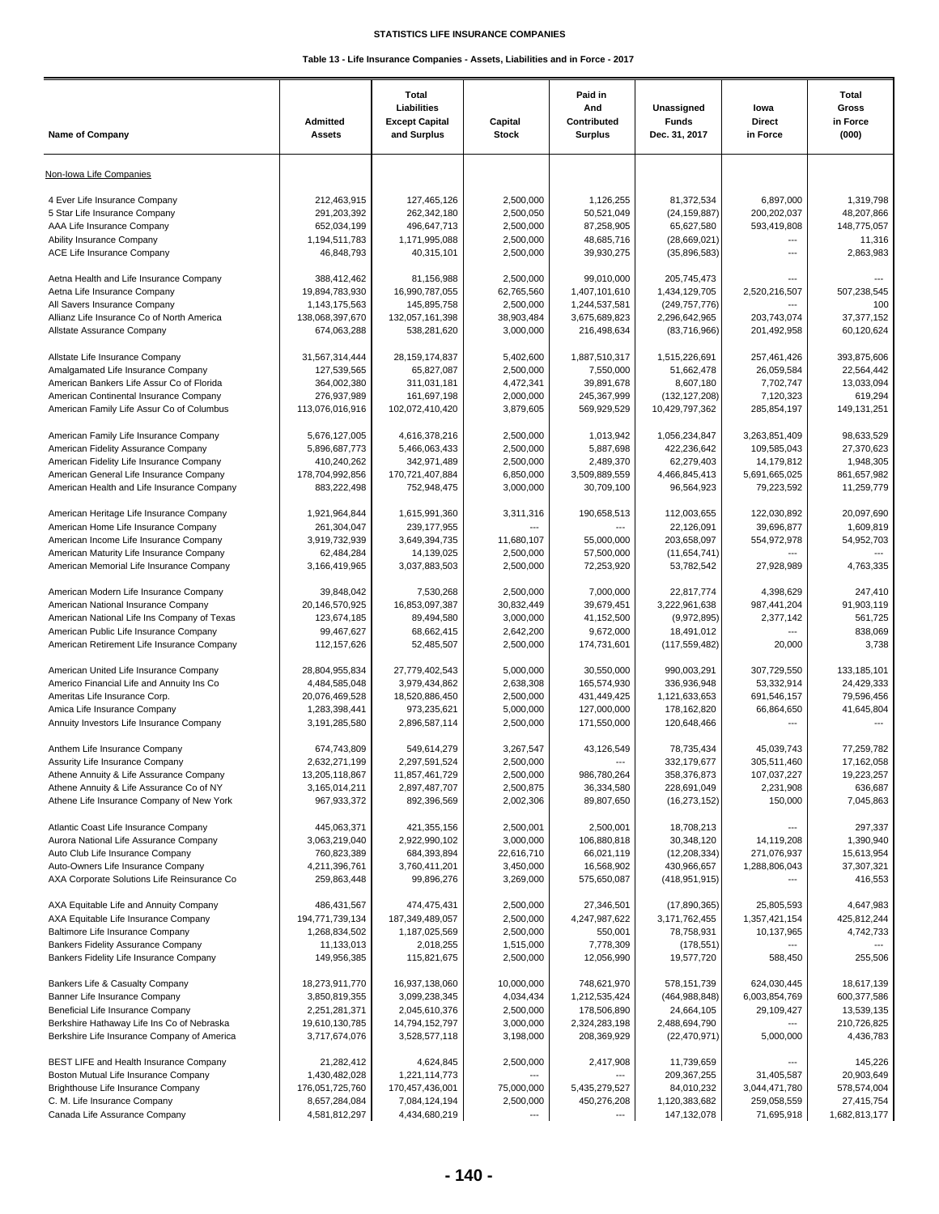STATISTICS LIFE INSURANCE COMPANIES

Table 13 - Life Insurance Companies - Assets, Liabilities and in Force - 2017

| Name of Company | Admitted Assets | Total Liabilities Except Capital and Surplus | Capital Stock | Paid in And Contributed Surplus | Unassigned Funds Dec. 31, 2017 | Iowa Direct in Force | Total Gross in Force (000) |
|---|---|---|---|---|---|---|---|
| Non-Iowa Life Companies | | | | | | | |
| 4 Ever Life Insurance Company | 212,463,915 | 127,465,126 | 2,500,000 | 1,126,255 | 81,372,534 | 6,897,000 | 1,319,798 |
| 5 Star Life Insurance Company | 291,203,392 | 262,342,180 | 2,500,050 | 50,521,049 | (24,159,887) | 200,202,037 | 48,207,866 |
| AAA Life Insurance Company | 652,034,199 | 496,647,713 | 2,500,000 | 87,258,905 | 65,627,580 | 593,419,808 | 148,775,057 |
| Ability Insurance Company | 1,194,511,783 | 1,171,995,088 | 2,500,000 | 48,685,716 | (28,669,021) | --- | 11,316 |
| ACE Life Insurance Company | 46,848,793 | 40,315,101 | 2,500,000 | 39,930,275 | (35,896,583) | --- | 2,863,983 |
| Aetna Health and Life Insurance Company | 388,412,462 | 81,156,988 | 2,500,000 | 99,010,000 | 205,745,473 | --- | --- |
| Aetna Life Insurance Company | 19,894,783,930 | 16,990,787,055 | 62,765,560 | 1,407,101,610 | 1,434,129,705 | 2,520,216,507 | 507,238,545 |
| All Savers Insurance Company | 1,143,175,563 | 145,895,758 | 2,500,000 | 1,244,537,581 | (249,757,776) | --- | 100 |
| Allianz Life Insurance Co of North America | 138,068,397,670 | 132,057,161,398 | 38,903,484 | 3,675,689,823 | 2,296,642,965 | 203,743,074 | 37,377,152 |
| Allstate Assurance Company | 674,063,288 | 538,281,620 | 3,000,000 | 216,498,634 | (83,716,966) | 201,492,958 | 60,120,624 |
| Allstate Life Insurance Company | 31,567,314,444 | 28,159,174,837 | 5,402,600 | 1,887,510,317 | 1,515,226,691 | 257,461,426 | 393,875,606 |
| Amalgamated Life Insurance Company | 127,539,565 | 65,827,087 | 2,500,000 | 7,550,000 | 51,662,478 | 26,059,584 | 22,564,442 |
| American Bankers Life Assur Co of Florida | 364,002,380 | 311,031,181 | 4,472,341 | 39,891,678 | 8,607,180 | 7,702,747 | 13,033,094 |
| American Continental Insurance Company | 276,937,989 | 161,697,198 | 2,000,000 | 245,367,999 | (132,127,208) | 7,120,323 | 619,294 |
| American Family Life Assur Co of Columbus | 113,076,016,916 | 102,072,410,420 | 3,879,605 | 569,929,529 | 10,429,797,362 | 285,854,197 | 149,131,251 |
| American Family Life Insurance Company | 5,676,127,005 | 4,616,378,216 | 2,500,000 | 1,013,942 | 1,056,234,847 | 3,263,851,409 | 98,633,529 |
| American Fidelity Assurance Company | 5,896,687,773 | 5,466,063,433 | 2,500,000 | 5,887,698 | 422,236,642 | 109,585,043 | 27,370,623 |
| American Fidelity Life Insurance Company | 410,240,262 | 342,971,489 | 2,500,000 | 2,489,370 | 62,279,403 | 14,179,812 | 1,948,305 |
| American General Life Insurance Company | 178,704,992,856 | 170,721,407,884 | 6,850,000 | 3,509,889,559 | 4,466,845,413 | 5,691,665,025 | 861,657,982 |
| American Health and Life Insurance Company | 883,222,498 | 752,948,475 | 3,000,000 | 30,709,100 | 96,564,923 | 79,223,592 | 11,259,779 |
| American Heritage Life Insurance Company | 1,921,964,844 | 1,615,991,360 | 3,311,316 | 190,658,513 | 112,003,655 | 122,030,892 | 20,097,690 |
| American Home Life Insurance Company | 261,304,047 | 239,177,955 | --- | --- | 22,126,091 | 39,696,877 | 1,609,819 |
| American Income Life Insurance Company | 3,919,732,939 | 3,649,394,735 | 11,680,107 | 55,000,000 | 203,658,097 | 554,972,978 | 54,952,703 |
| American Maturity Life Insurance Company | 62,484,284 | 14,139,025 | 2,500,000 | 57,500,000 | (11,654,741) | --- | --- |
| American Memorial Life Insurance Company | 3,166,419,965 | 3,037,883,503 | 2,500,000 | 72,253,920 | 53,782,542 | 27,928,989 | 4,763,335 |
| American Modern Life Insurance Company | 39,848,042 | 7,530,268 | 2,500,000 | 7,000,000 | 22,817,774 | 4,398,629 | 247,410 |
| American National Insurance Company | 20,146,570,925 | 16,853,097,387 | 30,832,449 | 39,679,451 | 3,222,961,638 | 987,441,204 | 91,903,119 |
| American National Life Ins Company of Texas | 123,674,185 | 89,494,580 | 3,000,000 | 41,152,500 | (9,972,895) | 2,377,142 | 561,725 |
| American Public Life Insurance Company | 99,467,627 | 68,662,415 | 2,642,200 | 9,672,000 | 18,491,012 | --- | 838,069 |
| American Retirement Life Insurance Company | 112,157,626 | 52,485,507 | 2,500,000 | 174,731,601 | (117,559,482) | 20,000 | 3,738 |
| American United Life Insurance Company | 28,804,955,834 | 27,779,402,543 | 5,000,000 | 30,550,000 | 990,003,291 | 307,729,550 | 133,185,101 |
| Americo Financial Life and Annuity Ins Co | 4,484,585,048 | 3,979,434,862 | 2,638,308 | 165,574,930 | 336,936,948 | 53,332,914 | 24,429,333 |
| Ameritas Life Insurance Corp. | 20,076,469,528 | 18,520,886,450 | 2,500,000 | 431,449,425 | 1,121,633,653 | 691,546,157 | 79,596,456 |
| Amica Life Insurance Company | 1,283,398,441 | 973,235,621 | 5,000,000 | 127,000,000 | 178,162,820 | 66,864,650 | 41,645,804 |
| Annuity Investors Life Insurance Company | 3,191,285,580 | 2,896,587,114 | 2,500,000 | 171,550,000 | 120,648,466 | --- | --- |
| Anthem Life Insurance Company | 674,743,809 | 549,614,279 | 3,267,547 | 43,126,549 | 78,735,434 | 45,039,743 | 77,259,782 |
| Assurity Life Insurance Company | 2,632,271,199 | 2,297,591,524 | 2,500,000 | --- | 332,179,677 | 305,511,460 | 17,162,058 |
| Athene Annuity & Life Assurance Company | 13,205,118,867 | 11,857,461,729 | 2,500,000 | 986,780,264 | 358,376,873 | 107,037,227 | 19,223,257 |
| Athene Annuity & Life Assurance Co of NY | 3,165,014,211 | 2,897,487,707 | 2,500,875 | 36,334,580 | 228,691,049 | 2,231,908 | 636,687 |
| Athene Life Insurance Company of New York | 967,933,372 | 892,396,569 | 2,002,306 | 89,807,650 | (16,273,152) | 150,000 | 7,045,863 |
| Atlantic Coast Life Insurance Company | 445,063,371 | 421,355,156 | 2,500,001 | 2,500,001 | 18,708,213 | --- | 297,337 |
| Aurora National Life Assurance Company | 3,063,219,040 | 2,922,990,102 | 3,000,000 | 106,880,818 | 30,348,120 | 14,119,208 | 1,390,940 |
| Auto Club Life Insurance Company | 760,823,389 | 684,393,894 | 22,616,710 | 66,021,119 | (12,208,334) | 271,076,937 | 15,613,954 |
| Auto-Owners Life Insurance Company | 4,211,396,761 | 3,760,411,201 | 3,450,000 | 16,568,902 | 430,966,657 | 1,288,806,043 | 37,307,321 |
| AXA Corporate Solutions Life Reinsurance Co | 259,863,448 | 99,896,276 | 3,269,000 | 575,650,087 | (418,951,915) | --- | 416,553 |
| AXA Equitable Life and Annuity Company | 486,431,567 | 474,475,431 | 2,500,000 | 27,346,501 | (17,890,365) | 25,805,593 | 4,647,983 |
| AXA Equitable Life Insurance Company | 194,771,739,134 | 187,349,489,057 | 2,500,000 | 4,247,987,622 | 3,171,762,455 | 1,357,421,154 | 425,812,244 |
| Baltimore Life Insurance Company | 1,268,834,502 | 1,187,025,569 | 2,500,000 | 550,001 | 78,758,931 | 10,137,965 | 4,742,733 |
| Bankers Fidelity Assurance Company | 11,133,013 | 2,018,255 | 1,515,000 | 7,778,309 | (178,551) | --- | --- |
| Bankers Fidelity Life Insurance Company | 149,956,385 | 115,821,675 | 2,500,000 | 12,056,990 | 19,577,720 | 588,450 | 255,506 |
| Bankers Life & Casualty Company | 18,273,911,770 | 16,937,138,060 | 10,000,000 | 748,621,970 | 578,151,739 | 624,030,445 | 18,617,139 |
| Banner Life Insurance Company | 3,850,819,355 | 3,099,238,345 | 4,034,434 | 1,212,535,424 | (464,988,848) | 6,003,854,769 | 600,377,586 |
| Beneficial Life Insurance Company | 2,251,281,371 | 2,045,610,376 | 2,500,000 | 178,506,890 | 24,664,105 | 29,109,427 | 13,539,135 |
| Berkshire Hathaway Life Ins Co of Nebraska | 19,610,130,785 | 14,794,152,797 | 3,000,000 | 2,324,283,198 | 2,488,694,790 | --- | 210,726,825 |
| Berkshire Life Insurance Company of America | 3,717,674,076 | 3,528,577,118 | 3,198,000 | 208,369,929 | (22,470,971) | 5,000,000 | 4,436,783 |
| BEST LIFE and Health Insurance Company | 21,282,412 | 4,624,845 | 2,500,000 | 2,417,908 | 11,739,659 | --- | 145,226 |
| Boston Mutual Life Insurance Company | 1,430,482,028 | 1,221,114,773 | --- | --- | 209,367,255 | 31,405,587 | 20,903,649 |
| Brighthouse Life Insurance Company | 176,051,725,760 | 170,457,436,001 | 75,000,000 | 5,435,279,527 | 84,010,232 | 3,044,471,780 | 578,574,004 |
| C. M. Life Insurance Company | 8,657,284,084 | 7,084,124,194 | 2,500,000 | 450,276,208 | 1,120,383,682 | 259,058,559 | 27,415,754 |
| Canada Life Assurance Company | 4,581,812,297 | 4,434,680,219 | --- | --- | 147,132,078 | 71,695,918 | 1,682,813,177 |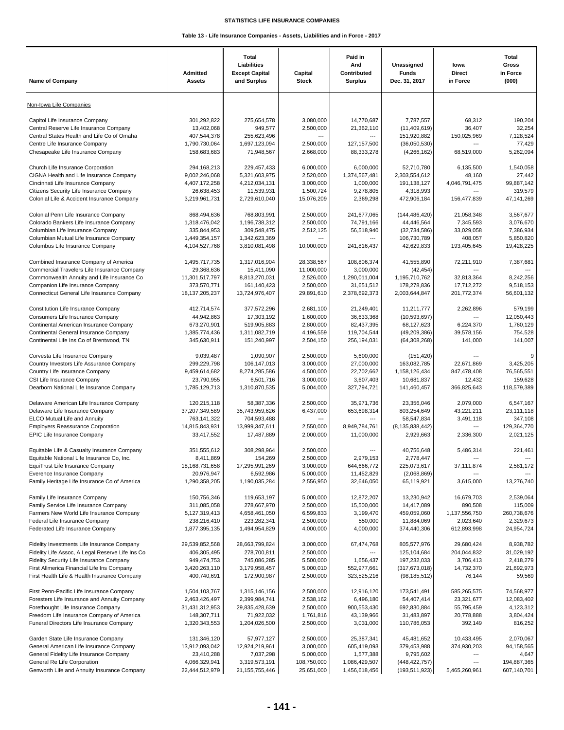STATISTICS LIFE INSURANCE COMPANIES

Table 13 - Life Insurance Companies - Assets, Liabilities and in Force - 2017

| Name of Company | Admitted Assets | Total Liabilities Except Capital and Surplus | Capital Stock | Paid in And Contributed Surplus | Unassigned Funds Dec. 31, 2017 | Iowa Direct in Force | Total Gross in Force (000) |
|---|---|---|---|---|---|---|---|
| Non-Iowa Life Companies | | | | | | | |
| Capitol Life Insurance Company | 301,292,822 | 275,654,578 | 3,080,000 | 14,770,687 | 7,787,557 | 68,312 | 190,204 |
| Central Reserve Life Insurance Company | 13,402,068 | 949,577 | 2,500,000 | 21,362,110 | (11,409,619) | 36,407 | 32,254 |
| Central States Health and Life Co of Omaha | 407,544,378 | 255,623,496 | --- | --- | 151,920,882 | 150,025,969 | 7,128,524 |
| Centre Life Insurance Company | 1,790,730,064 | 1,697,123,094 | 2,500,000 | 127,157,500 | (36,050,530) | --- | 77,429 |
| Chesapeake Life Insurance Company | 158,683,683 | 71,948,567 | 2,668,000 | 88,333,278 | (4,266,162) | 68,519,000 | 5,262,094 |
| Church Life Insurance Corporation | 294,168,213 | 229,457,433 | 6,000,000 | 6,000,000 | 52,710,780 | 6,135,500 | 1,540,058 |
| CIGNA Health and Life Insurance Company | 9,002,246,068 | 5,321,603,975 | 2,520,000 | 1,374,567,481 | 2,303,554,612 | 48,160 | 27,442 |
| Cincinnati Life Insurance Company | 4,407,172,258 | 4,212,034,131 | 3,000,000 | 1,000,000 | 191,138,127 | 4,046,791,475 | 99,887,142 |
| Citizens Security Life Insurance Company | 26,638,453 | 11,539,931 | 1,500,724 | 9,278,805 | 4,318,993 | --- | 319,579 |
| Colonial Life & Accident Insurance Company | 3,219,961,731 | 2,729,610,040 | 15,076,209 | 2,369,298 | 472,906,184 | 156,477,839 | 47,141,269 |
| Colonial Penn Life Insurance Company | 868,494,636 | 768,803,991 | 2,500,000 | 241,677,065 | (144,486,420) | 21,058,348 | 3,567,677 |
| Colorado Bankers Life Insurance Company | 1,318,476,042 | 1,196,738,312 | 2,500,000 | 74,791,166 | 44,446,564 | 7,345,593 | 3,076,670 |
| Columbian Life Insurance Company | 335,844,953 | 309,548,475 | 2,512,125 | 56,518,940 | (32,734,586) | 33,029,058 | 7,386,934 |
| Columbian Mutual Life Insurance Company | 1,449,354,157 | 1,342,623,369 | --- | --- | 106,730,789 | 408,057 | 5,850,820 |
| Columbus Life Insurance Company | 4,104,527,768 | 3,810,081,498 | 10,000,000 | 241,816,437 | 42,629,833 | 193,405,645 | 19,428,225 |
| Combined Insurance Company of America | 1,495,717,735 | 1,317,016,904 | 28,338,567 | 108,806,374 | 41,555,890 | 72,211,910 | 7,387,681 |
| Commercial Travelers Life Insurance Company | 29,368,636 | 15,411,090 | 11,000,000 | 3,000,000 | (42,454) | --- | --- |
| Commonwealth Annuity and Life Insurance Co | 11,301,517,797 | 8,813,270,031 | 2,526,000 | 1,290,011,004 | 1,195,710,762 | 32,813,364 | 8,242,256 |
| Companion Life Insurance Company | 373,570,771 | 161,140,423 | 2,500,000 | 31,651,512 | 178,278,836 | 17,712,272 | 9,518,153 |
| Connecticut General Life Insurance Company | 18,137,205,237 | 13,724,976,407 | 29,891,610 | 2,378,692,373 | 2,003,644,847 | 201,772,374 | 56,601,132 |
| Constitution Life Insurance Company | 412,714,574 | 377,572,296 | 2,681,100 | 21,249,401 | 11,211,777 | 2,262,896 | 579,199 |
| Consumers Life Insurance Company | 44,942,863 | 17,303,192 | 1,600,000 | 36,633,368 | (10,593,697) | --- | 12,050,443 |
| Continental American Insurance Company | 673,270,901 | 519,905,883 | 2,800,000 | 82,437,395 | 68,127,623 | 6,224,370 | 1,760,129 |
| Continental General Insurance Company | 1,385,774,436 | 1,311,082,719 | 4,196,559 | 119,704,544 | (49,209,386) | 39,578,156 | 754,528 |
| Continental Life Ins Co of Brentwood, TN | 345,630,911 | 151,240,997 | 2,504,150 | 256,194,031 | (64,308,268) | 141,000 | 141,007 |
| Corvesta Life Insurance Company | 9,039,487 | 1,090,907 | 2,500,000 | 5,600,000 | (151,420) | --- | 9 |
| Country Investors Life Assurance Company | 299,229,798 | 106,147,013 | 3,000,000 | 27,000,000 | 163,082,785 | 22,671,869 | 3,425,205 |
| Country Life Insurance Company | 9,459,614,882 | 8,274,285,586 | 4,500,000 | 22,702,662 | 1,158,126,434 | 847,478,408 | 76,565,551 |
| CSI Life Insurance Company | 23,790,955 | 6,501,716 | 3,000,000 | 3,607,403 | 10,681,837 | 12,432 | 159,628 |
| Dearborn National Life Insurance Company | 1,785,129,713 | 1,310,870,535 | 5,004,000 | 327,794,721 | 141,460,457 | 366,825,643 | 118,579,389 |
| Delaware American Life Insurance Company | 120,215,118 | 58,387,336 | 2,500,000 | 35,971,736 | 23,356,046 | 2,079,000 | 6,547,167 |
| Delaware Life Insurance Company | 37,207,349,589 | 35,743,959,626 | 6,437,000 | 653,698,314 | 803,254,649 | 43,221,211 | 23,111,118 |
| ELCO Mutual Life and Annuity | 763,141,322 | 704,593,488 | --- | --- | 58,547,834 | 3,491,118 | 347,108 |
| Employers Reassurance Corporation | 14,815,843,931 | 13,999,347,611 | 2,550,000 | 8,949,784,761 | (8,135,838,442) | --- | 129,364,770 |
| EPIC Life Insurance Company | 33,417,552 | 17,487,889 | 2,000,000 | 11,000,000 | 2,929,663 | 2,336,300 | 2,021,125 |
| Equitable Life & Casualty Insurance Company | 351,555,612 | 308,298,964 | 2,500,000 | --- | 40,756,648 | 5,486,314 | 221,461 |
| Equitable National Life Insurance Co, Inc. | 8,411,869 | 154,269 | 2,500,000 | 2,979,153 | 2,778,447 | --- | --- |
| EquiTrust Life Insurance Company | 18,168,731,658 | 17,295,991,269 | 3,000,000 | 644,666,772 | 225,073,617 | 37,111,874 | 2,581,172 |
| Everence Insurance Company | 20,976,947 | 6,592,986 | 5,000,000 | 11,452,829 | (2,068,869) | --- | --- |
| Family Heritage Life Insurance Co of America | 1,290,358,205 | 1,190,035,284 | 2,556,950 | 32,646,050 | 65,119,921 | 3,615,000 | 13,276,740 |
| Family Life Insurance Company | 150,756,346 | 119,653,197 | 5,000,000 | 12,872,207 | 13,230,942 | 16,679,703 | 2,539,064 |
| Family Service Life Insurance Company | 311,085,058 | 278,667,970 | 2,500,000 | 15,500,000 | 14,417,089 | 890,508 | 115,009 |
| Farmers New World Life Insurance Company | 5,127,319,413 | 4,658,461,050 | 6,599,833 | 3,199,470 | 459,059,060 | 1,137,556,750 | 260,738,676 |
| Federal Life Insurance Company | 238,216,410 | 223,282,341 | 2,500,000 | 550,000 | 11,884,069 | 2,023,640 | 2,329,673 |
| Federated Life Insurance Company | 1,877,395,135 | 1,494,954,829 | 4,000,000 | 4,000,000 | 374,440,306 | 612,893,998 | 24,954,724 |
| Fidelity Investments Life Insurance Company | 29,539,852,568 | 28,663,799,824 | 3,000,000 | 67,474,768 | 805,577,976 | 29,680,424 | 8,938,782 |
| Fidelity Life Assoc, A Legal Reserve Life Ins Co | 406,305,495 | 278,700,811 | 2,500,000 | --- | 125,104,684 | 204,044,832 | 31,029,192 |
| Fidelity Security Life Insurance Company | 949,474,753 | 745,086,285 | 5,500,000 | 1,656,437 | 197,232,033 | 3,706,413 | 2,418,279 |
| First Allmerica Financial Life Ins Company | 3,420,263,110 | 3,179,958,457 | 5,000,010 | 552,977,661 | (317,673,018) | 14,732,370 | 21,692,973 |
| First Health Life & Health Insurance Company | 400,740,691 | 172,900,987 | 2,500,000 | 323,525,216 | (98,185,512) | 76,144 | 59,569 |
| First Penn-Pacific Life Insurance Company | 1,504,103,767 | 1,315,146,156 | 2,500,000 | 12,916,120 | 173,541,491 | 585,265,575 | 74,568,977 |
| Foresters Life Insurance and Annuity Company | 2,463,426,497 | 2,399,984,741 | 2,538,162 | 6,496,180 | 54,407,414 | 23,321,677 | 12,083,402 |
| Forethought Life Insurance Company | 31,431,312,953 | 29,835,428,639 | 2,500,000 | 900,553,430 | 692,830,884 | 55,795,459 | 4,123,312 |
| Freedom Life Insurance Company of America | 148,307,711 | 71,922,032 | 1,761,816 | 43,139,966 | 31,483,897 | 20,778,888 | 3,804,424 |
| Funeral Directors Life Insurance Company | 1,320,343,553 | 1,204,026,500 | 2,500,000 | 3,031,000 | 110,786,053 | 392,149 | 816,252 |
| Garden State Life Insurance Company | 131,346,120 | 57,977,127 | 2,500,000 | 25,387,341 | 45,481,652 | 10,433,495 | 2,070,067 |
| General American Life Insurance Company | 13,912,093,042 | 12,924,219,961 | 3,000,000 | 605,419,093 | 379,453,988 | 374,930,203 | 94,158,565 |
| General Fidelity Life Insurance Company | 23,410,288 | 7,037,298 | 5,000,000 | 1,577,388 | 9,795,602 | --- | 4,647 |
| General Re Life Corporation | 4,066,329,941 | 3,319,573,191 | 108,750,000 | 1,086,429,507 | (448,422,757) | --- | 194,887,365 |
| Genworth Life and Annuity Insurance Company | 22,444,512,979 | 21,155,755,446 | 25,651,000 | 1,456,618,456 | (193,511,923) | 5,465,260,961 | 607,140,701 |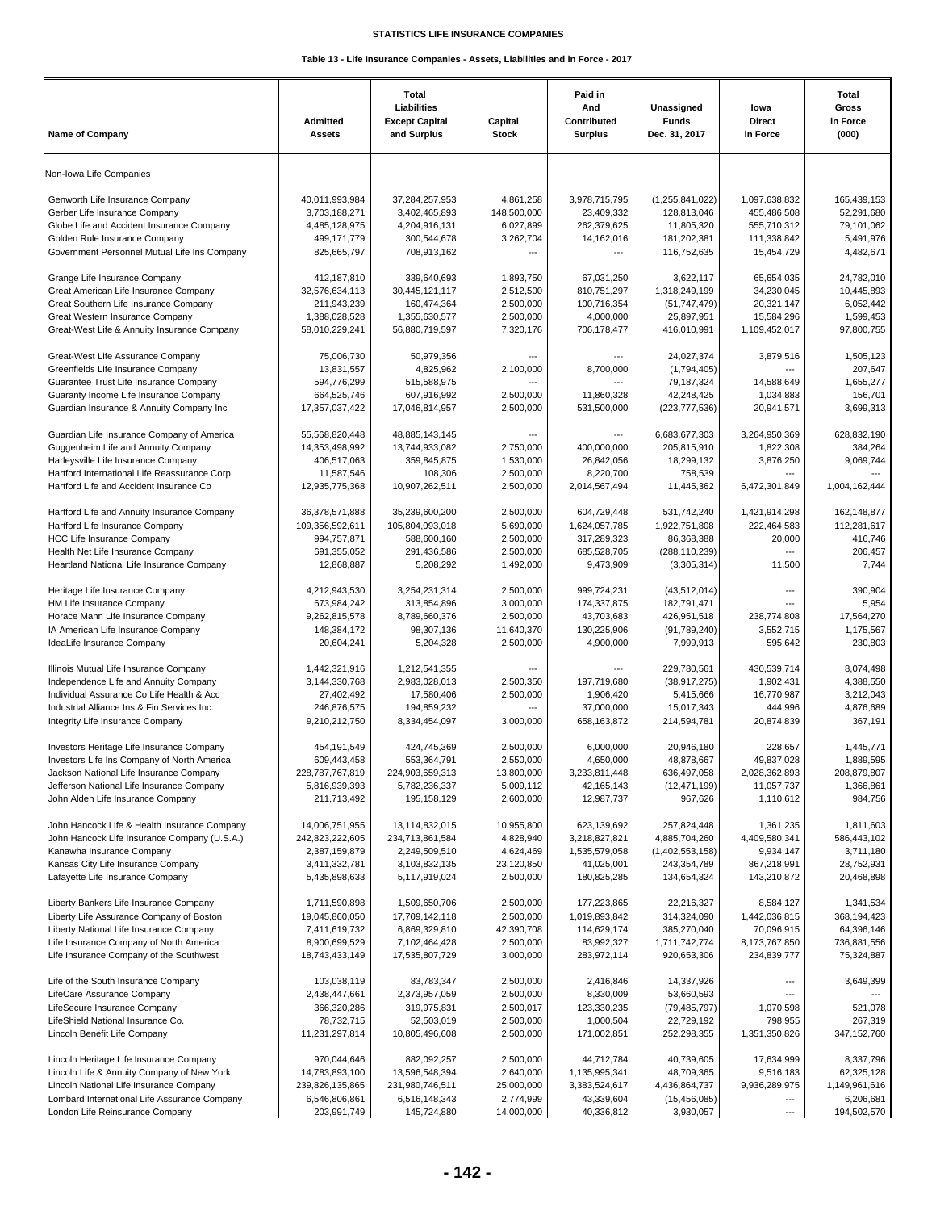# STATISTICS LIFE INSURANCE COMPANIES

## Table 13 - Life Insurance Companies - Assets, Liabilities and in Force - 2017

| Name of Company | Admitted Assets | Total Liabilities Except Capital and Surplus | Capital Stock | Paid in And Contributed Surplus | Unassigned Funds Dec. 31, 2017 | Iowa Direct in Force | Total Gross in Force (000) |
|---|---|---|---|---|---|---|---|
| Non-Iowa Life Companies | | | | | | | |
| Genworth Life Insurance Company | 40,011,993,984 | 37,284,257,953 | 4,861,258 | 3,978,715,795 | (1,255,841,022) | 1,097,638,832 | 165,439,153 |
| Gerber Life Insurance Company | 3,703,188,271 | 3,402,465,893 | 148,500,000 | 23,409,332 | 128,813,046 | 455,486,508 | 52,291,680 |
| Globe Life and Accident Insurance Company | 4,485,128,975 | 4,204,916,131 | 6,027,899 | 262,379,625 | 11,805,320 | 555,710,312 | 79,101,062 |
| Golden Rule Insurance Company | 499,171,779 | 300,544,678 | 3,262,704 | 14,162,016 | 181,202,381 | 111,338,842 | 5,491,976 |
| Government Personnel Mutual Life Ins Company | 825,665,797 | 708,913,162 | --- | --- | 116,752,635 | 15,454,729 | 4,482,671 |
| Grange Life Insurance Company | 412,187,810 | 339,640,693 | 1,893,750 | 67,031,250 | 3,622,117 | 65,654,035 | 24,782,010 |
| Great American Life Insurance Company | 32,576,634,113 | 30,445,121,117 | 2,512,500 | 810,751,297 | 1,318,249,199 | 34,230,045 | 10,445,893 |
| Great Southern Life Insurance Company | 211,943,239 | 160,474,364 | 2,500,000 | 100,716,354 | (51,747,479) | 20,321,147 | 6,052,442 |
| Great Western Insurance Company | 1,388,028,528 | 1,355,630,577 | 2,500,000 | 4,000,000 | 25,897,951 | 15,584,296 | 1,599,453 |
| Great-West Life & Annuity Insurance Company | 58,010,229,241 | 56,880,719,597 | 7,320,176 | 706,178,477 | 416,010,991 | 1,109,452,017 | 97,800,755 |
| Great-West Life Assurance Company | 75,006,730 | 50,979,356 | --- | --- | 24,027,374 | 3,879,516 | 1,505,123 |
| Greenfields Life Insurance Company | 13,831,557 | 4,825,962 | 2,100,000 | 8,700,000 | (1,794,405) | --- | 207,647 |
| Guarantee Trust Life Insurance Company | 594,776,299 | 515,588,975 | --- | --- | 79,187,324 | 14,588,649 | 1,655,277 |
| Guaranty Income Life Insurance Company | 664,525,746 | 607,916,992 | 2,500,000 | 11,860,328 | 42,248,425 | 1,034,883 | 156,701 |
| Guardian Insurance & Annuity Company Inc | 17,357,037,422 | 17,046,814,957 | 2,500,000 | 531,500,000 | (223,777,536) | 20,941,571 | 3,699,313 |
| Guardian Life Insurance Company of America | 55,568,820,448 | 48,885,143,145 | --- | --- | 6,683,677,303 | 3,264,950,369 | 628,832,190 |
| Guggenheim Life and Annuity Company | 14,353,498,992 | 13,744,933,082 | 2,750,000 | 400,000,000 | 205,815,910 | 1,822,308 | 384,264 |
| Harleysville Life Insurance Company | 406,517,063 | 359,845,875 | 1,530,000 | 26,842,056 | 18,299,132 | 3,876,250 | 9,069,744 |
| Hartford International Life Reassurance Corp | 11,587,546 | 108,306 | 2,500,000 | 8,220,700 | 758,539 | --- | --- |
| Hartford Life and Accident Insurance Co | 12,935,775,368 | 10,907,262,511 | 2,500,000 | 2,014,567,494 | 11,445,362 | 6,472,301,849 | 1,004,162,444 |
| Hartford Life and Annuity Insurance Company | 36,378,571,888 | 35,239,600,200 | 2,500,000 | 604,729,448 | 531,742,240 | 1,421,914,298 | 162,148,877 |
| Hartford Life Insurance Company | 109,356,592,611 | 105,804,093,018 | 5,690,000 | 1,624,057,785 | 1,922,751,808 | 222,464,583 | 112,281,617 |
| HCC Life Insurance Company | 994,757,871 | 588,600,160 | 2,500,000 | 317,289,323 | 86,368,388 | 20,000 | 416,746 |
| Health Net Life Insurance Company | 691,355,052 | 291,436,586 | 2,500,000 | 685,528,705 | (288,110,239) | --- | 206,457 |
| Heartland National Life Insurance Company | 12,868,887 | 5,208,292 | 1,492,000 | 9,473,909 | (3,305,314) | 11,500 | 7,744 |
| Heritage Life Insurance Company | 4,212,943,530 | 3,254,231,314 | 2,500,000 | 999,724,231 | (43,512,014) | --- | 390,904 |
| HM Life Insurance Company | 673,984,242 | 313,854,896 | 3,000,000 | 174,337,875 | 182,791,471 | --- | 5,954 |
| Horace Mann Life Insurance Company | 9,262,815,578 | 8,789,660,376 | 2,500,000 | 43,703,683 | 426,951,518 | 238,774,808 | 17,564,270 |
| IA American Life Insurance Company | 148,384,172 | 98,307,136 | 11,640,370 | 130,225,906 | (91,789,240) | 3,552,715 | 1,175,567 |
| IdeaLife Insurance Company | 20,604,241 | 5,204,328 | 2,500,000 | 4,900,000 | 7,999,913 | 595,642 | 230,803 |
| Illinois Mutual Life Insurance Company | 1,442,321,916 | 1,212,541,355 | --- | --- | 229,780,561 | 430,539,714 | 8,074,498 |
| Independence Life and Annuity Company | 3,144,330,768 | 2,983,028,013 | 2,500,350 | 197,719,680 | (38,917,275) | 1,902,431 | 4,388,550 |
| Individual Assurance Co Life Health & Acc | 27,402,492 | 17,580,406 | 2,500,000 | 1,906,420 | 5,415,666 | 16,770,987 | 3,212,043 |
| Industrial Alliance Ins & Fin Services Inc. | 246,876,575 | 194,859,232 | --- | 37,000,000 | 15,017,343 | 444,996 | 4,876,689 |
| Integrity Life Insurance Company | 9,210,212,750 | 8,334,454,097 | 3,000,000 | 658,163,872 | 214,594,781 | 20,874,839 | 367,191 |
| Investors Heritage Life Insurance Company | 454,191,549 | 424,745,369 | 2,500,000 | 6,000,000 | 20,946,180 | 228,657 | 1,445,771 |
| Investors Life Ins Company of North America | 609,443,458 | 553,364,791 | 2,550,000 | 4,650,000 | 48,878,667 | 49,837,028 | 1,889,595 |
| Jackson National Life Insurance Company | 228,787,767,819 | 224,903,659,313 | 13,800,000 | 3,233,811,448 | 636,497,058 | 2,028,362,893 | 208,879,807 |
| Jefferson National Life Insurance Company | 5,816,939,393 | 5,782,236,337 | 5,009,112 | 42,165,143 | (12,471,199) | 11,057,737 | 1,366,861 |
| John Alden Life Insurance Company | 211,713,492 | 195,158,129 | 2,600,000 | 12,987,737 | 967,626 | 1,110,612 | 984,756 |
| John Hancock Life & Health Insurance Company | 14,006,751,955 | 13,114,832,015 | 10,955,800 | 623,139,692 | 257,824,448 | 1,361,235 | 1,811,603 |
| John Hancock Life Insurance Company (U.S.A.) | 242,823,222,605 | 234,713,861,584 | 4,828,940 | 3,218,827,821 | 4,885,704,260 | 4,409,580,341 | 586,443,102 |
| Kanawha Insurance Company | 2,387,159,879 | 2,249,509,510 | 4,624,469 | 1,535,579,058 | (1,402,553,158) | 9,934,147 | 3,711,180 |
| Kansas City Life Insurance Company | 3,411,332,781 | 3,103,832,135 | 23,120,850 | 41,025,001 | 243,354,789 | 867,218,991 | 28,752,931 |
| Lafayette Life Insurance Company | 5,435,898,633 | 5,117,919,024 | 2,500,000 | 180,825,285 | 134,654,324 | 143,210,872 | 20,468,898 |
| Liberty Bankers Life Insurance Company | 1,711,590,898 | 1,509,650,706 | 2,500,000 | 177,223,865 | 22,216,327 | 8,584,127 | 1,341,534 |
| Liberty Life Assurance Company of Boston | 19,045,860,050 | 17,709,142,118 | 2,500,000 | 1,019,893,842 | 314,324,090 | 1,442,036,815 | 368,194,423 |
| Liberty National Life Insurance Company | 7,411,619,732 | 6,869,329,810 | 42,390,708 | 114,629,174 | 385,270,040 | 70,096,915 | 64,396,146 |
| Life Insurance Company of North America | 8,900,699,529 | 7,102,464,428 | 2,500,000 | 83,992,327 | 1,711,742,774 | 8,173,767,850 | 736,881,556 |
| Life Insurance Company of the Southwest | 18,743,433,149 | 17,535,807,729 | 3,000,000 | 283,972,114 | 920,653,306 | 234,839,777 | 75,324,887 |
| Life of the South Insurance Company | 103,038,119 | 83,783,347 | 2,500,000 | 2,416,846 | 14,337,926 | --- | 3,649,399 |
| LifeCare Assurance Company | 2,438,447,661 | 2,373,957,059 | 2,500,000 | 8,330,009 | 53,660,593 | --- | --- |
| LifeSecure Insurance Company | 366,320,286 | 319,975,831 | 2,500,017 | 123,330,235 | (79,485,797) | 1,070,598 | 521,078 |
| LifeShield National Insurance Co. | 78,732,715 | 52,503,019 | 2,500,000 | 1,000,504 | 22,729,192 | 798,955 | 267,319 |
| Lincoln Benefit Life Company | 11,231,297,814 | 10,805,496,608 | 2,500,000 | 171,002,851 | 252,298,355 | 1,351,350,826 | 347,152,760 |
| Lincoln Heritage Life Insurance Company | 970,044,646 | 882,092,257 | 2,500,000 | 44,712,784 | 40,739,605 | 17,634,999 | 8,337,796 |
| Lincoln Life & Annuity Company of New York | 14,783,893,100 | 13,596,548,394 | 2,640,000 | 1,135,995,341 | 48,709,365 | 9,516,183 | 62,325,128 |
| Lincoln National Life Insurance Company | 239,826,135,865 | 231,980,746,511 | 25,000,000 | 3,383,524,617 | 4,436,864,737 | 9,936,289,975 | 1,149,961,616 |
| Lombard International Life Assurance Company | 6,546,806,861 | 6,516,148,343 | 2,774,999 | 43,339,604 | (15,456,085) | --- | 6,206,681 |
| London Life Reinsurance Company | 203,991,749 | 145,724,880 | 14,000,000 | 40,336,812 | 3,930,057 | --- | 194,502,570 |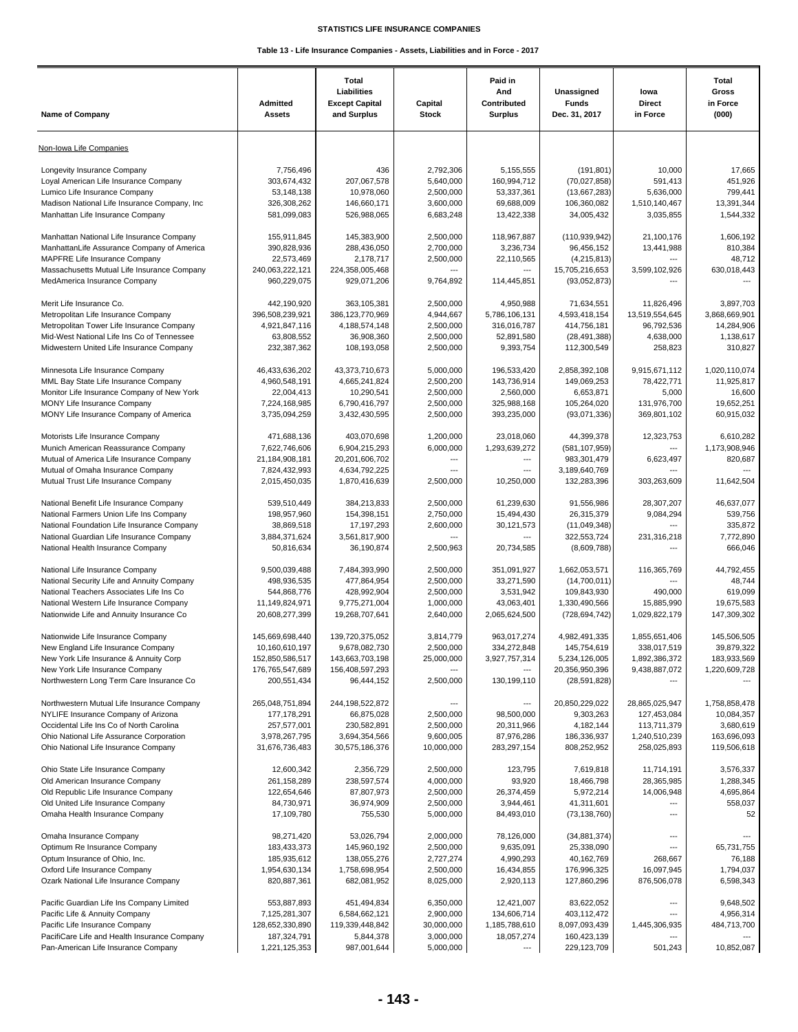**STATISTICS LIFE INSURANCE COMPANIES**

**Table 13 - Life Insurance Companies - Assets, Liabilities and in Force - 2017**

| Name of Company | Admitted Assets | Total Liabilities Except Capital and Surplus | Capital Stock | Paid in And Contributed Surplus | Unassigned Funds Dec. 31, 2017 | Iowa Direct in Force | Total Gross in Force (000) |
|---|---|---|---|---|---|---|---|
| Non-Iowa Life Companies | | | | | | | |
| Longevity Insurance Company | 7,756,496 | 436 | 2,792,306 | 5,155,555 | (191,801) | 10,000 | 17,665 |
| Loyal American Life Insurance Company | 303,674,432 | 207,067,578 | 5,640,000 | 160,994,712 | (70,027,858) | 591,413 | 451,926 |
| Lumico Life Insurance Company | 53,148,138 | 10,978,060 | 2,500,000 | 53,337,361 | (13,667,283) | 5,636,000 | 799,441 |
| Madison National Life Insurance Company, Inc | 326,308,262 | 146,660,171 | 3,600,000 | 69,688,009 | 106,360,082 | 1,510,140,467 | 13,391,344 |
| Manhattan Life Insurance Company | 581,099,083 | 526,988,065 | 6,683,248 | 13,422,338 | 34,005,432 | 3,035,855 | 1,544,332 |
| Manhattan National Life Insurance Company | 155,911,845 | 145,383,900 | 2,500,000 | 118,967,887 | (110,939,942) | 21,100,176 | 1,606,192 |
| ManhattanLife Assurance Company of America | 390,828,936 | 288,436,050 | 2,700,000 | 3,236,734 | 96,456,152 | 13,441,988 | 810,384 |
| MAPFRE Life Insurance Company | 22,573,469 | 2,178,717 | 2,500,000 | 22,110,565 | (4,215,813) | --- | 48,712 |
| Massachusetts Mutual Life Insurance Company | 240,063,222,121 | 224,358,005,468 | --- | --- | 15,705,216,653 | 3,599,102,926 | 630,018,443 |
| MedAmerica Insurance Company | 960,229,075 | 929,071,206 | 9,764,892 | 114,445,851 | (93,052,873) | --- | --- |
| Merit Life Insurance Co. | 442,190,920 | 363,105,381 | 2,500,000 | 4,950,988 | 71,634,551 | 11,826,496 | 3,897,703 |
| Metropolitan Life Insurance Company | 396,508,239,921 | 386,123,770,969 | 4,944,667 | 5,786,106,131 | 4,593,418,154 | 13,519,554,645 | 3,868,669,901 |
| Metropolitan Tower Life Insurance Company | 4,921,847,116 | 4,188,574,148 | 2,500,000 | 316,016,787 | 414,756,181 | 96,792,536 | 14,284,906 |
| Mid-West National Life Ins Co of Tennessee | 63,808,552 | 36,908,360 | 2,500,000 | 52,891,580 | (28,491,388) | 4,638,000 | 1,138,617 |
| Midwestern United Life Insurance Company | 232,387,362 | 108,193,058 | 2,500,000 | 9,393,754 | 112,300,549 | 258,823 | 310,827 |
| Minnesota Life Insurance Company | 46,433,636,202 | 43,373,710,673 | 5,000,000 | 196,533,420 | 2,858,392,108 | 9,915,671,112 | 1,020,110,074 |
| MML Bay State Life Insurance Company | 4,960,548,191 | 4,665,241,824 | 2,500,200 | 143,736,914 | 149,069,253 | 78,422,771 | 11,925,817 |
| Monitor Life Insurance Company of New York | 22,004,413 | 10,290,541 | 2,500,000 | 2,560,000 | 6,653,871 | 5,000 | 16,600 |
| MONY Life Insurance Company | 7,224,168,985 | 6,790,416,797 | 2,500,000 | 325,988,168 | 105,264,020 | 131,976,700 | 19,652,251 |
| MONY Life Insurance Company of America | 3,735,094,259 | 3,432,430,595 | 2,500,000 | 393,235,000 | (93,071,336) | 369,801,102 | 60,915,032 |
| Motorists Life Insurance Company | 471,688,136 | 403,070,698 | 1,200,000 | 23,018,060 | 44,399,378 | 12,323,753 | 6,610,282 |
| Munich American Reassurance Company | 7,622,746,606 | 6,904,215,293 | 6,000,000 | 1,293,639,272 | (581,107,959) | --- | 1,173,908,946 |
| Mutual of America Life Insurance Company | 21,184,908,181 | 20,201,606,702 | --- | --- | 983,301,479 | 6,623,497 | 820,687 |
| Mutual of Omaha Insurance Company | 7,824,432,993 | 4,634,792,225 | --- | --- | 3,189,640,769 | --- | --- |
| Mutual Trust Life Insurance Company | 2,015,450,035 | 1,870,416,639 | 2,500,000 | 10,250,000 | 132,283,396 | 303,263,609 | 11,642,504 |
| National Benefit Life Insurance Company | 539,510,449 | 384,213,833 | 2,500,000 | 61,239,630 | 91,556,986 | 28,307,207 | 46,637,077 |
| National Farmers Union Life Ins Company | 198,957,960 | 154,398,151 | 2,750,000 | 15,494,430 | 26,315,379 | 9,084,294 | 539,756 |
| National Foundation Life Insurance Company | 38,869,518 | 17,197,293 | 2,600,000 | 30,121,573 | (11,049,348) | --- | 335,872 |
| National Guardian Life Insurance Company | 3,884,371,624 | 3,561,817,900 | --- | --- | 322,553,724 | 231,316,218 | 7,772,890 |
| National Health Insurance Company | 50,816,634 | 36,190,874 | 2,500,963 | 20,734,585 | (8,609,788) | --- | 666,046 |
| National Life Insurance Company | 9,500,039,488 | 7,484,393,990 | 2,500,000 | 351,091,927 | 1,662,053,571 | 116,365,769 | 44,792,455 |
| National Security Life and Annuity Company | 498,936,535 | 477,864,954 | 2,500,000 | 33,271,590 | (14,700,011) | --- | 48,744 |
| National Teachers Associates Life Ins Co | 544,868,776 | 428,992,904 | 2,500,000 | 3,531,942 | 109,843,930 | 490,000 | 619,099 |
| National Western Life Insurance Company | 11,149,824,971 | 9,775,271,004 | 1,000,000 | 43,063,401 | 1,330,490,566 | 15,885,990 | 19,675,583 |
| Nationwide Life and Annuity Insurance Co | 20,608,277,399 | 19,268,707,641 | 2,640,000 | 2,065,624,500 | (728,694,742) | 1,029,822,179 | 147,309,302 |
| Nationwide Life Insurance Company | 145,669,698,440 | 139,720,375,052 | 3,814,779 | 963,017,274 | 4,982,491,335 | 1,855,651,406 | 145,506,505 |
| New England Life Insurance Company | 10,160,610,197 | 9,678,082,730 | 2,500,000 | 334,272,848 | 145,754,619 | 338,017,519 | 39,879,322 |
| New York Life Insurance & Annuity Corp | 152,850,586,517 | 143,663,703,198 | 25,000,000 | 3,927,757,314 | 5,234,126,005 | 1,892,386,372 | 183,933,569 |
| New York Life Insurance Company | 176,765,547,689 | 156,408,597,293 | --- | --- | 20,356,950,396 | 9,438,887,072 | 1,220,609,728 |
| Northwestern Long Term Care Insurance Co | 200,551,434 | 96,444,152 | 2,500,000 | 130,199,110 | (28,591,828) | --- | --- |
| Northwestern Mutual Life Insurance Company | 265,048,751,894 | 244,198,522,872 | --- | --- | 20,850,229,022 | 28,865,025,947 | 1,758,858,478 |
| NYLIFE Insurance Company of Arizona | 177,178,291 | 66,875,028 | 2,500,000 | 98,500,000 | 9,303,263 | 127,453,084 | 10,084,357 |
| Occidental Life Ins Co of North Carolina | 257,577,001 | 230,582,891 | 2,500,000 | 20,311,966 | 4,182,144 | 113,711,379 | 3,680,619 |
| Ohio National Life Assurance Corporation | 3,978,267,795 | 3,694,354,566 | 9,600,005 | 87,976,286 | 186,336,937 | 1,240,510,239 | 163,696,093 |
| Ohio National Life Insurance Company | 31,676,736,483 | 30,575,186,376 | 10,000,000 | 283,297,154 | 808,252,952 | 258,025,893 | 119,506,618 |
| Ohio State Life Insurance Company | 12,600,342 | 2,356,729 | 2,500,000 | 123,795 | 7,619,818 | 11,714,191 | 3,576,337 |
| Old American Insurance Company | 261,158,289 | 238,597,574 | 4,000,000 | 93,920 | 18,466,798 | 28,365,985 | 1,288,345 |
| Old Republic Life Insurance Company | 122,652,646 | 87,807,973 | 2,500,000 | 26,374,459 | 5,972,214 | 14,006,948 | 4,695,864 |
| Old United Life Insurance Company | 84,730,971 | 36,974,909 | 2,500,000 | 3,944,461 | 41,311,601 | --- | 558,037 |
| Omaha Health Insurance Company | 17,109,780 | 755,530 | 5,000,000 | 84,493,010 | (73,138,760) | --- | 52 |
| Omaha Insurance Company | 98,271,420 | 53,026,794 | 2,000,000 | 78,126,000 | (34,881,374) | --- | --- |
| Optimum Re Insurance Company | 183,433,373 | 145,960,192 | 2,500,000 | 9,635,091 | 25,338,090 | --- | 65,731,755 |
| Optum Insurance of Ohio, Inc. | 185,935,612 | 138,055,276 | 2,727,274 | 4,990,293 | 40,162,769 | 268,667 | 76,188 |
| Oxford Life Insurance Company | 1,954,630,134 | 1,758,698,954 | 2,500,000 | 16,434,855 | 176,996,325 | 16,097,945 | 1,794,037 |
| Ozark National Life Insurance Company | 820,887,361 | 682,081,952 | 8,025,000 | 2,920,113 | 127,860,296 | 876,506,078 | 6,598,343 |
| Pacific Guardian Life Ins Company Limited | 553,887,893 | 451,494,834 | 6,350,000 | 12,421,007 | 83,622,052 | --- | 9,648,502 |
| Pacific Life & Annuity Company | 7,125,281,307 | 6,584,662,121 | 2,900,000 | 134,606,714 | 403,112,472 | --- | 4,956,314 |
| Pacific Life Insurance Company | 128,652,330,890 | 119,339,448,842 | 30,000,000 | 1,185,788,610 | 8,097,093,439 | 1,445,306,935 | 484,713,700 |
| PacifiCare Life and Health Insurance Company | 187,324,791 | 5,844,378 | 3,000,000 | 18,057,274 | 160,423,139 | --- | --- |
| Pan-American Life Insurance Company | 1,221,125,353 | 987,001,644 | 5,000,000 | --- | 229,123,709 | 501,243 | 10,852,087 |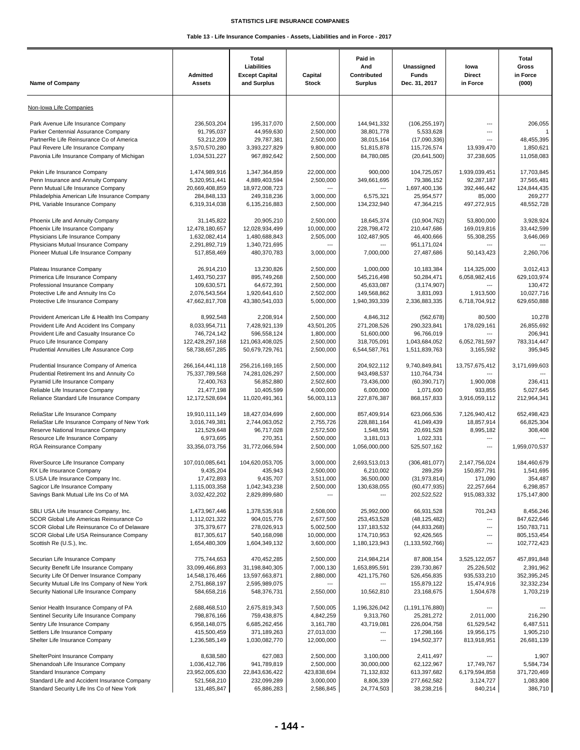**STATISTICS LIFE INSURANCE COMPANIES**

**Table 13 - Life Insurance Companies - Assets, Liabilities and in Force - 2017**

| Name of Company | Admitted Assets | Total Liabilities Except Capital and Surplus | Capital Stock | Paid in And Contributed Surplus | Unassigned Funds Dec. 31, 2017 | Iowa Direct in Force | Total Gross in Force (000) |
|---|---|---|---|---|---|---|---|
| Non-Iowa Life Companies | | | | | | | |
| Park Avenue Life Insurance Company | 236,503,204 | 195,317,070 | 2,500,000 | 144,941,332 | (106,255,197) | --- | 206,055 |
| Parker Centennial Assurance Company | 91,795,037 | 44,959,630 | 2,500,000 | 38,801,778 | 5,533,628 | --- | 1 |
| PartnerRe Life Reinsurance Co of America | 53,212,209 | 29,787,381 | 2,500,000 | 38,015,164 | (17,090,336) | --- | 48,455,395 |
| Paul Revere Life Insurance Company | 3,570,570,280 | 3,393,227,829 | 9,800,000 | 51,815,878 | 115,726,574 | 13,939,470 | 1,850,621 |
| Pavonia Life Insurance Company of Michigan | 1,034,531,227 | 967,892,642 | 2,500,000 | 84,780,085 | (20,641,500) | 37,238,605 | 11,058,083 |
| Pekin Life Insurance Company | 1,474,989,916 | 1,347,364,859 | 22,000,000 | 900,000 | 104,725,057 | 1,939,039,451 | 17,703,845 |
| Penn Insurance and Annuity Company | 5,320,951,441 | 4,889,403,594 | 2,500,000 | 349,661,695 | 79,386,152 | 92,287,187 | 37,565,481 |
| Penn Mutual Life Insurance Company | 20,669,408,859 | 18,972,008,723 | --- | --- | 1,697,400,136 | 392,446,442 | 124,844,435 |
| Philadelphia American Life Insurance Company | 284,848,133 | 249,318,236 | 3,000,000 | 6,575,321 | 25,954,577 | 85,000 | 269,277 |
| PHL Variable Insurance Company | 6,319,314,038 | 6,135,216,883 | 2,500,000 | 134,232,940 | 47,364,215 | 497,272,915 | 48,552,728 |
| Phoenix Life and Annuity Company | 31,145,822 | 20,905,210 | 2,500,000 | 18,645,374 | (10,904,762) | 53,800,000 | 3,928,924 |
| Phoenix Life Insurance Company | 12,478,180,657 | 12,028,934,499 | 10,000,000 | 228,798,472 | 210,447,686 | 169,019,816 | 33,442,599 |
| Physicians Life Insurance Company | 1,632,082,414 | 1,480,688,843 | 2,505,000 | 102,487,905 | 46,400,666 | 55,308,255 | 3,646,069 |
| Physicians Mutual Insurance Company | 2,291,892,719 | 1,340,721,695 | --- | --- | 951,171,024 | --- | --- |
| Pioneer Mutual Life Insurance Company | 517,858,469 | 480,370,783 | 3,000,000 | 7,000,000 | 27,487,686 | 50,143,423 | 2,260,706 |
| Plateau Insurance Company | 26,914,210 | 13,230,826 | 2,500,000 | 1,000,000 | 10,183,384 | 114,325,000 | 3,012,413 |
| Primerica Life Insurance Company | 1,493,750,237 | 895,749,268 | 2,500,000 | 545,216,498 | 50,284,471 | 6,058,982,416 | 629,103,974 |
| Professional Insurance Company | 109,630,571 | 64,672,391 | 2,500,000 | 45,633,087 | (3,174,907) | --- | 130,472 |
| Protective Life and Annuity Ins Co | 2,076,543,564 | 1,920,641,610 | 2,502,000 | 149,568,862 | 3,831,093 | 1,913,500 | 10,027,716 |
| Protective Life Insurance Company | 47,662,817,708 | 43,380,541,033 | 5,000,000 | 1,940,393,339 | 2,336,883,335 | 6,718,704,912 | 629,650,888 |
| Provident American Life & Health Ins Company | 8,992,548 | 2,208,914 | 2,500,000 | 4,846,312 | (562,678) | 80,500 | 10,278 |
| Provident Life And Accident Ins Company | 8,033,954,711 | 7,428,921,139 | 43,501,205 | 271,208,526 | 290,323,841 | 178,029,161 | 26,855,692 |
| Provident Life and Casualty Insurance Co | 746,724,142 | 596,558,124 | 1,800,000 | 51,600,000 | 96,766,019 | --- | 206,941 |
| Pruco Life Insurance Company | 122,428,297,168 | 121,063,408,025 | 2,500,000 | 318,705,091 | 1,043,684,052 | 6,052,781,597 | 783,314,447 |
| Prudential Annuities Life Assurance Corp | 58,738,657,285 | 50,679,729,761 | 2,500,000 | 6,544,587,761 | 1,511,839,763 | 3,165,592 | 395,945 |
| Prudential Insurance Company of America | 266,164,441,118 | 256,216,169,165 | 2,500,000 | 204,922,112 | 9,740,849,841 | 13,757,675,412 | 3,171,699,603 |
| Prudential Retirement Ins and Annuity Co | 75,337,789,568 | 74,281,026,297 | 2,500,000 | 943,498,537 | 110,764,734 | --- | --- |
| Pyramid Life Insurance Company | 72,400,763 | 56,852,880 | 2,502,600 | 73,436,000 | (60,390,717) | 1,900,008 | 236,411 |
| Reliable Life Insurance Company | 21,477,198 | 10,405,599 | 4,000,000 | 6,000,000 | 1,071,600 | 933,855 | 5,027,645 |
| Reliance Standard Life Insurance Company | 12,172,528,694 | 11,020,491,361 | 56,003,113 | 227,876,387 | 868,157,833 | 3,916,059,112 | 212,964,341 |
| ReliaStar Life Insurance Company | 19,910,111,149 | 18,427,034,699 | 2,600,000 | 857,409,914 | 623,066,536 | 7,126,940,412 | 652,498,423 |
| ReliaStar Life Insurance Company of New York | 3,016,749,381 | 2,744,063,052 | 2,755,726 | 228,881,164 | 41,049,439 | 18,857,914 | 66,825,304 |
| Reserve National Insurance Company | 121,529,648 | 96,717,028 | 2,572,500 | 1,548,591 | 20,691,528 | 8,995,182 | 308,408 |
| Resource Life Insurance Company | 6,973,695 | 270,351 | 2,500,000 | 3,181,013 | 1,022,331 | --- | --- |
| RGA Reinsurance Company | 33,356,073,756 | 31,772,066,594 | 2,500,000 | 1,056,000,000 | 525,507,162 | --- | 1,959,070,537 |
| RiverSource Life Insurance Company | 107,010,085,641 | 104,620,053,705 | 3,000,000 | 2,693,513,013 | (306,481,077) | 2,147,756,024 | 184,460,679 |
| RX Life Insurance Company | 9,435,204 | 435,943 | 2,500,000 | 6,210,002 | 289,259 | 150,857,791 | 1,541,695 |
| S.USA Life Insurance Company Inc. | 17,472,893 | 9,435,707 | 3,511,000 | 36,500,000 | (31,973,814) | 171,090 | 354,487 |
| Sagicor Life Insurance Company | 1,115,003,358 | 1,042,343,238 | 2,500,000 | 130,638,055 | (60,477,935) | 22,257,664 | 6,298,857 |
| Savings Bank Mutual Life Ins Co of MA | 3,032,422,202 | 2,829,899,680 | --- | --- | 202,522,522 | 915,083,332 | 175,147,800 |
| SBLI USA Life Insurance Company, Inc. | 1,473,967,446 | 1,378,535,918 | 2,508,000 | 25,992,000 | 66,931,528 | 701,243 | 8,456,246 |
| SCOR Global Life Americas Reinsurance Co | 1,112,021,322 | 904,015,776 | 2,677,500 | 253,453,528 | (48,125,482) | --- | 847,622,646 |
| SCOR Global Life Reinsurance Co of Delaware | 375,379,677 | 278,026,913 | 5,002,500 | 137,183,532 | (44,833,268) | --- | 150,783,711 |
| SCOR Global Life USA Reinsurance Company | 817,305,617 | 540,168,098 | 10,000,000 | 174,710,953 | 92,426,565 | --- | 805,153,454 |
| Scottish Re (U.S.), Inc. | 1,654,480,309 | 1,604,349,132 | 3,600,000 | 1,180,123,943 | (1,133,592,766) | --- | 102,772,423 |
| Securian Life Insurance Company | 775,744,653 | 470,452,285 | 2,500,000 | 214,984,214 | 87,808,154 | 3,525,122,057 | 457,891,848 |
| Security Benefit Life Insurance Company | 33,099,466,893 | 31,198,840,305 | 7,000,130 | 1,653,895,591 | 239,730,867 | 25,226,502 | 2,391,962 |
| Security Life Of Denver Insurance Company | 14,548,176,466 | 13,597,663,871 | 2,880,000 | 421,175,760 | 526,456,835 | 935,533,210 | 352,395,245 |
| Security Mutual Life Ins Company of New York | 2,751,868,197 | 2,595,989,075 | --- | --- | 155,879,122 | 15,474,916 | 32,332,234 |
| Security National Life Insurance Company | 584,658,216 | 548,376,731 | 2,550,000 | 10,562,810 | 23,168,675 | 1,504,678 | 1,703,219 |
| Senior Health Insurance Company of PA | 2,688,468,510 | 2,675,819,343 | 7,500,005 | 1,196,326,042 | (1,191,176,880) | --- | --- |
| Sentinel Security Life Insurance Company | 798,876,166 | 759,438,875 | 4,842,259 | 9,313,760 | 25,281,272 | 2,011,000 | 216,290 |
| Sentry Life Insurance Company | 6,958,148,075 | 6,685,262,456 | 3,161,780 | 43,719,081 | 226,004,758 | 61,529,542 | 6,487,511 |
| Settlers Life Insurance Company | 415,500,459 | 371,189,263 | 27,013,030 | --- | 17,298,166 | 19,956,175 | 1,905,210 |
| Shelter Life Insurance Company | 1,236,585,149 | 1,030,082,770 | 12,000,000 | --- | 194,502,377 | 813,918,951 | 26,681,139 |
| ShelterPoint Insurance Company | 8,638,580 | 627,083 | 2,500,000 | 3,100,000 | 2,411,497 | --- | 1,907 |
| Shenandoah Life Insurance Company | 1,036,412,786 | 941,789,819 | 2,500,000 | 30,000,000 | 62,122,967 | 17,749,767 | 5,584,734 |
| Standard Insurance Company | 23,952,005,630 | 22,843,636,422 | 423,838,694 | 71,132,832 | 613,397,682 | 6,179,594,858 | 371,720,469 |
| Standard Life and Accident Insurance Company | 521,568,210 | 232,099,289 | 3,000,000 | 8,806,339 | 277,662,582 | 3,124,727 | 1,083,808 |
| Standard Security Life Ins Co of New York | 131,485,847 | 65,886,283 | 2,586,845 | 24,774,503 | 38,238,216 | 840,214 | 386,710 |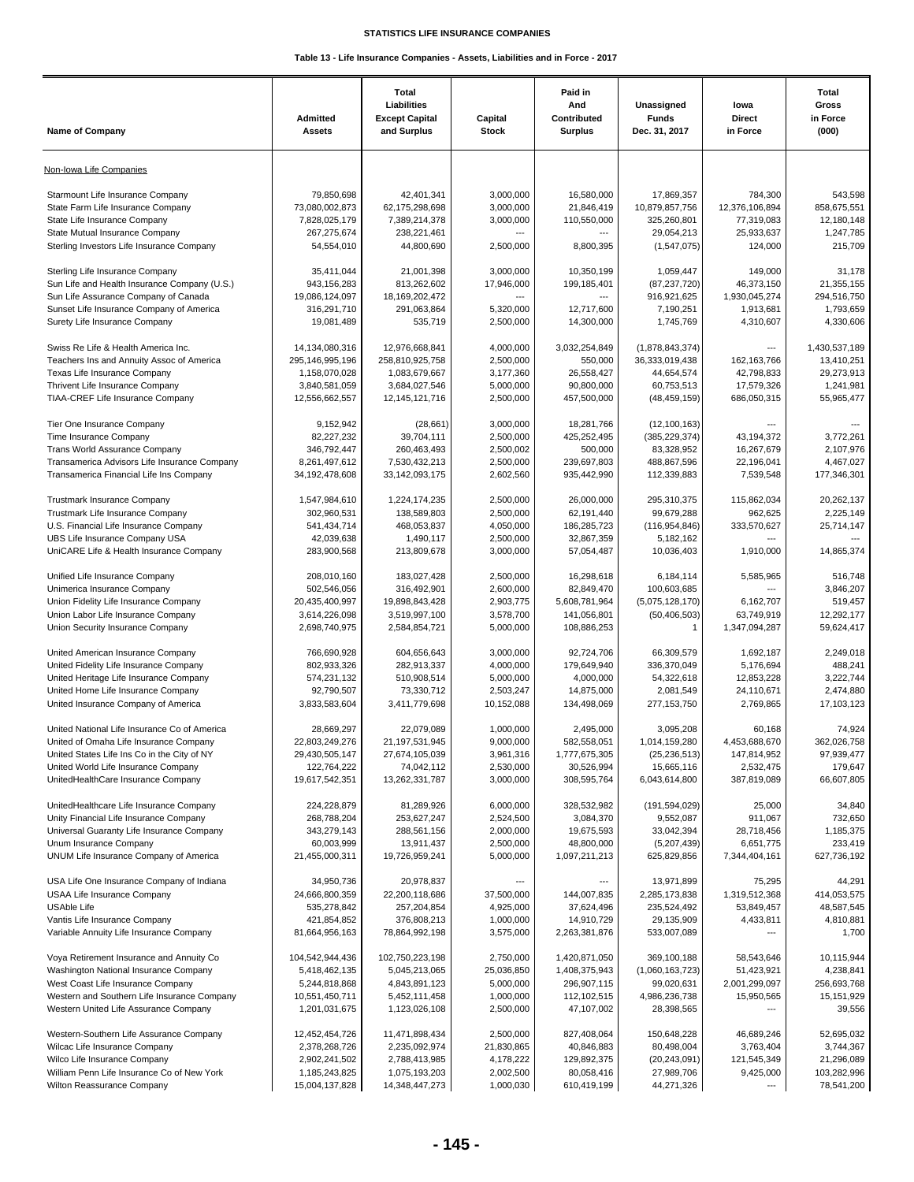STATISTICS LIFE INSURANCE COMPANIES

Table 13 - Life Insurance Companies - Assets, Liabilities and in Force - 2017

| Name of Company | Admitted Assets | Total Liabilities Except Capital and Surplus | Capital Stock | Paid in And Contributed Surplus | Unassigned Funds Dec. 31, 2017 | Iowa Direct in Force | Total Gross in Force (000) |
|---|---|---|---|---|---|---|---|
| Non-Iowa Life Companies | | | | | | | |
| Starmount Life Insurance Company | 79,850,698 | 42,401,341 | 3,000,000 | 16,580,000 | 17,869,357 | 784,300 | 543,598 |
| State Farm Life Insurance Company | 73,080,002,873 | 62,175,298,698 | 3,000,000 | 21,846,419 | 10,879,857,756 | 12,376,106,894 | 858,675,551 |
| State Life Insurance Company | 7,828,025,179 | 7,389,214,378 | 3,000,000 | 110,550,000 | 325,260,801 | 77,319,083 | 12,180,148 |
| State Mutual Insurance Company | 267,275,674 | 238,221,461 | --- | --- | 29,054,213 | 25,933,637 | 1,247,785 |
| Sterling Investors Life Insurance Company | 54,554,010 | 44,800,690 | 2,500,000 | 8,800,395 | (1,547,075) | 124,000 | 215,709 |
| Sterling Life Insurance Company | 35,411,044 | 21,001,398 | 3,000,000 | 10,350,199 | 1,059,447 | 149,000 | 31,178 |
| Sun Life and Health Insurance Company (U.S.) | 943,156,283 | 813,262,602 | 17,946,000 | 199,185,401 | (87,237,720) | 46,373,150 | 21,355,155 |
| Sun Life Assurance Company of Canada | 19,086,124,097 | 18,169,202,472 | --- | --- | 916,921,625 | 1,930,045,274 | 294,516,750 |
| Sunset Life Insurance Company of America | 316,291,710 | 291,063,864 | 5,320,000 | 12,717,600 | 7,190,251 | 1,913,681 | 1,793,659 |
| Surety Life Insurance Company | 19,081,489 | 535,719 | 2,500,000 | 14,300,000 | 1,745,769 | 4,310,607 | 4,330,606 |
| Swiss Re Life & Health America Inc. | 14,134,080,316 | 12,976,668,841 | 4,000,000 | 3,032,254,849 | (1,878,843,374) | --- | 1,430,537,189 |
| Teachers Ins and Annuity Assoc of America | 295,146,995,196 | 258,810,925,758 | 2,500,000 | 550,000 | 36,333,019,438 | 162,163,766 | 13,410,251 |
| Texas Life Insurance Company | 1,158,070,028 | 1,083,679,667 | 3,177,360 | 26,558,427 | 44,654,574 | 42,798,833 | 29,273,913 |
| Thrivent Life Insurance Company | 3,840,581,059 | 3,684,027,546 | 5,000,000 | 90,800,000 | 60,753,513 | 17,579,326 | 1,241,981 |
| TIAA-CREF Life Insurance Company | 12,556,662,557 | 12,145,121,716 | 2,500,000 | 457,500,000 | (48,459,159) | 686,050,315 | 55,965,477 |
| Tier One Insurance Company | 9,152,942 | (28,661) | 3,000,000 | 18,281,766 | (12,100,163) | --- | --- |
| Time Insurance Company | 82,227,232 | 39,704,111 | 2,500,000 | 425,252,495 | (385,229,374) | 43,194,372 | 3,772,261 |
| Trans World Assurance Company | 346,792,447 | 260,463,493 | 2,500,002 | 500,000 | 83,328,952 | 16,267,679 | 2,107,976 |
| Transamerica Advisors Life Insurance Company | 8,261,497,612 | 7,530,432,213 | 2,500,000 | 239,697,803 | 488,867,596 | 22,196,041 | 4,467,027 |
| Transamerica Financial Life Ins Company | 34,192,478,608 | 33,142,093,175 | 2,602,560 | 935,442,990 | 112,339,883 | 7,539,548 | 177,346,301 |
| Trustmark Insurance Company | 1,547,984,610 | 1,224,174,235 | 2,500,000 | 26,000,000 | 295,310,375 | 115,862,034 | 20,262,137 |
| Trustmark Life Insurance Company | 302,960,531 | 138,589,803 | 2,500,000 | 62,191,440 | 99,679,288 | 962,625 | 2,225,149 |
| U.S. Financial Life Insurance Company | 541,434,714 | 468,053,837 | 4,050,000 | 186,285,723 | (116,954,846) | 333,570,627 | 25,714,147 |
| UBS Life Insurance Company USA | 42,039,638 | 1,490,117 | 2,500,000 | 32,867,359 | 5,182,162 | --- | --- |
| UniCARE Life & Health Insurance Company | 283,900,568 | 213,809,678 | 3,000,000 | 57,054,487 | 10,036,403 | 1,910,000 | 14,865,374 |
| Unified Life Insurance Company | 208,010,160 | 183,027,428 | 2,500,000 | 16,298,618 | 6,184,114 | 5,585,965 | 516,748 |
| Unimerica Insurance Company | 502,546,056 | 316,492,901 | 2,600,000 | 82,849,470 | 100,603,685 | --- | 3,846,207 |
| Union Fidelity Life Insurance Company | 20,435,400,997 | 19,898,843,428 | 2,903,775 | 5,608,781,964 | (5,075,128,170) | 6,162,707 | 519,457 |
| Union Labor Life Insurance Company | 3,614,226,098 | 3,519,997,100 | 3,578,700 | 141,056,801 | (50,406,503) | 63,749,919 | 12,292,177 |
| Union Security Insurance Company | 2,698,740,975 | 2,584,854,721 | 5,000,000 | 108,886,253 | 1 | 1,347,094,287 | 59,624,417 |
| United American Insurance Company | 766,690,928 | 604,656,643 | 3,000,000 | 92,724,706 | 66,309,579 | 1,692,187 | 2,249,018 |
| United Fidelity Life Insurance Company | 802,933,326 | 282,913,337 | 4,000,000 | 179,649,940 | 336,370,049 | 5,176,694 | 488,241 |
| United Heritage Life Insurance Company | 574,231,132 | 510,908,514 | 5,000,000 | 4,000,000 | 54,322,618 | 12,853,228 | 3,222,744 |
| United Home Life Insurance Company | 92,790,507 | 73,330,712 | 2,503,247 | 14,875,000 | 2,081,549 | 24,110,671 | 2,474,880 |
| United Insurance Company of America | 3,833,583,604 | 3,411,779,698 | 10,152,088 | 134,498,069 | 277,153,750 | 2,769,865 | 17,103,123 |
| United National Life Insurance Co of America | 28,669,297 | 22,079,089 | 1,000,000 | 2,495,000 | 3,095,208 | 60,168 | 74,924 |
| United of Omaha Life Insurance Company | 22,803,249,276 | 21,197,531,945 | 9,000,000 | 582,558,051 | 1,014,159,280 | 4,453,688,670 | 362,026,758 |
| United States Life Ins Co in the City of NY | 29,430,505,147 | 27,674,105,039 | 3,961,316 | 1,777,675,305 | (25,236,513) | 147,814,952 | 97,939,477 |
| United World Life Insurance Company | 122,764,222 | 74,042,112 | 2,530,000 | 30,526,994 | 15,665,116 | 2,532,475 | 179,647 |
| UnitedHealthCare Insurance Company | 19,617,542,351 | 13,262,331,787 | 3,000,000 | 308,595,764 | 6,043,614,800 | 387,819,089 | 66,607,805 |
| UnitedHealthcare Life Insurance Company | 224,228,879 | 81,289,926 | 6,000,000 | 328,532,982 | (191,594,029) | 25,000 | 34,840 |
| Unity Financial Life Insurance Company | 268,788,204 | 253,627,247 | 2,524,500 | 3,084,370 | 9,552,087 | 911,067 | 732,650 |
| Universal Guaranty Life Insurance Company | 343,279,143 | 288,561,156 | 2,000,000 | 19,675,593 | 33,042,394 | 28,718,456 | 1,185,375 |
| Unum Insurance Company | 60,003,999 | 13,911,437 | 2,500,000 | 48,800,000 | (5,207,439) | 6,651,775 | 233,419 |
| UNUM Life Insurance Company of America | 21,455,000,311 | 19,726,959,241 | 5,000,000 | 1,097,211,213 | 625,829,856 | 7,344,404,161 | 627,736,192 |
| USA Life One Insurance Company of Indiana | 34,950,736 | 20,978,837 | --- | --- | 13,971,899 | 75,295 | 44,291 |
| USAA Life Insurance Company | 24,666,800,359 | 22,200,118,686 | 37,500,000 | 144,007,835 | 2,285,173,838 | 1,319,512,368 | 414,053,575 |
| USAble Life | 535,278,842 | 257,204,854 | 4,925,000 | 37,624,496 | 235,524,492 | 53,849,457 | 48,587,545 |
| Vantis Life Insurance Company | 421,854,852 | 376,808,213 | 1,000,000 | 14,910,729 | 29,135,909 | 4,433,811 | 4,810,881 |
| Variable Annuity Life Insurance Company | 81,664,956,163 | 78,864,992,198 | 3,575,000 | 2,263,381,876 | 533,007,089 | --- | 1,700 |
| Voya Retirement Insurance and Annuity Co | 104,542,944,436 | 102,750,223,198 | 2,750,000 | 1,420,871,050 | 369,100,188 | 58,543,646 | 10,115,944 |
| Washington National Insurance Company | 5,418,462,135 | 5,045,213,065 | 25,036,850 | 1,408,375,943 | (1,060,163,723) | 51,423,921 | 4,238,841 |
| West Coast Life Insurance Company | 5,244,818,868 | 4,843,891,123 | 5,000,000 | 296,907,115 | 99,020,631 | 2,001,299,097 | 256,693,768 |
| Western and Southern Life Insurance Company | 10,551,450,711 | 5,452,111,458 | 1,000,000 | 112,102,515 | 4,986,236,738 | 15,950,565 | 15,151,929 |
| Western United Life Assurance Company | 1,201,031,675 | 1,123,026,108 | 2,500,000 | 47,107,002 | 28,398,565 | --- | 39,556 |
| Western-Southern Life Assurance Company | 12,452,454,726 | 11,471,898,434 | 2,500,000 | 827,408,064 | 150,648,228 | 46,689,246 | 52,695,032 |
| Wilcac Life Insurance Company | 2,378,268,726 | 2,235,092,974 | 21,830,865 | 40,846,883 | 80,498,004 | 3,763,404 | 3,744,367 |
| Wilco Life Insurance Company | 2,902,241,502 | 2,788,413,985 | 4,178,222 | 129,892,375 | (20,243,091) | 121,545,349 | 21,296,089 |
| William Penn Life Insurance Co of New York | 1,185,243,825 | 1,075,193,203 | 2,002,500 | 80,058,416 | 27,989,706 | 9,425,000 | 103,282,996 |
| Wilton Reassurance Company | 15,004,137,828 | 14,348,447,273 | 1,000,030 | 610,419,199 | 44,271,326 | --- | 78,541,200 |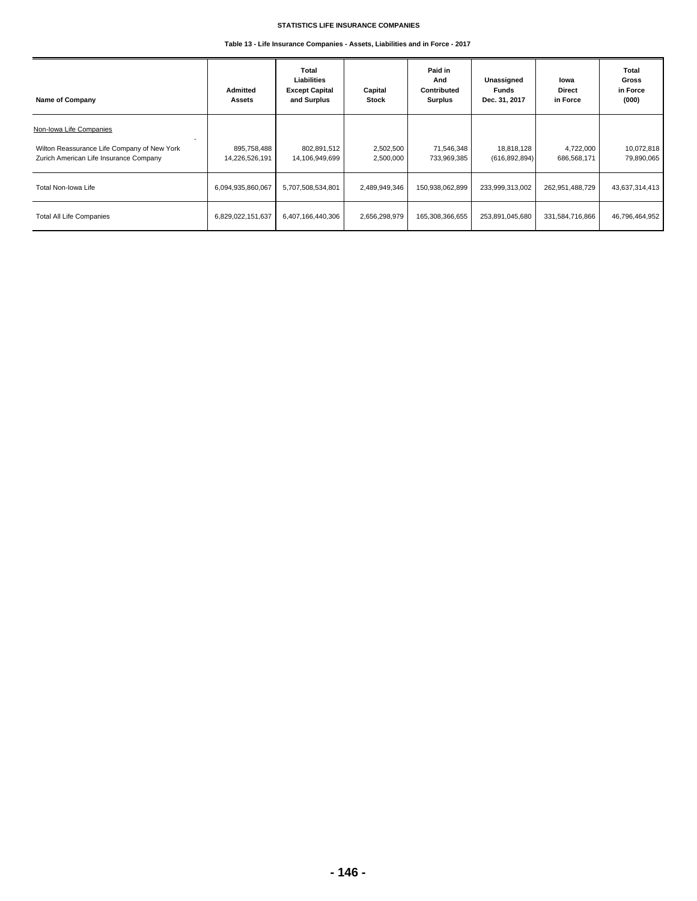**STATISTICS LIFE INSURANCE COMPANIES**

**Table 13 - Life Insurance Companies - Assets, Liabilities and in Force - 2017**

| Name of Company | Admitted Assets | Total Liabilities Except Capital and Surplus | Capital Stock | Paid in And Contributed Surplus | Unassigned Funds Dec. 31, 2017 | Iowa Direct in Force | Total Gross in Force (000) |
|---|---|---|---|---|---|---|---|
| Non-Iowa Life Companies | | | | | | | |
| - | | | | | | | |
| Wilton Reassurance Life Company of New York | 895,758,488 | 802,891,512 | 2,502,500 | 71,546,348 | 18,818,128 | 4,722,000 | 10,072,818 |
| Zurich American Life Insurance Company | 14,226,526,191 | 14,106,949,699 | 2,500,000 | 733,969,385 | (616,892,894) | 686,568,171 | 79,890,065 |
| Total Non-Iowa Life | 6,094,935,860,067 | 5,707,508,534,801 | 2,489,949,346 | 150,938,062,899 | 233,999,313,002 | 262,951,488,729 | 43,637,314,413 |
| Total All Life Companies | 6,829,022,151,637 | 6,407,166,440,306 | 2,656,298,979 | 165,308,366,655 | 253,891,045,680 | 331,584,716,866 | 46,796,464,952 |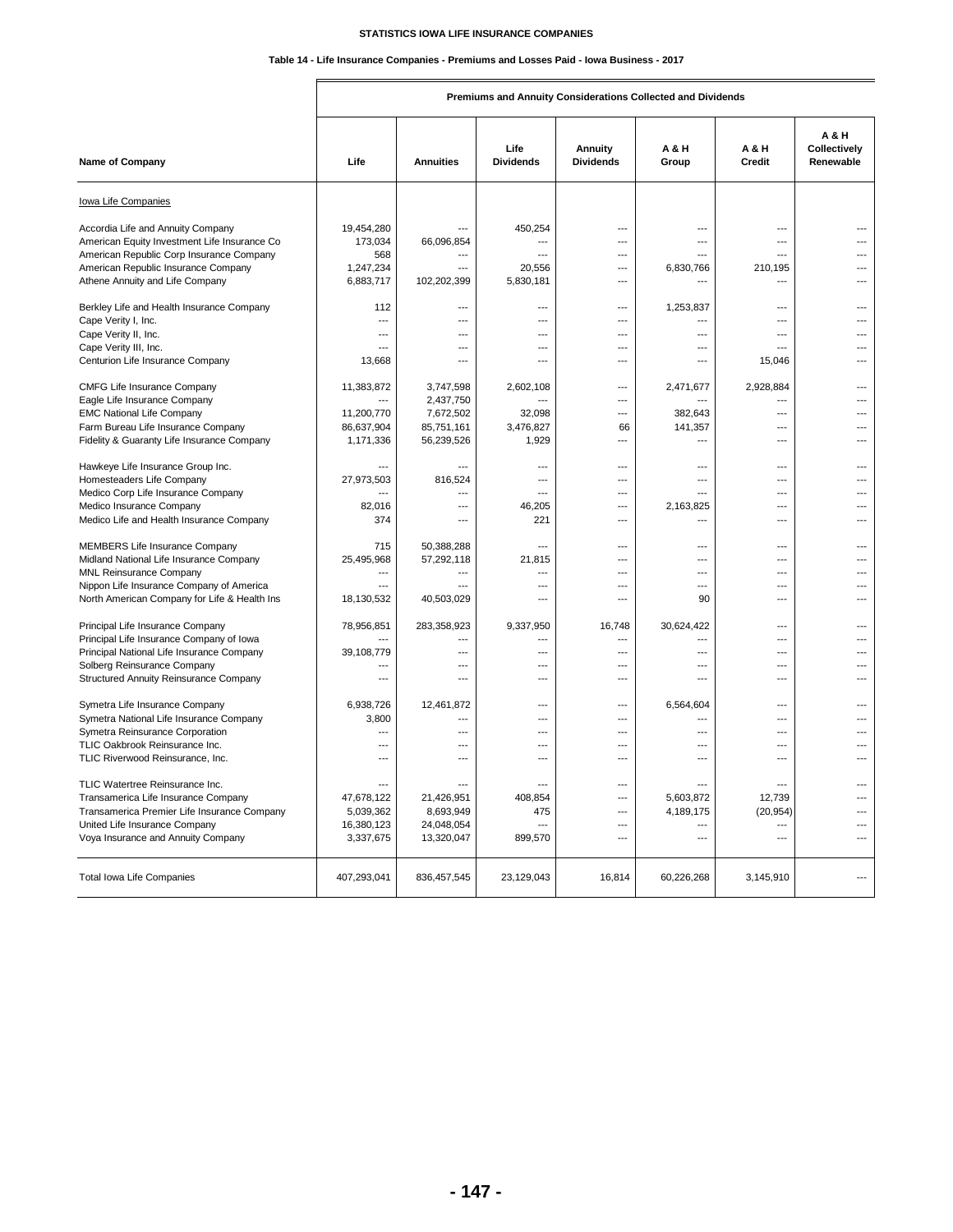# STATISTICS IOWA LIFE INSURANCE COMPANIES

## Table 14 - Life Insurance Companies - Premiums and Losses Paid - Iowa Business - 2017

| | Premiums and Annuity Considerations Collected and Dividends | | | | | | |
|---|---|---|---|---|---|---|---|
| Name of Company | Life | Annuities | Life Dividends | Annuity Dividends | A & H Group | A & H Credit | A & H Collectively Renewable |
| Iowa Life Companies | | | | | | | |
| Accordia Life and Annuity Company | 19,454,280 | --- | 450,254 | --- | --- | --- | --- |
| American Equity Investment Life Insurance Co | 173,034 | 66,096,854 | --- | --- | --- | --- | --- |
| American Republic Corp Insurance Company | 568 | --- | --- | --- | --- | --- | --- |
| American Republic Insurance Company | 1,247,234 | --- | 20,556 | --- | 6,830,766 | 210,195 | --- |
| Athene Annuity and Life Company | 6,883,717 | 102,202,399 | 5,830,181 | --- | --- | --- | --- |
| Berkley Life and Health Insurance Company | 112 | --- | --- | --- | 1,253,837 | --- | --- |
| Cape Verity I, Inc. | --- | --- | --- | --- | --- | --- | --- |
| Cape Verity II, Inc. | --- | --- | --- | --- | --- | --- | --- |
| Cape Verity III, Inc. | --- | --- | --- | --- | --- | --- | --- |
| Centurion Life Insurance Company | 13,668 | --- | --- | --- | --- | 15,046 | --- |
| CMFG Life Insurance Company | 11,383,872 | 3,747,598 | 2,602,108 | --- | 2,471,677 | 2,928,884 | --- |
| Eagle Life Insurance Company | --- | 2,437,750 | --- | --- | --- | --- | --- |
| EMC National Life Company | 11,200,770 | 7,672,502 | 32,098 | --- | 382,643 | --- | --- |
| Farm Bureau Life Insurance Company | 86,637,904 | 85,751,161 | 3,476,827 | 66 | 141,357 | --- | --- |
| Fidelity & Guaranty Life Insurance Company | 1,171,336 | 56,239,526 | 1,929 | --- | --- | --- | --- |
| Hawkeye Life Insurance Group Inc. | --- | --- | --- | --- | --- | --- | --- |
| Homesteaders Life Company | 27,973,503 | 816,524 | --- | --- | --- | --- | --- |
| Medico Corp Life Insurance Company | --- | --- | --- | --- | --- | --- | --- |
| Medico Insurance Company | 82,016 | --- | 46,205 | --- | 2,163,825 | --- | --- |
| Medico Life and Health Insurance Company | 374 | --- | 221 | --- | --- | --- | --- |
| MEMBERS Life Insurance Company | 715 | 50,388,288 | --- | --- | --- | --- | --- |
| Midland National Life Insurance Company | 25,495,968 | 57,292,118 | 21,815 | --- | --- | --- | --- |
| MNL Reinsurance Company | --- | --- | --- | --- | --- | --- | --- |
| Nippon Life Insurance Company of America | --- | --- | --- | --- | --- | --- | --- |
| North American Company for Life & Health Ins | 18,130,532 | 40,503,029 | --- | --- | 90 | --- | --- |
| Principal Life Insurance Company | 78,956,851 | 283,358,923 | 9,337,950 | 16,748 | 30,624,422 | --- | --- |
| Principal Life Insurance Company of Iowa | --- | --- | --- | --- | --- | --- | --- |
| Principal National Life Insurance Company | 39,108,779 | --- | --- | --- | --- | --- | --- |
| Solberg Reinsurance Company | --- | --- | --- | --- | --- | --- | --- |
| Structured Annuity Reinsurance Company | --- | --- | --- | --- | --- | --- | --- |
| Symetra Life Insurance Company | 6,938,726 | 12,461,872 | --- | --- | 6,564,604 | --- | --- |
| Symetra National Life Insurance Company | 3,800 | --- | --- | --- | --- | --- | --- |
| Symetra Reinsurance Corporation | --- | --- | --- | --- | --- | --- | --- |
| TLIC Oakbrook Reinsurance Inc. | --- | --- | --- | --- | --- | --- | --- |
| TLIC Riverwood Reinsurance, Inc. | --- | --- | --- | --- | --- | --- | --- |
| TLIC Watertree Reinsurance Inc. | --- | --- | --- | --- | --- | --- | --- |
| Transamerica Life Insurance Company | 47,678,122 | 21,426,951 | 408,854 | --- | 5,603,872 | 12,739 | --- |
| Transamerica Premier Life Insurance Company | 5,039,362 | 8,693,949 | 475 | --- | 4,189,175 | (20,954) | --- |
| United Life Insurance Company | 16,380,123 | 24,048,054 | --- | --- | --- | --- | --- |
| Voya Insurance and Annuity Company | 3,337,675 | 13,320,047 | 899,570 | --- | --- | --- | --- |
| Total Iowa Life Companies | 407,293,041 | 836,457,545 | 23,129,043 | 16,814 | 60,226,268 | 3,145,910 | --- |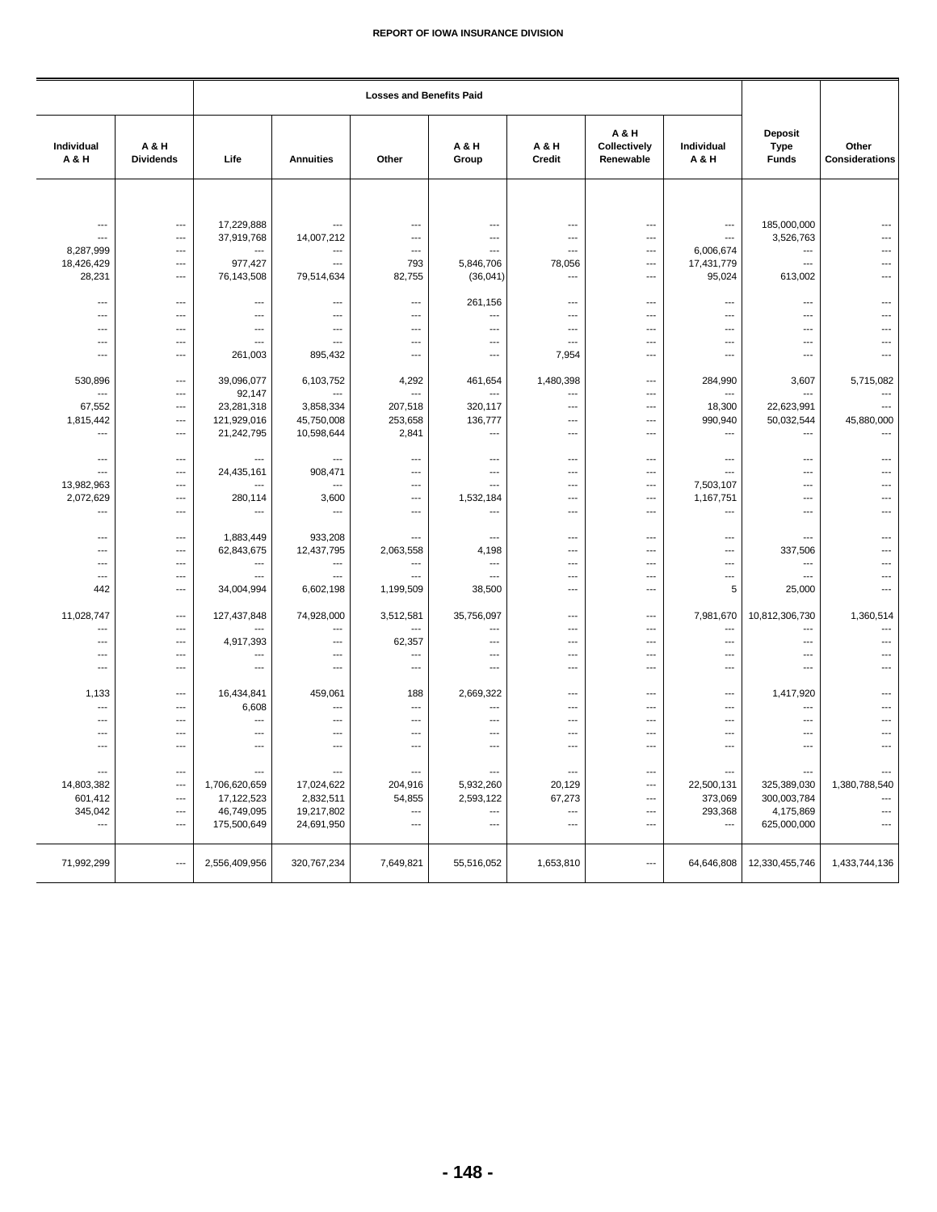| Individual A & H | A & H Dividends | Losses and Benefits Paid Life | Annuities | Other | A & H Group | A & H Credit | A & H Collectively Renewable | Individual A & H | Deposit Type Funds | Other Considerations |
|---|---|---|---|---|---|---|---|---|---|---|
| --- | --- | 17,229,888 | --- | --- | --- | --- | --- | --- | 185,000,000 | --- |
| --- | --- | 37,919,768 | 14,007,212 | --- | --- | --- | --- | --- | 3,526,763 | --- |
| 8,287,999 | --- | --- | --- | --- | --- | --- | --- | 6,006,674 | --- | --- |
| 18,426,429 | --- | 977,427 | --- | 793 | 5,846,706 | 78,056 | --- | 17,431,779 | --- | --- |
| 28,231 | --- | 76,143,508 | 79,514,634 | 82,755 | (36,041) | --- | --- | 95,024 | 613,002 | --- |
| --- | --- | --- | --- | --- | 261,156 | --- | --- | --- | --- | --- |
| --- | --- | --- | --- | --- | --- | --- | --- | --- | --- | --- |
| --- | --- | --- | --- | --- | --- | --- | --- | --- | --- | --- |
| --- | --- | --- | --- | --- | --- | --- | --- | --- | --- | --- |
| --- | --- | 261,003 | 895,432 | --- | --- | 7,954 | --- | --- | --- | --- |
| 530,896 | --- | 39,096,077 | 6,103,752 | 4,292 | 461,654 | 1,480,398 | --- | 284,990 | 3,607 | 5,715,082 |
| --- | --- | 92,147 | --- | --- | --- | --- | --- | --- | --- | --- |
| 67,552 | --- | 23,281,318 | 3,858,334 | 207,518 | 320,117 | --- | --- | 18,300 | 22,623,991 | --- |
| 1,815,442 | --- | 121,929,016 | 45,750,008 | 253,658 | 136,777 | --- | --- | 990,940 | 50,032,544 | 45,880,000 |
| --- | --- | 21,242,795 | 10,598,644 | 2,841 | --- | --- | --- | --- | --- | --- |
| --- | --- | --- | --- | --- | --- | --- | --- | --- | --- | --- |
| --- | --- | 24,435,161 | 908,471 | --- | --- | --- | --- | --- | --- | --- |
| 13,982,963 | --- | --- | --- | --- | --- | --- | --- | 7,503,107 | --- | --- |
| 2,072,629 | --- | 280,114 | 3,600 | --- | 1,532,184 | --- | --- | 1,167,751 | --- | --- |
| --- | --- | --- | --- | --- | --- | --- | --- | --- | --- | --- |
| --- | --- | 1,883,449 | 933,208 | --- | --- | --- | --- | --- | --- | --- |
| --- | --- | 62,843,675 | 12,437,795 | 2,063,558 | 4,198 | --- | --- | --- | 337,506 | --- |
| --- | --- | --- | --- | --- | --- | --- | --- | --- | --- | --- |
| --- | --- | --- | --- | --- | --- | --- | --- | --- | --- | --- |
| 442 | --- | 34,004,994 | 6,602,198 | 1,199,509 | 38,500 | --- | --- | 5 | 25,000 | --- |
| 11,028,747 | --- | 127,437,848 | 74,928,000 | 3,512,581 | 35,756,097 | --- | --- | 7,981,670 | 10,812,306,730 | 1,360,514 |
| --- | --- | --- | --- | --- | --- | --- | --- | --- | --- | --- |
| --- | --- | 4,917,393 | --- | 62,357 | --- | --- | --- | --- | --- | --- |
| --- | --- | --- | --- | --- | --- | --- | --- | --- | --- | --- |
| --- | --- | --- | --- | --- | --- | --- | --- | --- | --- | --- |
| 1,133 | --- | 16,434,841 | 459,061 | 188 | 2,669,322 | --- | --- | --- | 1,417,920 | --- |
| --- | --- | 6,608 | --- | --- | --- | --- | --- | --- | --- | --- |
| --- | --- | --- | --- | --- | --- | --- | --- | --- | --- | --- |
| --- | --- | --- | --- | --- | --- | --- | --- | --- | --- | --- |
| --- | --- | --- | --- | --- | --- | --- | --- | --- | --- | --- |
| --- | --- | --- | --- | --- | --- | --- | --- | --- | --- | --- |
| 14,803,382 | --- | 1,706,620,659 | 17,024,622 | 204,916 | 5,932,260 | 20,129 | --- | 22,500,131 | 325,389,030 | 1,380,788,540 |
| 601,412 | --- | 17,122,523 | 2,832,511 | 54,855 | 2,593,122 | 67,273 | --- | 373,069 | 300,003,784 | --- |
| 345,042 | --- | 46,749,095 | 19,217,802 | --- | --- | --- | --- | 293,368 | 4,175,869 | --- |
| --- | --- | 175,500,649 | 24,691,950 | --- | --- | --- | --- | --- | 625,000,000 | --- |
| 71,992,299 | --- | 2,556,409,956 | 320,767,234 | 7,649,821 | 55,516,052 | 1,653,810 | --- | 64,646,808 | 12,330,455,746 | 1,433,744,136 |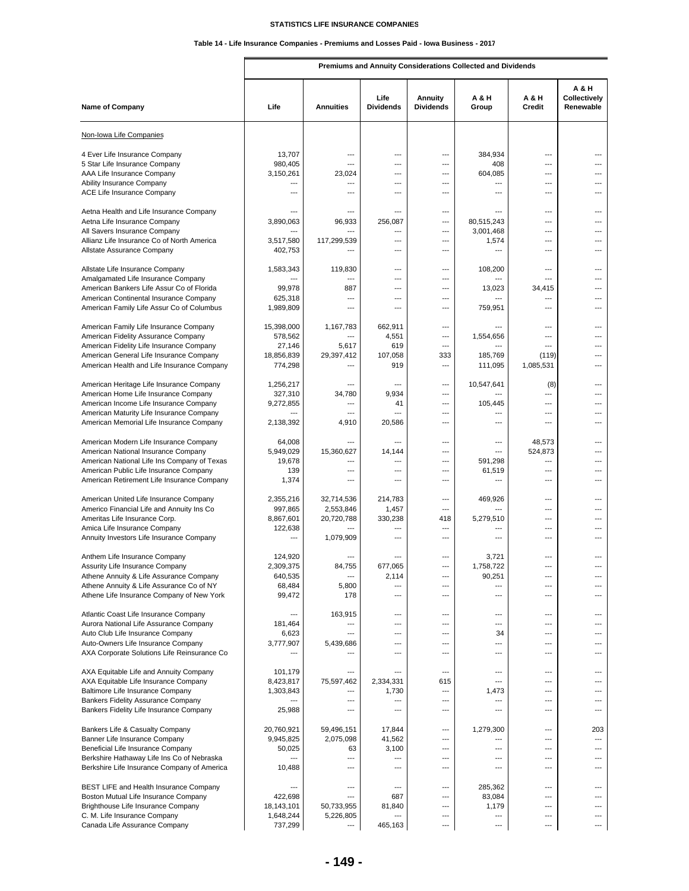**STATISTICS LIFE INSURANCE COMPANIES**

**Table 14 - Life Insurance Companies - Premiums and Losses Paid - Iowa Business - 2017**

| | Premiums and Annuity Considerations Collected and Dividends | | | | | | |
|---|---|---|---|---|---|---|---|
| **Name of Company** | **Life** | **Annuities** | **Life Dividends** | **Annuity Dividends** | **A & H Group** | **A & H Credit** | **A & H Collectively Renewable** |
| Non-Iowa Life Companies | | | | | | | |
| 4 Ever Life Insurance Company | 13,707 | --- | --- | --- | 384,934 | --- | --- |
| 5 Star Life Insurance Company | 980,405 | --- | --- | --- | 408 | --- | --- |
| AAA Life Insurance Company | 3,150,261 | 23,024 | --- | --- | 604,085 | --- | --- |
| Ability Insurance Company | --- | --- | --- | --- | --- | --- | --- |
| ACE Life Insurance Company | --- | --- | --- | --- | --- | --- | --- |
| Aetna Health and Life Insurance Company | --- | --- | --- | --- | --- | --- | --- |
| Aetna Life Insurance Company | 3,890,063 | 96,933 | 256,087 | --- | 80,515,243 | --- | --- |
| All Savers Insurance Company | --- | --- | --- | --- | 3,001,468 | --- | --- |
| Allianz Life Insurance Co of North America | 3,517,580 | 117,299,539 | --- | --- | 1,574 | --- | --- |
| Allstate Assurance Company | 402,753 | --- | --- | --- | --- | --- | --- |
| Allstate Life Insurance Company | 1,583,343 | 119,830 | --- | --- | 108,200 | --- | --- |
| Amalgamated Life Insurance Company | --- | --- | --- | --- | --- | --- | --- |
| American Bankers Life Assur Co of Florida | 99,978 | 887 | --- | --- | 13,023 | 34,415 | --- |
| American Continental Insurance Company | 625,318 | --- | --- | --- | --- | --- | --- |
| American Family Life Assur Co of Columbus | 1,989,809 | --- | --- | --- | 759,951 | --- | --- |
| American Family Life Insurance Company | 15,398,000 | 1,167,783 | 662,911 | --- | --- | --- | --- |
| American Fidelity Assurance Company | 578,562 | --- | 4,551 | --- | 1,554,656 | --- | --- |
| American Fidelity Life Insurance Company | 27,146 | 5,617 | 619 | --- | --- | --- | --- |
| American General Life Insurance Company | 18,856,839 | 29,397,412 | 107,058 | 333 | 185,769 | (119) | --- |
| American Health and Life Insurance Company | 774,298 | --- | 919 | --- | 111,095 | 1,085,531 | --- |
| American Heritage Life Insurance Company | 1,256,217 | --- | --- | --- | 10,547,641 | (8) | --- |
| American Home Life Insurance Company | 327,310 | 34,780 | 9,934 | --- | --- | --- | --- |
| American Income Life Insurance Company | 9,272,855 | --- | 41 | --- | 105,445 | --- | --- |
| American Maturity Life Insurance Company | --- | --- | --- | --- | --- | --- | --- |
| American Memorial Life Insurance Company | 2,138,392 | 4,910 | 20,586 | --- | --- | --- | --- |
| American Modern Life Insurance Company | 64,008 | --- | --- | --- | --- | 48,573 | --- |
| American National Insurance Company | 5,949,029 | 15,360,627 | 14,144 | --- | --- | 524,873 | --- |
| American National Life Ins Company of Texas | 19,678 | --- | --- | --- | 591,298 | --- | --- |
| American Public Life Insurance Company | 139 | --- | --- | --- | 61,519 | --- | --- |
| American Retirement Life Insurance Company | 1,374 | --- | --- | --- | --- | --- | --- |
| American United Life Insurance Company | 2,355,216 | 32,714,536 | 214,783 | --- | 469,926 | --- | --- |
| Americo Financial Life and Annuity Ins Co | 997,865 | 2,553,846 | 1,457 | --- | --- | --- | --- |
| Ameritas Life Insurance Corp. | 8,867,601 | 20,720,788 | 330,238 | 418 | 5,279,510 | --- | --- |
| Amica Life Insurance Company | 122,638 | --- | --- | --- | --- | --- | --- |
| Annuity Investors Life Insurance Company | --- | 1,079,909 | --- | --- | --- | --- | --- |
| Anthem Life Insurance Company | 124,920 | --- | --- | --- | 3,721 | --- | --- |
| Assurity Life Insurance Company | 2,309,375 | 84,755 | 677,065 | --- | 1,758,722 | --- | --- |
| Athene Annuity & Life Assurance Company | 640,535 | --- | 2,114 | --- | 90,251 | --- | --- |
| Athene Annuity & Life Assurance Co of NY | 68,484 | 5,800 | --- | --- | --- | --- | --- |
| Athene Life Insurance Company of New York | 99,472 | 178 | --- | --- | --- | --- | --- |
| Atlantic Coast Life Insurance Company | --- | 163,915 | --- | --- | --- | --- | --- |
| Aurora National Life Assurance Company | 181,464 | --- | --- | --- | --- | --- | --- |
| Auto Club Life Insurance Company | 6,623 | --- | --- | --- | 34 | --- | --- |
| Auto-Owners Life Insurance Company | 3,777,907 | 5,439,686 | --- | --- | --- | --- | --- |
| AXA Corporate Solutions Life Reinsurance Co | --- | --- | --- | --- | --- | --- | --- |
| AXA Equitable Life and Annuity Company | 101,179 | --- | --- | --- | --- | --- | --- |
| AXA Equitable Life Insurance Company | 8,423,817 | 75,597,462 | 2,334,331 | 615 | --- | --- | --- |
| Baltimore Life Insurance Company | 1,303,843 | --- | 1,730 | --- | 1,473 | --- | --- |
| Bankers Fidelity Assurance Company | --- | --- | --- | --- | --- | --- | --- |
| Bankers Fidelity Life Insurance Company | 25,988 | --- | --- | --- | --- | --- | --- |
| Bankers Life & Casualty Company | 20,760,921 | 59,496,151 | 17,844 | --- | 1,279,300 | --- | 203 |
| Banner Life Insurance Company | 9,945,825 | 2,075,098 | 41,562 | --- | --- | --- | --- |
| Beneficial Life Insurance Company | 50,025 | 63 | 3,100 | --- | --- | --- | --- |
| Berkshire Hathaway Life Ins Co of Nebraska | --- | --- | --- | --- | --- | --- | --- |
| Berkshire Life Insurance Company of America | 10,488 | --- | --- | --- | --- | --- | --- |
| BEST LIFE and Health Insurance Company | --- | --- | --- | --- | 285,362 | --- | --- |
| Boston Mutual Life Insurance Company | 422,698 | --- | 687 | --- | 83,084 | --- | --- |
| Brighthouse Life Insurance Company | 18,143,101 | 50,733,955 | 81,840 | --- | 1,179 | --- | --- |
| C. M. Life Insurance Company | 1,648,244 | 5,226,805 | --- | --- | --- | --- | --- |
| Canada Life Assurance Company | 737,299 | --- | 465,163 | --- | --- | --- | --- |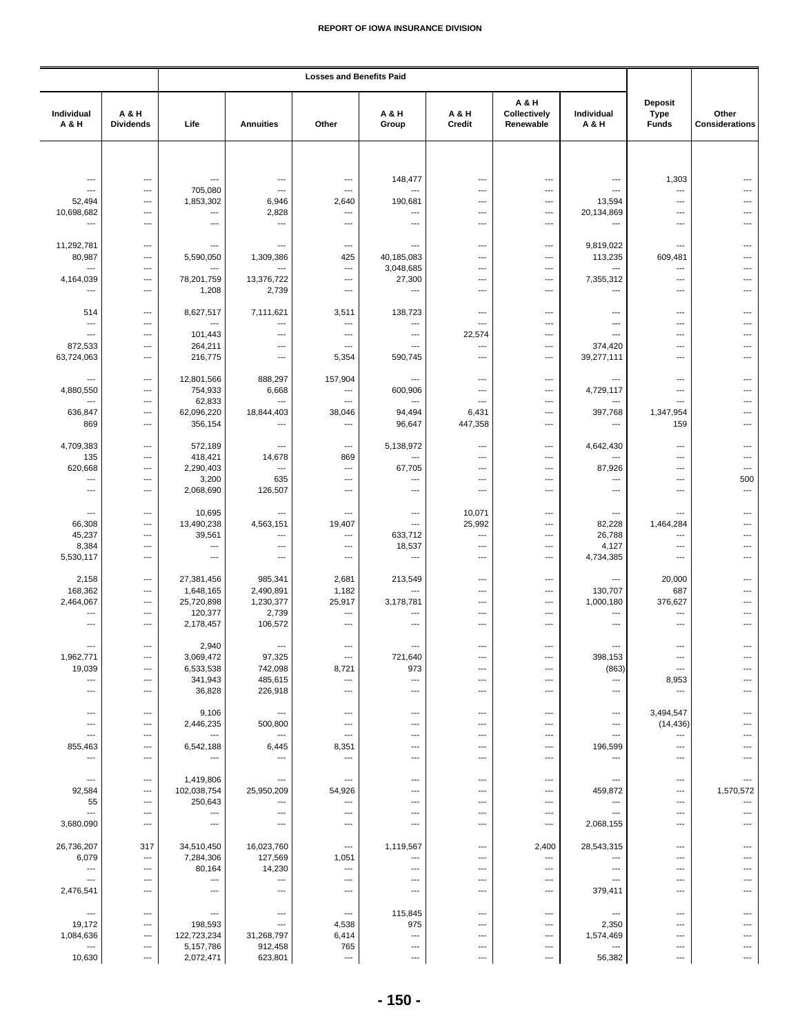| Individual A & H | A & H Dividends | Losses and Benefits Paid | | | | | | | Deposit Type Funds | Other Considerations |
|---|---|---|---|---|---|---|---|---|---|---|
| | | Life | Annuities | Other | A & H Group | A & H Credit | A & H Collectively Renewable | Individual A & H | | |
| --- | --- | --- | --- | --- | 148,477 | --- | --- | --- | 1,303 | --- |
| --- | --- | 705,080 | --- | --- | --- | --- | --- | --- | --- | --- |
| 52,494 | --- | 1,853,302 | 6,946 | 2,640 | 190,681 | --- | --- | 13,594 | --- | --- |
| 10,698,682 | --- | --- | 2,828 | --- | --- | --- | --- | 20,134,869 | --- | --- |
| --- | --- | --- | --- | --- | --- | --- | --- | --- | --- | --- |
| 11,292,781 | --- | --- | --- | --- | --- | --- | --- | 9,819,022 | --- | --- |
| 80,987 | --- | 5,590,050 | 1,309,386 | 425 | 40,185,083 | --- | --- | 113,235 | 609,481 | --- |
| --- | --- | --- | --- | --- | 3,048,685 | --- | --- | --- | --- | --- |
| 4,164,039 | --- | 78,201,759 | 13,376,722 | --- | 27,300 | --- | --- | 7,355,312 | --- | --- |
| --- | --- | 1,208 | 2,739 | --- | --- | --- | --- | --- | --- | --- |
| 514 | --- | 8,627,517 | 7,111,621 | 3,511 | 138,723 | --- | --- | --- | --- | --- |
| --- | --- | --- | --- | --- | --- | --- | --- | --- | --- | --- |
| --- | --- | 101,443 | --- | --- | --- | 22,574 | --- | --- | --- | --- |
| 872,533 | --- | 264,211 | --- | --- | --- | --- | --- | 374,420 | --- | --- |
| 63,724,063 | --- | 216,775 | --- | 5,354 | 590,745 | --- | --- | 39,277,111 | --- | --- |
| --- | --- | 12,801,566 | 888,297 | 157,904 | --- | --- | --- | --- | --- | --- |
| 4,880,550 | --- | 754,933 | 6,668 | --- | 600,906 | --- | --- | 4,729,117 | --- | --- |
| --- | --- | 62,833 | --- | --- | --- | --- | --- | --- | --- | --- |
| 636,847 | --- | 62,096,220 | 18,844,403 | 38,046 | 94,494 | 6,431 | --- | 397,768 | 1,347,954 | --- |
| 869 | --- | 356,154 | --- | --- | 96,647 | 447,358 | --- | --- | 159 | --- |
| 4,709,383 | --- | 572,189 | --- | --- | 5,138,972 | --- | --- | 4,642,430 | --- | --- |
| 135 | --- | 418,421 | 14,678 | 869 | --- | --- | --- | --- | --- | --- |
| 620,668 | --- | 2,290,403 | --- | --- | 67,705 | --- | --- | 87,926 | --- | --- |
| --- | --- | 3,200 | 635 | --- | --- | --- | --- | --- | --- | 500 |
| --- | --- | 2,068,690 | 126,507 | --- | --- | --- | --- | --- | --- | --- |
| --- | --- | 10,695 | --- | --- | --- | 10,071 | --- | --- | --- | --- |
| 66,308 | --- | 13,490,238 | 4,563,151 | 19,407 | --- | 25,992 | --- | 82,228 | 1,464,284 | --- |
| 45,237 | --- | 39,561 | --- | --- | 633,712 | --- | --- | 26,788 | --- | --- |
| 8,384 | --- | --- | --- | --- | 18,537 | --- | --- | 4,127 | --- | --- |
| 5,530,117 | --- | --- | --- | --- | --- | --- | --- | 4,734,385 | --- | --- |
| 2,158 | --- | 27,381,456 | 985,341 | 2,681 | 213,549 | --- | --- | --- | 20,000 | --- |
| 168,362 | --- | 1,648,165 | 2,490,891 | 1,182 | --- | --- | --- | 130,707 | 687 | --- |
| 2,464,067 | --- | 25,720,898 | 1,230,377 | 25,917 | 3,178,781 | --- | --- | 1,000,180 | 376,627 | --- |
| --- | --- | 120,377 | 2,739 | --- | --- | --- | --- | --- | --- | --- |
| --- | --- | 2,178,457 | 106,572 | --- | --- | --- | --- | --- | --- | --- |
| --- | --- | 2,940 | --- | --- | --- | --- | --- | --- | --- | --- |
| 1,962,771 | --- | 3,069,472 | 97,325 | --- | 721,640 | --- | --- | 398,153 | --- | --- |
| 19,039 | --- | 6,533,538 | 742,098 | 8,721 | 973 | --- | --- | (863) | --- | --- |
| --- | --- | 341,943 | 485,615 | --- | --- | --- | --- | --- | 8,953 | --- |
| --- | --- | 36,828 | 226,918 | --- | --- | --- | --- | --- | --- | --- |
| --- | --- | 9,106 | --- | --- | --- | --- | --- | --- | 3,494,547 | --- |
| --- | --- | 2,446,235 | 500,800 | --- | --- | --- | --- | --- | (14,436) | --- |
| --- | --- | --- | --- | --- | --- | --- | --- | --- | --- | --- |
| 855,463 | --- | 6,542,188 | 6,445 | 8,351 | --- | --- | --- | 196,599 | --- | --- |
| --- | --- | --- | --- | --- | --- | --- | --- | --- | --- | --- |
| --- | --- | 1,419,806 | --- | --- | --- | --- | --- | --- | --- | --- |
| 92,584 | --- | 102,038,754 | 25,950,209 | 54,926 | --- | --- | --- | 459,872 | --- | 1,570,572 |
| 55 | --- | 250,643 | --- | --- | --- | --- | --- | --- | --- | --- |
| --- | --- | --- | --- | --- | --- | --- | --- | --- | --- | --- |
| 3,680,090 | --- | --- | --- | --- | --- | --- | --- | 2,068,155 | --- | --- |
| 26,736,207 | 317 | 34,510,450 | 16,023,760 | --- | 1,119,567 | --- | 2,400 | 28,543,315 | --- | --- |
| 6,079 | --- | 7,284,306 | 127,569 | 1,051 | --- | --- | --- | --- | --- | --- |
| --- | --- | 80,164 | 14,230 | --- | --- | --- | --- | --- | --- | --- |
| --- | --- | --- | --- | --- | --- | --- | --- | --- | --- | --- |
| 2,476,541 | --- | --- | --- | --- | --- | --- | --- | 379,411 | --- | --- |
| --- | --- | --- | --- | --- | 115,845 | --- | --- | --- | --- | --- |
| 19,172 | --- | 198,593 | --- | 4,538 | 975 | --- | --- | 2,350 | --- | --- |
| 1,084,636 | --- | 122,723,234 | 31,268,797 | 6,414 | --- | --- | --- | 1,574,469 | --- | --- |
| --- | --- | 5,157,786 | 912,458 | 765 | --- | --- | --- | --- | --- | --- |
| 10,630 | --- | 2,072,471 | 623,801 | --- | --- | --- | --- | 56,382 | --- | --- |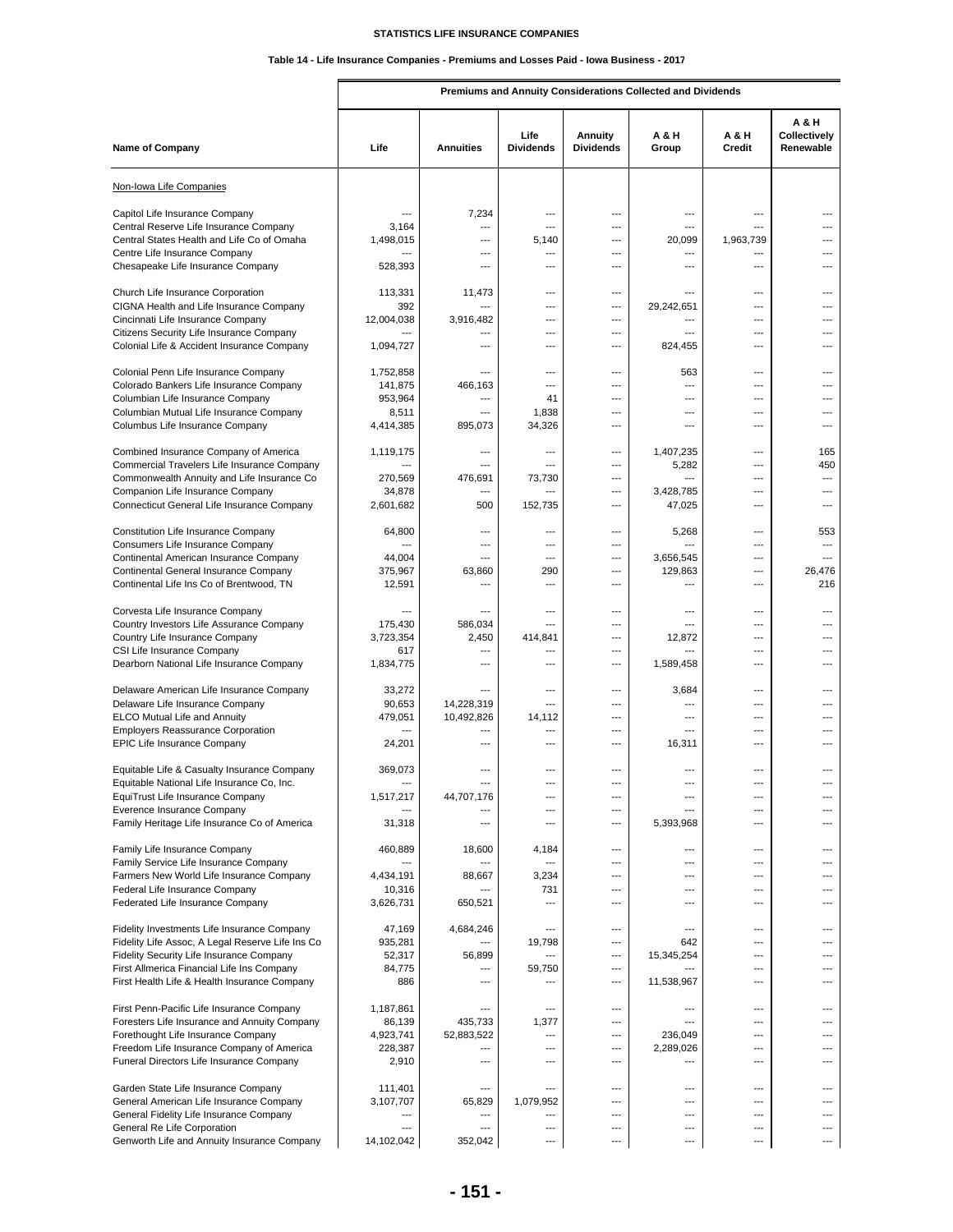**STATISTICS LIFE INSURANCE COMPANIES**

**Table 14 - Life Insurance Companies - Premiums and Losses Paid - Iowa Business - 2017**

| Name of Company | Premiums and Annuity Considerations Collected and Dividends | | | | | | |
|---|---|---|---|---|---|---|---|
| | Life | Annuities | Life Dividends | Annuity Dividends | A & H Group | A & H Credit | A & H Collectively Renewable |
| Non-Iowa Life Companies | | | | | | | |
| Capitol Life Insurance Company | --- | 7,234 | --- | --- | --- | --- | --- |
| Central Reserve Life Insurance Company | 3,164 | --- | --- | --- | --- | --- | --- |
| Central States Health and Life Co of Omaha | 1,498,015 | --- | 5,140 | --- | 20,099 | 1,963,739 | --- |
| Centre Life Insurance Company | --- | --- | --- | --- | --- | --- | --- |
| Chesapeake Life Insurance Company | 528,393 | --- | --- | --- | --- | --- | --- |
| Church Life Insurance Corporation | 113,331 | 11,473 | --- | --- | --- | --- | --- |
| CIGNA Health and Life Insurance Company | 392 | --- | --- | --- | 29,242,651 | --- | --- |
| Cincinnati Life Insurance Company | 12,004,038 | 3,916,482 | --- | --- | --- | --- | --- |
| Citizens Security Life Insurance Company | --- | --- | --- | --- | --- | --- | --- |
| Colonial Life & Accident Insurance Company | 1,094,727 | --- | --- | --- | 824,455 | --- | --- |
| Colonial Penn Life Insurance Company | 1,752,858 | --- | --- | --- | 563 | --- | --- |
| Colorado Bankers Life Insurance Company | 141,875 | 466,163 | --- | --- | --- | --- | --- |
| Columbian Life Insurance Company | 953,964 | --- | 41 | --- | --- | --- | --- |
| Columbian Mutual Life Insurance Company | 8,511 | --- | 1,838 | --- | --- | --- | --- |
| Columbus Life Insurance Company | 4,414,385 | 895,073 | 34,326 | --- | --- | --- | --- |
| Combined Insurance Company of America | 1,119,175 | --- | --- | --- | 1,407,235 | --- | 165 |
| Commercial Travelers Life Insurance Company | --- | --- | --- | --- | 5,282 | --- | 450 |
| Commonwealth Annuity and Life Insurance Co | 270,569 | 476,691 | 73,730 | --- | --- | --- | --- |
| Companion Life Insurance Company | 34,878 | --- | --- | --- | 3,428,785 | --- | --- |
| Connecticut General Life Insurance Company | 2,601,682 | 500 | 152,735 | --- | 47,025 | --- | --- |
| Constitution Life Insurance Company | 64,800 | --- | --- | --- | 5,268 | --- | 553 |
| Consumers Life Insurance Company | --- | --- | --- | --- | --- | --- | --- |
| Continental American Insurance Company | 44,004 | --- | --- | --- | 3,656,545 | --- | --- |
| Continental General Insurance Company | 375,967 | 63,860 | 290 | --- | 129,863 | --- | 26,476 |
| Continental Life Ins Co of Brentwood, TN | 12,591 | --- | --- | --- | --- | --- | 216 |
| Corvesta Life Insurance Company | --- | --- | --- | --- | --- | --- | --- |
| Country Investors Life Assurance Company | 175,430 | 586,034 | --- | --- | --- | --- | --- |
| Country Life Insurance Company | 3,723,354 | 2,450 | 414,841 | --- | 12,872 | --- | --- |
| CSI Life Insurance Company | 617 | --- | --- | --- | --- | --- | --- |
| Dearborn National Life Insurance Company | 1,834,775 | --- | --- | --- | 1,589,458 | --- | --- |
| Delaware American Life Insurance Company | 33,272 | --- | --- | --- | 3,684 | --- | --- |
| Delaware Life Insurance Company | 90,653 | 14,228,319 | --- | --- | --- | --- | --- |
| ELCO Mutual Life and Annuity | 479,051 | 10,492,826 | 14,112 | --- | --- | --- | --- |
| Employers Reassurance Corporation | --- | --- | --- | --- | --- | --- | --- |
| EPIC Life Insurance Company | 24,201 | --- | --- | --- | 16,311 | --- | --- |
| Equitable Life & Casualty Insurance Company | 369,073 | --- | --- | --- | --- | --- | --- |
| Equitable National Life Insurance Co, Inc. | --- | --- | --- | --- | --- | --- | --- |
| EquiTrust Life Insurance Company | 1,517,217 | 44,707,176 | --- | --- | --- | --- | --- |
| Everence Insurance Company | --- | --- | --- | --- | --- | --- | --- |
| Family Heritage Life Insurance Co of America | 31,318 | --- | --- | --- | 5,393,968 | --- | --- |
| Family Life Insurance Company | 460,889 | 18,600 | 4,184 | --- | --- | --- | --- |
| Family Service Life Insurance Company | --- | --- | --- | --- | --- | --- | --- |
| Farmers New World Life Insurance Company | 4,434,191 | 88,667 | 3,234 | --- | --- | --- | --- |
| Federal Life Insurance Company | 10,316 | --- | 731 | --- | --- | --- | --- |
| Federated Life Insurance Company | 3,626,731 | 650,521 | --- | --- | --- | --- | --- |
| Fidelity Investments Life Insurance Company | 47,169 | 4,684,246 | --- | --- | --- | --- | --- |
| Fidelity Life Assoc, A Legal Reserve Life Ins Co | 935,281 | --- | 19,798 | --- | 642 | --- | --- |
| Fidelity Security Life Insurance Company | 52,317 | 56,899 | --- | --- | 15,345,254 | --- | --- |
| First Allmerica Financial Life Ins Company | 84,775 | --- | 59,750 | --- | --- | --- | --- |
| First Health Life & Health Insurance Company | 886 | --- | --- | --- | 11,538,967 | --- | --- |
| First Penn-Pacific Life Insurance Company | 1,187,861 | --- | --- | --- | --- | --- | --- |
| Foresters Life Insurance and Annuity Company | 86,139 | 435,733 | 1,377 | --- | --- | --- | --- |
| Forethought Life Insurance Company | 4,923,741 | 52,883,522 | --- | --- | 236,049 | --- | --- |
| Freedom Life Insurance Company of America | 228,387 | --- | --- | --- | 2,289,026 | --- | --- |
| Funeral Directors Life Insurance Company | 2,910 | --- | --- | --- | --- | --- | --- |
| Garden State Life Insurance Company | 111,401 | --- | --- | --- | --- | --- | --- |
| General American Life Insurance Company | 3,107,707 | 65,829 | 1,079,952 | --- | --- | --- | --- |
| General Fidelity Life Insurance Company | --- | --- | --- | --- | --- | --- | --- |
| General Re Life Corporation | --- | --- | --- | --- | --- | --- | --- |
| Genworth Life and Annuity Insurance Company | 14,102,042 | 352,042 | --- | --- | --- | --- | --- |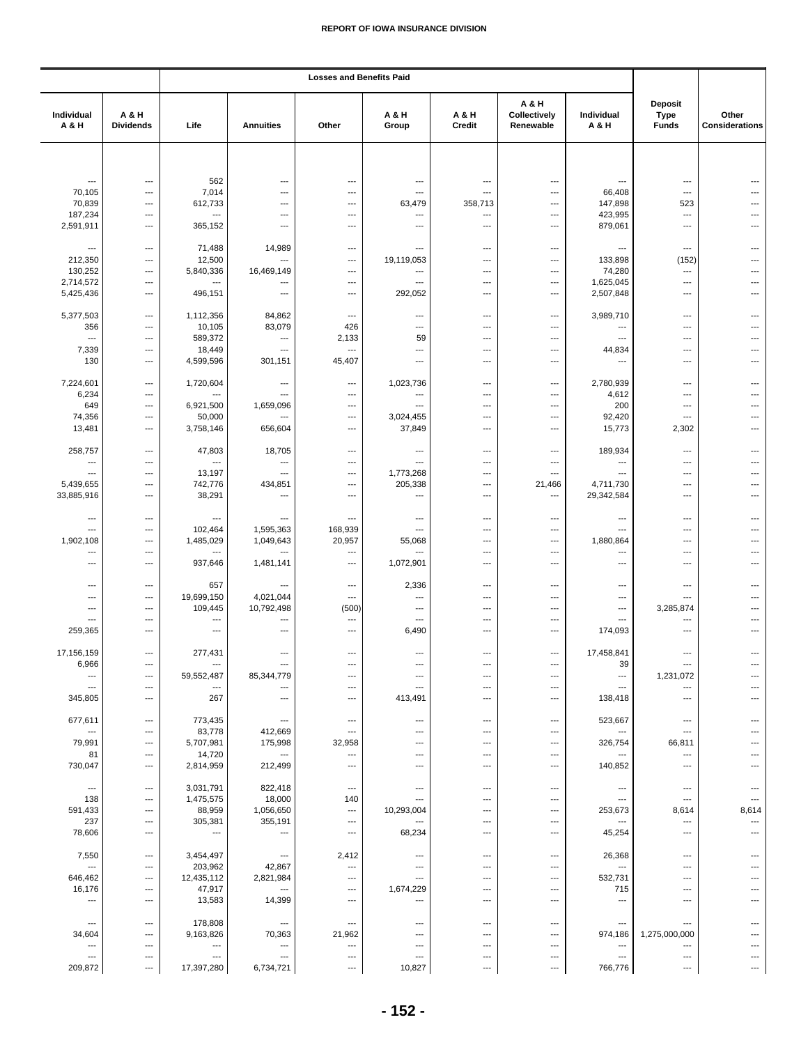| Individual A & H | A & H Dividends | Losses and Benefits Paid | | | | | | | Deposit Type Funds | Other Considerations |
|---|---|---|---|---|---|---|---|---|---|---|
| | | Life | Annuities | Other | A & H Group | A & H Credit | A & H Collectively Renewable | Individual A & H | | |
| --- | --- | 562 | --- | --- | --- | --- | --- | --- | --- | --- |
| 70,105 | --- | 7,014 | --- | --- | --- | --- | --- | 66,408 | --- | --- |
| 70,839 | --- | 612,733 | --- | --- | 63,479 | 358,713 | --- | 147,898 | 523 | --- |
| 187,234 | --- | --- | --- | --- | --- | --- | --- | 423,995 | --- | --- |
| 2,591,911 | --- | 365,152 | --- | --- | --- | --- | --- | 879,061 | --- | --- |
| --- | --- | 71,488 | 14,989 | --- | --- | --- | --- | --- | --- | --- |
| 212,350 | --- | 12,500 | --- | --- | 19,119,053 | --- | --- | 133,898 | (152) | --- |
| 130,252 | --- | 5,840,336 | 16,469,149 | --- | --- | --- | --- | 74,280 | --- | --- |
| 2,714,572 | --- | --- | --- | --- | --- | --- | --- | 1,625,045 | --- | --- |
| 5,425,436 | --- | 496,151 | --- | --- | 292,052 | --- | --- | 2,507,848 | --- | --- |
| 5,377,503 | --- | 1,112,356 | 84,862 | --- | --- | --- | --- | 3,989,710 | --- | --- |
| 356 | --- | 10,105 | 83,079 | 426 | --- | --- | --- | --- | --- | --- |
| --- | --- | 589,372 | --- | 2,133 | 59 | --- | --- | --- | --- | --- |
| 7,339 | --- | 18,449 | --- | --- | --- | --- | --- | 44,834 | --- | --- |
| 130 | --- | 4,599,596 | 301,151 | 45,407 | --- | --- | --- | --- | --- | --- |
| 7,224,601 | --- | 1,720,604 | --- | --- | 1,023,736 | --- | --- | 2,780,939 | --- | --- |
| 6,234 | --- | --- | --- | --- | --- | --- | --- | 4,612 | --- | --- |
| 649 | --- | 6,921,500 | 1,659,096 | --- | --- | --- | --- | 200 | --- | --- |
| 74,356 | --- | 50,000 | --- | --- | 3,024,455 | --- | --- | 92,420 | --- | --- |
| 13,481 | --- | 3,758,146 | 656,604 | --- | 37,849 | --- | --- | 15,773 | 2,302 | --- |
| 258,757 | --- | 47,803 | 18,705 | --- | --- | --- | --- | 189,934 | --- | --- |
| --- | --- | --- | --- | --- | --- | --- | --- | --- | --- | --- |
| --- | --- | 13,197 | --- | --- | 1,773,268 | --- | --- | --- | --- | --- |
| 5,439,655 | --- | 742,776 | 434,851 | --- | 205,338 | --- | 21,466 | 4,711,730 | --- | --- |
| 33,885,916 | --- | 38,291 | --- | --- | --- | --- | --- | 29,342,584 | --- | --- |
| --- | --- | --- | --- | --- | --- | --- | --- | --- | --- | --- |
| --- | --- | 102,464 | 1,595,363 | 168,939 | --- | --- | --- | --- | --- | --- |
| 1,902,108 | --- | 1,485,029 | 1,049,643 | 20,957 | 55,068 | --- | --- | 1,880,864 | --- | --- |
| --- | --- | --- | --- | --- | --- | --- | --- | --- | --- | --- |
| --- | --- | 937,646 | 1,481,141 | --- | 1,072,901 | --- | --- | --- | --- | --- |
| --- | --- | 657 | --- | --- | 2,336 | --- | --- | --- | --- | --- |
| --- | --- | 19,699,150 | 4,021,044 | --- | --- | --- | --- | --- | --- | --- |
| --- | --- | 109,445 | 10,792,498 | (500) | --- | --- | --- | --- | 3,285,874 | --- |
| --- | --- | --- | --- | --- | --- | --- | --- | --- | --- | --- |
| 259,365 | --- | --- | --- | --- | 6,490 | --- | --- | 174,093 | --- | --- |
| 17,156,159 | --- | 277,431 | --- | --- | --- | --- | --- | 17,458,841 | --- | --- |
| 6,966 | --- | --- | --- | --- | --- | --- | --- | 39 | --- | --- |
| --- | --- | 59,552,487 | 85,344,779 | --- | --- | --- | --- | --- | 1,231,072 | --- |
| --- | --- | --- | --- | --- | --- | --- | --- | --- | --- | --- |
| 345,805 | --- | 267 | --- | --- | 413,491 | --- | --- | 138,418 | --- | --- |
| 677,611 | --- | 773,435 | --- | --- | --- | --- | --- | 523,667 | --- | --- |
| --- | --- | 83,778 | 412,669 | --- | --- | --- | --- | --- | --- | --- |
| 79,991 | --- | 5,707,981 | 175,998 | 32,958 | --- | --- | --- | 326,754 | 66,811 | --- |
| 81 | --- | 14,720 | --- | --- | --- | --- | --- | --- | --- | --- |
| 730,047 | --- | 2,814,959 | 212,499 | --- | --- | --- | --- | 140,852 | --- | --- |
| --- | --- | 3,031,791 | 822,418 | --- | --- | --- | --- | --- | --- | --- |
| 138 | --- | 1,475,575 | 18,000 | 140 | --- | --- | --- | --- | --- | --- |
| 591,433 | --- | 88,959 | 1,056,650 | --- | 10,293,004 | --- | --- | 253,673 | 8,614 | 8,614 |
| 237 | --- | 305,381 | 355,191 | --- | --- | --- | --- | --- | --- | --- |
| 78,606 | --- | --- | --- | --- | 68,234 | --- | --- | 45,254 | --- | --- |
| 7,550 | --- | 3,454,497 | --- | 2,412 | --- | --- | --- | 26,368 | --- | --- |
| --- | --- | 203,962 | 42,867 | --- | --- | --- | --- | --- | --- | --- |
| 646,462 | --- | 12,435,112 | 2,821,984 | --- | --- | --- | --- | 532,731 | --- | --- |
| 16,176 | --- | 47,917 | --- | --- | 1,674,229 | --- | --- | 715 | --- | --- |
| --- | --- | 13,583 | 14,399 | --- | --- | --- | --- | --- | --- | --- |
| --- | --- | 178,808 | --- | --- | --- | --- | --- | --- | --- | --- |
| 34,604 | --- | 9,163,826 | 70,363 | 21,962 | --- | --- | --- | 974,186 | 1,275,000,000 | --- |
| --- | --- | --- | --- | --- | --- | --- | --- | --- | --- | --- |
| --- | --- | --- | --- | --- | --- | --- | --- | --- | --- | --- |
| 209,872 | --- | 17,397,280 | 6,734,721 | --- | 10,827 | --- | --- | 766,776 | --- | --- |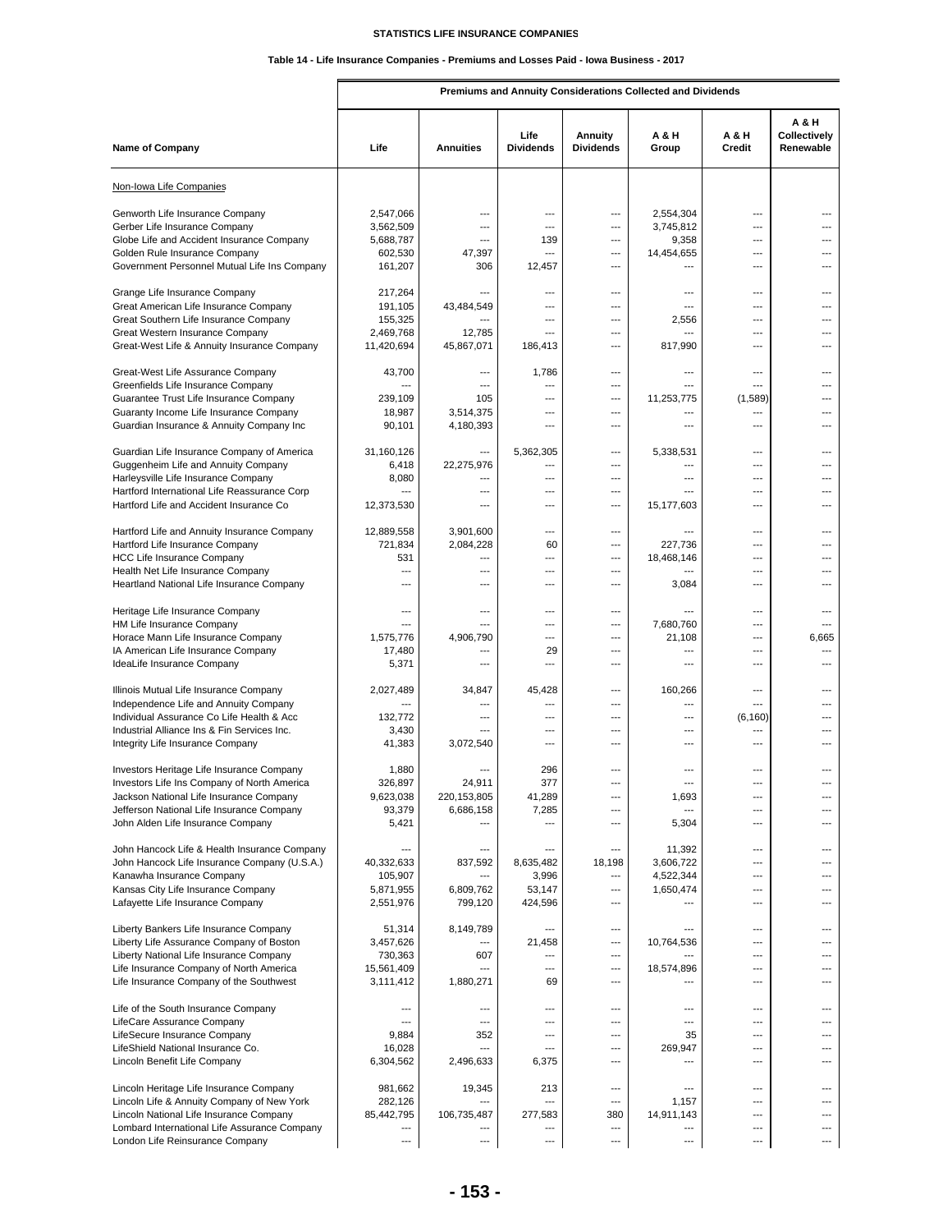**STATISTICS LIFE INSURANCE COMPANIES**

**Table 14 - Life Insurance Companies - Premiums and Losses Paid - Iowa Business - 2017**

| | Premiums and Annuity Considerations Collected and Dividends | | | | | | |
|---|---|---|---|---|---|---|---|
| Name of Company | Life | Annuities | Life Dividends | Annuity Dividends | A & H Group | A & H Credit | A & H Collectively Renewable |
| Non-Iowa Life Companies | | | | | | | |
| Genworth Life Insurance Company | 2,547,066 | --- | --- | --- | 2,554,304 | --- | --- |
| Gerber Life Insurance Company | 3,562,509 | --- | --- | --- | 3,745,812 | --- | --- |
| Globe Life and Accident Insurance Company | 5,688,787 | --- | 139 | --- | 9,358 | --- | --- |
| Golden Rule Insurance Company | 602,530 | 47,397 | --- | --- | 14,454,655 | --- | --- |
| Government Personnel Mutual Life Ins Company | 161,207 | 306 | 12,457 | --- | --- | --- | --- |
| Grange Life Insurance Company | 217,264 | --- | --- | --- | --- | --- | --- |
| Great American Life Insurance Company | 191,105 | 43,484,549 | --- | --- | --- | --- | --- |
| Great Southern Life Insurance Company | 155,325 | --- | --- | --- | 2,556 | --- | --- |
| Great Western Insurance Company | 2,469,768 | 12,785 | --- | --- | --- | --- | --- |
| Great-West Life & Annuity Insurance Company | 11,420,694 | 45,867,071 | 186,413 | --- | 817,990 | --- | --- |
| Great-West Life Assurance Company | 43,700 | --- | 1,786 | --- | --- | --- | --- |
| Greenfields Life Insurance Company | --- | --- | --- | --- | --- | --- | --- |
| Guarantee Trust Life Insurance Company | 239,109 | 105 | --- | --- | 11,253,775 | (1,589) | --- |
| Guaranty Income Life Insurance Company | 18,987 | 3,514,375 | --- | --- | --- | --- | --- |
| Guardian Insurance & Annuity Company Inc | 90,101 | 4,180,393 | --- | --- | --- | --- | --- |
| Guardian Life Insurance Company of America | 31,160,126 | --- | 5,362,305 | --- | 5,338,531 | --- | --- |
| Guggenheim Life and Annuity Company | 6,418 | 22,275,976 | --- | --- | --- | --- | --- |
| Harleysville Life Insurance Company | 8,080 | --- | --- | --- | --- | --- | --- |
| Hartford International Life Reassurance Corp | --- | --- | --- | --- | --- | --- | --- |
| Hartford Life and Accident Insurance Co | 12,373,530 | --- | --- | --- | 15,177,603 | --- | --- |
| Hartford Life and Annuity Insurance Company | 12,889,558 | 3,901,600 | --- | --- | --- | --- | --- |
| Hartford Life Insurance Company | 721,834 | 2,084,228 | 60 | --- | 227,736 | --- | --- |
| HCC Life Insurance Company | 531 | --- | --- | --- | 18,468,146 | --- | --- |
| Health Net Life Insurance Company | --- | --- | --- | --- | --- | --- | --- |
| Heartland National Life Insurance Company | --- | --- | --- | --- | 3,084 | --- | --- |
| Heritage Life Insurance Company | --- | --- | --- | --- | --- | --- | --- |
| HM Life Insurance Company | --- | --- | --- | --- | 7,680,760 | --- | --- |
| Horace Mann Life Insurance Company | 1,575,776 | 4,906,790 | --- | --- | 21,108 | --- | 6,665 |
| IA American Life Insurance Company | 17,480 | --- | 29 | --- | --- | --- | --- |
| IdeaLife Insurance Company | 5,371 | --- | --- | --- | --- | --- | --- |
| Illinois Mutual Life Insurance Company | 2,027,489 | 34,847 | 45,428 | --- | 160,266 | --- | --- |
| Independence Life and Annuity Company | --- | --- | --- | --- | --- | --- | --- |
| Individual Assurance Co Life Health & Acc | 132,772 | --- | --- | --- | --- | (6,160) | --- |
| Industrial Alliance Ins & Fin Services Inc. | 3,430 | --- | --- | --- | --- | --- | --- |
| Integrity Life Insurance Company | 41,383 | 3,072,540 | --- | --- | --- | --- | --- |
| Investors Heritage Life Insurance Company | 1,880 | --- | 296 | --- | --- | --- | --- |
| Investors Life Ins Company of North America | 326,897 | 24,911 | 377 | --- | --- | --- | --- |
| Jackson National Life Insurance Company | 9,623,038 | 220,153,805 | 41,289 | --- | 1,693 | --- | --- |
| Jefferson National Life Insurance Company | 93,379 | 6,686,158 | 7,285 | --- | --- | --- | --- |
| John Alden Life Insurance Company | 5,421 | --- | --- | --- | 5,304 | --- | --- |
| John Hancock Life & Health Insurance Company | --- | --- | --- | --- | 11,392 | --- | --- |
| John Hancock Life Insurance Company (U.S.A.) | 40,332,633 | 837,592 | 8,635,482 | 18,198 | 3,606,722 | --- | --- |
| Kanawha Insurance Company | 105,907 | --- | 3,996 | --- | 4,522,344 | --- | --- |
| Kansas City Life Insurance Company | 5,871,955 | 6,809,762 | 53,147 | --- | 1,650,474 | --- | --- |
| Lafayette Life Insurance Company | 2,551,976 | 799,120 | 424,596 | --- | --- | --- | --- |
| Liberty Bankers Life Insurance Company | 51,314 | 8,149,789 | --- | --- | --- | --- | --- |
| Liberty Life Assurance Company of Boston | 3,457,626 | --- | 21,458 | --- | 10,764,536 | --- | --- |
| Liberty National Life Insurance Company | 730,363 | 607 | --- | --- | --- | --- | --- |
| Life Insurance Company of North America | 15,561,409 | --- | --- | --- | 18,574,896 | --- | --- |
| Life Insurance Company of the Southwest | 3,111,412 | 1,880,271 | 69 | --- | --- | --- | --- |
| Life of the South Insurance Company | --- | --- | --- | --- | --- | --- | --- |
| LifeCare Assurance Company | --- | --- | --- | --- | --- | --- | --- |
| LifeSecure Insurance Company | 9,884 | 352 | --- | --- | 35 | --- | --- |
| LifeShield National Insurance Co. | 16,028 | --- | --- | --- | 269,947 | --- | --- |
| Lincoln Benefit Life Company | 6,304,562 | 2,496,633 | 6,375 | --- | --- | --- | --- |
| Lincoln Heritage Life Insurance Company | 981,662 | 19,345 | 213 | --- | --- | --- | --- |
| Lincoln Life & Annuity Company of New York | 282,126 | --- | --- | --- | 1,157 | --- | --- |
| Lincoln National Life Insurance Company | 85,442,795 | 106,735,487 | 277,583 | 380 | 14,911,143 | --- | --- |
| Lombard International Life Assurance Company | --- | --- | --- | --- | --- | --- | --- |
| London Life Reinsurance Company | --- | --- | --- | --- | --- | --- | --- |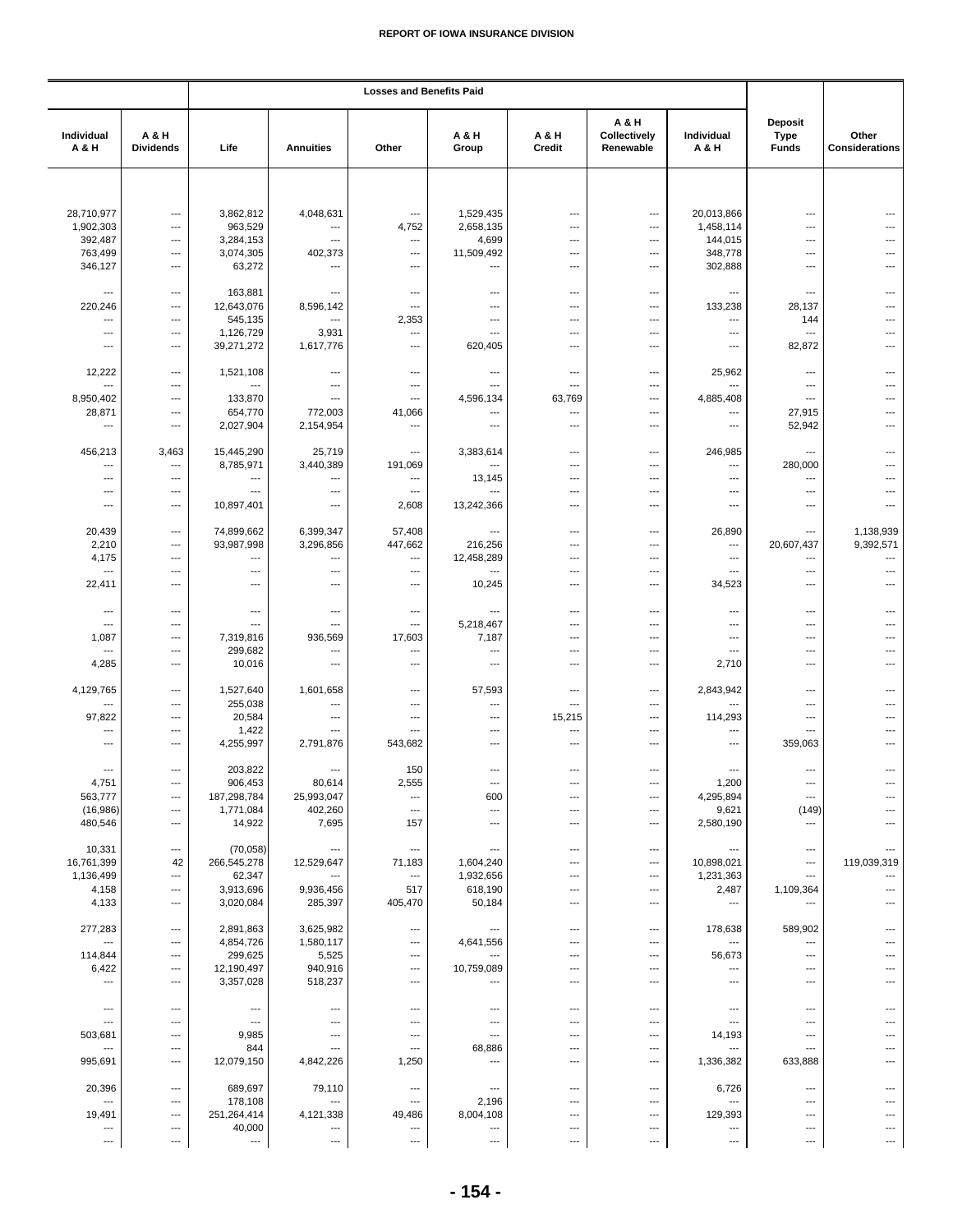| Individual A & H | A & H Dividends | Losses and Benefits Paid | | | | | | | Deposit Type Funds | Other Considerations |
|---|---|---|---|---|---|---|---|---|---|---|
| | | Life | Annuities | Other | A & H Group | A & H Credit | A & H Collectively Renewable | Individual A & H | | |
| 28,710,977 | --- | 3,862,812 | 4,048,631 | --- | 1,529,435 | --- | --- | 20,013,866 | --- | --- |
| 1,902,303 | --- | 963,529 | --- | 4,752 | 2,658,135 | --- | --- | 1,458,114 | --- | --- |
| 392,487 | --- | 3,284,153 | --- | --- | 4,699 | --- | --- | 144,015 | --- | --- |
| 763,499 | --- | 3,074,305 | 402,373 | --- | 11,509,492 | --- | --- | 348,778 | --- | --- |
| 346,127 | --- | 63,272 | --- | --- | --- | --- | --- | 302,888 | --- | --- |
| --- | --- | 163,881 | --- | --- | --- | --- | --- | --- | --- | --- |
| 220,246 | --- | 12,643,076 | 8,596,142 | --- | --- | --- | --- | 133,238 | 28,137 | --- |
| --- | --- | 545,135 | --- | 2,353 | --- | --- | --- | --- | 144 | --- |
| --- | --- | 1,126,729 | 3,931 | --- | --- | --- | --- | --- | --- | --- |
| --- | --- | 39,271,272 | 1,617,776 | --- | 620,405 | --- | --- | --- | 82,872 | --- |
| 12,222 | --- | 1,521,108 | --- | --- | --- | --- | --- | 25,962 | --- | --- |
| --- | --- | --- | --- | --- | --- | --- | --- | --- | --- | --- |
| 8,950,402 | --- | 133,870 | --- | --- | 4,596,134 | 63,769 | --- | 4,885,408 | --- | --- |
| 28,871 | --- | 654,770 | 772,003 | 41,066 | --- | --- | --- | --- | 27,915 | --- |
| --- | --- | 2,027,904 | 2,154,954 | --- | --- | --- | --- | --- | 52,942 | --- |
| 456,213 | 3,463 | 15,445,290 | 25,719 | --- | 3,383,614 | --- | --- | 246,985 | --- | --- |
| --- | --- | 8,785,971 | 3,440,389 | 191,069 | --- | --- | --- | --- | 280,000 | --- |
| --- | --- | --- | --- | --- | 13,145 | --- | --- | --- | --- | --- |
| --- | --- | --- | --- | --- | --- | --- | --- | --- | --- | --- |
| --- | --- | 10,897,401 | --- | 2,608 | 13,242,366 | --- | --- | --- | --- | --- |
| 20,439 | --- | 74,899,662 | 6,399,347 | 57,408 | --- | --- | --- | 26,890 | --- | 1,138,939 |
| 2,210 | --- | 93,987,998 | 3,296,856 | 447,662 | 216,256 | --- | --- | --- | 20,607,437 | 9,392,571 |
| 4,175 | --- | --- | --- | --- | 12,458,289 | --- | --- | --- | --- | --- |
| --- | --- | --- | --- | --- | --- | --- | --- | --- | --- | --- |
| 22,411 | --- | --- | --- | --- | 10,245 | --- | --- | 34,523 | --- | --- |
| --- | --- | --- | --- | --- | --- | --- | --- | --- | --- | --- |
| --- | --- | --- | --- | --- | 5,218,467 | --- | --- | --- | --- | --- |
| 1,087 | --- | 7,319,816 | 936,569 | 17,603 | 7,187 | --- | --- | --- | --- | --- |
| --- | --- | 299,682 | --- | --- | --- | --- | --- | --- | --- | --- |
| 4,285 | --- | 10,016 | --- | --- | --- | --- | --- | 2,710 | --- | --- |
| 4,129,765 | --- | 1,527,640 | 1,601,658 | --- | 57,593 | --- | --- | 2,843,942 | --- | --- |
| --- | --- | 255,038 | --- | --- | --- | --- | --- | --- | --- | --- |
| 97,822 | --- | 20,584 | --- | --- | --- | 15,215 | --- | 114,293 | --- | --- |
| --- | --- | 1,422 | --- | --- | --- | --- | --- | --- | --- | --- |
| --- | --- | 4,255,997 | 2,791,876 | 543,682 | --- | --- | --- | --- | 359,063 | --- |
| --- | --- | 203,822 | --- | 150 | --- | --- | --- | --- | --- | --- |
| 4,751 | --- | 906,453 | 80,614 | 2,555 | --- | --- | --- | 1,200 | --- | --- |
| 563,777 | --- | 187,298,784 | 25,993,047 | --- | 600 | --- | --- | 4,295,894 | --- | --- |
| (16,986) | --- | 1,771,084 | 402,260 | --- | --- | --- | --- | 9,621 | (149) | --- |
| 480,546 | --- | 14,922 | 7,695 | 157 | --- | --- | --- | 2,580,190 | --- | --- |
| 10,331 | --- | (70,058) | --- | --- | --- | --- | --- | --- | --- | --- |
| 16,761,399 | 42 | 266,545,278 | 12,529,647 | 71,183 | 1,604,240 | --- | --- | 10,898,021 | --- | 119,039,319 |
| 1,136,499 | --- | 62,347 | --- | --- | 1,932,656 | --- | --- | 1,231,363 | --- | --- |
| 4,158 | --- | 3,913,696 | 9,936,456 | 517 | 618,190 | --- | --- | 2,487 | 1,109,364 | --- |
| 4,133 | --- | 3,020,084 | 285,397 | 405,470 | 50,184 | --- | --- | --- | --- | --- |
| 277,283 | --- | 2,891,863 | 3,625,982 | --- | --- | --- | --- | 178,638 | 589,902 | --- |
| --- | --- | 4,854,726 | 1,580,117 | --- | 4,641,556 | --- | --- | --- | --- | --- |
| 114,844 | --- | 299,625 | 5,525 | --- | --- | --- | --- | 56,673 | --- | --- |
| 6,422 | --- | 12,190,497 | 940,916 | --- | 10,759,089 | --- | --- | --- | --- | --- |
| --- | --- | 3,357,028 | 518,237 | --- | --- | --- | --- | --- | --- | --- |
| --- | --- | --- | --- | --- | --- | --- | --- | --- | --- | --- |
| --- | --- | --- | --- | --- | --- | --- | --- | --- | --- | --- |
| 503,681 | --- | 9,985 | --- | --- | --- | --- | --- | 14,193 | --- | --- |
| --- | --- | 844 | --- | --- | 68,886 | --- | --- | --- | --- | --- |
| 995,691 | --- | 12,079,150 | 4,842,226 | 1,250 | --- | --- | --- | 1,336,382 | 633,888 | --- |
| 20,396 | --- | 689,697 | 79,110 | --- | --- | --- | --- | 6,726 | --- | --- |
| --- | --- | 178,108 | --- | --- | 2,196 | --- | --- | --- | --- | --- |
| 19,491 | --- | 251,264,414 | 4,121,338 | 49,486 | 8,004,108 | --- | --- | 129,393 | --- | --- |
| --- | --- | 40,000 | --- | --- | --- | --- | --- | --- | --- | --- |
| --- | --- | --- | --- | --- | --- | --- | --- | --- | --- | --- |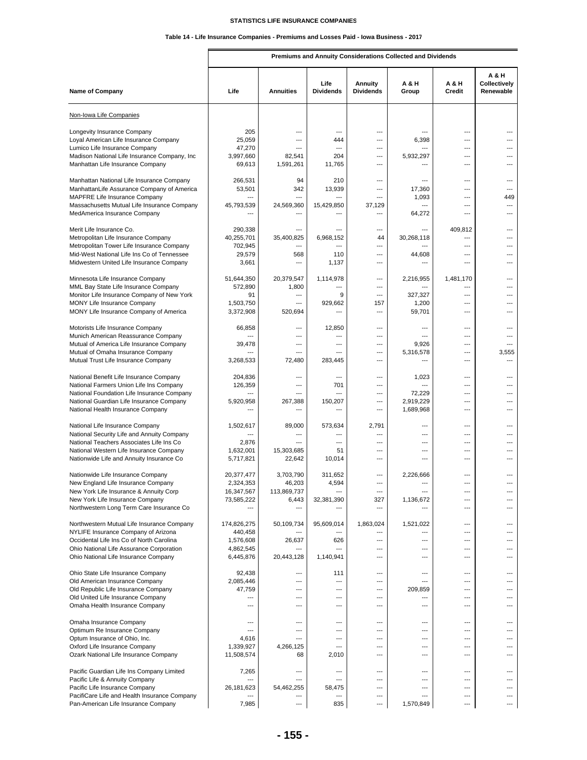# STATISTICS LIFE INSURANCE COMPANIES

## Table 14 - Life Insurance Companies - Premiums and Losses Paid - Iowa Business - 2017

| Name of Company | Premiums and Annuity Considerations Collected and Dividends | | | | | | |
|---|---|---|---|---|---|---|---|
| | Life | Annuities | Life Dividends | Annuity Dividends | A & H Group | A & H Credit | A & H Collectively Renewable |
| Non-Iowa Life Companies | | | | | | | |
| Longevity Insurance Company | 205 | --- | --- | --- | --- | --- | --- |
| Loyal American Life Insurance Company | 25,059 | --- | 444 | --- | 6,398 | --- | --- |
| Lumico Life Insurance Company | 47,270 | --- | --- | --- | --- | --- | --- |
| Madison National Life Insurance Company, Inc | 3,997,660 | 82,541 | 204 | --- | 5,932,297 | --- | --- |
| Manhattan Life Insurance Company | 69,613 | 1,591,261 | 11,765 | --- | --- | --- | --- |
| Manhattan National Life Insurance Company | 266,531 | 94 | 210 | --- | --- | --- | --- |
| ManhattanLife Assurance Company of America | 53,501 | 342 | 13,939 | --- | 17,360 | --- | --- |
| MAPFRE Life Insurance Company | --- | --- | --- | --- | 1,093 | --- | 449 |
| Massachusetts Mutual Life Insurance Company | 45,793,539 | 24,569,360 | 15,429,850 | 37,129 | --- | --- | --- |
| MedAmerica Insurance Company | --- | --- | --- | --- | 64,272 | --- | --- |
| Merit Life Insurance Co. | 290,338 | --- | --- | --- | --- | 409,812 | --- |
| Metropolitan Life Insurance Company | 40,255,701 | 35,400,825 | 6,968,152 | 44 | 30,268,118 | --- | --- |
| Metropolitan Tower Life Insurance Company | 702,945 | --- | --- | --- | --- | --- | --- |
| Mid-West National Life Ins Co of Tennessee | 29,579 | 568 | 110 | --- | 44,608 | --- | --- |
| Midwestern United Life Insurance Company | 3,661 | --- | 1,137 | --- | --- | --- | --- |
| Minnesota Life Insurance Company | 51,644,350 | 20,379,547 | 1,114,978 | --- | 2,216,955 | 1,481,170 | --- |
| MML Bay State Life Insurance Company | 572,890 | 1,800 | --- | --- | --- | --- | --- |
| Monitor Life Insurance Company of New York | 91 | --- | 9 | --- | 327,327 | --- | --- |
| MONY Life Insurance Company | 1,503,750 | --- | 929,662 | 157 | 1,200 | --- | --- |
| MONY Life Insurance Company of America | 3,372,908 | 520,694 | --- | --- | 59,701 | --- | --- |
| Motorists Life Insurance Company | 66,858 | --- | 12,850 | --- | --- | --- | --- |
| Munich American Reassurance Company | --- | --- | --- | --- | --- | --- | --- |
| Mutual of America Life Insurance Company | 39,478 | --- | --- | --- | 9,926 | --- | --- |
| Mutual of Omaha Insurance Company | --- | --- | --- | --- | 5,316,578 | --- | 3,555 |
| Mutual Trust Life Insurance Company | 3,268,533 | 72,480 | 283,445 | --- | --- | --- | --- |
| National Benefit Life Insurance Company | 204,836 | --- | --- | --- | 1,023 | --- | --- |
| National Farmers Union Life Ins Company | 126,359 | --- | 701 | --- | --- | --- | --- |
| National Foundation Life Insurance Company | --- | --- | --- | --- | 72,229 | --- | --- |
| National Guardian Life Insurance Company | 5,920,958 | 267,388 | 150,207 | --- | 2,919,229 | --- | --- |
| National Health Insurance Company | --- | --- | --- | --- | 1,689,968 | --- | --- |
| National Life Insurance Company | 1,502,617 | 89,000 | 573,634 | 2,791 | --- | --- | --- |
| National Security Life and Annuity Company | --- | --- | --- | --- | --- | --- | --- |
| National Teachers Associates Life Ins Co | 2,876 | --- | --- | --- | --- | --- | --- |
| National Western Life Insurance Company | 1,632,001 | 15,303,685 | 51 | --- | --- | --- | --- |
| Nationwide Life and Annuity Insurance Co | 5,717,821 | 22,642 | 10,014 | --- | --- | --- | --- |
| Nationwide Life Insurance Company | 20,377,477 | 3,703,790 | 311,652 | --- | 2,226,666 | --- | --- |
| New England Life Insurance Company | 2,324,353 | 46,203 | 4,594 | --- | --- | --- | --- |
| New York Life Insurance & Annuity Corp | 16,347,567 | 113,869,737 | --- | --- | --- | --- | --- |
| New York Life Insurance Company | 73,585,222 | 6,443 | 32,381,390 | 327 | 1,136,672 | --- | --- |
| Northwestern Long Term Care Insurance Co | --- | --- | --- | --- | --- | --- | --- |
| Northwestern Mutual Life Insurance Company | 174,826,275 | 50,109,734 | 95,609,014 | 1,863,024 | 1,521,022 | --- | --- |
| NYLIFE Insurance Company of Arizona | 440,458 | --- | --- | --- | --- | --- | --- |
| Occidental Life Ins Co of North Carolina | 1,576,608 | 26,637 | 626 | --- | --- | --- | --- |
| Ohio National Life Assurance Corporation | 4,862,545 | --- | --- | --- | --- | --- | --- |
| Ohio National Life Insurance Company | 6,445,876 | 20,443,128 | 1,140,941 | --- | --- | --- | --- |
| Ohio State Life Insurance Company | 92,438 | --- | 111 | --- | --- | --- | --- |
| Old American Insurance Company | 2,085,446 | --- | --- | --- | --- | --- | --- |
| Old Republic Life Insurance Company | 47,759 | --- | --- | --- | 209,859 | --- | --- |
| Old United Life Insurance Company | --- | --- | --- | --- | --- | --- | --- |
| Omaha Health Insurance Company | --- | --- | --- | --- | --- | --- | --- |
| Omaha Insurance Company | --- | --- | --- | --- | --- | --- | --- |
| Optimum Re Insurance Company | --- | --- | --- | --- | --- | --- | --- |
| Optum Insurance of Ohio, Inc. | 4,616 | --- | --- | --- | --- | --- | --- |
| Oxford Life Insurance Company | 1,339,927 | 4,266,125 | --- | --- | --- | --- | --- |
| Ozark National Life Insurance Company | 11,508,574 | 68 | 2,010 | --- | --- | --- | --- |
| Pacific Guardian Life Ins Company Limited | 7,265 | --- | --- | --- | --- | --- | --- |
| Pacific Life & Annuity Company | --- | --- | --- | --- | --- | --- | --- |
| Pacific Life Insurance Company | 26,181,623 | 54,462,255 | 58,475 | --- | --- | --- | --- |
| PacifiCare Life and Health Insurance Company | --- | --- | --- | --- | --- | --- | --- |
| Pan-American Life Insurance Company | 7,985 | --- | 835 | --- | 1,570,849 | --- | --- |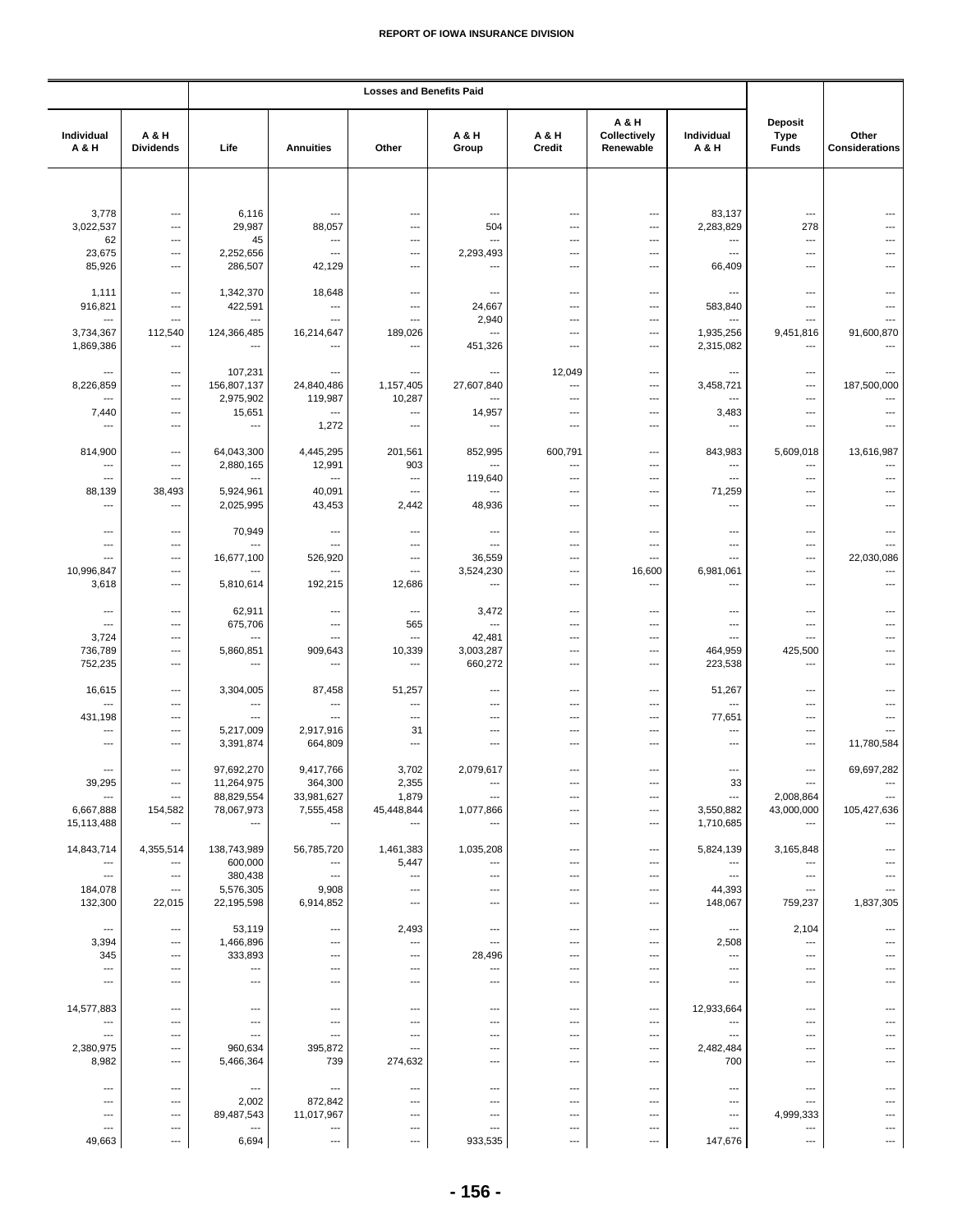| Individual A & H | A & H Dividends | Losses and Benefits Paid | | | | | | | Deposit Type Funds | Other Considerations |
|---|---|---|---|---|---|---|---|---|---|---|
| | | Life | Annuities | Other | A & H Group | A & H Credit | A & H Collectively Renewable | Individual A & H | | |
| 3,778 | --- | 6,116 | --- | --- | --- | --- | --- | 83,137 | --- | --- |
| 3,022,537 | --- | 29,987 | 88,057 | --- | 504 | --- | --- | 2,283,829 | 278 | --- |
| 62 | --- | 45 | --- | --- | --- | --- | --- | --- | --- | --- |
| 23,675 | --- | 2,252,656 | --- | --- | 2,293,493 | --- | --- | --- | --- | --- |
| 85,926 | --- | 286,507 | 42,129 | --- | --- | --- | --- | 66,409 | --- | --- |
| 1,111 | --- | 1,342,370 | 18,648 | --- | --- | --- | --- | --- | --- | --- |
| 916,821 | --- | 422,591 | --- | --- | 24,667 | --- | --- | 583,840 | --- | --- |
| --- | --- | --- | --- | --- | 2,940 | --- | --- | --- | --- | --- |
| 3,734,367 | 112,540 | 124,366,485 | 16,214,647 | 189,026 | --- | --- | --- | 1,935,256 | 9,451,816 | 91,600,870 |
| 1,869,386 | --- | --- | --- | --- | 451,326 | --- | --- | 2,315,082 | --- | --- |
| --- | --- | 107,231 | --- | --- | --- | 12,049 | --- | --- | --- | --- |
| 8,226,859 | --- | 156,807,137 | 24,840,486 | 1,157,405 | 27,607,840 | --- | --- | 3,458,721 | --- | 187,500,000 |
| --- | --- | 2,975,902 | 119,987 | 10,287 | --- | --- | --- | --- | --- | --- |
| 7,440 | --- | 15,651 | --- | --- | 14,957 | --- | --- | 3,483 | --- | --- |
| --- | --- | --- | 1,272 | --- | --- | --- | --- | --- | --- | --- |
| 814,900 | --- | 64,043,300 | 4,445,295 | 201,561 | 852,995 | 600,791 | --- | 843,983 | 5,609,018 | 13,616,987 |
| --- | --- | 2,880,165 | 12,991 | 903 | --- | --- | --- | --- | --- | --- |
| --- | --- | --- | --- | --- | 119,640 | --- | --- | --- | --- | --- |
| 88,139 | 38,493 | 5,924,961 | 40,091 | --- | --- | --- | --- | 71,259 | --- | --- |
| --- | --- | 2,025,995 | 43,453 | 2,442 | 48,936 | --- | --- | --- | --- | --- |
| --- | --- | 70,949 | --- | --- | --- | --- | --- | --- | --- | --- |
| --- | --- | --- | --- | --- | --- | --- | --- | --- | --- | --- |
| --- | --- | 16,677,100 | 526,920 | --- | 36,559 | --- | --- | --- | --- | 22,030,086 |
| 10,996,847 | --- | --- | --- | --- | 3,524,230 | --- | 16,600 | 6,981,061 | --- | --- |
| 3,618 | --- | 5,810,614 | 192,215 | 12,686 | --- | --- | --- | --- | --- | --- |
| --- | --- | 62,911 | --- | --- | 3,472 | --- | --- | --- | --- | --- |
| --- | --- | 675,706 | --- | 565 | --- | --- | --- | --- | --- | --- |
| 3,724 | --- | --- | --- | --- | 42,481 | --- | --- | --- | --- | --- |
| 736,789 | --- | 5,860,851 | 909,643 | 10,339 | 3,003,287 | --- | --- | 464,959 | 425,500 | --- |
| 752,235 | --- | --- | --- | --- | 660,272 | --- | --- | 223,538 | --- | --- |
| 16,615 | --- | 3,304,005 | 87,458 | 51,257 | --- | --- | --- | 51,267 | --- | --- |
| --- | --- | --- | --- | --- | --- | --- | --- | --- | --- | --- |
| 431,198 | --- | --- | --- | --- | --- | --- | --- | 77,651 | --- | --- |
| --- | --- | 5,217,009 | 2,917,916 | 31 | --- | --- | --- | --- | --- | --- |
| --- | --- | 3,391,874 | 664,809 | --- | --- | --- | --- | --- | --- | 11,780,584 |
| --- | --- | 97,692,270 | 9,417,766 | 3,702 | 2,079,617 | --- | --- | --- | --- | 69,697,282 |
| 39,295 | --- | 11,264,975 | 364,300 | 2,355 | --- | --- | --- | 33 | --- | --- |
| --- | --- | 88,829,554 | 33,981,627 | 1,879 | --- | --- | --- | --- | 2,008,864 | --- |
| 6,667,888 | 154,582 | 78,067,973 | 7,555,458 | 45,448,844 | 1,077,866 | --- | --- | 3,550,882 | 43,000,000 | 105,427,636 |
| 15,113,488 | --- | --- | --- | --- | --- | --- | --- | 1,710,685 | --- | --- |
| 14,843,714 | 4,355,514 | 138,743,989 | 56,785,720 | 1,461,383 | 1,035,208 | --- | --- | 5,824,139 | 3,165,848 | --- |
| --- | --- | 600,000 | --- | 5,447 | --- | --- | --- | --- | --- | --- |
| --- | --- | 380,438 | --- | --- | --- | --- | --- | --- | --- | --- |
| 184,078 | --- | 5,576,305 | 9,908 | --- | --- | --- | --- | 44,393 | --- | --- |
| 132,300 | 22,015 | 22,195,598 | 6,914,852 | --- | --- | --- | --- | 148,067 | 759,237 | 1,837,305 |
| --- | --- | 53,119 | --- | 2,493 | --- | --- | --- | --- | 2,104 | --- |
| 3,394 | --- | 1,466,896 | --- | --- | --- | --- | --- | 2,508 | --- | --- |
| 345 | --- | 333,893 | --- | --- | 28,496 | --- | --- | --- | --- | --- |
| --- | --- | --- | --- | --- | --- | --- | --- | --- | --- | --- |
| --- | --- | --- | --- | --- | --- | --- | --- | --- | --- | --- |
| 14,577,883 | --- | --- | --- | --- | --- | --- | --- | 12,933,664 | --- | --- |
| --- | --- | --- | --- | --- | --- | --- | --- | --- | --- | --- |
| --- | --- | --- | --- | --- | --- | --- | --- | --- | --- | --- |
| 2,380,975 | --- | 960,634 | 395,872 | --- | --- | --- | --- | 2,482,484 | --- | --- |
| 8,982 | --- | 5,466,364 | 739 | 274,632 | --- | --- | --- | 700 | --- | --- |
| --- | --- | --- | --- | --- | --- | --- | --- | --- | --- | --- |
| --- | --- | 2,002 | 872,842 | --- | --- | --- | --- | --- | --- | --- |
| --- | --- | 89,487,543 | 11,017,967 | --- | --- | --- | --- | --- | 4,999,333 | --- |
| --- | --- | --- | --- | --- | --- | --- | --- | --- | --- | --- |
| 49,663 | --- | 6,694 | --- | --- | 933,535 | --- | --- | 147,676 | --- | --- |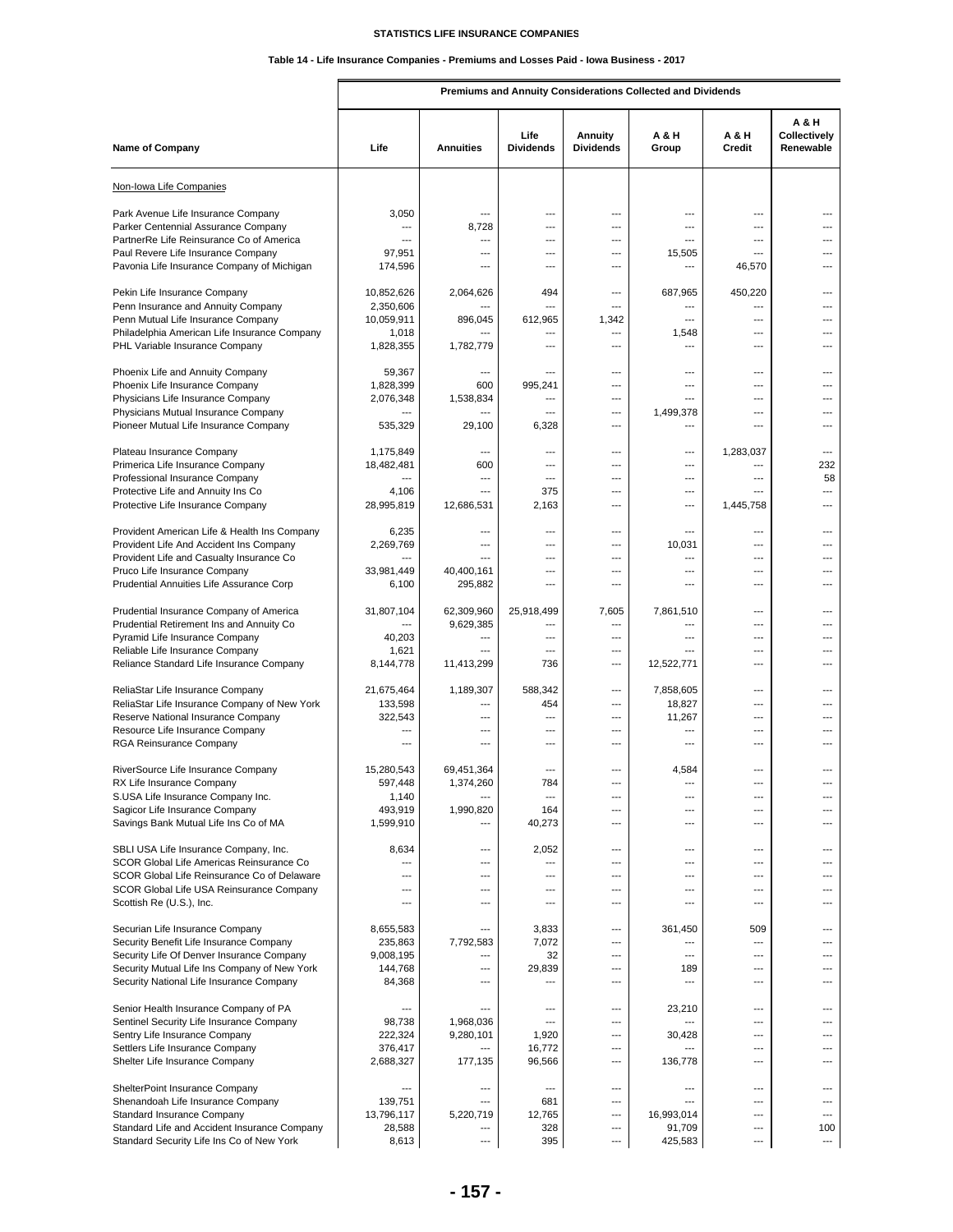**STATISTICS LIFE INSURANCE COMPANIES**

**Table 14 - Life Insurance Companies - Premiums and Losses Paid - Iowa Business - 2017**

| | Premiums and Annuity Considerations Collected and Dividends | | | | | | |
|---|---|---|---|---|---|---|---|
| **Name of Company** | **Life** | **Annuities** | **Life Dividends** | **Annuity Dividends** | **A & H Group** | **A & H Credit** | **A & H Collectively Renewable** |
| Non-Iowa Life Companies | | | | | | | |
| Park Avenue Life Insurance Company | 3,050 | --- | --- | --- | --- | --- | --- |
| Parker Centennial Assurance Company | --- | 8,728 | --- | --- | --- | --- | --- |
| PartnerRe Life Reinsurance Co of America | --- | --- | --- | --- | --- | --- | --- |
| Paul Revere Life Insurance Company | 97,951 | --- | --- | --- | 15,505 | --- | --- |
| Pavonia Life Insurance Company of Michigan | 174,596 | --- | --- | --- | --- | 46,570 | --- |
| Pekin Life Insurance Company | 10,852,626 | 2,064,626 | 494 | --- | 687,965 | 450,220 | --- |
| Penn Insurance and Annuity Company | 2,350,606 | --- | --- | --- | --- | --- | --- |
| Penn Mutual Life Insurance Company | 10,059,911 | 896,045 | 612,965 | 1,342 | --- | --- | --- |
| Philadelphia American Life Insurance Company | 1,018 | --- | --- | --- | 1,548 | --- | --- |
| PHL Variable Insurance Company | 1,828,355 | 1,782,779 | --- | --- | --- | --- | --- |
| Phoenix Life and Annuity Company | 59,367 | --- | --- | --- | --- | --- | --- |
| Phoenix Life Insurance Company | 1,828,399 | 600 | 995,241 | --- | --- | --- | --- |
| Physicians Life Insurance Company | 2,076,348 | 1,538,834 | --- | --- | --- | --- | --- |
| Physicians Mutual Insurance Company | --- | --- | --- | --- | 1,499,378 | --- | --- |
| Pioneer Mutual Life Insurance Company | 535,329 | 29,100 | 6,328 | --- | --- | --- | --- |
| Plateau Insurance Company | 1,175,849 | --- | --- | --- | --- | 1,283,037 | --- |
| Primerica Life Insurance Company | 18,482,481 | 600 | --- | --- | --- | --- | 232 |
| Professional Insurance Company | --- | --- | --- | --- | --- | --- | 58 |
| Protective Life and Annuity Ins Co | 4,106 | --- | 375 | --- | --- | --- | --- |
| Protective Life Insurance Company | 28,995,819 | 12,686,531 | 2,163 | --- | --- | 1,445,758 | --- |
| Provident American Life & Health Ins Company | 6,235 | --- | --- | --- | --- | --- | --- |
| Provident Life And Accident Ins Company | 2,269,769 | --- | --- | --- | 10,031 | --- | --- |
| Provident Life and Casualty Insurance Co | --- | --- | --- | --- | --- | --- | --- |
| Pruco Life Insurance Company | 33,981,449 | 40,400,161 | --- | --- | --- | --- | --- |
| Prudential Annuities Life Assurance Corp | 6,100 | 295,882 | --- | --- | --- | --- | --- |
| Prudential Insurance Company of America | 31,807,104 | 62,309,960 | 25,918,499 | 7,605 | 7,861,510 | --- | --- |
| Prudential Retirement Ins and Annuity Co | --- | 9,629,385 | --- | --- | --- | --- | --- |
| Pyramid Life Insurance Company | 40,203 | --- | --- | --- | --- | --- | --- |
| Reliable Life Insurance Company | 1,621 | --- | --- | --- | --- | --- | --- |
| Reliance Standard Life Insurance Company | 8,144,778 | 11,413,299 | 736 | --- | 12,522,771 | --- | --- |
| ReliaStar Life Insurance Company | 21,675,464 | 1,189,307 | 588,342 | --- | 7,858,605 | --- | --- |
| ReliaStar Life Insurance Company of New York | 133,598 | --- | 454 | --- | 18,827 | --- | --- |
| Reserve National Insurance Company | 322,543 | --- | --- | --- | 11,267 | --- | --- |
| Resource Life Insurance Company | --- | --- | --- | --- | --- | --- | --- |
| RGA Reinsurance Company | --- | --- | --- | --- | --- | --- | --- |
| RiverSource Life Insurance Company | 15,280,543 | 69,451,364 | --- | --- | 4,584 | --- | --- |
| RX Life Insurance Company | 597,448 | 1,374,260 | 784 | --- | --- | --- | --- |
| S.USA Life Insurance Company Inc. | 1,140 | --- | --- | --- | --- | --- | --- |
| Sagicor Life Insurance Company | 493,919 | 1,990,820 | 164 | --- | --- | --- | --- |
| Savings Bank Mutual Life Ins Co of MA | 1,599,910 | --- | 40,273 | --- | --- | --- | --- |
| SBLI USA Life Insurance Company, Inc. | 8,634 | --- | 2,052 | --- | --- | --- | --- |
| SCOR Global Life Americas Reinsurance Co | --- | --- | --- | --- | --- | --- | --- |
| SCOR Global Life Reinsurance Co of Delaware | --- | --- | --- | --- | --- | --- | --- |
| SCOR Global Life USA Reinsurance Company | --- | --- | --- | --- | --- | --- | --- |
| Scottish Re (U.S.), Inc. | --- | --- | --- | --- | --- | --- | --- |
| Securian Life Insurance Company | 8,655,583 | --- | 3,833 | --- | 361,450 | 509 | --- |
| Security Benefit Life Insurance Company | 235,863 | 7,792,583 | 7,072 | --- | --- | --- | --- |
| Security Life Of Denver Insurance Company | 9,008,195 | --- | 32 | --- | --- | --- | --- |
| Security Mutual Life Ins Company of New York | 144,768 | --- | 29,839 | --- | 189 | --- | --- |
| Security National Life Insurance Company | 84,368 | --- | --- | --- | --- | --- | --- |
| Senior Health Insurance Company of PA | --- | --- | --- | --- | 23,210 | --- | --- |
| Sentinel Security Life Insurance Company | 98,738 | 1,968,036 | --- | --- | --- | --- | --- |
| Sentry Life Insurance Company | 222,324 | 9,280,101 | 1,920 | --- | 30,428 | --- | --- |
| Settlers Life Insurance Company | 376,417 | --- | 16,772 | --- | --- | --- | --- |
| Shelter Life Insurance Company | 2,688,327 | 177,135 | 96,566 | --- | 136,778 | --- | --- |
| ShelterPoint Insurance Company | --- | --- | --- | --- | --- | --- | --- |
| Shenandoah Life Insurance Company | 139,751 | --- | 681 | --- | --- | --- | --- |
| Standard Insurance Company | 13,796,117 | 5,220,719 | 12,765 | --- | 16,993,014 | --- | --- |
| Standard Life and Accident Insurance Company | 28,588 | --- | 328 | --- | 91,709 | --- | 100 |
| Standard Security Life Ins Co of New York | 8,613 | --- | 395 | --- | 425,583 | --- | --- |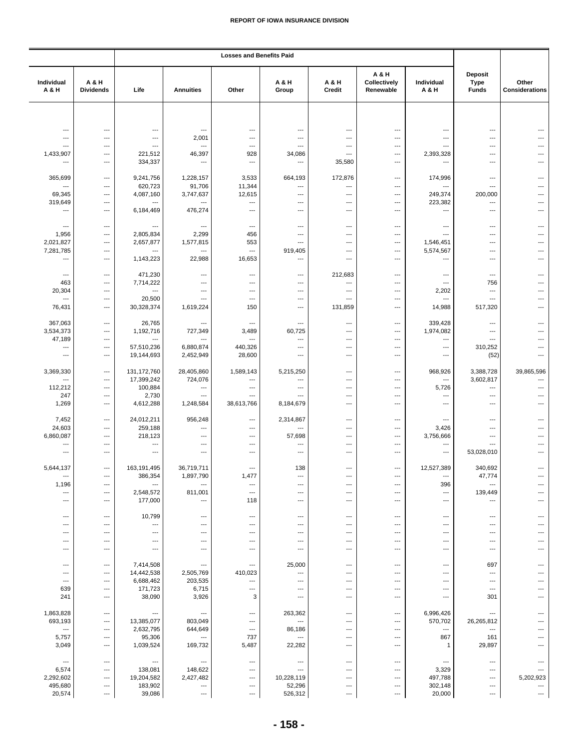REPORT OF IOWA INSURANCE DIVISION

| Individual A & H | A & H Dividends | Losses and Benefits Paid Life | Annuities | Other | A & H Group | A & H Credit | A & H Collectively Renewable | Individual A & H | Deposit Type Funds | Other Considerations |
|---|---|---|---|---|---|---|---|---|---|---|
| --- | --- | --- | --- | --- | --- | --- | --- | --- | --- | --- |
| --- | --- | --- | 2,001 | --- | --- | --- | --- | --- | --- | --- |
| --- | --- | --- | --- | --- | --- | --- | --- | --- | --- | --- |
| 1,433,907 | --- | 221,512 | 46,397 | 928 | 34,086 | --- | --- | 2,393,328 | --- | --- |
| --- | --- | 334,337 | --- | --- | --- | 35,580 | --- | --- | --- | --- |
| 365,699 | --- | 9,241,756 | 1,228,157 | 3,533 | 664,193 | 172,876 | --- | 174,996 | --- | --- |
| --- | --- | 620,723 | 91,706 | 11,344 | --- | --- | --- | --- | --- | --- |
| 69,345 | --- | 4,087,160 | 3,747,637 | 12,615 | --- | --- | --- | 249,374 | 200,000 | --- |
| 319,649 | --- | --- | --- | --- | --- | --- | --- | 223,382 | --- | --- |
| --- | --- | 6,184,469 | 476,274 | --- | --- | --- | --- | --- | --- | --- |
| --- | --- | --- | --- | --- | --- | --- | --- | --- | --- | --- |
| 1,956 | --- | 2,805,834 | 2,299 | 456 | --- | --- | --- | --- | --- | --- |
| 2,021,827 | --- | 2,657,877 | 1,577,815 | 553 | --- | --- | --- | 1,546,451 | --- | --- |
| 7,281,785 | --- | --- | --- | --- | 919,405 | --- | --- | 5,574,567 | --- | --- |
| --- | --- | 1,143,223 | 22,988 | 16,653 | --- | --- | --- | --- | --- | --- |
| --- | --- | 471,230 | --- | --- | --- | 212,683 | --- | --- | --- | --- |
| 463 | --- | 7,714,222 | --- | --- | --- | --- | --- | --- | 756 | --- |
| 20,304 | --- | --- | --- | --- | --- | --- | --- | 2,202 | --- | --- |
| --- | --- | 20,500 | --- | --- | --- | --- | --- | --- | --- | --- |
| 76,431 | --- | 30,328,374 | 1,619,224 | 150 | --- | 131,859 | --- | 14,988 | 517,320 | --- |
| 367,063 | --- | 26,765 | --- | --- | --- | --- | --- | 339,428 | --- | --- |
| 3,534,373 | --- | 1,192,716 | 727,349 | 3,489 | 60,725 | --- | --- | 1,974,082 | --- | --- |
| 47,189 | --- | --- | --- | --- | --- | --- | --- | --- | --- | --- |
| --- | --- | 57,510,236 | 6,880,874 | 440,326 | --- | --- | --- | --- | 310,252 | --- |
| --- | --- | 19,144,693 | 2,452,949 | 28,600 | --- | --- | --- | --- | (52) | --- |
| 3,369,330 | --- | 131,172,760 | 28,405,860 | 1,589,143 | 5,215,250 | --- | --- | 968,926 | 3,388,728 | 39,865,596 |
| --- | --- | 17,399,242 | 724,076 | --- | --- | --- | --- | --- | 3,602,817 | --- |
| 112,212 | --- | 100,884 | --- | --- | --- | --- | --- | 5,726 | --- | --- |
| 247 | --- | 2,730 | --- | --- | --- | --- | --- | --- | --- | --- |
| 1,269 | --- | 4,612,288 | 1,248,584 | 38,613,766 | 8,184,679 | --- | --- | --- | --- | --- |
| 7,452 | --- | 24,012,211 | 956,248 | --- | 2,314,867 | --- | --- | --- | --- | --- |
| 24,603 | --- | 259,188 | --- | --- | --- | --- | --- | 3,426 | --- | --- |
| 6,860,087 | --- | 218,123 | --- | --- | 57,698 | --- | --- | 3,756,666 | --- | --- |
| --- | --- | --- | --- | --- | --- | --- | --- | --- | --- | --- |
| --- | --- | --- | --- | --- | --- | --- | --- | --- | 53,028,010 | --- |
| 5,644,137 | --- | 163,191,495 | 36,719,711 | --- | 138 | --- | --- | 12,527,389 | 340,692 | --- |
| --- | --- | 386,354 | 1,897,790 | 1,477 | --- | --- | --- | --- | 47,774 | --- |
| 1,196 | --- | --- | --- | --- | --- | --- | --- | 396 | --- | --- |
| --- | --- | 2,548,572 | 811,001 | --- | --- | --- | --- | --- | 139,449 | --- |
| --- | --- | 177,000 | --- | 118 | --- | --- | --- | --- | --- | --- |
| --- | --- | 10,799 | --- | --- | --- | --- | --- | --- | --- | --- |
| --- | --- | --- | --- | --- | --- | --- | --- | --- | --- | --- |
| --- | --- | --- | --- | --- | --- | --- | --- | --- | --- | --- |
| --- | --- | --- | --- | --- | --- | --- | --- | --- | --- | --- |
| --- | --- | --- | --- | --- | --- | --- | --- | --- | --- | --- |
| --- | --- | 7,414,508 | --- | --- | 25,000 | --- | --- | --- | 697 | --- |
| --- | --- | 14,442,538 | 2,505,769 | 410,023 | --- | --- | --- | --- | --- | --- |
| --- | --- | 6,688,462 | 203,535 | --- | --- | --- | --- | --- | --- | --- |
| 639 | --- | 171,723 | 6,715 | --- | --- | --- | --- | --- | --- | --- |
| 241 | --- | 38,090 | 3,926 | 3 | --- | --- | --- | --- | 301 | --- |
| 1,863,828 | --- | --- | --- | --- | 263,362 | --- | --- | 6,996,426 | --- | --- |
| 693,193 | --- | 13,385,077 | 803,049 | --- | --- | --- | --- | 570,702 | 26,265,812 | --- |
| --- | --- | 2,632,795 | 644,649 | --- | 86,186 | --- | --- | --- | --- | --- |
| 5,757 | --- | 95,306 | --- | 737 | --- | --- | --- | 867 | 161 | --- |
| 3,049 | --- | 1,039,524 | 169,732 | 5,487 | 22,282 | --- | --- | 1 | 29,897 | --- |
| --- | --- | --- | --- | --- | --- | --- | --- | --- | --- | --- |
| 6,574 | --- | 138,081 | 148,622 | --- | --- | --- | --- | 3,329 | --- | --- |
| 2,292,602 | --- | 19,204,582 | 2,427,482 | --- | 10,228,119 | --- | --- | 497,788 | --- | 5,202,923 |
| 495,680 | --- | 183,902 | --- | --- | 52,296 | --- | --- | 302,148 | --- | --- |
| 20,574 | --- | 39,086 | --- | --- | 526,312 | --- | --- | 20,000 | --- | --- |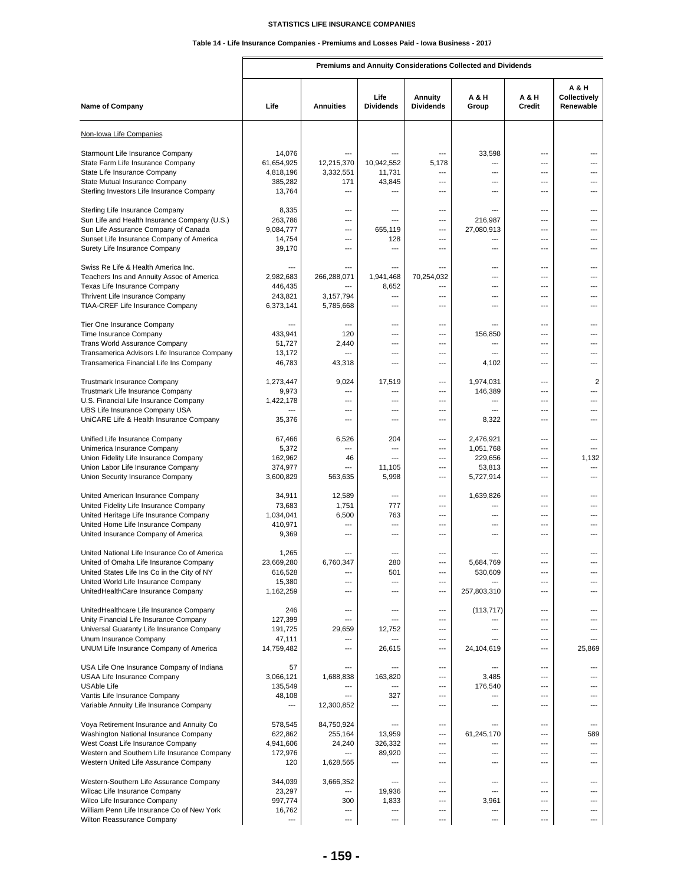**STATISTICS LIFE INSURANCE COMPANIES**

**Table 14 - Life Insurance Companies - Premiums and Losses Paid - Iowa Business - 2017**

| Name of Company | Premiums and Annuity Considerations Collected and Dividends | | | | | | |
|---|---|---|---|---|---|---|---|
| | Life | Annuities | Life Dividends | Annuity Dividends | A & H Group | A & H Credit | A & H Collectively Renewable |
| Non-Iowa Life Companies | | | | | | | |
| Starmount Life Insurance Company | 14,076 | --- | --- | --- | 33,598 | --- | --- |
| State Farm Life Insurance Company | 61,654,925 | 12,215,370 | 10,942,552 | 5,178 | --- | --- | --- |
| State Life Insurance Company | 4,818,196 | 3,332,551 | 11,731 | --- | --- | --- | --- |
| State Mutual Insurance Company | 385,282 | 171 | 43,845 | --- | --- | --- | --- |
| Sterling Investors Life Insurance Company | 13,764 | --- | --- | --- | --- | --- | --- |
| Sterling Life Insurance Company | 8,335 | --- | --- | --- | --- | --- | --- |
| Sun Life and Health Insurance Company (U.S.) | 263,786 | --- | --- | --- | 216,987 | --- | --- |
| Sun Life Assurance Company of Canada | 9,084,777 | --- | 655,119 | --- | 27,080,913 | --- | --- |
| Sunset Life Insurance Company of America | 14,754 | --- | 128 | --- | --- | --- | --- |
| Surety Life Insurance Company | 39,170 | --- | --- | --- | --- | --- | --- |
| Swiss Re Life & Health America Inc. | --- | --- | --- | --- | --- | --- | --- |
| Teachers Ins and Annuity Assoc of America | 2,982,683 | 266,288,071 | 1,941,468 | 70,254,032 | --- | --- | --- |
| Texas Life Insurance Company | 446,435 | --- | 8,652 | --- | --- | --- | --- |
| Thrivent Life Insurance Company | 243,821 | 3,157,794 | --- | --- | --- | --- | --- |
| TIAA-CREF Life Insurance Company | 6,373,141 | 5,785,668 | --- | --- | --- | --- | --- |
| Tier One Insurance Company | --- | --- | --- | --- | --- | --- | --- |
| Time Insurance Company | 433,941 | 120 | --- | --- | 156,850 | --- | --- |
| Trans World Assurance Company | 51,727 | 2,440 | --- | --- | --- | --- | --- |
| Transamerica Advisors Life Insurance Company | 13,172 | --- | --- | --- | --- | --- | --- |
| Transamerica Financial Life Ins Company | 46,783 | 43,318 | --- | --- | 4,102 | --- | --- |
| Trustmark Insurance Company | 1,273,447 | 9,024 | 17,519 | --- | 1,974,031 | --- | 2 |
| Trustmark Life Insurance Company | 9,973 | --- | --- | --- | 146,389 | --- | --- |
| U.S. Financial Life Insurance Company | 1,422,178 | --- | --- | --- | --- | --- | --- |
| UBS Life Insurance Company USA | --- | --- | --- | --- | --- | --- | --- |
| UniCARE Life & Health Insurance Company | 35,376 | --- | --- | --- | 8,322 | --- | --- |
| Unified Life Insurance Company | 67,466 | 6,526 | 204 | --- | 2,476,921 | --- | --- |
| Unimerica Insurance Company | 5,372 | --- | --- | --- | 1,051,768 | --- | --- |
| Union Fidelity Life Insurance Company | 162,962 | 46 | --- | --- | 229,656 | --- | 1,132 |
| Union Labor Life Insurance Company | 374,977 | --- | 11,105 | --- | 53,813 | --- | --- |
| Union Security Insurance Company | 3,600,829 | 563,635 | 5,998 | --- | 5,727,914 | --- | --- |
| United American Insurance Company | 34,911 | 12,589 | --- | --- | 1,639,826 | --- | --- |
| United Fidelity Life Insurance Company | 73,683 | 1,751 | 777 | --- | --- | --- | --- |
| United Heritage Life Insurance Company | 1,034,041 | 6,500 | 763 | --- | --- | --- | --- |
| United Home Life Insurance Company | 410,971 | --- | --- | --- | --- | --- | --- |
| United Insurance Company of America | 9,369 | --- | --- | --- | --- | --- | --- |
| United National Life Insurance Co of America | 1,265 | --- | --- | --- | --- | --- | --- |
| United of Omaha Life Insurance Company | 23,669,280 | 6,760,347 | 280 | --- | 5,684,769 | --- | --- |
| United States Life Ins Co in the City of NY | 616,528 | --- | 501 | --- | 530,609 | --- | --- |
| United World Life Insurance Company | 15,380 | --- | --- | --- | --- | --- | --- |
| UnitedHealthCare Insurance Company | 1,162,259 | --- | --- | --- | 257,803,310 | --- | --- |
| UnitedHealthcare Life Insurance Company | 246 | --- | --- | --- | (113,717) | --- | --- |
| Unity Financial Life Insurance Company | 127,399 | --- | --- | --- | --- | --- | --- |
| Universal Guaranty Life Insurance Company | 191,725 | 29,659 | 12,752 | --- | --- | --- | --- |
| Unum Insurance Company | 47,111 | --- | --- | --- | --- | --- | --- |
| UNUM Life Insurance Company of America | 14,759,482 | --- | 26,615 | --- | 24,104,619 | --- | 25,869 |
| USA Life One Insurance Company of Indiana | 57 | --- | --- | --- | --- | --- | --- |
| USAA Life Insurance Company | 3,066,121 | 1,688,838 | 163,820 | --- | 3,485 | --- | --- |
| USAble Life | 135,549 | --- | --- | --- | 176,540 | --- | --- |
| Vantis Life Insurance Company | 48,108 | --- | 327 | --- | --- | --- | --- |
| Variable Annuity Life Insurance Company | --- | 12,300,852 | --- | --- | --- | --- | --- |
| Voya Retirement Insurance and Annuity Co | 578,545 | 84,750,924 | --- | --- | --- | --- | --- |
| Washington National Insurance Company | 622,862 | 255,164 | 13,959 | --- | 61,245,170 | --- | 589 |
| West Coast Life Insurance Company | 4,941,606 | 24,240 | 326,332 | --- | --- | --- | --- |
| Western and Southern Life Insurance Company | 172,976 | --- | 89,920 | --- | --- | --- | --- |
| Western United Life Assurance Company | 120 | 1,628,565 | --- | --- | --- | --- | --- |
| Western-Southern Life Assurance Company | 344,039 | 3,666,352 | --- | --- | --- | --- | --- |
| Wilcac Life Insurance Company | 23,297 | --- | 19,936 | --- | --- | --- | --- |
| Wilco Life Insurance Company | 997,774 | 300 | 1,833 | --- | 3,961 | --- | --- |
| William Penn Life Insurance Co of New York | 16,762 | --- | --- | --- | --- | --- | --- |
| Wilton Reassurance Company | --- | --- | --- | --- | --- | --- | --- |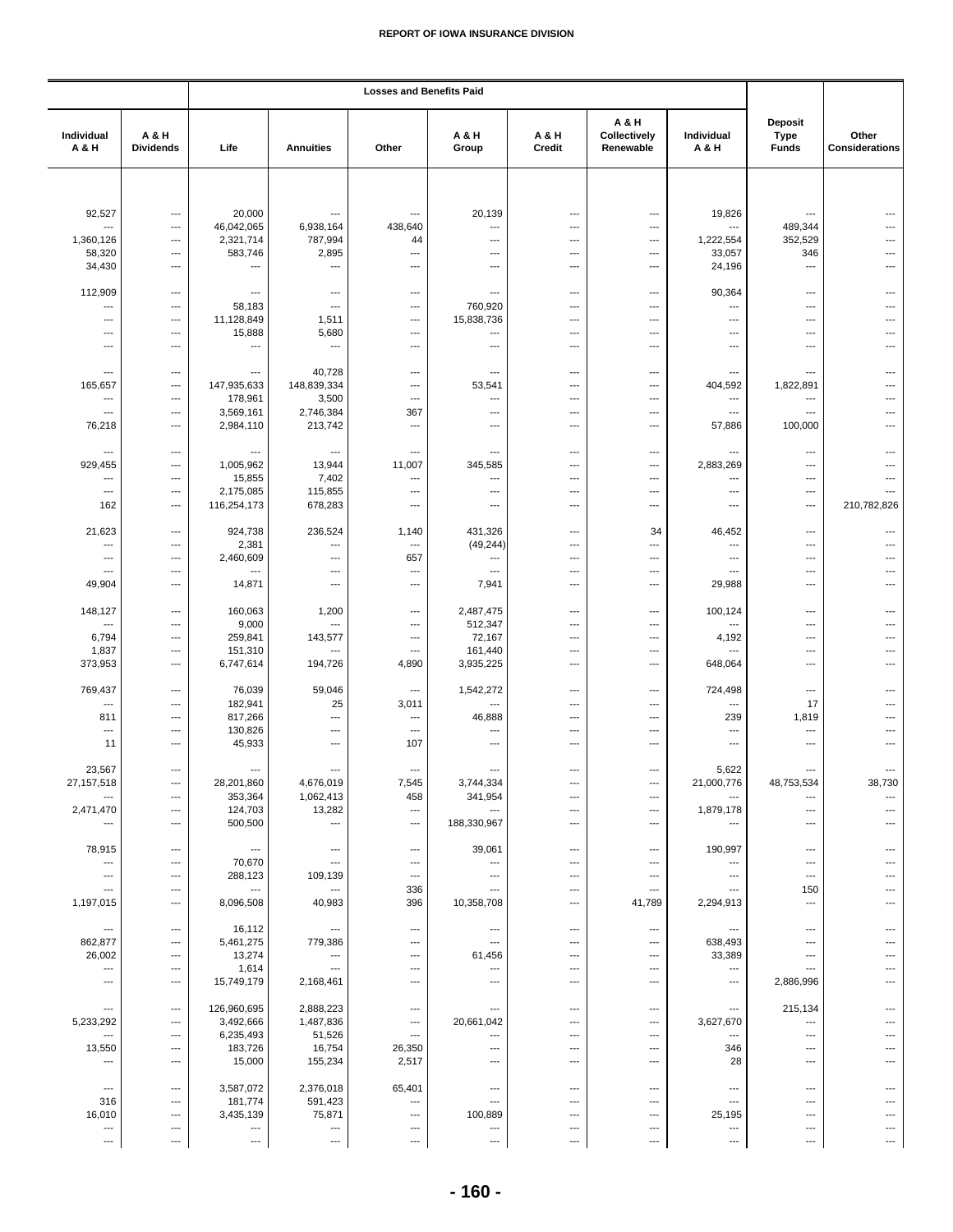| Individual A & H | A & H Dividends | Losses and Benefits Paid | | | | | | | Deposit Type Funds | Other Considerations |
|---|---|---|---|---|---|---|---|---|---|---|
| | | Life | Annuities | Other | A & H Group | A & H Credit | A & H Collectively Renewable | Individual A & H | | |
| 92,527 | --- | 20,000 | --- | --- | 20,139 | --- | --- | 19,826 | --- | --- |
| --- | --- | 46,042,065 | 6,938,164 | 438,640 | --- | --- | --- | --- | 489,344 | --- |
| 1,360,126 | --- | 2,321,714 | 787,994 | 44 | --- | --- | --- | 1,222,554 | 352,529 | --- |
| 58,320 | --- | 583,746 | 2,895 | --- | --- | --- | --- | 33,057 | 346 | --- |
| 34,430 | --- | --- | --- | --- | --- | --- | --- | 24,196 | --- | --- |
| 112,909 | --- | --- | --- | --- | --- | --- | --- | 90,364 | --- | --- |
| --- | --- | 58,183 | --- | --- | 760,920 | --- | --- | --- | --- | --- |
| --- | --- | 11,128,849 | 1,511 | --- | 15,838,736 | --- | --- | --- | --- | --- |
| --- | --- | 15,888 | 5,680 | --- | --- | --- | --- | --- | --- | --- |
| --- | --- | --- | --- | --- | --- | --- | --- | --- | --- | --- |
| --- | --- | --- | 40,728 | --- | --- | --- | --- | --- | --- | --- |
| 165,657 | --- | 147,935,633 | 148,839,334 | --- | 53,541 | --- | --- | 404,592 | 1,822,891 | --- |
| --- | --- | 178,961 | 3,500 | --- | --- | --- | --- | --- | --- | --- |
| --- | --- | 3,569,161 | 2,746,384 | 367 | --- | --- | --- | --- | --- | --- |
| 76,218 | --- | 2,984,110 | 213,742 | --- | --- | --- | --- | 57,886 | 100,000 | --- |
| --- | --- | --- | --- | --- | --- | --- | --- | --- | --- | --- |
| 929,455 | --- | 1,005,962 | 13,944 | 11,007 | 345,585 | --- | --- | 2,883,269 | --- | --- |
| --- | --- | 15,855 | 7,402 | --- | --- | --- | --- | --- | --- | --- |
| --- | --- | 2,175,085 | 115,855 | --- | --- | --- | --- | --- | --- | --- |
| 162 | --- | 116,254,173 | 678,283 | --- | --- | --- | --- | --- | --- | 210,782,826 |
| 21,623 | --- | 924,738 | 236,524 | 1,140 | 431,326 | --- | 34 | 46,452 | --- | --- |
| --- | --- | 2,381 | --- | --- | (49,244) | --- | --- | --- | --- | --- |
| --- | --- | 2,460,609 | --- | 657 | --- | --- | --- | --- | --- | --- |
| --- | --- | --- | --- | --- | --- | --- | --- | --- | --- | --- |
| 49,904 | --- | 14,871 | --- | --- | 7,941 | --- | --- | 29,988 | --- | --- |
| 148,127 | --- | 160,063 | 1,200 | --- | 2,487,475 | --- | --- | 100,124 | --- | --- |
| --- | --- | 9,000 | --- | --- | 512,347 | --- | --- | --- | --- | --- |
| 6,794 | --- | 259,841 | 143,577 | --- | 72,167 | --- | --- | 4,192 | --- | --- |
| 1,837 | --- | 151,310 | --- | --- | 161,440 | --- | --- | --- | --- | --- |
| 373,953 | --- | 6,747,614 | 194,726 | 4,890 | 3,935,225 | --- | --- | 648,064 | --- | --- |
| 769,437 | --- | 76,039 | 59,046 | --- | 1,542,272 | --- | --- | 724,498 | --- | --- |
| --- | --- | 182,941 | 25 | 3,011 | --- | --- | --- | --- | 17 | --- |
| 811 | --- | 817,266 | --- | --- | 46,888 | --- | --- | 239 | 1,819 | --- |
| --- | --- | 130,826 | --- | --- | --- | --- | --- | --- | --- | --- |
| 11 | --- | 45,933 | --- | 107 | --- | --- | --- | --- | --- | --- |
| 23,567 | --- | --- | --- | --- | --- | --- | --- | 5,622 | --- | --- |
| 27,157,518 | --- | 28,201,860 | 4,676,019 | 7,545 | 3,744,334 | --- | --- | 21,000,776 | 48,753,534 | 38,730 |
| --- | --- | 353,364 | 1,062,413 | 458 | 341,954 | --- | --- | --- | --- | --- |
| 2,471,470 | --- | 124,703 | 13,282 | --- | --- | --- | --- | 1,879,178 | --- | --- |
| --- | --- | 500,500 | --- | --- | 188,330,967 | --- | --- | --- | --- | --- |
| 78,915 | --- | --- | --- | --- | 39,061 | --- | --- | 190,997 | --- | --- |
| --- | --- | 70,670 | --- | --- | --- | --- | --- | --- | --- | --- |
| --- | --- | 288,123 | 109,139 | --- | --- | --- | --- | --- | --- | --- |
| --- | --- | --- | --- | 336 | --- | --- | --- | --- | 150 | --- |
| 1,197,015 | --- | 8,096,508 | 40,983 | 396 | 10,358,708 | --- | 41,789 | 2,294,913 | --- | --- |
| --- | --- | 16,112 | --- | --- | --- | --- | --- | --- | --- | --- |
| 862,877 | --- | 5,461,275 | 779,386 | --- | --- | --- | --- | 638,493 | --- | --- |
| 26,002 | --- | 13,274 | --- | --- | 61,456 | --- | --- | 33,389 | --- | --- |
| --- | --- | 1,614 | --- | --- | --- | --- | --- | --- | --- | --- |
| --- | --- | 15,749,179 | 2,168,461 | --- | --- | --- | --- | --- | 2,886,996 | --- |
| --- | --- | 126,960,695 | 2,888,223 | --- | --- | --- | --- | --- | 215,134 | --- |
| 5,233,292 | --- | 3,492,666 | 1,487,836 | --- | 20,661,042 | --- | --- | 3,627,670 | --- | --- |
| --- | --- | 6,235,493 | 51,526 | --- | --- | --- | --- | --- | --- | --- |
| 13,550 | --- | 183,726 | 16,754 | 26,350 | --- | --- | --- | 346 | --- | --- |
| --- | --- | 15,000 | 155,234 | 2,517 | --- | --- | --- | 28 | --- | --- |
| --- | --- | 3,587,072 | 2,376,018 | 65,401 | --- | --- | --- | --- | --- | --- |
| 316 | --- | 181,774 | 591,423 | --- | --- | --- | --- | --- | --- | --- |
| 16,010 | --- | 3,435,139 | 75,871 | --- | 100,889 | --- | --- | 25,195 | --- | --- |
| --- | --- | --- | --- | --- | --- | --- | --- | --- | --- | --- |
| --- | --- | --- | --- | --- | --- | --- | --- | --- | --- | --- |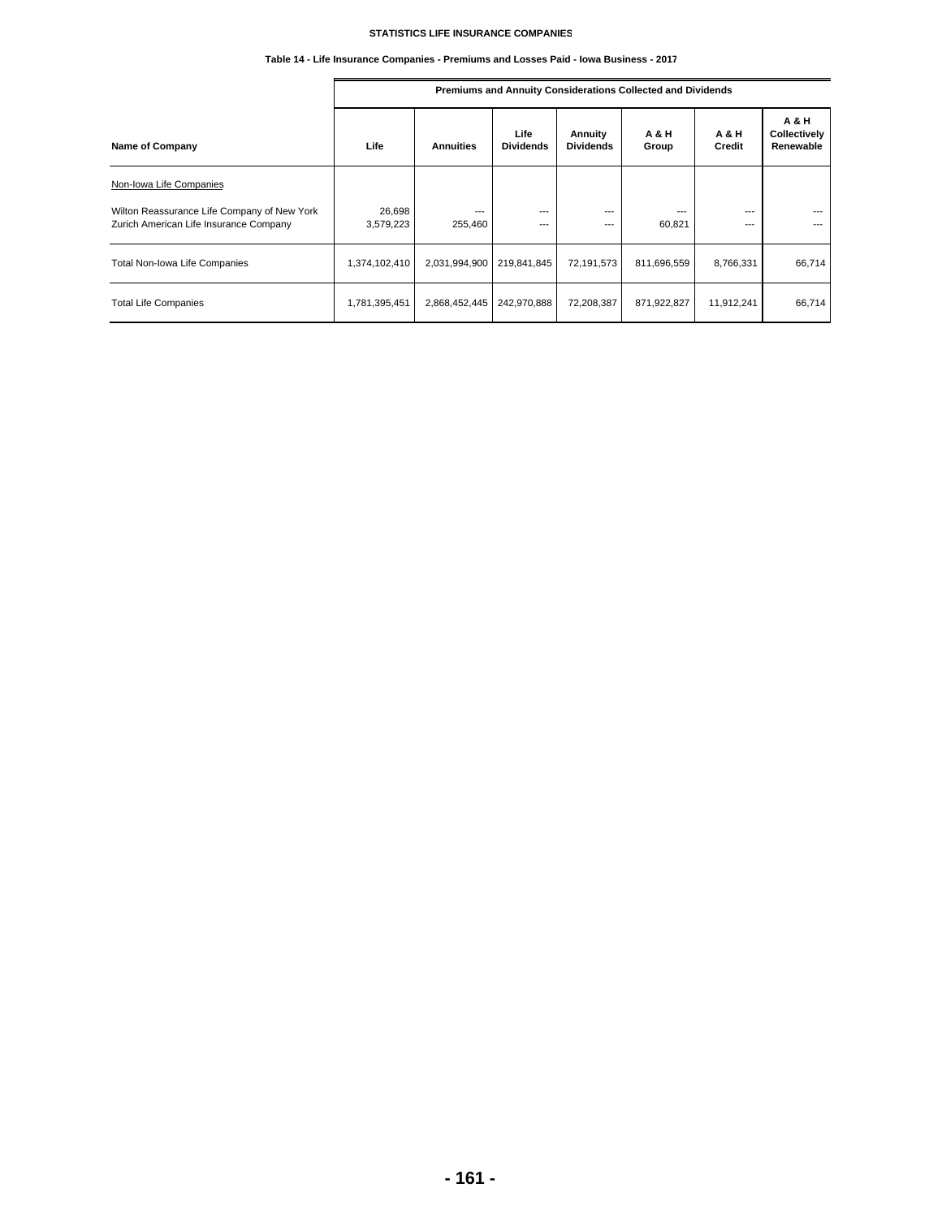# STATISTICS LIFE INSURANCE COMPANIES

## Table 14 - Life Insurance Companies - Premiums and Losses Paid - Iowa Business - 2017

| | Premiums and Annuity Considerations Collected and Dividends | | | | | | |
|---|---|---|---|---|---|---|---|
| **Name of Company** | **Life** | **Annuities** | **Life Dividends** | **Annuity Dividends** | **A & H Group** | **A & H Credit** | **A & H Collectively Renewable** |
| Non-Iowa Life Companies | | | | | | | |
| Wilton Reassurance Life Company of New York | 26,698 | --- | --- | --- | --- | --- | --- |
| Zurich American Life Insurance Company | 3,579,223 | 255,460 | --- | --- | 60,821 | --- | --- |
| Total Non-Iowa Life Companies | 1,374,102,410 | 2,031,994,900 | 219,841,845 | 72,191,573 | 811,696,559 | 8,766,331 | 66,714 |
| Total Life Companies | 1,781,395,451 | 2,868,452,445 | 242,970,888 | 72,208,387 | 871,922,827 | 11,912,241 | 66,714 |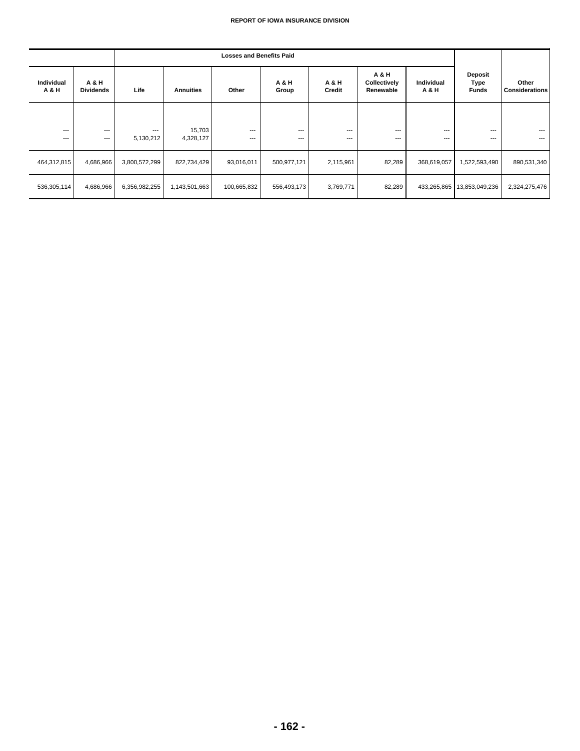| Individual A & H | A & H Dividends | Losses and Benefits Paid | | | | | | | Deposit Type Funds | Other Considerations |
|---|---|---|---|---|---|---|---|---|---|---|
| | | Life | Annuities | Other | A & H Group | A & H Credit | A & H Collectively Renewable | Individual A & H | | |
| --- | --- | --- | 15,703 | --- | --- | --- | --- | --- | --- | --- |
| --- | --- | 5,130,212 | 4,328,127 | --- | --- | --- | --- | --- | --- | --- |
| 464,312,815 | 4,686,966 | 3,800,572,299 | 822,734,429 | 93,016,011 | 500,977,121 | 2,115,961 | 82,289 | 368,619,057 | 1,522,593,490 | 890,531,340 |
| 536,305,114 | 4,686,966 | 6,356,982,255 | 1,143,501,663 | 100,665,832 | 556,493,173 | 3,769,771 | 82,289 | 433,265,865 | 13,853,049,236 | 2,324,275,476 |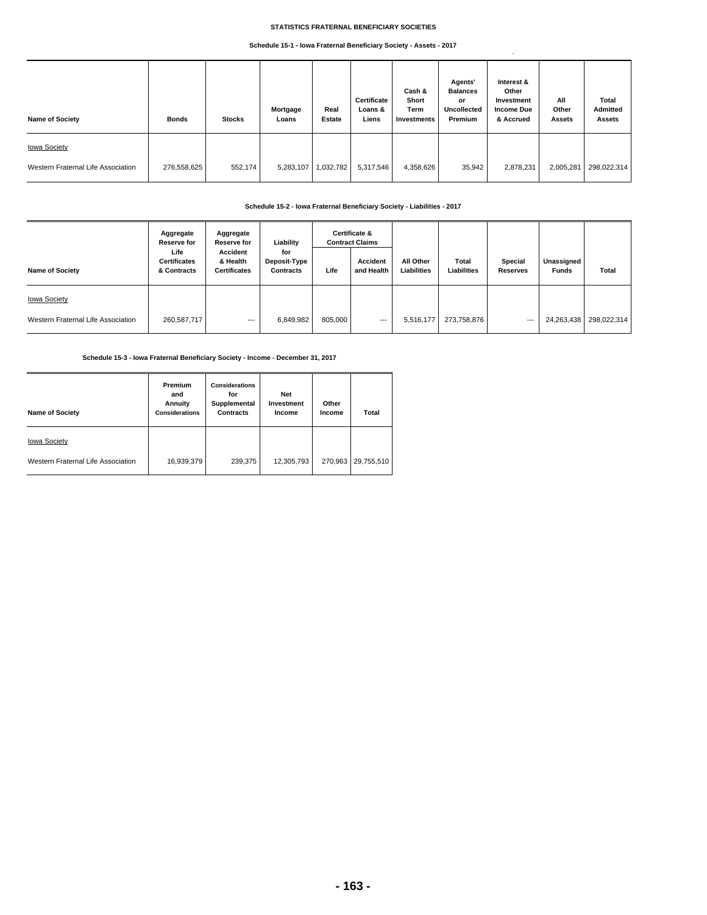# STATISTICS FRATERNAL BENEFICIARY SOCIETIES

## Schedule 15-1 - Iowa Fraternal Beneficiary Society - Assets - 2017

| Name of Society | Bonds | Stocks | Mortgage Loans | Real Estate | Certificate Loans & Liens | Cash & Short Term Investments | Agents' Balances or Uncollected Premium | Interest & Other Investment Income Due & Accrued | All Other Assets | Total Admitted Assets |
|---|---|---|---|---|---|---|---|---|---|---|
| Iowa Society | | | | | | | | | | |
| Western Fraternal Life Association | 276,558,625 | 552,174 | 5,283,107 | 1,032,782 | 5,317,546 | 4,358,626 | 35,942 | 2,878,231 | 2,005,281 | 298,022,314 |

## Schedule 15-2 - Iowa Fraternal Beneficiary Society - Liabilities - 2017

| Name of Society | Aggregate Reserve for Life Certificates & Contracts | Aggregate Reserve for Accident & Health Certificates | Liability for Deposit-Type Contracts | Certificate & Contract Claims | | All Other Liabilities | Total Liabilities | Special Reserves | Unassigned Funds | Total |
|---|---|---|---|---|---|---|---|---|---|---|
| | | | | Life | Accident and Health | | | | | |
| Iowa Society | | | | | | | | | | |
| Western Fraternal Life Association | 260,587,717 | --- | 6,849,982 | 805,000 | --- | 5,516,177 | 273,758,876 | --- | 24,263,438 | 298,022,314 |

## Schedule 15-3 - Iowa Fraternal Beneficiary Society - Income - December 31, 2017

| Name of Society | Premium and Annuity Considerations | Considerations for Supplemental Contracts | Net Investment Income | Other Income | Total |
|---|---|---|---|---|---|
| Iowa Society | | | | | |
| Western Fraternal Life Association | 16,939,379 | 239,375 | 12,305,793 | 270,963 | 29,755,510 |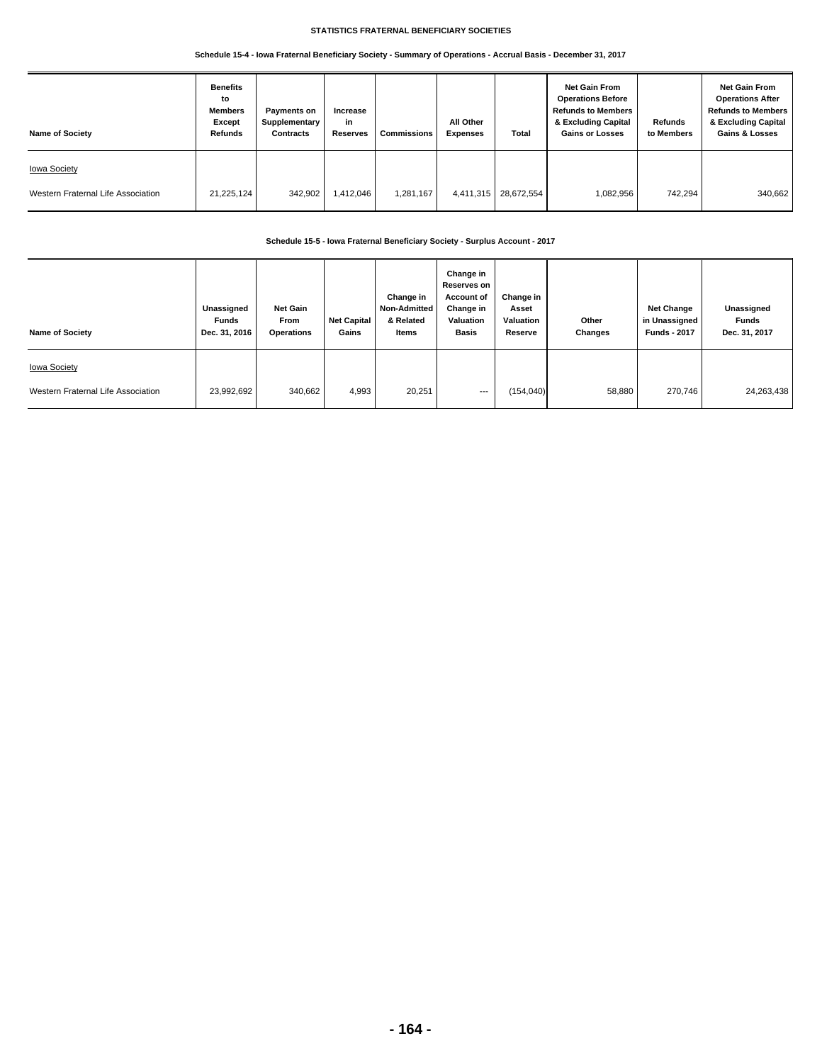**STATISTICS FRATERNAL BENEFICIARY SOCIETIES**

**Schedule 15-4 - Iowa Fraternal Beneficiary Society - Summary of Operations - Accrual Basis - December 31, 2017**

| Name of Society | Benefits to Members Except Refunds | Payments on Supplementary Contracts | Increase in Reserves | Commissions | All Other Expenses | Total | Net Gain From Operations Before Refunds to Members & Excluding Capital Gains or Losses | Refunds to Members | Net Gain From Operations After Refunds to Members & Excluding Capital Gains & Losses |
|---|---|---|---|---|---|---|---|---|---|
| Iowa Society | | | | | | | | | |
| Western Fraternal Life Association | 21,225,124 | 342,902 | 1,412,046 | 1,281,167 | 4,411,315 | 28,672,554 | 1,082,956 | 742,294 | 340,662 |

**Schedule 15-5 - Iowa Fraternal Beneficiary Society - Surplus Account - 2017**

| Name of Society | Unassigned Funds Dec. 31, 2016 | Net Gain From Operations | Net Capital Gains | Change in Non-Admitted & Related Items | Change in Reserves on Account of Change in Valuation Basis | Change in Asset Valuation Reserve | Other Changes | Net Change in Unassigned Funds - 2017 | Unassigned Funds Dec. 31, 2017 |
|---|---|---|---|---|---|---|---|---|---|
| Iowa Society | | | | | | | | | |
| Western Fraternal Life Association | 23,992,692 | 340,662 | 4,993 | 20,251 | --- | (154,040) | 58,880 | 270,746 | 24,263,438 |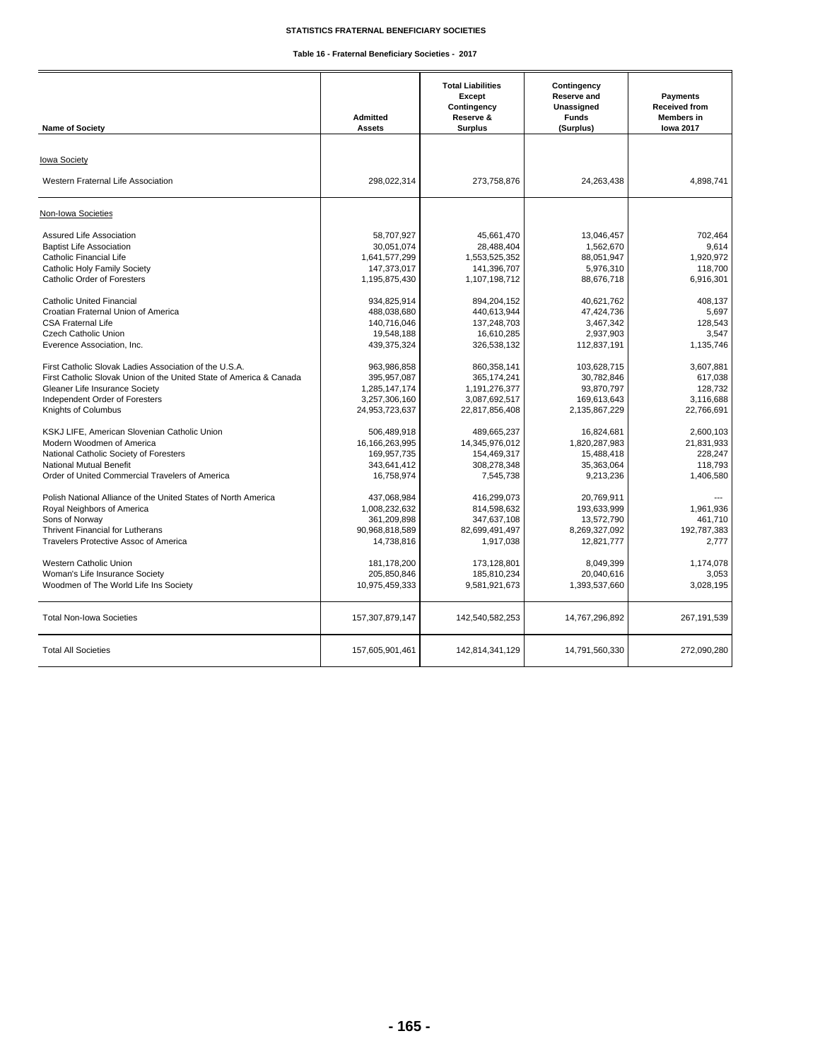STATISTICS FRATERNAL BENEFICIARY SOCIETIES

**Table 16 - Fraternal Beneficiary Societies - 2017**

| Name of Society | Admitted Assets | Total Liabilities Except Contingency Reserve & Surplus | Contingency Reserve and Unassigned Funds (Surplus) | Payments Received from Members in Iowa 2017 |
|---|---|---|---|---|
| Iowa Society | | | | |
| Western Fraternal Life Association | 298,022,314 | 273,758,876 | 24,263,438 | 4,898,741 |
| Non-Iowa Societies | | | | |
| Assured Life Association | 58,707,927 | 45,661,470 | 13,046,457 | 702,464 |
| Baptist Life Association | 30,051,074 | 28,488,404 | 1,562,670 | 9,614 |
| Catholic Financial Life | 1,641,577,299 | 1,553,525,352 | 88,051,947 | 1,920,972 |
| Catholic Holy Family Society | 147,373,017 | 141,396,707 | 5,976,310 | 118,700 |
| Catholic Order of Foresters | 1,195,875,430 | 1,107,198,712 | 88,676,718 | 6,916,301 |
| Catholic United Financial | 934,825,914 | 894,204,152 | 40,621,762 | 408,137 |
| Croatian Fraternal Union of America | 488,038,680 | 440,613,944 | 47,424,736 | 5,697 |
| CSA Fraternal Life | 140,716,046 | 137,248,703 | 3,467,342 | 128,543 |
| Czech Catholic Union | 19,548,188 | 16,610,285 | 2,937,903 | 3,547 |
| Everence Association, Inc. | 439,375,324 | 326,538,132 | 112,837,191 | 1,135,746 |
| First Catholic Slovak Ladies Association of the U.S.A. | 963,986,858 | 860,358,141 | 103,628,715 | 3,607,881 |
| First Catholic Slovak Union of the United State of America & Canada | 395,957,087 | 365,174,241 | 30,782,846 | 617,038 |
| Gleaner Life Insurance Society | 1,285,147,174 | 1,191,276,377 | 93,870,797 | 128,732 |
| Independent Order of Foresters | 3,257,306,160 | 3,087,692,517 | 169,613,643 | 3,116,688 |
| Knights of Columbus | 24,953,723,637 | 22,817,856,408 | 2,135,867,229 | 22,766,691 |
| KSKJ LIFE, American Slovenian Catholic Union | 506,489,918 | 489,665,237 | 16,824,681 | 2,600,103 |
| Modern Woodmen of America | 16,166,263,995 | 14,345,976,012 | 1,820,287,983 | 21,831,933 |
| National Catholic Society of Foresters | 169,957,735 | 154,469,317 | 15,488,418 | 228,247 |
| National Mutual Benefit | 343,641,412 | 308,278,348 | 35,363,064 | 118,793 |
| Order of United Commercial Travelers of America | 16,758,974 | 7,545,738 | 9,213,236 | 1,406,580 |
| Polish National Alliance of the United States of North America | 437,068,984 | 416,299,073 | 20,769,911 | --- |
| Royal Neighbors of America | 1,008,232,632 | 814,598,632 | 193,633,999 | 1,961,936 |
| Sons of Norway | 361,209,898 | 347,637,108 | 13,572,790 | 461,710 |
| Thrivent Financial for Lutherans | 90,968,818,589 | 82,699,491,497 | 8,269,327,092 | 192,787,383 |
| Travelers Protective Assoc of America | 14,738,816 | 1,917,038 | 12,821,777 | 2,777 |
| Western Catholic Union | 181,178,200 | 173,128,801 | 8,049,399 | 1,174,078 |
| Woman's Life Insurance Society | 205,850,846 | 185,810,234 | 20,040,616 | 3,053 |
| Woodmen of The World Life Ins Society | 10,975,459,333 | 9,581,921,673 | 1,393,537,660 | 3,028,195 |
| Total Non-Iowa Societies | 157,307,879,147 | 142,540,582,253 | 14,767,296,892 | 267,191,539 |
| Total All Societies | 157,605,901,461 | 142,814,341,129 | 14,791,560,330 | 272,090,280 |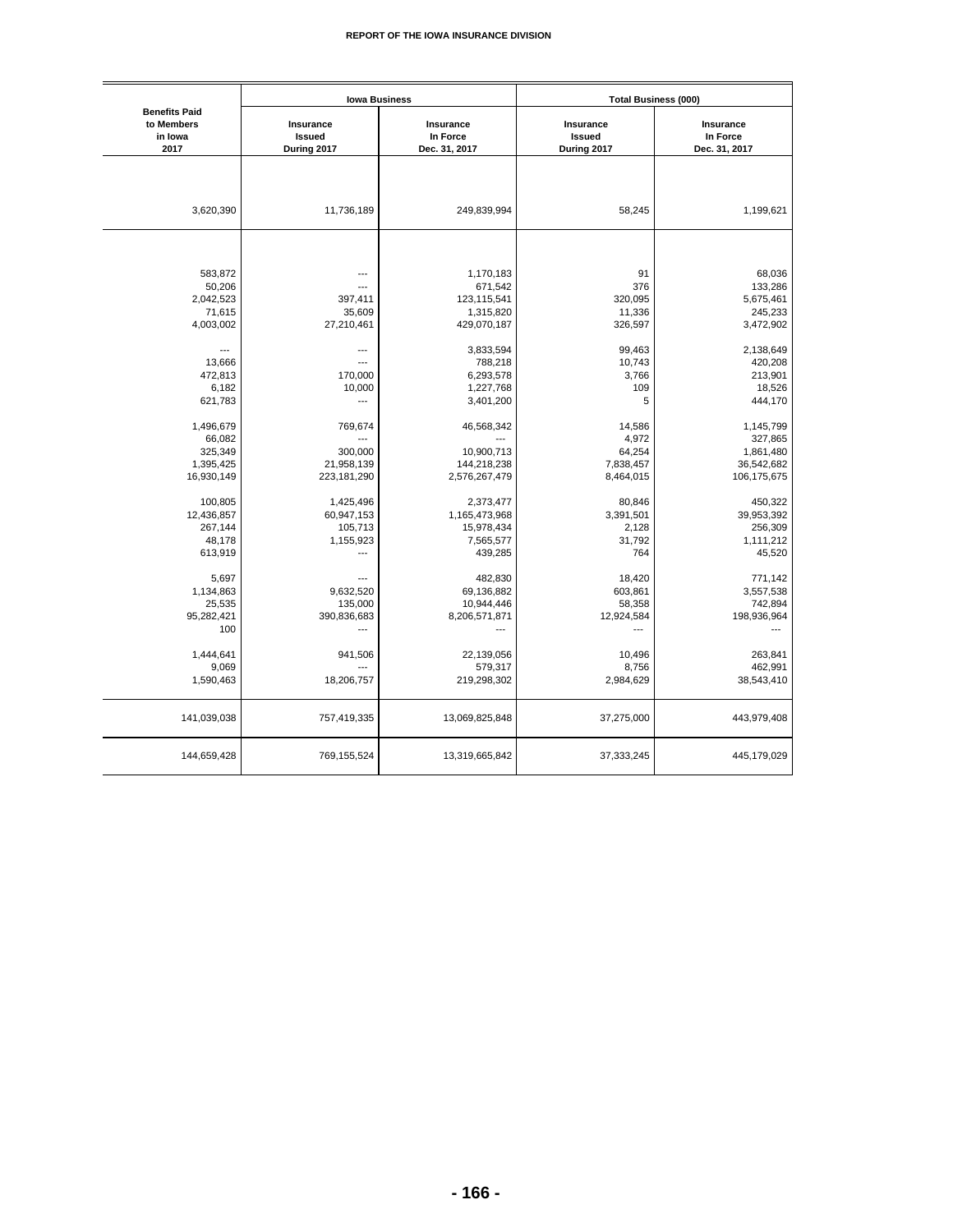| Benefits Paid to Members in Iowa 2017 | Iowa Business | | Total Business (000) | |
|---|---|---|---|---|
| | Insurance Issued During 2017 | Insurance In Force Dec. 31, 2017 | Insurance Issued During 2017 | Insurance In Force Dec. 31, 2017 |
| 3,620,390 | 11,736,189 | 249,839,994 | 58,245 | 1,199,621 |
| 583,872 | --- | 1,170,183 | 91 | 68,036 |
| 50,206 | --- | 671,542 | 376 | 133,286 |
| 2,042,523 | 397,411 | 123,115,541 | 320,095 | 5,675,461 |
| 71,615 | 35,609 | 1,315,820 | 11,336 | 245,233 |
| 4,003,002 | 27,210,461 | 429,070,187 | 326,597 | 3,472,902 |
| --- | --- | 3,833,594 | 99,463 | 2,138,649 |
| 13,666 | --- | 788,218 | 10,743 | 420,208 |
| 472,813 | 170,000 | 6,293,578 | 3,766 | 213,901 |
| 6,182 | 10,000 | 1,227,768 | 109 | 18,526 |
| 621,783 | --- | 3,401,200 | 5 | 444,170 |
| 1,496,679 | 769,674 | 46,568,342 | 14,586 | 1,145,799 |
| 66,082 | --- | --- | 4,972 | 327,865 |
| 325,349 | 300,000 | 10,900,713 | 64,254 | 1,861,480 |
| 1,395,425 | 21,958,139 | 144,218,238 | 7,838,457 | 36,542,682 |
| 16,930,149 | 223,181,290 | 2,576,267,479 | 8,464,015 | 106,175,675 |
| 100,805 | 1,425,496 | 2,373,477 | 80,846 | 450,322 |
| 12,436,857 | 60,947,153 | 1,165,473,968 | 3,391,501 | 39,953,392 |
| 267,144 | 105,713 | 15,978,434 | 2,128 | 256,309 |
| 48,178 | 1,155,923 | 7,565,577 | 31,792 | 1,111,212 |
| 613,919 | --- | 439,285 | 764 | 45,520 |
| 5,697 | --- | 482,830 | 18,420 | 771,142 |
| 1,134,863 | 9,632,520 | 69,136,882 | 603,861 | 3,557,538 |
| 25,535 | 135,000 | 10,944,446 | 58,358 | 742,894 |
| 95,282,421 | 390,836,683 | 8,206,571,871 | 12,924,584 | 198,936,964 |
| 100 | --- | --- | --- | --- |
| 1,444,641 | 941,506 | 22,139,056 | 10,496 | 263,841 |
| 9,069 | --- | 579,317 | 8,756 | 462,991 |
| 1,590,463 | 18,206,757 | 219,298,302 | 2,984,629 | 38,543,410 |
| 141,039,038 | 757,419,335 | 13,069,825,848 | 37,275,000 | 443,979,408 |
| 144,659,428 | 769,155,524 | 13,319,665,842 | 37,333,245 | 445,179,029 |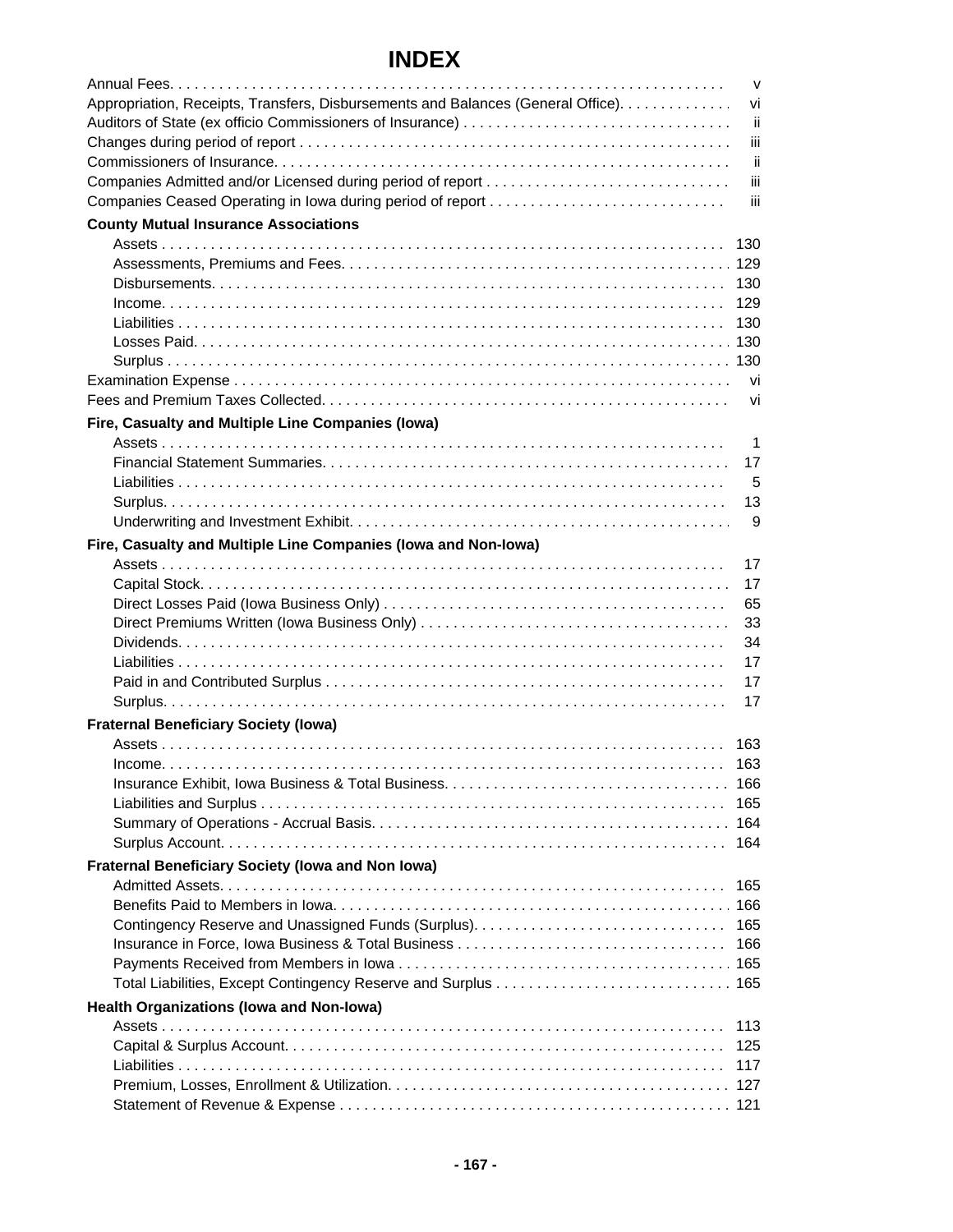# INDEX

Annual Fees. . . . . v
Appropriation, Receipts, Transfers, Disbursements and Balances (General Office). . . . . vi
Auditors of State (ex officio Commissioners of Insurance) . . . . . ii
Changes during period of report . . . . . iii
Commissioners of Insurance. . . . . ii
Companies Admitted and/or Licensed during period of report . . . . . iii
Companies Ceased Operating in Iowa during period of report . . . . . iii

**County Mutual Insurance Associations**

- Assets . . . . . 130
- Assessments, Premiums and Fees. . . . . 129
- Disbursements. . . . . 130
- Income. . . . . 129
- Liabilities . . . . . 130
- Losses Paid. . . . . 130
- Surplus . . . . . 130

Examination Expense . . . . . vi
Fees and Premium Taxes Collected. . . . . vi

**Fire, Casualty and Multiple Line Companies (Iowa)**

- Assets . . . . . 1
- Financial Statement Summaries. . . . . 17
- Liabilities . . . . . 5
- Surplus. . . . . 13
- Underwriting and Investment Exhibit. . . . . 9

**Fire, Casualty and Multiple Line Companies (Iowa and Non-Iowa)**

- Assets . . . . . 17
- Capital Stock. . . . . 17
- Direct Losses Paid (Iowa Business Only) . . . . . 65
- Direct Premiums Written (Iowa Business Only) . . . . . 33
- Dividends. . . . . 34
- Liabilities . . . . . 17
- Paid in and Contributed Surplus . . . . . 17
- Surplus. . . . . 17

**Fraternal Beneficiary Society (Iowa)**

- Assets . . . . . 163
- Income. . . . . 163
- Insurance Exhibit, Iowa Business & Total Business. . . . . 166
- Liabilities and Surplus . . . . . 165
- Summary of Operations - Accrual Basis. . . . . 164
- Surplus Account. . . . . 164

**Fraternal Beneficiary Society (Iowa and Non Iowa)**

- Admitted Assets. . . . . 165
- Benefits Paid to Members in Iowa. . . . . 166
- Contingency Reserve and Unassigned Funds (Surplus). . . . . 165
- Insurance in Force, Iowa Business & Total Business . . . . . 166
- Payments Received from Members in Iowa . . . . . 165
- Total Liabilities, Except Contingency Reserve and Surplus . . . . . 165

**Health Organizations (Iowa and Non-Iowa)**

- Assets . . . . . 113
- Capital & Surplus Account. . . . . 125
- Liabilities . . . . . 117
- Premium, Losses, Enrollment & Utilization. . . . . 127
- Statement of Revenue & Expense . . . . . 121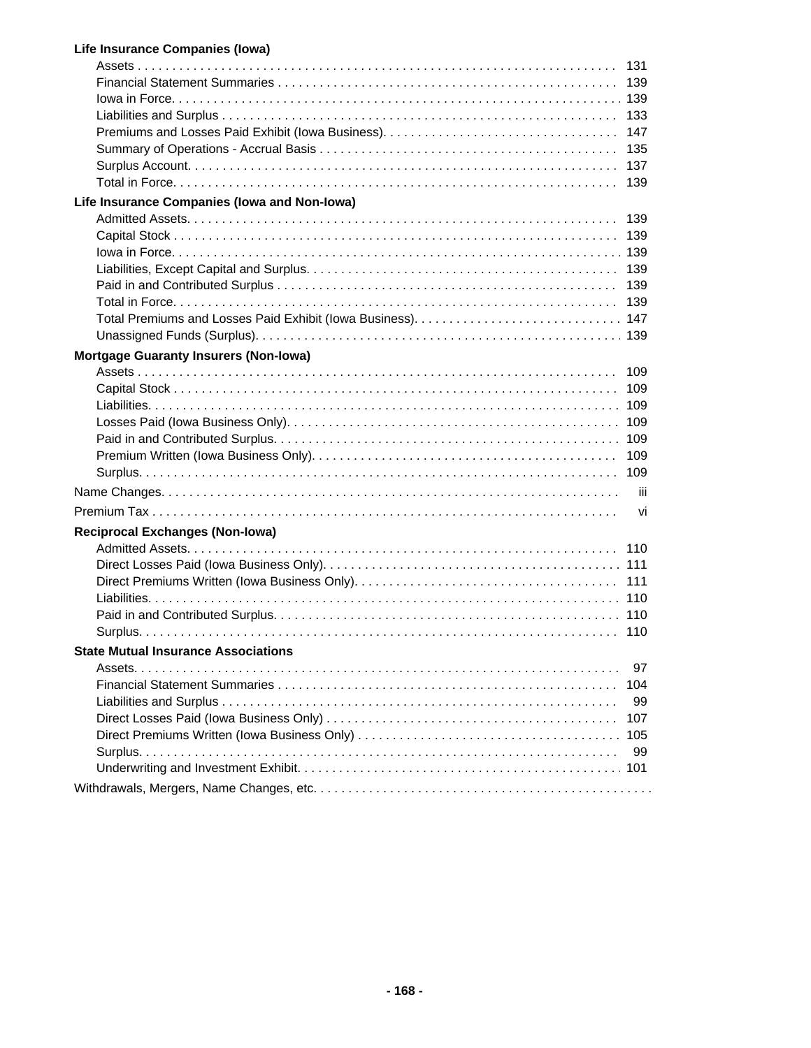**Life Insurance Companies (Iowa)**

Assets . . . . . . . . . . . . . . . . . . . . . . . . . . . . . . . . . . . . . . . . . . . . . . . . . . . . . . . . . . . . . . . . . . . . 131
Financial Statement Summaries . . . . . . . . . . . . . . . . . . . . . . . . . . . . . . . . . . . . . . . . . . . . . . . . . 139
Iowa in Force. . . . . . . . . . . . . . . . . . . . . . . . . . . . . . . . . . . . . . . . . . . . . . . . . . . . . . . . . . . . . . . . 139
Liabilities and Surplus . . . . . . . . . . . . . . . . . . . . . . . . . . . . . . . . . . . . . . . . . . . . . . . . . . . . . . . . . 133
Premiums and Losses Paid Exhibit (Iowa Business). . . . . . . . . . . . . . . . . . . . . . . . . . . . . . . . . . 147
Summary of Operations - Accrual Basis . . . . . . . . . . . . . . . . . . . . . . . . . . . . . . . . . . . . . . . . . . . 135
Surplus Account. . . . . . . . . . . . . . . . . . . . . . . . . . . . . . . . . . . . . . . . . . . . . . . . . . . . . . . . . . . . . . 137
Total in Force. . . . . . . . . . . . . . . . . . . . . . . . . . . . . . . . . . . . . . . . . . . . . . . . . . . . . . . . . . . . . . . . 139

**Life Insurance Companies (Iowa and Non-Iowa)**

Admitted Assets. . . . . . . . . . . . . . . . . . . . . . . . . . . . . . . . . . . . . . . . . . . . . . . . . . . . . . . . . . . . . . 139
Capital Stock . . . . . . . . . . . . . . . . . . . . . . . . . . . . . . . . . . . . . . . . . . . . . . . . . . . . . . . . . . . . . . . . 139
Iowa in Force. . . . . . . . . . . . . . . . . . . . . . . . . . . . . . . . . . . . . . . . . . . . . . . . . . . . . . . . . . . . . . . . 139
Liabilities, Except Capital and Surplus. . . . . . . . . . . . . . . . . . . . . . . . . . . . . . . . . . . . . . . . . . . . . 139
Paid in and Contributed Surplus . . . . . . . . . . . . . . . . . . . . . . . . . . . . . . . . . . . . . . . . . . . . . . . . . 139
Total in Force. . . . . . . . . . . . . . . . . . . . . . . . . . . . . . . . . . . . . . . . . . . . . . . . . . . . . . . . . . . . . . . . 139
Total Premiums and Losses Paid Exhibit (Iowa Business). . . . . . . . . . . . . . . . . . . . . . . . . . . . . . 147
Unassigned Funds (Surplus). . . . . . . . . . . . . . . . . . . . . . . . . . . . . . . . . . . . . . . . . . . . . . . . . . . . 139

**Mortgage Guaranty Insurers (Non-Iowa)**

Assets . . . . . . . . . . . . . . . . . . . . . . . . . . . . . . . . . . . . . . . . . . . . . . . . . . . . . . . . . . . . . . . . . . . . 109
Capital Stock . . . . . . . . . . . . . . . . . . . . . . . . . . . . . . . . . . . . . . . . . . . . . . . . . . . . . . . . . . . . . . . . 109
Liabilities. . . . . . . . . . . . . . . . . . . . . . . . . . . . . . . . . . . . . . . . . . . . . . . . . . . . . . . . . . . . . . . . . . . 109
Losses Paid (Iowa Business Only). . . . . . . . . . . . . . . . . . . . . . . . . . . . . . . . . . . . . . . . . . . . . . . . 109
Paid in and Contributed Surplus. . . . . . . . . . . . . . . . . . . . . . . . . . . . . . . . . . . . . . . . . . . . . . . . . . 109
Premium Written (Iowa Business Only). . . . . . . . . . . . . . . . . . . . . . . . . . . . . . . . . . . . . . . . . . . . 109
Surplus. . . . . . . . . . . . . . . . . . . . . . . . . . . . . . . . . . . . . . . . . . . . . . . . . . . . . . . . . . . . . . . . . . . . . 109

Name Changes. . . . . . . . . . . . . . . . . . . . . . . . . . . . . . . . . . . . . . . . . . . . . . . . . . . . . . . . . . . . . . . . . iii

Premium Tax . . . . . . . . . . . . . . . . . . . . . . . . . . . . . . . . . . . . . . . . . . . . . . . . . . . . . . . . . . . . . . . . . . vi

**Reciprocal Exchanges (Non-Iowa)**

Admitted Assets. . . . . . . . . . . . . . . . . . . . . . . . . . . . . . . . . . . . . . . . . . . . . . . . . . . . . . . . . . . . . . 110
Direct Losses Paid (Iowa Business Only). . . . . . . . . . . . . . . . . . . . . . . . . . . . . . . . . . . . . . . . . . . 111
Direct Premiums Written (Iowa Business Only). . . . . . . . . . . . . . . . . . . . . . . . . . . . . . . . . . . . . . 111
Liabilities. . . . . . . . . . . . . . . . . . . . . . . . . . . . . . . . . . . . . . . . . . . . . . . . . . . . . . . . . . . . . . . . . . . 110
Paid in and Contributed Surplus. . . . . . . . . . . . . . . . . . . . . . . . . . . . . . . . . . . . . . . . . . . . . . . . . . 110
Surplus. . . . . . . . . . . . . . . . . . . . . . . . . . . . . . . . . . . . . . . . . . . . . . . . . . . . . . . . . . . . . . . . . . . . . 110

**State Mutual Insurance Associations**

Assets. . . . . . . . . . . . . . . . . . . . . . . . . . . . . . . . . . . . . . . . . . . . . . . . . . . . . . . . . . . . . . . . . . . . . . 97
Financial Statement Summaries . . . . . . . . . . . . . . . . . . . . . . . . . . . . . . . . . . . . . . . . . . . . . . . . . 104
Liabilities and Surplus . . . . . . . . . . . . . . . . . . . . . . . . . . . . . . . . . . . . . . . . . . . . . . . . . . . . . . . . . 99
Direct Losses Paid (Iowa Business Only) . . . . . . . . . . . . . . . . . . . . . . . . . . . . . . . . . . . . . . . . . . 107
Direct Premiums Written (Iowa Business Only) . . . . . . . . . . . . . . . . . . . . . . . . . . . . . . . . . . . . . . 105
Surplus. . . . . . . . . . . . . . . . . . . . . . . . . . . . . . . . . . . . . . . . . . . . . . . . . . . . . . . . . . . . . . . . . . . . . 99
Underwriting and Investment Exhibit. . . . . . . . . . . . . . . . . . . . . . . . . . . . . . . . . . . . . . . . . . . . . . 101

Withdrawals, Mergers, Name Changes, etc. . . . . . . . . . . . . . . . . . . . . . . . . . . . . . . . . . . . . . . . . . . . . . . .